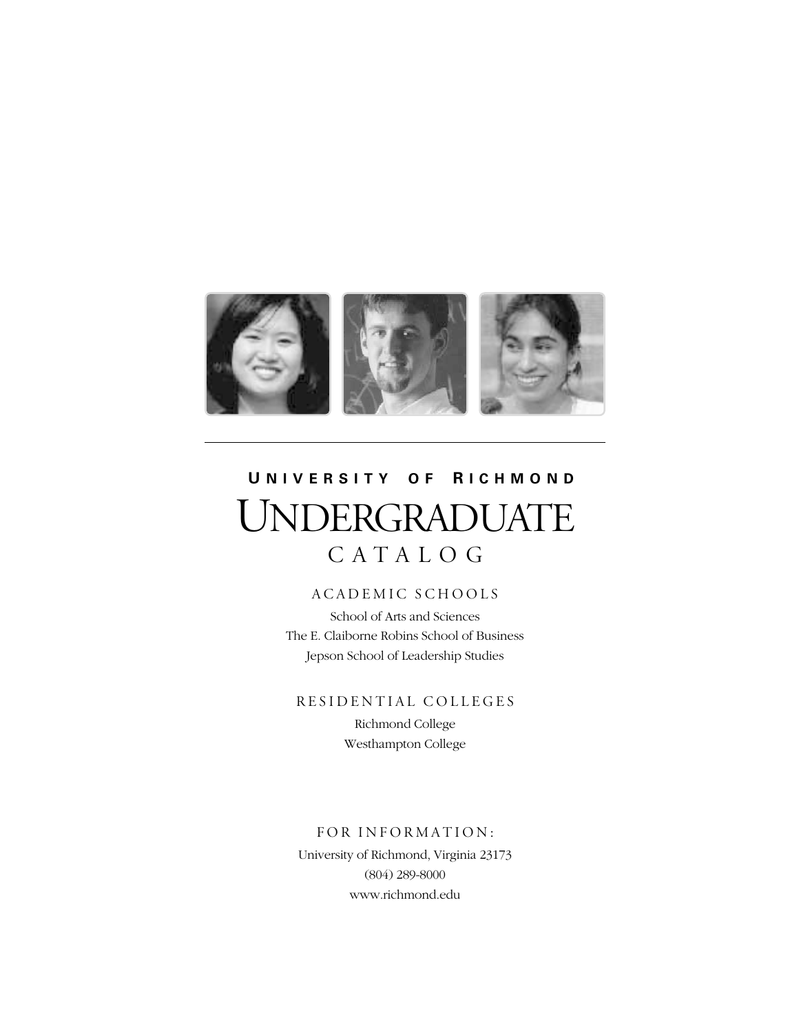# UNIVERSITY OF RICHMOND

# UNDERGRADUATE CATALOG

## ACADEMIC SCHOOLS

School of Arts and Sciences
The E. Claiborne Robins School of Business
Jepson School of Leadership Studies

## RESIDENTIAL COLLEGES

Richmond College
Westhampton College

## FOR INFORMATION:

University of Richmond, Virginia 23173
(804) 289-8000
www.richmond.edu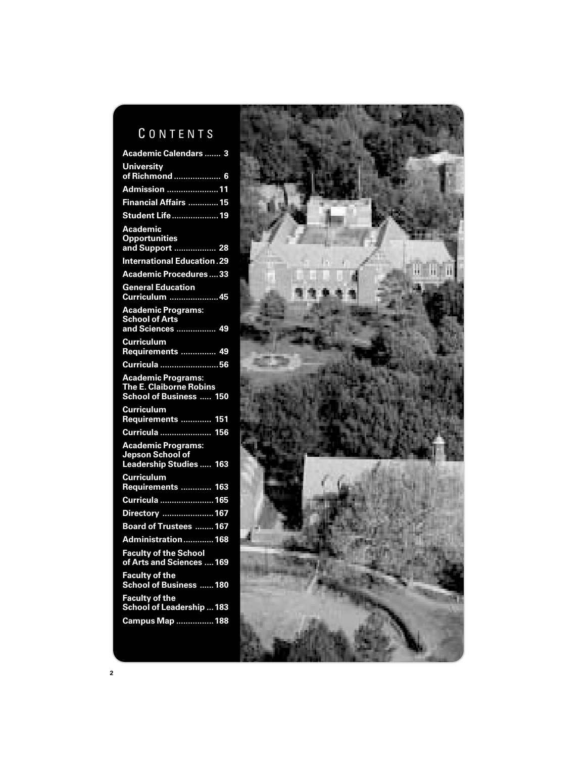# Contents

- **Academic Calendars** ....... 3
- **University of Richmond** .................... 6
- **Admission** ...................... 11
- **Financial Affairs** ............. 15
- **Student Life** .................... 19
- **Academic Opportunities and Support** .................. 28
- **International Education** . 29
- **Academic Procedures** .... 33
- **General Education Curriculum** ..................... 45
- **Academic Programs: School of Arts and Sciences** ................. 49
- **Curriculum Requirements** ............... 49
- **Curricula** ......................... 56
- **Academic Programs: The E. Claiborne Robins School of Business** ..... 150
- **Curriculum Requirements** ............. 151
- **Curricula** ...................... 156
- **Academic Programs: Jepson School of Leadership Studies** ..... 163
- **Curriculum Requirements** ............. 163
- **Curricula** ....................... 165
- **Directory** ...................... 167
- **Board of Trustees** ........ 167
- **Administration** ............. 168
- **Faculty of the School of Arts and Sciences** .... 169
- **Faculty of the School of Business** ...... 180
- **Faculty of the School of Leadership** ... 183
- **Campus Map** ................ 188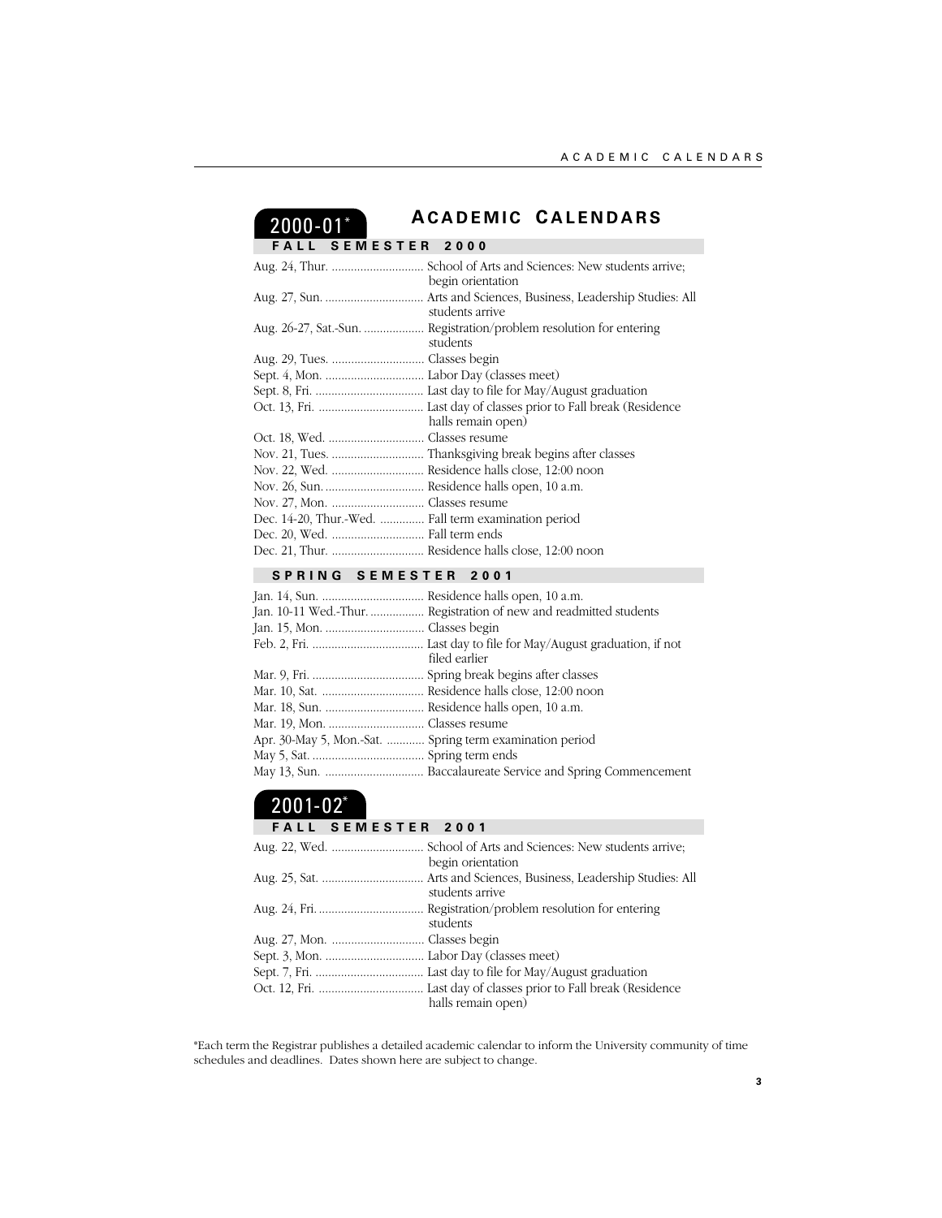# Academic Calendars

## 2000-01*

### Fall Semester 2000

| Date | Event |
|---|---|
| Aug. 24, Thur. | School of Arts and Sciences: New students arrive; begin orientation |
| Aug. 27, Sun. | Arts and Sciences, Business, Leadership Studies: All students arrive |
| Aug. 26-27, Sat.-Sun. | Registration/problem resolution for entering students |
| Aug. 29, Tues. | Classes begin |
| Sept. 4, Mon. | Labor Day (classes meet) |
| Sept. 8, Fri. | Last day to file for May/August graduation |
| Oct. 13, Fri. | Last day of classes prior to Fall break (Residence halls remain open) |
| Oct. 18, Wed. | Classes resume |
| Nov. 21, Tues. | Thanksgiving break begins after classes |
| Nov. 22, Wed. | Residence halls close, 12:00 noon |
| Nov. 26, Sun. | Residence halls open, 10 a.m. |
| Nov. 27, Mon. | Classes resume |
| Dec. 14-20, Thur.-Wed. | Fall term examination period |
| Dec. 20, Wed. | Fall term ends |
| Dec. 21, Thur. | Residence halls close, 12:00 noon |

### Spring Semester 2001

| Date | Event |
|---|---|
| Jan. 14, Sun. | Residence halls open, 10 a.m. |
| Jan. 10-11 Wed.-Thur. | Registration of new and readmitted students |
| Jan. 15, Mon. | Classes begin |
| Feb. 2, Fri. | Last day to file for May/August graduation, if not filed earlier |
| Mar. 9, Fri. | Spring break begins after classes |
| Mar. 10, Sat. | Residence halls close, 12:00 noon |
| Mar. 18, Sun. | Residence halls open, 10 a.m. |
| Mar. 19, Mon. | Classes resume |
| Apr. 30-May 5, Mon.-Sat. | Spring term examination period |
| May 5, Sat. | Spring term ends |
| May 13, Sun. | Baccalaureate Service and Spring Commencement |

## 2001-02*

### Fall Semester 2001

| Date | Event |
|---|---|
| Aug. 22, Wed. | School of Arts and Sciences: New students arrive; begin orientation |
| Aug. 25, Sat. | Arts and Sciences, Business, Leadership Studies: All students arrive |
| Aug. 24, Fri. | Registration/problem resolution for entering students |
| Aug. 27, Mon. | Classes begin |
| Sept. 3, Mon. | Labor Day (classes meet) |
| Sept. 7, Fri. | Last day to file for May/August graduation |
| Oct. 12, Fri. | Last day of classes prior to Fall break (Residence halls remain open) |

*Each term the Registrar publishes a detailed academic calendar to inform the University community of time schedules and deadlines. Dates shown here are subject to change.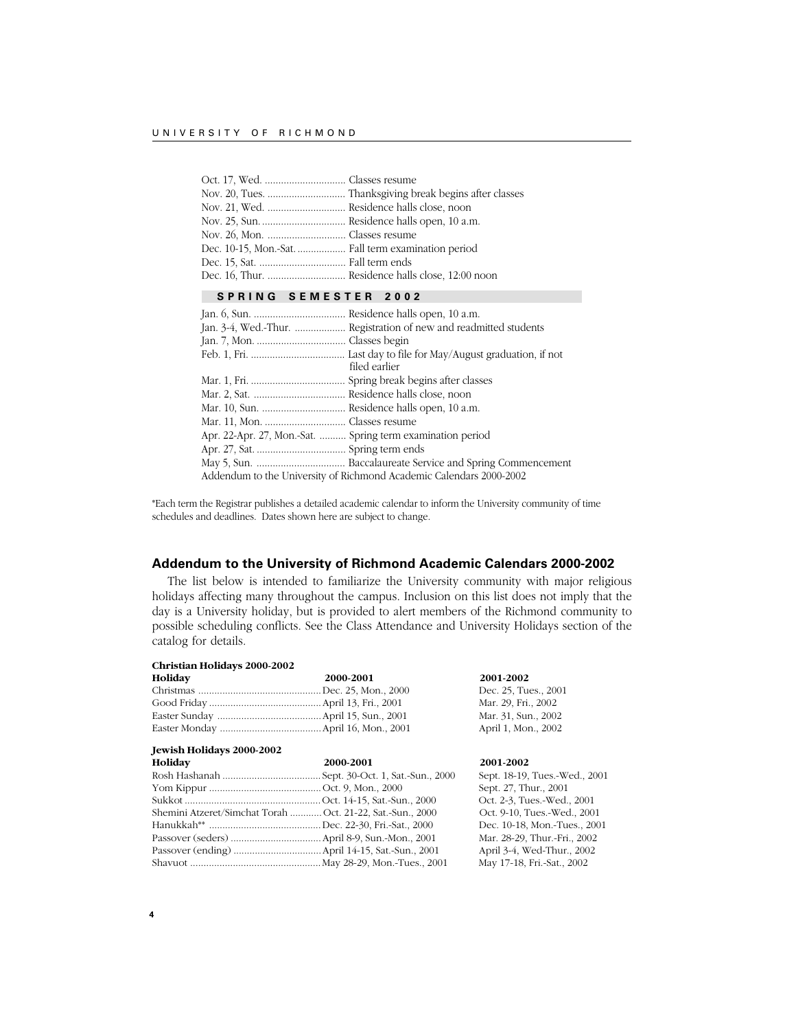| | |
|---|---|
| Oct. 17, Wed. | Classes resume |
| Nov. 20, Tues. | Thanksgiving break begins after classes |
| Nov. 21, Wed. | Residence halls close, noon |
| Nov. 25, Sun. | Residence halls open, 10 a.m. |
| Nov. 26, Mon. | Classes resume |
| Dec. 10-15, Mon.-Sat. | Fall term examination period |
| Dec. 15, Sat. | Fall term ends |
| Dec. 16, Thur. | Residence halls close, 12:00 noon |

### SPRING SEMESTER 2002

| | |
|---|---|
| Jan. 6, Sun. | Residence halls open, 10 a.m. |
| Jan. 3-4, Wed.-Thur. | Registration of new and readmitted students |
| Jan. 7, Mon. | Classes begin |
| Feb. 1, Fri. | Last day to file for May/August graduation, if not filed earlier |
| Mar. 1, Fri. | Spring break begins after classes |
| Mar. 2, Sat. | Residence halls close, noon |
| Mar. 10, Sun. | Residence halls open, 10 a.m. |
| Mar. 11, Mon. | Classes resume |
| Apr. 22-Apr. 27, Mon.-Sat. | Spring term examination period |
| Apr. 27, Sat. | Spring term ends |
| May 5, Sun. | Baccalaureate Service and Spring Commencement |

Addendum to the University of Richmond Academic Calendars 2000-2002

*Each term the Registrar publishes a detailed academic calendar to inform the University community of time schedules and deadlines. Dates shown here are subject to change.

## Addendum to the University of Richmond Academic Calendars 2000-2002

The list below is intended to familiarize the University community with major religious holidays affecting many throughout the campus. Inclusion on this list does not imply that the day is a University holiday, but is provided to alert members of the Richmond community to possible scheduling conflicts. See the Class Attendance and University Holidays section of the catalog for details.

**Christian Holidays 2000-2002**

| Holiday | 2000-2001 | 2001-2002 |
|---|---|---|
| Christmas | Dec. 25, Mon., 2000 | Dec. 25, Tues., 2001 |
| Good Friday | April 13, Fri., 2001 | Mar. 29, Fri., 2002 |
| Easter Sunday | April 15, Sun., 2001 | Mar. 31, Sun., 2002 |
| Easter Monday | April 16, Mon., 2001 | April 1, Mon., 2002 |

**Jewish Holidays 2000-2002**

| Holiday | 2000-2001 | 2001-2002 |
|---|---|---|
| Rosh Hashanah | Sept. 30-Oct. 1, Sat.-Sun., 2000 | Sept. 18-19, Tues.-Wed., 2001 |
| Yom Kippur | Oct. 9, Mon., 2000 | Sept. 27, Thur., 2001 |
| Sukkot | Oct. 14-15, Sat.-Sun., 2000 | Oct. 2-3, Tues.-Wed., 2001 |
| Shemini Atzeret/Simchat Torah | Oct. 21-22, Sat.-Sun., 2000 | Oct. 9-10, Tues.-Wed., 2001 |
| Hanukkah** | Dec. 22-30, Fri.-Sat., 2000 | Dec. 10-18, Mon.-Tues., 2001 |
| Passover (seders) | April 8-9, Sun.-Mon., 2001 | Mar. 28-29, Thur.-Fri., 2002 |
| Passover (ending) | April 14-15, Sat.-Sun., 2001 | April 3-4, Wed-Thur., 2002 |
| Shavuot | May 28-29, Mon.-Tues., 2001 | May 17-18, Fri.-Sat., 2002 |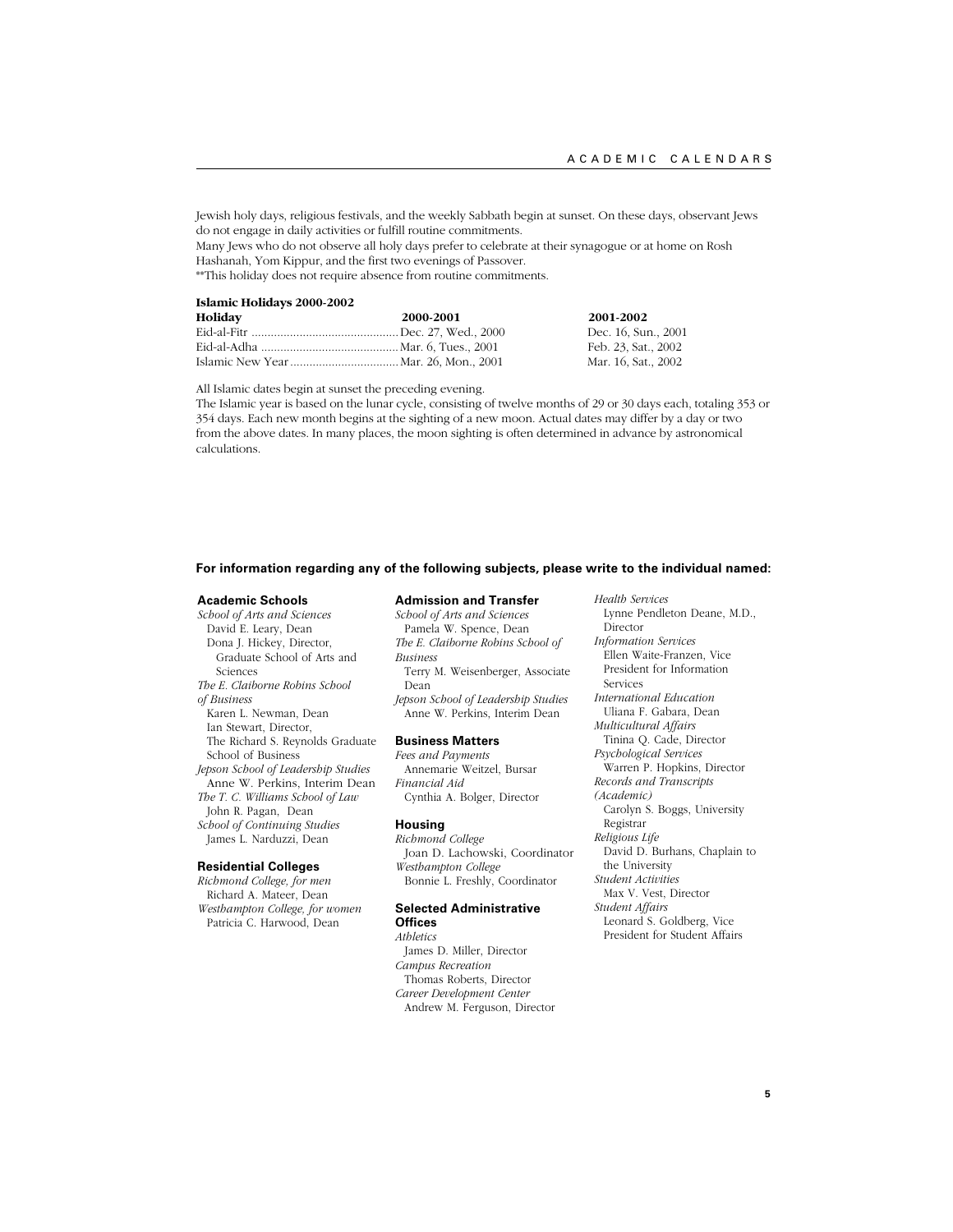Jewish holy days, religious festivals, and the weekly Sabbath begin at sunset. On these days, observant Jews do not engage in daily activities or fulfill routine commitments.
Many Jews who do not observe all holy days prefer to celebrate at their synagogue or at home on Rosh Hashanah, Yom Kippur, and the first two evenings of Passover.
**This holiday does not require absence from routine commitments.

**Islamic Holidays 2000-2002**

| Holiday | 2000-2001 | 2001-2002 |
|---|---|---|
| Eid-al-Fitr | Dec. 27, Wed., 2000 | Dec. 16, Sun., 2001 |
| Eid-al-Adha | Mar. 6, Tues., 2001 | Feb. 23, Sat., 2002 |
| Islamic New Year | Mar. 26, Mon., 2001 | Mar. 16, Sat., 2002 |

All Islamic dates begin at sunset the preceding evening.
The Islamic year is based on the lunar cycle, consisting of twelve months of 29 or 30 days each, totaling 353 or 354 days. Each new month begins at the sighting of a new moon. Actual dates may differ by a day or two from the above dates. In many places, the moon sighting is often determined in advance by astronomical calculations.

**For information regarding any of the following subjects, please write to the individual named:**

### Academic Schools

*School of Arts and Sciences*
David E. Leary, Dean
Dona J. Hickey, Director, Graduate School of Arts and Sciences

*The E. Claiborne Robins School of Business*
Karen L. Newman, Dean
Ian Stewart, Director, The Richard S. Reynolds Graduate School of Business

*Jepson School of Leadership Studies*
Anne W. Perkins, Interim Dean

*The T. C. Williams School of Law*
John R. Pagan, Dean

*School of Continuing Studies*
James L. Narduzzi, Dean

### Residential Colleges

*Richmond College, for men*
Richard A. Mateer, Dean

*Westhampton College, for women*
Patricia C. Harwood, Dean

### Admission and Transfer

*School of Arts and Sciences*
Pamela W. Spence, Dean

*The E. Claiborne Robins School of Business*
Terry M. Weisenberger, Associate Dean

*Jepson School of Leadership Studies*
Anne W. Perkins, Interim Dean

### Business Matters

*Fees and Payments*
Annemarie Weitzel, Bursar

*Financial Aid*
Cynthia A. Bolger, Director

### Housing

*Richmond College*
Joan D. Lachowski, Coordinator

*Westhampton College*
Bonnie L. Freshly, Coordinator

### Selected Administrative Offices

*Athletics*
James D. Miller, Director

*Campus Recreation*
Thomas Roberts, Director

*Career Development Center*
Andrew M. Ferguson, Director

*Health Services*
Lynne Pendleton Deane, M.D., Director

*Information Services*
Ellen Waite-Franzen, Vice President for Information Services

*International Education*
Uliana F. Gabara, Dean

*Multicultural Affairs*
Tinina Q. Cade, Director

*Psychological Services*
Warren P. Hopkins, Director

*Records and Transcripts (Academic)*
Carolyn S. Boggs, University Registrar

*Religious Life*
David D. Burhans, Chaplain to the University

*Student Activities*
Max V. Vest, Director

*Student Affairs*
Leonard S. Goldberg, Vice President for Student Affairs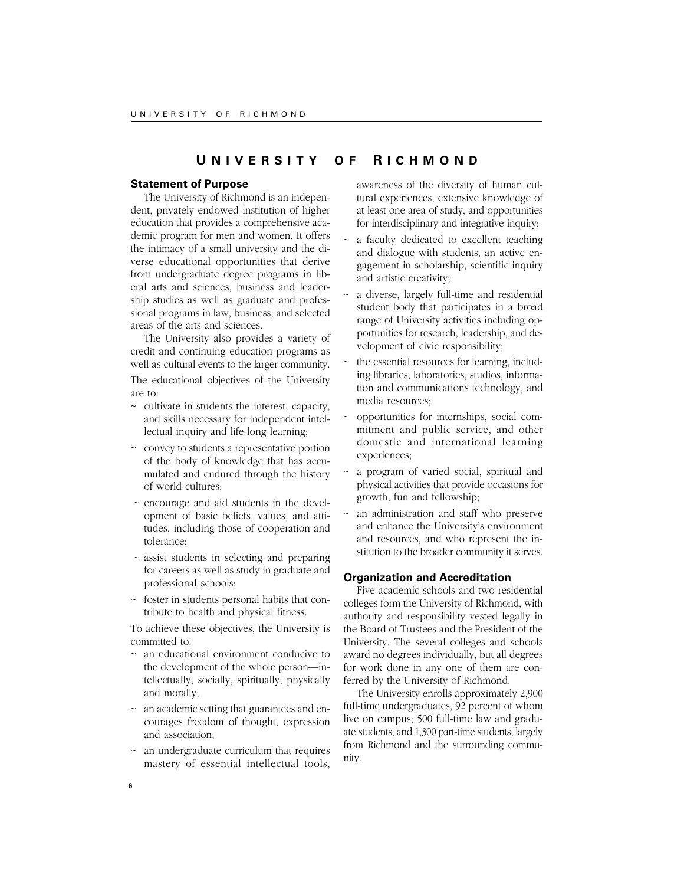# UNIVERSITY OF RICHMOND

## Statement of Purpose

The University of Richmond is an independent, privately endowed institution of higher education that provides a comprehensive academic program for men and women. It offers the intimacy of a small university and the diverse educational opportunities that derive from undergraduate degree programs in liberal arts and sciences, business and leadership studies as well as graduate and professional programs in law, business, and selected areas of the arts and sciences.

The University also provides a variety of credit and continuing education programs as well as cultural events to the larger community.

The educational objectives of the University are to:

~ cultivate in students the interest, capacity, and skills necessary for independent intellectual inquiry and life-long learning;

~ convey to students a representative portion of the body of knowledge that has accumulated and endured through the history of world cultures;

~ encourage and aid students in the development of basic beliefs, values, and attitudes, including those of cooperation and tolerance;

~ assist students in selecting and preparing for careers as well as study in graduate and professional schools;

~ foster in students personal habits that contribute to health and physical fitness.

To achieve these objectives, the University is committed to:

~ an educational environment conducive to the development of the whole person—intellectually, socially, spiritually, physically and morally;

~ an academic setting that guarantees and encourages freedom of thought, expression and association;

~ an undergraduate curriculum that requires mastery of essential intellectual tools, awareness of the diversity of human cultural experiences, extensive knowledge of at least one area of study, and opportunities for interdisciplinary and integrative inquiry;

~ a faculty dedicated to excellent teaching and dialogue with students, an active engagement in scholarship, scientific inquiry and artistic creativity;

~ a diverse, largely full-time and residential student body that participates in a broad range of University activities including opportunities for research, leadership, and development of civic responsibility;

~ the essential resources for learning, including libraries, laboratories, studios, information and communications technology, and media resources;

~ opportunities for internships, social commitment and public service, and other domestic and international learning experiences;

~ a program of varied social, spiritual and physical activities that provide occasions for growth, fun and fellowship;

~ an administration and staff who preserve and enhance the University's environment and resources, and who represent the institution to the broader community it serves.

## Organization and Accreditation

Five academic schools and two residential colleges form the University of Richmond, with authority and responsibility vested legally in the Board of Trustees and the President of the University. The several colleges and schools award no degrees individually, but all degrees for work done in any one of them are conferred by the University of Richmond.

The University enrolls approximately 2,900 full-time undergraduates, 92 percent of whom live on campus; 500 full-time law and graduate students; and 1,300 part-time students, largely from Richmond and the surrounding community.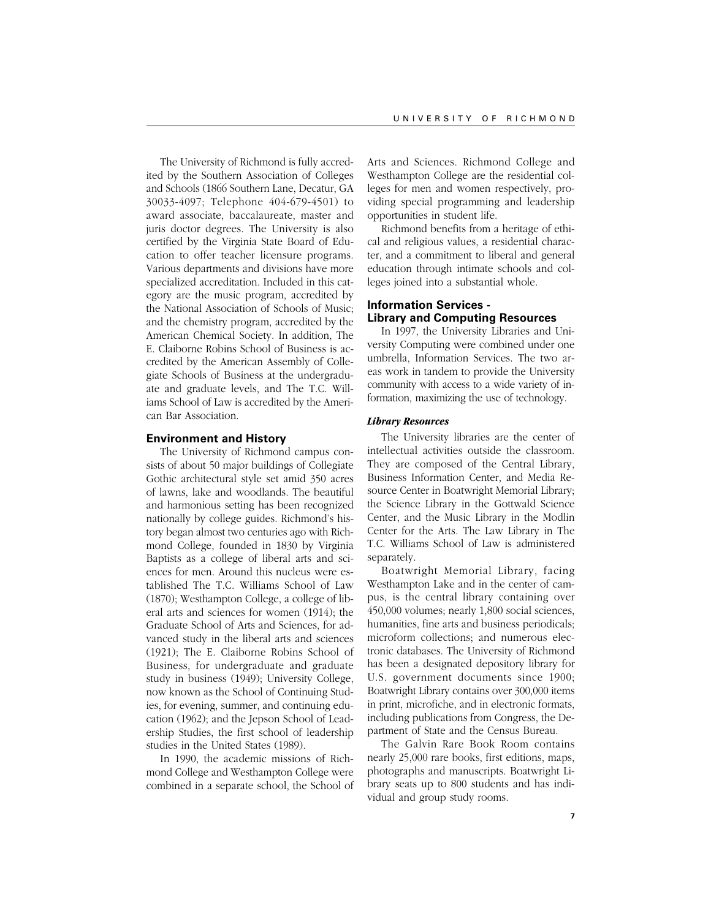The University of Richmond is fully accredited by the Southern Association of Colleges and Schools (1866 Southern Lane, Decatur, GA 30033-4097; Telephone 404-679-4501) to award associate, baccalaureate, master and juris doctor degrees. The University is also certified by the Virginia State Board of Education to offer teacher licensure programs. Various departments and divisions have more specialized accreditation. Included in this category are the music program, accredited by the National Association of Schools of Music; and the chemistry program, accredited by the American Chemical Society. In addition, The E. Claiborne Robins School of Business is accredited by the American Assembly of Collegiate Schools of Business at the undergraduate and graduate levels, and The T.C. Williams School of Law is accredited by the American Bar Association.

## Environment and History

The University of Richmond campus consists of about 50 major buildings of Collegiate Gothic architectural style set amid 350 acres of lawns, lake and woodlands. The beautiful and harmonious setting has been recognized nationally by college guides. Richmond's history began almost two centuries ago with Richmond College, founded in 1830 by Virginia Baptists as a college of liberal arts and sciences for men. Around this nucleus were established The T.C. Williams School of Law (1870); Westhampton College, a college of liberal arts and sciences for women (1914); the Graduate School of Arts and Sciences, for advanced study in the liberal arts and sciences (1921); The E. Claiborne Robins School of Business, for undergraduate and graduate study in business (1949); University College, now known as the School of Continuing Studies, for evening, summer, and continuing education (1962); and the Jepson School of Leadership Studies, the first school of leadership studies in the United States (1989).

In 1990, the academic missions of Richmond College and Westhampton College were combined in a separate school, the School of Arts and Sciences. Richmond College and Westhampton College are the residential colleges for men and women respectively, providing special programming and leadership opportunities in student life.

Richmond benefits from a heritage of ethical and religious values, a residential character, and a commitment to liberal and general education through intimate schools and colleges joined into a substantial whole.

## Information Services - Library and Computing Resources

In 1997, the University Libraries and University Computing were combined under one umbrella, Information Services. The two areas work in tandem to provide the University community with access to a wide variety of information, maximizing the use of technology.

### *Library Resources*

The University libraries are the center of intellectual activities outside the classroom. They are composed of the Central Library, Business Information Center, and Media Resource Center in Boatwright Memorial Library; the Science Library in the Gottwald Science Center, and the Music Library in the Modlin Center for the Arts. The Law Library in The T.C. Williams School of Law is administered separately.

Boatwright Memorial Library, facing Westhampton Lake and in the center of campus, is the central library containing over 450,000 volumes; nearly 1,800 social sciences, humanities, fine arts and business periodicals; microform collections; and numerous electronic databases. The University of Richmond has been a designated depository library for U.S. government documents since 1900; Boatwright Library contains over 300,000 items in print, microfiche, and in electronic formats, including publications from Congress, the Department of State and the Census Bureau.

The Galvin Rare Book Room contains nearly 25,000 rare books, first editions, maps, photographs and manuscripts. Boatwright Library seats up to 800 students and has individual and group study rooms.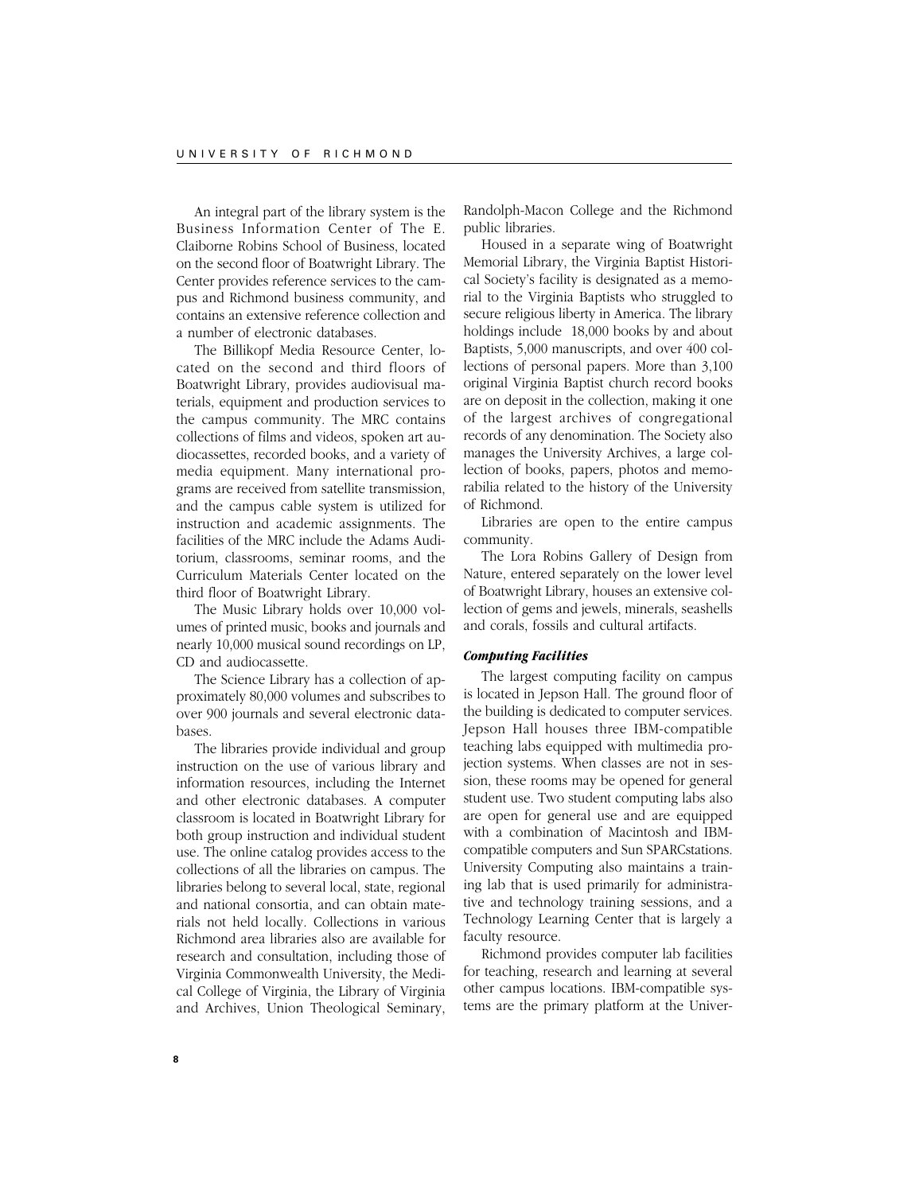An integral part of the library system is the Business Information Center of The E. Claiborne Robins School of Business, located on the second floor of Boatwright Library. The Center provides reference services to the campus and Richmond business community, and contains an extensive reference collection and a number of electronic databases.

The Billikopf Media Resource Center, located on the second and third floors of Boatwright Library, provides audiovisual materials, equipment and production services to the campus community. The MRC contains collections of films and videos, spoken art audiocassettes, recorded books, and a variety of media equipment. Many international programs are received from satellite transmission, and the campus cable system is utilized for instruction and academic assignments. The facilities of the MRC include the Adams Auditorium, classrooms, seminar rooms, and the Curriculum Materials Center located on the third floor of Boatwright Library.

The Music Library holds over 10,000 volumes of printed music, books and journals and nearly 10,000 musical sound recordings on LP, CD and audiocassette.

The Science Library has a collection of approximately 80,000 volumes and subscribes to over 900 journals and several electronic databases.

The libraries provide individual and group instruction on the use of various library and information resources, including the Internet and other electronic databases. A computer classroom is located in Boatwright Library for both group instruction and individual student use. The online catalog provides access to the collections of all the libraries on campus. The libraries belong to several local, state, regional and national consortia, and can obtain materials not held locally. Collections in various Richmond area libraries also are available for research and consultation, including those of Virginia Commonwealth University, the Medical College of Virginia, the Library of Virginia and Archives, Union Theological Seminary, Randolph-Macon College and the Richmond public libraries.

Housed in a separate wing of Boatwright Memorial Library, the Virginia Baptist Historical Society's facility is designated as a memorial to the Virginia Baptists who struggled to secure religious liberty in America. The library holdings include 18,000 books by and about Baptists, 5,000 manuscripts, and over 400 collections of personal papers. More than 3,100 original Virginia Baptist church record books are on deposit in the collection, making it one of the largest archives of congregational records of any denomination. The Society also manages the University Archives, a large collection of books, papers, photos and memorabilia related to the history of the University of Richmond.

Libraries are open to the entire campus community.

The Lora Robins Gallery of Design from Nature, entered separately on the lower level of Boatwright Library, houses an extensive collection of gems and jewels, minerals, seashells and corals, fossils and cultural artifacts.

### *Computing Facilities*

The largest computing facility on campus is located in Jepson Hall. The ground floor of the building is dedicated to computer services. Jepson Hall houses three IBM-compatible teaching labs equipped with multimedia projection systems. When classes are not in session, these rooms may be opened for general student use. Two student computing labs also are open for general use and are equipped with a combination of Macintosh and IBM-compatible computers and Sun SPARCstations. University Computing also maintains a training lab that is used primarily for administrative and technology training sessions, and a Technology Learning Center that is largely a faculty resource.

Richmond provides computer lab facilities for teaching, research and learning at several other campus locations. IBM-compatible systems are the primary platform at the Univer-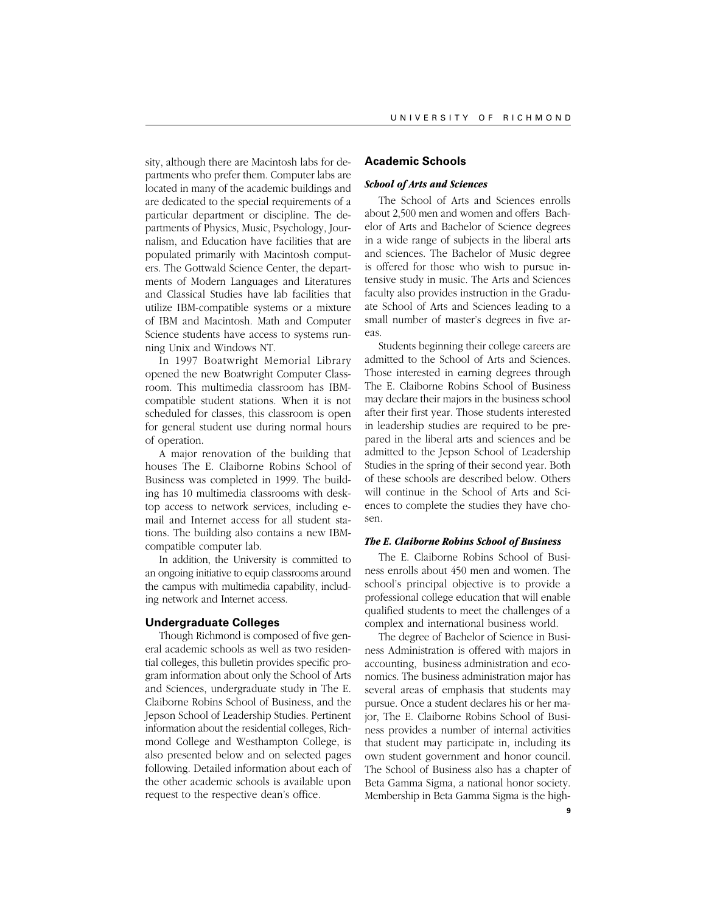sity, although there are Macintosh labs for departments who prefer them. Computer labs are located in many of the academic buildings and are dedicated to the special requirements of a particular department or discipline. The departments of Physics, Music, Psychology, Journalism, and Education have facilities that are populated primarily with Macintosh computers. The Gottwald Science Center, the departments of Modern Languages and Literatures and Classical Studies have lab facilities that utilize IBM-compatible systems or a mixture of IBM and Macintosh. Math and Computer Science students have access to systems running Unix and Windows NT.

In 1997 Boatwright Memorial Library opened the new Boatwright Computer Classroom. This multimedia classroom has IBM-compatible student stations. When it is not scheduled for classes, this classroom is open for general student use during normal hours of operation.

A major renovation of the building that houses The E. Claiborne Robins School of Business was completed in 1999. The building has 10 multimedia classrooms with desktop access to network services, including e-mail and Internet access for all student stations. The building also contains a new IBM-compatible computer lab.

In addition, the University is committed to an ongoing initiative to equip classrooms around the campus with multimedia capability, including network and Internet access.

## Undergraduate Colleges

Though Richmond is composed of five general academic schools as well as two residential colleges, this bulletin provides specific program information about only the School of Arts and Sciences, undergraduate study in The E. Claiborne Robins School of Business, and the Jepson School of Leadership Studies. Pertinent information about the residential colleges, Richmond College and Westhampton College, is also presented below and on selected pages following. Detailed information about each of the other academic schools is available upon request to the respective dean's office.

## Academic Schools

### *School of Arts and Sciences*

The School of Arts and Sciences enrolls about 2,500 men and women and offers Bachelor of Arts and Bachelor of Science degrees in a wide range of subjects in the liberal arts and sciences. The Bachelor of Music degree is offered for those who wish to pursue intensive study in music. The Arts and Sciences faculty also provides instruction in the Graduate School of Arts and Sciences leading to a small number of master's degrees in five areas.

Students beginning their college careers are admitted to the School of Arts and Sciences. Those interested in earning degrees through The E. Claiborne Robins School of Business may declare their majors in the business school after their first year. Those students interested in leadership studies are required to be prepared in the liberal arts and sciences and be admitted to the Jepson School of Leadership Studies in the spring of their second year. Both of these schools are described below. Others will continue in the School of Arts and Sciences to complete the studies they have chosen.

### *The E. Claiborne Robins School of Business*

The E. Claiborne Robins School of Business enrolls about 450 men and women. The school's principal objective is to provide a professional college education that will enable qualified students to meet the challenges of a complex and international business world.

The degree of Bachelor of Science in Business Administration is offered with majors in accounting, business administration and economics. The business administration major has several areas of emphasis that students may pursue. Once a student declares his or her major, The E. Claiborne Robins School of Business provides a number of internal activities that student may participate in, including its own student government and honor council. The School of Business also has a chapter of Beta Gamma Sigma, a national honor society. Membership in Beta Gamma Sigma is the high-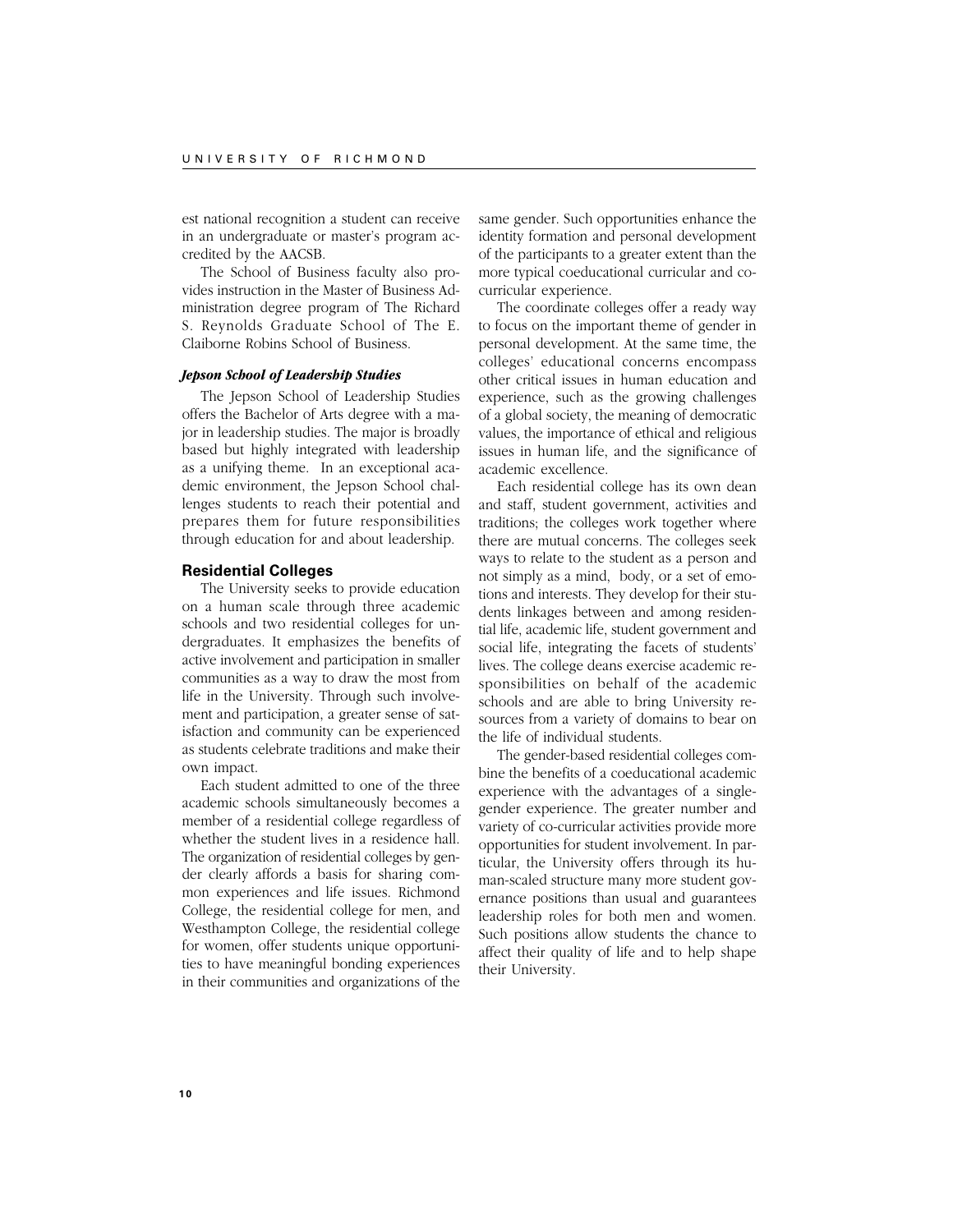est national recognition a student can receive in an undergraduate or master's program accredited by the AACSB.

The School of Business faculty also provides instruction in the Master of Business Administration degree program of The Richard S. Reynolds Graduate School of The E. Claiborne Robins School of Business.

### *Jepson School of Leadership Studies*

The Jepson School of Leadership Studies offers the Bachelor of Arts degree with a major in leadership studies. The major is broadly based but highly integrated with leadership as a unifying theme. In an exceptional academic environment, the Jepson School challenges students to reach their potential and prepares them for future responsibilities through education for and about leadership.

## Residential Colleges

The University seeks to provide education on a human scale through three academic schools and two residential colleges for undergraduates. It emphasizes the benefits of active involvement and participation in smaller communities as a way to draw the most from life in the University. Through such involvement and participation, a greater sense of satisfaction and community can be experienced as students celebrate traditions and make their own impact.

Each student admitted to one of the three academic schools simultaneously becomes a member of a residential college regardless of whether the student lives in a residence hall. The organization of residential colleges by gender clearly affords a basis for sharing common experiences and life issues. Richmond College, the residential college for men, and Westhampton College, the residential college for women, offer students unique opportunities to have meaningful bonding experiences in their communities and organizations of the same gender. Such opportunities enhance the identity formation and personal development of the participants to a greater extent than the more typical coeducational curricular and co-curricular experience.

The coordinate colleges offer a ready way to focus on the important theme of gender in personal development. At the same time, the colleges' educational concerns encompass other critical issues in human education and experience, such as the growing challenges of a global society, the meaning of democratic values, the importance of ethical and religious issues in human life, and the significance of academic excellence.

Each residential college has its own dean and staff, student government, activities and traditions; the colleges work together where there are mutual concerns. The colleges seek ways to relate to the student as a person and not simply as a mind, body, or a set of emotions and interests. They develop for their students linkages between and among residential life, academic life, student government and social life, integrating the facets of students' lives. The college deans exercise academic responsibilities on behalf of the academic schools and are able to bring University resources from a variety of domains to bear on the life of individual students.

The gender-based residential colleges combine the benefits of a coeducational academic experience with the advantages of a single-gender experience. The greater number and variety of co-curricular activities provide more opportunities for student involvement. In particular, the University offers through its human-scaled structure many more student governance positions than usual and guarantees leadership roles for both men and women. Such positions allow students the chance to affect their quality of life and to help shape their University.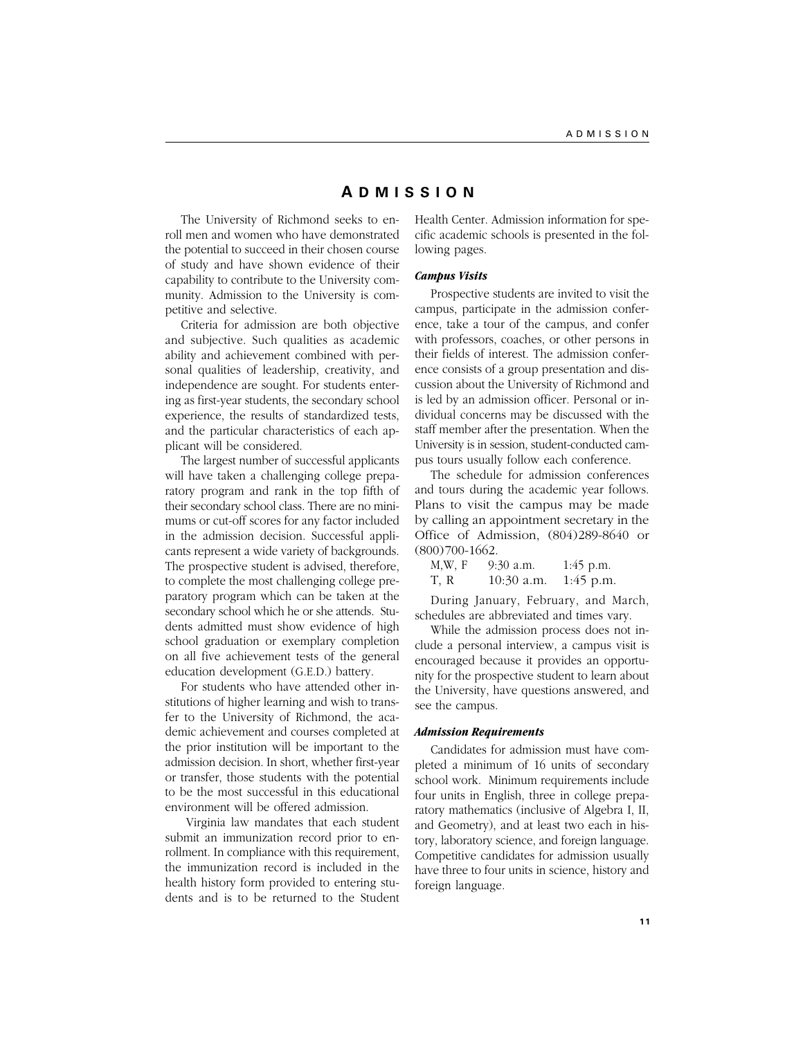# ADMISSION

The University of Richmond seeks to enroll men and women who have demonstrated the potential to succeed in their chosen course of study and have shown evidence of their capability to contribute to the University community. Admission to the University is competitive and selective.

Criteria for admission are both objective and subjective. Such qualities as academic ability and achievement combined with personal qualities of leadership, creativity, and independence are sought. For students entering as first-year students, the secondary school experience, the results of standardized tests, and the particular characteristics of each applicant will be considered.

The largest number of successful applicants will have taken a challenging college preparatory program and rank in the top fifth of their secondary school class. There are no minimums or cut-off scores for any factor included in the admission decision. Successful applicants represent a wide variety of backgrounds. The prospective student is advised, therefore, to complete the most challenging college preparatory program which can be taken at the secondary school which he or she attends. Students admitted must show evidence of high school graduation or exemplary completion on all five achievement tests of the general education development (G.E.D.) battery.

For students who have attended other institutions of higher learning and wish to transfer to the University of Richmond, the academic achievement and courses completed at the prior institution will be important to the admission decision. In short, whether first-year or transfer, those students with the potential to be the most successful in this educational environment will be offered admission.

Virginia law mandates that each student submit an immunization record prior to enrollment. In compliance with this requirement, the immunization record is included in the health history form provided to entering students and is to be returned to the Student Health Center. Admission information for specific academic schools is presented in the following pages.

### *Campus Visits*

Prospective students are invited to visit the campus, participate in the admission conference, take a tour of the campus, and confer with professors, coaches, or other persons in their fields of interest. The admission conference consists of a group presentation and discussion about the University of Richmond and is led by an admission officer. Personal or individual concerns may be discussed with the staff member after the presentation. When the University is in session, student-conducted campus tours usually follow each conference.

The schedule for admission conferences and tours during the academic year follows. Plans to visit the campus may be made by calling an appointment secretary in the Office of Admission, (804)289-8640 or (800)700-1662.

| | | |
|---|---|---|
| M,W, F | 9:30 a.m. | 1:45 p.m. |
| T, R | 10:30 a.m. | 1:45 p.m. |

During January, February, and March, schedules are abbreviated and times vary.

While the admission process does not include a personal interview, a campus visit is encouraged because it provides an opportunity for the prospective student to learn about the University, have questions answered, and see the campus.

### *Admission Requirements*

Candidates for admission must have completed a minimum of 16 units of secondary school work. Minimum requirements include four units in English, three in college preparatory mathematics (inclusive of Algebra I, II, and Geometry), and at least two each in history, laboratory science, and foreign language. Competitive candidates for admission usually have three to four units in science, history and foreign language.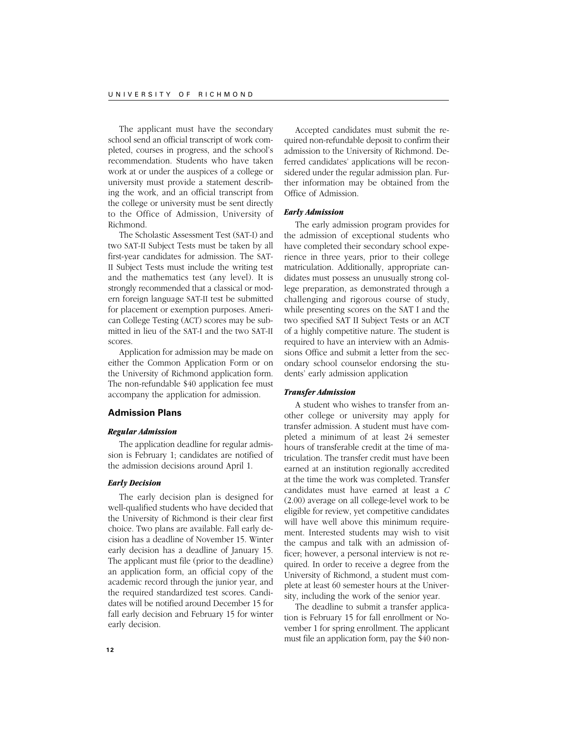The applicant must have the secondary school send an official transcript of work completed, courses in progress, and the school's recommendation. Students who have taken work at or under the auspices of a college or university must provide a statement describing the work, and an official transcript from the college or university must be sent directly to the Office of Admission, University of Richmond.

The Scholastic Assessment Test (SAT-I) and two SAT-II Subject Tests must be taken by all first-year candidates for admission. The SAT-II Subject Tests must include the writing test and the mathematics test (any level). It is strongly recommended that a classical or modern foreign language SAT-II test be submitted for placement or exemption purposes. American College Testing (ACT) scores may be submitted in lieu of the SAT-I and the two SAT-II scores.

Application for admission may be made on either the Common Application Form or on the University of Richmond application form. The non-refundable $40 application fee must accompany the application for admission.

## Admission Plans

### *Regular Admission*

The application deadline for regular admission is February 1; candidates are notified of the admission decisions around April 1.

### *Early Decision*

The early decision plan is designed for well-qualified students who have decided that the University of Richmond is their clear first choice. Two plans are available. Fall early decision has a deadline of November 15. Winter early decision has a deadline of January 15. The applicant must file (prior to the deadline) an application form, an official copy of the academic record through the junior year, and the required standardized test scores. Candidates will be notified around December 15 for fall early decision and February 15 for winter early decision.

Accepted candidates must submit the required non-refundable deposit to confirm their admission to the University of Richmond. Deferred candidates' applications will be reconsidered under the regular admission plan. Further information may be obtained from the Office of Admission.

### *Early Admission*

The early admission program provides for the admission of exceptional students who have completed their secondary school experience in three years, prior to their college matriculation. Additionally, appropriate candidates must possess an unusually strong college preparation, as demonstrated through a challenging and rigorous course of study, while presenting scores on the SAT I and the two specified SAT II Subject Tests or an ACT of a highly competitive nature. The student is required to have an interview with an Admissions Office and submit a letter from the secondary school counselor endorsing the students' early admission application

### *Transfer Admission*

A student who wishes to transfer from another college or university may apply for transfer admission. A student must have completed a minimum of at least 24 semester hours of transferable credit at the time of matriculation. The transfer credit must have been earned at an institution regionally accredited at the time the work was completed. Transfer candidates must have earned at least a *C* (2.00) average on all college-level work to be eligible for review, yet competitive candidates will have well above this minimum requirement. Interested students may wish to visit the campus and talk with an admission officer; however, a personal interview is not required. In order to receive a degree from the University of Richmond, a student must complete at least 60 semester hours at the University, including the work of the senior year.

The deadline to submit a transfer application is February 15 for fall enrollment or November 1 for spring enrollment. The applicant must file an application form, pay the $40 non-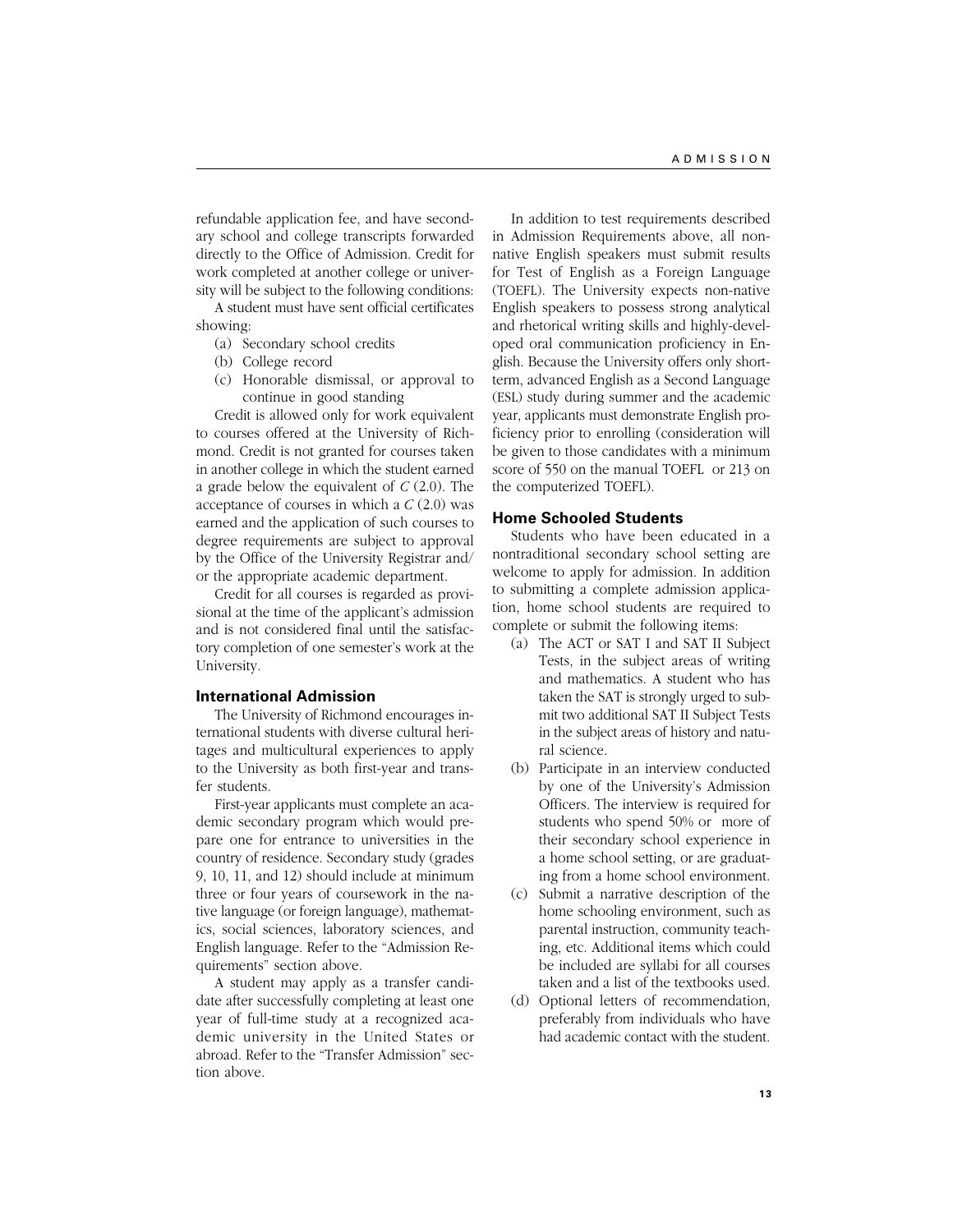refundable application fee, and have secondary school and college transcripts forwarded directly to the Office of Admission. Credit for work completed at another college or university will be subject to the following conditions:

A student must have sent official certificates showing:

(a) Secondary school credits
(b) College record
(c) Honorable dismissal, or approval to continue in good standing

Credit is allowed only for work equivalent to courses offered at the University of Richmond. Credit is not granted for courses taken in another college in which the student earned a grade below the equivalent of *C* (2.0). The acceptance of courses in which a *C* (2.0) was earned and the application of such courses to degree requirements are subject to approval by the Office of the University Registrar and/or the appropriate academic department.

Credit for all courses is regarded as provisional at the time of the applicant's admission and is not considered final until the satisfactory completion of one semester's work at the University.

### International Admission

The University of Richmond encourages international students with diverse cultural heritages and multicultural experiences to apply to the University as both first-year and transfer students.

First-year applicants must complete an academic secondary program which would prepare one for entrance to universities in the country of residence. Secondary study (grades 9, 10, 11, and 12) should include at minimum three or four years of coursework in the native language (or foreign language), mathematics, social sciences, laboratory sciences, and English language. Refer to the "Admission Requirements" section above.

A student may apply as a transfer candidate after successfully completing at least one year of full-time study at a recognized academic university in the United States or abroad. Refer to the "Transfer Admission" section above.

In addition to test requirements described in Admission Requirements above, all non-native English speakers must submit results for Test of English as a Foreign Language (TOEFL). The University expects non-native English speakers to possess strong analytical and rhetorical writing skills and highly-developed oral communication proficiency in English. Because the University offers only short-term, advanced English as a Second Language (ESL) study during summer and the academic year, applicants must demonstrate English proficiency prior to enrolling (consideration will be given to those candidates with a minimum score of 550 on the manual TOEFL or 213 on the computerized TOEFL).

### Home Schooled Students

Students who have been educated in a nontraditional secondary school setting are welcome to apply for admission. In addition to submitting a complete admission application, home school students are required to complete or submit the following items:

(a) The ACT or SAT I and SAT II Subject Tests, in the subject areas of writing and mathematics. A student who has taken the SAT is strongly urged to submit two additional SAT II Subject Tests in the subject areas of history and natural science.
(b) Participate in an interview conducted by one of the University's Admission Officers. The interview is required for students who spend 50% or more of their secondary school experience in a home school setting, or are graduating from a home school environment.
(c) Submit a narrative description of the home schooling environment, such as parental instruction, community teaching, etc. Additional items which could be included are syllabi for all courses taken and a list of the textbooks used.
(d) Optional letters of recommendation, preferably from individuals who have had academic contact with the student.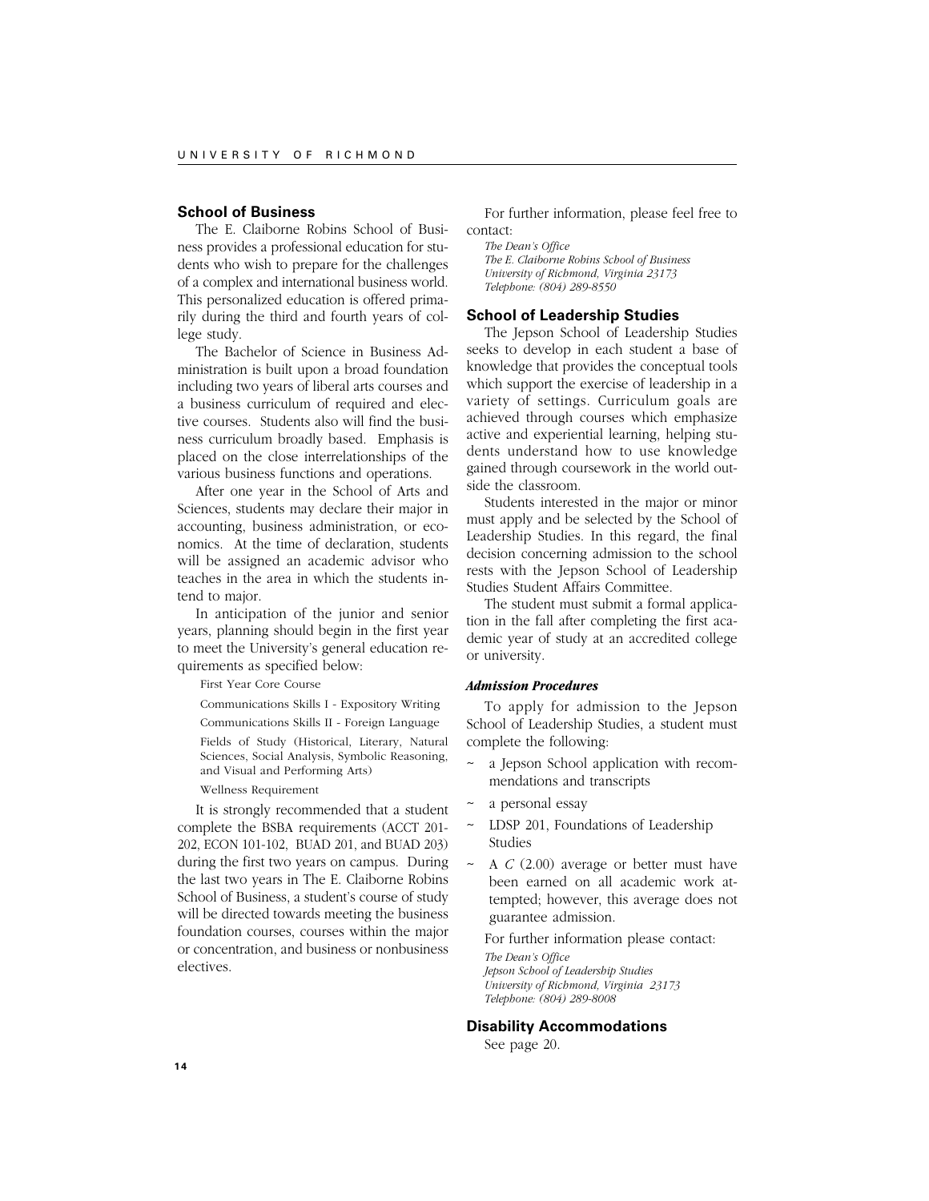## School of Business

The E. Claiborne Robins School of Business provides a professional education for students who wish to prepare for the challenges of a complex and international business world. This personalized education is offered primarily during the third and fourth years of college study.

The Bachelor of Science in Business Administration is built upon a broad foundation including two years of liberal arts courses and a business curriculum of required and elective courses. Students also will find the business curriculum broadly based. Emphasis is placed on the close interrelationships of the various business functions and operations.

After one year in the School of Arts and Sciences, students may declare their major in accounting, business administration, or economics. At the time of declaration, students will be assigned an academic advisor who teaches in the area in which the students intend to major.

In anticipation of the junior and senior years, planning should begin in the first year to meet the University's general education requirements as specified below:

- First Year Core Course
- Communications Skills I - Expository Writing
- Communications Skills II - Foreign Language
- Fields of Study (Historical, Literary, Natural Sciences, Social Analysis, Symbolic Reasoning, and Visual and Performing Arts)
- Wellness Requirement

It is strongly recommended that a student complete the BSBA requirements (ACCT 201-202, ECON 101-102, BUAD 201, and BUAD 203) during the first two years on campus. During the last two years in The E. Claiborne Robins School of Business, a student's course of study will be directed towards meeting the business foundation courses, courses within the major or concentration, and business or nonbusiness electives.

For further information, please feel free to contact:

*The Dean's Office*
*The E. Claiborne Robins School of Business*
*University of Richmond, Virginia 23173*
*Telephone: (804) 289-8550*

## School of Leadership Studies

The Jepson School of Leadership Studies seeks to develop in each student a base of knowledge that provides the conceptual tools which support the exercise of leadership in a variety of settings. Curriculum goals are achieved through courses which emphasize active and experiential learning, helping students understand how to use knowledge gained through coursework in the world outside the classroom.

Students interested in the major or minor must apply and be selected by the School of Leadership Studies. In this regard, the final decision concerning admission to the school rests with the Jepson School of Leadership Studies Student Affairs Committee.

The student must submit a formal application in the fall after completing the first academic year of study at an accredited college or university.

### *Admission Procedures*

To apply for admission to the Jepson School of Leadership Studies, a student must complete the following:

- ~ a Jepson School application with recommendations and transcripts
- ~ a personal essay
- ~ LDSP 201, Foundations of Leadership Studies
- ~ A *C* (2.00) average or better must have been earned on all academic work attempted; however, this average does not guarantee admission.

For further information please contact:

*The Dean's Office*
*Jepson School of Leadership Studies*
*University of Richmond, Virginia 23173*
*Telephone: (804) 289-8008*

## Disability Accommodations

See page 20.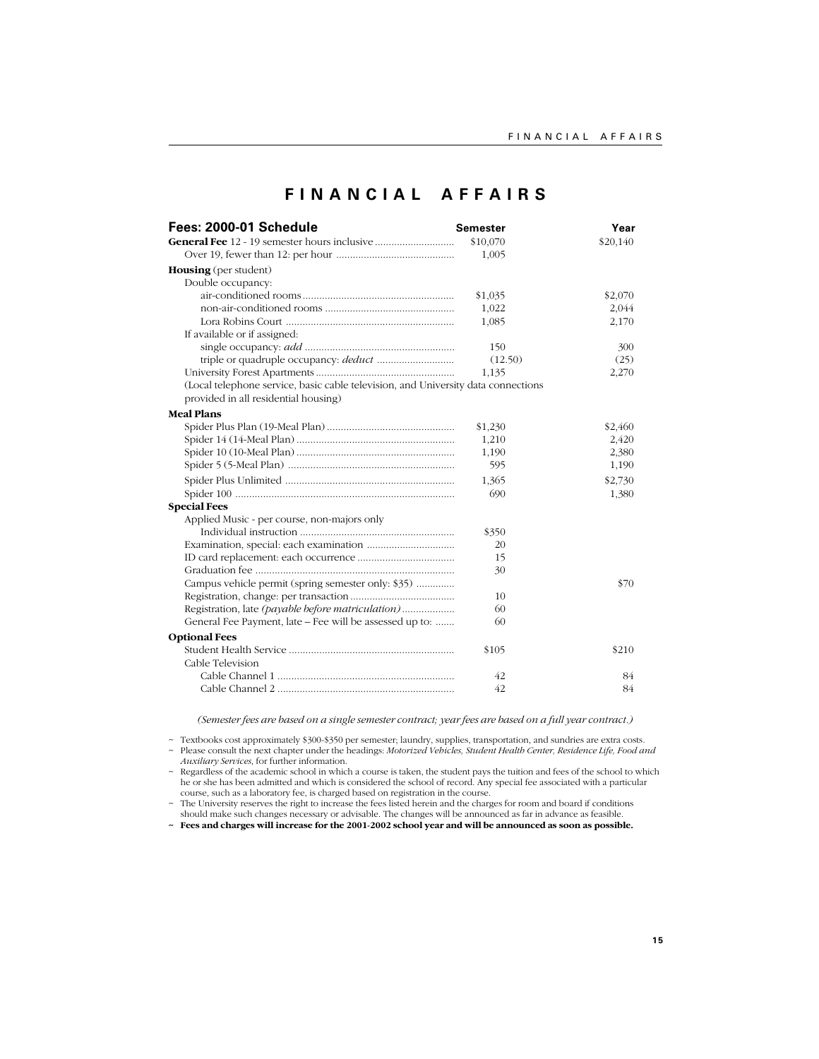# FINANCIAL AFFAIRS

| Fees: 2000-01 Schedule | Semester | Year |
|---|---|---|
| **General Fee** 12 - 19 semester hours inclusive | $10,070 | $20,140 |
| Over 19, fewer than 12: per hour | 1,005 | |
| **Housing** (per student) | | |
| Double occupancy: | | |
| air-conditioned rooms | $1,035 | $2,070 |
| non-air-conditioned rooms | 1,022 | 2,044 |
| Lora Robins Court | 1,085 | 2,170 |
| If available or if assigned: | | |
| single occupancy: *add* | 150 | 300 |
| triple or quadruple occupancy: *deduct* | (12.50) | (25) |
| University Forest Apartments | 1,135 | 2,270 |
| (Local telephone service, basic cable television, and University data connections provided in all residential housing) | | |
| **Meal Plans** | | |
| Spider Plus Plan (19-Meal Plan) | $1,230 | $2,460 |
| Spider 14 (14-Meal Plan) | 1,210 | 2,420 |
| Spider 10 (10-Meal Plan) | 1,190 | 2,380 |
| Spider 5 (5-Meal Plan) | 595 | 1,190 |
| Spider Plus Unlimited | 1,365 | $2,730 |
| Spider 100 | 690 | 1,380 |
| **Special Fees** | | |
| Applied Music - per course, non-majors only | | |
| Individual instruction | $350 | |
| Examination, special: each examination | 20 | |
| ID card replacement: each occurrence | 15 | |
| Graduation fee | 30 | |
| Campus vehicle permit (spring semester only: $35) | | $70 |
| Registration, change: per transaction | 10 | |
| Registration, late *(payable before matriculation)* | 60 | |
| General Fee Payment, late – Fee will be assessed up to: | 60 | |
| **Optional Fees** | | |
| Student Health Service | $105 | $210 |
| Cable Television | | |
| Cable Channel 1 | 42 | 84 |
| Cable Channel 2 | 42 | 84 |

*(Semester fees are based on a single semester contract; year fees are based on a full year contract.)*

~ Textbooks cost approximately $300-$350 per semester; laundry, supplies, transportation, and sundries are extra costs.

~ Please consult the next chapter under the headings: *Motorized Vehicles, Student Health Center, Residence Life, Food and Auxiliary Services*, for further information.

~ Regardless of the academic school in which a course is taken, the student pays the tuition and fees of the school to which he or she has been admitted and which is considered the school of record. Any special fee associated with a particular course, such as a laboratory fee, is charged based on registration in the course.

~ The University reserves the right to increase the fees listed herein and the charges for room and board if conditions should make such changes necessary or advisable. The changes will be announced as far in advance as feasible.

**~ Fees and charges will increase for the 2001-2002 school year and will be announced as soon as possible.**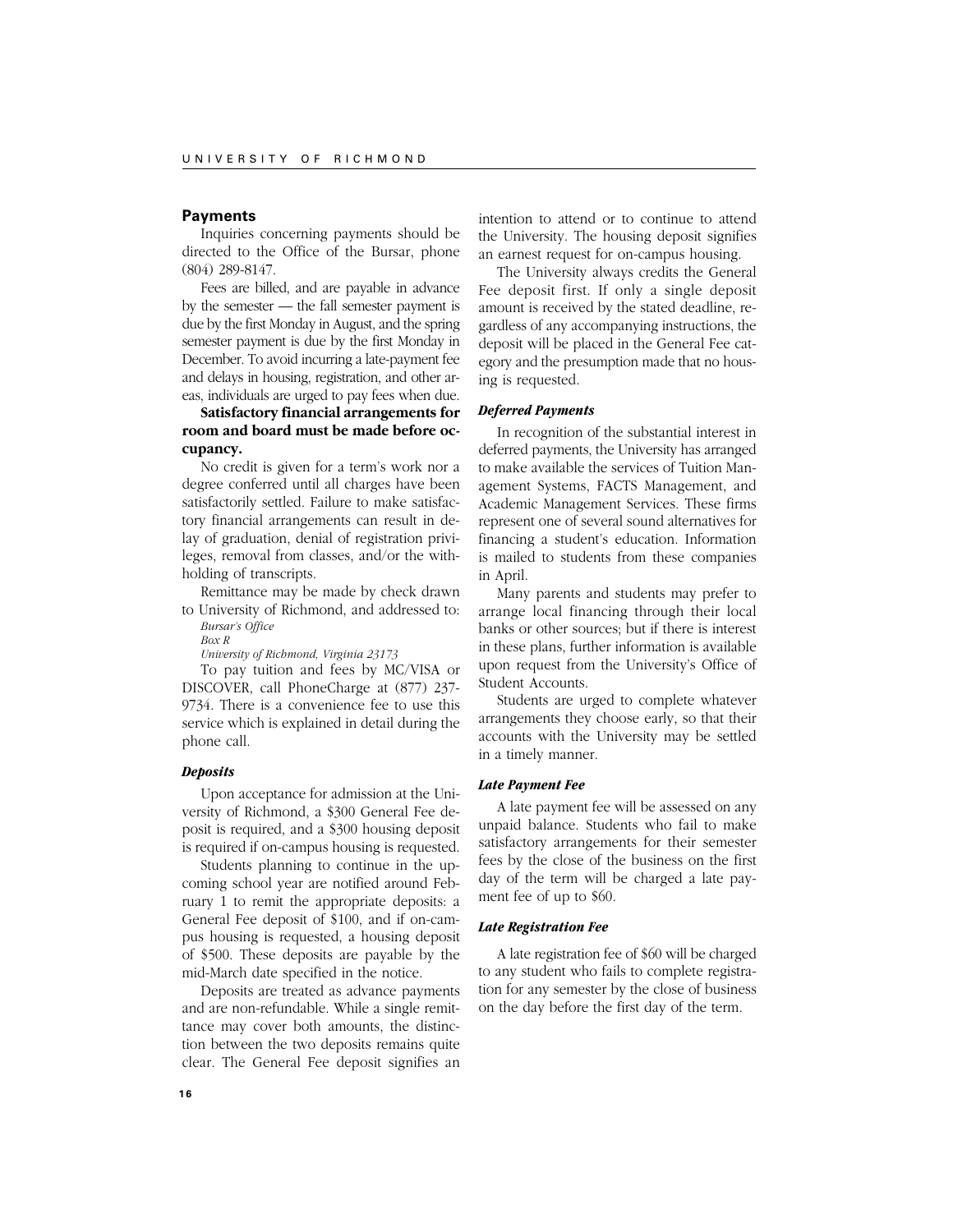## Payments

Inquiries concerning payments should be directed to the Office of the Bursar, phone (804) 289-8147.

Fees are billed, and are payable in advance by the semester — the fall semester payment is due by the first Monday in August, and the spring semester payment is due by the first Monday in December. To avoid incurring a late-payment fee and delays in housing, registration, and other areas, individuals are urged to pay fees when due.

**Satisfactory financial arrangements for room and board must be made before occupancy.**

No credit is given for a term's work nor a degree conferred until all charges have been satisfactorily settled. Failure to make satisfactory financial arrangements can result in delay of graduation, denial of registration privileges, removal from classes, and/or the withholding of transcripts.

Remittance may be made by check drawn to University of Richmond, and addressed to:

*Bursar's Office*
*Box R*
*University of Richmond, Virginia 23173*

To pay tuition and fees by MC/VISA or DISCOVER, call PhoneCharge at (877) 237-9734. There is a convenience fee to use this service which is explained in detail during the phone call.

### *Deposits*

Upon acceptance for admission at the University of Richmond, a $300 General Fee deposit is required, and a $300 housing deposit is required if on-campus housing is requested.

Students planning to continue in the upcoming school year are notified around February 1 to remit the appropriate deposits: a General Fee deposit of $100, and if on-campus housing is requested, a housing deposit of $500. These deposits are payable by the mid-March date specified in the notice.

Deposits are treated as advance payments and are non-refundable. While a single remittance may cover both amounts, the distinction between the two deposits remains quite clear. The General Fee deposit signifies an intention to attend or to continue to attend the University. The housing deposit signifies an earnest request for on-campus housing.

The University always credits the General Fee deposit first. If only a single deposit amount is received by the stated deadline, regardless of any accompanying instructions, the deposit will be placed in the General Fee category and the presumption made that no housing is requested.

### *Deferred Payments*

In recognition of the substantial interest in deferred payments, the University has arranged to make available the services of Tuition Management Systems, FACTS Management, and Academic Management Services. These firms represent one of several sound alternatives for financing a student's education. Information is mailed to students from these companies in April.

Many parents and students may prefer to arrange local financing through their local banks or other sources; but if there is interest in these plans, further information is available upon request from the University's Office of Student Accounts.

Students are urged to complete whatever arrangements they choose early, so that their accounts with the University may be settled in a timely manner.

### *Late Payment Fee*

A late payment fee will be assessed on any unpaid balance. Students who fail to make satisfactory arrangements for their semester fees by the close of the business on the first day of the term will be charged a late payment fee of up to $60.

### *Late Registration Fee*

A late registration fee of $60 will be charged to any student who fails to complete registration for any semester by the close of business on the day before the first day of the term.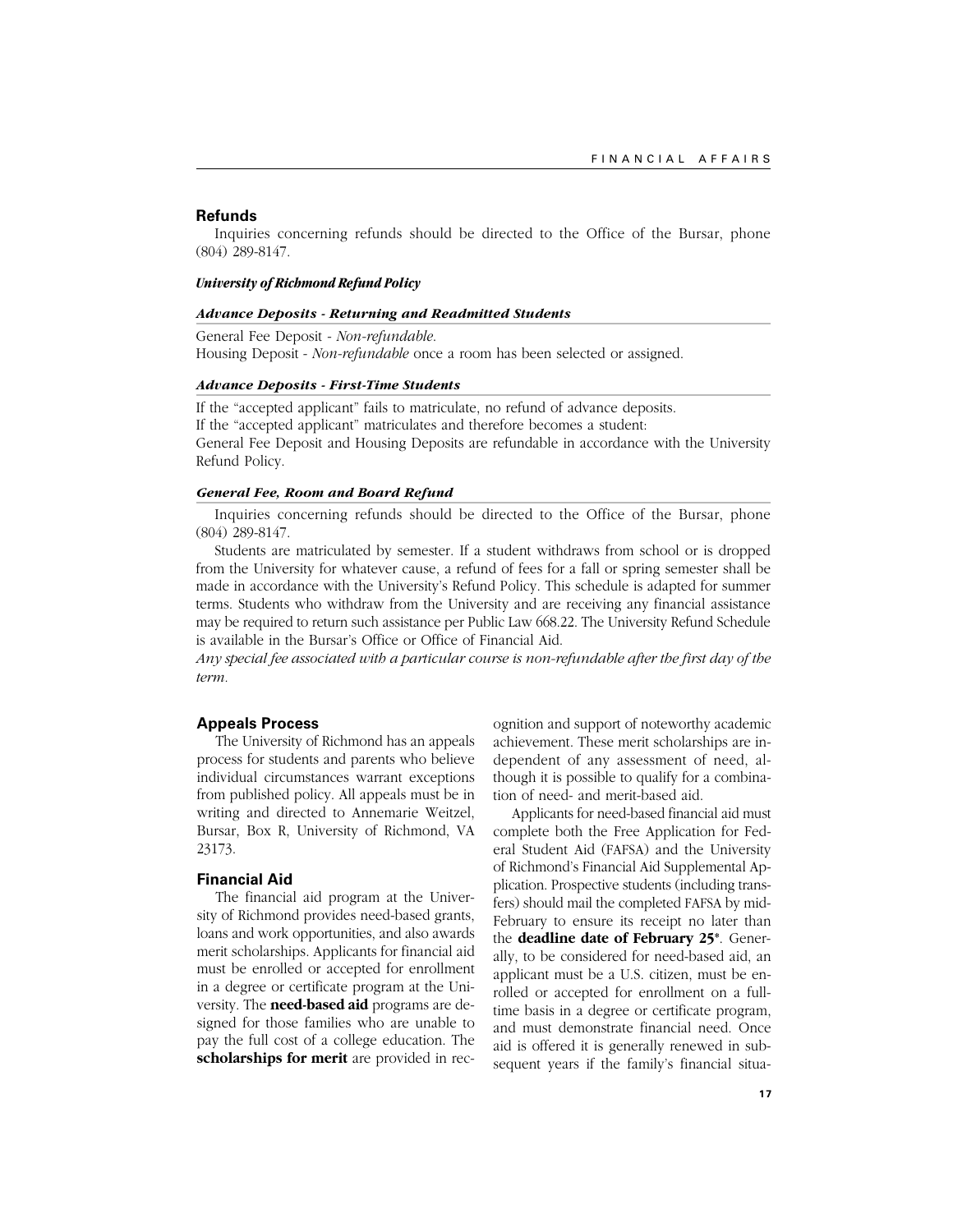## Refunds

Inquiries concerning refunds should be directed to the Office of the Bursar, phone (804) 289-8147.

### *University of Richmond Refund Policy*

#### *Advance Deposits - Returning and Readmitted Students*

General Fee Deposit - *Non-refundable.*
Housing Deposit - *Non-refundable* once a room has been selected or assigned.

#### *Advance Deposits - First-Time Students*

If the "accepted applicant" fails to matriculate, no refund of advance deposits.
If the "accepted applicant" matriculates and therefore becomes a student:
General Fee Deposit and Housing Deposits are refundable in accordance with the University Refund Policy.

#### *General Fee, Room and Board Refund*

Inquiries concerning refunds should be directed to the Office of the Bursar, phone (804) 289-8147.

Students are matriculated by semester. If a student withdraws from school or is dropped from the University for whatever cause, a refund of fees for a fall or spring semester shall be made in accordance with the University's Refund Policy. This schedule is adapted for summer terms. Students who withdraw from the University and are receiving any financial assistance may be required to return such assistance per Public Law 668.22. The University Refund Schedule is available in the Bursar's Office or Office of Financial Aid.

*Any special fee associated with a particular course is non-refundable after the first day of the term.*

## Appeals Process

The University of Richmond has an appeals process for students and parents who believe individual circumstances warrant exceptions from published policy. All appeals must be in writing and directed to Annemarie Weitzel, Bursar, Box R, University of Richmond, VA 23173.

## Financial Aid

The financial aid program at the University of Richmond provides need-based grants, loans and work opportunities, and also awards merit scholarships. Applicants for financial aid must be enrolled or accepted for enrollment in a degree or certificate program at the University. The **need-based aid** programs are designed for those families who are unable to pay the full cost of a college education. The **scholarships for merit** are provided in recognition and support of noteworthy academic achievement. These merit scholarships are independent of any assessment of need, although it is possible to qualify for a combination of need- and merit-based aid.

Applicants for need-based financial aid must complete both the Free Application for Federal Student Aid (FAFSA) and the University of Richmond's Financial Aid Supplemental Application. Prospective students (including transfers) should mail the completed FAFSA by mid-February to ensure its receipt no later than the **deadline date of February 25***. Generally, to be considered for need-based aid, an applicant must be a U.S. citizen, must be enrolled or accepted for enrollment on a full-time basis in a degree or certificate program, and must demonstrate financial need. Once aid is offered it is generally renewed in subsequent years if the family's financial situa-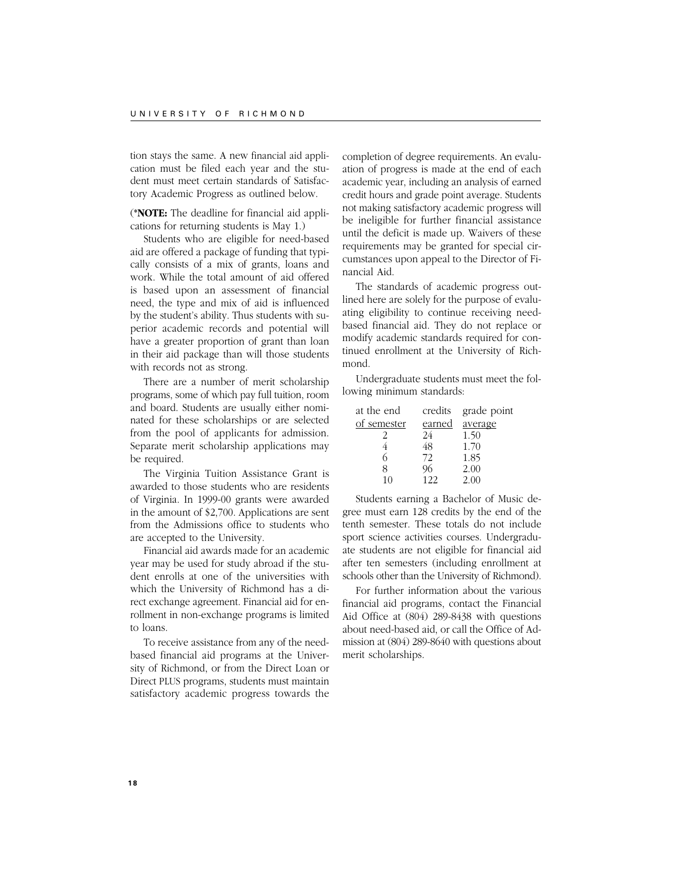tion stays the same. A new financial aid application must be filed each year and the student must meet certain standards of Satisfactory Academic Progress as outlined below.

(***NOTE:** The deadline for financial aid applications for returning students is May 1.)

Students who are eligible for need-based aid are offered a package of funding that typically consists of a mix of grants, loans and work. While the total amount of aid offered is based upon an assessment of financial need, the type and mix of aid is influenced by the student's ability. Thus students with superior academic records and potential will have a greater proportion of grant than loan in their aid package than will those students with records not as strong.

There are a number of merit scholarship programs, some of which pay full tuition, room and board. Students are usually either nominated for these scholarships or are selected from the pool of applicants for admission. Separate merit scholarship applications may be required.

The Virginia Tuition Assistance Grant is awarded to those students who are residents of Virginia. In 1999-00 grants were awarded in the amount of $2,700. Applications are sent from the Admissions office to students who are accepted to the University.

Financial aid awards made for an academic year may be used for study abroad if the student enrolls at one of the universities with which the University of Richmond has a direct exchange agreement. Financial aid for enrollment in non-exchange programs is limited to loans.

To receive assistance from any of the need-based financial aid programs at the University of Richmond, or from the Direct Loan or Direct PLUS programs, students must maintain satisfactory academic progress towards the completion of degree requirements. An evaluation of progress is made at the end of each academic year, including an analysis of earned credit hours and grade point average. Students not making satisfactory academic progress will be ineligible for further financial assistance until the deficit is made up. Waivers of these requirements may be granted for special circumstances upon appeal to the Director of Financial Aid.

The standards of academic progress outlined here are solely for the purpose of evaluating eligibility to continue receiving need-based financial aid. They do not replace or modify academic standards required for continued enrollment at the University of Richmond.

Undergraduate students must meet the following minimum standards:

| at the end of semester | credits earned | grade point average |
|---|---|---|
| 2 | 24 | 1.50 |
| 4 | 48 | 1.70 |
| 6 | 72 | 1.85 |
| 8 | 96 | 2.00 |
| 10 | 122 | 2.00 |

Students earning a Bachelor of Music degree must earn 128 credits by the end of the tenth semester. These totals do not include sport science activities courses. Undergraduate students are not eligible for financial aid after ten semesters (including enrollment at schools other than the University of Richmond).

For further information about the various financial aid programs, contact the Financial Aid Office at (804) 289-8438 with questions about need-based aid, or call the Office of Admission at (804) 289-8640 with questions about merit scholarships.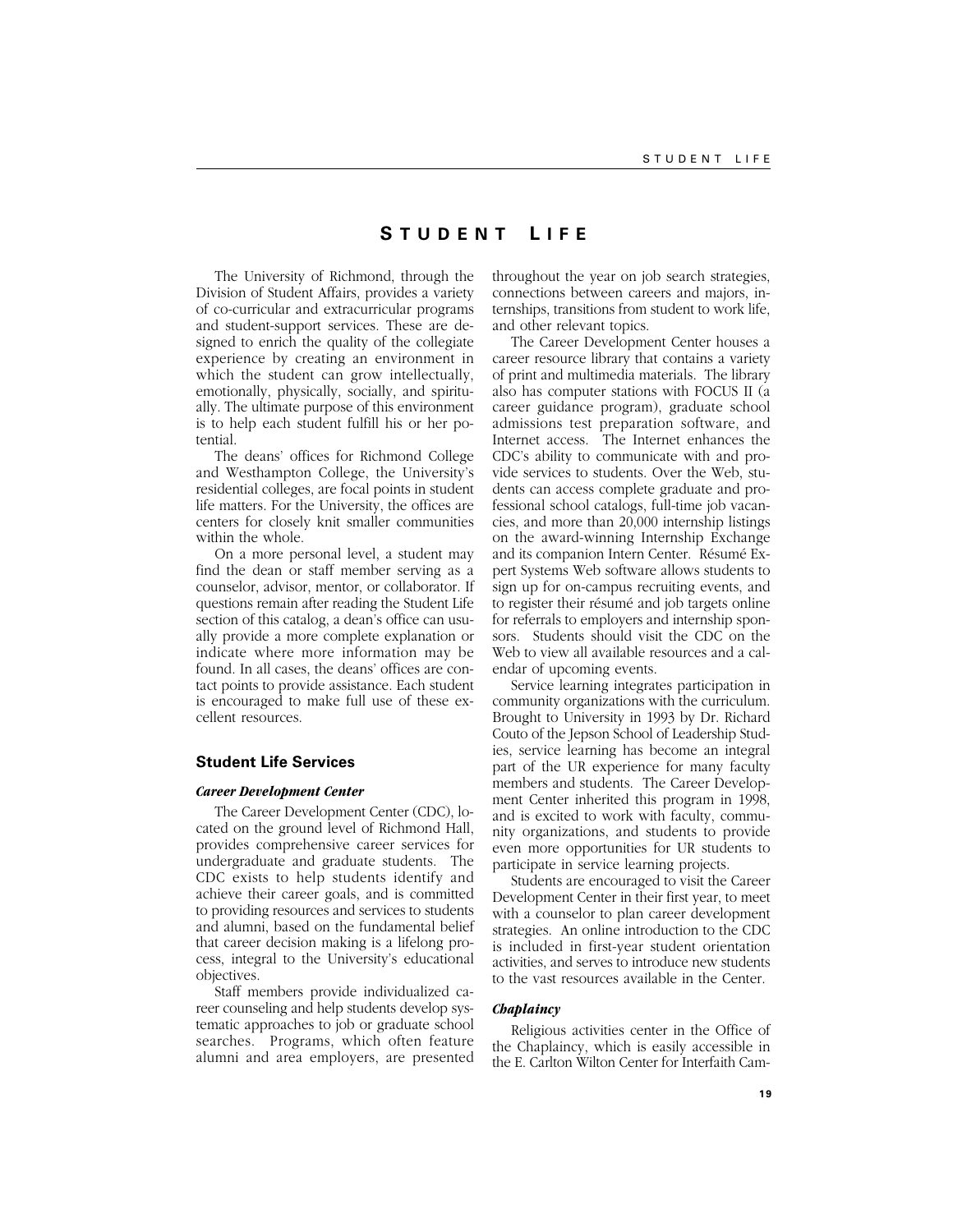# STUDENT LIFE

The University of Richmond, through the Division of Student Affairs, provides a variety of co-curricular and extracurricular programs and student-support services. These are designed to enrich the quality of the collegiate experience by creating an environment in which the student can grow intellectually, emotionally, physically, socially, and spiritually. The ultimate purpose of this environment is to help each student fulfill his or her potential.

The deans' offices for Richmond College and Westhampton College, the University's residential colleges, are focal points in student life matters. For the University, the offices are centers for closely knit smaller communities within the whole.

On a more personal level, a student may find the dean or staff member serving as a counselor, advisor, mentor, or collaborator. If questions remain after reading the Student Life section of this catalog, a dean's office can usually provide a more complete explanation or indicate where more information may be found. In all cases, the deans' offices are contact points to provide assistance. Each student is encouraged to make full use of these excellent resources.

## Student Life Services

### *Career Development Center*

The Career Development Center (CDC), located on the ground level of Richmond Hall, provides comprehensive career services for undergraduate and graduate students. The CDC exists to help students identify and achieve their career goals, and is committed to providing resources and services to students and alumni, based on the fundamental belief that career decision making is a lifelong process, integral to the University's educational objectives.

Staff members provide individualized career counseling and help students develop systematic approaches to job or graduate school searches. Programs, which often feature alumni and area employers, are presented throughout the year on job search strategies, connections between careers and majors, internships, transitions from student to work life, and other relevant topics.

The Career Development Center houses a career resource library that contains a variety of print and multimedia materials. The library also has computer stations with FOCUS II (a career guidance program), graduate school admissions test preparation software, and Internet access. The Internet enhances the CDC's ability to communicate with and provide services to students. Over the Web, students can access complete graduate and professional school catalogs, full-time job vacancies, and more than 20,000 internship listings on the award-winning Internship Exchange and its companion Intern Center. Résumé Expert Systems Web software allows students to sign up for on-campus recruiting events, and to register their résumé and job targets online for referrals to employers and internship sponsors. Students should visit the CDC on the Web to view all available resources and a calendar of upcoming events.

Service learning integrates participation in community organizations with the curriculum. Brought to University in 1993 by Dr. Richard Couto of the Jepson School of Leadership Studies, service learning has become an integral part of the UR experience for many faculty members and students. The Career Development Center inherited this program in 1998, and is excited to work with faculty, community organizations, and students to provide even more opportunities for UR students to participate in service learning projects.

Students are encouraged to visit the Career Development Center in their first year, to meet with a counselor to plan career development strategies. An online introduction to the CDC is included in first-year student orientation activities, and serves to introduce new students to the vast resources available in the Center.

### *Chaplaincy*

Religious activities center in the Office of the Chaplaincy, which is easily accessible in the E. Carlton Wilton Center for Interfaith Cam-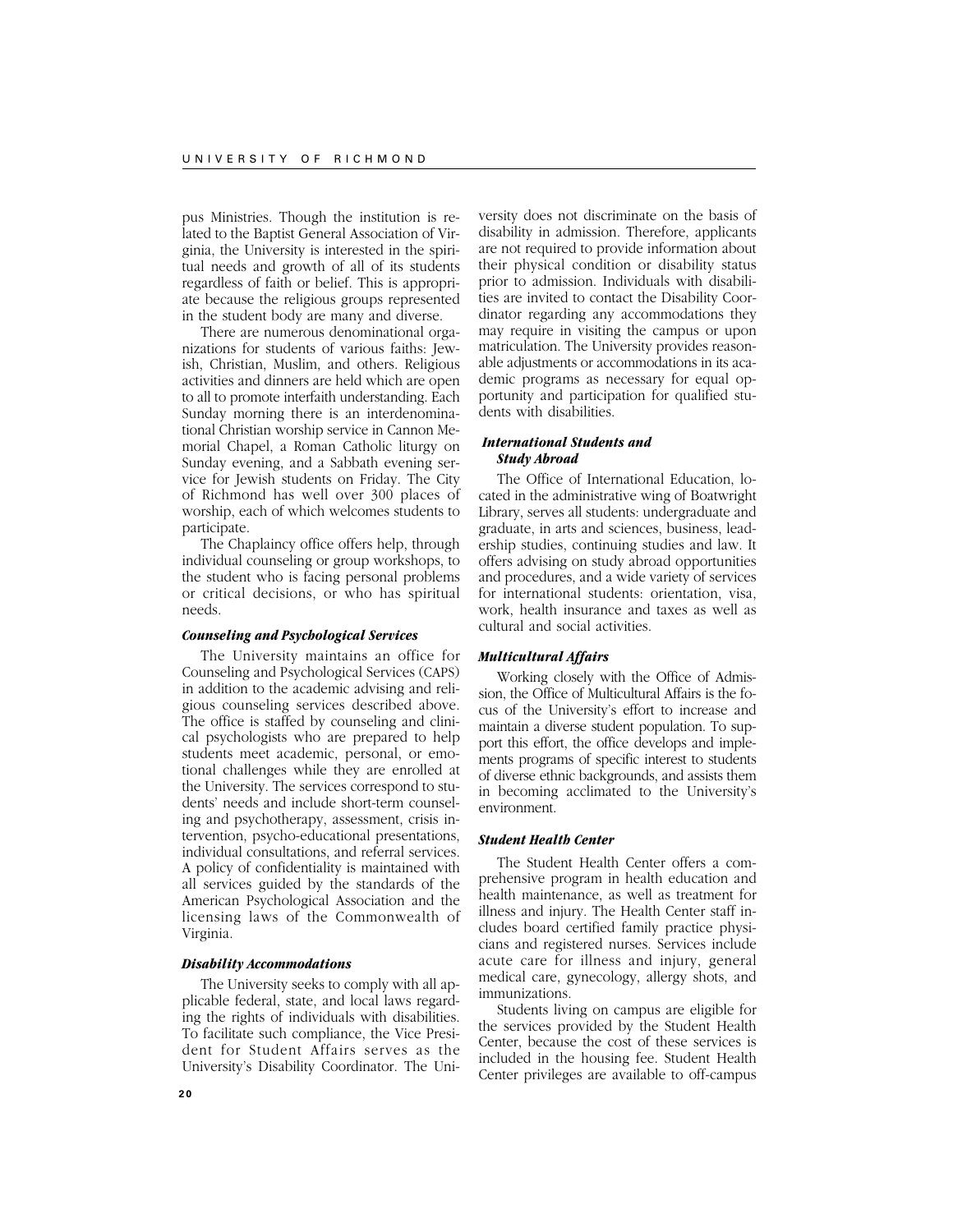pus Ministries. Though the institution is related to the Baptist General Association of Virginia, the University is interested in the spiritual needs and growth of all of its students regardless of faith or belief. This is appropriate because the religious groups represented in the student body are many and diverse.

There are numerous denominational organizations for students of various faiths: Jewish, Christian, Muslim, and others. Religious activities and dinners are held which are open to all to promote interfaith understanding. Each Sunday morning there is an interdenominational Christian worship service in Cannon Memorial Chapel, a Roman Catholic liturgy on Sunday evening, and a Sabbath evening service for Jewish students on Friday. The City of Richmond has well over 300 places of worship, each of which welcomes students to participate.

The Chaplaincy office offers help, through individual counseling or group workshops, to the student who is facing personal problems or critical decisions, or who has spiritual needs.

### *Counseling and Psychological Services*

The University maintains an office for Counseling and Psychological Services (CAPS) in addition to the academic advising and religious counseling services described above. The office is staffed by counseling and clinical psychologists who are prepared to help students meet academic, personal, or emotional challenges while they are enrolled at the University. The services correspond to students' needs and include short-term counseling and psychotherapy, assessment, crisis intervention, psycho-educational presentations, individual consultations, and referral services. A policy of confidentiality is maintained with all services guided by the standards of the American Psychological Association and the licensing laws of the Commonwealth of Virginia.

### *Disability Accommodations*

The University seeks to comply with all applicable federal, state, and local laws regarding the rights of individuals with disabilities. To facilitate such compliance, the Vice President for Student Affairs serves as the University's Disability Coordinator. The University does not discriminate on the basis of disability in admission. Therefore, applicants are not required to provide information about their physical condition or disability status prior to admission. Individuals with disabilities are invited to contact the Disability Coordinator regarding any accommodations they may require in visiting the campus or upon matriculation. The University provides reasonable adjustments or accommodations in its academic programs as necessary for equal opportunity and participation for qualified students with disabilities.

### *International Students and Study Abroad*

The Office of International Education, located in the administrative wing of Boatwright Library, serves all students: undergraduate and graduate, in arts and sciences, business, leadership studies, continuing studies and law. It offers advising on study abroad opportunities and procedures, and a wide variety of services for international students: orientation, visa, work, health insurance and taxes as well as cultural and social activities.

### *Multicultural Affairs*

Working closely with the Office of Admission, the Office of Multicultural Affairs is the focus of the University's effort to increase and maintain a diverse student population. To support this effort, the office develops and implements programs of specific interest to students of diverse ethnic backgrounds, and assists them in becoming acclimated to the University's environment.

### *Student Health Center*

The Student Health Center offers a comprehensive program in health education and health maintenance, as well as treatment for illness and injury. The Health Center staff includes board certified family practice physicians and registered nurses. Services include acute care for illness and injury, general medical care, gynecology, allergy shots, and immunizations.

Students living on campus are eligible for the services provided by the Student Health Center, because the cost of these services is included in the housing fee. Student Health Center privileges are available to off-campus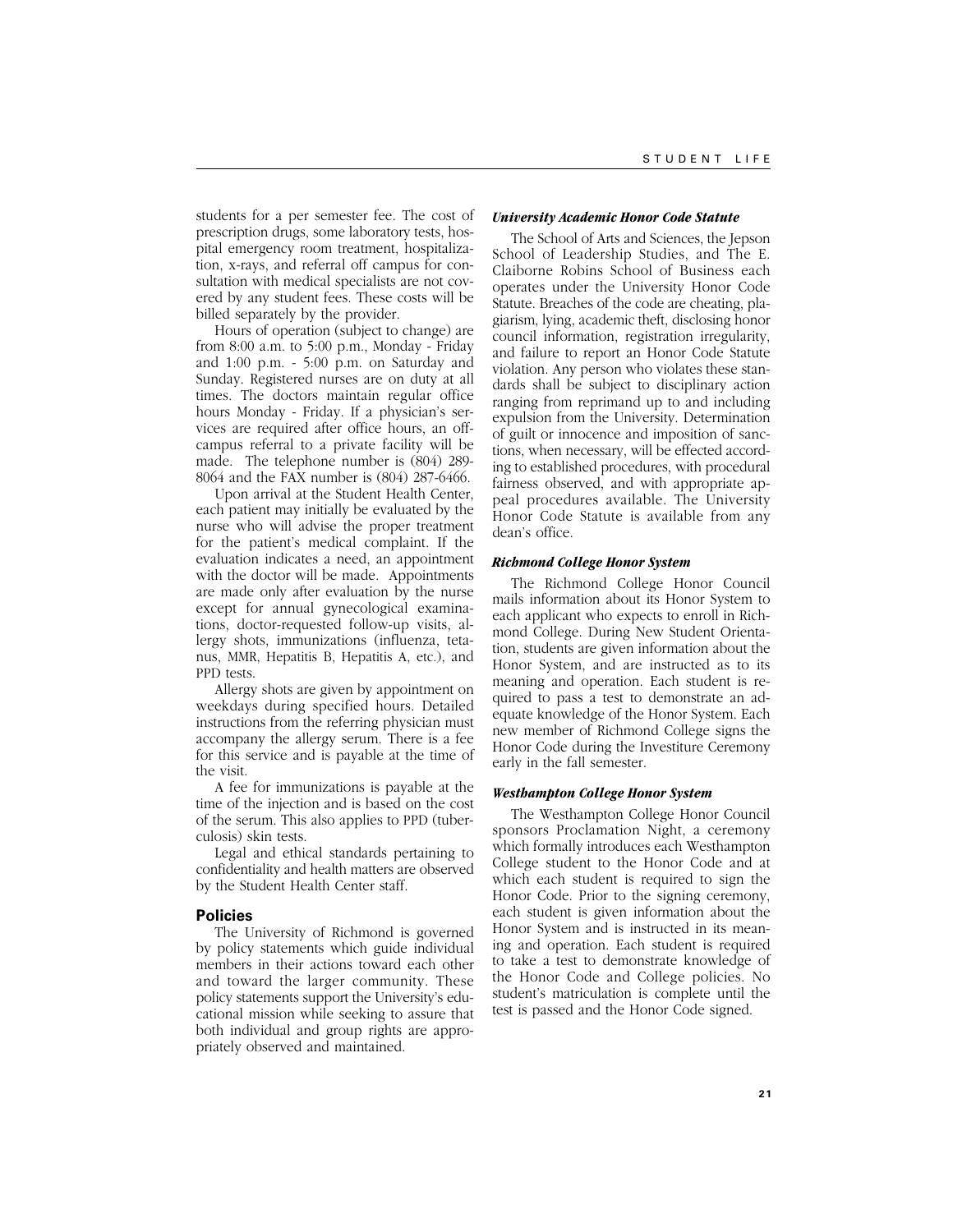students for a per semester fee. The cost of prescription drugs, some laboratory tests, hospital emergency room treatment, hospitalization, x-rays, and referral off campus for consultation with medical specialists are not covered by any student fees. These costs will be billed separately by the provider.

Hours of operation (subject to change) are from 8:00 a.m. to 5:00 p.m., Monday - Friday and 1:00 p.m. - 5:00 p.m. on Saturday and Sunday. Registered nurses are on duty at all times. The doctors maintain regular office hours Monday - Friday. If a physician's services are required after office hours, an off-campus referral to a private facility will be made. The telephone number is (804) 289-8064 and the FAX number is (804) 287-6466.

Upon arrival at the Student Health Center, each patient may initially be evaluated by the nurse who will advise the proper treatment for the patient's medical complaint. If the evaluation indicates a need, an appointment with the doctor will be made. Appointments are made only after evaluation by the nurse except for annual gynecological examinations, doctor-requested follow-up visits, allergy shots, immunizations (influenza, tetanus, MMR, Hepatitis B, Hepatitis A, etc.), and PPD tests.

Allergy shots are given by appointment on weekdays during specified hours. Detailed instructions from the referring physician must accompany the allergy serum. There is a fee for this service and is payable at the time of the visit.

A fee for immunizations is payable at the time of the injection and is based on the cost of the serum. This also applies to PPD (tuberculosis) skin tests.

Legal and ethical standards pertaining to confidentiality and health matters are observed by the Student Health Center staff.

## Policies

The University of Richmond is governed by policy statements which guide individual members in their actions toward each other and toward the larger community. These policy statements support the University's educational mission while seeking to assure that both individual and group rights are appropriately observed and maintained.

### *University Academic Honor Code Statute*

The School of Arts and Sciences, the Jepson School of Leadership Studies, and The E. Claiborne Robins School of Business each operates under the University Honor Code Statute. Breaches of the code are cheating, plagiarism, lying, academic theft, disclosing honor council information, registration irregularity, and failure to report an Honor Code Statute violation. Any person who violates these standards shall be subject to disciplinary action ranging from reprimand up to and including expulsion from the University. Determination of guilt or innocence and imposition of sanctions, when necessary, will be effected according to established procedures, with procedural fairness observed, and with appropriate appeal procedures available. The University Honor Code Statute is available from any dean's office.

### *Richmond College Honor System*

The Richmond College Honor Council mails information about its Honor System to each applicant who expects to enroll in Richmond College. During New Student Orientation, students are given information about the Honor System, and are instructed as to its meaning and operation. Each student is required to pass a test to demonstrate an adequate knowledge of the Honor System. Each new member of Richmond College signs the Honor Code during the Investiture Ceremony early in the fall semester.

### *Westhampton College Honor System*

The Westhampton College Honor Council sponsors Proclamation Night, a ceremony which formally introduces each Westhampton College student to the Honor Code and at which each student is required to sign the Honor Code. Prior to the signing ceremony, each student is given information about the Honor System and is instructed in its meaning and operation. Each student is required to take a test to demonstrate knowledge of the Honor Code and College policies. No student's matriculation is complete until the test is passed and the Honor Code signed.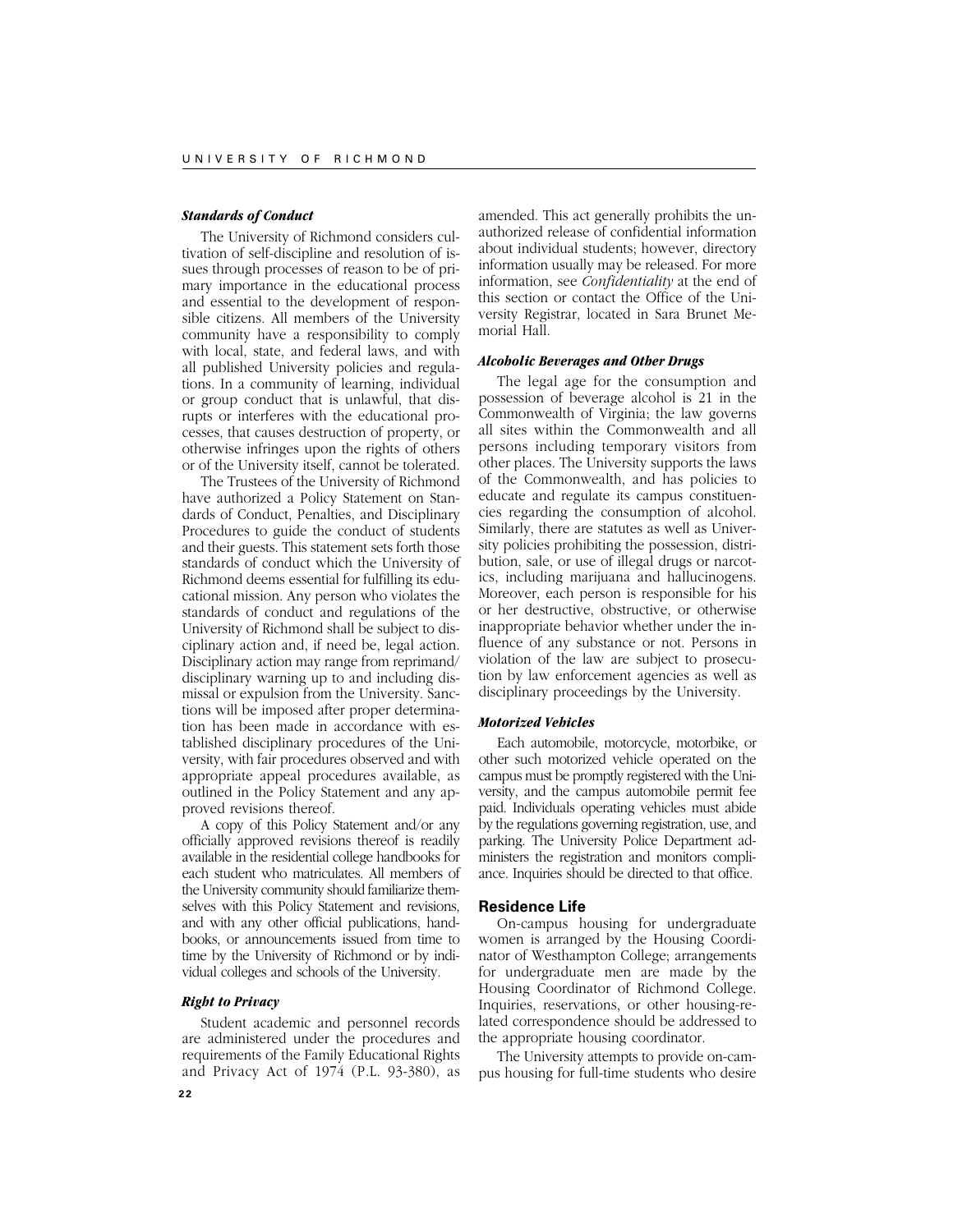### *Standards of Conduct*

The University of Richmond considers cultivation of self-discipline and resolution of issues through processes of reason to be of primary importance in the educational process and essential to the development of responsible citizens. All members of the University community have a responsibility to comply with local, state, and federal laws, and with all published University policies and regulations. In a community of learning, individual or group conduct that is unlawful, that disrupts or interferes with the educational processes, that causes destruction of property, or otherwise infringes upon the rights of others or of the University itself, cannot be tolerated.

The Trustees of the University of Richmond have authorized a Policy Statement on Standards of Conduct, Penalties, and Disciplinary Procedures to guide the conduct of students and their guests. This statement sets forth those standards of conduct which the University of Richmond deems essential for fulfilling its educational mission. Any person who violates the standards of conduct and regulations of the University of Richmond shall be subject to disciplinary action and, if need be, legal action. Disciplinary action may range from reprimand/disciplinary warning up to and including dismissal or expulsion from the University. Sanctions will be imposed after proper determination has been made in accordance with established disciplinary procedures of the University, with fair procedures observed and with appropriate appeal procedures available, as outlined in the Policy Statement and any approved revisions thereof.

A copy of this Policy Statement and/or any officially approved revisions thereof is readily available in the residential college handbooks for each student who matriculates. All members of the University community should familiarize themselves with this Policy Statement and revisions, and with any other official publications, handbooks, or announcements issued from time to time by the University of Richmond or by individual colleges and schools of the University.

### *Right to Privacy*

Student academic and personnel records are administered under the procedures and requirements of the Family Educational Rights and Privacy Act of 1974 (P.L. 93-380), as amended. This act generally prohibits the unauthorized release of confidential information about individual students; however, directory information usually may be released. For more information, see *Confidentiality* at the end of this section or contact the Office of the University Registrar, located in Sara Brunet Memorial Hall.

### *Alcoholic Beverages and Other Drugs*

The legal age for the consumption and possession of beverage alcohol is 21 in the Commonwealth of Virginia; the law governs all sites within the Commonwealth and all persons including temporary visitors from other places. The University supports the laws of the Commonwealth, and has policies to educate and regulate its campus constituencies regarding the consumption of alcohol. Similarly, there are statutes as well as University policies prohibiting the possession, distribution, sale, or use of illegal drugs or narcotics, including marijuana and hallucinogens. Moreover, each person is responsible for his or her destructive, obstructive, or otherwise inappropriate behavior whether under the influence of any substance or not. Persons in violation of the law are subject to prosecution by law enforcement agencies as well as disciplinary proceedings by the University.

### *Motorized Vehicles*

Each automobile, motorcycle, motorbike, or other such motorized vehicle operated on the campus must be promptly registered with the University, and the campus automobile permit fee paid. Individuals operating vehicles must abide by the regulations governing registration, use, and parking. The University Police Department administers the registration and monitors compliance. Inquiries should be directed to that office.

## Residence Life

On-campus housing for undergraduate women is arranged by the Housing Coordinator of Westhampton College; arrangements for undergraduate men are made by the Housing Coordinator of Richmond College. Inquiries, reservations, or other housing-related correspondence should be addressed to the appropriate housing coordinator.

The University attempts to provide on-campus housing for full-time students who desire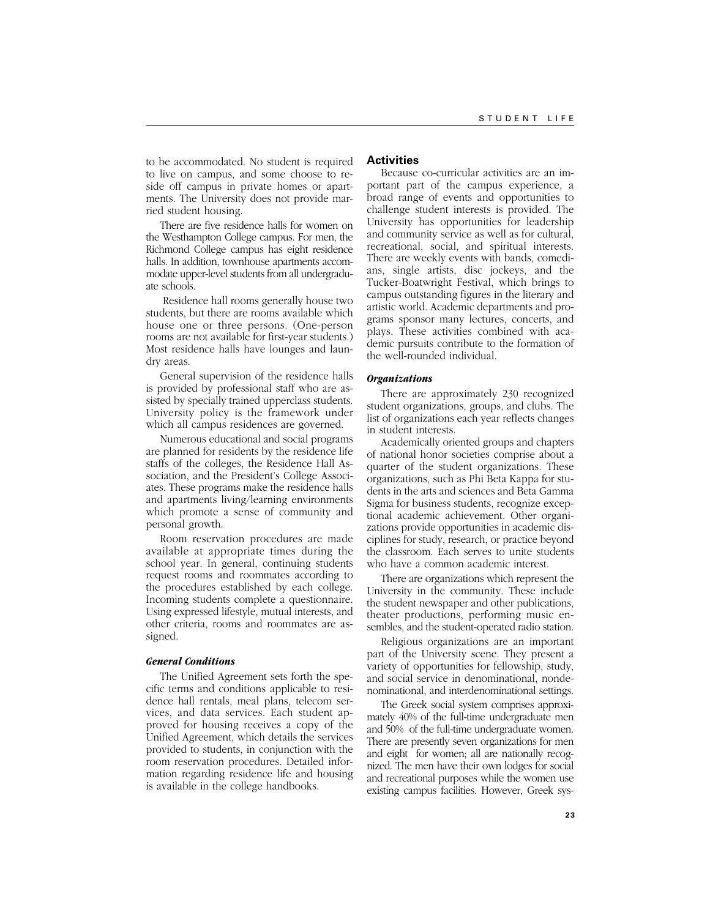to be accommodated. No student is required to live on campus, and some choose to reside off campus in private homes or apartments. The University does not provide married student housing.

There are five residence halls for women on the Westhampton College campus. For men, the Richmond College campus has eight residence halls. In addition, townhouse apartments accommodate upper-level students from all undergraduate schools.

Residence hall rooms generally house two students, but there are rooms available which house one or three persons. (One-person rooms are not available for first-year students.) Most residence halls have lounges and laundry areas.

General supervision of the residence halls is provided by professional staff who are assisted by specially trained upperclass students. University policy is the framework under which all campus residences are governed.

Numerous educational and social programs are planned for residents by the residence life staffs of the colleges, the Residence Hall Association, and the President's College Associates. These programs make the residence halls and apartments living/learning environments which promote a sense of community and personal growth.

Room reservation procedures are made available at appropriate times during the school year. In general, continuing students request rooms and roommates according to the procedures established by each college. Incoming students complete a questionnaire. Using expressed lifestyle, mutual interests, and other criteria, rooms and roommates are assigned.

### *General Conditions*

The Unified Agreement sets forth the specific terms and conditions applicable to residence hall rentals, meal plans, telecom services, and data services. Each student approved for housing receives a copy of the Unified Agreement, which details the services provided to students, in conjunction with the room reservation procedures. Detailed information regarding residence life and housing is available in the college handbooks.

## Activities

Because co-curricular activities are an important part of the campus experience, a broad range of events and opportunities to challenge student interests is provided. The University has opportunities for leadership and community service as well as for cultural, recreational, social, and spiritual interests. There are weekly events with bands, comedians, single artists, disc jockeys, and the Tucker-Boatwright Festival, which brings to campus outstanding figures in the literary and artistic world. Academic departments and programs sponsor many lectures, concerts, and plays. These activities combined with academic pursuits contribute to the formation of the well-rounded individual.

### *Organizations*

There are approximately 230 recognized student organizations, groups, and clubs. The list of organizations each year reflects changes in student interests.

Academically oriented groups and chapters of national honor societies comprise about a quarter of the student organizations. These organizations, such as Phi Beta Kappa for students in the arts and sciences and Beta Gamma Sigma for business students, recognize exceptional academic achievement. Other organizations provide opportunities in academic disciplines for study, research, or practice beyond the classroom. Each serves to unite students who have a common academic interest.

There are organizations which represent the University in the community. These include the student newspaper and other publications, theater productions, performing music ensembles, and the student-operated radio station.

Religious organizations are an important part of the University scene. They present a variety of opportunities for fellowship, study, and social service in denominational, nondenominational, and interdenominational settings.

The Greek social system comprises approximately 40% of the full-time undergraduate men and 50% of the full-time undergraduate women. There are presently seven organizations for men and eight for women; all are nationally recognized. The men have their own lodges for social and recreational purposes while the women use existing campus facilities. However, Greek sys-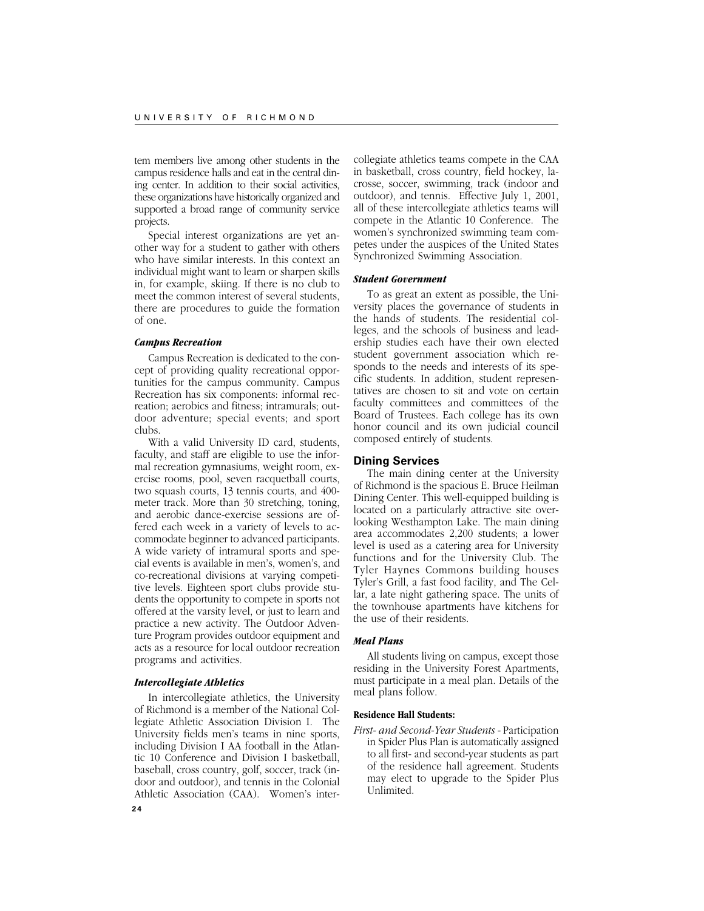tem members live among other students in the campus residence halls and eat in the central dining center. In addition to their social activities, these organizations have historically organized and supported a broad range of community service projects.

Special interest organizations are yet another way for a student to gather with others who have similar interests. In this context an individual might want to learn or sharpen skills in, for example, skiing. If there is no club to meet the common interest of several students, there are procedures to guide the formation of one.

#### *Campus Recreation*

Campus Recreation is dedicated to the concept of providing quality recreational opportunities for the campus community. Campus Recreation has six components: informal recreation; aerobics and fitness; intramurals; outdoor adventure; special events; and sport clubs.

With a valid University ID card, students, faculty, and staff are eligible to use the informal recreation gymnasiums, weight room, exercise rooms, pool, seven racquetball courts, two squash courts, 13 tennis courts, and 400-meter track. More than 30 stretching, toning, and aerobic dance-exercise sessions are offered each week in a variety of levels to accommodate beginner to advanced participants. A wide variety of intramural sports and special events is available in men's, women's, and co-recreational divisions at varying competitive levels. Eighteen sport clubs provide students the opportunity to compete in sports not offered at the varsity level, or just to learn and practice a new activity. The Outdoor Adventure Program provides outdoor equipment and acts as a resource for local outdoor recreation programs and activities.

#### *Intercollegiate Athletics*

In intercollegiate athletics, the University of Richmond is a member of the National Collegiate Athletic Association Division I. The University fields men's teams in nine sports, including Division I AA football in the Atlantic 10 Conference and Division I basketball, baseball, cross country, golf, soccer, track (indoor and outdoor), and tennis in the Colonial Athletic Association (CAA). Women's intercollegiate athletics teams compete in the CAA in basketball, cross country, field hockey, lacrosse, soccer, swimming, track (indoor and outdoor), and tennis. Effective July 1, 2001, all of these intercollegiate athletics teams will compete in the Atlantic 10 Conference. The women's synchronized swimming team competes under the auspices of the United States Synchronized Swimming Association.

#### *Student Government*

To as great an extent as possible, the University places the governance of students in the hands of students. The residential colleges, and the schools of business and leadership studies each have their own elected student government association which responds to the needs and interests of its specific students. In addition, student representatives are chosen to sit and vote on certain faculty committees and committees of the Board of Trustees. Each college has its own honor council and its own judicial council composed entirely of students.

### Dining Services

The main dining center at the University of Richmond is the spacious E. Bruce Heilman Dining Center. This well-equipped building is located on a particularly attractive site overlooking Westhampton Lake. The main dining area accommodates 2,200 students; a lower level is used as a catering area for University functions and for the University Club. The Tyler Haynes Commons building houses Tyler's Grill, a fast food facility, and The Cellar, a late night gathering space. The units of the townhouse apartments have kitchens for the use of their residents.

#### *Meal Plans*

All students living on campus, except those residing in the University Forest Apartments, must participate in a meal plan. Details of the meal plans follow.

**Residence Hall Students:**

*First- and Second-Year Students* - Participation in Spider Plus Plan is automatically assigned to all first- and second-year students as part of the residence hall agreement. Students may elect to upgrade to the Spider Plus Unlimited.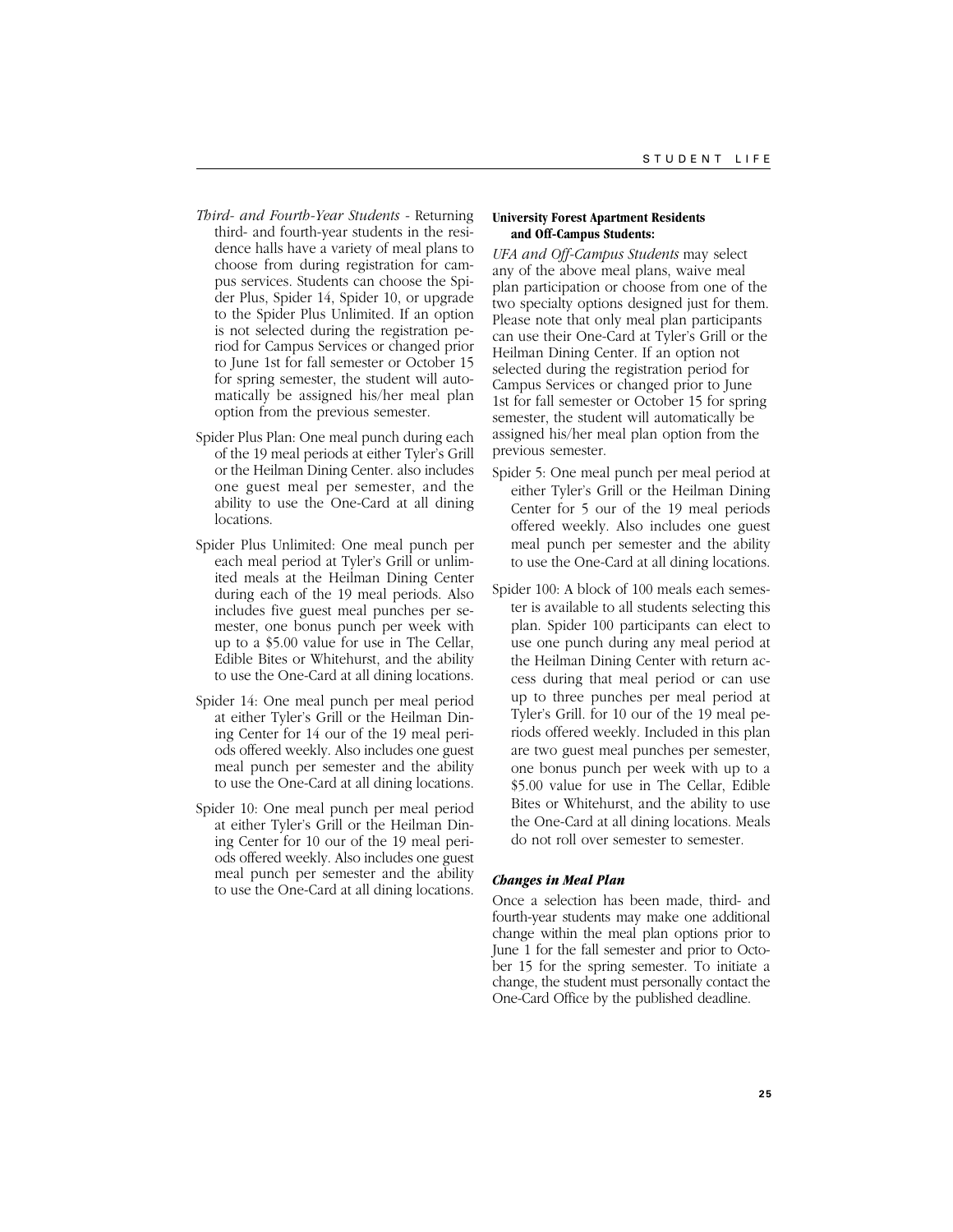*Third- and Fourth-Year Students* - Returning third- and fourth-year students in the residence halls have a variety of meal plans to choose from during registration for campus services. Students can choose the Spider Plus, Spider 14, Spider 10, or upgrade to the Spider Plus Unlimited. If an option is not selected during the registration period for Campus Services or changed prior to June 1st for fall semester or October 15 for spring semester, the student will automatically be assigned his/her meal plan option from the previous semester.

Spider Plus Plan: One meal punch during each of the 19 meal periods at either Tyler's Grill or the Heilman Dining Center. also includes one guest meal per semester, and the ability to use the One-Card at all dining locations.

Spider Plus Unlimited: One meal punch per each meal period at Tyler's Grill or unlimited meals at the Heilman Dining Center during each of the 19 meal periods. Also includes five guest meal punches per semester, one bonus punch per week with up to a $5.00 value for use in The Cellar, Edible Bites or Whitehurst, and the ability to use the One-Card at all dining locations.

Spider 14: One meal punch per meal period at either Tyler's Grill or the Heilman Dining Center for 14 our of the 19 meal periods offered weekly. Also includes one guest meal punch per semester and the ability to use the One-Card at all dining locations.

Spider 10: One meal punch per meal period at either Tyler's Grill or the Heilman Dining Center for 10 our of the 19 meal periods offered weekly. Also includes one guest meal punch per semester and the ability to use the One-Card at all dining locations.

**University Forest Apartment Residents and Off-Campus Students:**

*UFA and Off-Campus Students* may select any of the above meal plans, waive meal plan participation or choose from one of the two specialty options designed just for them. Please note that only meal plan participants can use their One-Card at Tyler's Grill or the Heilman Dining Center. If an option not selected during the registration period for Campus Services or changed prior to June 1st for fall semester or October 15 for spring semester, the student will automatically be assigned his/her meal plan option from the previous semester.

Spider 5: One meal punch per meal period at either Tyler's Grill or the Heilman Dining Center for 5 our of the 19 meal periods offered weekly. Also includes one guest meal punch per semester and the ability to use the One-Card at all dining locations.

Spider 100: A block of 100 meals each semester is available to all students selecting this plan. Spider 100 participants can elect to use one punch during any meal period at the Heilman Dining Center with return access during that meal period or can use up to three punches per meal period at Tyler's Grill. for 10 our of the 19 meal periods offered weekly. Included in this plan are two guest meal punches per semester, one bonus punch per week with up to a $5.00 value for use in The Cellar, Edible Bites or Whitehurst, and the ability to use the One-Card at all dining locations. Meals do not roll over semester to semester.

### *Changes in Meal Plan*

Once a selection has been made, third- and fourth-year students may make one additional change within the meal plan options prior to June 1 for the fall semester and prior to October 15 for the spring semester. To initiate a change, the student must personally contact the One-Card Office by the published deadline.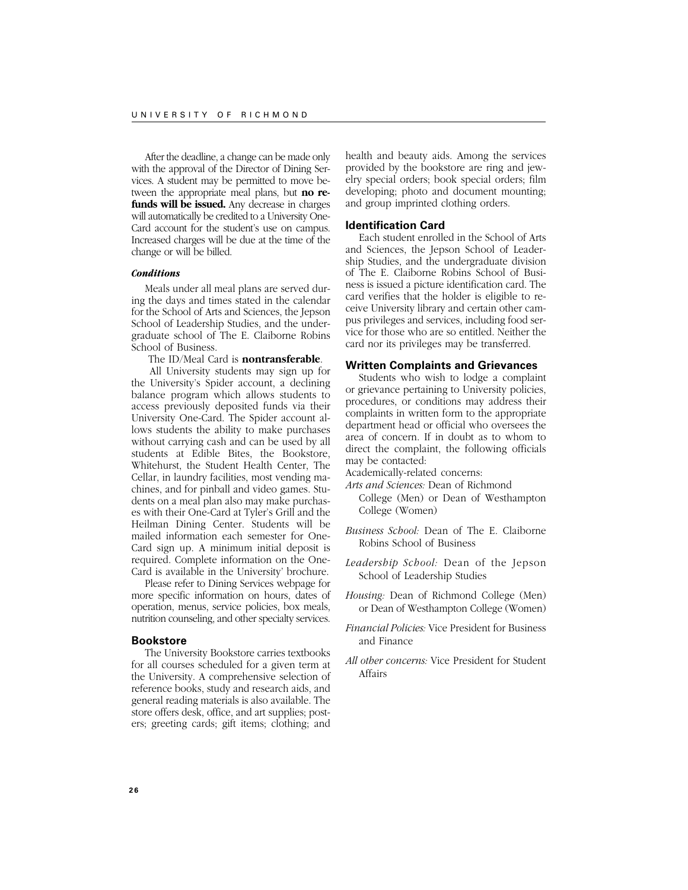After the deadline, a change can be made only with the approval of the Director of Dining Services. A student may be permitted to move between the appropriate meal plans, but **no refunds will be issued.** Any decrease in charges will automatically be credited to a University One-Card account for the student's use on campus. Increased charges will be due at the time of the change or will be billed.

#### *Conditions*

Meals under all meal plans are served during the days and times stated in the calendar for the School of Arts and Sciences, the Jepson School of Leadership Studies, and the undergraduate school of The E. Claiborne Robins School of Business.

The ID/Meal Card is **nontransferable**.

All University students may sign up for the University's Spider account, a declining balance program which allows students to access previously deposited funds via their University One-Card. The Spider account allows students the ability to make purchases without carrying cash and can be used by all students at Edible Bites, the Bookstore, Whitehurst, the Student Health Center, The Cellar, in laundry facilities, most vending machines, and for pinball and video games. Students on a meal plan also may make purchases with their One-Card at Tyler's Grill and the Heilman Dining Center. Students will be mailed information each semester for One-Card sign up. A minimum initial deposit is required. Complete information on the One-Card is available in the University' brochure.

Please refer to Dining Services webpage for more specific information on hours, dates of operation, menus, service policies, box meals, nutrition counseling, and other specialty services.

### Bookstore

The University Bookstore carries textbooks for all courses scheduled for a given term at the University. A comprehensive selection of reference books, study and research aids, and general reading materials is also available. The store offers desk, office, and art supplies; posters; greeting cards; gift items; clothing; and health and beauty aids. Among the services provided by the bookstore are ring and jewelry special orders; book special orders; film developing; photo and document mounting; and group imprinted clothing orders.

### Identification Card

Each student enrolled in the School of Arts and Sciences, the Jepson School of Leadership Studies, and the undergraduate division of The E. Claiborne Robins School of Business is issued a picture identification card. The card verifies that the holder is eligible to receive University library and certain other campus privileges and services, including food service for those who are so entitled. Neither the card nor its privileges may be transferred.

### Written Complaints and Grievances

Students who wish to lodge a complaint or grievance pertaining to University policies, procedures, or conditions may address their complaints in written form to the appropriate department head or official who oversees the area of concern. If in doubt as to whom to direct the complaint, the following officials may be contacted:

Academically-related concerns:

*Arts and Sciences:* Dean of Richmond College (Men) or Dean of Westhampton College (Women)

*Business School:* Dean of The E. Claiborne Robins School of Business

*Leadership School:* Dean of the Jepson School of Leadership Studies

*Housing:* Dean of Richmond College (Men) or Dean of Westhampton College (Women)

*Financial Policies:* Vice President for Business and Finance

*All other concerns:* Vice President for Student Affairs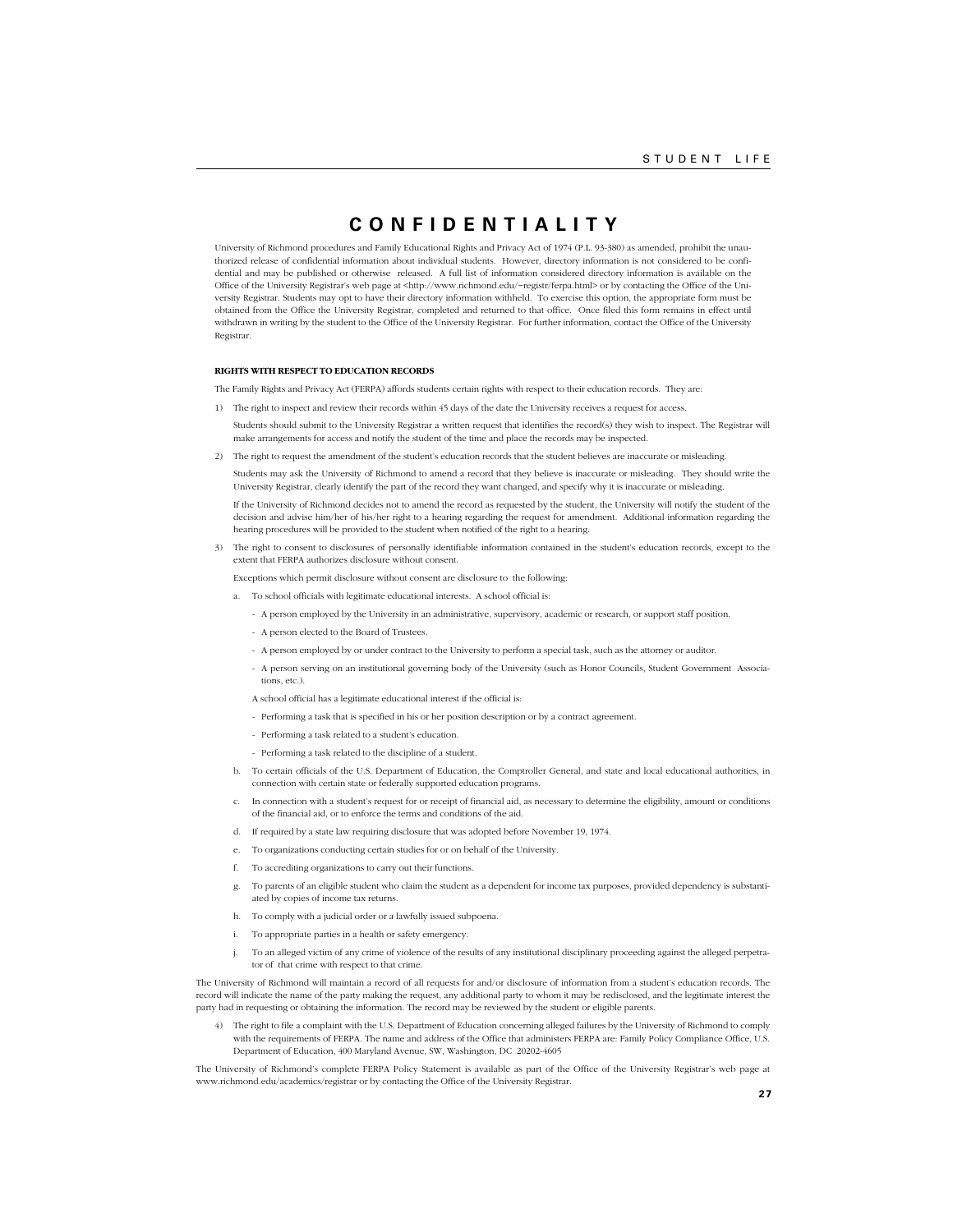# CONFIDENTIALITY

University of Richmond procedures and Family Educational Rights and Privacy Act of 1974 (P.L. 93-380) as amended, prohibit the unauthorized release of confidential information about individual students. However, directory information is not considered to be confidential and may be published or otherwise released. A full list of information considered directory information is available on the Office of the University Registrar's web page at <http://www.richmond.edu/~registr/ferpa.html> or by contacting the Office of the University Registrar. Students may opt to have their directory information withheld. To exercise this option, the appropriate form must be obtained from the Office the University Registrar, completed and returned to that office. Once filed this form remains in effect until withdrawn in writing by the student to the Office of the University Registrar. For further information, contact the Office of the University Registrar.

**RIGHTS WITH RESPECT TO EDUCATION RECORDS**

The Family Rights and Privacy Act (FERPA) affords students certain rights with respect to their education records. They are:

1) The right to inspect and review their records within 45 days of the date the University receives a request for access.

   Students should submit to the University Registrar a written request that identifies the record(s) they wish to inspect. The Registrar will make arrangements for access and notify the student of the time and place the records may be inspected.

2) The right to request the amendment of the student's education records that the student believes are inaccurate or misleading.

   Students may ask the University of Richmond to amend a record that they believe is inaccurate or misleading. They should write the University Registrar, clearly identify the part of the record they want changed, and specify why it is inaccurate or misleading.

   If the University of Richmond decides not to amend the record as requested by the student, the University will notify the student of the decision and advise him/her of his/her right to a hearing regarding the request for amendment. Additional information regarding the hearing procedures will be provided to the student when notified of the right to a hearing.

3) The right to consent to disclosures of personally identifiable information contained in the student's education records, except to the extent that FERPA authorizes disclosure without consent.

   Exceptions which permit disclosure without consent are disclosure to the following:

   a. To school officials with legitimate educational interests. A school official is:

      - A person employed by the University in an administrative, supervisory, academic or research, or support staff position.
      - A person elected to the Board of Trustees.
      - A person employed by or under contract to the University to perform a special task, such as the attorney or auditor.
      - A person serving on an institutional governing body of the University (such as Honor Councils, Student Government Associations, etc.).

      A school official has a legitimate educational interest if the official is:

      - Performing a task that is specified in his or her position description or by a contract agreement.
      - Performing a task related to a student's education.
      - Performing a task related to the discipline of a student.

   b. To certain officials of the U.S. Department of Education, the Comptroller General, and state and local educational authorities, in connection with certain state or federally supported education programs.

   c. In connection with a student's request for or receipt of financial aid, as necessary to determine the eligibility, amount or conditions of the financial aid, or to enforce the terms and conditions of the aid.

   d. If required by a state law requiring disclosure that was adopted before November 19, 1974.

   e. To organizations conducting certain studies for or on behalf of the University.

   f. To accrediting organizations to carry out their functions.

   g. To parents of an eligible student who claim the student as a dependent for income tax purposes, provided dependency is substantiated by copies of income tax returns.

   h. To comply with a judicial order or a lawfully issued subpoena.

   i. To appropriate parties in a health or safety emergency.

   j. To an alleged victim of any crime of violence of the results of any institutional disciplinary proceeding against the alleged perpetrator of that crime with respect to that crime.

The University of Richmond will maintain a record of all requests for and/or disclosure of information from a student's education records. The record will indicate the name of the party making the request, any additional party to whom it may be redisclosed, and the legitimate interest the party had in requesting or obtaining the information. The record may be reviewed by the student or eligible parents.

4) The right to file a complaint with the U.S. Department of Education concerning alleged failures by the University of Richmond to comply with the requirements of FERPA. The name and address of the Office that administers FERPA are: Family Policy Compliance Office, U.S. Department of Education, 400 Maryland Avenue, SW, Washington, DC 20202-4605

The University of Richmond's complete FERPA Policy Statement is available as part of the Office of the University Registrar's web page at www.richmond.edu/academics/registrar or by contacting the Office of the University Registrar.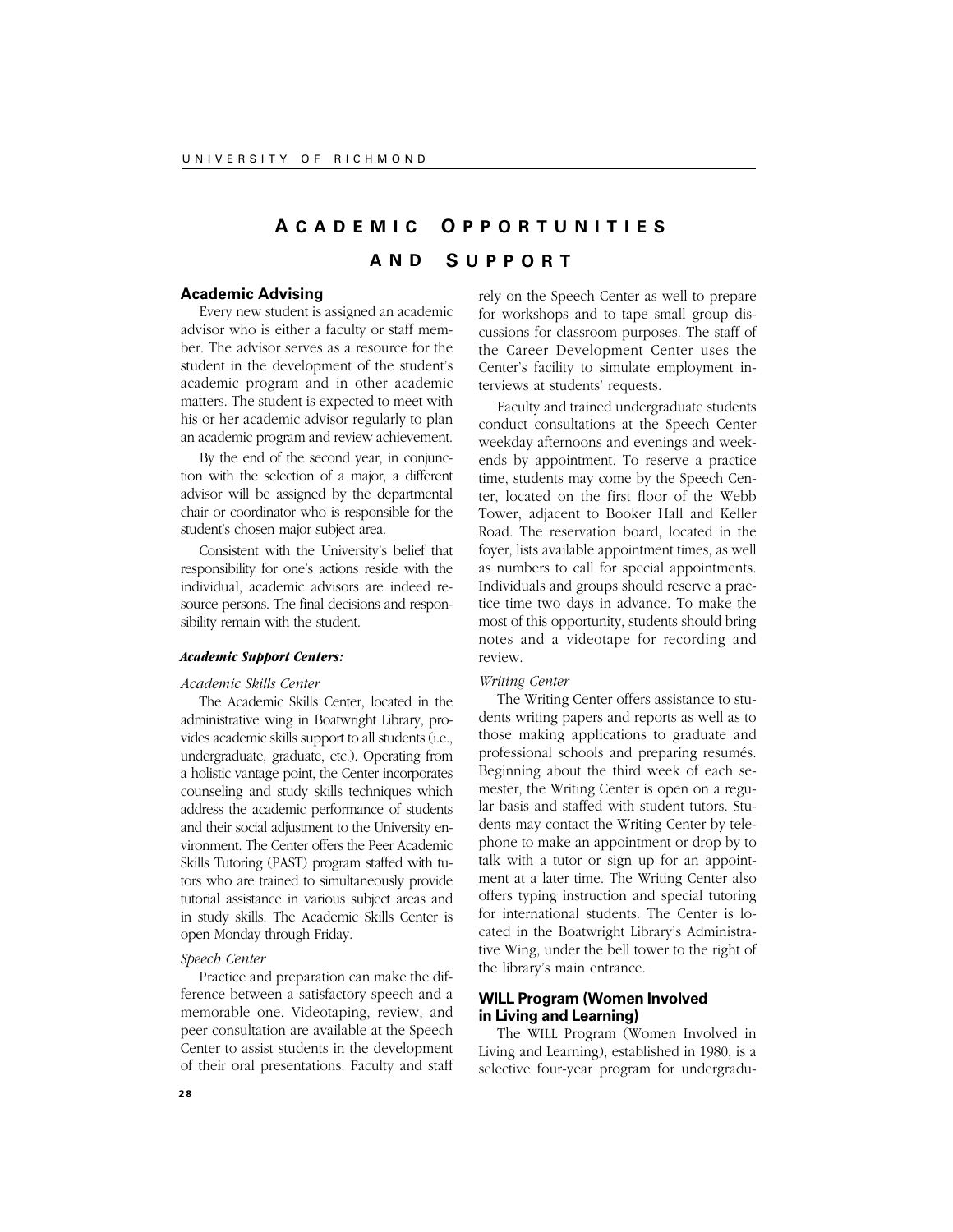# Academic Opportunities and Support

## Academic Advising

Every new student is assigned an academic advisor who is either a faculty or staff member. The advisor serves as a resource for the student in the development of the student's academic program and in other academic matters. The student is expected to meet with his or her academic advisor regularly to plan an academic program and review achievement.

By the end of the second year, in conjunction with the selection of a major, a different advisor will be assigned by the departmental chair or coordinator who is responsible for the student's chosen major subject area.

Consistent with the University's belief that responsibility for one's actions reside with the individual, academic advisors are indeed resource persons. The final decisions and responsibility remain with the student.

### *Academic Support Centers:*

*Academic Skills Center*

The Academic Skills Center, located in the administrative wing in Boatwright Library, provides academic skills support to all students (i.e., undergraduate, graduate, etc.). Operating from a holistic vantage point, the Center incorporates counseling and study skills techniques which address the academic performance of students and their social adjustment to the University environment. The Center offers the Peer Academic Skills Tutoring (PAST) program staffed with tutors who are trained to simultaneously provide tutorial assistance in various subject areas and in study skills. The Academic Skills Center is open Monday through Friday.

*Speech Center*

Practice and preparation can make the difference between a satisfactory speech and a memorable one. Videotaping, review, and peer consultation are available at the Speech Center to assist students in the development of their oral presentations. Faculty and staff rely on the Speech Center as well to prepare for workshops and to tape small group discussions for classroom purposes. The staff of the Career Development Center uses the Center's facility to simulate employment interviews at students' requests.

Faculty and trained undergraduate students conduct consultations at the Speech Center weekday afternoons and evenings and weekends by appointment. To reserve a practice time, students may come by the Speech Center, located on the first floor of the Webb Tower, adjacent to Booker Hall and Keller Road. The reservation board, located in the foyer, lists available appointment times, as well as numbers to call for special appointments. Individuals and groups should reserve a practice time two days in advance. To make the most of this opportunity, students should bring notes and a videotape for recording and review.

*Writing Center*

The Writing Center offers assistance to students writing papers and reports as well as to those making applications to graduate and professional schools and preparing resumés. Beginning about the third week of each semester, the Writing Center is open on a regular basis and staffed with student tutors. Students may contact the Writing Center by telephone to make an appointment or drop by to talk with a tutor or sign up for an appointment at a later time. The Writing Center also offers typing instruction and special tutoring for international students. The Center is located in the Boatwright Library's Administrative Wing, under the bell tower to the right of the library's main entrance.

## WILL Program (Women Involved in Living and Learning)

The WILL Program (Women Involved in Living and Learning), established in 1980, is a selective four-year program for undergradu-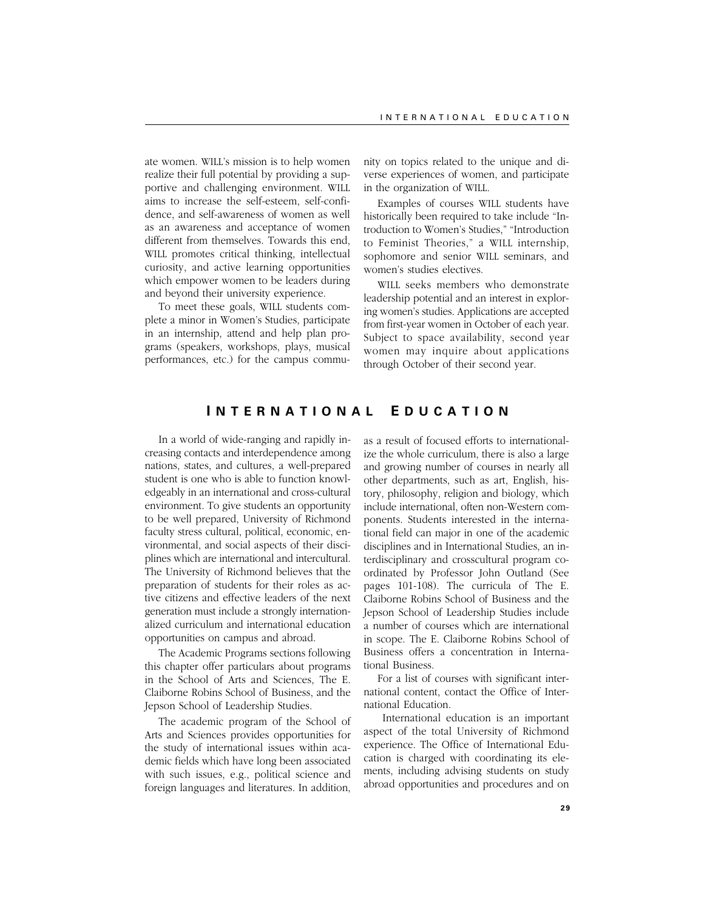ate women. WILL's mission is to help women realize their full potential by providing a supportive and challenging environment. WILL aims to increase the self-esteem, self-confidence, and self-awareness of women as well as an awareness and acceptance of women different from themselves. Towards this end, WILL promotes critical thinking, intellectual curiosity, and active learning opportunities which empower women to be leaders during and beyond their university experience.

To meet these goals, WILL students complete a minor in Women's Studies, participate in an internship, attend and help plan programs (speakers, workshops, plays, musical performances, etc.) for the campus community on topics related to the unique and diverse experiences of women, and participate in the organization of WILL.

Examples of courses WILL students have historically been required to take include "Introduction to Women's Studies," "Introduction to Feminist Theories," a WILL internship, sophomore and senior WILL seminars, and women's studies electives.

WILL seeks members who demonstrate leadership potential and an interest in exploring women's studies. Applications are accepted from first-year women in October of each year. Subject to space availability, second year women may inquire about applications through October of their second year.

# International Education

In a world of wide-ranging and rapidly increasing contacts and interdependence among nations, states, and cultures, a well-prepared student is one who is able to function knowledgeably in an international and cross-cultural environment. To give students an opportunity to be well prepared, University of Richmond faculty stress cultural, political, economic, environmental, and social aspects of their disciplines which are international and intercultural. The University of Richmond believes that the preparation of students for their roles as active citizens and effective leaders of the next generation must include a strongly internationalized curriculum and international education opportunities on campus and abroad.

The Academic Programs sections following this chapter offer particulars about programs in the School of Arts and Sciences, The E. Claiborne Robins School of Business, and the Jepson School of Leadership Studies.

The academic program of the School of Arts and Sciences provides opportunities for the study of international issues within academic fields which have long been associated with such issues, e.g., political science and foreign languages and literatures. In addition, as a result of focused efforts to internationalize the whole curriculum, there is also a large and growing number of courses in nearly all other departments, such as art, English, history, philosophy, religion and biology, which include international, often non-Western components. Students interested in the international field can major in one of the academic disciplines and in International Studies, an interdisciplinary and crosscultural program coordinated by Professor John Outland (See pages 101-108). The curricula of The E. Claiborne Robins School of Business and the Jepson School of Leadership Studies include a number of courses which are international in scope. The E. Claiborne Robins School of Business offers a concentration in International Business.

For a list of courses with significant international content, contact the Office of International Education.

International education is an important aspect of the total University of Richmond experience. The Office of International Education is charged with coordinating its elements, including advising students on study abroad opportunities and procedures and on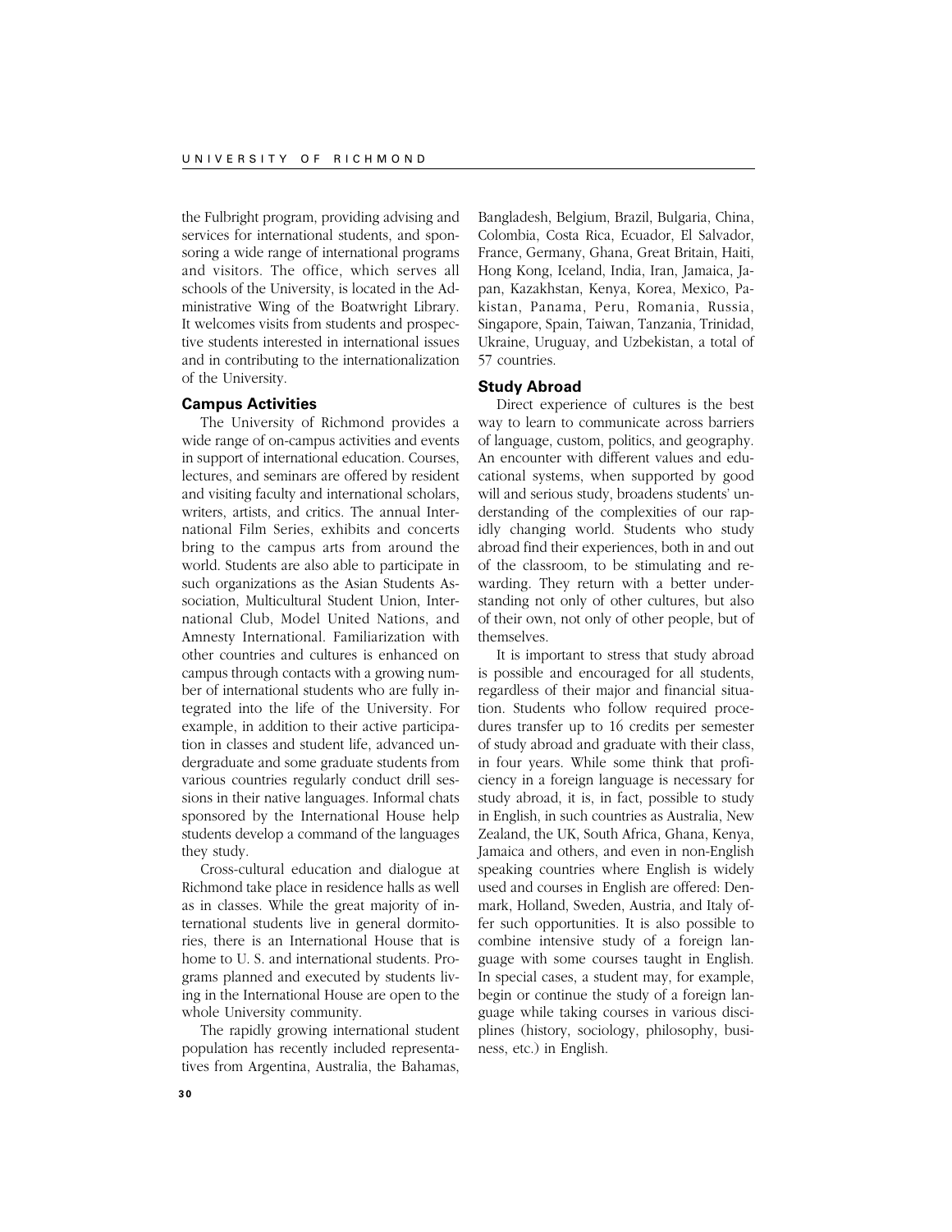the Fulbright program, providing advising and services for international students, and sponsoring a wide range of international programs and visitors. The office, which serves all schools of the University, is located in the Administrative Wing of the Boatwright Library. It welcomes visits from students and prospective students interested in international issues and in contributing to the internationalization of the University.

### Campus Activities

The University of Richmond provides a wide range of on-campus activities and events in support of international education. Courses, lectures, and seminars are offered by resident and visiting faculty and international scholars, writers, artists, and critics. The annual International Film Series, exhibits and concerts bring to the campus arts from around the world. Students are also able to participate in such organizations as the Asian Students Association, Multicultural Student Union, International Club, Model United Nations, and Amnesty International. Familiarization with other countries and cultures is enhanced on campus through contacts with a growing number of international students who are fully integrated into the life of the University. For example, in addition to their active participation in classes and student life, advanced undergraduate and some graduate students from various countries regularly conduct drill sessions in their native languages. Informal chats sponsored by the International House help students develop a command of the languages they study.

Cross-cultural education and dialogue at Richmond take place in residence halls as well as in classes. While the great majority of international students live in general dormitories, there is an International House that is home to U. S. and international students. Programs planned and executed by students living in the International House are open to the whole University community.

The rapidly growing international student population has recently included representatives from Argentina, Australia, the Bahamas, Bangladesh, Belgium, Brazil, Bulgaria, China, Colombia, Costa Rica, Ecuador, El Salvador, France, Germany, Ghana, Great Britain, Haiti, Hong Kong, Iceland, India, Iran, Jamaica, Japan, Kazakhstan, Kenya, Korea, Mexico, Pakistan, Panama, Peru, Romania, Russia, Singapore, Spain, Taiwan, Tanzania, Trinidad, Ukraine, Uruguay, and Uzbekistan, a total of 57 countries.

### Study Abroad

Direct experience of cultures is the best way to learn to communicate across barriers of language, custom, politics, and geography. An encounter with different values and educational systems, when supported by good will and serious study, broadens students' understanding of the complexities of our rapidly changing world. Students who study abroad find their experiences, both in and out of the classroom, to be stimulating and rewarding. They return with a better understanding not only of other cultures, but also of their own, not only of other people, but of themselves.

It is important to stress that study abroad is possible and encouraged for all students, regardless of their major and financial situation. Students who follow required procedures transfer up to 16 credits per semester of study abroad and graduate with their class, in four years. While some think that proficiency in a foreign language is necessary for study abroad, it is, in fact, possible to study in English, in such countries as Australia, New Zealand, the UK, South Africa, Ghana, Kenya, Jamaica and others, and even in non-English speaking countries where English is widely used and courses in English are offered: Denmark, Holland, Sweden, Austria, and Italy offer such opportunities. It is also possible to combine intensive study of a foreign language with some courses taught in English. In special cases, a student may, for example, begin or continue the study of a foreign language while taking courses in various disciplines (history, sociology, philosophy, business, etc.) in English.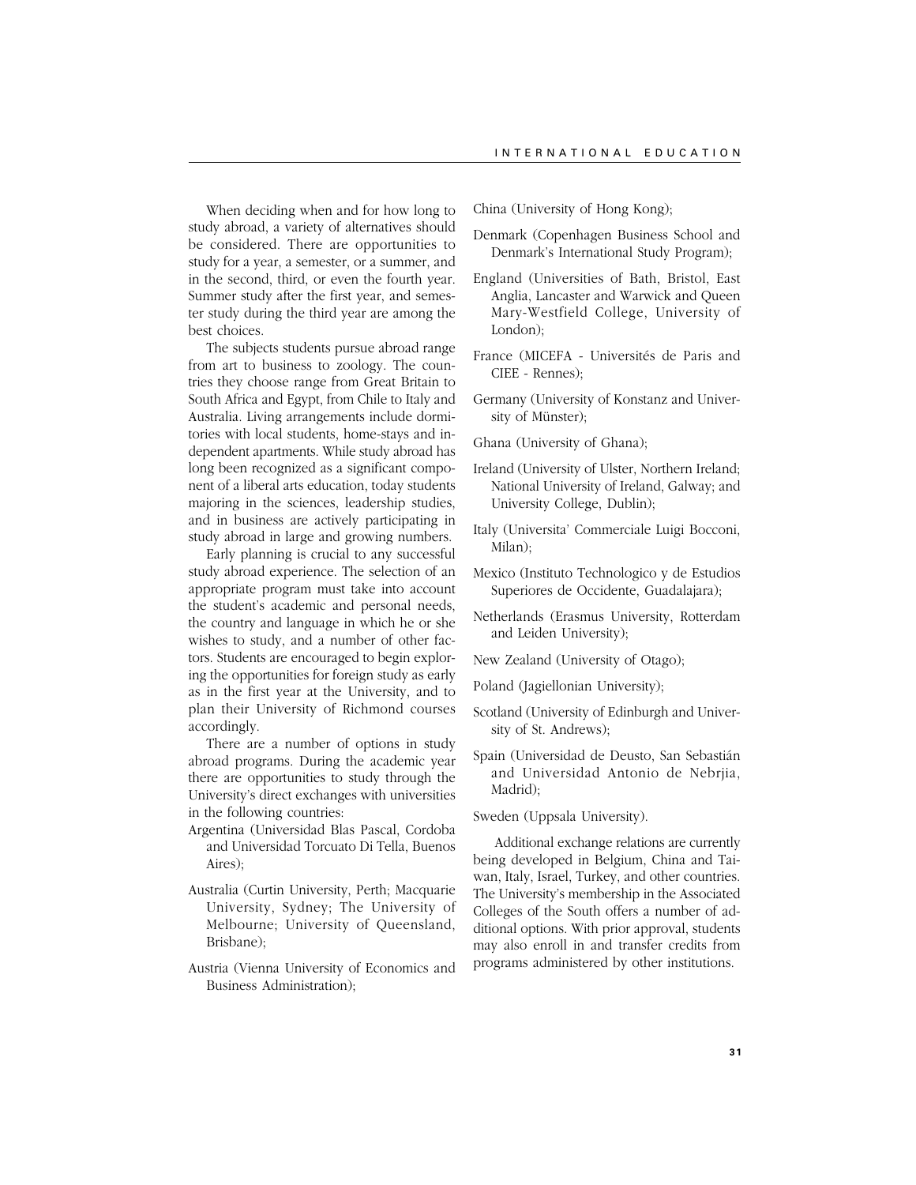When deciding when and for how long to study abroad, a variety of alternatives should be considered. There are opportunities to study for a year, a semester, or a summer, and in the second, third, or even the fourth year. Summer study after the first year, and semester study during the third year are among the best choices.

The subjects students pursue abroad range from art to business to zoology. The countries they choose range from Great Britain to South Africa and Egypt, from Chile to Italy and Australia. Living arrangements include dormitories with local students, home-stays and independent apartments. While study abroad has long been recognized as a significant component of a liberal arts education, today students majoring in the sciences, leadership studies, and in business are actively participating in study abroad in large and growing numbers.

Early planning is crucial to any successful study abroad experience. The selection of an appropriate program must take into account the student's academic and personal needs, the country and language in which he or she wishes to study, and a number of other factors. Students are encouraged to begin exploring the opportunities for foreign study as early as in the first year at the University, and to plan their University of Richmond courses accordingly.

There are a number of options in study abroad programs. During the academic year there are opportunities to study through the University's direct exchanges with universities in the following countries:

Argentina (Universidad Blas Pascal, Cordoba and Universidad Torcuato Di Tella, Buenos Aires);

Australia (Curtin University, Perth; Macquarie University, Sydney; The University of Melbourne; University of Queensland, Brisbane);

Austria (Vienna University of Economics and Business Administration);

China (University of Hong Kong);

Denmark (Copenhagen Business School and Denmark's International Study Program);

England (Universities of Bath, Bristol, East Anglia, Lancaster and Warwick and Queen Mary-Westfield College, University of London);

France (MICEFA - Universités de Paris and CIEE - Rennes);

Germany (University of Konstanz and University of Münster);

Ghana (University of Ghana);

Ireland (University of Ulster, Northern Ireland; National University of Ireland, Galway; and University College, Dublin);

Italy (Universita' Commerciale Luigi Bocconi, Milan);

Mexico (Instituto Technologico y de Estudios Superiores de Occidente, Guadalajara);

Netherlands (Erasmus University, Rotterdam and Leiden University);

New Zealand (University of Otago);

Poland (Jagiellonian University);

Scotland (University of Edinburgh and University of St. Andrews);

Spain (Universidad de Deusto, San Sebastián and Universidad Antonio de Nebrjia, Madrid);

Sweden (Uppsala University).

Additional exchange relations are currently being developed in Belgium, China and Taiwan, Italy, Israel, Turkey, and other countries. The University's membership in the Associated Colleges of the South offers a number of additional options. With prior approval, students may also enroll in and transfer credits from programs administered by other institutions.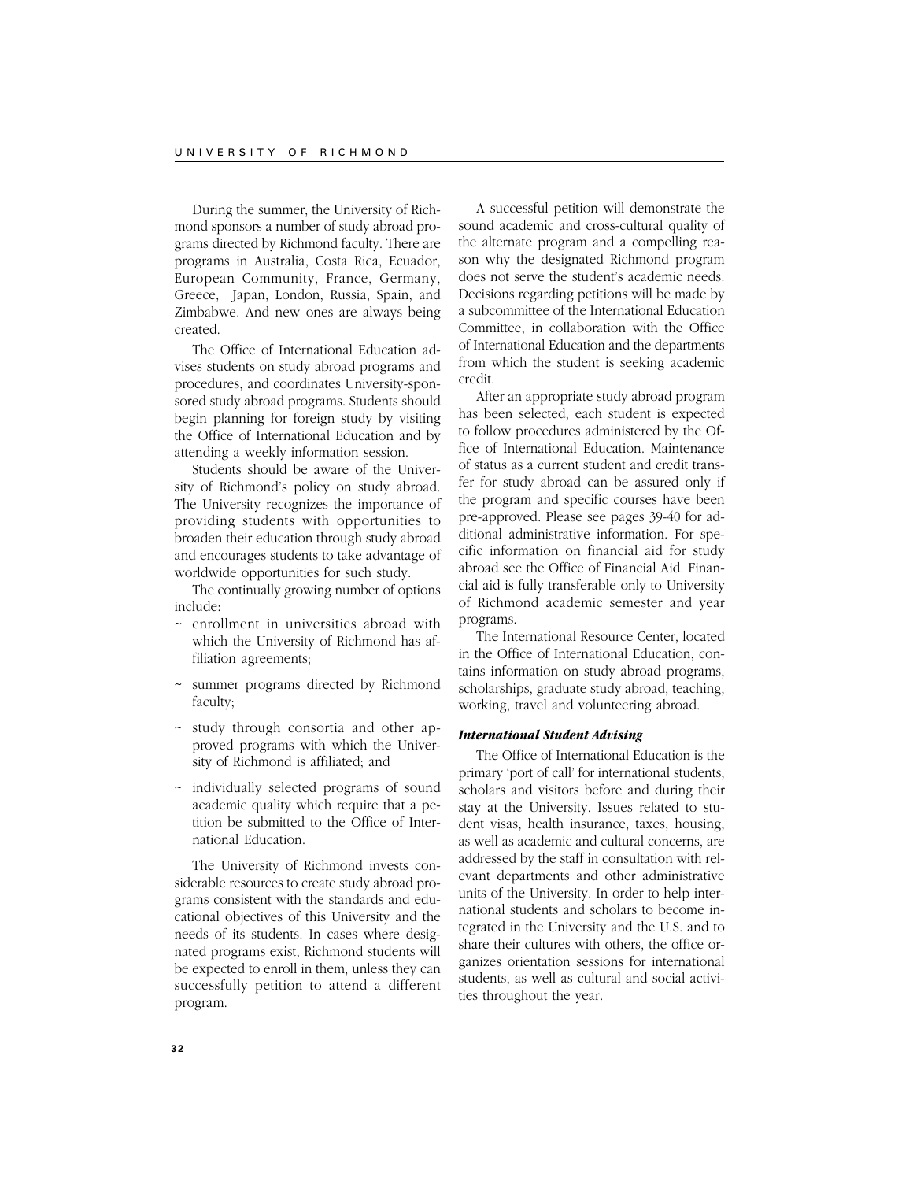During the summer, the University of Richmond sponsors a number of study abroad programs directed by Richmond faculty. There are programs in Australia, Costa Rica, Ecuador, European Community, France, Germany, Greece, Japan, London, Russia, Spain, and Zimbabwe. And new ones are always being created.

The Office of International Education advises students on study abroad programs and procedures, and coordinates University-sponsored study abroad programs. Students should begin planning for foreign study by visiting the Office of International Education and by attending a weekly information session.

Students should be aware of the University of Richmond's policy on study abroad. The University recognizes the importance of providing students with opportunities to broaden their education through study abroad and encourages students to take advantage of worldwide opportunities for such study.

The continually growing number of options include:

~ enrollment in universities abroad with which the University of Richmond has affiliation agreements;

~ summer programs directed by Richmond faculty;

~ study through consortia and other approved programs with which the University of Richmond is affiliated; and

~ individually selected programs of sound academic quality which require that a petition be submitted to the Office of International Education.

The University of Richmond invests considerable resources to create study abroad programs consistent with the standards and educational objectives of this University and the needs of its students. In cases where designated programs exist, Richmond students will be expected to enroll in them, unless they can successfully petition to attend a different program.

A successful petition will demonstrate the sound academic and cross-cultural quality of the alternate program and a compelling reason why the designated Richmond program does not serve the student's academic needs. Decisions regarding petitions will be made by a subcommittee of the International Education Committee, in collaboration with the Office of International Education and the departments from which the student is seeking academic credit.

After an appropriate study abroad program has been selected, each student is expected to follow procedures administered by the Office of International Education. Maintenance of status as a current student and credit transfer for study abroad can be assured only if the program and specific courses have been pre-approved. Please see pages 39-40 for additional administrative information. For specific information on financial aid for study abroad see the Office of Financial Aid. Financial aid is fully transferable only to University of Richmond academic semester and year programs.

The International Resource Center, located in the Office of International Education, contains information on study abroad programs, scholarships, graduate study abroad, teaching, working, travel and volunteering abroad.

### *International Student Advising*

The Office of International Education is the primary 'port of call' for international students, scholars and visitors before and during their stay at the University. Issues related to student visas, health insurance, taxes, housing, as well as academic and cultural concerns, are addressed by the staff in consultation with relevant departments and other administrative units of the University. In order to help international students and scholars to become integrated in the University and the U.S. and to share their cultures with others, the office organizes orientation sessions for international students, as well as cultural and social activities throughout the year.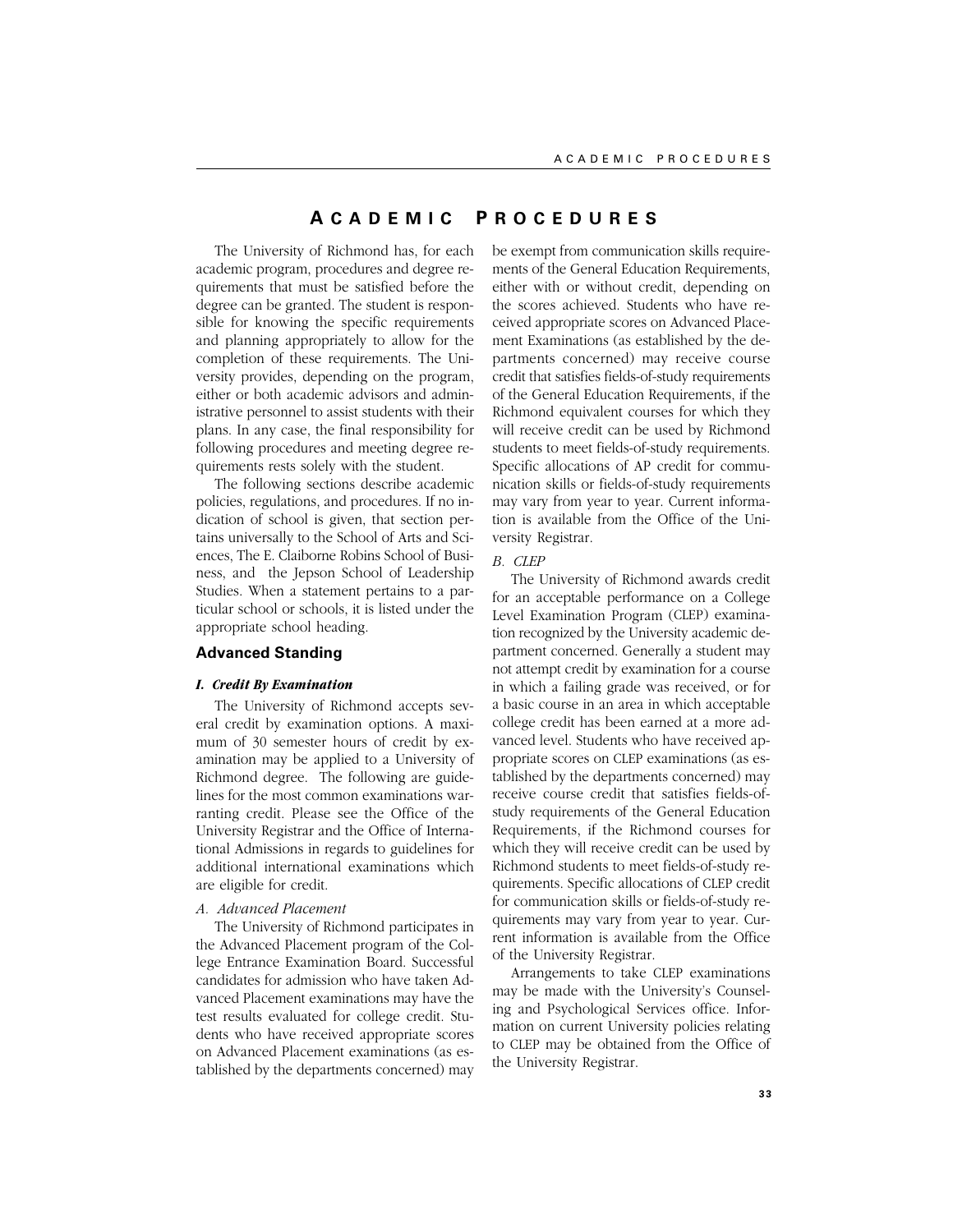# ACADEMIC PROCEDURES

The University of Richmond has, for each academic program, procedures and degree requirements that must be satisfied before the degree can be granted. The student is responsible for knowing the specific requirements and planning appropriately to allow for the completion of these requirements. The University provides, depending on the program, either or both academic advisors and administrative personnel to assist students with their plans. In any case, the final responsibility for following procedures and meeting degree requirements rests solely with the student.

The following sections describe academic policies, regulations, and procedures. If no indication of school is given, that section pertains universally to the School of Arts and Sciences, The E. Claiborne Robins School of Business, and the Jepson School of Leadership Studies. When a statement pertains to a particular school or schools, it is listed under the appropriate school heading.

## Advanced Standing

### *I. Credit By Examination*

The University of Richmond accepts several credit by examination options. A maximum of 30 semester hours of credit by examination may be applied to a University of Richmond degree. The following are guidelines for the most common examinations warranting credit. Please see the Office of the University Registrar and the Office of International Admissions in regards to guidelines for additional international examinations which are eligible for credit.

*A. Advanced Placement*

The University of Richmond participates in the Advanced Placement program of the College Entrance Examination Board. Successful candidates for admission who have taken Advanced Placement examinations may have the test results evaluated for college credit. Students who have received appropriate scores on Advanced Placement examinations (as established by the departments concerned) may be exempt from communication skills requirements of the General Education Requirements, either with or without credit, depending on the scores achieved. Students who have received appropriate scores on Advanced Placement Examinations (as established by the departments concerned) may receive course credit that satisfies fields-of-study requirements of the General Education Requirements, if the Richmond equivalent courses for which they will receive credit can be used by Richmond students to meet fields-of-study requirements. Specific allocations of AP credit for communication skills or fields-of-study requirements may vary from year to year. Current information is available from the Office of the University Registrar.

*B. CLEP*

The University of Richmond awards credit for an acceptable performance on a College Level Examination Program (CLEP) examination recognized by the University academic department concerned. Generally a student may not attempt credit by examination for a course in which a failing grade was received, or for a basic course in an area in which acceptable college credit has been earned at a more advanced level. Students who have received appropriate scores on CLEP examinations (as established by the departments concerned) may receive course credit that satisfies fields-of-study requirements of the General Education Requirements, if the Richmond courses for which they will receive credit can be used by Richmond students to meet fields-of-study requirements. Specific allocations of CLEP credit for communication skills or fields-of-study requirements may vary from year to year. Current information is available from the Office of the University Registrar.

Arrangements to take CLEP examinations may be made with the University's Counseling and Psychological Services office. Information on current University policies relating to CLEP may be obtained from the Office of the University Registrar.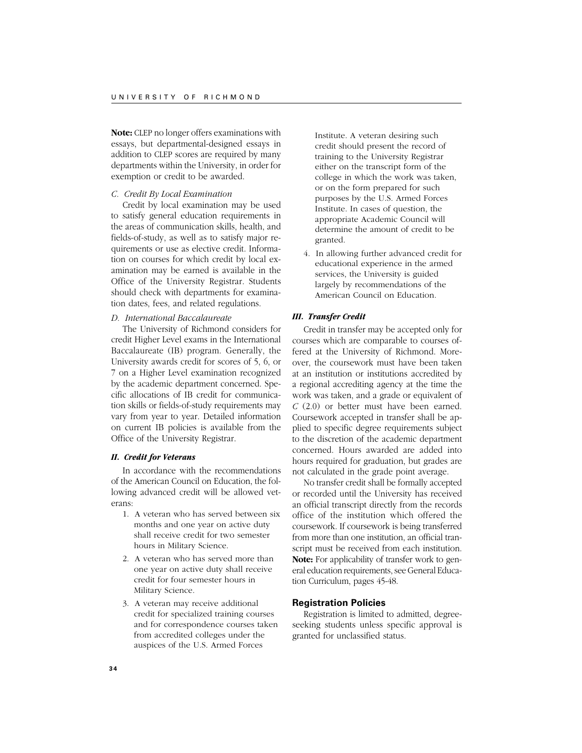**Note:** CLEP no longer offers examinations with essays, but departmental-designed essays in addition to CLEP scores are required by many departments within the University, in order for exemption or credit to be awarded.

*C. Credit By Local Examination*

Credit by local examination may be used to satisfy general education requirements in the areas of communication skills, health, and fields-of-study, as well as to satisfy major requirements or use as elective credit. Information on courses for which credit by local examination may be earned is available in the Office of the University Registrar. Students should check with departments for examination dates, fees, and related regulations.

*D. International Baccalaureate*

The University of Richmond considers for credit Higher Level exams in the International Baccalaureate (IB) program. Generally, the University awards credit for scores of 5, 6, or 7 on a Higher Level examination recognized by the academic department concerned. Specific allocations of IB credit for communication skills or fields-of-study requirements may vary from year to year. Detailed information on current IB policies is available from the Office of the University Registrar.

***II. Credit for Veterans***

In accordance with the recommendations of the American Council on Education, the following advanced credit will be allowed veterans:

1. A veteran who has served between six months and one year on active duty shall receive credit for two semester hours in Military Science.
2. A veteran who has served more than one year on active duty shall receive credit for four semester hours in Military Science.
3. A veteran may receive additional credit for specialized training courses and for correspondence courses taken from accredited colleges under the auspices of the U.S. Armed Forces Institute. A veteran desiring such credit should present the record of training to the University Registrar either on the transcript form of the college in which the work was taken, or on the form prepared for such purposes by the U.S. Armed Forces Institute. In cases of question, the appropriate Academic Council will determine the amount of credit to be granted.
4. In allowing further advanced credit for educational experience in the armed services, the University is guided largely by recommendations of the American Council on Education.

***III. Transfer Credit***

Credit in transfer may be accepted only for courses which are comparable to courses offered at the University of Richmond. Moreover, the coursework must have been taken at an institution or institutions accredited by a regional accrediting agency at the time the work was taken, and a grade or equivalent of *C* (2.0) or better must have been earned. Coursework accepted in transfer shall be applied to specific degree requirements subject to the discretion of the academic department concerned. Hours awarded are added into hours required for graduation, but grades are not calculated in the grade point average.

No transfer credit shall be formally accepted or recorded until the University has received an official transcript directly from the records office of the institution which offered the coursework. If coursework is being transferred from more than one institution, an official transcript must be received from each institution. **Note:** For applicability of transfer work to general education requirements, see General Education Curriculum, pages 45-48.

## Registration Policies

Registration is limited to admitted, degree-seeking students unless specific approval is granted for unclassified status.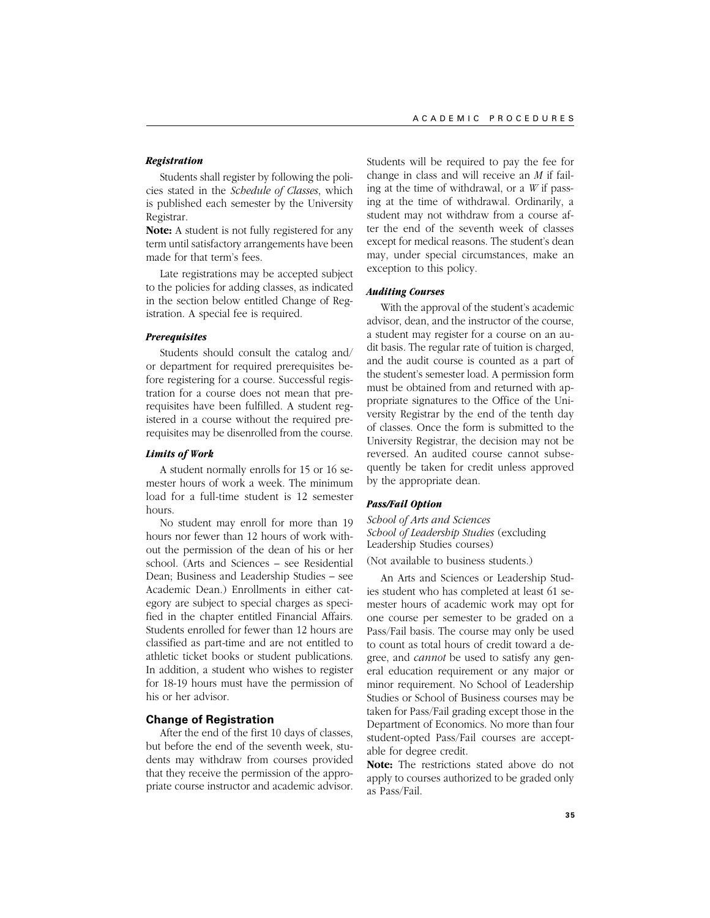### *Registration*

Students shall register by following the policies stated in the *Schedule of Classes*, which is published each semester by the University Registrar.

**Note:** A student is not fully registered for any term until satisfactory arrangements have been made for that term's fees.

Late registrations may be accepted subject to the policies for adding classes, as indicated in the section below entitled Change of Registration. A special fee is required.

### *Prerequisites*

Students should consult the catalog and/or department for required prerequisites before registering for a course. Successful registration for a course does not mean that prerequisites have been fulfilled. A student registered in a course without the required prerequisites may be disenrolled from the course.

### *Limits of Work*

A student normally enrolls for 15 or 16 semester hours of work a week. The minimum load for a full-time student is 12 semester hours.

No student may enroll for more than 19 hours nor fewer than 12 hours of work without the permission of the dean of his or her school. (Arts and Sciences – see Residential Dean; Business and Leadership Studies – see Academic Dean.) Enrollments in either category are subject to special charges as specified in the chapter entitled Financial Affairs. Students enrolled for fewer than 12 hours are classified as part-time and are not entitled to athletic ticket books or student publications. In addition, a student who wishes to register for 18-19 hours must have the permission of his or her advisor.

## Change of Registration

After the end of the first 10 days of classes, but before the end of the seventh week, students may withdraw from courses provided that they receive the permission of the appropriate course instructor and academic advisor. Students will be required to pay the fee for change in class and will receive an *M* if failing at the time of withdrawal, or a *W* if passing at the time of withdrawal. Ordinarily, a student may not withdraw from a course after the end of the seventh week of classes except for medical reasons. The student's dean may, under special circumstances, make an exception to this policy.

### *Auditing Courses*

With the approval of the student's academic advisor, dean, and the instructor of the course, a student may register for a course on an audit basis. The regular rate of tuition is charged, and the audit course is counted as a part of the student's semester load. A permission form must be obtained from and returned with appropriate signatures to the Office of the University Registrar by the end of the tenth day of classes. Once the form is submitted to the University Registrar, the decision may not be reversed. An audited course cannot subsequently be taken for credit unless approved by the appropriate dean.

### *Pass/Fail Option*

*School of Arts and Sciences*
*School of Leadership Studies* (excluding Leadership Studies courses)

(Not available to business students.)

An Arts and Sciences or Leadership Studies student who has completed at least 61 semester hours of academic work may opt for one course per semester to be graded on a Pass/Fail basis. The course may only be used to count as total hours of credit toward a degree, and *cannot* be used to satisfy any general education requirement or any major or minor requirement. No School of Leadership Studies or School of Business courses may be taken for Pass/Fail grading except those in the Department of Economics. No more than four student-opted Pass/Fail courses are acceptable for degree credit.

**Note:** The restrictions stated above do not apply to courses authorized to be graded only as Pass/Fail.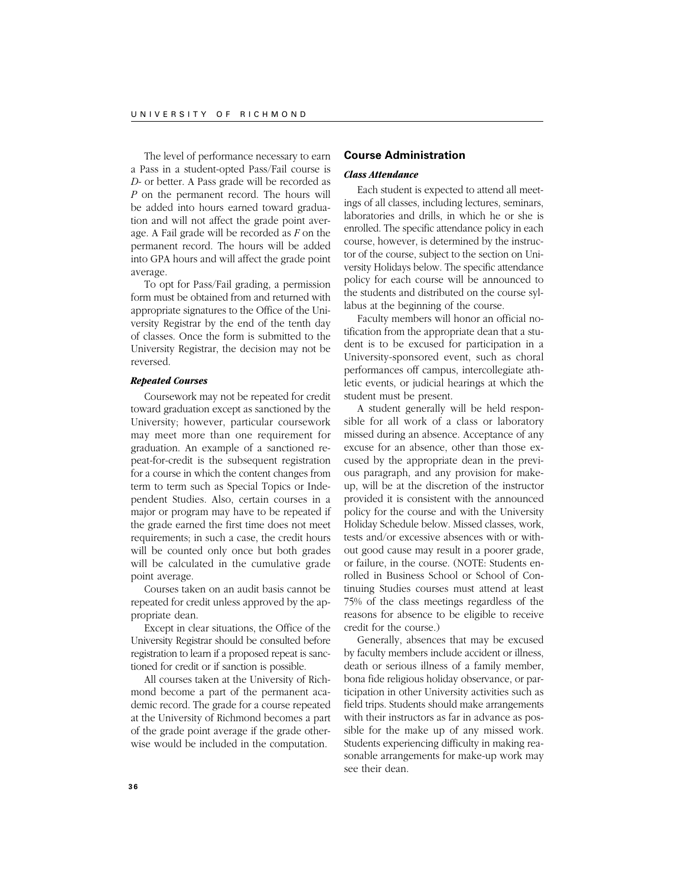The level of performance necessary to earn a Pass in a student-opted Pass/Fail course is *D-* or better. A Pass grade will be recorded as *P* on the permanent record. The hours will be added into hours earned toward graduation and will not affect the grade point average. A Fail grade will be recorded as *F* on the permanent record. The hours will be added into GPA hours and will affect the grade point average.

To opt for Pass/Fail grading, a permission form must be obtained from and returned with appropriate signatures to the Office of the University Registrar by the end of the tenth day of classes. Once the form is submitted to the University Registrar, the decision may not be reversed.

#### *Repeated Courses*

Coursework may not be repeated for credit toward graduation except as sanctioned by the University; however, particular coursework may meet more than one requirement for graduation. An example of a sanctioned repeat-for-credit is the subsequent registration for a course in which the content changes from term to term such as Special Topics or Independent Studies. Also, certain courses in a major or program may have to be repeated if the grade earned the first time does not meet requirements; in such a case, the credit hours will be counted only once but both grades will be calculated in the cumulative grade point average.

Courses taken on an audit basis cannot be repeated for credit unless approved by the appropriate dean.

Except in clear situations, the Office of the University Registrar should be consulted before registration to learn if a proposed repeat is sanctioned for credit or if sanction is possible.

All courses taken at the University of Richmond become a part of the permanent academic record. The grade for a course repeated at the University of Richmond becomes a part of the grade point average if the grade otherwise would be included in the computation.

## Course Administration

#### *Class Attendance*

Each student is expected to attend all meetings of all classes, including lectures, seminars, laboratories and drills, in which he or she is enrolled. The specific attendance policy in each course, however, is determined by the instructor of the course, subject to the section on University Holidays below. The specific attendance policy for each course will be announced to the students and distributed on the course syllabus at the beginning of the course.

Faculty members will honor an official notification from the appropriate dean that a student is to be excused for participation in a University-sponsored event, such as choral performances off campus, intercollegiate athletic events, or judicial hearings at which the student must be present.

A student generally will be held responsible for all work of a class or laboratory missed during an absence. Acceptance of any excuse for an absence, other than those excused by the appropriate dean in the previous paragraph, and any provision for makeup, will be at the discretion of the instructor provided it is consistent with the announced policy for the course and with the University Holiday Schedule below. Missed classes, work, tests and/or excessive absences with or without good cause may result in a poorer grade, or failure, in the course. (NOTE: Students enrolled in Business School or School of Continuing Studies courses must attend at least 75% of the class meetings regardless of the reasons for absence to be eligible to receive credit for the course.)

Generally, absences that may be excused by faculty members include accident or illness, death or serious illness of a family member, bona fide religious holiday observance, or participation in other University activities such as field trips. Students should make arrangements with their instructors as far in advance as possible for the make up of any missed work. Students experiencing difficulty in making reasonable arrangements for make-up work may see their dean.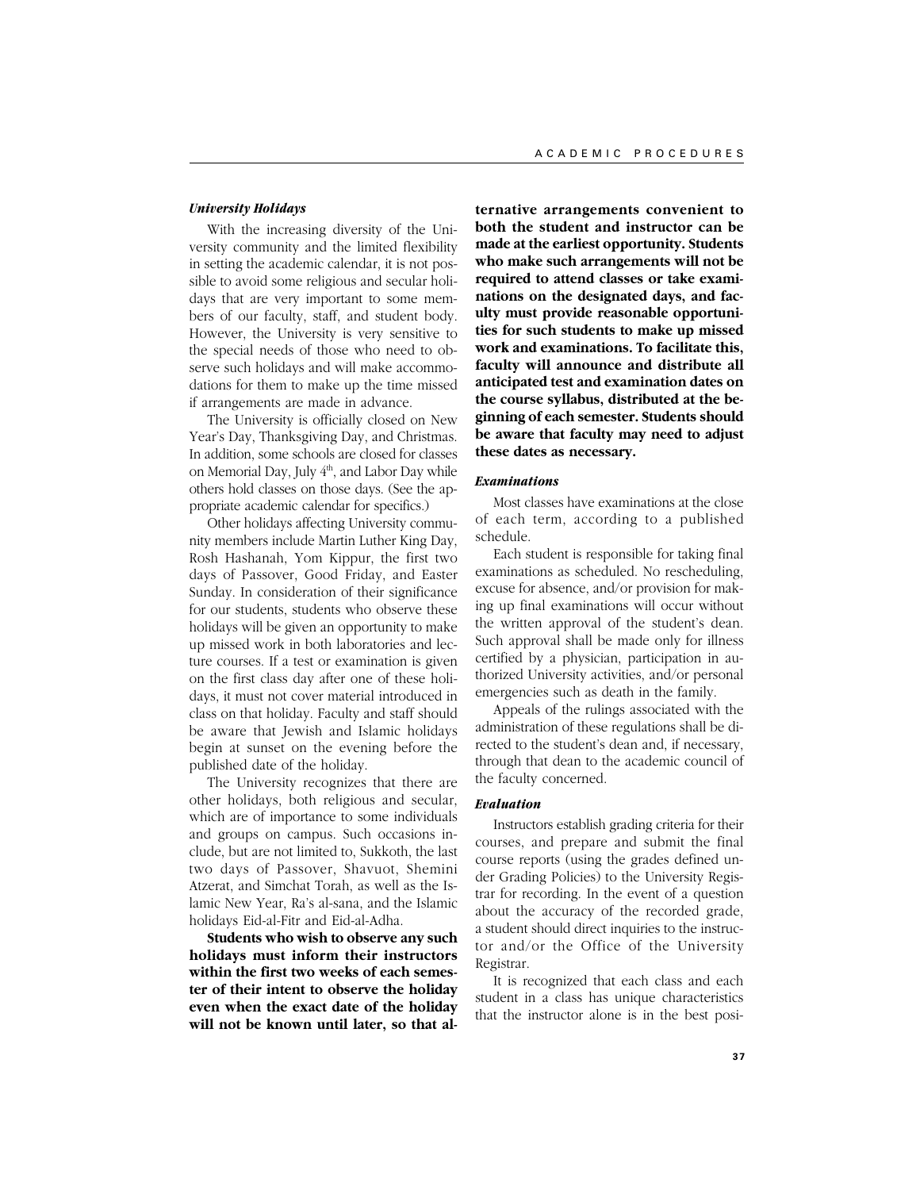### *University Holidays*

With the increasing diversity of the University community and the limited flexibility in setting the academic calendar, it is not possible to avoid some religious and secular holidays that are very important to some members of our faculty, staff, and student body. However, the University is very sensitive to the special needs of those who need to observe such holidays and will make accommodations for them to make up the time missed if arrangements are made in advance.

The University is officially closed on New Year's Day, Thanksgiving Day, and Christmas. In addition, some schools are closed for classes on Memorial Day, July 4th, and Labor Day while others hold classes on those days. (See the appropriate academic calendar for specifics.)

Other holidays affecting University community members include Martin Luther King Day, Rosh Hashanah, Yom Kippur, the first two days of Passover, Good Friday, and Easter Sunday. In consideration of their significance for our students, students who observe these holidays will be given an opportunity to make up missed work in both laboratories and lecture courses. If a test or examination is given on the first class day after one of these holidays, it must not cover material introduced in class on that holiday. Faculty and staff should be aware that Jewish and Islamic holidays begin at sunset on the evening before the published date of the holiday.

The University recognizes that there are other holidays, both religious and secular, which are of importance to some individuals and groups on campus. Such occasions include, but are not limited to, Sukkoth, the last two days of Passover, Shavuot, Shemini Atzerat, and Simchat Torah, as well as the Islamic New Year, Ra's al-sana, and the Islamic holidays Eid-al-Fitr and Eid-al-Adha.

**Students who wish to observe any such holidays must inform their instructors within the first two weeks of each semester of their intent to observe the holiday even when the exact date of the holiday will not be known until later, so that alternative arrangements convenient to both the student and instructor can be made at the earliest opportunity. Students who make such arrangements will not be required to attend classes or take examinations on the designated days, and faculty must provide reasonable opportunities for such students to make up missed work and examinations. To facilitate this, faculty will announce and distribute all anticipated test and examination dates on the course syllabus, distributed at the beginning of each semester. Students should be aware that faculty may need to adjust these dates as necessary.**

### *Examinations*

Most classes have examinations at the close of each term, according to a published schedule.

Each student is responsible for taking final examinations as scheduled. No rescheduling, excuse for absence, and/or provision for making up final examinations will occur without the written approval of the student's dean. Such approval shall be made only for illness certified by a physician, participation in authorized University activities, and/or personal emergencies such as death in the family.

Appeals of the rulings associated with the administration of these regulations shall be directed to the student's dean and, if necessary, through that dean to the academic council of the faculty concerned.

### *Evaluation*

Instructors establish grading criteria for their courses, and prepare and submit the final course reports (using the grades defined under Grading Policies) to the University Registrar for recording. In the event of a question about the accuracy of the recorded grade, a student should direct inquiries to the instructor and/or the Office of the University Registrar.

It is recognized that each class and each student in a class has unique characteristics that the instructor alone is in the best posi-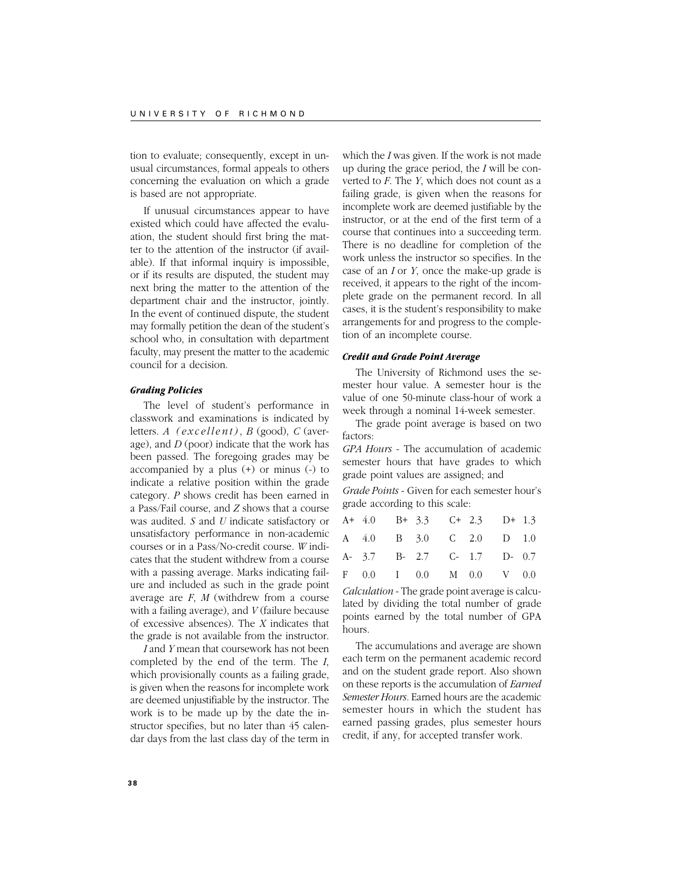tion to evaluate; consequently, except in unusual circumstances, formal appeals to others concerning the evaluation on which a grade is based are not appropriate.

If unusual circumstances appear to have existed which could have affected the evaluation, the student should first bring the matter to the attention of the instructor (if available). If that informal inquiry is impossible, or if its results are disputed, the student may next bring the matter to the attention of the department chair and the instructor, jointly. In the event of continued dispute, the student may formally petition the dean of the student's school who, in consultation with department faculty, may present the matter to the academic council for a decision.

### *Grading Policies*

The level of student's performance in classwork and examinations is indicated by letters. *A* (*excellent*), *B* (good), *C* (average), and *D* (poor) indicate that the work has been passed. The foregoing grades may be accompanied by a plus (+) or minus (-) to indicate a relative position within the grade category. *P* shows credit has been earned in a Pass/Fail course, and *Z* shows that a course was audited. *S* and *U* indicate satisfactory or unsatisfactory performance in non-academic courses or in a Pass/No-credit course. *W* indicates that the student withdrew from a course with a passing average. Marks indicating failure and included as such in the grade point average are *F*, *M* (withdrew from a course with a failing average), and *V* (failure because of excessive absences). The *X* indicates that the grade is not available from the instructor.

*I* and *Y* mean that coursework has not been completed by the end of the term. The *I*, which provisionally counts as a failing grade, is given when the reasons for incomplete work are deemed unjustifiable by the instructor. The work is to be made up by the date the instructor specifies, but no later than 45 calendar days from the last class day of the term in which the *I* was given. If the work is not made up during the grace period, the *I* will be converted to *F*. The *Y*, which does not count as a failing grade, is given when the reasons for incomplete work are deemed justifiable by the instructor, or at the end of the first term of a course that continues into a succeeding term. There is no deadline for completion of the work unless the instructor so specifies. In the case of an *I* or *Y*, once the make-up grade is received, it appears to the right of the incomplete grade on the permanent record. In all cases, it is the student's responsibility to make arrangements for and progress to the completion of an incomplete course.

### *Credit and Grade Point Average*

The University of Richmond uses the semester hour value. A semester hour is the value of one 50-minute class-hour of work a week through a nominal 14-week semester.

The grade point average is based on two factors:

*GPA Hours* - The accumulation of academic semester hours that have grades to which grade point values are assigned; and

*Grade Points* - Given for each semester hour's grade according to this scale:

| | | | | | | | |
|---|---|---|---|---|---|---|---|
| A+ | 4.0 | B+ | 3.3 | C+ | 2.3 | D+ | 1.3 |
| A | 4.0 | B | 3.0 | C | 2.0 | D | 1.0 |
| A- | 3.7 | B- | 2.7 | C- | 1.7 | D- | 0.7 |
| F | 0.0 | I | 0.0 | M | 0.0 | V | 0.0 |

*Calculation* - The grade point average is calculated by dividing the total number of grade points earned by the total number of GPA hours.

The accumulations and average are shown each term on the permanent academic record and on the student grade report. Also shown on these reports is the accumulation of *Earned Semester Hours*. Earned hours are the academic semester hours in which the student has earned passing grades, plus semester hours credit, if any, for accepted transfer work.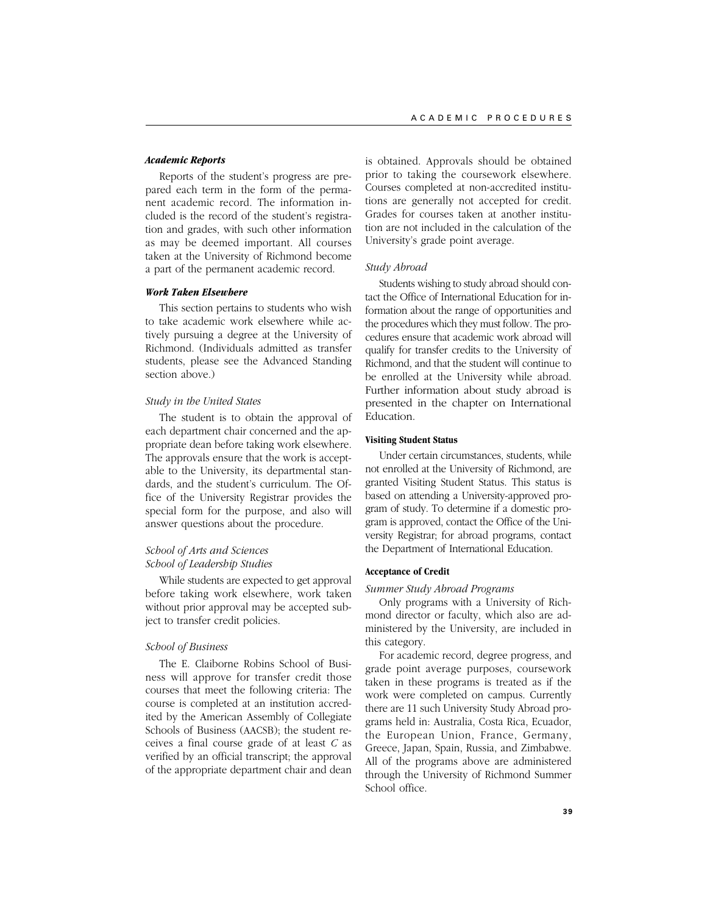### *Academic Reports*

Reports of the student's progress are prepared each term in the form of the permanent academic record. The information included is the record of the student's registration and grades, with such other information as may be deemed important. All courses taken at the University of Richmond become a part of the permanent academic record.

### *Work Taken Elsewhere*

This section pertains to students who wish to take academic work elsewhere while actively pursuing a degree at the University of Richmond. (Individuals admitted as transfer students, please see the Advanced Standing section above.)

*Study in the United States*

The student is to obtain the approval of each department chair concerned and the appropriate dean before taking work elsewhere. The approvals ensure that the work is acceptable to the University, its departmental standards, and the student's curriculum. The Office of the University Registrar provides the special form for the purpose, and also will answer questions about the procedure.

*School of Arts and Sciences*
*School of Leadership Studies*

While students are expected to get approval before taking work elsewhere, work taken without prior approval may be accepted subject to transfer credit policies.

*School of Business*

The E. Claiborne Robins School of Business will approve for transfer credit those courses that meet the following criteria: The course is completed at an institution accredited by the American Assembly of Collegiate Schools of Business (AACSB); the student receives a final course grade of at least *C* as verified by an official transcript; the approval of the appropriate department chair and dean is obtained. Approvals should be obtained prior to taking the coursework elsewhere. Courses completed at non-accredited institutions are generally not accepted for credit. Grades for courses taken at another institution are not included in the calculation of the University's grade point average.

*Study Abroad*

Students wishing to study abroad should contact the Office of International Education for information about the range of opportunities and the procedures which they must follow. The procedures ensure that academic work abroad will qualify for transfer credits to the University of Richmond, and that the student will continue to be enrolled at the University while abroad. Further information about study abroad is presented in the chapter on International Education.

#### Visiting Student Status

Under certain circumstances, students, while not enrolled at the University of Richmond, are granted Visiting Student Status. This status is based on attending a University-approved program of study. To determine if a domestic program is approved, contact the Office of the University Registrar; for abroad programs, contact the Department of International Education.

#### Acceptance of Credit

*Summer Study Abroad Programs*

Only programs with a University of Richmond director or faculty, which also are administered by the University, are included in this category.

For academic record, degree progress, and grade point average purposes, coursework taken in these programs is treated as if the work were completed on campus. Currently there are 11 such University Study Abroad programs held in: Australia, Costa Rica, Ecuador, the European Union, France, Germany, Greece, Japan, Spain, Russia, and Zimbabwe. All of the programs above are administered through the University of Richmond Summer School office.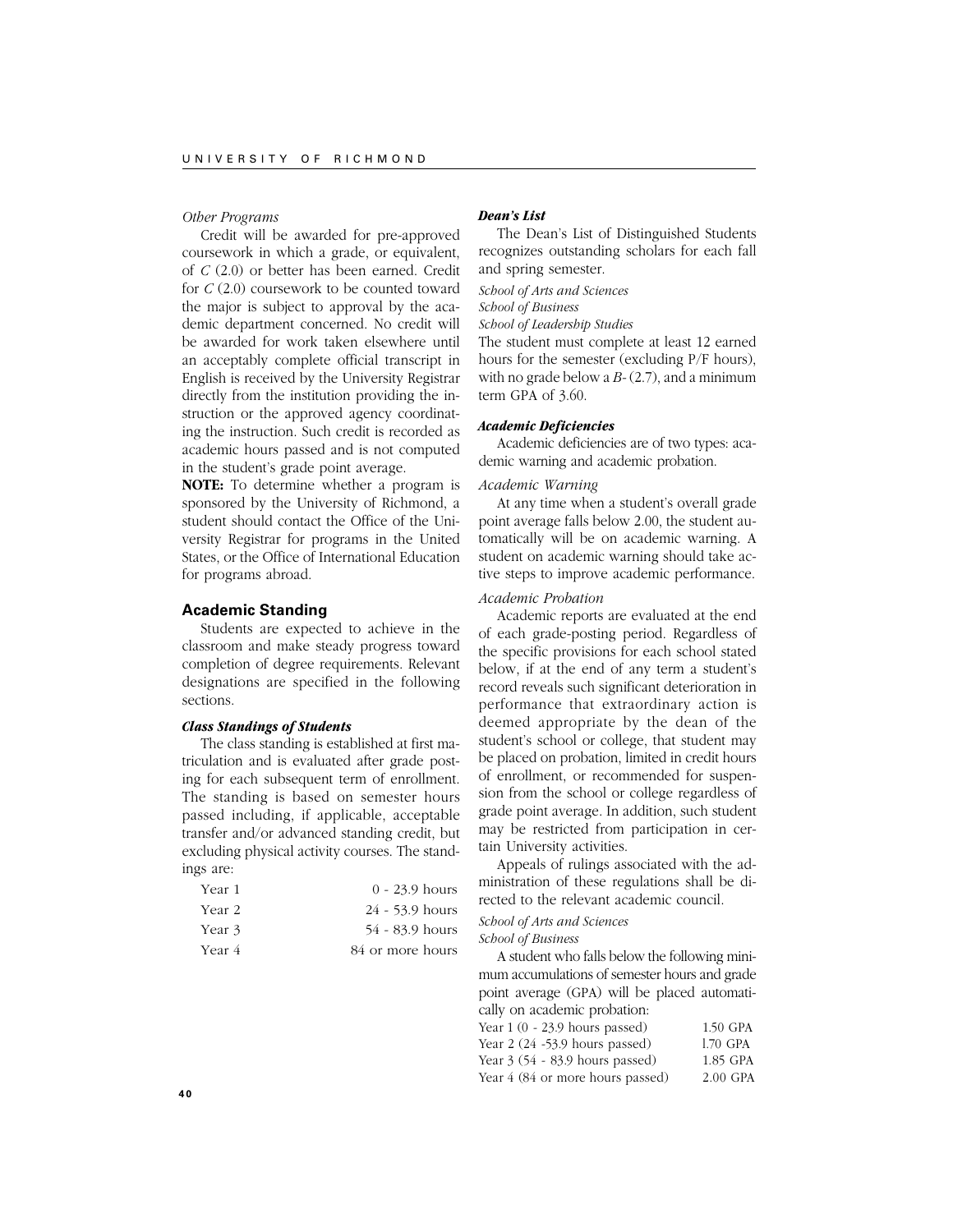*Other Programs*

Credit will be awarded for pre-approved coursework in which a grade, or equivalent, of *C* (2.0) or better has been earned. Credit for *C* (2.0) coursework to be counted toward the major is subject to approval by the academic department concerned. No credit will be awarded for work taken elsewhere until an acceptably complete official transcript in English is received by the University Registrar directly from the institution providing the instruction or the approved agency coordinating the instruction. Such credit is recorded as academic hours passed and is not computed in the student's grade point average.

**NOTE:** To determine whether a program is sponsored by the University of Richmond, a student should contact the Office of the University Registrar for programs in the United States, or the Office of International Education for programs abroad.

## Academic Standing

Students are expected to achieve in the classroom and make steady progress toward completion of degree requirements. Relevant designations are specified in the following sections.

### *Class Standings of Students*

The class standing is established at first matriculation and is evaluated after grade posting for each subsequent term of enrollment. The standing is based on semester hours passed including, if applicable, acceptable transfer and/or advanced standing credit, but excluding physical activity courses. The standings are:

| | |
|---|---|
| Year 1 | 0 - 23.9 hours |
| Year 2 | 24 - 53.9 hours |
| Year 3 | 54 - 83.9 hours |
| Year 4 | 84 or more hours |

### *Dean's List*

The Dean's List of Distinguished Students recognizes outstanding scholars for each fall and spring semester.

*School of Arts and Sciences*
*School of Business*
*School of Leadership Studies*

The student must complete at least 12 earned hours for the semester (excluding P/F hours), with no grade below a *B-* (2.7), and a minimum term GPA of 3.60.

### *Academic Deficiencies*

Academic deficiencies are of two types: academic warning and academic probation.

*Academic Warning*

At any time when a student's overall grade point average falls below 2.00, the student automatically will be on academic warning. A student on academic warning should take active steps to improve academic performance.

*Academic Probation*

Academic reports are evaluated at the end of each grade-posting period. Regardless of the specific provisions for each school stated below, if at the end of any term a student's record reveals such significant deterioration in performance that extraordinary action is deemed appropriate by the dean of the student's school or college, that student may be placed on probation, limited in credit hours of enrollment, or recommended for suspension from the school or college regardless of grade point average. In addition, such student may be restricted from participation in certain University activities.

Appeals of rulings associated with the administration of these regulations shall be directed to the relevant academic council.

*School of Arts and Sciences*
*School of Business*

A student who falls below the following minimum accumulations of semester hours and grade point average (GPA) will be placed automatically on academic probation:

| | |
|---|---|
| Year 1 (0 - 23.9 hours passed) | 1.50 GPA |
| Year 2 (24 -53.9 hours passed) | 1.70 GPA |
| Year 3 (54 - 83.9 hours passed) | 1.85 GPA |
| Year 4 (84 or more hours passed) | 2.00 GPA |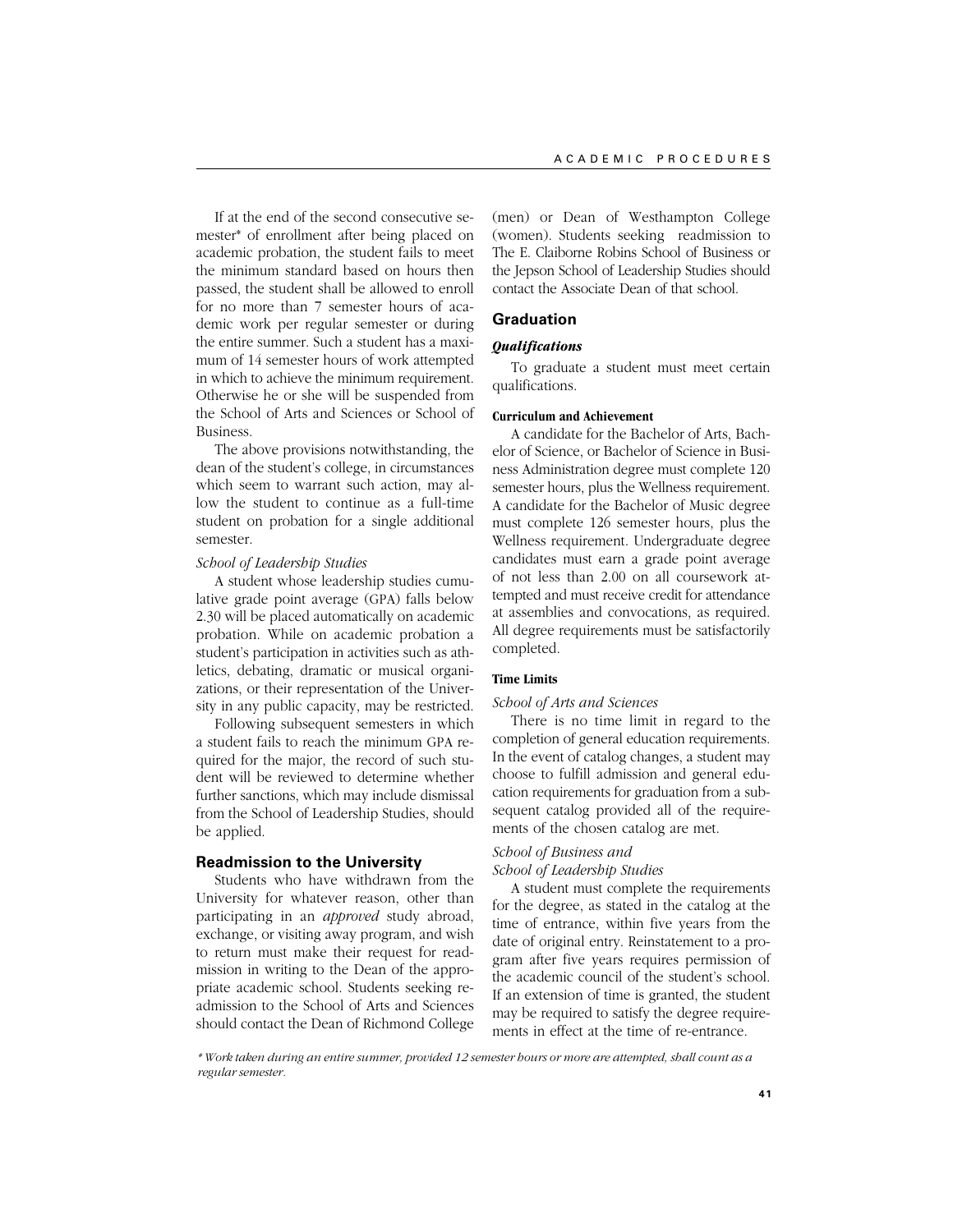If at the end of the second consecutive semester* of enrollment after being placed on academic probation, the student fails to meet the minimum standard based on hours then passed, the student shall be allowed to enroll for no more than 7 semester hours of academic work per regular semester or during the entire summer. Such a student has a maximum of 14 semester hours of work attempted in which to achieve the minimum requirement. Otherwise he or she will be suspended from the School of Arts and Sciences or School of Business.

The above provisions notwithstanding, the dean of the student's college, in circumstances which seem to warrant such action, may allow the student to continue as a full-time student on probation for a single additional semester.

*School of Leadership Studies*

A student whose leadership studies cumulative grade point average (GPA) falls below 2.30 will be placed automatically on academic probation. While on academic probation a student's participation in activities such as athletics, debating, dramatic or musical organizations, or their representation of the University in any public capacity, may be restricted.

Following subsequent semesters in which a student fails to reach the minimum GPA required for the major, the record of such student will be reviewed to determine whether further sanctions, which may include dismissal from the School of Leadership Studies, should be applied.

## Readmission to the University

Students who have withdrawn from the University for whatever reason, other than participating in an *approved* study abroad, exchange, or visiting away program, and wish to return must make their request for readmission in writing to the Dean of the appropriate academic school. Students seeking readmission to the School of Arts and Sciences should contact the Dean of Richmond College (men) or Dean of Westhampton College (women). Students seeking readmission to The E. Claiborne Robins School of Business or the Jepson School of Leadership Studies should contact the Associate Dean of that school.

## Graduation

### *Qualifications*

To graduate a student must meet certain qualifications.

#### Curriculum and Achievement

A candidate for the Bachelor of Arts, Bachelor of Science, or Bachelor of Science in Business Administration degree must complete 120 semester hours, plus the Wellness requirement. A candidate for the Bachelor of Music degree must complete 126 semester hours, plus the Wellness requirement. Undergraduate degree candidates must earn a grade point average of not less than 2.00 on all coursework attempted and must receive credit for attendance at assemblies and convocations, as required. All degree requirements must be satisfactorily completed.

#### Time Limits

*School of Arts and Sciences*

There is no time limit in regard to the completion of general education requirements. In the event of catalog changes, a student may choose to fulfill admission and general education requirements for graduation from a subsequent catalog provided all of the requirements of the chosen catalog are met.

*School of Business and School of Leadership Studies*

A student must complete the requirements for the degree, as stated in the catalog at the time of entrance, within five years from the date of original entry. Reinstatement to a program after five years requires permission of the academic council of the student's school. If an extension of time is granted, the student may be required to satisfy the degree requirements in effect at the time of re-entrance.

*\* Work taken during an entire summer, provided 12 semester hours or more are attempted, shall count as a regular semester.*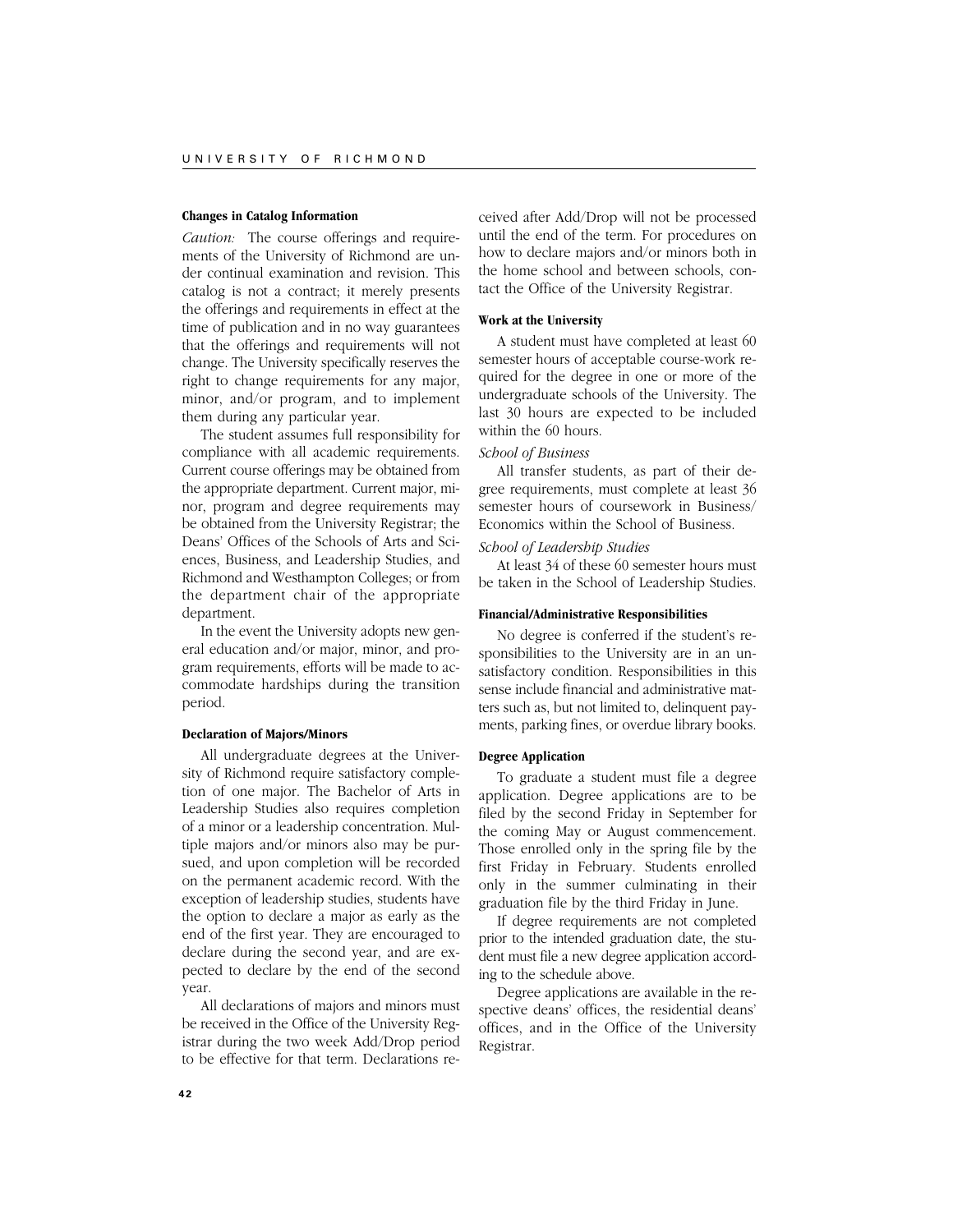#### Changes in Catalog Information

*Caution:* The course offerings and requirements of the University of Richmond are under continual examination and revision. This catalog is not a contract; it merely presents the offerings and requirements in effect at the time of publication and in no way guarantees that the offerings and requirements will not change. The University specifically reserves the right to change requirements for any major, minor, and/or program, and to implement them during any particular year.

The student assumes full responsibility for compliance with all academic requirements. Current course offerings may be obtained from the appropriate department. Current major, minor, program and degree requirements may be obtained from the University Registrar; the Deans' Offices of the Schools of Arts and Sciences, Business, and Leadership Studies, and Richmond and Westhampton Colleges; or from the department chair of the appropriate department.

In the event the University adopts new general education and/or major, minor, and program requirements, efforts will be made to accommodate hardships during the transition period.

#### Declaration of Majors/Minors

All undergraduate degrees at the University of Richmond require satisfactory completion of one major. The Bachelor of Arts in Leadership Studies also requires completion of a minor or a leadership concentration. Multiple majors and/or minors also may be pursued, and upon completion will be recorded on the permanent academic record. With the exception of leadership studies, students have the option to declare a major as early as the end of the first year. They are encouraged to declare during the second year, and are expected to declare by the end of the second year.

All declarations of majors and minors must be received in the Office of the University Registrar during the two week Add/Drop period to be effective for that term. Declarations received after Add/Drop will not be processed until the end of the term. For procedures on how to declare majors and/or minors both in the home school and between schools, contact the Office of the University Registrar.

#### Work at the University

A student must have completed at least 60 semester hours of acceptable course-work required for the degree in one or more of the undergraduate schools of the University. The last 30 hours are expected to be included within the 60 hours.

*School of Business*

All transfer students, as part of their degree requirements, must complete at least 36 semester hours of coursework in Business/Economics within the School of Business.

*School of Leadership Studies*

At least 34 of these 60 semester hours must be taken in the School of Leadership Studies.

#### Financial/Administrative Responsibilities

No degree is conferred if the student's responsibilities to the University are in an unsatisfactory condition. Responsibilities in this sense include financial and administrative matters such as, but not limited to, delinquent payments, parking fines, or overdue library books.

#### Degree Application

To graduate a student must file a degree application. Degree applications are to be filed by the second Friday in September for the coming May or August commencement. Those enrolled only in the spring file by the first Friday in February. Students enrolled only in the summer culminating in their graduation file by the third Friday in June.

If degree requirements are not completed prior to the intended graduation date, the student must file a new degree application according to the schedule above.

Degree applications are available in the respective deans' offices, the residential deans' offices, and in the Office of the University Registrar.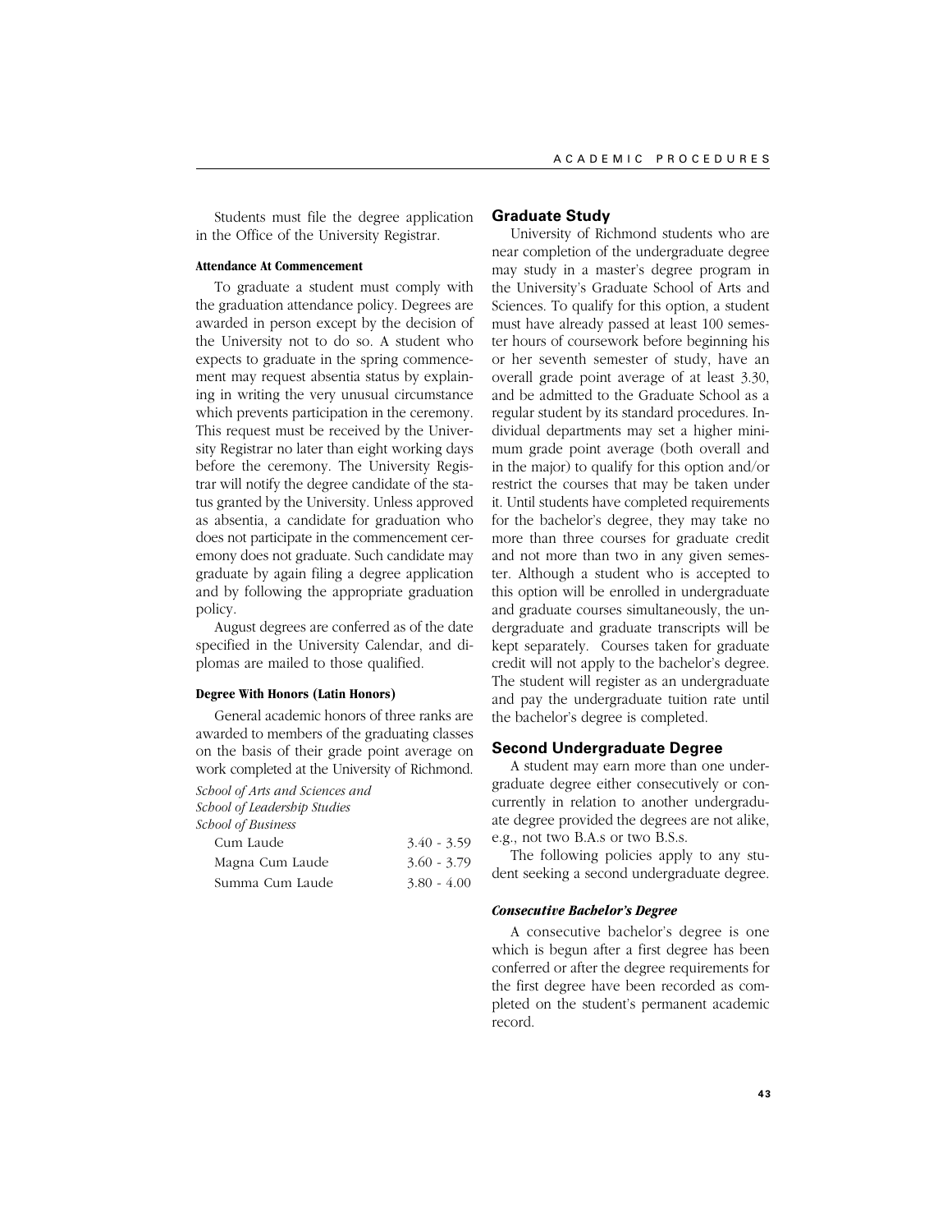Students must file the degree application in the Office of the University Registrar.

#### Attendance At Commencement

To graduate a student must comply with the graduation attendance policy. Degrees are awarded in person except by the decision of the University not to do so. A student who expects to graduate in the spring commencement may request absentia status by explaining in writing the very unusual circumstance which prevents participation in the ceremony. This request must be received by the University Registrar no later than eight working days before the ceremony. The University Registrar will notify the degree candidate of the status granted by the University. Unless approved as absentia, a candidate for graduation who does not participate in the commencement ceremony does not graduate. Such candidate may graduate by again filing a degree application and by following the appropriate graduation policy.

August degrees are conferred as of the date specified in the University Calendar, and diplomas are mailed to those qualified.

#### Degree With Honors (Latin Honors)

General academic honors of three ranks are awarded to members of the graduating classes on the basis of their grade point average on work completed at the University of Richmond.

*School of Arts and Sciences and*
*School of Leadership Studies*
*School of Business*

| | |
|---|---|
| Cum Laude | 3.40 - 3.59 |
| Magna Cum Laude | 3.60 - 3.79 |
| Summa Cum Laude | 3.80 - 4.00 |

### Graduate Study

University of Richmond students who are near completion of the undergraduate degree may study in a master's degree program in the University's Graduate School of Arts and Sciences. To qualify for this option, a student must have already passed at least 100 semester hours of coursework before beginning his or her seventh semester of study, have an overall grade point average of at least 3.30, and be admitted to the Graduate School as a regular student by its standard procedures. Individual departments may set a higher minimum grade point average (both overall and in the major) to qualify for this option and/or restrict the courses that may be taken under it. Until students have completed requirements for the bachelor's degree, they may take no more than three courses for graduate credit and not more than two in any given semester. Although a student who is accepted to this option will be enrolled in undergraduate and graduate courses simultaneously, the undergraduate and graduate transcripts will be kept separately. Courses taken for graduate credit will not apply to the bachelor's degree. The student will register as an undergraduate and pay the undergraduate tuition rate until the bachelor's degree is completed.

### Second Undergraduate Degree

A student may earn more than one undergraduate degree either consecutively or concurrently in relation to another undergraduate degree provided the degrees are not alike, e.g., not two B.A.s or two B.S.s.

The following policies apply to any student seeking a second undergraduate degree.

#### *Consecutive Bachelor's Degree*

A consecutive bachelor's degree is one which is begun after a first degree has been conferred or after the degree requirements for the first degree have been recorded as completed on the student's permanent academic record.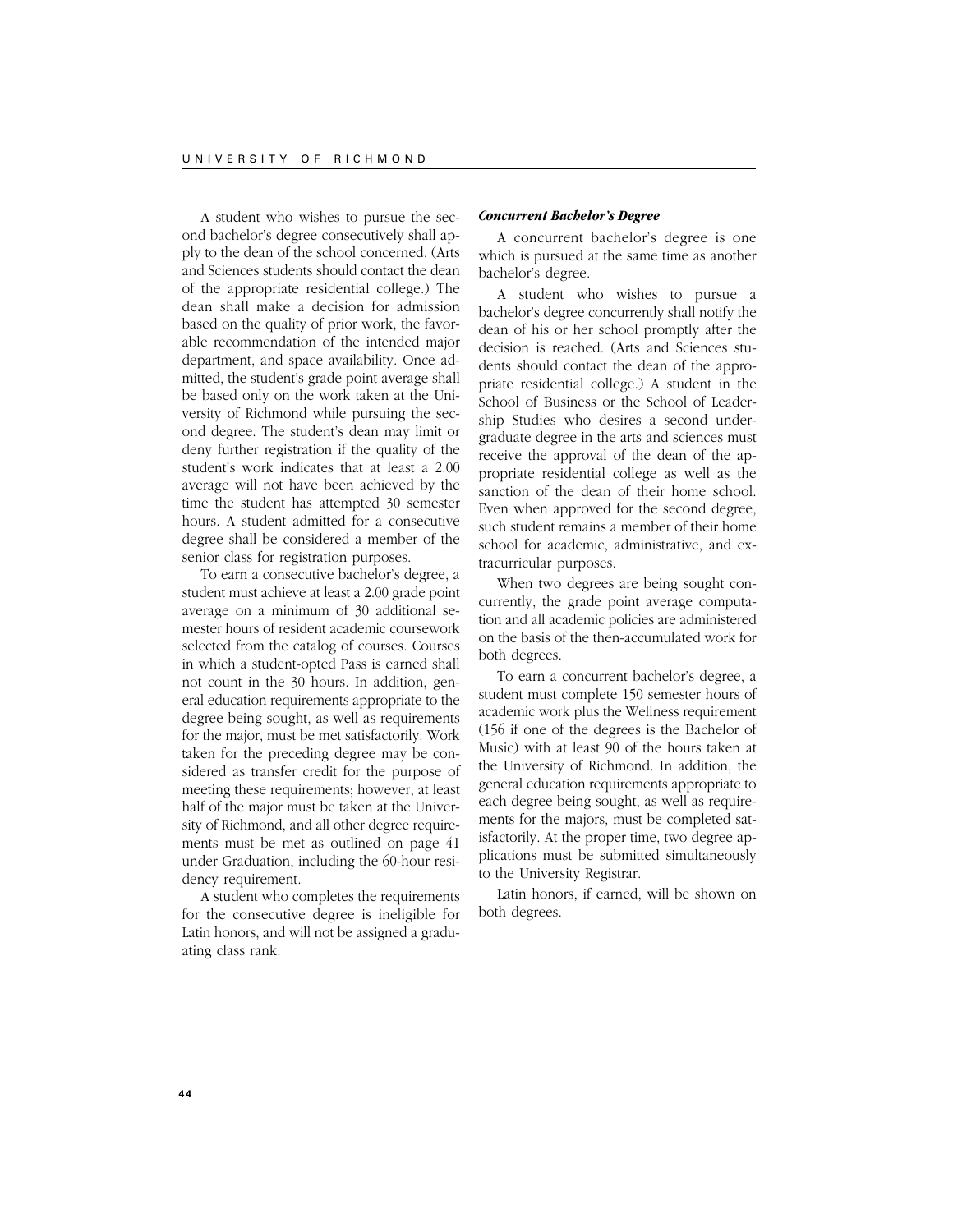A student who wishes to pursue the second bachelor's degree consecutively shall apply to the dean of the school concerned. (Arts and Sciences students should contact the dean of the appropriate residential college.) The dean shall make a decision for admission based on the quality of prior work, the favorable recommendation of the intended major department, and space availability. Once admitted, the student's grade point average shall be based only on the work taken at the University of Richmond while pursuing the second degree. The student's dean may limit or deny further registration if the quality of the student's work indicates that at least a 2.00 average will not have been achieved by the time the student has attempted 30 semester hours. A student admitted for a consecutive degree shall be considered a member of the senior class for registration purposes.

To earn a consecutive bachelor's degree, a student must achieve at least a 2.00 grade point average on a minimum of 30 additional semester hours of resident academic coursework selected from the catalog of courses. Courses in which a student-opted Pass is earned shall not count in the 30 hours. In addition, general education requirements appropriate to the degree being sought, as well as requirements for the major, must be met satisfactorily. Work taken for the preceding degree may be considered as transfer credit for the purpose of meeting these requirements; however, at least half of the major must be taken at the University of Richmond, and all other degree requirements must be met as outlined on page 41 under Graduation, including the 60-hour residency requirement.

A student who completes the requirements for the consecutive degree is ineligible for Latin honors, and will not be assigned a graduating class rank.

#### *Concurrent Bachelor's Degree*

A concurrent bachelor's degree is one which is pursued at the same time as another bachelor's degree.

A student who wishes to pursue a bachelor's degree concurrently shall notify the dean of his or her school promptly after the decision is reached. (Arts and Sciences students should contact the dean of the appropriate residential college.) A student in the School of Business or the School of Leadership Studies who desires a second undergraduate degree in the arts and sciences must receive the approval of the dean of the appropriate residential college as well as the sanction of the dean of their home school. Even when approved for the second degree, such student remains a member of their home school for academic, administrative, and extracurricular purposes.

When two degrees are being sought concurrently, the grade point average computation and all academic policies are administered on the basis of the then-accumulated work for both degrees.

To earn a concurrent bachelor's degree, a student must complete 150 semester hours of academic work plus the Wellness requirement (156 if one of the degrees is the Bachelor of Music) with at least 90 of the hours taken at the University of Richmond. In addition, the general education requirements appropriate to each degree being sought, as well as requirements for the majors, must be completed satisfactorily. At the proper time, two degree applications must be submitted simultaneously to the University Registrar.

Latin honors, if earned, will be shown on both degrees.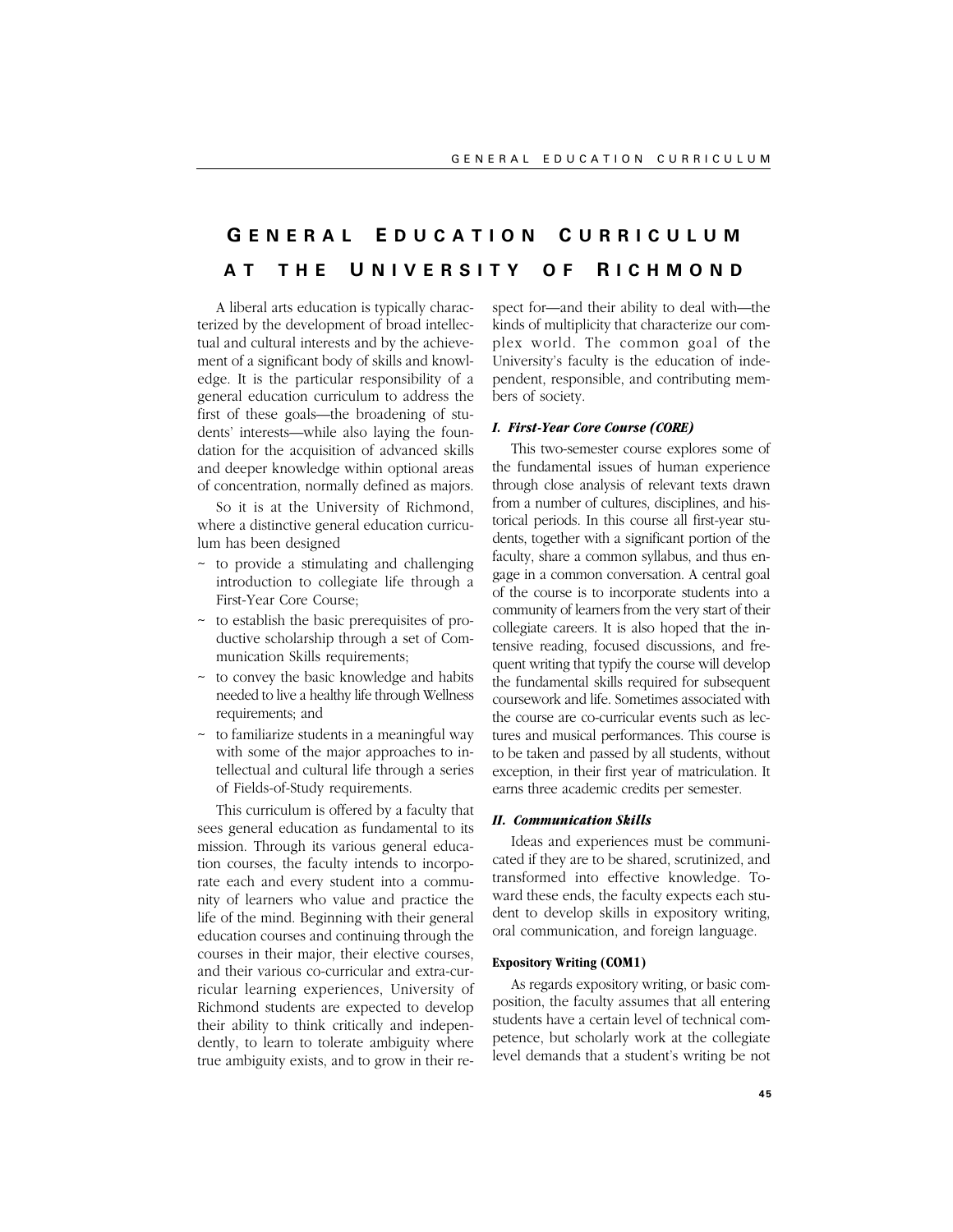# GENERAL EDUCATION CURRICULUM AT THE UNIVERSITY OF RICHMOND

A liberal arts education is typically characterized by the development of broad intellectual and cultural interests and by the achievement of a significant body of skills and knowledge. It is the particular responsibility of a general education curriculum to address the first of these goals—the broadening of students' interests—while also laying the foundation for the acquisition of advanced skills and deeper knowledge within optional areas of concentration, normally defined as majors.

So it is at the University of Richmond, where a distinctive general education curriculum has been designed

- to provide a stimulating and challenging introduction to collegiate life through a First-Year Core Course;
- to establish the basic prerequisites of productive scholarship through a set of Communication Skills requirements;
- to convey the basic knowledge and habits needed to live a healthy life through Wellness requirements; and
- to familiarize students in a meaningful way with some of the major approaches to intellectual and cultural life through a series of Fields-of-Study requirements.

This curriculum is offered by a faculty that sees general education as fundamental to its mission. Through its various general education courses, the faculty intends to incorporate each and every student into a community of learners who value and practice the life of the mind. Beginning with their general education courses and continuing through the courses in their major, their elective courses, and their various co-curricular and extra-curricular learning experiences, University of Richmond students are expected to develop their ability to think critically and independently, to learn to tolerate ambiguity where true ambiguity exists, and to grow in their respect for—and their ability to deal with—the kinds of multiplicity that characterize our complex world. The common goal of the University's faculty is the education of independent, responsible, and contributing members of society.

### *I. First-Year Core Course (CORE)*

This two-semester course explores some of the fundamental issues of human experience through close analysis of relevant texts drawn from a number of cultures, disciplines, and historical periods. In this course all first-year students, together with a significant portion of the faculty, share a common syllabus, and thus engage in a common conversation. A central goal of the course is to incorporate students into a community of learners from the very start of their collegiate careers. It is also hoped that the intensive reading, focused discussions, and frequent writing that typify the course will develop the fundamental skills required for subsequent coursework and life. Sometimes associated with the course are co-curricular events such as lectures and musical performances. This course is to be taken and passed by all students, without exception, in their first year of matriculation. It earns three academic credits per semester.

### *II. Communication Skills*

Ideas and experiences must be communicated if they are to be shared, scrutinized, and transformed into effective knowledge. Toward these ends, the faculty expects each student to develop skills in expository writing, oral communication, and foreign language.

#### Expository Writing (COM1)

As regards expository writing, or basic composition, the faculty assumes that all entering students have a certain level of technical competence, but scholarly work at the collegiate level demands that a student's writing be not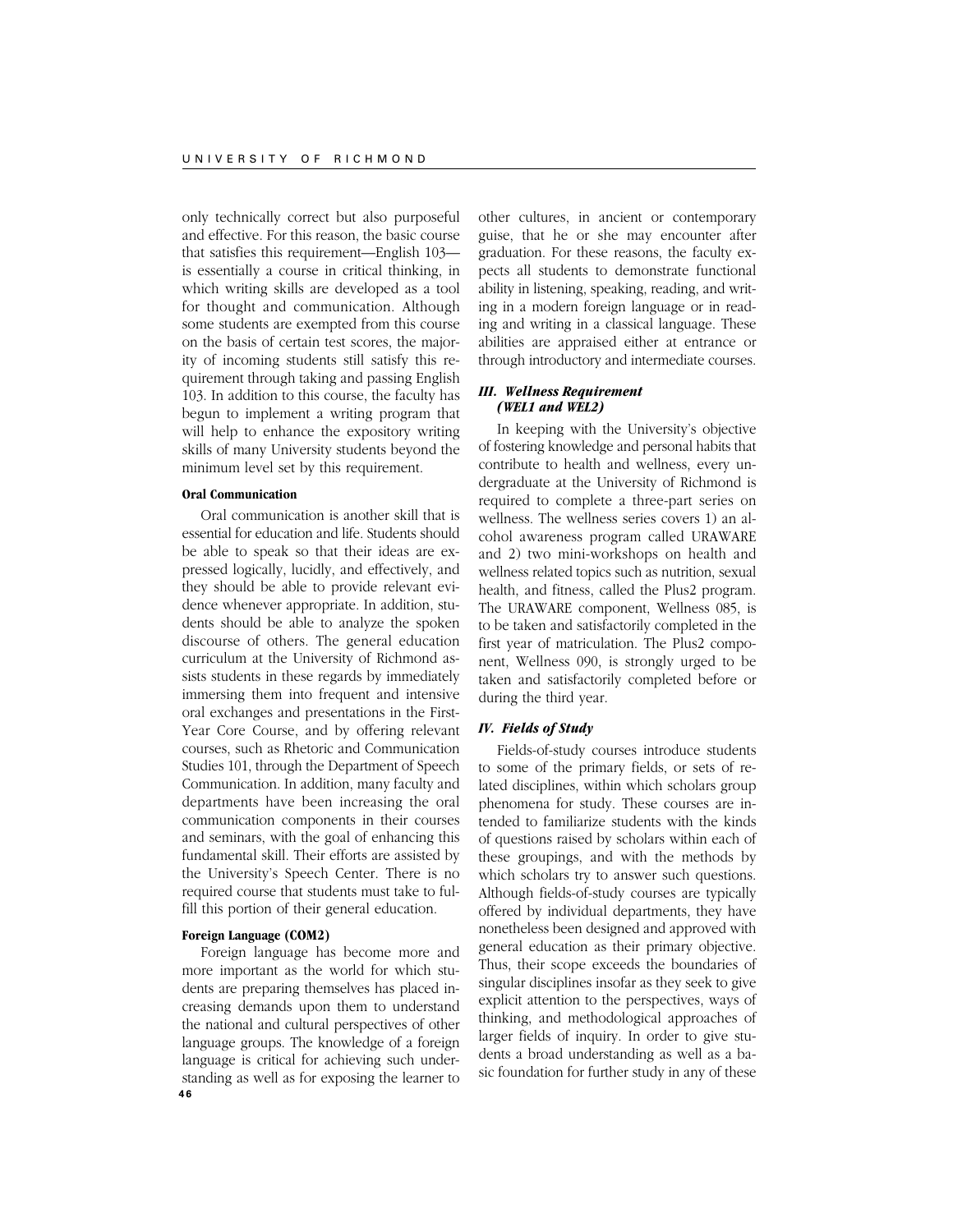only technically correct but also purposeful and effective. For this reason, the basic course that satisfies this requirement—English 103—is essentially a course in critical thinking, in which writing skills are developed as a tool for thought and communication. Although some students are exempted from this course on the basis of certain test scores, the majority of incoming students still satisfy this requirement through taking and passing English 103. In addition to this course, the faculty has begun to implement a writing program that will help to enhance the expository writing skills of many University students beyond the minimum level set by this requirement.

#### Oral Communication

Oral communication is another skill that is essential for education and life. Students should be able to speak so that their ideas are expressed logically, lucidly, and effectively, and they should be able to provide relevant evidence whenever appropriate. In addition, students should be able to analyze the spoken discourse of others. The general education curriculum at the University of Richmond assists students in these regards by immediately immersing them into frequent and intensive oral exchanges and presentations in the First-Year Core Course, and by offering relevant courses, such as Rhetoric and Communication Studies 101, through the Department of Speech Communication. In addition, many faculty and departments have been increasing the oral communication components in their courses and seminars, with the goal of enhancing this fundamental skill. Their efforts are assisted by the University's Speech Center. There is no required course that students must take to fulfill this portion of their general education.

#### Foreign Language (COM2)

Foreign language has become more and more important as the world for which students are preparing themselves has placed increasing demands upon them to understand the national and cultural perspectives of other language groups. The knowledge of a foreign language is critical for achieving such understanding as well as for exposing the learner to other cultures, in ancient or contemporary guise, that he or she may encounter after graduation. For these reasons, the faculty expects all students to demonstrate functional ability in listening, speaking, reading, and writing in a modern foreign language or in reading and writing in a classical language. These abilities are appraised either at entrance or through introductory and intermediate courses.

### *III. Wellness Requirement (WEL1 and WEL2)*

In keeping with the University's objective of fostering knowledge and personal habits that contribute to health and wellness, every undergraduate at the University of Richmond is required to complete a three-part series on wellness. The wellness series covers 1) an alcohol awareness program called URAWARE and 2) two mini-workshops on health and wellness related topics such as nutrition, sexual health, and fitness, called the Plus2 program. The URAWARE component, Wellness 085, is to be taken and satisfactorily completed in the first year of matriculation. The Plus2 component, Wellness 090, is strongly urged to be taken and satisfactorily completed before or during the third year.

### *IV. Fields of Study*

Fields-of-study courses introduce students to some of the primary fields, or sets of related disciplines, within which scholars group phenomena for study. These courses are intended to familiarize students with the kinds of questions raised by scholars within each of these groupings, and with the methods by which scholars try to answer such questions. Although fields-of-study courses are typically offered by individual departments, they have nonetheless been designed and approved with general education as their primary objective. Thus, their scope exceeds the boundaries of singular disciplines insofar as they seek to give explicit attention to the perspectives, ways of thinking, and methodological approaches of larger fields of inquiry. In order to give students a broad understanding as well as a basic foundation for further study in any of these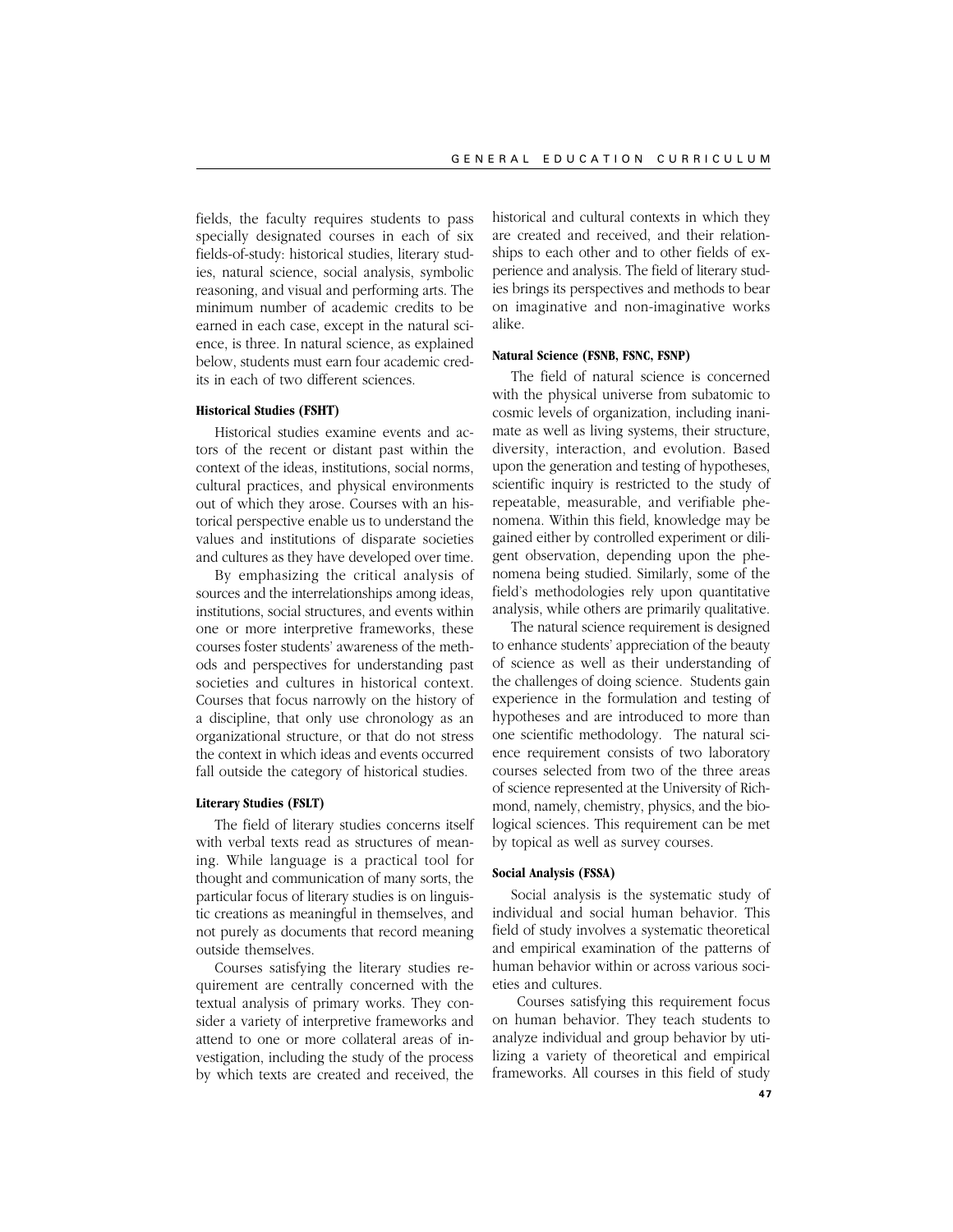fields, the faculty requires students to pass specially designated courses in each of six fields-of-study: historical studies, literary studies, natural science, social analysis, symbolic reasoning, and visual and performing arts. The minimum number of academic credits to be earned in each case, except in the natural science, is three. In natural science, as explained below, students must earn four academic credits in each of two different sciences.

#### Historical Studies (FSHT)

Historical studies examine events and actors of the recent or distant past within the context of the ideas, institutions, social norms, cultural practices, and physical environments out of which they arose. Courses with an historical perspective enable us to understand the values and institutions of disparate societies and cultures as they have developed over time.

By emphasizing the critical analysis of sources and the interrelationships among ideas, institutions, social structures, and events within one or more interpretive frameworks, these courses foster students' awareness of the methods and perspectives for understanding past societies and cultures in historical context. Courses that focus narrowly on the history of a discipline, that only use chronology as an organizational structure, or that do not stress the context in which ideas and events occurred fall outside the category of historical studies.

#### Literary Studies (FSLT)

The field of literary studies concerns itself with verbal texts read as structures of meaning. While language is a practical tool for thought and communication of many sorts, the particular focus of literary studies is on linguistic creations as meaningful in themselves, and not purely as documents that record meaning outside themselves.

Courses satisfying the literary studies requirement are centrally concerned with the textual analysis of primary works. They consider a variety of interpretive frameworks and attend to one or more collateral areas of investigation, including the study of the process by which texts are created and received, the historical and cultural contexts in which they are created and received, and their relationships to each other and to other fields of experience and analysis. The field of literary studies brings its perspectives and methods to bear on imaginative and non-imaginative works alike.

#### Natural Science (FSNB, FSNC, FSNP)

The field of natural science is concerned with the physical universe from subatomic to cosmic levels of organization, including inanimate as well as living systems, their structure, diversity, interaction, and evolution. Based upon the generation and testing of hypotheses, scientific inquiry is restricted to the study of repeatable, measurable, and verifiable phenomena. Within this field, knowledge may be gained either by controlled experiment or diligent observation, depending upon the phenomena being studied. Similarly, some of the field's methodologies rely upon quantitative analysis, while others are primarily qualitative.

The natural science requirement is designed to enhance students' appreciation of the beauty of science as well as their understanding of the challenges of doing science. Students gain experience in the formulation and testing of hypotheses and are introduced to more than one scientific methodology. The natural science requirement consists of two laboratory courses selected from two of the three areas of science represented at the University of Richmond, namely, chemistry, physics, and the biological sciences. This requirement can be met by topical as well as survey courses.

#### Social Analysis (FSSA)

Social analysis is the systematic study of individual and social human behavior. This field of study involves a systematic theoretical and empirical examination of the patterns of human behavior within or across various societies and cultures.

Courses satisfying this requirement focus on human behavior. They teach students to analyze individual and group behavior by utilizing a variety of theoretical and empirical frameworks. All courses in this field of study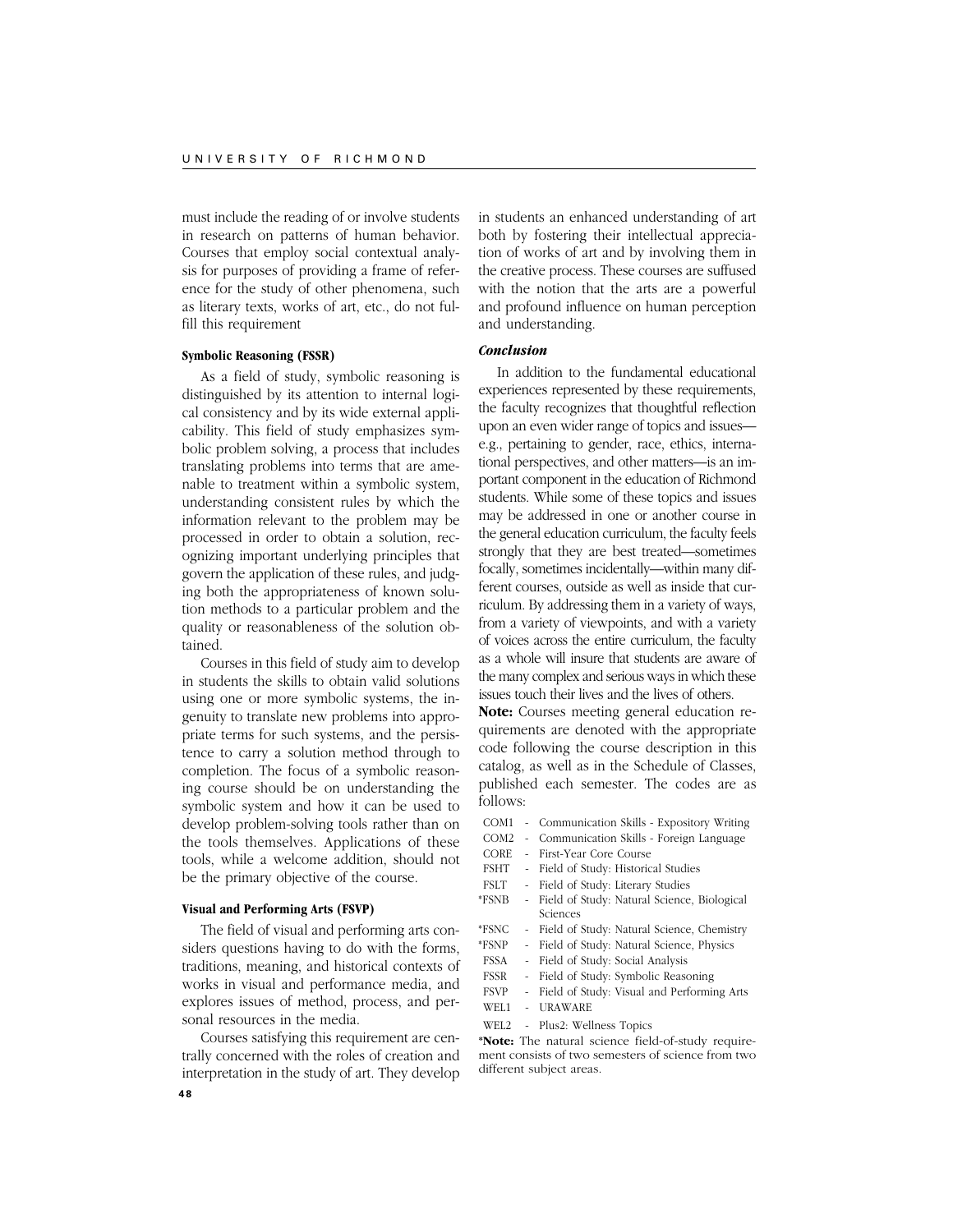must include the reading of or involve students in research on patterns of human behavior. Courses that employ social contextual analysis for purposes of providing a frame of reference for the study of other phenomena, such as literary texts, works of art, etc., do not fulfill this requirement

#### Symbolic Reasoning (FSSR)

As a field of study, symbolic reasoning is distinguished by its attention to internal logical consistency and by its wide external applicability. This field of study emphasizes symbolic problem solving, a process that includes translating problems into terms that are amenable to treatment within a symbolic system, understanding consistent rules by which the information relevant to the problem may be processed in order to obtain a solution, recognizing important underlying principles that govern the application of these rules, and judging both the appropriateness of known solution methods to a particular problem and the quality or reasonableness of the solution obtained.

Courses in this field of study aim to develop in students the skills to obtain valid solutions using one or more symbolic systems, the ingenuity to translate new problems into appropriate terms for such systems, and the persistence to carry a solution method through to completion. The focus of a symbolic reasoning course should be on understanding the symbolic system and how it can be used to develop problem-solving tools rather than on the tools themselves. Applications of these tools, while a welcome addition, should not be the primary objective of the course.

#### Visual and Performing Arts (FSVP)

The field of visual and performing arts considers questions having to do with the forms, traditions, meaning, and historical contexts of works in visual and performance media, and explores issues of method, process, and personal resources in the media.

Courses satisfying this requirement are centrally concerned with the roles of creation and interpretation in the study of art. They develop in students an enhanced understanding of art both by fostering their intellectual appreciation of works of art and by involving them in the creative process. These courses are suffused with the notion that the arts are a powerful and profound influence on human perception and understanding.

### *Conclusion*

In addition to the fundamental educational experiences represented by these requirements, the faculty recognizes that thoughtful reflection upon an even wider range of topics and issues—e.g., pertaining to gender, race, ethics, international perspectives, and other matters—is an important component in the education of Richmond students. While some of these topics and issues may be addressed in one or another course in the general education curriculum, the faculty feels strongly that they are best treated—sometimes focally, sometimes incidentally—within many different courses, outside as well as inside that curriculum. By addressing them in a variety of ways, from a variety of viewpoints, and with a variety of voices across the entire curriculum, the faculty as a whole will insure that students are aware of the many complex and serious ways in which these issues touch their lives and the lives of others.

**Note:** Courses meeting general education requirements are denoted with the appropriate code following the course description in this catalog, as well as in the Schedule of Classes, published each semester. The codes are as follows:

- COM1 - Communication Skills - Expository Writing
- COM2 - Communication Skills - Foreign Language
- CORE - First-Year Core Course
- FSHT - Field of Study: Historical Studies
- FSLT - Field of Study: Literary Studies
- *FSNB - Field of Study: Natural Science, Biological Sciences
- *FSNC - Field of Study: Natural Science, Chemistry
- *FSNP - Field of Study: Natural Science, Physics
- FSSA - Field of Study: Social Analysis
- FSSR - Field of Study: Symbolic Reasoning
- FSVP - Field of Study: Visual and Performing Arts
- WEL1 - URAWARE
- WEL2 - Plus2: Wellness Topics

***Note:** The natural science field-of-study requirement consists of two semesters of science from two different subject areas.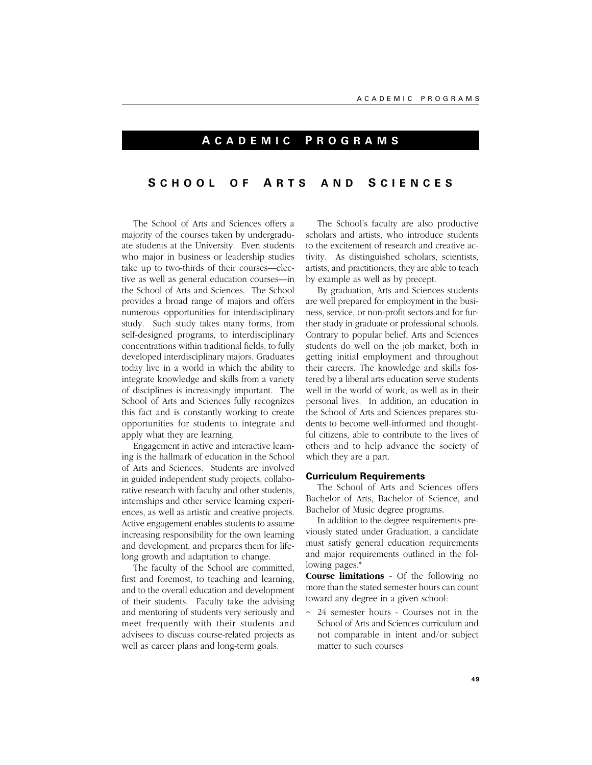# Academic Programs

## School of Arts and Sciences

The School of Arts and Sciences offers a majority of the courses taken by undergraduate students at the University. Even students who major in business or leadership studies take up to two-thirds of their courses—elective as well as general education courses—in the School of Arts and Sciences. The School provides a broad range of majors and offers numerous opportunities for interdisciplinary study. Such study takes many forms, from self-designed programs, to interdisciplinary concentrations within traditional fields, to fully developed interdisciplinary majors. Graduates today live in a world in which the ability to integrate knowledge and skills from a variety of disciplines is increasingly important. The School of Arts and Sciences fully recognizes this fact and is constantly working to create opportunities for students to integrate and apply what they are learning.

Engagement in active and interactive learning is the hallmark of education in the School of Arts and Sciences. Students are involved in guided independent study projects, collaborative research with faculty and other students, internships and other service learning experiences, as well as artistic and creative projects. Active engagement enables students to assume increasing responsibility for the own learning and development, and prepares them for lifelong growth and adaptation to change.

The faculty of the School are committed, first and foremost, to teaching and learning, and to the overall education and development of their students. Faculty take the advising and mentoring of students very seriously and meet frequently with their students and advisees to discuss course-related projects as well as career plans and long-term goals.

The School's faculty are also productive scholars and artists, who introduce students to the excitement of research and creative activity. As distinguished scholars, scientists, artists, and practitioners, they are able to teach by example as well as by precept.

By graduation, Arts and Sciences students are well prepared for employment in the business, service, or non-profit sectors and for further study in graduate or professional schools. Contrary to popular belief, Arts and Sciences students do well on the job market, both in getting initial employment and throughout their careers. The knowledge and skills fostered by a liberal arts education serve students well in the world of work, as well as in their personal lives. In addition, an education in the School of Arts and Sciences prepares students to become well-informed and thoughtful citizens, able to contribute to the lives of others and to help advance the society of which they are a part.

### Curriculum Requirements

The School of Arts and Sciences offers Bachelor of Arts, Bachelor of Science, and Bachelor of Music degree programs.

In addition to the degree requirements previously stated under Graduation, a candidate must satisfy general education requirements and major requirements outlined in the following pages.*

**Course limitations** - Of the following no more than the stated semester hours can count toward any degree in a given school:

~ 24 semester hours - Courses not in the School of Arts and Sciences curriculum and not comparable in intent and/or subject matter to such courses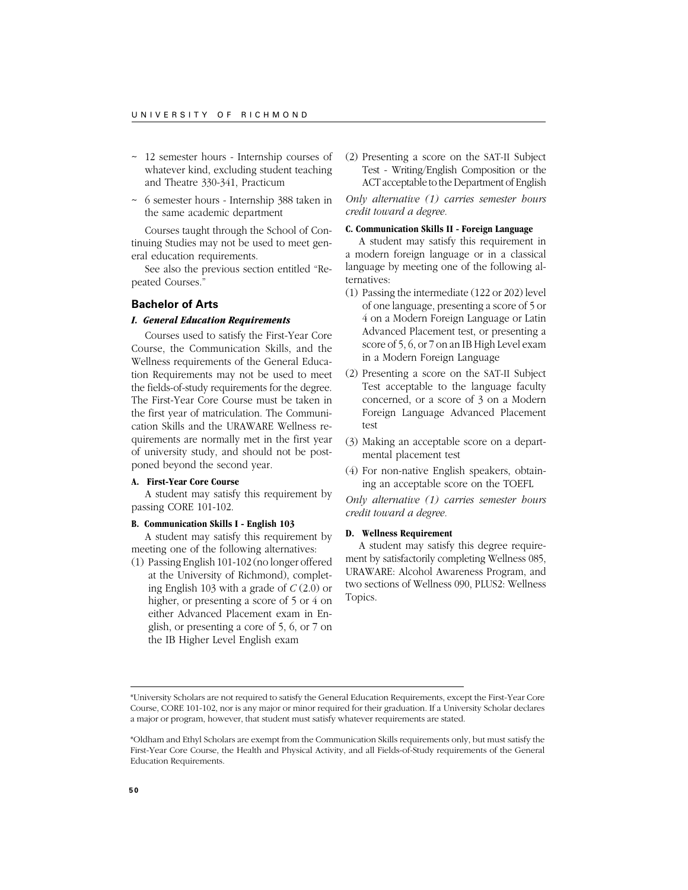- ~ 12 semester hours - Internship courses of whatever kind, excluding student teaching and Theatre 330-341, Practicum
- ~ 6 semester hours - Internship 388 taken in the same academic department

Courses taught through the School of Continuing Studies may not be used to meet general education requirements.

See also the previous section entitled "Repeated Courses."

## Bachelor of Arts

### *I. General Education Requirements*

Courses used to satisfy the First-Year Core Course, the Communication Skills, and the Wellness requirements of the General Education Requirements may not be used to meet the fields-of-study requirements for the degree. The First-Year Core Course must be taken in the first year of matriculation. The Communication Skills and the URAWARE Wellness requirements are normally met in the first year of university study, and should not be postponed beyond the second year.

#### A. First-Year Core Course

A student may satisfy this requirement by passing CORE 101-102.

#### B. Communication Skills I - English 103

A student may satisfy this requirement by meeting one of the following alternatives:

(1) Passing English 101-102 (no longer offered at the University of Richmond), completing English 103 with a grade of *C* (2.0) or higher, or presenting a score of 5 or 4 on either Advanced Placement exam in English, or presenting a core of 5, 6, or 7 on the IB Higher Level English exam

(2) Presenting a score on the SAT-II Subject Test - Writing/English Composition or the ACT acceptable to the Department of English

*Only alternative (1) carries semester hours credit toward a degree.*

#### C. Communication Skills II - Foreign Language

A student may satisfy this requirement in a modern foreign language or in a classical language by meeting one of the following alternatives:

(1) Passing the intermediate (122 or 202) level of one language, presenting a score of 5 or 4 on a Modern Foreign Language or Latin Advanced Placement test, or presenting a score of 5, 6, or 7 on an IB High Level exam in a Modern Foreign Language

(2) Presenting a score on the SAT-II Subject Test acceptable to the language faculty concerned, or a score of 3 on a Modern Foreign Language Advanced Placement test

(3) Making an acceptable score on a departmental placement test

(4) For non-native English speakers, obtaining an acceptable score on the TOEFL

*Only alternative (1) carries semester hours credit toward a degree.*

#### D. Wellness Requirement

A student may satisfy this degree requirement by satisfactorily completing Wellness 085, URAWARE: Alcohol Awareness Program, and two sections of Wellness 090, PLUS2: Wellness Topics.

---

*University Scholars are not required to satisfy the General Education Requirements, except the First-Year Core Course, CORE 101-102, nor is any major or minor required for their graduation. If a University Scholar declares a major or program, however, that student must satisfy whatever requirements are stated.

*Oldham and Ethyl Scholars are exempt from the Communication Skills requirements only, but must satisfy the First-Year Core Course, the Health and Physical Activity, and all Fields-of-Study requirements of the General Education Requirements.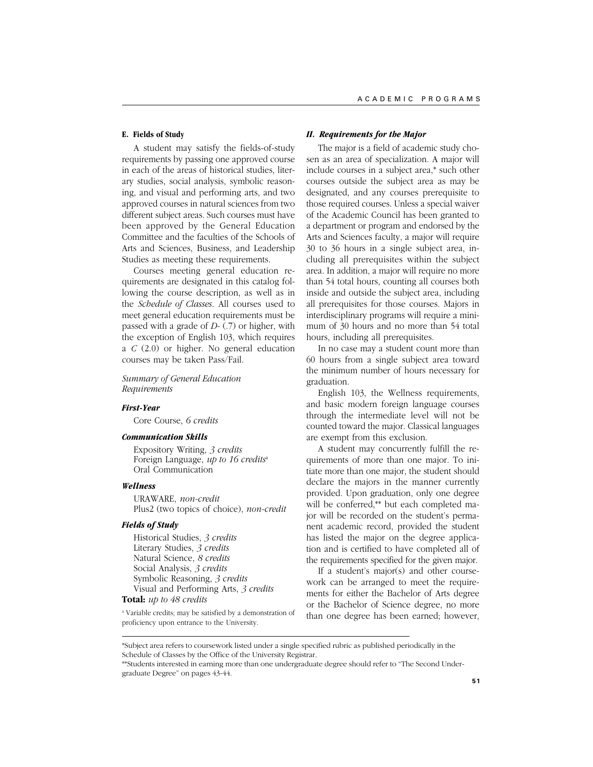### E. Fields of Study

A student may satisfy the fields-of-study requirements by passing one approved course in each of the areas of historical studies, literary studies, social analysis, symbolic reasoning, and visual and performing arts, and two approved courses in natural sciences from two different subject areas. Such courses must have been approved by the General Education Committee and the faculties of the Schools of Arts and Sciences, Business, and Leadership Studies as meeting these requirements.

Courses meeting general education requirements are designated in this catalog following the course description, as well as in the *Schedule of Classes*. All courses used to meet general education requirements must be passed with a grade of *D-* (.7) or higher, with the exception of English 103, which requires a *C* (2.0) or higher. No general education courses may be taken Pass/Fail.

*Summary of General Education Requirements*

***First-Year***

Core Course, *6 credits*

***Communication Skills***

Expository Writing, *3 credits*
Foreign Language, *up to 16 credits*[a]
Oral Communication

***Wellness***

URAWARE, *non-credit*
Plus2 (two topics of choice), *non-credit*

***Fields of Study***

Historical Studies, *3 credits*
Literary Studies, *3 credits*
Natural Science, *8 credits*
Social Analysis, *3 credits*
Symbolic Reasoning, *3 credits*
Visual and Performing Arts, *3 credits*

**Total:** *up to 48 credits*

[a] Variable credits; may be satisfied by a demonstration of proficiency upon entrance to the University.

## *II. Requirements for the Major*

The major is a field of academic study chosen as an area of specialization. A major will include courses in a subject area,* such other courses outside the subject area as may be designated, and any courses prerequisite to those required courses. Unless a special waiver of the Academic Council has been granted to a department or program and endorsed by the Arts and Sciences faculty, a major will require 30 to 36 hours in a single subject area, including all prerequisites within the subject area. In addition, a major will require no more than 54 total hours, counting all courses both inside and outside the subject area, including all prerequisites for those courses. Majors in interdisciplinary programs will require a minimum of 30 hours and no more than 54 total hours, including all prerequisites.

In no case may a student count more than 60 hours from a single subject area toward the minimum number of hours necessary for graduation.

English 103, the Wellness requirements, and basic modern foreign language courses through the intermediate level will not be counted toward the major. Classical languages are exempt from this exclusion.

A student may concurrently fulfill the requirements of more than one major. To initiate more than one major, the student should declare the majors in the manner currently provided. Upon graduation, only one degree will be conferred,** but each completed major will be recorded on the student's permanent academic record, provided the student has listed the major on the degree application and is certified to have completed all of the requirements specified for the given major.

If a student's major(s) and other coursework can be arranged to meet the requirements for either the Bachelor of Arts degree or the Bachelor of Science degree, no more than one degree has been earned; however,

*Subject area refers to coursework listed under a single specified rubric as published periodically in the Schedule of Classes by the Office of the University Registrar.

**Students interested in earning more than one undergraduate degree should refer to "The Second Undergraduate Degree" on pages 43-44.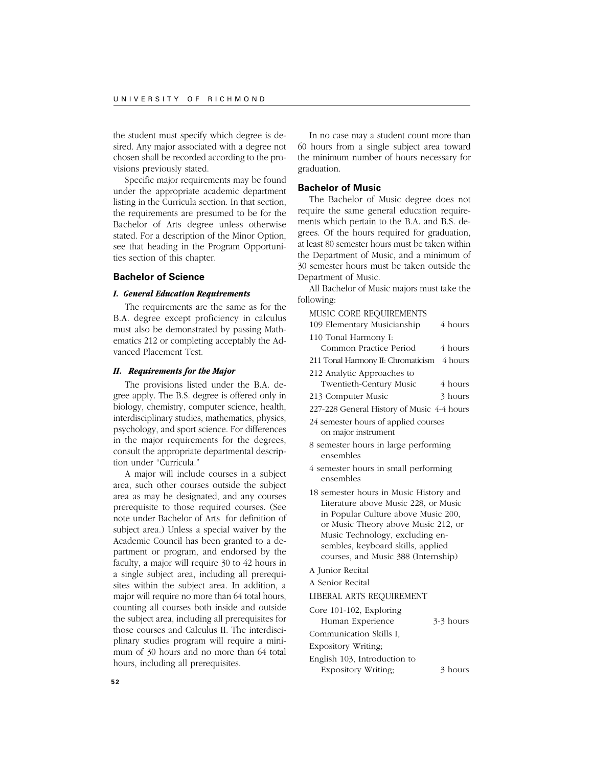the student must specify which degree is desired. Any major associated with a degree not chosen shall be recorded according to the provisions previously stated.

Specific major requirements may be found under the appropriate academic department listing in the Curricula section. In that section, the requirements are presumed to be for the Bachelor of Arts degree unless otherwise stated. For a description of the Minor Option, see that heading in the Program Opportunities section of this chapter.

## Bachelor of Science

### *I. General Education Requirements*

The requirements are the same as for the B.A. degree except proficiency in calculus must also be demonstrated by passing Mathematics 212 or completing acceptably the Advanced Placement Test.

### *II. Requirements for the Major*

The provisions listed under the B.A. degree apply. The B.S. degree is offered only in biology, chemistry, computer science, health, interdisciplinary studies, mathematics, physics, psychology, and sport science. For differences in the major requirements for the degrees, consult the appropriate departmental description under "Curricula."

A major will include courses in a subject area, such other courses outside the subject area as may be designated, and any courses prerequisite to those required courses. (See note under Bachelor of Arts for definition of subject area.) Unless a special waiver by the Academic Council has been granted to a department or program, and endorsed by the faculty, a major will require 30 to 42 hours in a single subject area, including all prerequisites within the subject area. In addition, a major will require no more than 64 total hours, counting all courses both inside and outside the subject area, including all prerequisites for those courses and Calculus II. The interdisciplinary studies program will require a minimum of 30 hours and no more than 64 total hours, including all prerequisites.

In no case may a student count more than 60 hours from a single subject area toward the minimum number of hours necessary for graduation.

## Bachelor of Music

The Bachelor of Music degree does not require the same general education requirements which pertain to the B.A. and B.S. degrees. Of the hours required for graduation, at least 80 semester hours must be taken within the Department of Music, and a minimum of 30 semester hours must be taken outside the Department of Music.

All Bachelor of Music majors must take the following:

MUSIC CORE REQUIREMENTS

| | |
|---|---|
| 109 Elementary Musicianship | 4 hours |
| 110 Tonal Harmony I: Common Practice Period | 4 hours |
| 211 Tonal Harmony II: Chromaticism | 4 hours |
| 212 Analytic Approaches to Twentieth-Century Music | 4 hours |
| 213 Computer Music | 3 hours |
| 227-228 General History of Music | 4-4 hours |

24 semester hours of applied courses on major instrument

8 semester hours in large performing ensembles

4 semester hours in small performing ensembles

18 semester hours in Music History and Literature above Music 228, or Music in Popular Culture above Music 200, or Music Theory above Music 212, or Music Technology, excluding ensembles, keyboard skills, applied courses, and Music 388 (Internship)

A Junior Recital

A Senior Recital

LIBERAL ARTS REQUIREMENT

| | |
|---|---|
| Core 101-102, Exploring Human Experience | 3-3 hours |
| Communication Skills I, Expository Writing; | |
| English 103, Introduction to Expository Writing; | 3 hours |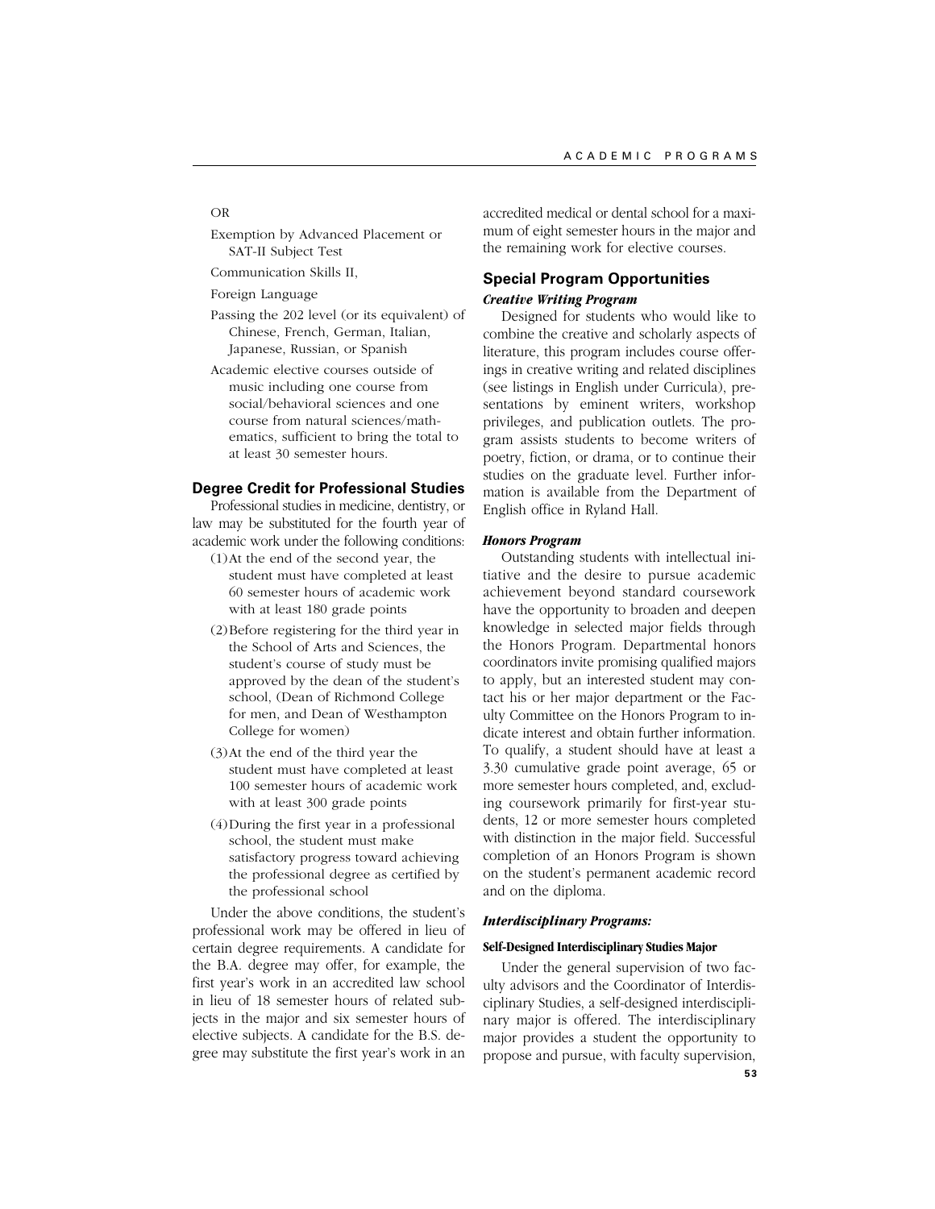OR

Exemption by Advanced Placement or SAT-II Subject Test

Communication Skills II,

Foreign Language

Passing the 202 level (or its equivalent) of Chinese, French, German, Italian, Japanese, Russian, or Spanish

Academic elective courses outside of music including one course from social/behavioral sciences and one course from natural sciences/mathematics, sufficient to bring the total to at least 30 semester hours.

## Degree Credit for Professional Studies

Professional studies in medicine, dentistry, or law may be substituted for the fourth year of academic work under the following conditions:

(1) At the end of the second year, the student must have completed at least 60 semester hours of academic work with at least 180 grade points

(2) Before registering for the third year in the School of Arts and Sciences, the student's course of study must be approved by the dean of the student's school, (Dean of Richmond College for men, and Dean of Westhampton College for women)

(3) At the end of the third year the student must have completed at least 100 semester hours of academic work with at least 300 grade points

(4) During the first year in a professional school, the student must make satisfactory progress toward achieving the professional degree as certified by the professional school

Under the above conditions, the student's professional work may be offered in lieu of certain degree requirements. A candidate for the B.A. degree may offer, for example, the first year's work in an accredited law school in lieu of 18 semester hours of related subjects in the major and six semester hours of elective subjects. A candidate for the B.S. degree may substitute the first year's work in an accredited medical or dental school for a maximum of eight semester hours in the major and the remaining work for elective courses.

## Special Program Opportunities

### *Creative Writing Program*

Designed for students who would like to combine the creative and scholarly aspects of literature, this program includes course offerings in creative writing and related disciplines (see listings in English under Curricula), presentations by eminent writers, workshop privileges, and publication outlets. The program assists students to become writers of poetry, fiction, or drama, or to continue their studies on the graduate level. Further information is available from the Department of English office in Ryland Hall.

### *Honors Program*

Outstanding students with intellectual initiative and the desire to pursue academic achievement beyond standard coursework have the opportunity to broaden and deepen knowledge in selected major fields through the Honors Program. Departmental honors coordinators invite promising qualified majors to apply, but an interested student may contact his or her major department or the Faculty Committee on the Honors Program to indicate interest and obtain further information. To qualify, a student should have at least a 3.30 cumulative grade point average, 65 or more semester hours completed, and, excluding coursework primarily for first-year students, 12 or more semester hours completed with distinction in the major field. Successful completion of an Honors Program is shown on the student's permanent academic record and on the diploma.

### *Interdisciplinary Programs:*

#### Self-Designed Interdisciplinary Studies Major

Under the general supervision of two faculty advisors and the Coordinator of Interdisciplinary Studies, a self-designed interdisciplinary major is offered. The interdisciplinary major provides a student the opportunity to propose and pursue, with faculty supervision,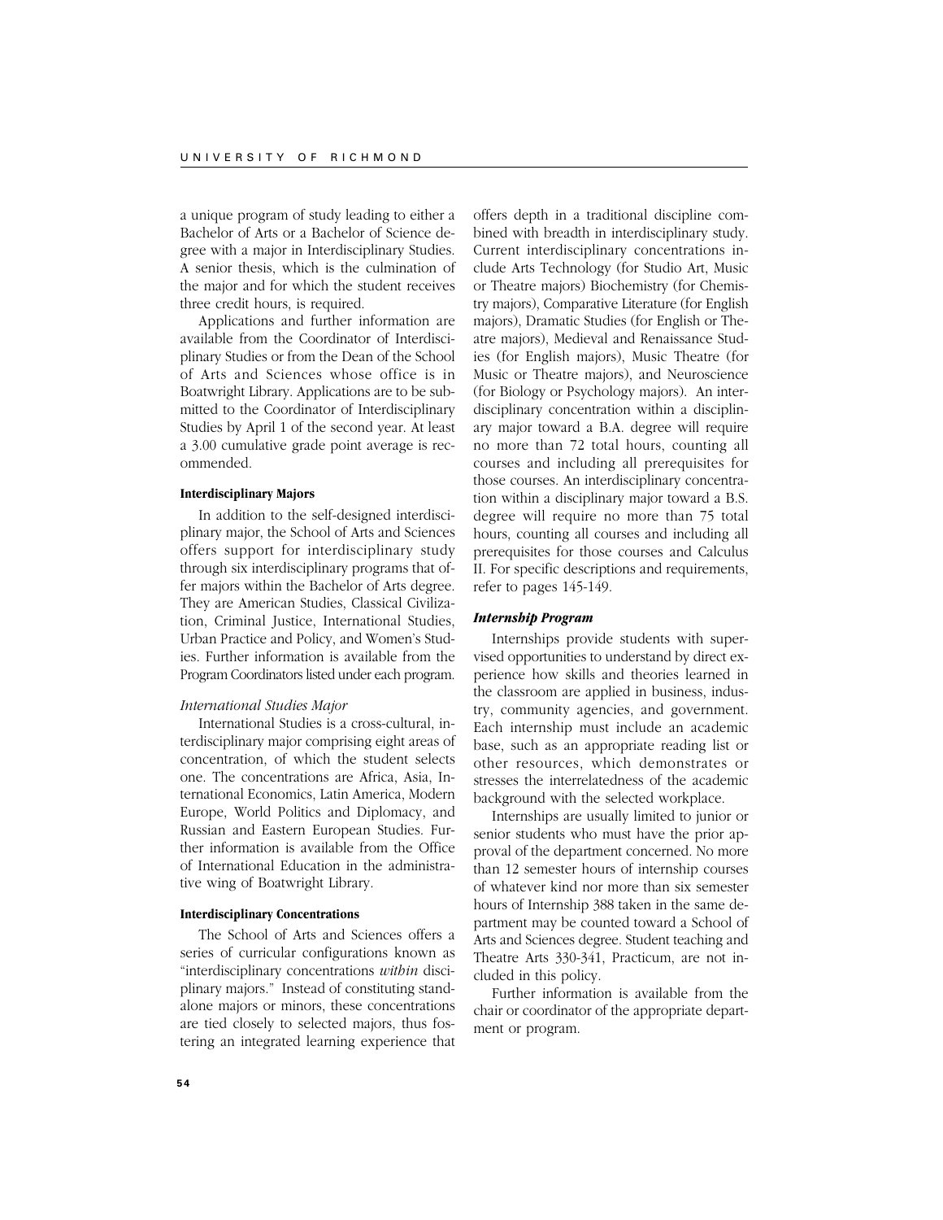a unique program of study leading to either a Bachelor of Arts or a Bachelor of Science degree with a major in Interdisciplinary Studies. A senior thesis, which is the culmination of the major and for which the student receives three credit hours, is required.

Applications and further information are available from the Coordinator of Interdisciplinary Studies or from the Dean of the School of Arts and Sciences whose office is in Boatwright Library. Applications are to be submitted to the Coordinator of Interdisciplinary Studies by April 1 of the second year. At least a 3.00 cumulative grade point average is recommended.

#### Interdisciplinary Majors

In addition to the self-designed interdisciplinary major, the School of Arts and Sciences offers support for interdisciplinary study through six interdisciplinary programs that offer majors within the Bachelor of Arts degree. They are American Studies, Classical Civilization, Criminal Justice, International Studies, Urban Practice and Policy, and Women's Studies. Further information is available from the Program Coordinators listed under each program.

*International Studies Major*

International Studies is a cross-cultural, interdisciplinary major comprising eight areas of concentration, of which the student selects one. The concentrations are Africa, Asia, International Economics, Latin America, Modern Europe, World Politics and Diplomacy, and Russian and Eastern European Studies. Further information is available from the Office of International Education in the administrative wing of Boatwright Library.

#### Interdisciplinary Concentrations

The School of Arts and Sciences offers a series of curricular configurations known as "interdisciplinary concentrations *within* disciplinary majors." Instead of constituting standalone majors or minors, these concentrations are tied closely to selected majors, thus fostering an integrated learning experience that offers depth in a traditional discipline combined with breadth in interdisciplinary study. Current interdisciplinary concentrations include Arts Technology (for Studio Art, Music or Theatre majors) Biochemistry (for Chemistry majors), Comparative Literature (for English majors), Dramatic Studies (for English or Theatre majors), Medieval and Renaissance Studies (for English majors), Music Theatre (for Music or Theatre majors), and Neuroscience (for Biology or Psychology majors). An interdisciplinary concentration within a disciplinary major toward a B.A. degree will require no more than 72 total hours, counting all courses and including all prerequisites for those courses. An interdisciplinary concentration within a disciplinary major toward a B.S. degree will require no more than 75 total hours, counting all courses and including all prerequisites for those courses and Calculus II. For specific descriptions and requirements, refer to pages 145-149.

#### *Internship Program*

Internships provide students with supervised opportunities to understand by direct experience how skills and theories learned in the classroom are applied in business, industry, community agencies, and government. Each internship must include an academic base, such as an appropriate reading list or other resources, which demonstrates or stresses the interrelatedness of the academic background with the selected workplace.

Internships are usually limited to junior or senior students who must have the prior approval of the department concerned. No more than 12 semester hours of internship courses of whatever kind nor more than six semester hours of Internship 388 taken in the same department may be counted toward a School of Arts and Sciences degree. Student teaching and Theatre Arts 330-341, Practicum, are not included in this policy.

Further information is available from the chair or coordinator of the appropriate department or program.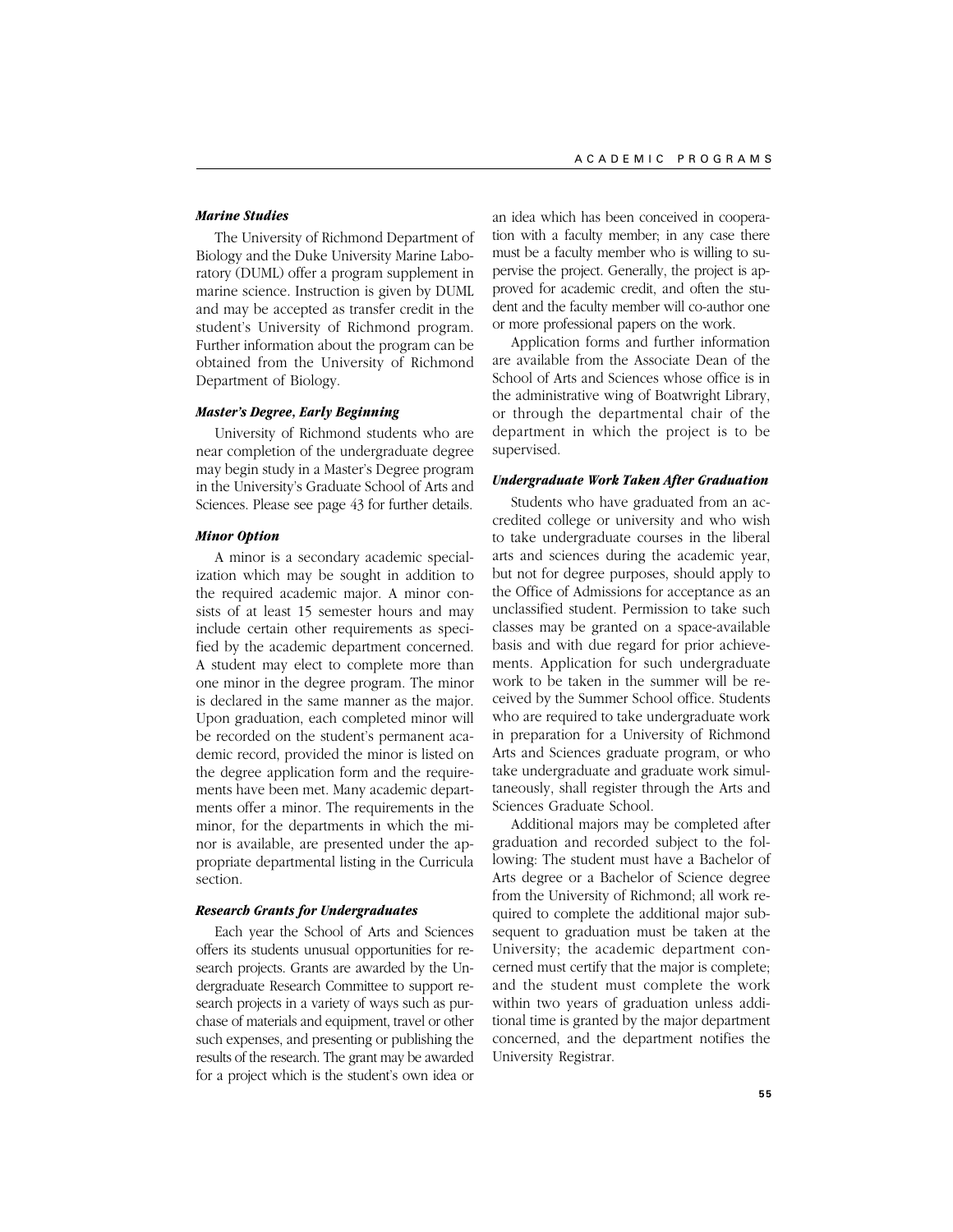### *Marine Studies*

The University of Richmond Department of Biology and the Duke University Marine Laboratory (DUML) offer a program supplement in marine science. Instruction is given by DUML and may be accepted as transfer credit in the student's University of Richmond program. Further information about the program can be obtained from the University of Richmond Department of Biology.

### *Master's Degree, Early Beginning*

University of Richmond students who are near completion of the undergraduate degree may begin study in a Master's Degree program in the University's Graduate School of Arts and Sciences. Please see page 43 for further details.

### *Minor Option*

A minor is a secondary academic specialization which may be sought in addition to the required academic major. A minor consists of at least 15 semester hours and may include certain other requirements as specified by the academic department concerned. A student may elect to complete more than one minor in the degree program. The minor is declared in the same manner as the major. Upon graduation, each completed minor will be recorded on the student's permanent academic record, provided the minor is listed on the degree application form and the requirements have been met. Many academic departments offer a minor. The requirements in the minor, for the departments in which the minor is available, are presented under the appropriate departmental listing in the Curricula section.

### *Research Grants for Undergraduates*

Each year the School of Arts and Sciences offers its students unusual opportunities for research projects. Grants are awarded by the Undergraduate Research Committee to support research projects in a variety of ways such as purchase of materials and equipment, travel or other such expenses, and presenting or publishing the results of the research. The grant may be awarded for a project which is the student's own idea or an idea which has been conceived in cooperation with a faculty member; in any case there must be a faculty member who is willing to supervise the project. Generally, the project is approved for academic credit, and often the student and the faculty member will co-author one or more professional papers on the work.

Application forms and further information are available from the Associate Dean of the School of Arts and Sciences whose office is in the administrative wing of Boatwright Library, or through the departmental chair of the department in which the project is to be supervised.

### *Undergraduate Work Taken After Graduation*

Students who have graduated from an accredited college or university and who wish to take undergraduate courses in the liberal arts and sciences during the academic year, but not for degree purposes, should apply to the Office of Admissions for acceptance as an unclassified student. Permission to take such classes may be granted on a space-available basis and with due regard for prior achievements. Application for such undergraduate work to be taken in the summer will be received by the Summer School office. Students who are required to take undergraduate work in preparation for a University of Richmond Arts and Sciences graduate program, or who take undergraduate and graduate work simultaneously, shall register through the Arts and Sciences Graduate School.

Additional majors may be completed after graduation and recorded subject to the following: The student must have a Bachelor of Arts degree or a Bachelor of Science degree from the University of Richmond; all work required to complete the additional major subsequent to graduation must be taken at the University; the academic department concerned must certify that the major is complete; and the student must complete the work within two years of graduation unless additional time is granted by the major department concerned, and the department notifies the University Registrar.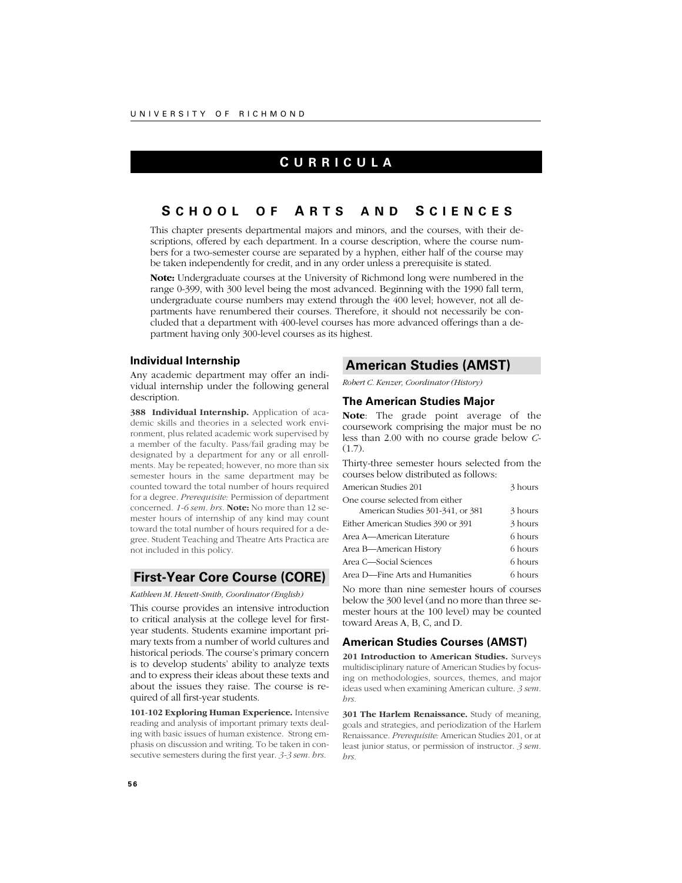# CURRICULA

## SCHOOL OF ARTS AND SCIENCES

This chapter presents departmental majors and minors, and the courses, with their descriptions, offered by each department. In a course description, where the course numbers for a two-semester course are separated by a hyphen, either half of the course may be taken independently for credit, and in any order unless a prerequisite is stated.

**Note:** Undergraduate courses at the University of Richmond long were numbered in the range 0-399, with 300 level being the most advanced. Beginning with the 1990 fall term, undergraduate course numbers may extend through the 400 level; however, not all departments have renumbered their courses. Therefore, it should not necessarily be concluded that a department with 400-level courses has more advanced offerings than a department having only 300-level courses as its highest.

### Individual Internship

Any academic department may offer an individual internship under the following general description.

**388 Individual Internship.** Application of academic skills and theories in a selected work environment, plus related academic work supervised by a member of the faculty. Pass/fail grading may be designated by a department for any or all enrollments. May be repeated; however, no more than six semester hours in the same department may be counted toward the total number of hours required for a degree. *Prerequisite:* Permission of department concerned. *1-6 sem. hrs.* **Note:** No more than 12 semester hours of internship of any kind may count toward the total number of hours required for a degree. Student Teaching and Theatre Arts Practica are not included in this policy.

## First-Year Core Course (CORE)

*Kathleen M. Hewett-Smith, Coordinator (English)*

This course provides an intensive introduction to critical analysis at the college level for first-year students. Students examine important primary texts from a number of world cultures and historical periods. The course's primary concern is to develop students' ability to analyze texts and to express their ideas about these texts and about the issues they raise. The course is required of all first-year students.

**101-102 Exploring Human Experience.** Intensive reading and analysis of important primary texts dealing with basic issues of human existence. Strong emphasis on discussion and writing. To be taken in consecutive semesters during the first year. *3-3 sem. hrs.*

## American Studies (AMST)

*Robert C. Kenzer, Coordinator (History)*

### The American Studies Major

**Note**: The grade point average of the coursework comprising the major must be no less than 2.00 with no course grade below *C-* (1.7).

Thirty-three semester hours selected from the courses below distributed as follows:

| | |
|---|---|
| American Studies 201 | 3 hours |
| One course selected from either American Studies 301-341, or 381 | 3 hours |
| Either American Studies 390 or 391 | 3 hours |
| Area A—American Literature | 6 hours |
| Area B—American History | 6 hours |
| Area C—Social Sciences | 6 hours |
| Area D—Fine Arts and Humanities | 6 hours |

No more than nine semester hours of courses below the 300 level (and no more than three semester hours at the 100 level) may be counted toward Areas A, B, C, and D.

### American Studies Courses (AMST)

**201 Introduction to American Studies.** Surveys multidisciplinary nature of American Studies by focusing on methodologies, sources, themes, and major ideas used when examining American culture. *3 sem. hrs.*

**301 The Harlem Renaissance.** Study of meaning, goals and strategies, and periodization of the Harlem Renaissance. *Prerequisite:* American Studies 201, or at least junior status, or permission of instructor. *3 sem. hrs.*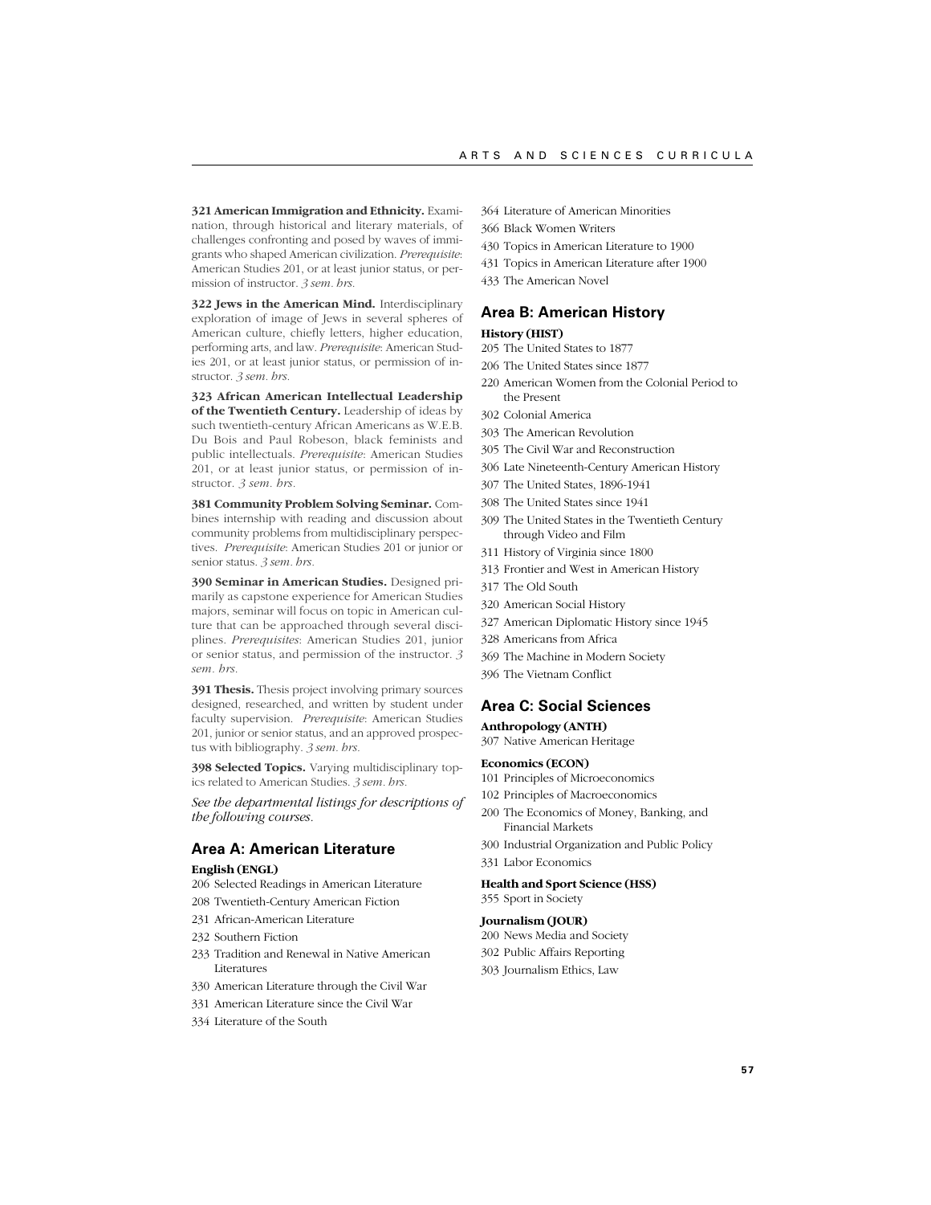**321 American Immigration and Ethnicity.** Examination, through historical and literary materials, of challenges confronting and posed by waves of immigrants who shaped American civilization. *Prerequisite*: American Studies 201, or at least junior status, or permission of instructor. *3 sem. hrs.*

**322 Jews in the American Mind.** Interdisciplinary exploration of image of Jews in several spheres of American culture, chiefly letters, higher education, performing arts, and law. *Prerequisite*: American Studies 201, or at least junior status, or permission of instructor. *3 sem. hrs.*

**323 African American Intellectual Leadership of the Twentieth Century.** Leadership of ideas by such twentieth-century African Americans as W.E.B. Du Bois and Paul Robeson, black feminists and public intellectuals. *Prerequisite*: American Studies 201, or at least junior status, or permission of instructor. *3 sem. hrs.*

**381 Community Problem Solving Seminar.** Combines internship with reading and discussion about community problems from multidisciplinary perspectives. *Prerequisite*: American Studies 201 or junior or senior status. *3 sem. hrs.*

**390 Seminar in American Studies.** Designed primarily as capstone experience for American Studies majors, seminar will focus on topic in American culture that can be approached through several disciplines. *Prerequisites*: American Studies 201, junior or senior status, and permission of the instructor. *3 sem. hrs.*

**391 Thesis.** Thesis project involving primary sources designed, researched, and written by student under faculty supervision. *Prerequisite*: American Studies 201, junior or senior status, and an approved prospectus with bibliography. *3 sem. hrs.*

**398 Selected Topics.** Varying multidisciplinary topics related to American Studies. *3 sem. hrs.*

*See the departmental listings for descriptions of the following courses.*

## Area A: American Literature

**English (ENGL)**

206 Selected Readings in American Literature
208 Twentieth-Century American Fiction
231 African-American Literature
232 Southern Fiction
233 Tradition and Renewal in Native American Literatures
330 American Literature through the Civil War
331 American Literature since the Civil War
334 Literature of the South
364 Literature of American Minorities
366 Black Women Writers
430 Topics in American Literature to 1900
431 Topics in American Literature after 1900
433 The American Novel

## Area B: American History

**History (HIST)**

205 The United States to 1877
206 The United States since 1877
220 American Women from the Colonial Period to the Present
302 Colonial America
303 The American Revolution
305 The Civil War and Reconstruction
306 Late Nineteenth-Century American History
307 The United States, 1896-1941
308 The United States since 1941
309 The United States in the Twentieth Century through Video and Film
311 History of Virginia since 1800
313 Frontier and West in American History
317 The Old South
320 American Social History
327 American Diplomatic History since 1945
328 Americans from Africa
369 The Machine in Modern Society
396 The Vietnam Conflict

## Area C: Social Sciences

**Anthropology (ANTH)**

307 Native American Heritage

**Economics (ECON)**

101 Principles of Microeconomics
102 Principles of Macroeconomics
200 The Economics of Money, Banking, and Financial Markets
300 Industrial Organization and Public Policy
331 Labor Economics

**Health and Sport Science (HSS)**

355 Sport in Society

**Journalism (JOUR)**

200 News Media and Society
302 Public Affairs Reporting
303 Journalism Ethics, Law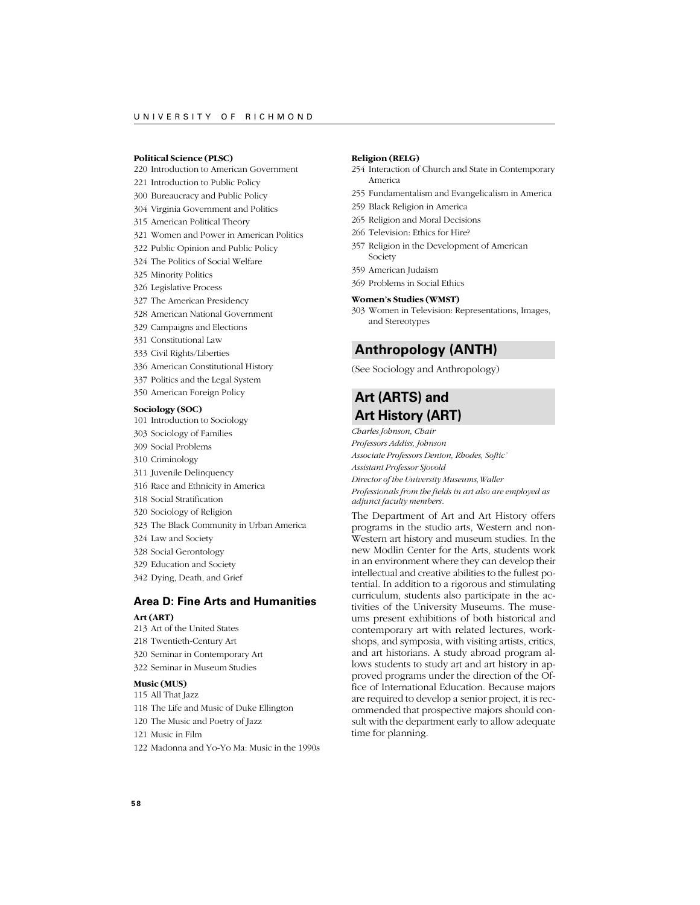**Political Science (PLSC)**

220 Introduction to American Government
221 Introduction to Public Policy
300 Bureaucracy and Public Policy
304 Virginia Government and Politics
315 American Political Theory
321 Women and Power in American Politics
322 Public Opinion and Public Policy
324 The Politics of Social Welfare
325 Minority Politics
326 Legislative Process
327 The American Presidency
328 American National Government
329 Campaigns and Elections
331 Constitutional Law
333 Civil Rights/Liberties
336 American Constitutional History
337 Politics and the Legal System
350 American Foreign Policy

**Sociology (SOC)**

101 Introduction to Sociology
303 Sociology of Families
309 Social Problems
310 Criminology
311 Juvenile Delinquency
316 Race and Ethnicity in America
318 Social Stratification
320 Sociology of Religion
323 The Black Community in Urban America
324 Law and Society
328 Social Gerontology
329 Education and Society
342 Dying, Death, and Grief

### Area D: Fine Arts and Humanities

**Art (ART)**

213 Art of the United States
218 Twentieth-Century Art
320 Seminar in Contemporary Art
322 Seminar in Museum Studies

**Music (MUS)**

115 All That Jazz
118 The Life and Music of Duke Ellington
120 The Music and Poetry of Jazz
121 Music in Film
122 Madonna and Yo-Yo Ma: Music in the 1990s

**Religion (RELG)**

254 Interaction of Church and State in Contemporary America
255 Fundamentalism and Evangelicalism in America
259 Black Religion in America
265 Religion and Moral Decisions
266 Television: Ethics for Hire?
357 Religion in the Development of American Society
359 American Judaism
369 Problems in Social Ethics

**Women's Studies (WMST)**

303 Women in Television: Representations, Images, and Stereotypes

## Anthropology (ANTH)

(See Sociology and Anthropology)

## Art (ARTS) and Art History (ART)

*Charles Johnson, Chair*
*Professors Addiss, Johnson*
*Associate Professors Denton, Rhodes, Softic'*
*Assistant Professor Sjovold*
*Director of the University Museums, Waller*
*Professionals from the fields in art also are employed as adjunct faculty members.*

The Department of Art and Art History offers programs in the studio arts, Western and non-Western art history and museum studies. In the new Modlin Center for the Arts, students work in an environment where they can develop their intellectual and creative abilities to the fullest potential. In addition to a rigorous and stimulating curriculum, students also participate in the activities of the University Museums. The museums present exhibitions of both historical and contemporary art with related lectures, workshops, and symposia, with visiting artists, critics, and art historians. A study abroad program allows students to study art and art history in approved programs under the direction of the Office of International Education. Because majors are required to develop a senior project, it is recommended that prospective majors should consult with the department early to allow adequate time for planning.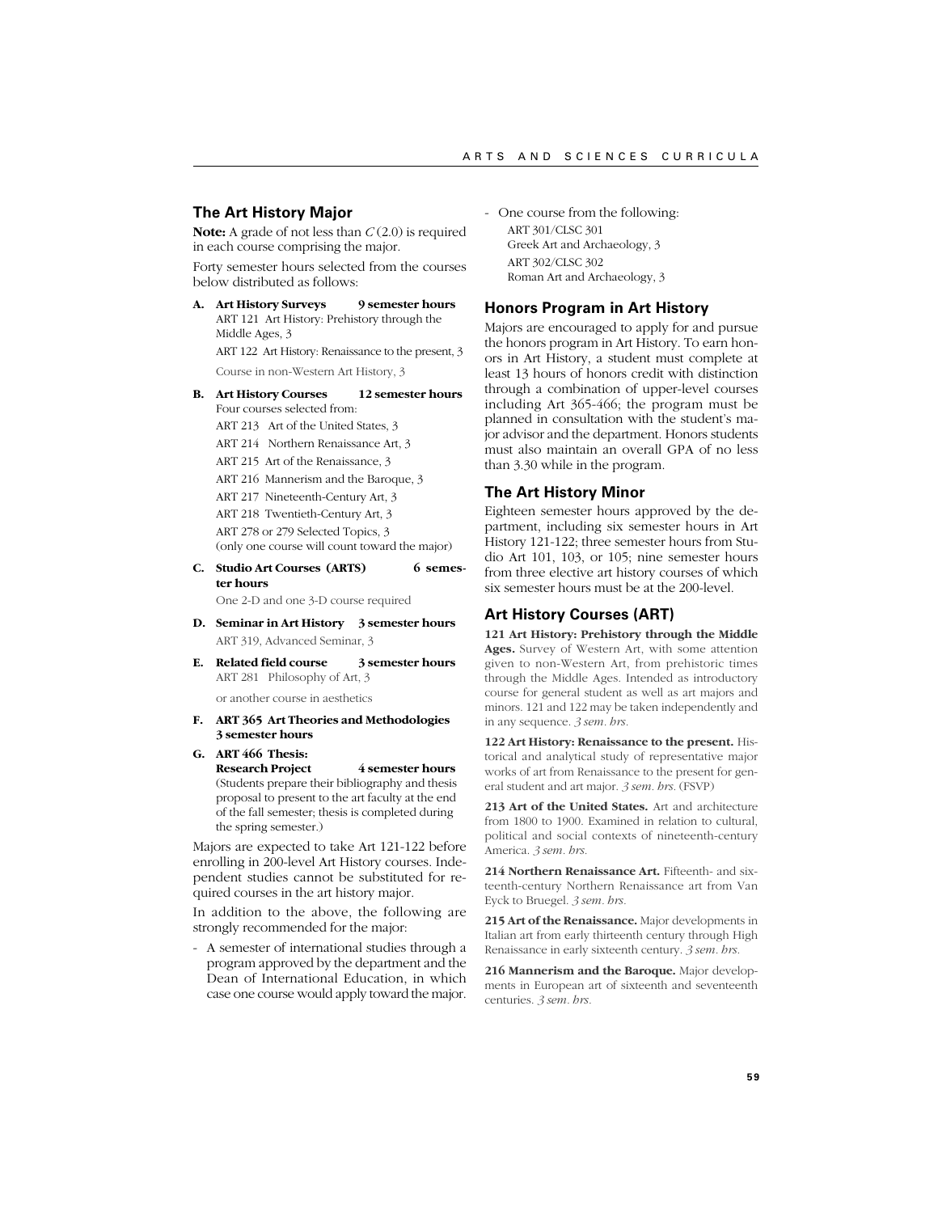## The Art History Major

**Note:** A grade of not less than *C* (2.0) is required in each course comprising the major.

Forty semester hours selected from the courses below distributed as follows:

**A. Art History Surveys 9 semester hours**

ART 121 Art History: Prehistory through the Middle Ages, 3

ART 122 Art History: Renaissance to the present, 3

Course in non-Western Art History, 3

**B. Art History Courses 12 semester hours**

Four courses selected from:

ART 213 Art of the United States, 3

ART 214 Northern Renaissance Art, 3

ART 215 Art of the Renaissance, 3

ART 216 Mannerism and the Baroque, 3

ART 217 Nineteenth-Century Art, 3

ART 218 Twentieth-Century Art, 3

ART 278 or 279 Selected Topics, 3 (only one course will count toward the major)

**C. Studio Art Courses (ARTS) 6 semester hours**

One 2-D and one 3-D course required

**D. Seminar in Art History 3 semester hours**

ART 319, Advanced Seminar, 3

**E. Related field course 3 semester hours**

ART 281 Philosophy of Art, 3

or another course in aesthetics

**F. ART 365 Art Theories and Methodologies 3 semester hours**

**G. ART 466 Thesis: Research Project 4 semester hours**

(Students prepare their bibliography and thesis proposal to present to the art faculty at the end of the fall semester; thesis is completed during the spring semester.)

Majors are expected to take Art 121-122 before enrolling in 200-level Art History courses. Independent studies cannot be substituted for required courses in the art history major.

In addition to the above, the following are strongly recommended for the major:

- A semester of international studies through a program approved by the department and the Dean of International Education, in which case one course would apply toward the major.
- One course from the following:
  ART 301/CLSC 301
  Greek Art and Archaeology, 3
  ART 302/CLSC 302
  Roman Art and Archaeology, 3

## Honors Program in Art History

Majors are encouraged to apply for and pursue the honors program in Art History. To earn honors in Art History, a student must complete at least 13 hours of honors credit with distinction through a combination of upper-level courses including Art 365-466; the program must be planned in consultation with the student's major advisor and the department. Honors students must also maintain an overall GPA of no less than 3.30 while in the program.

## The Art History Minor

Eighteen semester hours approved by the department, including six semester hours in Art History 121-122; three semester hours from Studio Art 101, 103, or 105; nine semester hours from three elective art history courses of which six semester hours must be at the 200-level.

## Art History Courses (ART)

**121 Art History: Prehistory through the Middle Ages.** Survey of Western Art, with some attention given to non-Western Art, from prehistoric times through the Middle Ages. Intended as introductory course for general student as well as art majors and minors. 121 and 122 may be taken independently and in any sequence. *3 sem. hrs.*

**122 Art History: Renaissance to the present.** Historical and analytical study of representative major works of art from Renaissance to the present for general student and art major. *3 sem. hrs.* (FSVP)

**213 Art of the United States.** Art and architecture from 1800 to 1900. Examined in relation to cultural, political and social contexts of nineteenth-century America. *3 sem. hrs.*

**214 Northern Renaissance Art.** Fifteenth- and sixteenth-century Northern Renaissance art from Van Eyck to Bruegel. *3 sem. hrs.*

**215 Art of the Renaissance.** Major developments in Italian art from early thirteenth century through High Renaissance in early sixteenth century. *3 sem. hrs.*

**216 Mannerism and the Baroque.** Major developments in European art of sixteenth and seventeenth centuries. *3 sem. hrs.*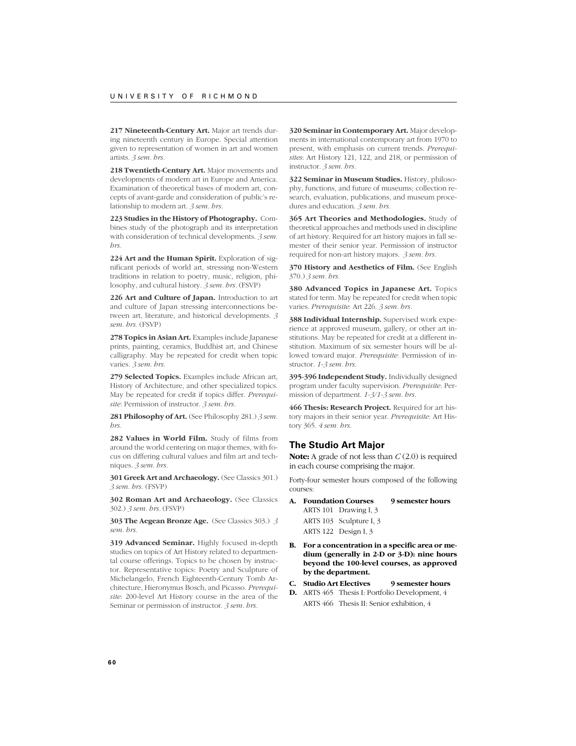**217 Nineteenth-Century Art.** Major art trends during nineteenth century in Europe. Special attention given to representation of women in art and women artists. *3 sem. hrs.*

**218 Twentieth-Century Art.** Major movements and developments of modern art in Europe and America. Examination of theoretical bases of modern art, concepts of avant-garde and consideration of public's relationship to modern art. *3 sem. hrs.*

**223 Studies in the History of Photography.** Combines study of the photograph and its interpretation with consideration of technical developments. *3 sem. hrs.*

**224 Art and the Human Spirit.** Exploration of significant periods of world art, stressing non-Western traditions in relation to poetry, music, religion, philosophy, and cultural history. *3 sem. hrs.* (FSVP)

**226 Art and Culture of Japan.** Introduction to art and culture of Japan stressing interconnections between art, literature, and historical developments. *3 sem. hrs.* (FSVP)

**278 Topics in Asian Art.** Examples include Japanese prints, painting, ceramics, Buddhist art, and Chinese calligraphy. May be repeated for credit when topic varies. *3 sem. hrs.*

**279 Selected Topics.** Examples include African art, History of Architecture, and other specialized topics. May be repeated for credit if topics differ. *Prerequisite*: Permission of instructor. *3 sem. hrs.*

**281 Philosophy of Art.** (See Philosophy 281.) *3 sem. hrs.*

**282 Values in World Film.** Study of films from around the world centering on major themes, with focus on differing cultural values and film art and techniques. *3 sem. hrs.*

**301 Greek Art and Archaeology.** (See Classics 301.) *3 sem. hrs.* (FSVP)

**302 Roman Art and Archaeology.** (See Classics 302.) *3 sem. hrs.* (FSVP)

**303 The Aegean Bronze Age.** (See Classics 303.) *3 sem. hrs.*

**319 Advanced Seminar.** Highly focused in-depth studies on topics of Art History related to departmental course offerings. Topics to be chosen by instructor. Representative topics: Poetry and Sculpture of Michelangelo, French Eighteenth-Century Tomb Architecture, Hieronymus Bosch, and Picasso. *Prerequisite*: 200-level Art History course in the area of the Seminar or permission of instructor. *3 sem. hrs.*

**320 Seminar in Contemporary Art.** Major developments in international contemporary art from 1970 to present, with emphasis on current trends. *Prerequisites*: Art History 121, 122, and 218, or permission of instructor. *3 sem. hrs.*

**322 Seminar in Museum Studies.** History, philosophy, functions, and future of museums; collection research, evaluation, publications, and museum procedures and education. *3 sem. hrs.*

**365 Art Theories and Methodologies.** Study of theoretical approaches and methods used in discipline of art history. Required for art history majors in fall semester of their senior year. Permission of instructor required for non-art history majors. *3 sem. hrs.*

**370 History and Aesthetics of Film.** (See English 370.) *3 sem. hrs.*

**380 Advanced Topics in Japanese Art.** Topics stated for term. May be repeated for credit when topic varies. *Prerequisite*: Art 226. *3 sem. hrs.*

**388 Individual Internship.** Supervised work experience at approved museum, gallery, or other art institutions. May be repeated for credit at a different institution. Maximum of six semester hours will be allowed toward major. *Prerequisite*: Permission of instructor. *1-3 sem. hrs.*

**395-396 Independent Study.** Individually designed program under faculty supervision. *Prerequisite*: Permission of department. *1-3/1-3 sem. hrs.*

**466 Thesis: Research Project.** Required for art history majors in their senior year. *Prerequisite*: Art History 365. *4 sem. hrs.*

## The Studio Art Major

**Note:** A grade of not less than *C* (2.0) is required in each course comprising the major.

Forty-four semester hours composed of the following courses:

**A. Foundation Courses 9 semester hours**
- ARTS 101 Drawing I, 3
- ARTS 103 Sculpture I, 3
- ARTS 122 Design I, 3

**B. For a concentration in a specific area or medium (generally in 2-D or 3-D): nine hours beyond the 100-level courses, as approved by the department.**

**C. Studio Art Electives 9 semester hours**

**D.** ARTS 465 Thesis I: Portfolio Development, 4
ARTS 466 Thesis II: Senior exhibition, 4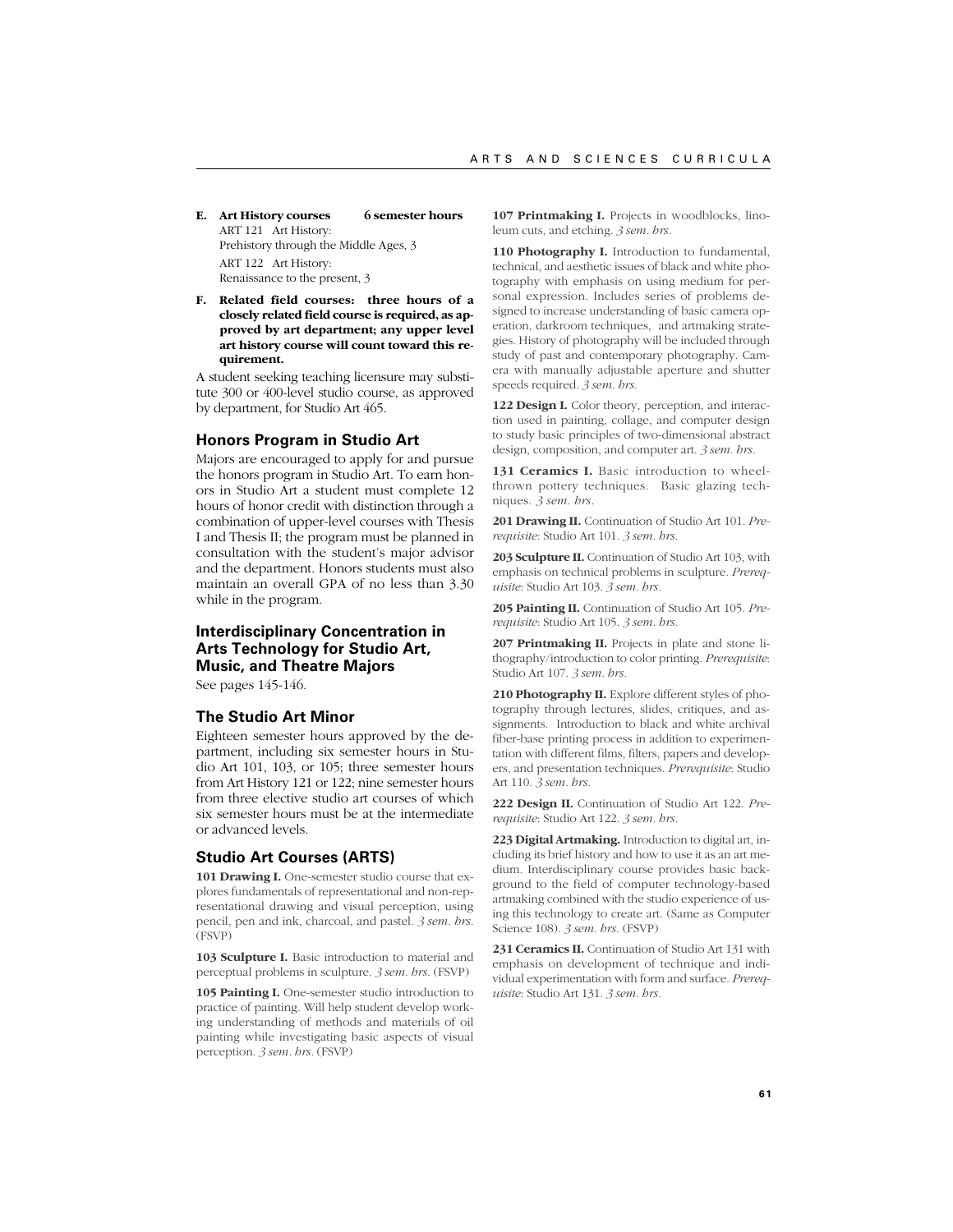**E. Art History courses 6 semester hours**

ART 121 Art History: Prehistory through the Middle Ages, 3

ART 122 Art History: Renaissance to the present, 3

**F. Related field courses: three hours of a closely related field course is required, as approved by art department; any upper level art history course will count toward this requirement.**

A student seeking teaching licensure may substitute 300 or 400-level studio course, as approved by department, for Studio Art 465.

### Honors Program in Studio Art

Majors are encouraged to apply for and pursue the honors program in Studio Art. To earn honors in Studio Art a student must complete 12 hours of honor credit with distinction through a combination of upper-level courses with Thesis I and Thesis II; the program must be planned in consultation with the student's major advisor and the department. Honors students must also maintain an overall GPA of no less than 3.30 while in the program.

### Interdisciplinary Concentration in Arts Technology for Studio Art, Music, and Theatre Majors

See pages 145-146.

### The Studio Art Minor

Eighteen semester hours approved by the department, including six semester hours in Studio Art 101, 103, or 105; three semester hours from Art History 121 or 122; nine semester hours from three elective studio art courses of which six semester hours must be at the intermediate or advanced levels.

### Studio Art Courses (ARTS)

**101 Drawing I.** One-semester studio course that explores fundamentals of representational and non-representational drawing and visual perception, using pencil, pen and ink, charcoal, and pastel. *3 sem. hrs.* (FSVP)

**103 Sculpture I.** Basic introduction to material and perceptual problems in sculpture. *3 sem. hrs.* (FSVP)

**105 Painting I.** One-semester studio introduction to practice of painting. Will help student develop working understanding of methods and materials of oil painting while investigating basic aspects of visual perception. *3 sem. hrs.* (FSVP)

**107 Printmaking I.** Projects in woodblocks, linoleum cuts, and etching. *3 sem. hrs.*

**110 Photography I.** Introduction to fundamental, technical, and aesthetic issues of black and white photography with emphasis on using medium for personal expression. Includes series of problems designed to increase understanding of basic camera operation, darkroom techniques, and artmaking strategies. History of photography will be included through study of past and contemporary photography. Camera with manually adjustable aperture and shutter speeds required. *3 sem. hrs.*

**122 Design I.** Color theory, perception, and interaction used in painting, collage, and computer design to study basic principles of two-dimensional abstract design, composition, and computer art. *3 sem. hrs.*

**131 Ceramics I.** Basic introduction to wheel-thrown pottery techniques. Basic glazing techniques. *3 sem. hrs.*

**201 Drawing II.** Continuation of Studio Art 101. *Prerequisite*: Studio Art 101. *3 sem. hrs.*

**203 Sculpture II.** Continuation of Studio Art 103, with emphasis on technical problems in sculpture. *Prerequisite*: Studio Art 103. *3 sem. hrs.*

**205 Painting II.** Continuation of Studio Art 105. *Prerequisite*: Studio Art 105. *3 sem. hrs.*

**207 Printmaking II.** Projects in plate and stone lithography/introduction to color printing. *Prerequisite*: Studio Art 107. *3 sem. hrs.*

**210 Photography II.** Explore different styles of photography through lectures, slides, critiques, and assignments. Introduction to black and white archival fiber-base printing process in addition to experimentation with different films, filters, papers and developers, and presentation techniques. *Prerequisite*: Studio Art 110. *3 sem. hrs.*

**222 Design II.** Continuation of Studio Art 122. *Prerequisite*: Studio Art 122. *3 sem. hrs.*

**223 Digital Artmaking.** Introduction to digital art, including its brief history and how to use it as an art medium. Interdisciplinary course provides basic background to the field of computer technology-based artmaking combined with the studio experience of using this technology to create art. (Same as Computer Science 108). *3 sem. hrs.* (FSVP)

**231 Ceramics II.** Continuation of Studio Art 131 with emphasis on development of technique and individual experimentation with form and surface. *Prerequisite*: Studio Art 131. *3 sem. hrs.*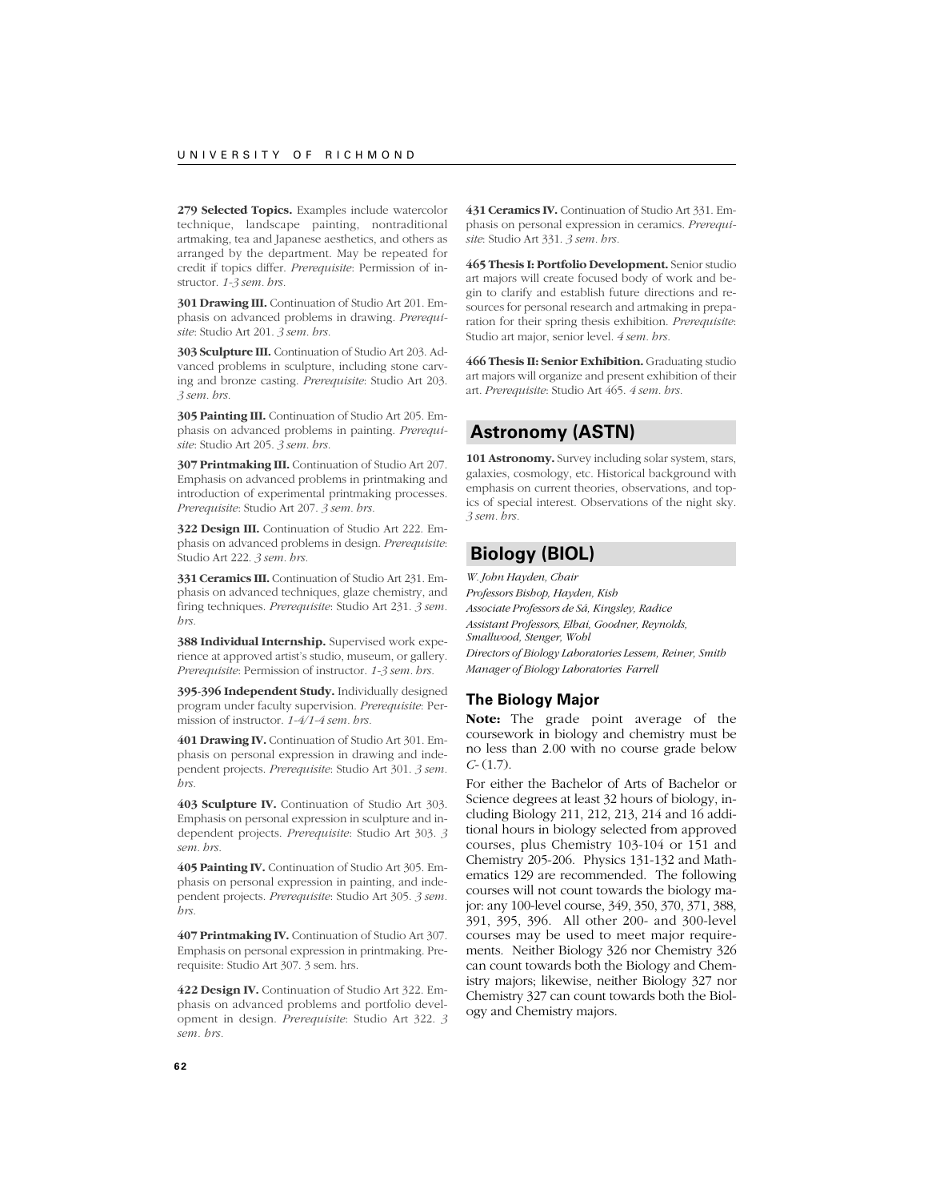**279 Selected Topics.** Examples include watercolor technique, landscape painting, nontraditional artmaking, tea and Japanese aesthetics, and others as arranged by the department. May be repeated for credit if topics differ. *Prerequisite*: Permission of instructor. *1-3 sem. hrs.*

**301 Drawing III.** Continuation of Studio Art 201. Emphasis on advanced problems in drawing. *Prerequisite*: Studio Art 201. *3 sem. hrs.*

**303 Sculpture III.** Continuation of Studio Art 203. Advanced problems in sculpture, including stone carving and bronze casting. *Prerequisite*: Studio Art 203. *3 sem. hrs.*

**305 Painting III.** Continuation of Studio Art 205. Emphasis on advanced problems in painting. *Prerequisite*: Studio Art 205. *3 sem. hrs.*

**307 Printmaking III.** Continuation of Studio Art 207. Emphasis on advanced problems in printmaking and introduction of experimental printmaking processes. *Prerequisite*: Studio Art 207. *3 sem. hrs.*

**322 Design III.** Continuation of Studio Art 222. Emphasis on advanced problems in design. *Prerequisite*: Studio Art 222. *3 sem. hrs.*

**331 Ceramics III.** Continuation of Studio Art 231. Emphasis on advanced techniques, glaze chemistry, and firing techniques. *Prerequisite*: Studio Art 231. *3 sem. hrs.*

**388 Individual Internship.** Supervised work experience at approved artist's studio, museum, or gallery. *Prerequisite*: Permission of instructor. *1-3 sem. hrs.*

**395-396 Independent Study.** Individually designed program under faculty supervision. *Prerequisite*: Permission of instructor. *1-4/1-4 sem. hrs.*

**401 Drawing IV.** Continuation of Studio Art 301. Emphasis on personal expression in drawing and independent projects. *Prerequisite*: Studio Art 301. *3 sem. hrs.*

**403 Sculpture IV.** Continuation of Studio Art 303. Emphasis on personal expression in sculpture and independent projects. *Prerequisite*: Studio Art 303. *3 sem. hrs.*

**405 Painting IV.** Continuation of Studio Art 305. Emphasis on personal expression in painting, and independent projects. *Prerequisite*: Studio Art 305. *3 sem. hrs.*

**407 Printmaking IV.** Continuation of Studio Art 307. Emphasis on personal expression in printmaking. Prerequisite: Studio Art 307. 3 sem. hrs.

**422 Design IV.** Continuation of Studio Art 322. Emphasis on advanced problems and portfolio development in design. *Prerequisite*: Studio Art 322. *3 sem. hrs.*

**431 Ceramics IV.** Continuation of Studio Art 331. Emphasis on personal expression in ceramics. *Prerequisite*: Studio Art 331. *3 sem. hrs.*

**465 Thesis I: Portfolio Development.** Senior studio art majors will create focused body of work and begin to clarify and establish future directions and resources for personal research and artmaking in preparation for their spring thesis exhibition. *Prerequisite*: Studio art major, senior level. *4 sem. hrs.*

**466 Thesis II: Senior Exhibition.** Graduating studio art majors will organize and present exhibition of their art. *Prerequisite*: Studio Art 465. *4 sem. hrs.*

## Astronomy (ASTN)

**101 Astronomy.** Survey including solar system, stars, galaxies, cosmology, etc. Historical background with emphasis on current theories, observations, and topics of special interest. Observations of the night sky. *3 sem. hrs.*

## Biology (BIOL)

*W. John Hayden, Chair*
*Professors Bishop, Hayden, Kish*
*Associate Professors de Sá, Kingsley, Radice*
*Assistant Professors, Elhai, Goodner, Reynolds, Smallwood, Stenger, Wohl*
*Directors of Biology Laboratories Lessem, Reiner, Smith*
*Manager of Biology Laboratories Farrell*

### The Biology Major

**Note:** The grade point average of the coursework in biology and chemistry must be no less than 2.00 with no course grade below *C-* (1.7).

For either the Bachelor of Arts of Bachelor or Science degrees at least 32 hours of biology, including Biology 211, 212, 213, 214 and 16 additional hours in biology selected from approved courses, plus Chemistry 103-104 or 151 and Chemistry 205-206. Physics 131-132 and Mathematics 129 are recommended. The following courses will not count towards the biology major: any 100-level course, 349, 350, 370, 371, 388, 391, 395, 396. All other 200- and 300-level courses may be used to meet major requirements. Neither Biology 326 nor Chemistry 326 can count towards both the Biology and Chemistry majors; likewise, neither Biology 327 nor Chemistry 327 can count towards both the Biology and Chemistry majors.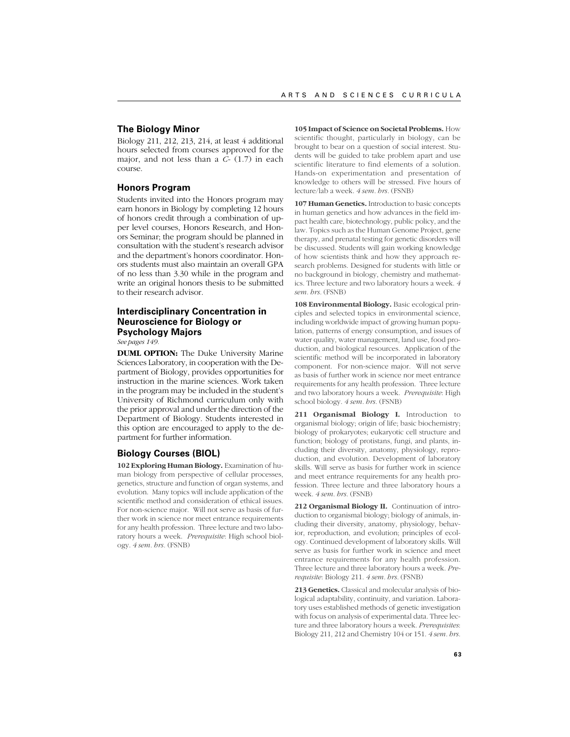## The Biology Minor

Biology 211, 212, 213, 214, at least 4 additional hours selected from courses approved for the major, and not less than a *C-* (1.7) in each course.

## Honors Program

Students invited into the Honors program may earn honors in Biology by completing 12 hours of honors credit through a combination of upper level courses, Honors Research, and Honors Seminar; the program should be planned in consultation with the student's research advisor and the department's honors coordinator. Honors students must also maintain an overall GPA of no less than 3.30 while in the program and write an original honors thesis to be submitted to their research advisor.

## Interdisciplinary Concentration in Neuroscience for Biology or Psychology Majors

*See pages 149.*

**DUML OPTION:** The Duke University Marine Sciences Laboratory, in cooperation with the Department of Biology, provides opportunities for instruction in the marine sciences. Work taken in the program may be included in the student's University of Richmond curriculum only with the prior approval and under the direction of the Department of Biology. Students interested in this option are encouraged to apply to the department for further information.

## Biology Courses (BIOL)

**102 Exploring Human Biology.** Examination of human biology from perspective of cellular processes, genetics, structure and function of organ systems, and evolution. Many topics will include application of the scientific method and consideration of ethical issues. For non-science major. Will not serve as basis of further work in science nor meet entrance requirements for any health profession. Three lecture and two laboratory hours a week. *Prerequisite*: High school biology. *4 sem. hrs.* (FSNB)

**105 Impact of Science on Societal Problems.** How scientific thought, particularly in biology, can be brought to bear on a question of social interest. Students will be guided to take problem apart and use scientific literature to find elements of a solution. Hands-on experimentation and presentation of knowledge to others will be stressed. Five hours of lecture/lab a week. *4 sem. hrs.* (FSNB)

**107 Human Genetics.** Introduction to basic concepts in human genetics and how advances in the field impact health care, biotechnology, public policy, and the law. Topics such as the Human Genome Project, gene therapy, and prenatal testing for genetic disorders will be discussed. Students will gain working knowledge of how scientists think and how they approach research problems. Designed for students with little or no background in biology, chemistry and mathematics. Three lecture and two laboratory hours a week. *4 sem. hrs.* (FSNB)

**108 Environmental Biology.** Basic ecological principles and selected topics in environmental science, including worldwide impact of growing human population, patterns of energy consumption, and issues of water quality, water management, land use, food production, and biological resources. Application of the scientific method will be incorporated in laboratory component. For non-science major. Will not serve as basis of further work in science nor meet entrance requirements for any health profession. Three lecture and two laboratory hours a week. *Prerequisite*: High school biology. *4 sem. hrs.* (FSNB)

**211 Organismal Biology I.** Introduction to organismal biology; origin of life; basic biochemistry; biology of prokaryotes; eukaryotic cell structure and function; biology of protistans, fungi, and plants, including their diversity, anatomy, physiology, reproduction, and evolution. Development of laboratory skills. Will serve as basis for further work in science and meet entrance requirements for any health profession. Three lecture and three laboratory hours a week. *4 sem. hrs.* (FSNB)

**212 Organismal Biology II.** Continuation of introduction to organismal biology; biology of animals, including their diversity, anatomy, physiology, behavior, reproduction, and evolution; principles of ecology. Continued development of laboratory skills. Will serve as basis for further work in science and meet entrance requirements for any health profession. Three lecture and three laboratory hours a week. *Prerequisite*: Biology 211. *4 sem. hrs.* (FSNB)

**213 Genetics.** Classical and molecular analysis of biological adaptability, continuity, and variation. Laboratory uses established methods of genetic investigation with focus on analysis of experimental data. Three lecture and three laboratory hours a week. *Prerequisites*: Biology 211, 212 and Chemistry 104 or 151. *4 sem. hrs.*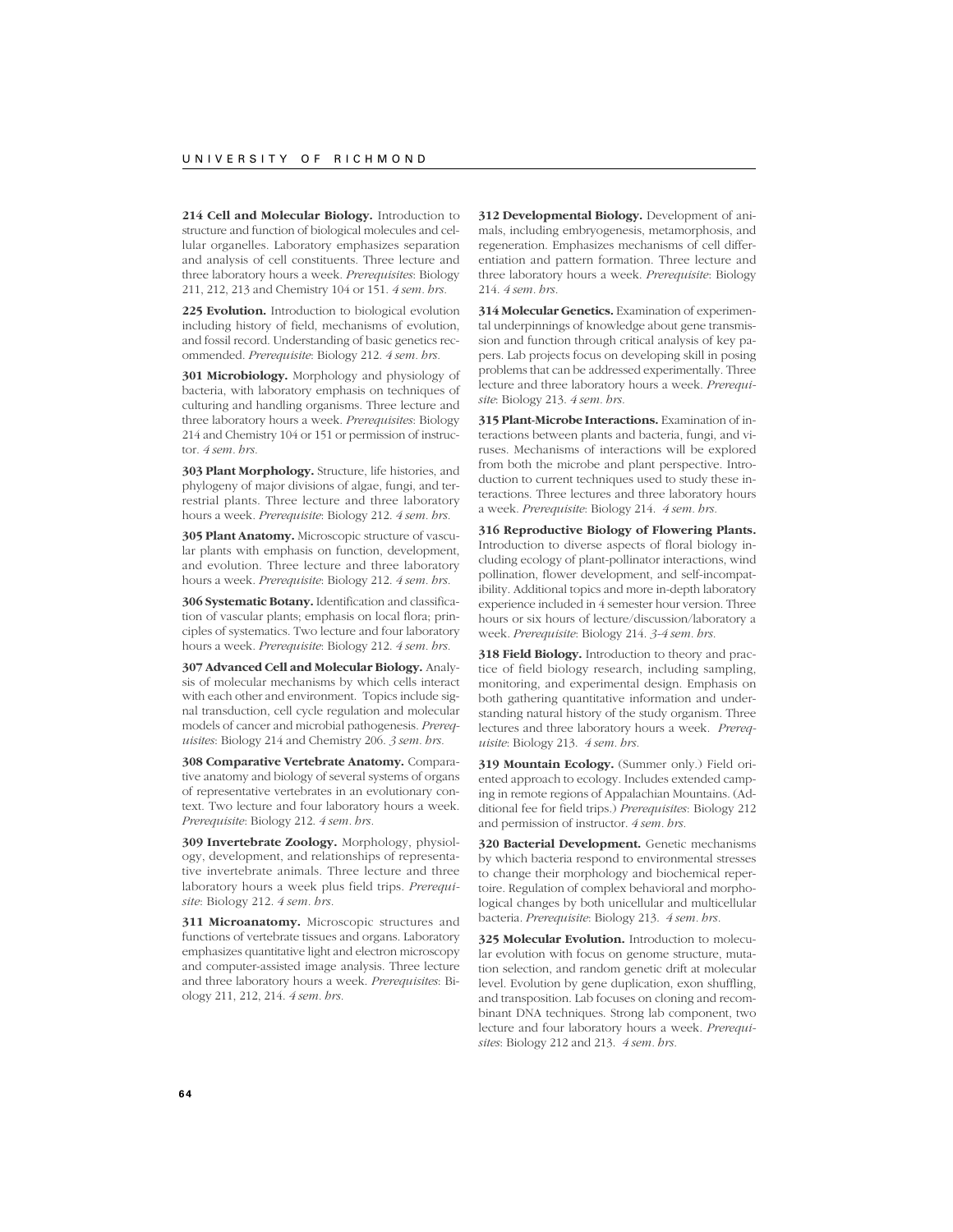**214 Cell and Molecular Biology.** Introduction to structure and function of biological molecules and cellular organelles. Laboratory emphasizes separation and analysis of cell constituents. Three lecture and three laboratory hours a week. *Prerequisites*: Biology 211, 212, 213 and Chemistry 104 or 151. *4 sem. hrs.*

**225 Evolution.** Introduction to biological evolution including history of field, mechanisms of evolution, and fossil record. Understanding of basic genetics recommended. *Prerequisite*: Biology 212. *4 sem. hrs.*

**301 Microbiology.** Morphology and physiology of bacteria, with laboratory emphasis on techniques of culturing and handling organisms. Three lecture and three laboratory hours a week. *Prerequisites*: Biology 214 and Chemistry 104 or 151 or permission of instructor. *4 sem. hrs.*

**303 Plant Morphology.** Structure, life histories, and phylogeny of major divisions of algae, fungi, and terrestrial plants. Three lecture and three laboratory hours a week. *Prerequisite*: Biology 212. *4 sem. hrs.*

**305 Plant Anatomy.** Microscopic structure of vascular plants with emphasis on function, development, and evolution. Three lecture and three laboratory hours a week. *Prerequisite*: Biology 212. *4 sem. hrs.*

**306 Systematic Botany.** Identification and classification of vascular plants; emphasis on local flora; principles of systematics. Two lecture and four laboratory hours a week. *Prerequisite*: Biology 212. *4 sem. hrs.*

**307 Advanced Cell and Molecular Biology.** Analysis of molecular mechanisms by which cells interact with each other and environment. Topics include signal transduction, cell cycle regulation and molecular models of cancer and microbial pathogenesis. *Prerequisites*: Biology 214 and Chemistry 206. *3 sem. hrs.*

**308 Comparative Vertebrate Anatomy.** Comparative anatomy and biology of several systems of organs of representative vertebrates in an evolutionary context. Two lecture and four laboratory hours a week. *Prerequisite*: Biology 212. *4 sem. hrs.*

**309 Invertebrate Zoology.** Morphology, physiology, development, and relationships of representative invertebrate animals. Three lecture and three laboratory hours a week plus field trips. *Prerequisite*: Biology 212. *4 sem. hrs.*

**311 Microanatomy.** Microscopic structures and functions of vertebrate tissues and organs. Laboratory emphasizes quantitative light and electron microscopy and computer-assisted image analysis. Three lecture and three laboratory hours a week. *Prerequisites*: Biology 211, 212, 214. *4 sem. hrs.*

**312 Developmental Biology.** Development of animals, including embryogenesis, metamorphosis, and regeneration. Emphasizes mechanisms of cell differentiation and pattern formation. Three lecture and three laboratory hours a week. *Prerequisite*: Biology 214. *4 sem. hrs.*

**314 Molecular Genetics.** Examination of experimental underpinnings of knowledge about gene transmission and function through critical analysis of key papers. Lab projects focus on developing skill in posing problems that can be addressed experimentally. Three lecture and three laboratory hours a week. *Prerequisite*: Biology 213. *4 sem. hrs.*

**315 Plant-Microbe Interactions.** Examination of interactions between plants and bacteria, fungi, and viruses. Mechanisms of interactions will be explored from both the microbe and plant perspective. Introduction to current techniques used to study these interactions. Three lectures and three laboratory hours a week. *Prerequisite*: Biology 214. *4 sem. hrs.*

**316 Reproductive Biology of Flowering Plants.** Introduction to diverse aspects of floral biology including ecology of plant-pollinator interactions, wind pollination, flower development, and self-incompatibility. Additional topics and more in-depth laboratory experience included in 4 semester hour version. Three hours or six hours of lecture/discussion/laboratory a week. *Prerequisite*: Biology 214. *3-4 sem. hrs.*

**318 Field Biology.** Introduction to theory and practice of field biology research, including sampling, monitoring, and experimental design. Emphasis on both gathering quantitative information and understanding natural history of the study organism. Three lectures and three laboratory hours a week. *Prerequisite*: Biology 213. *4 sem. hrs.*

**319 Mountain Ecology.** (Summer only.) Field oriented approach to ecology. Includes extended camping in remote regions of Appalachian Mountains. (Additional fee for field trips.) *Prerequisites*: Biology 212 and permission of instructor. *4 sem. hrs.*

**320 Bacterial Development.** Genetic mechanisms by which bacteria respond to environmental stresses to change their morphology and biochemical repertoire. Regulation of complex behavioral and morphological changes by both unicellular and multicellular bacteria. *Prerequisite*: Biology 213. *4 sem. hrs.*

**325 Molecular Evolution.** Introduction to molecular evolution with focus on genome structure, mutation selection, and random genetic drift at molecular level. Evolution by gene duplication, exon shuffling, and transposition. Lab focuses on cloning and recombinant DNA techniques. Strong lab component, two lecture and four laboratory hours a week. *Prerequisites*: Biology 212 and 213. *4 sem. hrs.*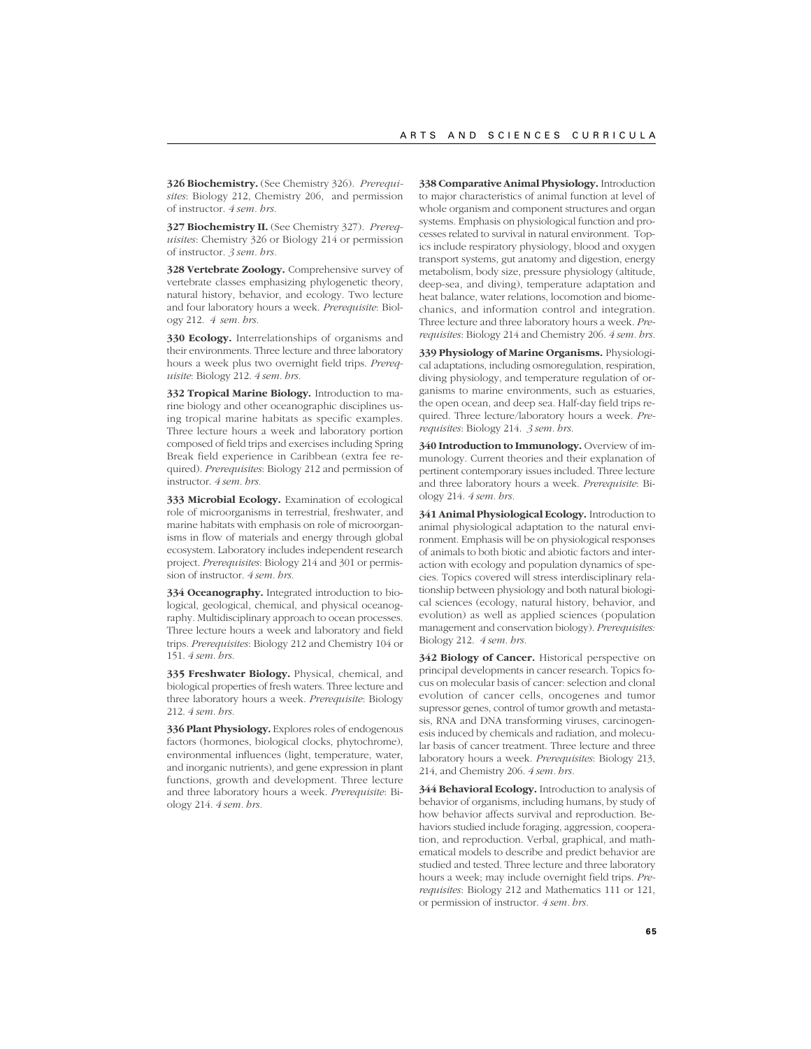**326 Biochemistry.** (See Chemistry 326). *Prerequisites*: Biology 212, Chemistry 206, and permission of instructor. *4 sem. hrs.*

**327 Biochemistry II.** (See Chemistry 327). *Prerequisites*: Chemistry 326 or Biology 214 or permission of instructor. *3 sem. hrs.*

**328 Vertebrate Zoology.** Comprehensive survey of vertebrate classes emphasizing phylogenetic theory, natural history, behavior, and ecology. Two lecture and four laboratory hours a week. *Prerequisite*: Biology 212. *4 sem. hrs.*

**330 Ecology.** Interrelationships of organisms and their environments. Three lecture and three laboratory hours a week plus two overnight field trips. *Prerequisite*: Biology 212. *4 sem. hrs.*

**332 Tropical Marine Biology.** Introduction to marine biology and other oceanographic disciplines using tropical marine habitats as specific examples. Three lecture hours a week and laboratory portion composed of field trips and exercises including Spring Break field experience in Caribbean (extra fee required). *Prerequisites*: Biology 212 and permission of instructor. *4 sem. hrs.*

**333 Microbial Ecology.** Examination of ecological role of microorganisms in terrestrial, freshwater, and marine habitats with emphasis on role of microorganisms in flow of materials and energy through global ecosystem. Laboratory includes independent research project. *Prerequisites*: Biology 214 and 301 or permission of instructor. *4 sem. hrs.*

**334 Oceanography.** Integrated introduction to biological, geological, chemical, and physical oceanography. Multidisciplinary approach to ocean processes. Three lecture hours a week and laboratory and field trips. *Prerequisites*: Biology 212 and Chemistry 104 or 151. *4 sem. hrs.*

**335 Freshwater Biology.** Physical, chemical, and biological properties of fresh waters. Three lecture and three laboratory hours a week. *Prerequisite*: Biology 212. *4 sem. hrs.*

**336 Plant Physiology.** Explores roles of endogenous factors (hormones, biological clocks, phytochrome), environmental influences (light, temperature, water, and inorganic nutrients), and gene expression in plant functions, growth and development. Three lecture and three laboratory hours a week. *Prerequisite*: Biology 214. *4 sem. hrs.*

**338 Comparative Animal Physiology.** Introduction to major characteristics of animal function at level of whole organism and component structures and organ systems. Emphasis on physiological function and processes related to survival in natural environment. Topics include respiratory physiology, blood and oxygen transport systems, gut anatomy and digestion, energy metabolism, body size, pressure physiology (altitude, deep-sea, and diving), temperature adaptation and heat balance, water relations, locomotion and biomechanics, and information control and integration. Three lecture and three laboratory hours a week. *Prerequisites*: Biology 214 and Chemistry 206. *4 sem. hrs.*

**339 Physiology of Marine Organisms.** Physiological adaptations, including osmoregulation, respiration, diving physiology, and temperature regulation of organisms to marine environments, such as estuaries, the open ocean, and deep sea. Half-day field trips required. Three lecture/laboratory hours a week. *Prerequisites*: Biology 214. *3 sem. hrs.*

**340 Introduction to Immunology.** Overview of immunology. Current theories and their explanation of pertinent contemporary issues included. Three lecture and three laboratory hours a week. *Prerequisite*: Biology 214. *4 sem. hrs.*

**341 Animal Physiological Ecology.** Introduction to animal physiological adaptation to the natural environment. Emphasis will be on physiological responses of animals to both biotic and abiotic factors and interaction with ecology and population dynamics of species. Topics covered will stress interdisciplinary relationship between physiology and both natural biological sciences (ecology, natural history, behavior, and evolution) as well as applied sciences (population management and conservation biology). *Prerequisites:* Biology 212. *4 sem. hrs.*

**342 Biology of Cancer.** Historical perspective on principal developments in cancer research. Topics focus on molecular basis of cancer: selection and clonal evolution of cancer cells, oncogenes and tumor supressor genes, control of tumor growth and metastasis, RNA and DNA transforming viruses, carcinogenesis induced by chemicals and radiation, and molecular basis of cancer treatment. Three lecture and three laboratory hours a week. *Prerequisites*: Biology 213, 214, and Chemistry 206. *4 sem. hrs.*

**344 Behavioral Ecology.** Introduction to analysis of behavior of organisms, including humans, by study of how behavior affects survival and reproduction. Behaviors studied include foraging, aggression, cooperation, and reproduction. Verbal, graphical, and mathematical models to describe and predict behavior are studied and tested. Three lecture and three laboratory hours a week; may include overnight field trips. *Prerequisites*: Biology 212 and Mathematics 111 or 121, or permission of instructor. *4 sem. hrs.*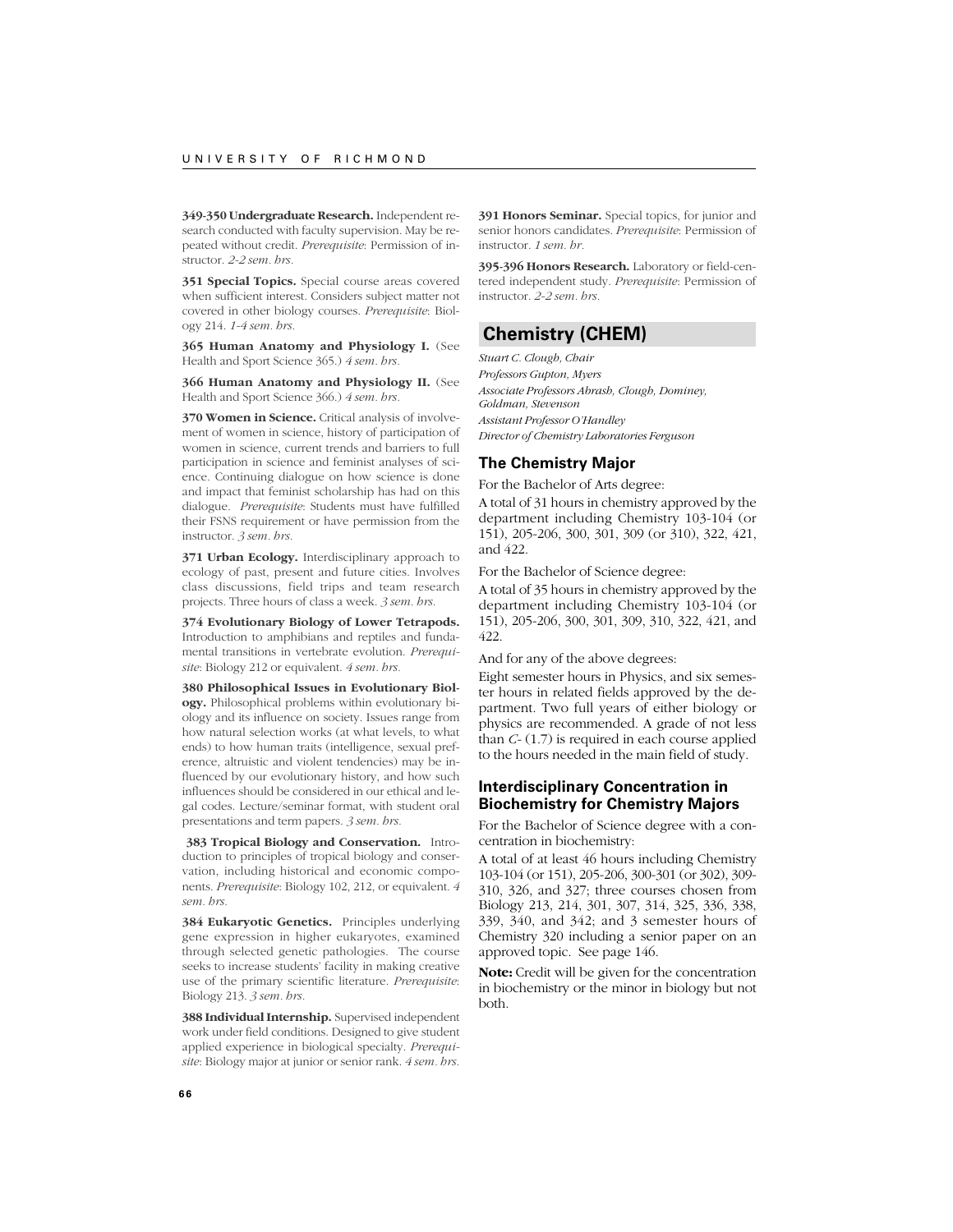**349-350 Undergraduate Research.** Independent research conducted with faculty supervision. May be repeated without credit. *Prerequisite*: Permission of instructor. *2-2 sem. hrs.*

**351 Special Topics.** Special course areas covered when sufficient interest. Considers subject matter not covered in other biology courses. *Prerequisite*: Biology 214. *1-4 sem. hrs.*

**365 Human Anatomy and Physiology I.** (See Health and Sport Science 365.) *4 sem. hrs.*

**366 Human Anatomy and Physiology II.** (See Health and Sport Science 366.) *4 sem. hrs.*

**370 Women in Science.** Critical analysis of involvement of women in science, history of participation of women in science, current trends and barriers to full participation in science and feminist analyses of science. Continuing dialogue on how science is done and impact that feminist scholarship has had on this dialogue. *Prerequisite*: Students must have fulfilled their FSNS requirement or have permission from the instructor. *3 sem. hrs.*

**371 Urban Ecology.** Interdisciplinary approach to ecology of past, present and future cities. Involves class discussions, field trips and team research projects. Three hours of class a week. *3 sem. hrs.*

**374 Evolutionary Biology of Lower Tetrapods.** Introduction to amphibians and reptiles and fundamental transitions in vertebrate evolution. *Prerequisite*: Biology 212 or equivalent. *4 sem. hrs.*

**380 Philosophical Issues in Evolutionary Biology.** Philosophical problems within evolutionary biology and its influence on society. Issues range from how natural selection works (at what levels, to what ends) to how human traits (intelligence, sexual preference, altruistic and violent tendencies) may be influenced by our evolutionary history, and how such influences should be considered in our ethical and legal codes. Lecture/seminar format, with student oral presentations and term papers. *3 sem. hrs.*

**383 Tropical Biology and Conservation.** Introduction to principles of tropical biology and conservation, including historical and economic components. *Prerequisite*: Biology 102, 212, or equivalent. *4 sem. hrs.*

**384 Eukaryotic Genetics.** Principles underlying gene expression in higher eukaryotes, examined through selected genetic pathologies. The course seeks to increase students' facility in making creative use of the primary scientific literature. *Prerequisite*: Biology 213. *3 sem. hrs.*

**388 Individual Internship.** Supervised independent work under field conditions. Designed to give student applied experience in biological specialty. *Prerequisite*: Biology major at junior or senior rank. *4 sem. hrs.*

**391 Honors Seminar.** Special topics, for junior and senior honors candidates. *Prerequisite*: Permission of instructor. *1 sem. hr.*

**395-396 Honors Research.** Laboratory or field-centered independent study. *Prerequisite*: Permission of instructor. *2-2 sem. hrs.*

## Chemistry (CHEM)

*Stuart C. Clough, Chair*
*Professors Gupton, Myers*
*Associate Professors Abrash, Clough, Dominey, Goldman, Stevenson*
*Assistant Professor O'Handley*
*Director of Chemistry Laboratories Ferguson*

### The Chemistry Major

For the Bachelor of Arts degree:

A total of 31 hours in chemistry approved by the department including Chemistry 103-104 (or 151), 205-206, 300, 301, 309 (or 310), 322, 421, and 422.

For the Bachelor of Science degree:

A total of 35 hours in chemistry approved by the department including Chemistry 103-104 (or 151), 205-206, 300, 301, 309, 310, 322, 421, and 422.

And for any of the above degrees:

Eight semester hours in Physics, and six semester hours in related fields approved by the department. Two full years of either biology or physics are recommended. A grade of not less than *C-* (1.7) is required in each course applied to the hours needed in the main field of study.

### Interdisciplinary Concentration in Biochemistry for Chemistry Majors

For the Bachelor of Science degree with a concentration in biochemistry:

A total of at least 46 hours including Chemistry 103-104 (or 151), 205-206, 300-301 (or 302), 309-310, 326, and 327; three courses chosen from Biology 213, 214, 301, 307, 314, 325, 336, 338, 339, 340, and 342; and 3 semester hours of Chemistry 320 including a senior paper on an approved topic. See page 146.

**Note:** Credit will be given for the concentration in biochemistry or the minor in biology but not both.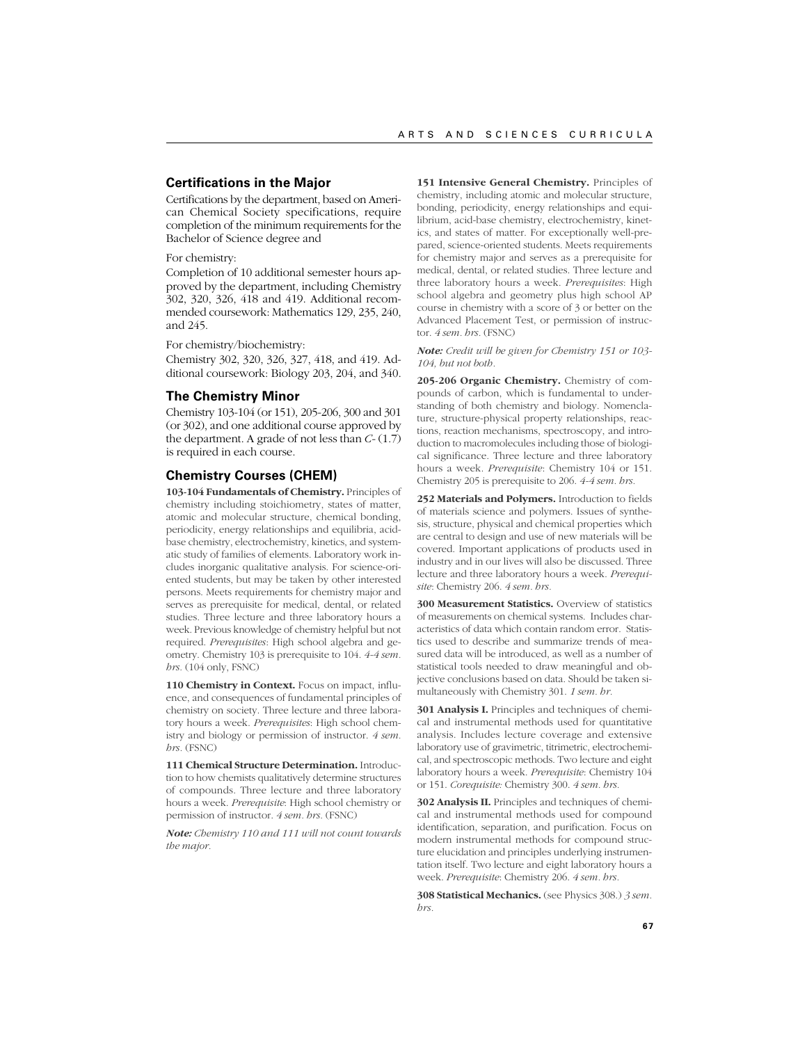## Certifications in the Major

Certifications by the department, based on American Chemical Society specifications, require completion of the minimum requirements for the Bachelor of Science degree and

For chemistry:

Completion of 10 additional semester hours approved by the department, including Chemistry 302, 320, 326, 418 and 419. Additional recommended coursework: Mathematics 129, 235, 240, and 245.

For chemistry/biochemistry:

Chemistry 302, 320, 326, 327, 418, and 419. Additional coursework: Biology 203, 204, and 340.

## The Chemistry Minor

Chemistry 103-104 (or 151), 205-206, 300 and 301 (or 302), and one additional course approved by the department. A grade of not less than *C-* (1.7) is required in each course.

## Chemistry Courses (CHEM)

**103-104 Fundamentals of Chemistry.** Principles of chemistry including stoichiometry, states of matter, atomic and molecular structure, chemical bonding, periodicity, energy relationships and equilibria, acid-base chemistry, electrochemistry, kinetics, and systematic study of families of elements. Laboratory work includes inorganic qualitative analysis. For science-oriented students, but may be taken by other interested persons. Meets requirements for chemistry major and serves as prerequisite for medical, dental, or related studies. Three lecture and three laboratory hours a week. Previous knowledge of chemistry helpful but not required. *Prerequisites*: High school algebra and geometry. Chemistry 103 is prerequisite to 104. *4-4 sem. hrs.* (104 only, FSNC)

**110 Chemistry in Context.** Focus on impact, influence, and consequences of fundamental principles of chemistry on society. Three lecture and three laboratory hours a week. *Prerequisites*: High school chemistry and biology or permission of instructor. *4 sem. hrs.* (FSNC)

**111 Chemical Structure Determination.** Introduction to how chemists qualitatively determine structures of compounds. Three lecture and three laboratory hours a week. *Prerequisite*: High school chemistry or permission of instructor. *4 sem. hrs.* (FSNC)

***Note:*** *Chemistry 110 and 111 will not count towards the major.*

**151 Intensive General Chemistry.** Principles of chemistry, including atomic and molecular structure, bonding, periodicity, energy relationships and equilibrium, acid-base chemistry, electrochemistry, kinetics, and states of matter. For exceptionally well-prepared, science-oriented students. Meets requirements for chemistry major and serves as a prerequisite for medical, dental, or related studies. Three lecture and three laboratory hours a week. *Prerequisites*: High school algebra and geometry plus high school AP course in chemistry with a score of 3 or better on the Advanced Placement Test, or permission of instructor. *4 sem. hrs.* (FSNC)

***Note:*** *Credit will be given for Chemistry 151 or 103-104, but not both.*

**205-206 Organic Chemistry.** Chemistry of compounds of carbon, which is fundamental to understanding of both chemistry and biology. Nomenclature, structure-physical property relationships, reactions, reaction mechanisms, spectroscopy, and introduction to macromolecules including those of biological significance. Three lecture and three laboratory hours a week. *Prerequisite*: Chemistry 104 or 151. Chemistry 205 is prerequisite to 206. *4-4 sem. hrs.*

**252 Materials and Polymers.** Introduction to fields of materials science and polymers. Issues of synthesis, structure, physical and chemical properties which are central to design and use of new materials will be covered. Important applications of products used in industry and in our lives will also be discussed. Three lecture and three laboratory hours a week. *Prerequisite*: Chemistry 206. *4 sem. hrs.*

**300 Measurement Statistics.** Overview of statistics of measurements on chemical systems. Includes characteristics of data which contain random error. Statistics used to describe and summarize trends of measured data will be introduced, as well as a number of statistical tools needed to draw meaningful and objective conclusions based on data. Should be taken simultaneously with Chemistry 301. *1 sem. hr.*

**301 Analysis I.** Principles and techniques of chemical and instrumental methods used for quantitative analysis. Includes lecture coverage and extensive laboratory use of gravimetric, titrimetric, electrochemical, and spectroscopic methods. Two lecture and eight laboratory hours a week. *Prerequisite*: Chemistry 104 or 151. *Corequisite:* Chemistry 300. *4 sem. hrs.*

**302 Analysis II.** Principles and techniques of chemical and instrumental methods used for compound identification, separation, and purification. Focus on modern instrumental methods for compound structure elucidation and principles underlying instrumentation itself. Two lecture and eight laboratory hours a week. *Prerequisite*: Chemistry 206. *4 sem. hrs.*

**308 Statistical Mechanics.** (see Physics 308.) *3 sem. hrs.*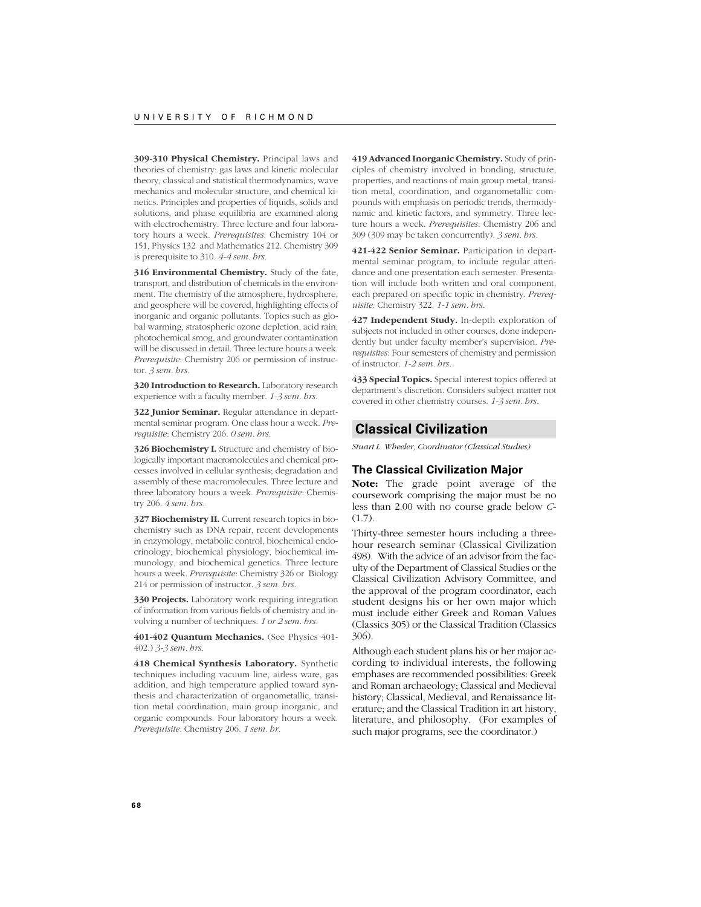**309-310 Physical Chemistry.** Principal laws and theories of chemistry: gas laws and kinetic molecular theory, classical and statistical thermodynamics, wave mechanics and molecular structure, and chemical kinetics. Principles and properties of liquids, solids and solutions, and phase equilibria are examined along with electrochemistry. Three lecture and four laboratory hours a week. *Prerequisites*: Chemistry 104 or 151, Physics 132 and Mathematics 212. Chemistry 309 is prerequisite to 310. *4-4 sem. hrs.*

**316 Environmental Chemistry.** Study of the fate, transport, and distribution of chemicals in the environment. The chemistry of the atmosphere, hydrosphere, and geosphere will be covered, highlighting effects of inorganic and organic pollutants. Topics such as global warming, stratospheric ozone depletion, acid rain, photochemical smog, and groundwater contamination will be discussed in detail. Three lecture hours a week. *Prerequisite*: Chemistry 206 or permission of instructor. *3 sem. hrs.*

**320 Introduction to Research.** Laboratory research experience with a faculty member. *1-3 sem. hrs.*

**322 Junior Seminar.** Regular attendance in departmental seminar program. One class hour a week. *Prerequisite*: Chemistry 206. *0 sem. hrs.*

**326 Biochemistry I.** Structure and chemistry of biologically important macromolecules and chemical processes involved in cellular synthesis; degradation and assembly of these macromolecules. Three lecture and three laboratory hours a week. *Prerequisite*: Chemistry 206. *4 sem. hrs.*

**327 Biochemistry II.** Current research topics in biochemistry such as DNA repair, recent developments in enzymology, metabolic control, biochemical endocrinology, biochemical physiology, biochemical immunology, and biochemical genetics. Three lecture hours a week. *Prerequisite*: Chemistry 326 or Biology 214 or permission of instructor. *3 sem. hrs.*

**330 Projects.** Laboratory work requiring integration of information from various fields of chemistry and involving a number of techniques. *1 or 2 sem. hrs.*

**401-402 Quantum Mechanics.** (See Physics 401-402.) *3-3 sem. hrs.*

**418 Chemical Synthesis Laboratory.** Synthetic techniques including vacuum line, airless ware, gas addition, and high temperature applied toward synthesis and characterization of organometallic, transition metal coordination, main group inorganic, and organic compounds. Four laboratory hours a week. *Prerequisite*: Chemistry 206. *1 sem. hr.*

**419 Advanced Inorganic Chemistry.** Study of principles of chemistry involved in bonding, structure, properties, and reactions of main group metal, transition metal, coordination, and organometallic compounds with emphasis on periodic trends, thermodynamic and kinetic factors, and symmetry. Three lecture hours a week. *Prerequisites*: Chemistry 206 and 309 (309 may be taken concurrently). *3 sem. hrs.*

**421-422 Senior Seminar.** Participation in departmental seminar program, to include regular attendance and one presentation each semester. Presentation will include both written and oral component, each prepared on specific topic in chemistry. *Prerequisite:* Chemistry 322. *1-1 sem. hrs.*

**427 Independent Study.** In-depth exploration of subjects not included in other courses, done independently but under faculty member's supervision. *Prerequisites*: Four semesters of chemistry and permission of instructor. *1-2 sem. hrs.*

**433 Special Topics.** Special interest topics offered at department's discretion. Considers subject matter not covered in other chemistry courses. *1-3 sem. hrs.*

## Classical Civilization

*Stuart L. Wheeler, Coordinator (Classical Studies)*

### The Classical Civilization Major

**Note:** The grade point average of the coursework comprising the major must be no less than 2.00 with no course grade below *C-* (1.7).

Thirty-three semester hours including a three-hour research seminar (Classical Civilization 498). With the advice of an advisor from the faculty of the Department of Classical Studies or the Classical Civilization Advisory Committee, and the approval of the program coordinator, each student designs his or her own major which must include either Greek and Roman Values (Classics 305) or the Classical Tradition (Classics 306).

Although each student plans his or her major according to individual interests, the following emphases are recommended possibilities: Greek and Roman archaeology; Classical and Medieval history; Classical, Medieval, and Renaissance literature; and the Classical Tradition in art history, literature, and philosophy. (For examples of such major programs, see the coordinator.)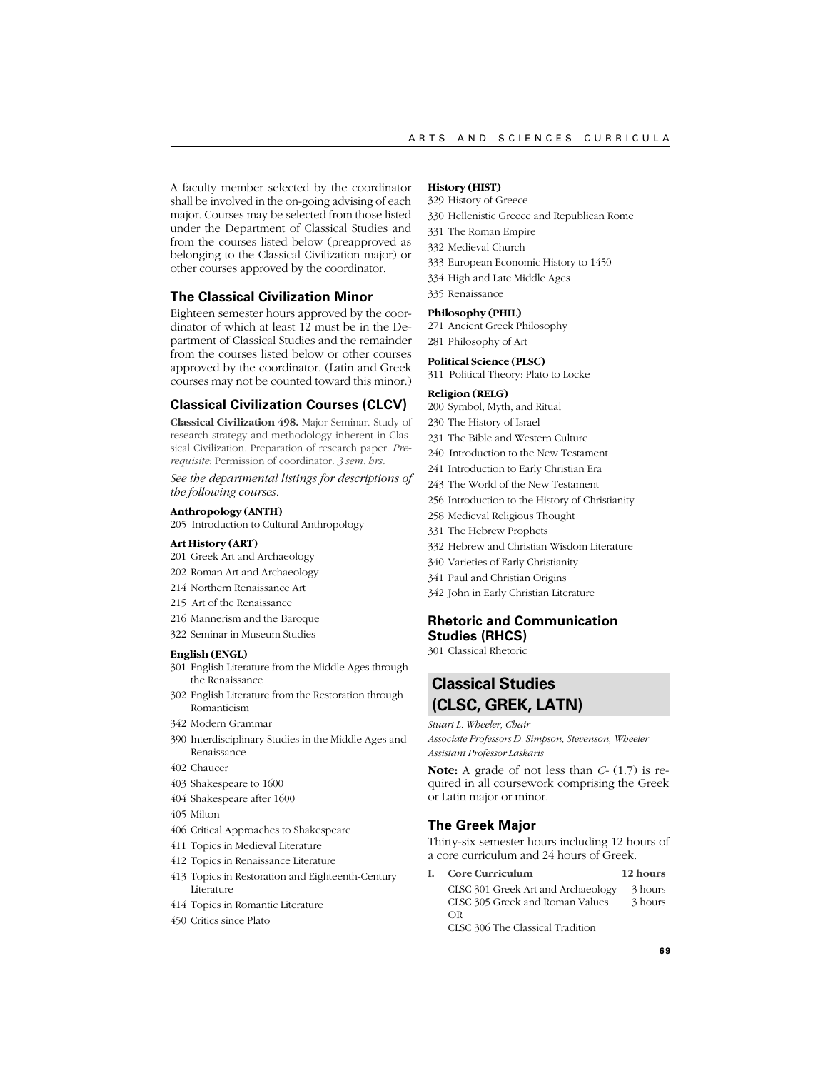A faculty member selected by the coordinator shall be involved in the on-going advising of each major. Courses may be selected from those listed under the Department of Classical Studies and from the courses listed below (preapproved as belonging to the Classical Civilization major) or other courses approved by the coordinator.

### The Classical Civilization Minor

Eighteen semester hours approved by the coordinator of which at least 12 must be in the Department of Classical Studies and the remainder from the courses listed below or other courses approved by the coordinator. (Latin and Greek courses may not be counted toward this minor.)

### Classical Civilization Courses (CLCV)

**Classical Civilization 498.** Major Seminar. Study of research strategy and methodology inherent in Classical Civilization. Preparation of research paper. *Prerequisite*: Permission of coordinator. *3 sem. hrs.*

*See the departmental listings for descriptions of the following courses.*

**Anthropology (ANTH)**

205 Introduction to Cultural Anthropology

**Art History (ART)**

201 Greek Art and Archaeology
202 Roman Art and Archaeology
214 Northern Renaissance Art
215 Art of the Renaissance
216 Mannerism and the Baroque
322 Seminar in Museum Studies

**English (ENGL)**

301 English Literature from the Middle Ages through the Renaissance
302 English Literature from the Restoration through Romanticism
342 Modern Grammar
390 Interdisciplinary Studies in the Middle Ages and Renaissance
402 Chaucer
403 Shakespeare to 1600
404 Shakespeare after 1600
405 Milton
406 Critical Approaches to Shakespeare
411 Topics in Medieval Literature
412 Topics in Renaissance Literature
413 Topics in Restoration and Eighteenth-Century Literature
414 Topics in Romantic Literature
450 Critics since Plato

**History (HIST)**

329 History of Greece
330 Hellenistic Greece and Republican Rome
331 The Roman Empire
332 Medieval Church
333 European Economic History to 1450
334 High and Late Middle Ages
335 Renaissance

**Philosophy (PHIL)**

271 Ancient Greek Philosophy
281 Philosophy of Art

**Political Science (PLSC)**

311 Political Theory: Plato to Locke

**Religion (RELG)**

200 Symbol, Myth, and Ritual
230 The History of Israel
231 The Bible and Western Culture
240 Introduction to the New Testament
241 Introduction to Early Christian Era
243 The World of the New Testament
256 Introduction to the History of Christianity
258 Medieval Religious Thought
331 The Hebrew Prophets
332 Hebrew and Christian Wisdom Literature
340 Varieties of Early Christianity
341 Paul and Christian Origins
342 John in Early Christian Literature

### Rhetoric and Communication Studies (RHCS)

301 Classical Rhetoric

## Classical Studies (CLSC, GREK, LATN)

*Stuart L. Wheeler, Chair*
*Associate Professors D. Simpson, Stevenson, Wheeler*
*Assistant Professor Laskaris*

**Note:** A grade of not less than *C-* (1.7) is required in all coursework comprising the Greek or Latin major or minor.

### The Greek Major

Thirty-six semester hours including 12 hours of a core curriculum and 24 hours of Greek.

| **I. Core Curriculum** | **12 hours** |
|---|---|
| CLSC 301 Greek Art and Archaeology | 3 hours |
| CLSC 305 Greek and Roman Values | 3 hours |
| OR | |
| CLSC 306 The Classical Tradition | |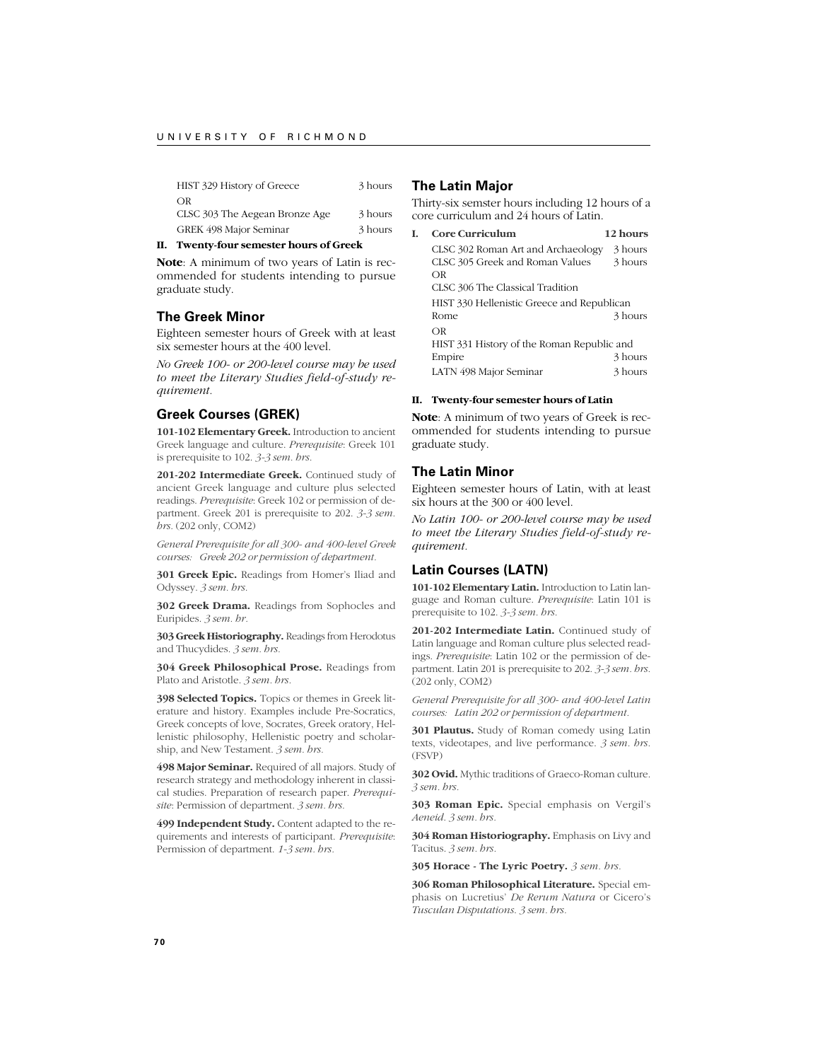| | |
|---|---|
| HIST 329 History of Greece | 3 hours |
| OR | |
| CLSC 303 The Aegean Bronze Age | 3 hours |
| GREK 498 Major Seminar | 3 hours |

**II. Twenty-four semester hours of Greek**

**Note**: A minimum of two years of Latin is recommended for students intending to pursue graduate study.

## The Greek Minor

Eighteen semester hours of Greek with at least six semester hours at the 400 level.

*No Greek 100- or 200-level course may be used to meet the Literary Studies field-of-study requirement.*

## Greek Courses (GREK)

**101-102 Elementary Greek.** Introduction to ancient Greek language and culture. *Prerequisite*: Greek 101 is prerequisite to 102. *3-3 sem. hrs.*

**201-202 Intermediate Greek.** Continued study of ancient Greek language and culture plus selected readings. *Prerequisite*: Greek 102 or permission of department. Greek 201 is prerequisite to 202. *3-3 sem. hrs.* (202 only, COM2)

*General Prerequisite for all 300- and 400-level Greek courses: Greek 202 or permission of department.*

**301 Greek Epic.** Readings from Homer's Iliad and Odyssey. *3 sem. hrs.*

**302 Greek Drama.** Readings from Sophocles and Euripides. *3 sem. hr.*

**303 Greek Historiography.** Readings from Herodotus and Thucydides. *3 sem. hrs.*

**304 Greek Philosophical Prose.** Readings from Plato and Aristotle. *3 sem. hrs.*

**398 Selected Topics.** Topics or themes in Greek literature and history. Examples include Pre-Socratics, Greek concepts of love, Socrates, Greek oratory, Hellenistic philosophy, Hellenistic poetry and scholarship, and New Testament. *3 sem. hrs.*

**498 Major Seminar.** Required of all majors. Study of research strategy and methodology inherent in classical studies. Preparation of research paper. *Prerequisite*: Permission of department. *3 sem. hrs.*

**499 Independent Study.** Content adapted to the requirements and interests of participant. *Prerequisite*: Permission of department. *1-3 sem. hrs.*

## The Latin Major

Thirty-six semster hours including 12 hours of a core curriculum and 24 hours of Latin.

| **I. Core Curriculum** | **12 hours** |
|---|---|
| CLSC 302 Roman Art and Archaeology | 3 hours |
| CLSC 305 Greek and Roman Values | 3 hours |
| OR | |
| CLSC 306 The Classical Tradition | |
| HIST 330 Hellenistic Greece and Republican Rome | 3 hours |
| OR | |
| HIST 331 History of the Roman Republic and Empire | 3 hours |
| LATN 498 Major Seminar | 3 hours |

**II. Twenty-four semester hours of Latin**

**Note**: A minimum of two years of Greek is recommended for students intending to pursue graduate study.

## The Latin Minor

Eighteen semester hours of Latin, with at least six hours at the 300 or 400 level.

*No Latin 100- or 200-level course may be used to meet the Literary Studies field-of-study requirement.*

## Latin Courses (LATN)

**101-102 Elementary Latin.** Introduction to Latin language and Roman culture. *Prerequisite*: Latin 101 is prerequisite to 102. *3-3 sem. hrs.*

**201-202 Intermediate Latin.** Continued study of Latin language and Roman culture plus selected readings. *Prerequisite*: Latin 102 or the permission of department. Latin 201 is prerequisite to 202. *3-3 sem. hrs.* (202 only, COM2)

*General Prerequisite for all 300- and 400-level Latin courses: Latin 202 or permission of department.*

**301 Plautus.** Study of Roman comedy using Latin texts, videotapes, and live performance. *3 sem. hrs.* (FSVP)

**302 Ovid.** Mythic traditions of Graeco-Roman culture. *3 sem. hrs.*

**303 Roman Epic.** Special emphasis on Vergil's *Aeneid*. *3 sem. hrs.*

**304 Roman Historiography.** Emphasis on Livy and Tacitus. *3 sem. hrs.*

**305 Horace - The Lyric Poetry.** *3 sem. hrs.*

**306 Roman Philosophical Literature.** Special emphasis on Lucretius' *De Rerum Natura* or Cicero's *Tusculan Disputations*. *3 sem. hrs.*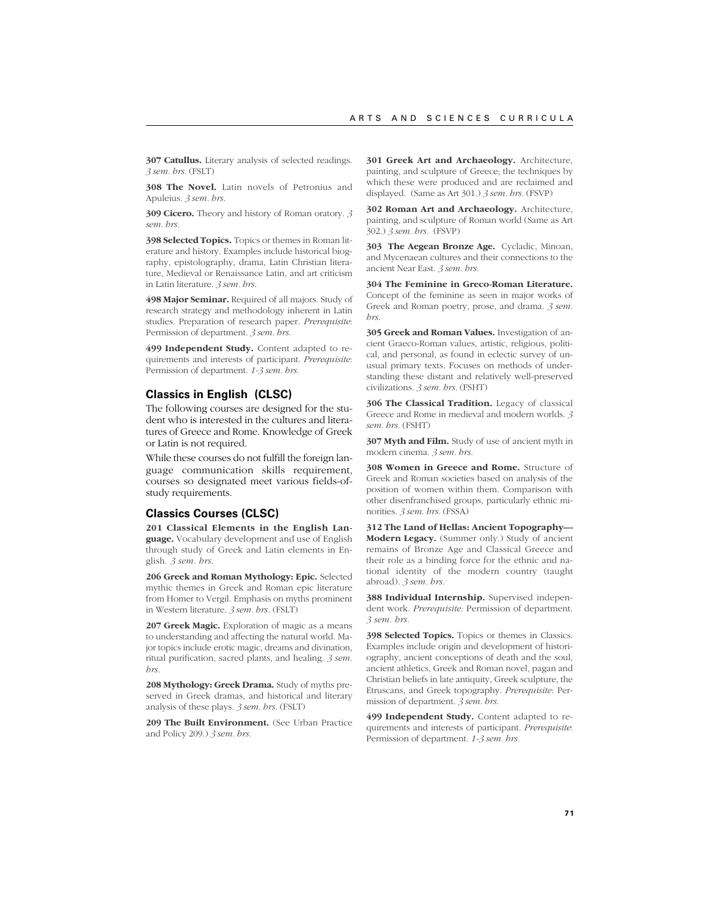**307 Catullus.** Literary analysis of selected readings. *3 sem. hrs.* (FSLT)

**308 The Novel.** Latin novels of Petronius and Apuleius. *3 sem. hrs.*

**309 Cicero.** Theory and history of Roman oratory. *3 sem. hrs.*

**398 Selected Topics.** Topics or themes in Roman literature and history. Examples include historical biography, epistolography, drama, Latin Christian literature, Medieval or Renaissance Latin, and art criticism in Latin literature. *3 sem. hrs.*

**498 Major Seminar.** Required of all majors. Study of research strategy and methodology inherent in Latin studies. Preparation of research paper. *Prerequisite*: Permission of department. *3 sem. hrs.*

**499 Independent Study.** Content adapted to requirements and interests of participant. *Prerequisite*: Permission of department. *1-3 sem. hrs.*

## Classics in English (CLSC)

The following courses are designed for the student who is interested in the cultures and literatures of Greece and Rome. Knowledge of Greek or Latin is not required.

While these courses do not fulfill the foreign language communication skills requirement, courses so designated meet various fields-of-study requirements.

## Classics Courses (CLSC)

**201 Classical Elements in the English Language.** Vocabulary development and use of English through study of Greek and Latin elements in English. *3 sem. hrs.*

**206 Greek and Roman Mythology: Epic.** Selected mythic themes in Greek and Roman epic literature from Homer to Vergil. Emphasis on myths prominent in Western literature. *3 sem. hrs.* (FSLT)

**207 Greek Magic.** Exploration of magic as a means to understanding and affecting the natural world. Major topics include erotic magic, dreams and divination, ritual purification, sacred plants, and healing. *3 sem. hrs.*

**208 Mythology: Greek Drama.** Study of myths preserved in Greek dramas, and historical and literary analysis of these plays. *3 sem. hrs.* (FSLT)

**209 The Built Environment.** (See Urban Practice and Policy 209.) *3 sem. hrs.*

**301 Greek Art and Archaeology.** Architecture, painting, and sculpture of Greece; the techniques by which these were produced and are reclaimed and displayed. (Same as Art 301.) *3 sem. hrs.* (FSVP)

**302 Roman Art and Archaeology.** Architecture, painting, and sculpture of Roman world (Same as Art 302.) *3 sem. hrs.* (FSVP)

**303 The Aegean Bronze Age.** Cycladic, Minoan, and Mycenaean cultures and their connections to the ancient Near East. *3 sem. hrs.*

**304 The Feminine in Greco-Roman Literature.** Concept of the feminine as seen in major works of Greek and Roman poetry, prose, and drama. *3 sem. hrs.*

**305 Greek and Roman Values.** Investigation of ancient Graeco-Roman values, artistic, religious, political, and personal, as found in eclectic survey of unusual primary texts. Focuses on methods of understanding these distant and relatively well-preserved civilizations. *3 sem. hrs.* (FSHT)

**306 The Classical Tradition.** Legacy of classical Greece and Rome in medieval and modern worlds. *3 sem. hrs.* (FSHT)

**307 Myth and Film.** Study of use of ancient myth in modern cinema. *3 sem. hrs.*

**308 Women in Greece and Rome.** Structure of Greek and Roman societies based on analysis of the position of women within them. Comparison with other disenfranchised groups, particularly ethnic minorities. *3 sem. hrs.* (FSSA)

**312 The Land of Hellas: Ancient Topography—Modern Legacy.** (Summer only.) Study of ancient remains of Bronze Age and Classical Greece and their role as a binding force for the ethnic and national identity of the modern country (taught abroad). *3 sem. hrs.*

**388 Individual Internship.** Supervised independent work. *Prerequisite:* Permission of department. *3 sem. hrs.*

**398 Selected Topics.** Topics or themes in Classics. Examples include origin and development of historiography, ancient conceptions of death and the soul, ancient athletics, Greek and Roman novel, pagan and Christian beliefs in late antiquity, Greek sculpture, the Etruscans, and Greek topography. *Prerequisite*: Permission of department. *3 sem. hrs.*

**499 Independent Study.** Content adapted to requirements and interests of participant. *Prerequisite*: Permission of department. *1-3 sem. hrs.*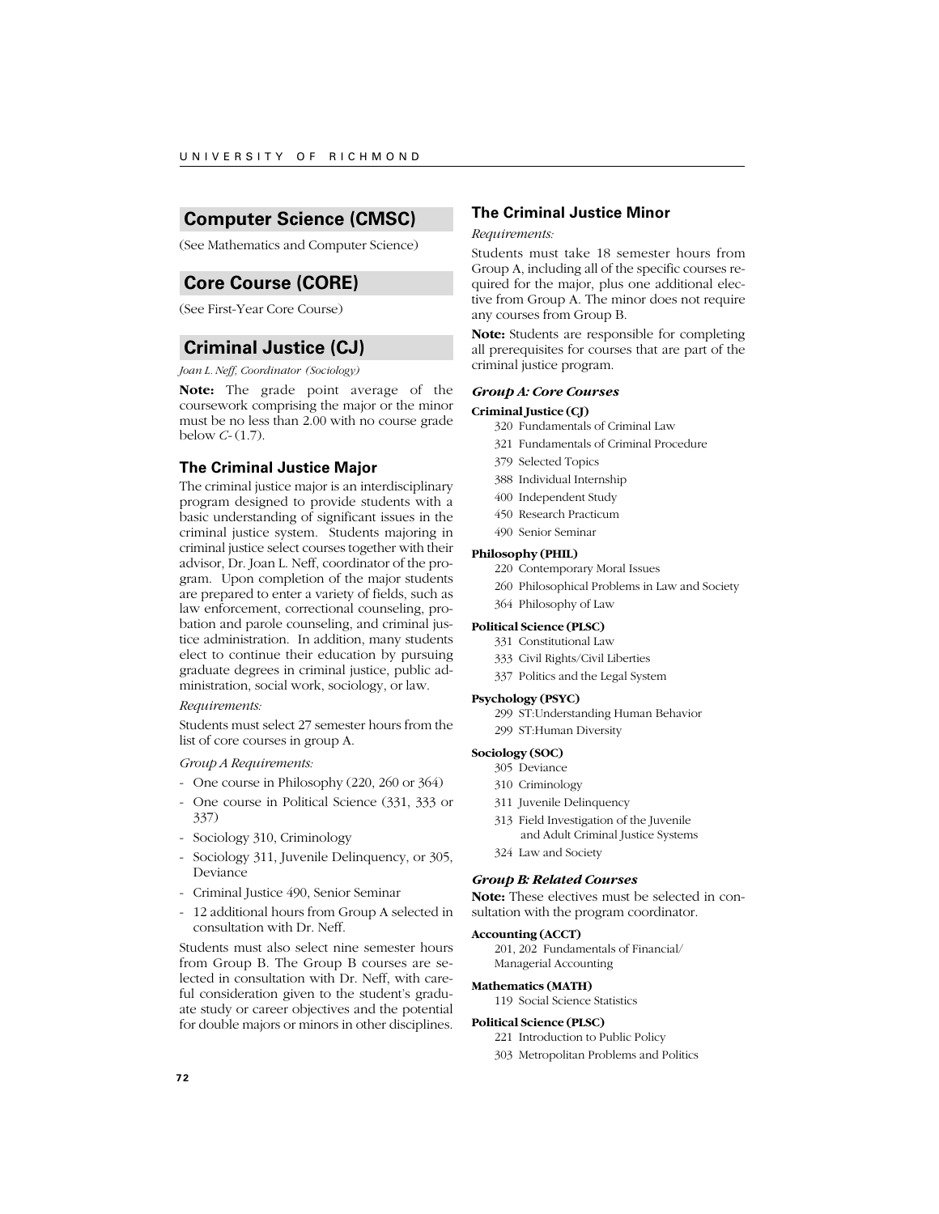## Computer Science (CMSC)

(See Mathematics and Computer Science)

## Core Course (CORE)

(See First-Year Core Course)

## Criminal Justice (CJ)

*Joan L. Neff, Coordinator (Sociology)*

**Note:** The grade point average of the coursework comprising the major or the minor must be no less than 2.00 with no course grade below *C-* (1.7).

### The Criminal Justice Major

The criminal justice major is an interdisciplinary program designed to provide students with a basic understanding of significant issues in the criminal justice system. Students majoring in criminal justice select courses together with their advisor, Dr. Joan L. Neff, coordinator of the program. Upon completion of the major students are prepared to enter a variety of fields, such as law enforcement, correctional counseling, probation and parole counseling, and criminal justice administration. In addition, many students elect to continue their education by pursuing graduate degrees in criminal justice, public administration, social work, sociology, or law.

*Requirements:*

Students must select 27 semester hours from the list of core courses in group A.

*Group A Requirements:*

- One course in Philosophy (220, 260 or 364)
- One course in Political Science (331, 333 or 337)
- Sociology 310, Criminology
- Sociology 311, Juvenile Delinquency, or 305, Deviance
- Criminal Justice 490, Senior Seminar
- 12 additional hours from Group A selected in consultation with Dr. Neff.

Students must also select nine semester hours from Group B. The Group B courses are selected in consultation with Dr. Neff, with careful consideration given to the student's graduate study or career objectives and the potential for double majors or minors in other disciplines.

### The Criminal Justice Minor

*Requirements:*

Students must take 18 semester hours from Group A, including all of the specific courses required for the major, plus one additional elective from Group A. The minor does not require any courses from Group B.

**Note:** Students are responsible for completing all prerequisites for courses that are part of the criminal justice program.

#### *Group A: Core Courses*

**Criminal Justice (CJ)**

- 320 Fundamentals of Criminal Law
- 321 Fundamentals of Criminal Procedure
- 379 Selected Topics
- 388 Individual Internship
- 400 Independent Study
- 450 Research Practicum
- 490 Senior Seminar

**Philosophy (PHIL)**

- 220 Contemporary Moral Issues
- 260 Philosophical Problems in Law and Society
- 364 Philosophy of Law

**Political Science (PLSC)**

- 331 Constitutional Law
- 333 Civil Rights/Civil Liberties
- 337 Politics and the Legal System

**Psychology (PSYC)**

- 299 ST:Understanding Human Behavior
- 299 ST:Human Diversity

**Sociology (SOC)**

- 305 Deviance
- 310 Criminology
- 311 Juvenile Delinquency
- 313 Field Investigation of the Juvenile and Adult Criminal Justice Systems
- 324 Law and Society

#### *Group B: Related Courses*

**Note:** These electives must be selected in consultation with the program coordinator.

**Accounting (ACCT)**

- 201, 202 Fundamentals of Financial/Managerial Accounting

**Mathematics (MATH)**

- 119 Social Science Statistics

**Political Science (PLSC)**

- 221 Introduction to Public Policy
- 303 Metropolitan Problems and Politics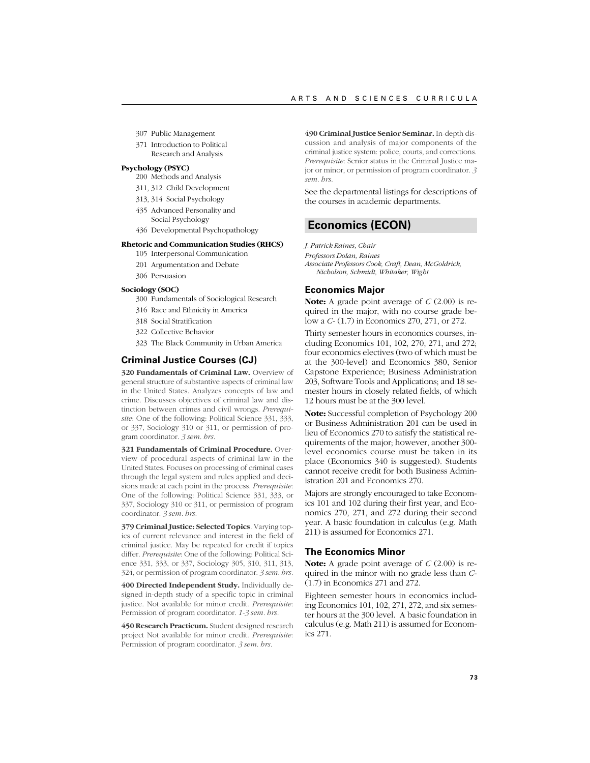307 Public Management

371 Introduction to Political Research and Analysis

**Psychology (PSYC)**

200 Methods and Analysis

311, 312 Child Development

313, 314 Social Psychology

435 Advanced Personality and Social Psychology

436 Developmental Psychopathology

**Rhetoric and Communication Studies (RHCS)**

105 Interpersonal Communication

201 Argumentation and Debate

306 Persuasion

**Sociology (SOC)**

300 Fundamentals of Sociological Research

316 Race and Ethnicity in America

318 Social Stratification

322 Collective Behavior

323 The Black Community in Urban America

### Criminal Justice Courses (CJ)

**320 Fundamentals of Criminal Law.** Overview of general structure of substantive aspects of criminal law in the United States. Analyzes concepts of law and crime. Discusses objectives of criminal law and distinction between crimes and civil wrongs. *Prerequisite*: One of the following: Political Science 331, 333, or 337, Sociology 310 or 311, or permission of program coordinator. *3 sem. hrs.*

**321 Fundamentals of Criminal Procedure.** Overview of procedural aspects of criminal law in the United States. Focuses on processing of criminal cases through the legal system and rules applied and decisions made at each point in the process. *Prerequisite*: One of the following: Political Science 331, 333, or 337, Sociology 310 or 311, or permission of program coordinator. *3 sem. hrs.*

**379 Criminal Justice: Selected Topics**. Varying topics of current relevance and interest in the field of criminal justice. May be repeated for credit if topics differ. *Prerequisite*: One of the following: Political Science 331, 333, or 337, Sociology 305, 310, 311, 313, 324, or permission of program coordinator. *3 sem. hrs.*

**400 Directed Independent Study.** Individually designed in-depth study of a specific topic in criminal justice. Not available for minor credit. *Prerequisite*: Permission of program coordinator. *1-3 sem. hrs.*

**450 Research Practicum.** Student designed research project Not available for minor credit. *Prerequisite*: Permission of program coordinator. *3 sem. hrs.*

**490 Criminal Justice Senior Seminar.** In-depth discussion and analysis of major components of the criminal justice system: police, courts, and corrections. *Prerequisite*: Senior status in the Criminal Justice major or minor, or permission of program coordinator. *3 sem. hrs.*

See the departmental listings for descriptions of the courses in academic departments.

## Economics (ECON)

*J. Patrick Raines, Chair*

*Professors Dolan, Raines*

*Associate Professors Cook, Craft, Dean, McGoldrick, Nicholson, Schmidt, Whitaker, Wight*

### Economics Major

**Note:** A grade point average of *C* (2.00) is required in the major, with no course grade below a *C-* (1.7) in Economics 270, 271, or 272.

Thirty semester hours in economics courses, including Economics 101, 102, 270, 271, and 272; four economics electives (two of which must be at the 300-level) and Economics 380, Senior Capstone Experience; Business Administration 203, Software Tools and Applications; and 18 semester hours in closely related fields, of which 12 hours must be at the 300 level.

**Note:** Successful completion of Psychology 200 or Business Administration 201 can be used in lieu of Economics 270 to satisfy the statistical requirements of the major; however, another 300-level economics course must be taken in its place (Economics 340 is suggested). Students cannot receive credit for both Business Administration 201 and Economics 270.

Majors are strongly encouraged to take Economics 101 and 102 during their first year, and Economics 270, 271, and 272 during their second year. A basic foundation in calculus (e.g. Math 211) is assumed for Economics 271.

### The Economics Minor

**Note:** A grade point average of *C* (2.00) is required in the minor with no grade less than *C-* (1.7) in Economics 271 and 272.

Eighteen semester hours in economics including Economics 101, 102, 271, 272, and six semester hours at the 300 level. A basic foundation in calculus (e.g. Math 211) is assumed for Economics 271.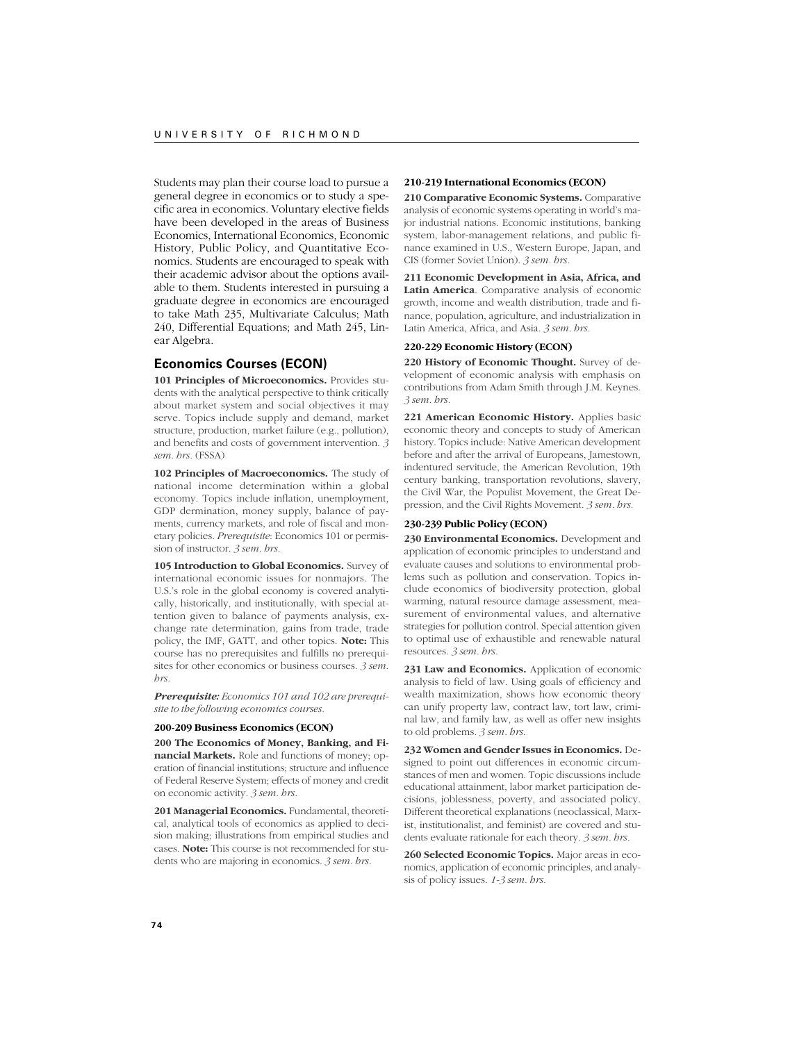Students may plan their course load to pursue a general degree in economics or to study a specific area in economics. Voluntary elective fields have been developed in the areas of Business Economics, International Economics, Economic History, Public Policy, and Quantitative Economics. Students are encouraged to speak with their academic advisor about the options available to them. Students interested in pursuing a graduate degree in economics are encouraged to take Math 235, Multivariate Calculus; Math 240, Differential Equations; and Math 245, Linear Algebra.

## Economics Courses (ECON)

**101 Principles of Microeconomics.** Provides students with the analytical perspective to think critically about market system and social objectives it may serve. Topics include supply and demand, market structure, production, market failure (e.g., pollution), and benefits and costs of government intervention. *3 sem. hrs.* (FSSA)

**102 Principles of Macroeconomics.** The study of national income determination within a global economy. Topics include inflation, unemployment, GDP dermination, money supply, balance of payments, currency markets, and role of fiscal and monetary policies. *Prerequisite*: Economics 101 or permission of instructor. *3 sem. hrs.*

**105 Introduction to Global Economics.** Survey of international economic issues for nonmajors. The U.S.'s role in the global economy is covered analytically, historically, and institutionally, with special attention given to balance of payments analysis, exchange rate determination, gains from trade, trade policy, the IMF, GATT, and other topics. **Note:** This course has no prerequisites and fulfills no prerequisites for other economics or business courses. *3 sem. hrs.*

***Prerequisite:*** *Economics 101 and 102 are prerequisite to the following economics courses.*

#### 200-209 Business Economics (ECON)

**200 The Economics of Money, Banking, and Financial Markets.** Role and functions of money; operation of financial institutions; structure and influence of Federal Reserve System; effects of money and credit on economic activity. *3 sem. hrs.*

**201 Managerial Economics.** Fundamental, theoretical, analytical tools of economics as applied to decision making; illustrations from empirical studies and cases. **Note:** This course is not recommended for students who are majoring in economics. *3 sem. hrs.*

#### 210-219 International Economics (ECON)

**210 Comparative Economic Systems.** Comparative analysis of economic systems operating in world's major industrial nations. Economic institutions, banking system, labor-management relations, and public finance examined in U.S., Western Europe, Japan, and CIS (former Soviet Union). *3 sem. hrs.*

**211 Economic Development in Asia, Africa, and Latin America**. Comparative analysis of economic growth, income and wealth distribution, trade and finance, population, agriculture, and industrialization in Latin America, Africa, and Asia. *3 sem. hrs.*

#### 220-229 Economic History (ECON)

**220 History of Economic Thought.** Survey of development of economic analysis with emphasis on contributions from Adam Smith through J.M. Keynes. *3 sem. hrs.*

**221 American Economic History.** Applies basic economic theory and concepts to study of American history. Topics include: Native American development before and after the arrival of Europeans, Jamestown, indentured servitude, the American Revolution, 19th century banking, transportation revolutions, slavery, the Civil War, the Populist Movement, the Great Depression, and the Civil Rights Movement. *3 sem. hrs.*

#### 230-239 Public Policy (ECON)

**230 Environmental Economics.** Development and application of economic principles to understand and evaluate causes and solutions to environmental problems such as pollution and conservation. Topics include economics of biodiversity protection, global warming, natural resource damage assessment, measurement of environmental values, and alternative strategies for pollution control. Special attention given to optimal use of exhaustible and renewable natural resources. *3 sem. hrs.*

**231 Law and Economics.** Application of economic analysis to field of law. Using goals of efficiency and wealth maximization, shows how economic theory can unify property law, contract law, tort law, criminal law, and family law, as well as offer new insights to old problems. *3 sem. hrs.*

**232 Women and Gender Issues in Economics.** Designed to point out differences in economic circumstances of men and women. Topic discussions include educational attainment, labor market participation decisions, joblessness, poverty, and associated policy. Different theoretical explanations (neoclassical, Marxist, institutionalist, and feminist) are covered and students evaluate rationale for each theory. *3 sem. hrs.*

**260 Selected Economic Topics.** Major areas in economics, application of economic principles, and analysis of policy issues. *1-3 sem. hrs.*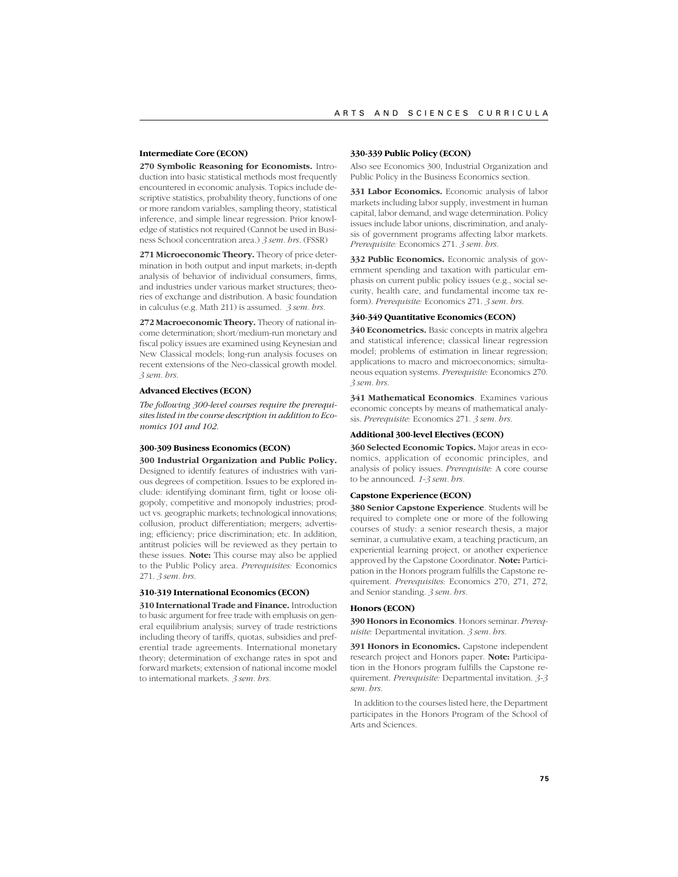### Intermediate Core (ECON)

**270 Symbolic Reasoning for Economists.** Introduction into basic statistical methods most frequently encountered in economic analysis. Topics include descriptive statistics, probability theory, functions of one or more random variables, sampling theory, statistical inference, and simple linear regression. Prior knowledge of statistics not required (Cannot be used in Business School concentration area.) *3 sem. hrs.* (FSSR)

**271 Microeconomic Theory.** Theory of price determination in both output and input markets; in-depth analysis of behavior of individual consumers, firms, and industries under various market structures; theories of exchange and distribution. A basic foundation in calculus (e.g. Math 211) is assumed. *3 sem. hrs.*

**272 Macroeconomic Theory.** Theory of national income determination; short/medium-run monetary and fiscal policy issues are examined using Keynesian and New Classical models; long-run analysis focuses on recent extensions of the Neo-classical growth model. *3 sem. hrs.*

### Advanced Electives (ECON)

*The following 300-level courses require the prerequisites listed in the course description in addition to Economics 101 and 102.*

### 300-309 Business Economics (ECON)

**300 Industrial Organization and Public Policy.** Designed to identify features of industries with various degrees of competition. Issues to be explored include: identifying dominant firm, tight or loose oligopoly, competitive and monopoly industries; product vs. geographic markets; technological innovations; collusion, product differentiation; mergers; advertising; efficiency; price discrimination; etc. In addition, antitrust policies will be reviewed as they pertain to these issues. **Note:** This course may also be applied to the Public Policy area. *Prerequisites:* Economics 271. *3 sem. hrs.*

### 310-319 International Economics (ECON)

**310 International Trade and Finance.** Introduction to basic argument for free trade with emphasis on general equilibrium analysis; survey of trade restrictions including theory of tariffs, quotas, subsidies and preferential trade agreements. International monetary theory; determination of exchange rates in spot and forward markets; extension of national income model to international markets. *3 sem. hrs.*

### 330-339 Public Policy (ECON)

Also see Economics 300, Industrial Organization and Public Policy in the Business Economics section.

**331 Labor Economics.** Economic analysis of labor markets including labor supply, investment in human capital, labor demand, and wage determination. Policy issues include labor unions, discrimination, and analysis of government programs affecting labor markets. *Prerequisite:* Economics 271. *3 sem. hrs.*

**332 Public Economics.** Economic analysis of government spending and taxation with particular emphasis on current public policy issues (e.g., social security, health care, and fundamental income tax reform). *Prerequisite:* Economics 271. *3 sem. hrs.*

### 340-349 Quantitative Economics (ECON)

**340 Econometrics.** Basic concepts in matrix algebra and statistical inference; classical linear regression model; problems of estimation in linear regression; applications to macro and microeconomics; simultaneous equation systems. *Prerequisite:* Economics 270. *3 sem. hrs.*

**341 Mathematical Economics**. Examines various economic concepts by means of mathematical analysis. *Prerequisite:* Economics 271. *3 sem. hrs.*

### Additional 300-level Electives (ECON)

**360 Selected Economic Topics.** Major areas in economics, application of economic principles, and analysis of policy issues. *Prerequisite:* A core course to be announced. *1-3 sem. hrs.*

### Capstone Experience (ECON)

**380 Senior Capstone Experience**. Students will be required to complete one or more of the following courses of study: a senior research thesis, a major seminar, a cumulative exam, a teaching practicum, an experiential learning project, or another experience approved by the Capstone Coordinator. **Note:** Participation in the Honors program fulfills the Capstone requirement. *Prerequisites:* Economics 270, 271, 272, and Senior standing. *3 sem. hrs.*

### Honors (ECON)

**390 Honors in Economics**. Honors seminar. *Prerequisite:* Departmental invitation. *3 sem. hrs.*

**391 Honors in Economics.** Capstone independent research project and Honors paper. **Note:** Participation in the Honors program fulfills the Capstone requirement. *Prerequisite:* Departmental invitation. *3-3 sem. hrs.*

In addition to the courses listed here, the Department participates in the Honors Program of the School of Arts and Sciences.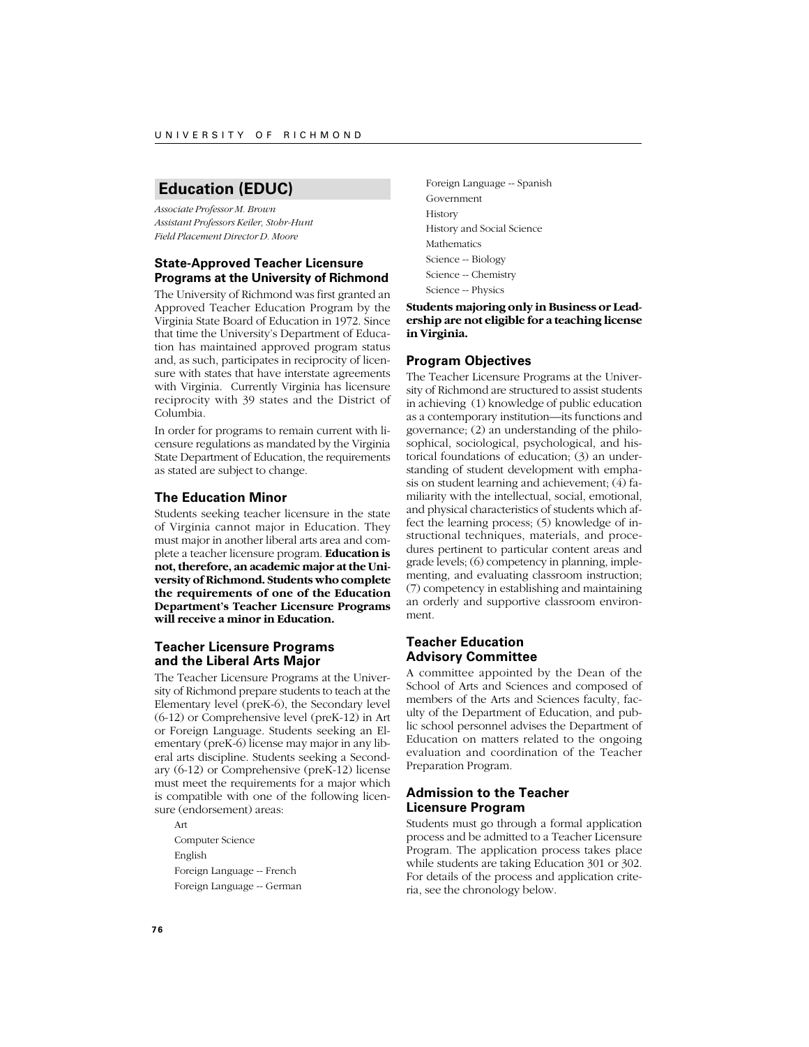## Education (EDUC)

*Associate Professor M. Brown*
*Assistant Professors Keiler, Stohr-Hunt*
*Field Placement Director D. Moore*

### State-Approved Teacher Licensure Programs at the University of Richmond

The University of Richmond was first granted an Approved Teacher Education Program by the Virginia State Board of Education in 1972. Since that time the University's Department of Education has maintained approved program status and, as such, participates in reciprocity of licensure with states that have interstate agreements with Virginia. Currently Virginia has licensure reciprocity with 39 states and the District of Columbia.

In order for programs to remain current with licensure regulations as mandated by the Virginia State Department of Education, the requirements as stated are subject to change.

### The Education Minor

Students seeking teacher licensure in the state of Virginia cannot major in Education. They must major in another liberal arts area and complete a teacher licensure program. **Education is not, therefore, an academic major at the University of Richmond. Students who complete the requirements of one of the Education Department's Teacher Licensure Programs will receive a minor in Education.**

### Teacher Licensure Programs and the Liberal Arts Major

The Teacher Licensure Programs at the University of Richmond prepare students to teach at the Elementary level (preK-6), the Secondary level (6-12) or Comprehensive level (preK-12) in Art or Foreign Language. Students seeking an Elementary (preK-6) license may major in any liberal arts discipline. Students seeking a Secondary (6-12) or Comprehensive (preK-12) license must meet the requirements for a major which is compatible with one of the following licensure (endorsement) areas:

Art
Computer Science
English
Foreign Language -- French
Foreign Language -- German
Foreign Language -- Spanish
Government
History
History and Social Science
Mathematics
Science -- Biology
Science -- Chemistry
Science -- Physics

**Students majoring only in Business or Leadership are not eligible for a teaching license in Virginia.**

### Program Objectives

The Teacher Licensure Programs at the University of Richmond are structured to assist students in achieving (1) knowledge of public education as a contemporary institution—its functions and governance; (2) an understanding of the philosophical, sociological, psychological, and historical foundations of education; (3) an understanding of student development with emphasis on student learning and achievement; (4) familiarity with the intellectual, social, emotional, and physical characteristics of students which affect the learning process; (5) knowledge of instructional techniques, materials, and procedures pertinent to particular content areas and grade levels; (6) competency in planning, implementing, and evaluating classroom instruction; (7) competency in establishing and maintaining an orderly and supportive classroom environment.

### Teacher Education Advisory Committee

A committee appointed by the Dean of the School of Arts and Sciences and composed of members of the Arts and Sciences faculty, faculty of the Department of Education, and public school personnel advises the Department of Education on matters related to the ongoing evaluation and coordination of the Teacher Preparation Program.

### Admission to the Teacher Licensure Program

Students must go through a formal application process and be admitted to a Teacher Licensure Program. The application process takes place while students are taking Education 301 or 302. For details of the process and application criteria, see the chronology below.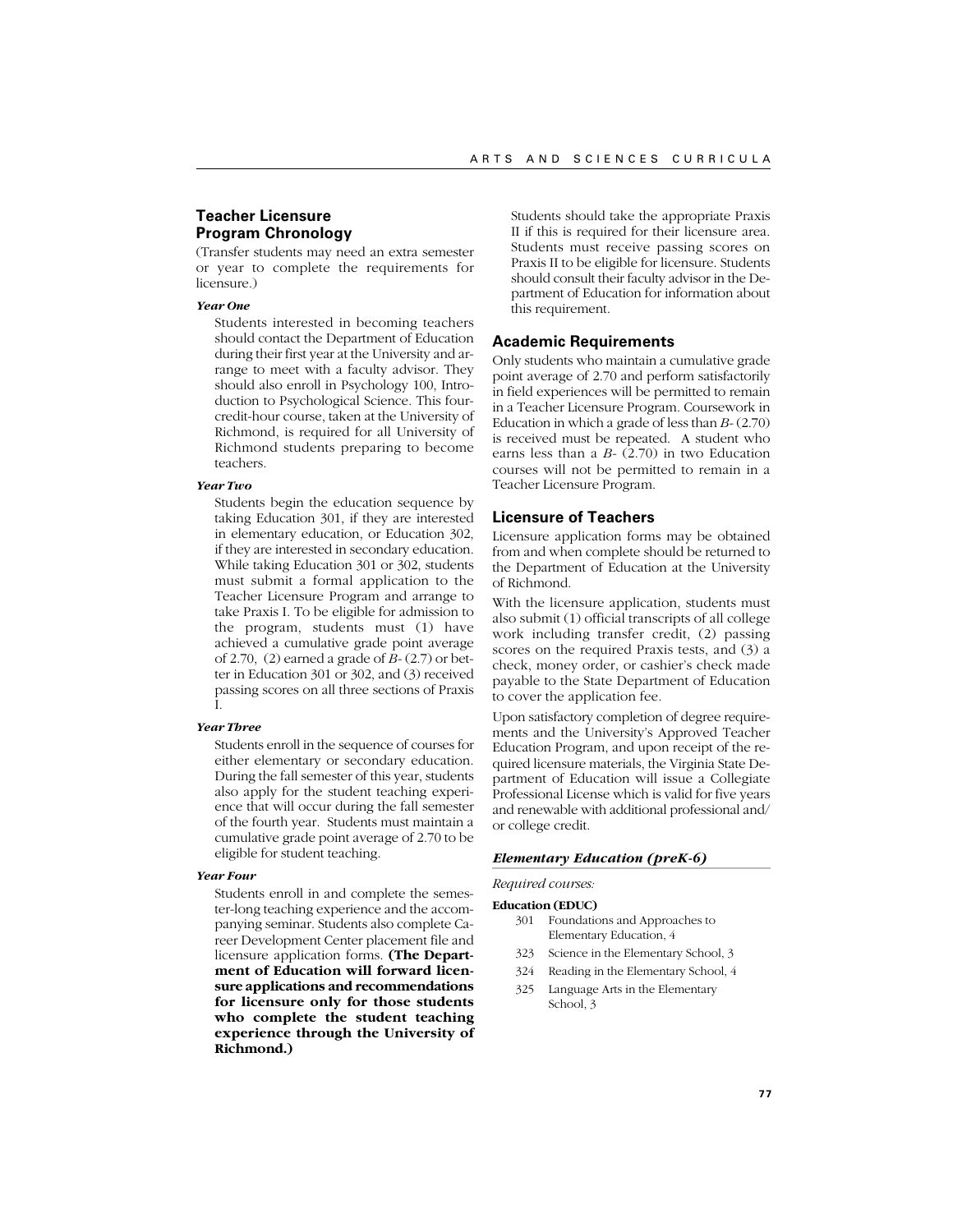## Teacher Licensure Program Chronology

(Transfer students may need an extra semester or year to complete the requirements for licensure.)

***Year One***

Students interested in becoming teachers should contact the Department of Education during their first year at the University and arrange to meet with a faculty advisor. They should also enroll in Psychology 100, Introduction to Psychological Science. This four-credit-hour course, taken at the University of Richmond, is required for all University of Richmond students preparing to become teachers.

***Year Two***

Students begin the education sequence by taking Education 301, if they are interested in elementary education, or Education 302, if they are interested in secondary education. While taking Education 301 or 302, students must submit a formal application to the Teacher Licensure Program and arrange to take Praxis I. To be eligible for admission to the program, students must (1) have achieved a cumulative grade point average of 2.70, (2) earned a grade of *B-* (2.7) or better in Education 301 or 302, and (3) received passing scores on all three sections of Praxis I.

***Year Three***

Students enroll in the sequence of courses for either elementary or secondary education. During the fall semester of this year, students also apply for the student teaching experience that will occur during the fall semester of the fourth year. Students must maintain a cumulative grade point average of 2.70 to be eligible for student teaching.

***Year Four***

Students enroll in and complete the semester-long teaching experience and the accompanying seminar. Students also complete Career Development Center placement file and licensure application forms. **(The Department of Education will forward licensure applications and recommendations for licensure only for those students who complete the student teaching experience through the University of Richmond.)**

Students should take the appropriate Praxis II if this is required for their licensure area. Students must receive passing scores on Praxis II to be eligible for licensure. Students should consult their faculty advisor in the Department of Education for information about this requirement.

## Academic Requirements

Only students who maintain a cumulative grade point average of 2.70 and perform satisfactorily in field experiences will be permitted to remain in a Teacher Licensure Program. Coursework in Education in which a grade of less than *B-* (2.70) is received must be repeated. A student who earns less than a *B-* (2.70) in two Education courses will not be permitted to remain in a Teacher Licensure Program.

## Licensure of Teachers

Licensure application forms may be obtained from and when complete should be returned to the Department of Education at the University of Richmond.

With the licensure application, students must also submit (1) official transcripts of all college work including transfer credit, (2) passing scores on the required Praxis tests, and (3) a check, money order, or cashier's check made payable to the State Department of Education to cover the application fee.

Upon satisfactory completion of degree requirements and the University's Approved Teacher Education Program, and upon receipt of the required licensure materials, the Virginia State Department of Education will issue a Collegiate Professional License which is valid for five years and renewable with additional professional and/or college credit.

### *Elementary Education (preK-6)*

*Required courses:*

**Education (EDUC)**

- 301 Foundations and Approaches to Elementary Education, 4
- 323 Science in the Elementary School, 3
- 324 Reading in the Elementary School, 4
- 325 Language Arts in the Elementary School, 3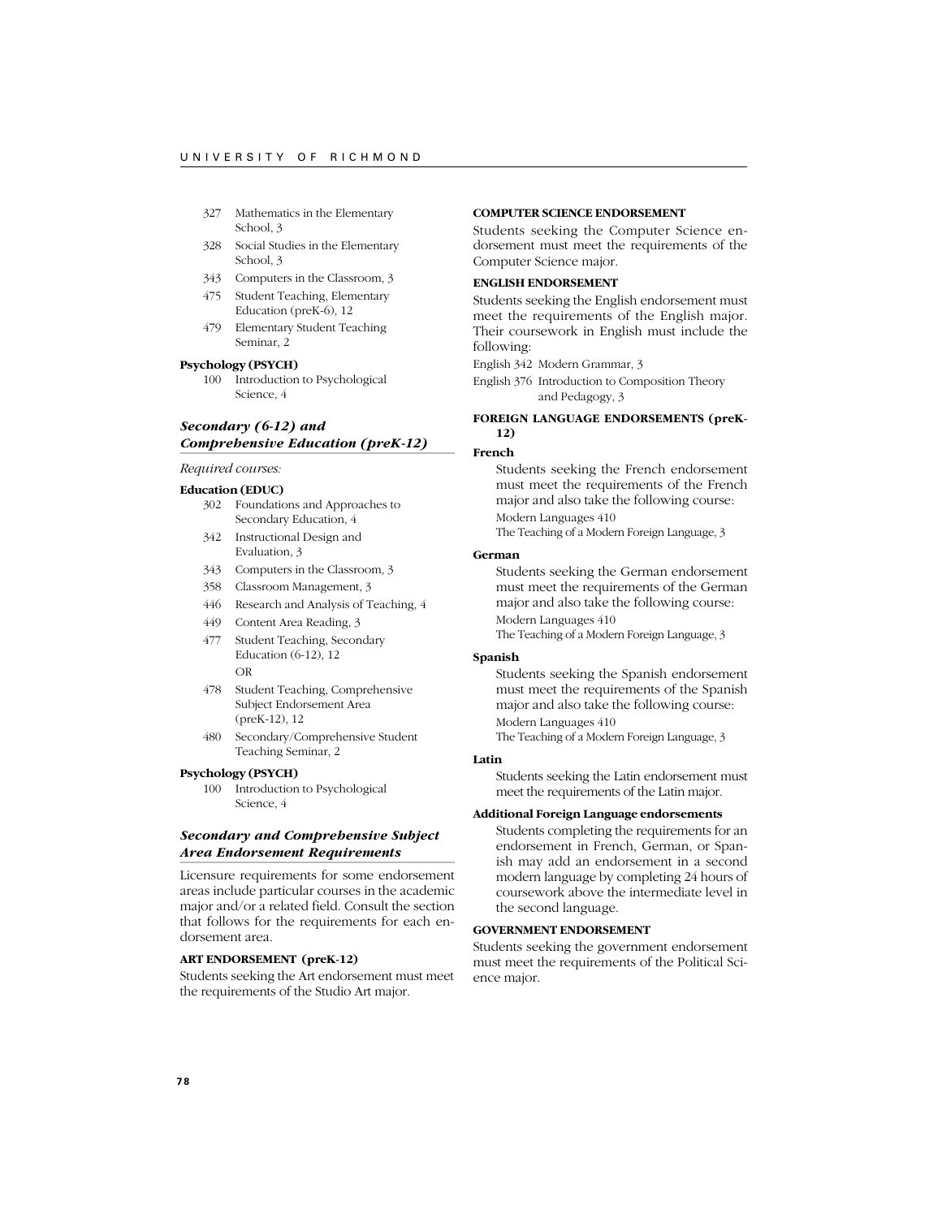- 327 Mathematics in the Elementary School, 3
- 328 Social Studies in the Elementary School, 3
- 343 Computers in the Classroom, 3
- 475 Student Teaching, Elementary Education (preK-6), 12
- 479 Elementary Student Teaching Seminar, 2

**Psychology (PSYCH)**

- 100 Introduction to Psychological Science, 4

### *Secondary (6-12) and Comprehensive Education (preK-12)*

*Required courses:*

**Education (EDUC)**

- 302 Foundations and Approaches to Secondary Education, 4
- 342 Instructional Design and Evaluation, 3
- 343 Computers in the Classroom, 3
- 358 Classroom Management, 3
- 446 Research and Analysis of Teaching, 4
- 449 Content Area Reading, 3
- 477 Student Teaching, Secondary Education (6-12), 12
  OR
- 478 Student Teaching, Comprehensive Subject Endorsement Area (preK-12), 12
- 480 Secondary/Comprehensive Student Teaching Seminar, 2

**Psychology (PSYCH)**

- 100 Introduction to Psychological Science, 4

### *Secondary and Comprehensive Subject Area Endorsement Requirements*

Licensure requirements for some endorsement areas include particular courses in the academic major and/or a related field. Consult the section that follows for the requirements for each endorsement area.

#### ART ENDORSEMENT (preK-12)

Students seeking the Art endorsement must meet the requirements of the Studio Art major.

#### COMPUTER SCIENCE ENDORSEMENT

Students seeking the Computer Science endorsement must meet the requirements of the Computer Science major.

#### ENGLISH ENDORSEMENT

Students seeking the English endorsement must meet the requirements of the English major. Their coursework in English must include the following:

English 342 Modern Grammar, 3

English 376 Introduction to Composition Theory and Pedagogy, 3

#### FOREIGN LANGUAGE ENDORSEMENTS (preK-12)

**French**

Students seeking the French endorsement must meet the requirements of the French major and also take the following course:

Modern Languages 410
The Teaching of a Modern Foreign Language, 3

**German**

Students seeking the German endorsement must meet the requirements of the German major and also take the following course:

Modern Languages 410
The Teaching of a Modern Foreign Language, 3

**Spanish**

Students seeking the Spanish endorsement must meet the requirements of the Spanish major and also take the following course:

Modern Languages 410
The Teaching of a Modern Foreign Language, 3

**Latin**

Students seeking the Latin endorsement must meet the requirements of the Latin major.

**Additional Foreign Language endorsements**

Students completing the requirements for an endorsement in French, German, or Spanish may add an endorsement in a second modern language by completing 24 hours of coursework above the intermediate level in the second language.

#### GOVERNMENT ENDORSEMENT

Students seeking the government endorsement must meet the requirements of the Political Science major.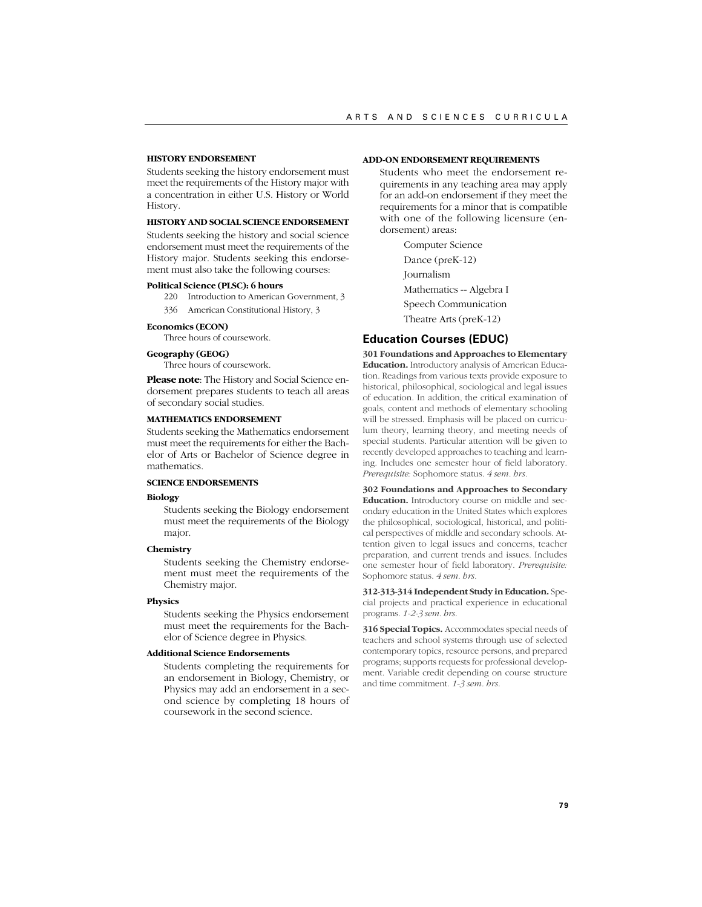#### HISTORY ENDORSEMENT

Students seeking the history endorsement must meet the requirements of the History major with a concentration in either U.S. History or World History.

#### HISTORY AND SOCIAL SCIENCE ENDORSEMENT

Students seeking the history and social science endorsement must meet the requirements of the History major. Students seeking this endorsement must also take the following courses:

**Political Science (PLSC): 6 hours**

- 220 Introduction to American Government, 3
- 336 American Constitutional History, 3

**Economics (ECON)**

Three hours of coursework.

**Geography (GEOG)**

Three hours of coursework.

**Please note**: The History and Social Science endorsement prepares students to teach all areas of secondary social studies.

#### MATHEMATICS ENDORSEMENT

Students seeking the Mathematics endorsement must meet the requirements for either the Bachelor of Arts or Bachelor of Science degree in mathematics.

#### SCIENCE ENDORSEMENTS

**Biology**

Students seeking the Biology endorsement must meet the requirements of the Biology major.

**Chemistry**

Students seeking the Chemistry endorsement must meet the requirements of the Chemistry major.

**Physics**

Students seeking the Physics endorsement must meet the requirements for the Bachelor of Science degree in Physics.

**Additional Science Endorsements**

Students completing the requirements for an endorsement in Biology, Chemistry, or Physics may add an endorsement in a second science by completing 18 hours of coursework in the second science.

#### ADD-ON ENDORSEMENT REQUIREMENTS

Students who meet the endorsement requirements in any teaching area may apply for an add-on endorsement if they meet the requirements for a minor that is compatible with one of the following licensure (endorsement) areas:

- Computer Science
- Dance (preK-12)
- Journalism
- Mathematics -- Algebra I
- Speech Communication
- Theatre Arts (preK-12)

## Education Courses (EDUC)

**301 Foundations and Approaches to Elementary Education.** Introductory analysis of American Education. Readings from various texts provide exposure to historical, philosophical, sociological and legal issues of education. In addition, the critical examination of goals, content and methods of elementary schooling will be stressed. Emphasis will be placed on curriculum theory, learning theory, and meeting needs of special students. Particular attention will be given to recently developed approaches to teaching and learning. Includes one semester hour of field laboratory. *Prerequisite:* Sophomore status. *4 sem. hrs.*

**302 Foundations and Approaches to Secondary Education.** Introductory course on middle and secondary education in the United States which explores the philosophical, sociological, historical, and political perspectives of middle and secondary schools. Attention given to legal issues and concerns, teacher preparation, and current trends and issues. Includes one semester hour of field laboratory. *Prerequisite:* Sophomore status. *4 sem. hrs.*

**312-313-314 Independent Study in Education.** Special projects and practical experience in educational programs. *1-2-3 sem. hrs.*

**316 Special Topics.** Accommodates special needs of teachers and school systems through use of selected contemporary topics, resource persons, and prepared programs; supports requests for professional development. Variable credit depending on course structure and time commitment. *1-3 sem. hrs.*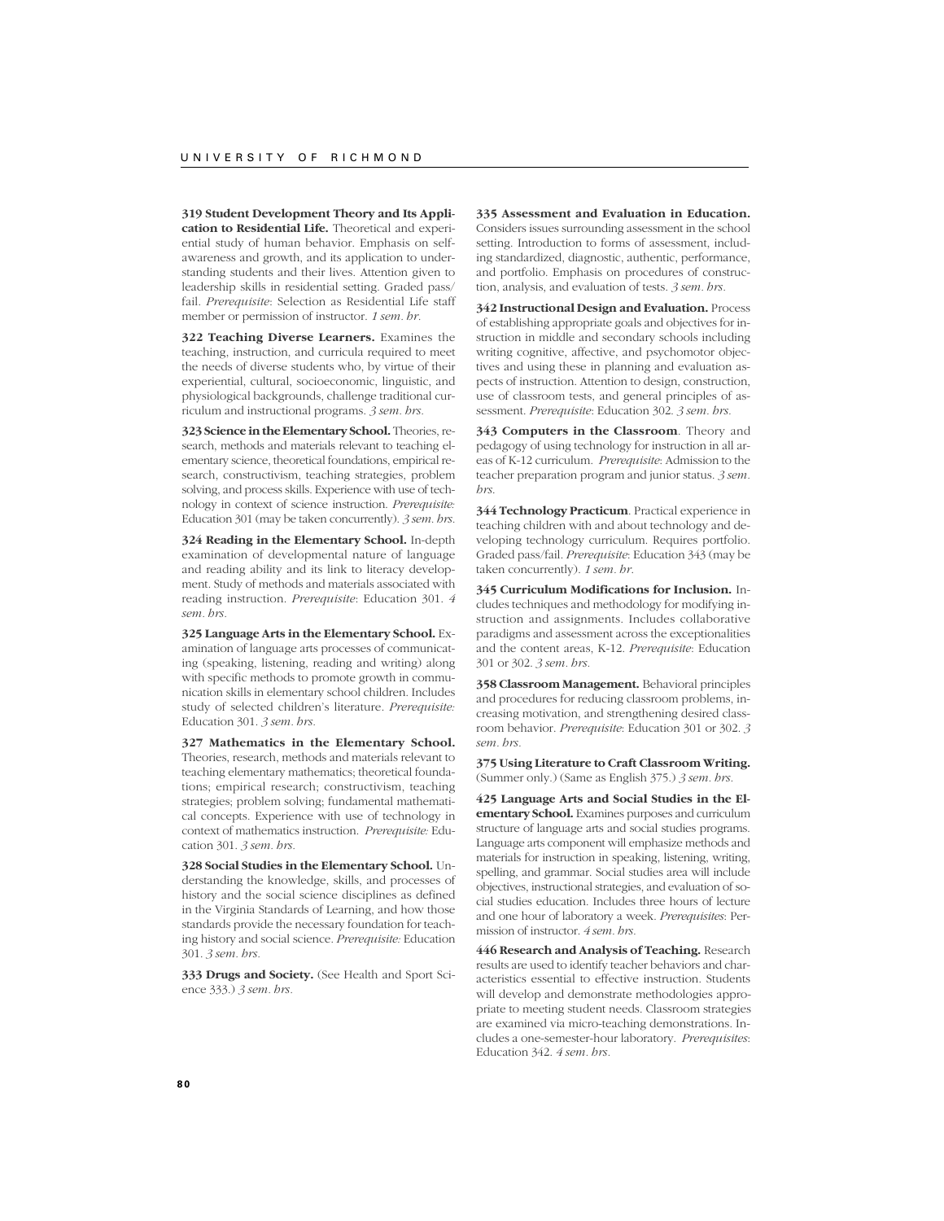**319 Student Development Theory and Its Application to Residential Life.** Theoretical and experiential study of human behavior. Emphasis on self-awareness and growth, and its application to understanding students and their lives. Attention given to leadership skills in residential setting. Graded pass/fail. *Prerequisite*: Selection as Residential Life staff member or permission of instructor. *1 sem. hr.*

**322 Teaching Diverse Learners.** Examines the teaching, instruction, and curricula required to meet the needs of diverse students who, by virtue of their experiential, cultural, socioeconomic, linguistic, and physiological backgrounds, challenge traditional curriculum and instructional programs. *3 sem. hrs.*

**323 Science in the Elementary School.** Theories, research, methods and materials relevant to teaching elementary science, theoretical foundations, empirical research, constructivism, teaching strategies, problem solving, and process skills. Experience with use of technology in context of science instruction. *Prerequisite:* Education 301 (may be taken concurrently). *3 sem. hrs.*

**324 Reading in the Elementary School.** In-depth examination of developmental nature of language and reading ability and its link to literacy development. Study of methods and materials associated with reading instruction. *Prerequisite*: Education 301. *4 sem. hrs.*

**325 Language Arts in the Elementary School.** Examination of language arts processes of communicating (speaking, listening, reading and writing) along with specific methods to promote growth in communication skills in elementary school children. Includes study of selected children's literature. *Prerequisite:* Education 301. *3 sem. hrs.*

**327 Mathematics in the Elementary School.** Theories, research, methods and materials relevant to teaching elementary mathematics; theoretical foundations; empirical research; constructivism, teaching strategies; problem solving; fundamental mathematical concepts. Experience with use of technology in context of mathematics instruction. *Prerequisite:* Education 301. *3 sem. hrs.*

**328 Social Studies in the Elementary School.** Understanding the knowledge, skills, and processes of history and the social science disciplines as defined in the Virginia Standards of Learning, and how those standards provide the necessary foundation for teaching history and social science. *Prerequisite:* Education 301. *3 sem. hrs.*

**333 Drugs and Society.** (See Health and Sport Science 333.) *3 sem. hrs.*

**335 Assessment and Evaluation in Education.** Considers issues surrounding assessment in the school setting. Introduction to forms of assessment, including standardized, diagnostic, authentic, performance, and portfolio. Emphasis on procedures of construction, analysis, and evaluation of tests. *3 sem. hrs.*

**342 Instructional Design and Evaluation.** Process of establishing appropriate goals and objectives for instruction in middle and secondary schools including writing cognitive, affective, and psychomotor objectives and using these in planning and evaluation aspects of instruction. Attention to design, construction, use of classroom tests, and general principles of assessment. *Prerequisite*: Education 302. *3 sem. hrs.*

**343 Computers in the Classroom**. Theory and pedagogy of using technology for instruction in all areas of K-12 curriculum. *Prerequisite*: Admission to the teacher preparation program and junior status. *3 sem. hrs.*

**344 Technology Practicum**. Practical experience in teaching children with and about technology and developing technology curriculum. Requires portfolio. Graded pass/fail. *Prerequisite*: Education 343 (may be taken concurrently). *1 sem. hr.*

**345 Curriculum Modifications for Inclusion.** Includes techniques and methodology for modifying instruction and assignments. Includes collaborative paradigms and assessment across the exceptionalities and the content areas, K-12. *Prerequisite*: Education 301 or 302. *3 sem. hrs.*

**358 Classroom Management.** Behavioral principles and procedures for reducing classroom problems, increasing motivation, and strengthening desired classroom behavior. *Prerequisite*: Education 301 or 302. *3 sem. hrs.*

**375 Using Literature to Craft Classroom Writing.** (Summer only.) (Same as English 375.) *3 sem. hrs.*

**425 Language Arts and Social Studies in the Elementary School.** Examines purposes and curriculum structure of language arts and social studies programs. Language arts component will emphasize methods and materials for instruction in speaking, listening, writing, spelling, and grammar. Social studies area will include objectives, instructional strategies, and evaluation of social studies education. Includes three hours of lecture and one hour of laboratory a week. *Prerequisites*: Permission of instructor. *4 sem. hrs.*

**446 Research and Analysis of Teaching.** Research results are used to identify teacher behaviors and characteristics essential to effective instruction. Students will develop and demonstrate methodologies appropriate to meeting student needs. Classroom strategies are examined via micro-teaching demonstrations. Includes a one-semester-hour laboratory. *Prerequisites*: Education 342. *4 sem. hrs.*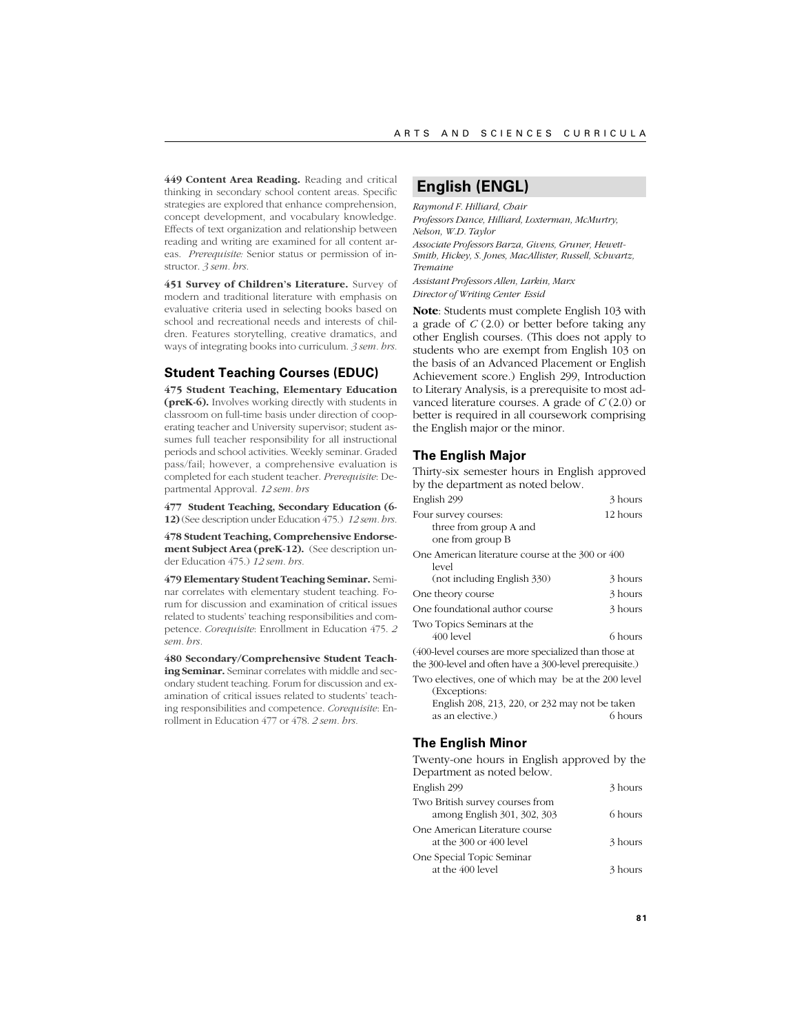**449 Content Area Reading.** Reading and critical thinking in secondary school content areas. Specific strategies are explored that enhance comprehension, concept development, and vocabulary knowledge. Effects of text organization and relationship between reading and writing are examined for all content areas. *Prerequisite:* Senior status or permission of instructor. *3 sem. hrs.*

**451 Survey of Children's Literature.** Survey of modern and traditional literature with emphasis on evaluative criteria used in selecting books based on school and recreational needs and interests of children. Features storytelling, creative dramatics, and ways of integrating books into curriculum. *3 sem. hrs.*

### Student Teaching Courses (EDUC)

**475 Student Teaching, Elementary Education (preK-6).** Involves working directly with students in classroom on full-time basis under direction of cooperating teacher and University supervisor; student assumes full teacher responsibility for all instructional periods and school activities. Weekly seminar. Graded pass/fail; however, a comprehensive evaluation is completed for each student teacher. *Prerequisite*: Departmental Approval. *12 sem. hrs*

**477 Student Teaching, Secondary Education (6-12)** (See description under Education 475.) *12 sem. hrs.*

**478 Student Teaching, Comprehensive Endorsement Subject Area (preK-12).** (See description under Education 475.) *12 sem. hrs.*

**479 Elementary Student Teaching Seminar.** Seminar correlates with elementary student teaching. Forum for discussion and examination of critical issues related to students' teaching responsibilities and competence. *Corequisite*: Enrollment in Education 475. *2 sem. hrs.*

**480 Secondary/Comprehensive Student Teaching Seminar.** Seminar correlates with middle and secondary student teaching. Forum for discussion and examination of critical issues related to students' teaching responsibilities and competence. *Corequisite*: Enrollment in Education 477 or 478. *2 sem. hrs.*

## English (ENGL)

*Raymond F. Hilliard, Chair*

*Professors Dance, Hilliard, Loxterman, McMurtry, Nelson, W.D. Taylor*

*Associate Professors Barza, Givens, Gruner, Hewett-Smith, Hickey, S. Jones, MacAllister, Russell, Schwartz, Tremaine*

*Assistant Professors Allen, Larkin, Marx*

*Director of Writing Center Essid*

**Note**: Students must complete English 103 with a grade of *C* (2.0) or better before taking any other English courses. (This does not apply to students who are exempt from English 103 on the basis of an Advanced Placement or English Achievement score.) English 299, Introduction to Literary Analysis, is a prerequisite to most advanced literature courses. A grade of *C* (2.0) or better is required in all coursework comprising the English major or the minor.

### The English Major

Thirty-six semester hours in English approved by the department as noted below.

| | |
|---|---|
| English 299 | 3 hours |
| Four survey courses: three from group A and one from group B | 12 hours |
| One American literature course at the 300 or 400 level (not including English 330) | 3 hours |
| One theory course | 3 hours |
| One foundational author course | 3 hours |
| Two Topics Seminars at the 400 level | 6 hours |

(400-level courses are more specialized than those at the 300-level and often have a 300-level prerequisite.)

| | |
|---|---|
| Two electives, one of which may be at the 200 level (Exceptions: English 208, 213, 220, or 232 may not be taken as an elective.) | 6 hours |

### The English Minor

Twenty-one hours in English approved by the Department as noted below.

| | |
|---|---|
| English 299 | 3 hours |
| Two British survey courses from among English 301, 302, 303 | 6 hours |
| One American Literature course at the 300 or 400 level | 3 hours |
| One Special Topic Seminar at the 400 level | 3 hours |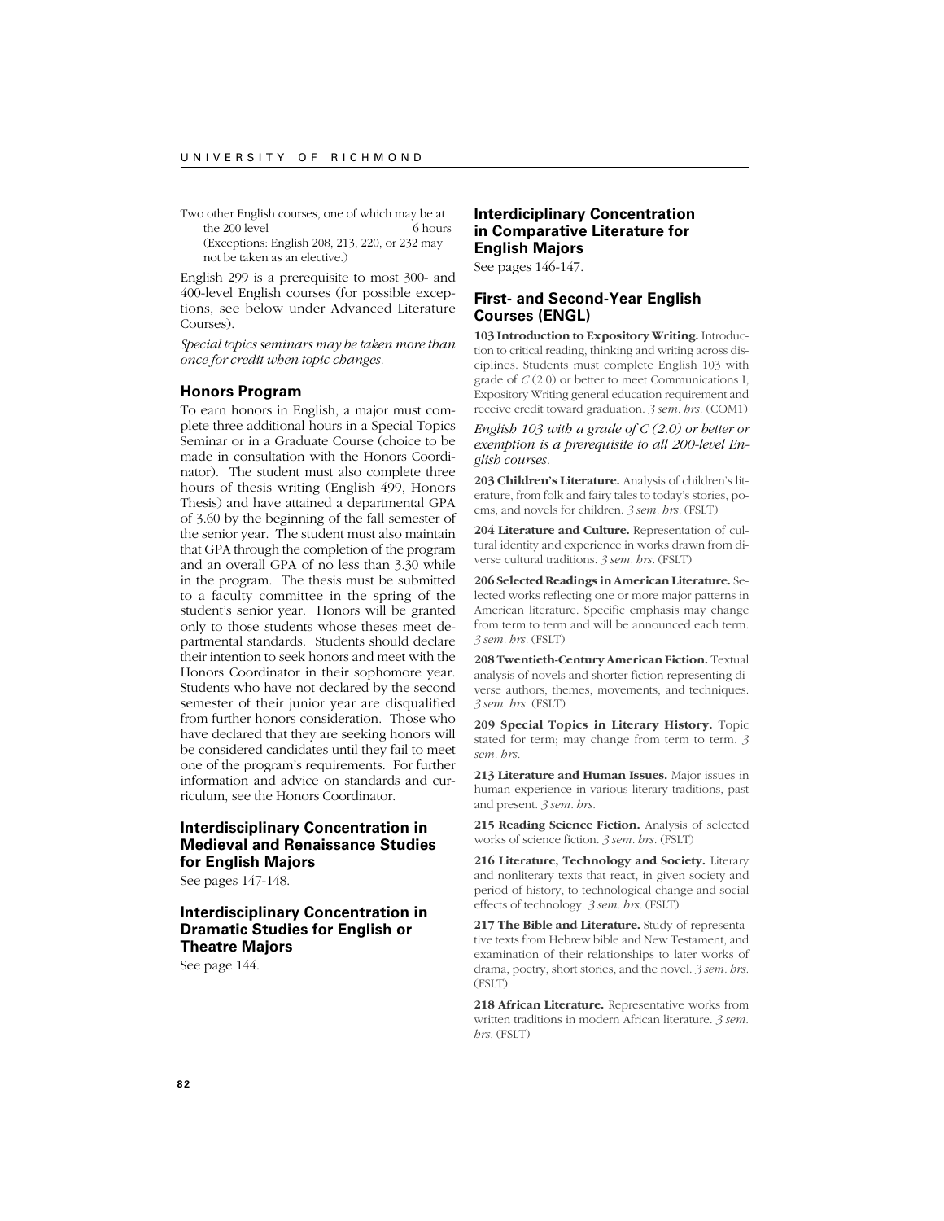Two other English courses, one of which may be at the 200 level 6 hours
(Exceptions: English 208, 213, 220, or 232 may not be taken as an elective.)

English 299 is a prerequisite to most 300- and 400-level English courses (for possible exceptions, see below under Advanced Literature Courses).

*Special topics seminars may be taken more than once for credit when topic changes.*

## Honors Program

To earn honors in English, a major must complete three additional hours in a Special Topics Seminar or in a Graduate Course (choice to be made in consultation with the Honors Coordinator). The student must also complete three hours of thesis writing (English 499, Honors Thesis) and have attained a departmental GPA of 3.60 by the beginning of the fall semester of the senior year. The student must also maintain that GPA through the completion of the program and an overall GPA of no less than 3.30 while in the program. The thesis must be submitted to a faculty committee in the spring of the student's senior year. Honors will be granted only to those students whose theses meet departmental standards. Students should declare their intention to seek honors and meet with the Honors Coordinator in their sophomore year. Students who have not declared by the second semester of their junior year are disqualified from further honors consideration. Those who have declared that they are seeking honors will be considered candidates until they fail to meet one of the program's requirements. For further information and advice on standards and curriculum, see the Honors Coordinator.

## Interdisciplinary Concentration in Medieval and Renaissance Studies for English Majors

See pages 147-148.

## Interdisciplinary Concentration in Dramatic Studies for English or Theatre Majors

See page 144.

## Interdiciplinary Concentration in Comparative Literature for English Majors

See pages 146-147.

## First- and Second-Year English Courses (ENGL)

**103 Introduction to Expository Writing.** Introduction to critical reading, thinking and writing across disciplines. Students must complete English 103 with grade of *C* (2.0) or better to meet Communications I, Expository Writing general education requirement and receive credit toward graduation. *3 sem. hrs.* (COM1)

*English 103 with a grade of C (2.0) or better or exemption is a prerequisite to all 200-level English courses.*

**203 Children's Literature.** Analysis of children's literature, from folk and fairy tales to today's stories, poems, and novels for children. *3 sem. hrs.* (FSLT)

**204 Literature and Culture.** Representation of cultural identity and experience in works drawn from diverse cultural traditions. *3 sem. hrs.* (FSLT)

**206 Selected Readings in American Literature.** Selected works reflecting one or more major patterns in American literature. Specific emphasis may change from term to term and will be announced each term. *3 sem. hrs.* (FSLT)

**208 Twentieth-Century American Fiction.** Textual analysis of novels and shorter fiction representing diverse authors, themes, movements, and techniques. *3 sem. hrs.* (FSLT)

**209 Special Topics in Literary History.** Topic stated for term; may change from term to term. *3 sem. hrs.*

**213 Literature and Human Issues.** Major issues in human experience in various literary traditions, past and present. *3 sem. hrs.*

**215 Reading Science Fiction.** Analysis of selected works of science fiction. *3 sem. hrs.* (FSLT)

**216 Literature, Technology and Society.** Literary and nonliterary texts that react, in given society and period of history, to technological change and social effects of technology. *3 sem. hrs.* (FSLT)

**217 The Bible and Literature.** Study of representative texts from Hebrew bible and New Testament, and examination of their relationships to later works of drama, poetry, short stories, and the novel. *3 sem. hrs.* (FSLT)

**218 African Literature.** Representative works from written traditions in modern African literature. *3 sem. hrs.* (FSLT)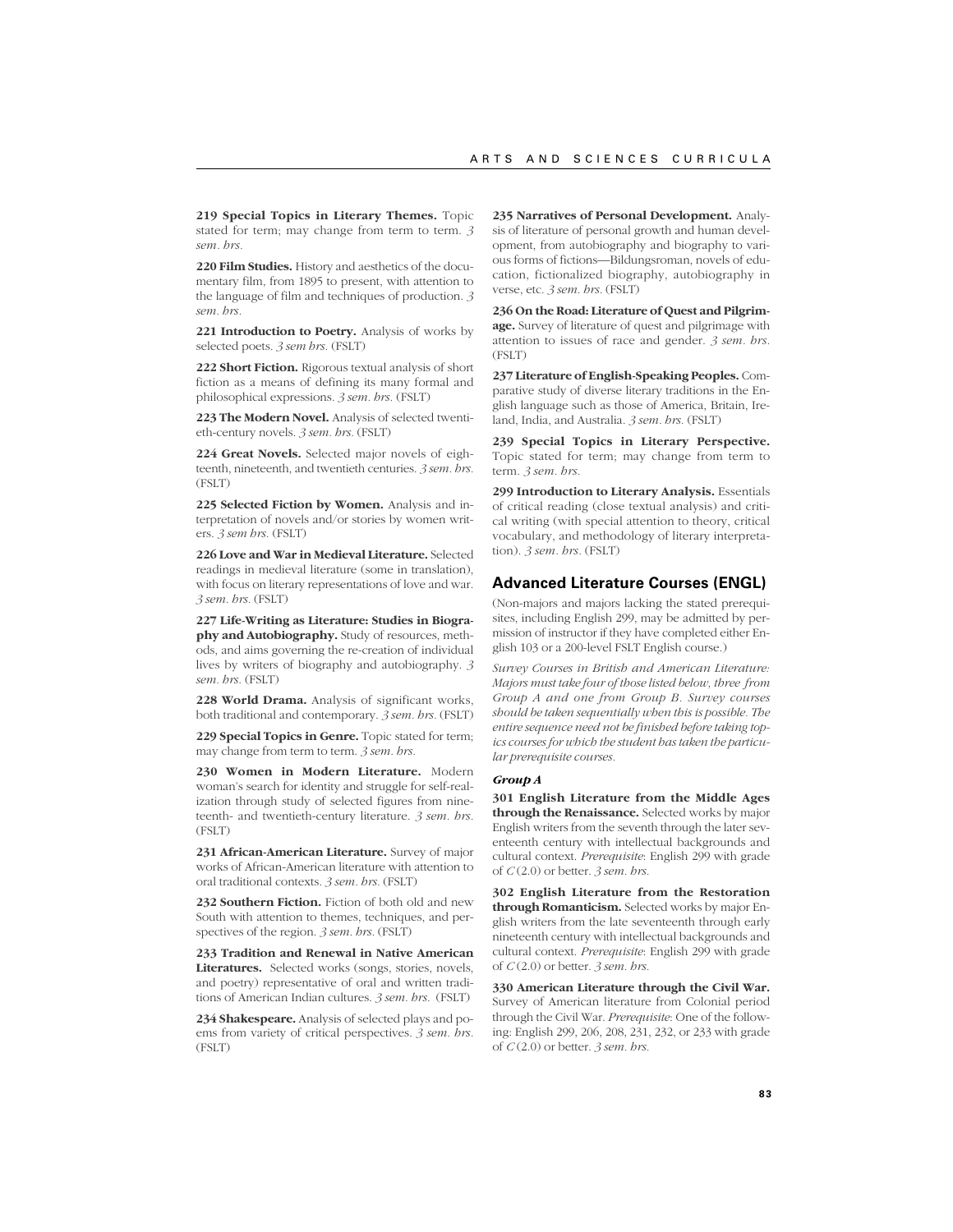**219 Special Topics in Literary Themes.** Topic stated for term; may change from term to term. *3 sem. hrs.*

**220 Film Studies.** History and aesthetics of the documentary film, from 1895 to present, with attention to the language of film and techniques of production. *3 sem. hrs.*

**221 Introduction to Poetry.** Analysis of works by selected poets. *3 sem hrs.* (FSLT)

**222 Short Fiction.** Rigorous textual analysis of short fiction as a means of defining its many formal and philosophical expressions. *3 sem. hrs.* (FSLT)

**223 The Modern Novel.** Analysis of selected twentieth-century novels. *3 sem. hrs.* (FSLT)

**224 Great Novels.** Selected major novels of eighteenth, nineteenth, and twentieth centuries. *3 sem. hrs.* (FSLT)

**225 Selected Fiction by Women.** Analysis and interpretation of novels and/or stories by women writers. *3 sem hrs.* (FSLT)

**226 Love and War in Medieval Literature.** Selected readings in medieval literature (some in translation), with focus on literary representations of love and war. *3 sem. hrs.* (FSLT)

**227 Life-Writing as Literature: Studies in Biography and Autobiography.** Study of resources, methods, and aims governing the re-creation of individual lives by writers of biography and autobiography. *3 sem. hrs.* (FSLT)

**228 World Drama.** Analysis of significant works, both traditional and contemporary. *3 sem. hrs.* (FSLT)

**229 Special Topics in Genre.** Topic stated for term; may change from term to term. *3 sem. hrs.*

**230 Women in Modern Literature.** Modern woman's search for identity and struggle for self-realization through study of selected figures from nineteenth- and twentieth-century literature. *3 sem. hrs.* (FSLT)

**231 African-American Literature.** Survey of major works of African-American literature with attention to oral traditional contexts. *3 sem. hrs.* (FSLT)

**232 Southern Fiction.** Fiction of both old and new South with attention to themes, techniques, and perspectives of the region. *3 sem. hrs.* (FSLT)

**233 Tradition and Renewal in Native American Literatures.** Selected works (songs, stories, novels, and poetry) representative of oral and written traditions of American Indian cultures. *3 sem. hrs.* (FSLT)

**234 Shakespeare.** Analysis of selected plays and poems from variety of critical perspectives. *3 sem. hrs.* (FSLT)

**235 Narratives of Personal Development.** Analysis of literature of personal growth and human development, from autobiography and biography to various forms of fictions—Bildungsroman, novels of education, fictionalized biography, autobiography in verse, etc. *3 sem. hrs.* (FSLT)

**236 On the Road: Literature of Quest and Pilgrimage.** Survey of literature of quest and pilgrimage with attention to issues of race and gender. *3 sem. hrs.* (FSLT)

**237 Literature of English-Speaking Peoples.** Comparative study of diverse literary traditions in the English language such as those of America, Britain, Ireland, India, and Australia. *3 sem. hrs.* (FSLT)

**239 Special Topics in Literary Perspective.** Topic stated for term; may change from term to term. *3 sem. hrs.*

**299 Introduction to Literary Analysis.** Essentials of critical reading (close textual analysis) and critical writing (with special attention to theory, critical vocabulary, and methodology of literary interpretation). *3 sem. hrs.* (FSLT)

## Advanced Literature Courses (ENGL)

(Non-majors and majors lacking the stated prerequisites, including English 299, may be admitted by permission of instructor if they have completed either English 103 or a 200-level FSLT English course.)

*Survey Courses in British and American Literature: Majors must take four of those listed below, three from Group A and one from Group B. Survey courses should be taken sequentially when this is possible. The entire sequence need not be finished before taking topics courses for which the student has taken the particular prerequisite courses.*

***Group A***

**301 English Literature from the Middle Ages through the Renaissance.** Selected works by major English writers from the seventh through the later seventeenth century with intellectual backgrounds and cultural context. *Prerequisite*: English 299 with grade of *C* (2.0) or better. *3 sem. hrs.*

**302 English Literature from the Restoration through Romanticism.** Selected works by major English writers from the late seventeenth through early nineteenth century with intellectual backgrounds and cultural context. *Prerequisite*: English 299 with grade of *C* (2.0) or better. *3 sem. hrs.*

**330 American Literature through the Civil War.** Survey of American literature from Colonial period through the Civil War. *Prerequisite*: One of the following: English 299, 206, 208, 231, 232, or 233 with grade of *C* (2.0) or better. *3 sem. hrs.*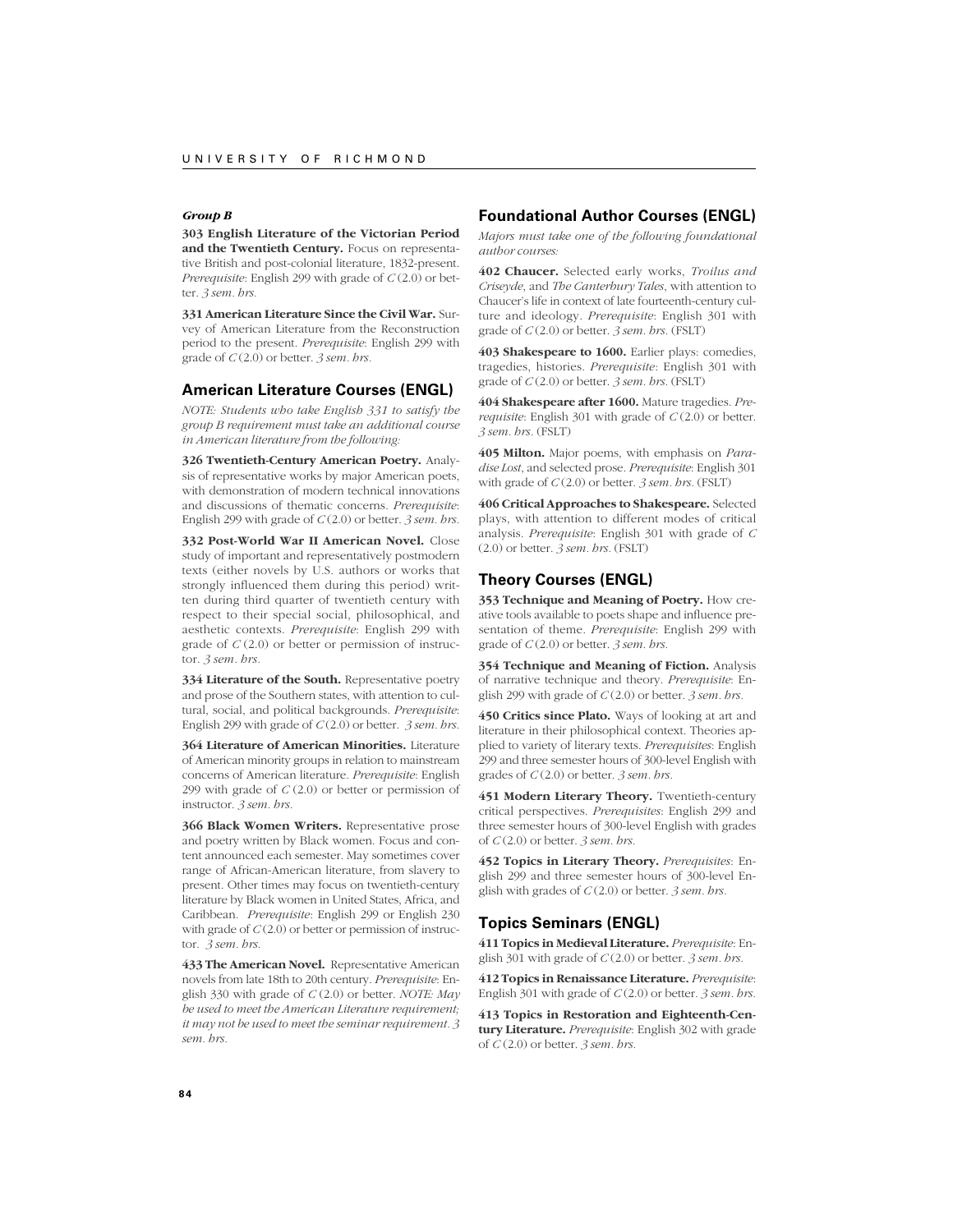#### *Group B*

**303 English Literature of the Victorian Period and the Twentieth Century.** Focus on representative British and post-colonial literature, 1832-present. *Prerequisite*: English 299 with grade of *C* (2.0) or better. *3 sem. hrs.*

**331 American Literature Since the Civil War.** Survey of American Literature from the Reconstruction period to the present. *Prerequisite*: English 299 with grade of *C* (2.0) or better. *3 sem. hrs.*

## American Literature Courses (ENGL)

*NOTE: Students who take English 331 to satisfy the group B requirement must take an additional course in American literature from the following:*

**326 Twentieth-Century American Poetry.** Analysis of representative works by major American poets, with demonstration of modern technical innovations and discussions of thematic concerns. *Prerequisite*: English 299 with grade of *C* (2.0) or better. *3 sem. hrs.*

**332 Post-World War II American Novel.** Close study of important and representatively postmodern texts (either novels by U.S. authors or works that strongly influenced them during this period) written during third quarter of twentieth century with respect to their special social, philosophical, and aesthetic contexts. *Prerequisite*: English 299 with grade of *C* (2.0) or better or permission of instructor. *3 sem. hrs.*

**334 Literature of the South.** Representative poetry and prose of the Southern states, with attention to cultural, social, and political backgrounds. *Prerequisite*: English 299 with grade of *C* (2.0) or better. *3 sem. hrs.*

**364 Literature of American Minorities.** Literature of American minority groups in relation to mainstream concerns of American literature. *Prerequisite*: English 299 with grade of *C* (2.0) or better or permission of instructor. *3 sem. hrs.*

**366 Black Women Writers.** Representative prose and poetry written by Black women. Focus and content announced each semester. May sometimes cover range of African-American literature, from slavery to present. Other times may focus on twentieth-century literature by Black women in United States, Africa, and Caribbean. *Prerequisite*: English 299 or English 230 with grade of *C* (2.0) or better or permission of instructor. *3 sem. hrs.*

**433 The American Novel.** Representative American novels from late 18th to 20th century. *Prerequisite*: English 330 with grade of *C* (2.0) or better. *NOTE: May be used to meet the American Literature requirement; it may not be used to meet the seminar requirement. 3 sem. hrs.*

## Foundational Author Courses (ENGL)

*Majors must take one of the following foundational author courses:*

**402 Chaucer.** Selected early works, *Troilus and Criseyde*, and *The Canterbury Tales*, with attention to Chaucer's life in context of late fourteenth-century culture and ideology. *Prerequisite*: English 301 with grade of *C* (2.0) or better. *3 sem. hrs.* (FSLT)

**403 Shakespeare to 1600.** Earlier plays: comedies, tragedies, histories. *Prerequisite*: English 301 with grade of *C* (2.0) or better. *3 sem. hrs.* (FSLT)

**404 Shakespeare after 1600.** Mature tragedies. *Prerequisite*: English 301 with grade of *C* (2.0) or better. *3 sem. hrs.* (FSLT)

**405 Milton.** Major poems, with emphasis on *Paradise Lost*, and selected prose. *Prerequisite*: English 301 with grade of *C* (2.0) or better. *3 sem. hrs.* (FSLT)

**406 Critical Approaches to Shakespeare.** Selected plays, with attention to different modes of critical analysis. *Prerequisite*: English 301 with grade of *C* (2.0) or better. *3 sem. hrs.* (FSLT)

## Theory Courses (ENGL)

**353 Technique and Meaning of Poetry.** How creative tools available to poets shape and influence presentation of theme. *Prerequisite*: English 299 with grade of *C* (2.0) or better. *3 sem. hrs.*

**354 Technique and Meaning of Fiction.** Analysis of narrative technique and theory. *Prerequisite*: English 299 with grade of *C* (2.0) or better. *3 sem. hrs.*

**450 Critics since Plato.** Ways of looking at art and literature in their philosophical context. Theories applied to variety of literary texts. *Prerequisites*: English 299 and three semester hours of 300-level English with grades of *C* (2.0) or better. *3 sem. hrs.*

**451 Modern Literary Theory.** Twentieth-century critical perspectives. *Prerequisites*: English 299 and three semester hours of 300-level English with grades of *C* (2.0) or better. *3 sem. hrs.*

**452 Topics in Literary Theory.** *Prerequisites*: English 299 and three semester hours of 300-level English with grades of *C* (2.0) or better. *3 sem. hrs.*

## Topics Seminars (ENGL)

**411 Topics in Medieval Literature.** *Prerequisite*: English 301 with grade of *C* (2.0) or better. *3 sem. hrs.*

**412 Topics in Renaissance Literature.** *Prerequisite*: English 301 with grade of *C* (2.0) or better. *3 sem. hrs.*

**413 Topics in Restoration and Eighteenth-Century Literature.** *Prerequisite*: English 302 with grade of *C* (2.0) or better. *3 sem. hrs.*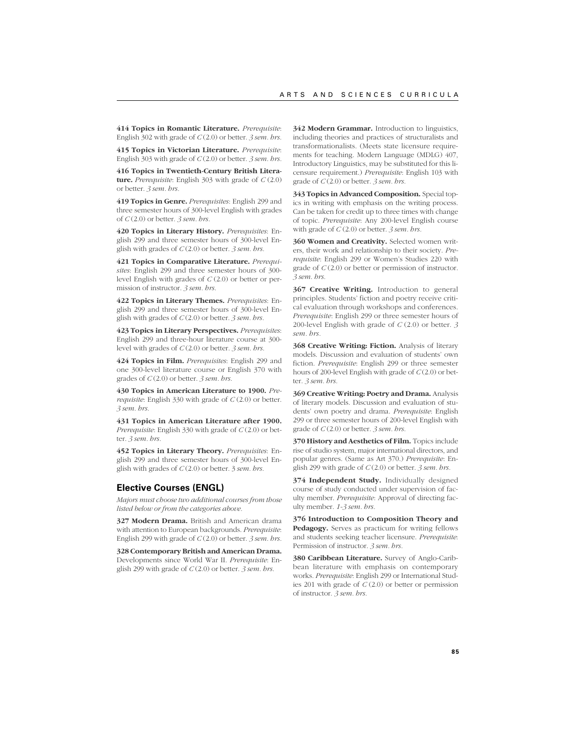**414 Topics in Romantic Literature.** *Prerequisite*: English 302 with grade of *C* (2.0) or better. *3 sem. hrs.*

**415 Topics in Victorian Literature.** *Prerequisite*: English 303 with grade of *C* (2.0) or better. *3 sem. hrs.*

**416 Topics in Twentieth-Century British Literature.** *Prerequisite*: English 303 with grade of *C* (2.0) or better. *3 sem. hrs.*

**419 Topics in Genre.** *Prerequisites*: English 299 and three semester hours of 300-level English with grades of *C* (2.0) or better. *3 sem. hrs.*

**420 Topics in Literary History.** *Prerequisites*: English 299 and three semester hours of 300-level English with grades of *C* (2.0) or better. *3 sem. hrs.*

**421 Topics in Comparative Literature.** *Prerequisites*: English 299 and three semester hours of 300-level English with grades of *C* (2.0) or better or permission of instructor. *3 sem. hrs.*

**422 Topics in Literary Themes.** *Prerequisites*: English 299 and three semester hours of 300-level English with grades of *C* (2.0) or better. *3 sem. hrs.*

**423 Topics in Literary Perspectives.** *Prerequisites*: English 299 and three-hour literature course at 300-level with grades of *C* (2.0) or better. *3 sem. hrs.*

**424 Topics in Film.** *Prerequisites*: English 299 and one 300-level literature course or English 370 with grades of *C* (2.0) or better. *3 sem. hrs.*

**430 Topics in American Literature to 1900.** *Prerequisite*: English 330 with grade of *C* (2.0) or better. *3 sem. hrs.*

**431 Topics in American Literature after 1900.** *Prerequisite*: English 330 with grade of *C* (2.0) or better. *3 sem. hrs.*

**452 Topics in Literary Theory.** *Prerequisites*: English 299 and three semester hours of 300-level English with grades of *C* (2.0) or better. 3 *sem. hrs.*

## Elective Courses (ENGL)

*Majors must choose two additional courses from those listed below or from the categories above.*

**327 Modern Drama.** British and American drama with attention to European backgrounds. *Prerequisite*: English 299 with grade of *C* (2.0) or better. *3 sem. hrs.*

**328 Contemporary British and American Drama.** Developments since World War II. *Prerequisite*: English 299 with grade of *C* (2.0) or better. *3 sem. hrs.*

**342 Modern Grammar.** Introduction to linguistics, including theories and practices of structuralists and transformationalists. (Meets state licensure requirements for teaching. Modern Language (MDLG) 407, Introductory Linguistics, may be substituted for this licensure requirement.) *Prerequisite*: English 103 with grade of *C* (2.0) or better. *3 sem. hrs.*

**343 Topics in Advanced Composition.** Special topics in writing with emphasis on the writing process. Can be taken for credit up to three times with change of topic. *Prerequisite*: Any 200-level English course with grade of *C* (2.0) or better. *3 sem. hrs.*

**360 Women and Creativity.** Selected women writers, their work and relationship to their society. *Prerequisite*: English 299 or Women's Studies 220 with grade of *C* (2.0) or better or permission of instructor. *3 sem. hrs.*

**367 Creative Writing.** Introduction to general principles. Students' fiction and poetry receive critical evaluation through workshops and conferences. *Prerequisite*: English 299 or three semester hours of 200-level English with grade of *C* (2.0) or better. *3 sem. hrs.*

**368 Creative Writing: Fiction.** Analysis of literary models. Discussion and evaluation of students' own fiction. *Prerequisite*: English 299 or three semester hours of 200-level English with grade of *C* (2.0) or better. *3 sem. hrs.*

**369 Creative Writing: Poetry and Drama.** Analysis of literary models. Discussion and evaluation of students' own poetry and drama. *Prerequisite*: English 299 or three semester hours of 200-level English with grade of *C* (2.0) or better. *3 sem. hrs.*

**370 History and Aesthetics of Film.** Topics include rise of studio system, major international directors, and popular genres. (Same as Art 370.) *Prerequisite*: English 299 with grade of *C* (2.0) or better. *3 sem. hrs.*

**374 Independent Study.** Individually designed course of study conducted under supervision of faculty member. *Prerequisite*: Approval of directing faculty member. *1-3 sem. hrs.*

**376 Introduction to Composition Theory and Pedagogy.** Serves as practicum for writing fellows and students seeking teacher licensure. *Prerequisite*: Permission of instructor. *3 sem. hrs.*

**380 Caribbean Literature.** Survey of Anglo-Caribbean literature with emphasis on contemporary works. *Prerequisite*: English 299 or International Studies 201 with grade of *C* (2.0) or better or permission of instructor. *3 sem. hrs.*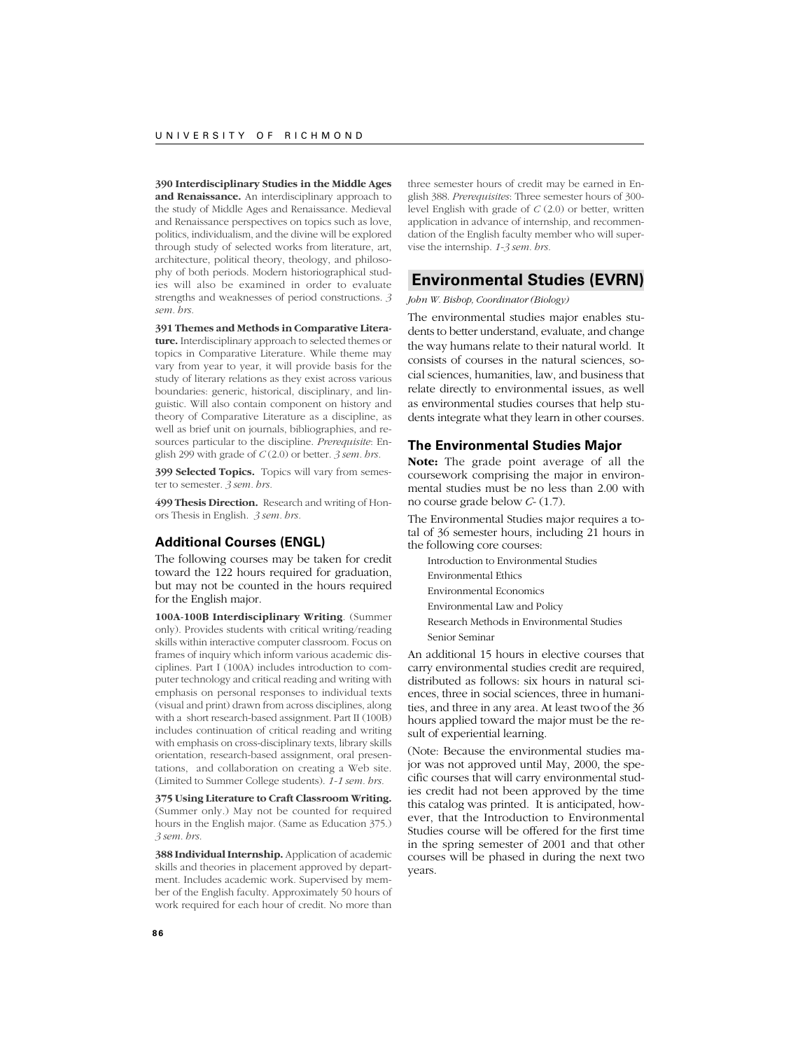**390 Interdisciplinary Studies in the Middle Ages and Renaissance.** An interdisciplinary approach to the study of Middle Ages and Renaissance. Medieval and Renaissance perspectives on topics such as love, politics, individualism, and the divine will be explored through study of selected works from literature, art, architecture, political theory, theology, and philosophy of both periods. Modern historiographical studies will also be examined in order to evaluate strengths and weaknesses of period constructions. *3 sem. hrs.*

**391 Themes and Methods in Comparative Literature.** Interdisciplinary approach to selected themes or topics in Comparative Literature. While theme may vary from year to year, it will provide basis for the study of literary relations as they exist across various boundaries: generic, historical, disciplinary, and linguistic. Will also contain component on history and theory of Comparative Literature as a discipline, as well as brief unit on journals, bibliographies, and resources particular to the discipline. *Prerequisite*: English 299 with grade of *C* (2.0) or better. *3 sem. hrs.*

**399 Selected Topics.** Topics will vary from semester to semester. *3 sem. hrs.*

**499 Thesis Direction.** Research and writing of Honors Thesis in English. *3 sem. hrs.*

### Additional Courses (ENGL)

The following courses may be taken for credit toward the 122 hours required for graduation, but may not be counted in the hours required for the English major.

**100A-100B Interdisciplinary Writing**. (Summer only). Provides students with critical writing/reading skills within interactive computer classroom. Focus on frames of inquiry which inform various academic disciplines. Part I (100A) includes introduction to computer technology and critical reading and writing with emphasis on personal responses to individual texts (visual and print) drawn from across disciplines, along with a short research-based assignment. Part II (100B) includes continuation of critical reading and writing with emphasis on cross-disciplinary texts, library skills orientation, research-based assignment, oral presentations, and collaboration on creating a Web site. (Limited to Summer College students). *1-1 sem. hrs.*

**375 Using Literature to Craft Classroom Writing.** (Summer only.) May not be counted for required hours in the English major. (Same as Education 375.) *3 sem. hrs.*

**388 Individual Internship.** Application of academic skills and theories in placement approved by department. Includes academic work. Supervised by member of the English faculty. Approximately 50 hours of work required for each hour of credit. No more than three semester hours of credit may be earned in English 388. *Prerequisites*: Three semester hours of 300-level English with grade of *C* (2.0) or better, written application in advance of internship, and recommendation of the English faculty member who will supervise the internship. *1-3 sem. hrs.*

## Environmental Studies (EVRN)

*John W. Bishop, Coordinator (Biology)*

The environmental studies major enables students to better understand, evaluate, and change the way humans relate to their natural world. It consists of courses in the natural sciences, social sciences, humanities, law, and business that relate directly to environmental issues, as well as environmental studies courses that help students integrate what they learn in other courses.

### The Environmental Studies Major

**Note:** The grade point average of all the coursework comprising the major in environmental studies must be no less than 2.00 with no course grade below *C-* (1.7).

The Environmental Studies major requires a total of 36 semester hours, including 21 hours in the following core courses:

- Introduction to Environmental Studies
- Environmental Ethics
- Environmental Economics
- Environmental Law and Policy
- Research Methods in Environmental Studies
- Senior Seminar

An additional 15 hours in elective courses that carry environmental studies credit are required, distributed as follows: six hours in natural sciences, three in social sciences, three in humanities, and three in any area. At least two of the 36 hours applied toward the major must be the result of experiential learning.

(Note: Because the environmental studies major was not approved until May, 2000, the specific courses that will carry environmental studies credit had not been approved by the time this catalog was printed. It is anticipated, however, that the Introduction to Environmental Studies course will be offered for the first time in the spring semester of 2001 and that other courses will be phased in during the next two years.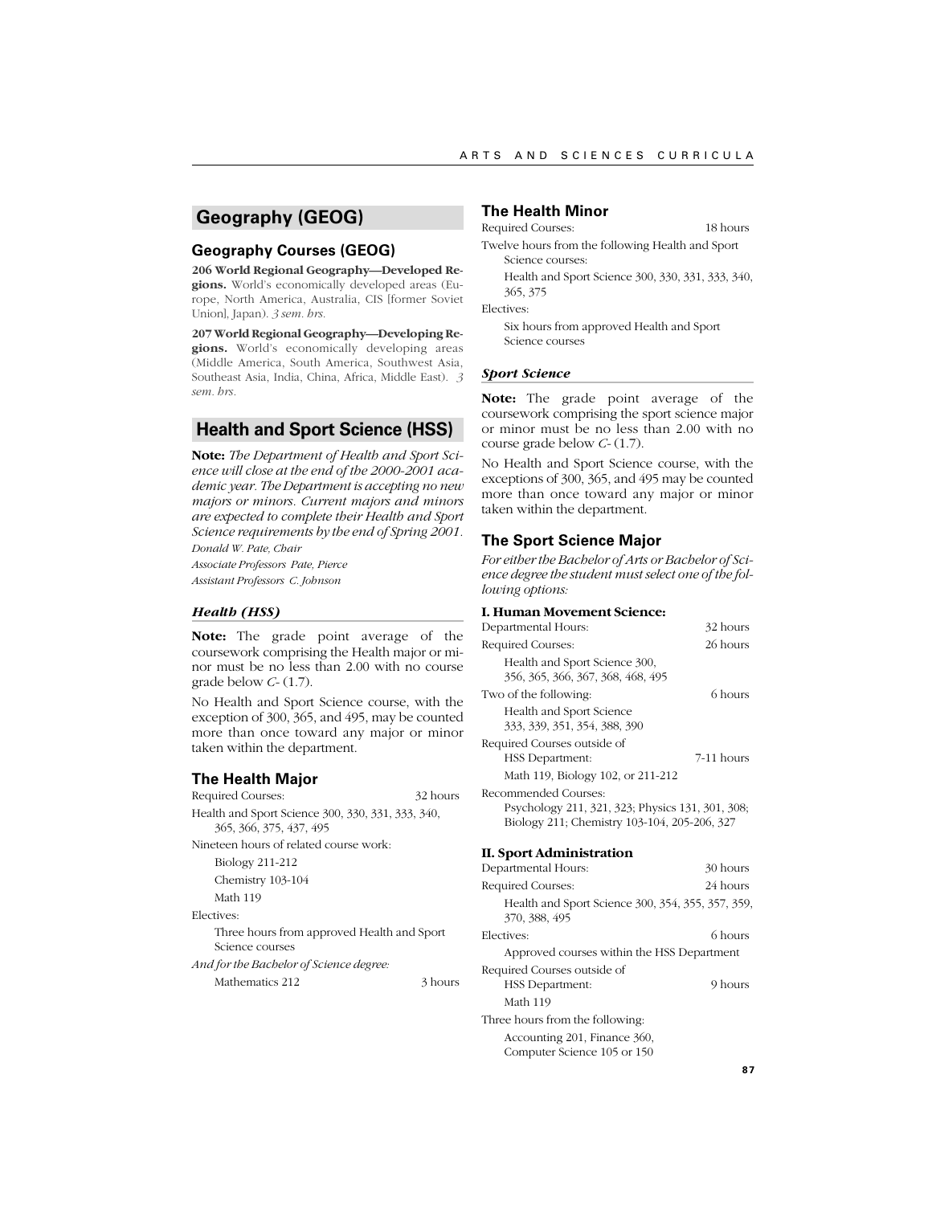## Geography (GEOG)

### Geography Courses (GEOG)

**206 World Regional Geography—Developed Regions.** World's economically developed areas (Europe, North America, Australia, CIS [former Soviet Union], Japan). *3 sem. hrs.*

**207 World Regional Geography—Developing Regions.** World's economically developing areas (Middle America, South America, Southwest Asia, Southeast Asia, India, China, Africa, Middle East). *3 sem. hrs.*

## Health and Sport Science (HSS)

**Note:** *The Department of Health and Sport Science will close at the end of the 2000-2001 academic year. The Department is accepting no new majors or minors. Current majors and minors are expected to complete their Health and Sport Science requirements by the end of Spring 2001.*

*Donald W. Pate, Chair*

*Associate Professors Pate, Pierce*

*Assistant Professors C. Johnson*

#### *Health (HSS)*

**Note:** The grade point average of the coursework comprising the Health major or minor must be no less than 2.00 with no course grade below *C-* (1.7).

No Health and Sport Science course, with the exception of 300, 365, and 495, may be counted more than once toward any major or minor taken within the department.

### The Health Major

Required Courses: 32 hours

Health and Sport Science 300, 330, 331, 333, 340, 365, 366, 375, 437, 495

Nineteen hours of related course work:

- Biology 211-212
- Chemistry 103-104
- Math 119

Electives:

- Three hours from approved Health and Sport Science courses

*And for the Bachelor of Science degree:*

- Mathematics 212 3 hours

### The Health Minor

Required Courses: 18 hours

Twelve hours from the following Health and Sport Science courses:

- Health and Sport Science 300, 330, 331, 333, 340, 365, 375

Electives:

- Six hours from approved Health and Sport Science courses

#### *Sport Science*

**Note:** The grade point average of the coursework comprising the sport science major or minor must be no less than 2.00 with no course grade below *C-* (1.7).

No Health and Sport Science course, with the exceptions of 300, 365, and 495 may be counted more than once toward any major or minor taken within the department.

### The Sport Science Major

*For either the Bachelor of Arts or Bachelor of Science degree the student must select one of the following options:*

**I. Human Movement Science:**

Departmental Hours: 32 hours

Required Courses: 26 hours

- Health and Sport Science 300, 356, 365, 366, 367, 368, 468, 495

Two of the following: 6 hours

- Health and Sport Science 333, 339, 351, 354, 388, 390

Required Courses outside of HSS Department: 7-11 hours

- Math 119, Biology 102, or 211-212

Recommended Courses:

- Psychology 211, 321, 323; Physics 131, 301, 308; Biology 211; Chemistry 103-104, 205-206, 327

**II. Sport Administration**

Departmental Hours: 30 hours

Required Courses: 24 hours

- Health and Sport Science 300, 354, 355, 357, 359, 370, 388, 495

Electives: 6 hours

- Approved courses within the HSS Department

Required Courses outside of HSS Department: 9 hours

- Math 119

Three hours from the following:

- Accounting 201, Finance 360, Computer Science 105 or 150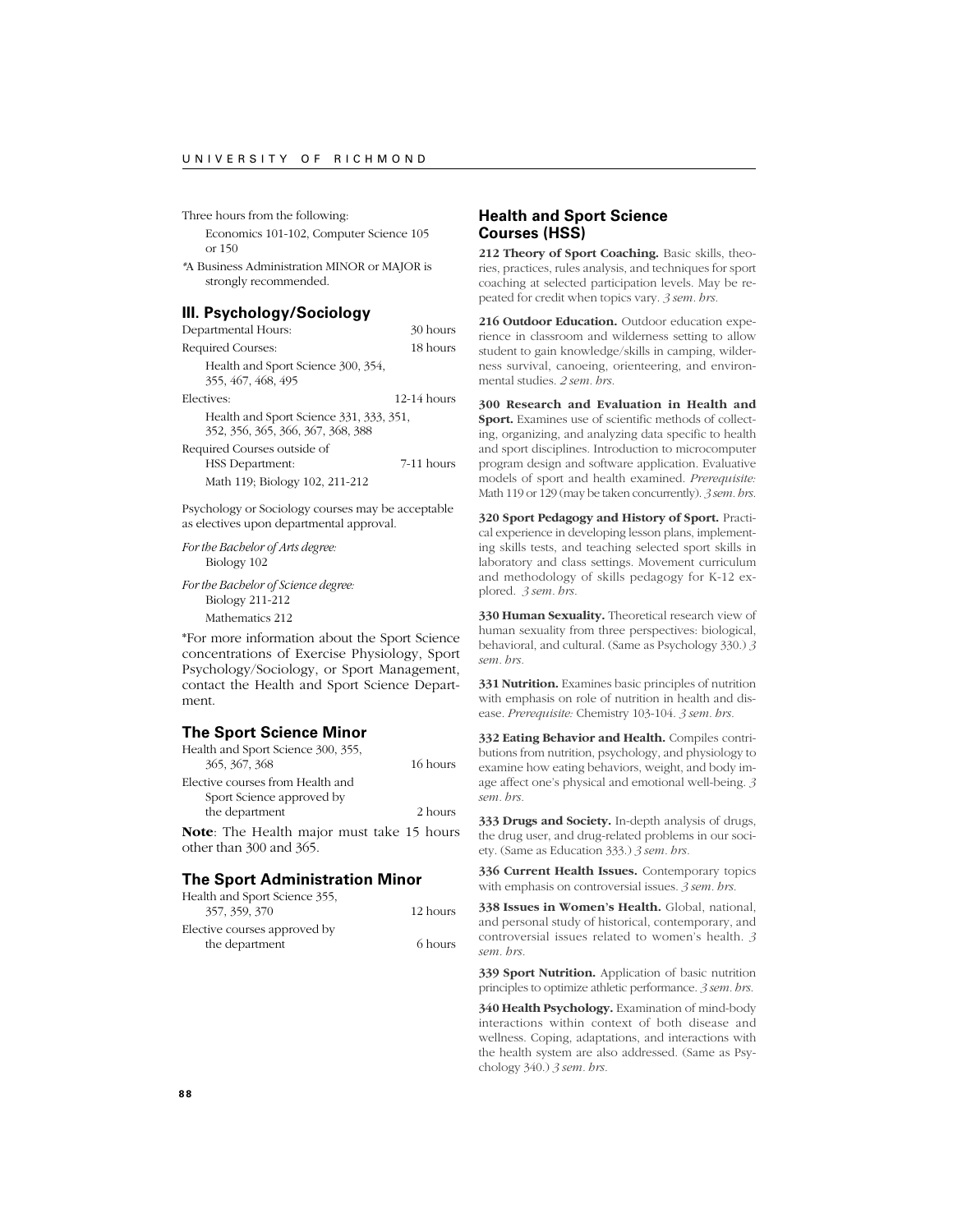Three hours from the following:

Economics 101-102, Computer Science 105 or 150

*A Business Administration MINOR or MAJOR is strongly recommended.

### III. Psychology/Sociology

| | |
|---|---|
| Departmental Hours: | 30 hours |
| Required Courses: | 18 hours |
| Health and Sport Science 300, 354, 355, 467, 468, 495 | |
| Electives: | 12-14 hours |
| Health and Sport Science 331, 333, 351, 352, 356, 365, 366, 367, 368, 388 | |
| Required Courses outside of HSS Department: | 7-11 hours |
| Math 119; Biology 102, 211-212 | |

Psychology or Sociology courses may be acceptable as electives upon departmental approval.

*For the Bachelor of Arts degree:*
Biology 102

*For the Bachelor of Science degree:*
Biology 211-212
Mathematics 212

*For more information about the Sport Science concentrations of Exercise Physiology, Sport Psychology/Sociology, or Sport Management, contact the Health and Sport Science Department.

## The Sport Science Minor

| | |
|---|---|
| Health and Sport Science 300, 355, 365, 367, 368 | 16 hours |
| Elective courses from Health and Sport Science approved by the department | 2 hours |

**Note**: The Health major must take 15 hours other than 300 and 365.

## The Sport Administration Minor

| | |
|---|---|
| Health and Sport Science 355, 357, 359, 370 | 12 hours |
| Elective courses approved by the department | 6 hours |

## Health and Sport Science Courses (HSS)

**212 Theory of Sport Coaching.** Basic skills, theories, practices, rules analysis, and techniques for sport coaching at selected participation levels. May be repeated for credit when topics vary. *3 sem. hrs.*

**216 Outdoor Education.** Outdoor education experience in classroom and wilderness setting to allow student to gain knowledge/skills in camping, wilderness survival, canoeing, orienteering, and environmental studies. *2 sem. hrs.*

**300 Research and Evaluation in Health and Sport.** Examines use of scientific methods of collecting, organizing, and analyzing data specific to health and sport disciplines. Introduction to microcomputer program design and software application. Evaluative models of sport and health examined. *Prerequisite:* Math 119 or 129 (may be taken concurrently). *3 sem. hrs.*

**320 Sport Pedagogy and History of Sport.** Practical experience in developing lesson plans, implementing skills tests, and teaching selected sport skills in laboratory and class settings. Movement curriculum and methodology of skills pedagogy for K-12 explored. *3 sem. hrs.*

**330 Human Sexuality.** Theoretical research view of human sexuality from three perspectives: biological, behavioral, and cultural. (Same as Psychology 330.) *3 sem. hrs.*

**331 Nutrition.** Examines basic principles of nutrition with emphasis on role of nutrition in health and disease. *Prerequisite:* Chemistry 103-104. *3 sem. hrs.*

**332 Eating Behavior and Health.** Compiles contributions from nutrition, psychology, and physiology to examine how eating behaviors, weight, and body image affect one's physical and emotional well-being. *3 sem. hrs.*

**333 Drugs and Society.** In-depth analysis of drugs, the drug user, and drug-related problems in our society. (Same as Education 333.) *3 sem. hrs.*

**336 Current Health Issues.** Contemporary topics with emphasis on controversial issues. *3 sem. hrs.*

**338 Issues in Women's Health.** Global, national, and personal study of historical, contemporary, and controversial issues related to women's health. *3 sem. hrs.*

**339 Sport Nutrition.** Application of basic nutrition principles to optimize athletic performance. *3 sem. hrs.*

**340 Health Psychology.** Examination of mind-body interactions within context of both disease and wellness. Coping, adaptations, and interactions with the health system are also addressed. (Same as Psychology 340.) *3 sem. hrs.*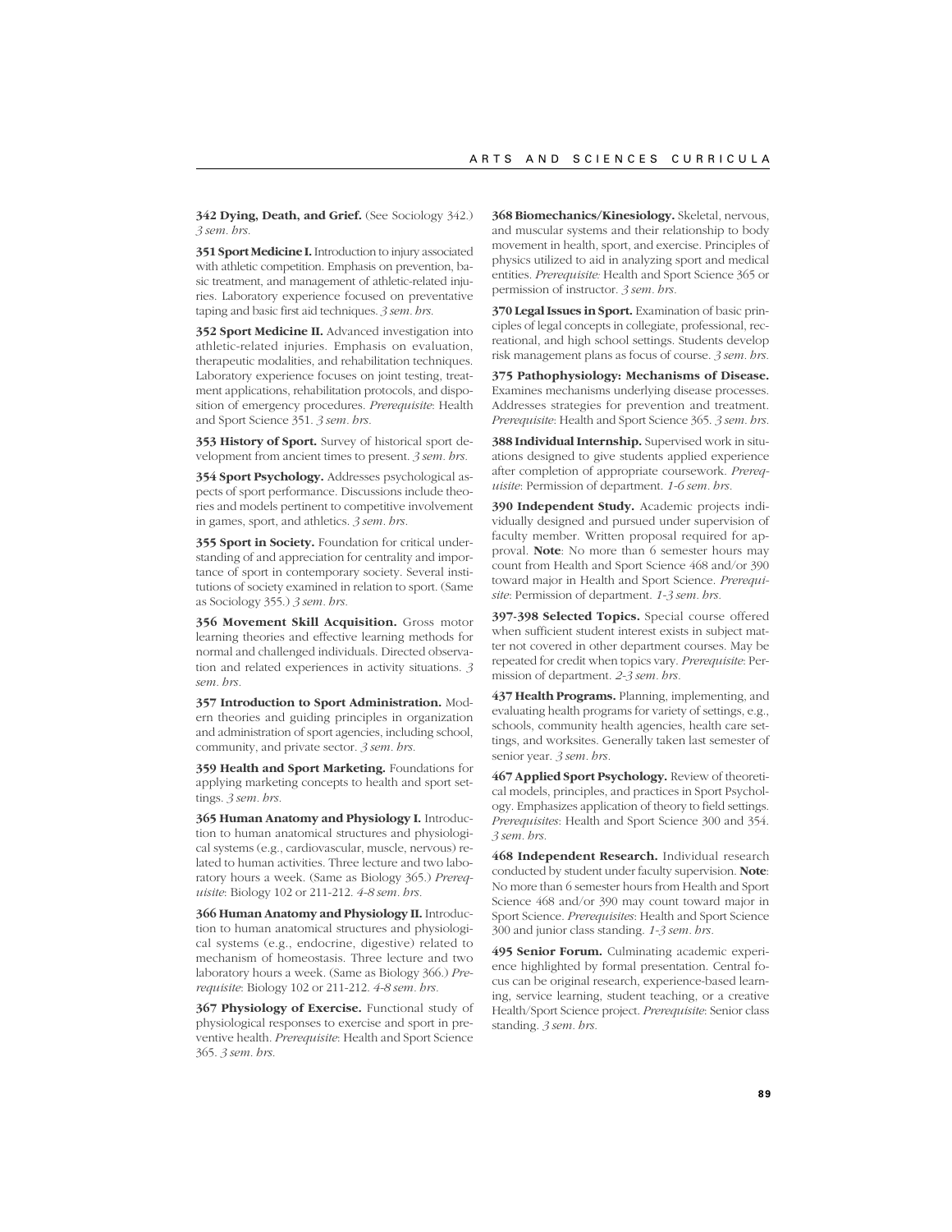**342 Dying, Death, and Grief.** (See Sociology 342.) *3 sem. hrs.*

**351 Sport Medicine I.** Introduction to injury associated with athletic competition. Emphasis on prevention, basic treatment, and management of athletic-related injuries. Laboratory experience focused on preventative taping and basic first aid techniques. *3 sem. hrs.*

**352 Sport Medicine II.** Advanced investigation into athletic-related injuries. Emphasis on evaluation, therapeutic modalities, and rehabilitation techniques. Laboratory experience focuses on joint testing, treatment applications, rehabilitation protocols, and disposition of emergency procedures. *Prerequisite*: Health and Sport Science 351. *3 sem. hrs.*

**353 History of Sport.** Survey of historical sport development from ancient times to present. *3 sem. hrs.*

**354 Sport Psychology.** Addresses psychological aspects of sport performance. Discussions include theories and models pertinent to competitive involvement in games, sport, and athletics. *3 sem. hrs.*

**355 Sport in Society.** Foundation for critical understanding of and appreciation for centrality and importance of sport in contemporary society. Several institutions of society examined in relation to sport. (Same as Sociology 355.) *3 sem. hrs.*

**356 Movement Skill Acquisition.** Gross motor learning theories and effective learning methods for normal and challenged individuals. Directed observation and related experiences in activity situations. *3 sem. hrs.*

**357 Introduction to Sport Administration.** Modern theories and guiding principles in organization and administration of sport agencies, including school, community, and private sector. *3 sem. hrs.*

**359 Health and Sport Marketing.** Foundations for applying marketing concepts to health and sport settings. *3 sem. hrs.*

**365 Human Anatomy and Physiology I.** Introduction to human anatomical structures and physiological systems (e.g., cardiovascular, muscle, nervous) related to human activities. Three lecture and two laboratory hours a week. (Same as Biology 365.) *Prerequisite*: Biology 102 or 211-212. *4-8 sem. hrs.*

**366 Human Anatomy and Physiology II.** Introduction to human anatomical structures and physiological systems (e.g., endocrine, digestive) related to mechanism of homeostasis. Three lecture and two laboratory hours a week. (Same as Biology 366.) *Prerequisite*: Biology 102 or 211-212. *4-8 sem. hrs.*

**367 Physiology of Exercise.** Functional study of physiological responses to exercise and sport in preventive health. *Prerequisite*: Health and Sport Science 365. *3 sem. hrs.*

**368 Biomechanics/Kinesiology.** Skeletal, nervous, and muscular systems and their relationship to body movement in health, sport, and exercise. Principles of physics utilized to aid in analyzing sport and medical entities. *Prerequisite:* Health and Sport Science 365 or permission of instructor. *3 sem. hrs.*

**370 Legal Issues in Sport.** Examination of basic principles of legal concepts in collegiate, professional, recreational, and high school settings. Students develop risk management plans as focus of course. *3 sem. hrs.*

**375 Pathophysiology: Mechanisms of Disease.** Examines mechanisms underlying disease processes. Addresses strategies for prevention and treatment. *Prerequisite*: Health and Sport Science 365. *3 sem. hrs.*

**388 Individual Internship.** Supervised work in situations designed to give students applied experience after completion of appropriate coursework. *Prerequisite*: Permission of department. *1-6 sem. hrs.*

**390 Independent Study.** Academic projects individually designed and pursued under supervision of faculty member. Written proposal required for approval. **Note**: No more than 6 semester hours may count from Health and Sport Science 468 and/or 390 toward major in Health and Sport Science. *Prerequisite*: Permission of department. *1-3 sem. hrs.*

**397-398 Selected Topics.** Special course offered when sufficient student interest exists in subject matter not covered in other department courses. May be repeated for credit when topics vary. *Prerequisite*: Permission of department. *2-3 sem. hrs.*

**437 Health Programs.** Planning, implementing, and evaluating health programs for variety of settings, e.g., schools, community health agencies, health care settings, and worksites. Generally taken last semester of senior year. *3 sem. hrs.*

**467 Applied Sport Psychology.** Review of theoretical models, principles, and practices in Sport Psychology. Emphasizes application of theory to field settings. *Prerequisites*: Health and Sport Science 300 and 354. *3 sem. hrs.*

**468 Independent Research.** Individual research conducted by student under faculty supervision. **Note**: No more than 6 semester hours from Health and Sport Science 468 and/or 390 may count toward major in Sport Science. *Prerequisites*: Health and Sport Science 300 and junior class standing. *1-3 sem. hrs.*

**495 Senior Forum.** Culminating academic experience highlighted by formal presentation. Central focus can be original research, experience-based learning, service learning, student teaching, or a creative Health/Sport Science project. *Prerequisite*: Senior class standing. *3 sem. hrs.*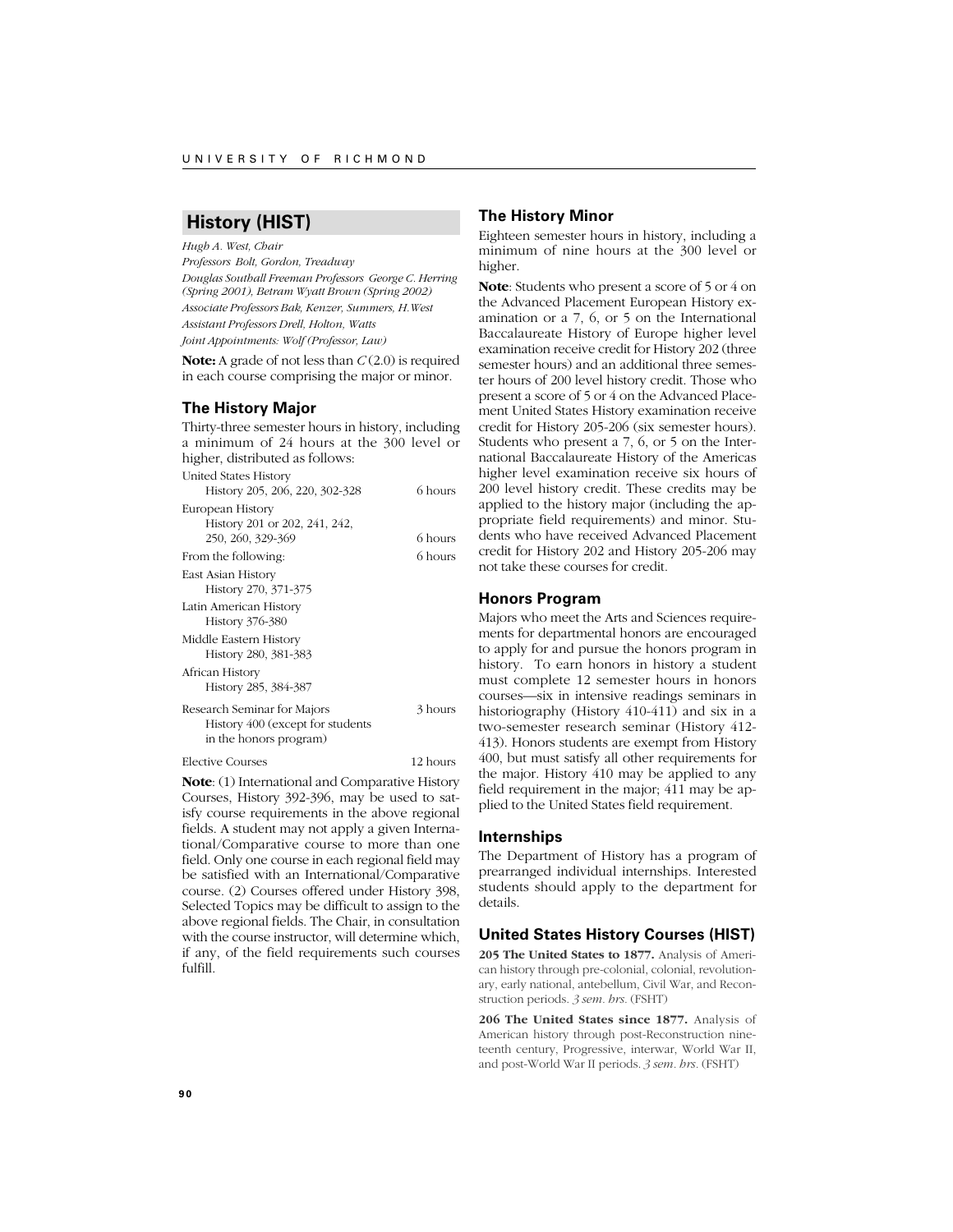## History (HIST)

*Hugh A. West, Chair*
*Professors Bolt, Gordon, Treadway*
*Douglas Southall Freeman Professors George C. Herring (Spring 2001), Betram Wyatt Brown (Spring 2002)*
*Associate Professors Bak, Kenzer, Summers, H. West*
*Assistant Professors Drell, Holton, Watts*
*Joint Appointments: Wolf (Professor, Law)*

**Note:** A grade of not less than *C* (2.0) is required in each course comprising the major or minor.

### The History Major

Thirty-three semester hours in history, including a minimum of 24 hours at the 300 level or higher, distributed as follows:

| | |
|---|---|
| United States History<br>History 205, 206, 220, 302-328 | 6 hours |
| European History<br>History 201 or 202, 241, 242, 250, 260, 329-369 | 6 hours |
| From the following: | 6 hours |
| East Asian History<br>History 270, 371-375 | |
| Latin American History<br>History 376-380 | |
| Middle Eastern History<br>History 280, 381-383 | |
| African History<br>History 285, 384-387 | |
| Research Seminar for Majors<br>History 400 (except for students in the honors program) | 3 hours |
| Elective Courses | 12 hours |

**Note**: (1) International and Comparative History Courses, History 392-396, may be used to satisfy course requirements in the above regional fields. A student may not apply a given International/Comparative course to more than one field. Only one course in each regional field may be satisfied with an International/Comparative course. (2) Courses offered under History 398, Selected Topics may be difficult to assign to the above regional fields. The Chair, in consultation with the course instructor, will determine which, if any, of the field requirements such courses fulfill.

### The History Minor

Eighteen semester hours in history, including a minimum of nine hours at the 300 level or higher.

**Note**: Students who present a score of 5 or 4 on the Advanced Placement European History examination or a 7, 6, or 5 on the International Baccalaureate History of Europe higher level examination receive credit for History 202 (three semester hours) and an additional three semester hours of 200 level history credit. Those who present a score of 5 or 4 on the Advanced Placement United States History examination receive credit for History 205-206 (six semester hours). Students who present a 7, 6, or 5 on the International Baccalaureate History of the Americas higher level examination receive six hours of 200 level history credit. These credits may be applied to the history major (including the appropriate field requirements) and minor. Students who have received Advanced Placement credit for History 202 and History 205-206 may not take these courses for credit.

### Honors Program

Majors who meet the Arts and Sciences requirements for departmental honors are encouraged to apply for and pursue the honors program in history. To earn honors in history a student must complete 12 semester hours in honors courses—six in intensive readings seminars in historiography (History 410-411) and six in a two-semester research seminar (History 412-413). Honors students are exempt from History 400, but must satisfy all other requirements for the major. History 410 may be applied to any field requirement in the major; 411 may be applied to the United States field requirement.

### Internships

The Department of History has a program of prearranged individual internships. Interested students should apply to the department for details.

### United States History Courses (HIST)

**205 The United States to 1877.** Analysis of American history through pre-colonial, colonial, revolutionary, early national, antebellum, Civil War, and Reconstruction periods. *3 sem. hrs.* (FSHT)

**206 The United States since 1877.** Analysis of American history through post-Reconstruction nineteenth century, Progressive, interwar, World War II, and post-World War II periods. *3 sem. hrs.* (FSHT)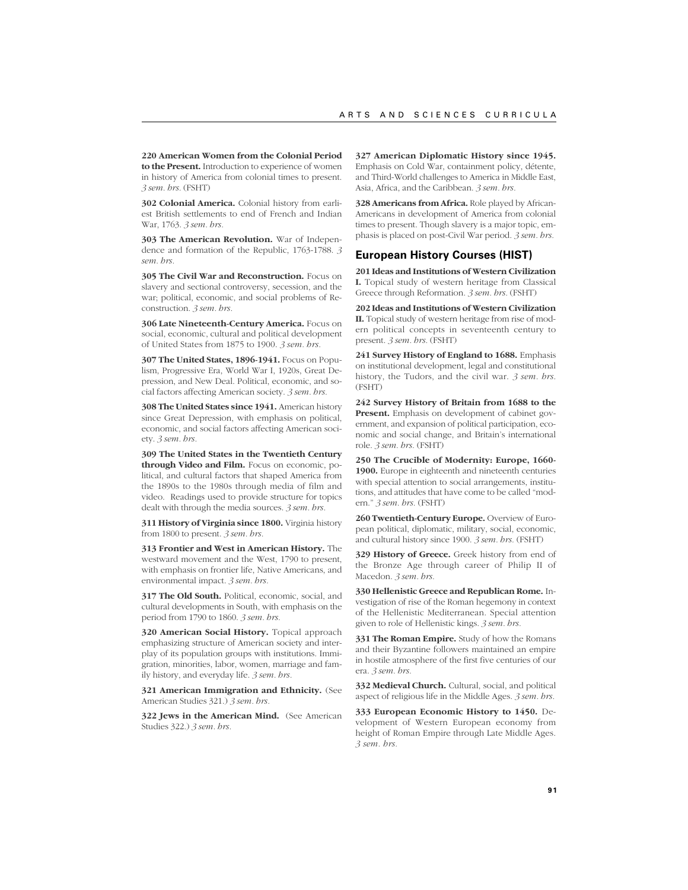**220 American Women from the Colonial Period to the Present.** Introduction to experience of women in history of America from colonial times to present. *3 sem. hrs.* (FSHT)

**302 Colonial America.** Colonial history from earliest British settlements to end of French and Indian War, 1763. *3 sem. hrs.*

**303 The American Revolution.** War of Independence and formation of the Republic, 1763-1788. *3 sem. hrs.*

**305 The Civil War and Reconstruction.** Focus on slavery and sectional controversy, secession, and the war; political, economic, and social problems of Reconstruction. *3 sem. hrs.*

**306 Late Nineteenth-Century America.** Focus on social, economic, cultural and political development of United States from 1875 to 1900. *3 sem. hrs.*

**307 The United States, 1896-1941.** Focus on Populism, Progressive Era, World War I, 1920s, Great Depression, and New Deal. Political, economic, and social factors affecting American society. *3 sem. hrs.*

**308 The United States since 1941.** American history since Great Depression, with emphasis on political, economic, and social factors affecting American society. *3 sem. hrs.*

**309 The United States in the Twentieth Century through Video and Film.** Focus on economic, political, and cultural factors that shaped America from the 1890s to the 1980s through media of film and video. Readings used to provide structure for topics dealt with through the media sources. *3 sem. hrs.*

**311 History of Virginia since 1800.** Virginia history from 1800 to present. *3 sem. hrs.*

**313 Frontier and West in American History.** The westward movement and the West, 1790 to present, with emphasis on frontier life, Native Americans, and environmental impact. *3 sem. hrs.*

**317 The Old South.** Political, economic, social, and cultural developments in South, with emphasis on the period from 1790 to 1860. *3 sem. hrs.*

**320 American Social History.** Topical approach emphasizing structure of American society and interplay of its population groups with institutions. Immigration, minorities, labor, women, marriage and family history, and everyday life. *3 sem. hrs.*

**321 American Immigration and Ethnicity.** (See American Studies 321.) *3 sem. hrs.*

**322 Jews in the American Mind.** (See American Studies 322.) *3 sem. hrs.*

**327 American Diplomatic History since 1945.** Emphasis on Cold War, containment policy, détente, and Third-World challenges to America in Middle East, Asia, Africa, and the Caribbean. *3 sem. hrs.*

**328 Americans from Africa.** Role played by African-Americans in development of America from colonial times to present. Though slavery is a major topic, emphasis is placed on post-Civil War period. *3 sem. hrs.*

## European History Courses (HIST)

**201 Ideas and Institutions of Western Civilization I.** Topical study of western heritage from Classical Greece through Reformation. *3 sem. hrs.* (FSHT)

**202 Ideas and Institutions of Western Civilization II.** Topical study of western heritage from rise of modern political concepts in seventeenth century to present. *3 sem. hrs.* (FSHT)

**241 Survey History of England to 1688.** Emphasis on institutional development, legal and constitutional history, the Tudors, and the civil war. *3 sem. hrs.* (FSHT)

**242 Survey History of Britain from 1688 to the Present.** Emphasis on development of cabinet government, and expansion of political participation, economic and social change, and Britain's international role. *3 sem. hrs.* (FSHT)

**250 The Crucible of Modernity: Europe, 1660-1900.** Europe in eighteenth and nineteenth centuries with special attention to social arrangements, institutions, and attitudes that have come to be called "modern." *3 sem. hrs.* (FSHT)

**260 Twentieth-Century Europe.** Overview of European political, diplomatic, military, social, economic, and cultural history since 1900. *3 sem. hrs.* (FSHT)

**329 History of Greece.** Greek history from end of the Bronze Age through career of Philip II of Macedon. *3 sem. hrs.*

**330 Hellenistic Greece and Republican Rome.** Investigation of rise of the Roman hegemony in context of the Hellenistic Mediterranean. Special attention given to role of Hellenistic kings. *3 sem. hrs.*

**331 The Roman Empire.** Study of how the Romans and their Byzantine followers maintained an empire in hostile atmosphere of the first five centuries of our era. *3 sem. hrs.*

**332 Medieval Church.** Cultural, social, and political aspect of religious life in the Middle Ages. *3 sem. hrs.*

**333 European Economic History to 1450.** Development of Western European economy from height of Roman Empire through Late Middle Ages. *3 sem. hrs.*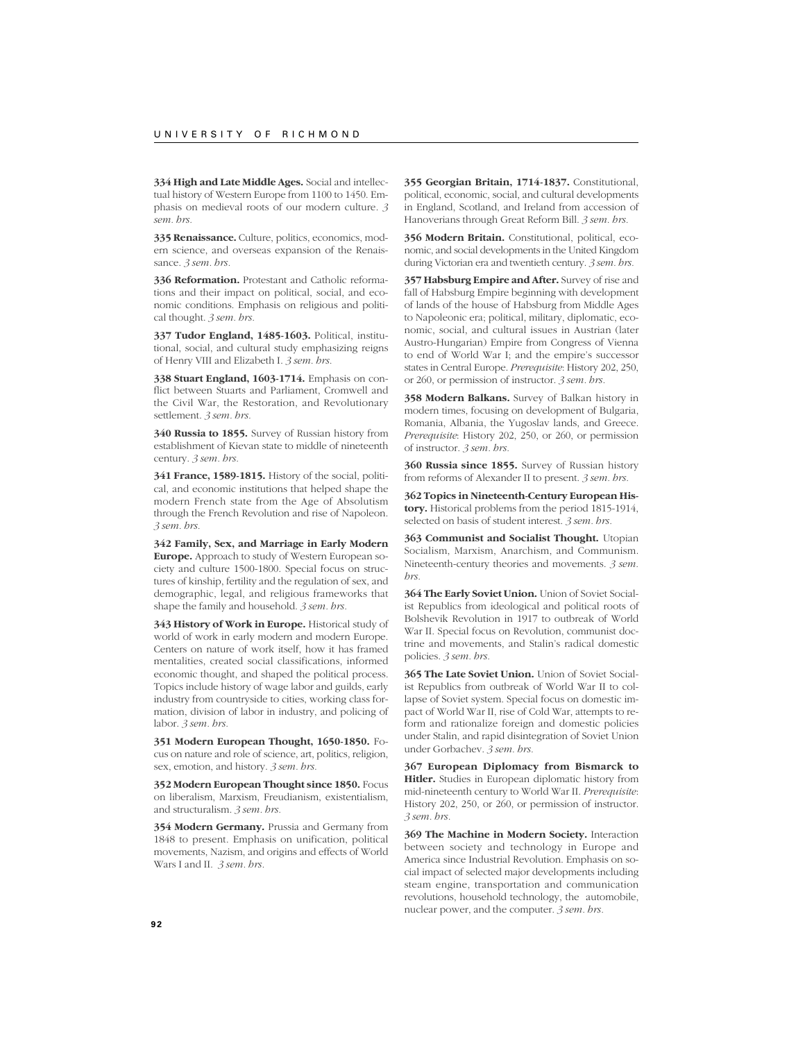**334 High and Late Middle Ages.** Social and intellectual history of Western Europe from 1100 to 1450. Emphasis on medieval roots of our modern culture. *3 sem. hrs.*

**335 Renaissance.** Culture, politics, economics, modern science, and overseas expansion of the Renaissance. *3 sem. hrs.*

**336 Reformation.** Protestant and Catholic reformations and their impact on political, social, and economic conditions. Emphasis on religious and political thought. *3 sem. hrs.*

**337 Tudor England, 1485-1603.** Political, institutional, social, and cultural study emphasizing reigns of Henry VIII and Elizabeth I. *3 sem. hrs.*

**338 Stuart England, 1603-1714.** Emphasis on conflict between Stuarts and Parliament, Cromwell and the Civil War, the Restoration, and Revolutionary settlement. *3 sem. hrs.*

**340 Russia to 1855.** Survey of Russian history from establishment of Kievan state to middle of nineteenth century. *3 sem. hrs.*

**341 France, 1589-1815.** History of the social, political, and economic institutions that helped shape the modern French state from the Age of Absolutism through the French Revolution and rise of Napoleon. *3 sem. hrs.*

**342 Family, Sex, and Marriage in Early Modern Europe.** Approach to study of Western European society and culture 1500-1800. Special focus on structures of kinship, fertility and the regulation of sex, and demographic, legal, and religious frameworks that shape the family and household. *3 sem. hrs.*

**343 History of Work in Europe.** Historical study of world of work in early modern and modern Europe. Centers on nature of work itself, how it has framed mentalities, created social classifications, informed economic thought, and shaped the political process. Topics include history of wage labor and guilds, early industry from countryside to cities, working class formation, division of labor in industry, and policing of labor. *3 sem. hrs.*

**351 Modern European Thought, 1650-1850.** Focus on nature and role of science, art, politics, religion, sex, emotion, and history. *3 sem. hrs.*

**352 Modern European Thought since 1850.** Focus on liberalism, Marxism, Freudianism, existentialism, and structuralism. *3 sem. hrs.*

**354 Modern Germany.** Prussia and Germany from 1848 to present. Emphasis on unification, political movements, Nazism, and origins and effects of World Wars I and II. *3 sem. hrs.*

**355 Georgian Britain, 1714-1837.** Constitutional, political, economic, social, and cultural developments in England, Scotland, and Ireland from accession of Hanoverians through Great Reform Bill. *3 sem. hrs.*

**356 Modern Britain.** Constitutional, political, economic, and social developments in the United Kingdom during Victorian era and twentieth century. *3 sem. hrs.*

**357 Habsburg Empire and After.** Survey of rise and fall of Habsburg Empire beginning with development of lands of the house of Habsburg from Middle Ages to Napoleonic era; political, military, diplomatic, economic, social, and cultural issues in Austrian (later Austro-Hungarian) Empire from Congress of Vienna to end of World War I; and the empire's successor states in Central Europe. *Prerequisite*: History 202, 250, or 260, or permission of instructor. *3 sem. hrs.*

**358 Modern Balkans.** Survey of Balkan history in modern times, focusing on development of Bulgaria, Romania, Albania, the Yugoslav lands, and Greece. *Prerequisite*: History 202, 250, or 260, or permission of instructor. *3 sem. hrs.*

**360 Russia since 1855.** Survey of Russian history from reforms of Alexander II to present. *3 sem. hrs.*

**362 Topics in Nineteenth-Century European History.** Historical problems from the period 1815-1914, selected on basis of student interest. *3 sem. hrs.*

**363 Communist and Socialist Thought.** Utopian Socialism, Marxism, Anarchism, and Communism. Nineteenth-century theories and movements. *3 sem. hrs.*

**364 The Early Soviet Union.** Union of Soviet Socialist Republics from ideological and political roots of Bolshevik Revolution in 1917 to outbreak of World War II. Special focus on Revolution, communist doctrine and movements, and Stalin's radical domestic policies. *3 sem. hrs.*

**365 The Late Soviet Union.** Union of Soviet Socialist Republics from outbreak of World War II to collapse of Soviet system. Special focus on domestic impact of World War II, rise of Cold War, attempts to reform and rationalize foreign and domestic policies under Stalin, and rapid disintegration of Soviet Union under Gorbachev. *3 sem. hrs.*

**367 European Diplomacy from Bismarck to Hitler.** Studies in European diplomatic history from mid-nineteenth century to World War II. *Prerequisite*: History 202, 250, or 260, or permission of instructor. *3 sem. hrs.*

**369 The Machine in Modern Society.** Interaction between society and technology in Europe and America since Industrial Revolution. Emphasis on social impact of selected major developments including steam engine, transportation and communication revolutions, household technology, the automobile, nuclear power, and the computer. *3 sem. hrs.*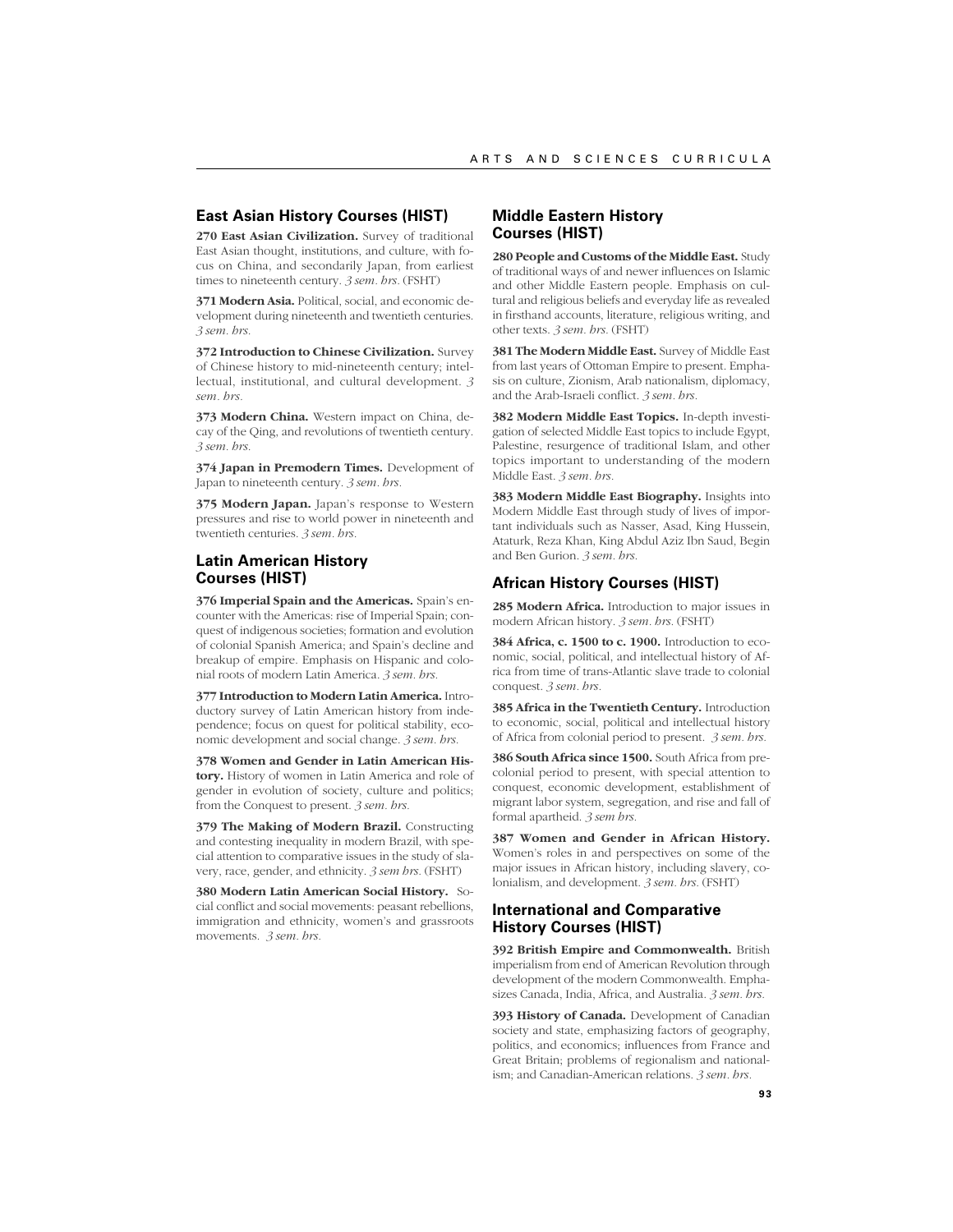## East Asian History Courses (HIST)

**270 East Asian Civilization.** Survey of traditional East Asian thought, institutions, and culture, with focus on China, and secondarily Japan, from earliest times to nineteenth century. *3 sem. hrs.* (FSHT)

**371 Modern Asia.** Political, social, and economic development during nineteenth and twentieth centuries. *3 sem. hrs.*

**372 Introduction to Chinese Civilization.** Survey of Chinese history to mid-nineteenth century; intellectual, institutional, and cultural development. *3 sem. hrs.*

**373 Modern China.** Western impact on China, decay of the Qing, and revolutions of twentieth century. *3 sem. hrs.*

**374 Japan in Premodern Times.** Development of Japan to nineteenth century. *3 sem. hrs.*

**375 Modern Japan.** Japan's response to Western pressures and rise to world power in nineteenth and twentieth centuries. *3 sem. hrs.*

## Latin American History Courses (HIST)

**376 Imperial Spain and the Americas.** Spain's encounter with the Americas: rise of Imperial Spain; conquest of indigenous societies; formation and evolution of colonial Spanish America; and Spain's decline and breakup of empire. Emphasis on Hispanic and colonial roots of modern Latin America. *3 sem. hrs.*

**377 Introduction to Modern Latin America.** Introductory survey of Latin American history from independence; focus on quest for political stability, economic development and social change. *3 sem. hrs.*

**378 Women and Gender in Latin American History.** History of women in Latin America and role of gender in evolution of society, culture and politics; from the Conquest to present. *3 sem. hrs.*

**379 The Making of Modern Brazil.** Constructing and contesting inequality in modern Brazil, with special attention to comparative issues in the study of slavery, race, gender, and ethnicity. *3 sem hrs.* (FSHT)

**380 Modern Latin American Social History.** Social conflict and social movements: peasant rebellions, immigration and ethnicity, women's and grassroots movements. *3 sem. hrs.*

## Middle Eastern History Courses (HIST)

**280 People and Customs of the Middle East.** Study of traditional ways of and newer influences on Islamic and other Middle Eastern people. Emphasis on cultural and religious beliefs and everyday life as revealed in firsthand accounts, literature, religious writing, and other texts. *3 sem. hrs.* (FSHT)

**381 The Modern Middle East.** Survey of Middle East from last years of Ottoman Empire to present. Emphasis on culture, Zionism, Arab nationalism, diplomacy, and the Arab-Israeli conflict. *3 sem. hrs.*

**382 Modern Middle East Topics.** In-depth investigation of selected Middle East topics to include Egypt, Palestine, resurgence of traditional Islam, and other topics important to understanding of the modern Middle East. *3 sem. hrs.*

**383 Modern Middle East Biography.** Insights into Modern Middle East through study of lives of important individuals such as Nasser, Asad, King Hussein, Ataturk, Reza Khan, King Abdul Aziz Ibn Saud, Begin and Ben Gurion. *3 sem. hrs.*

## African History Courses (HIST)

**285 Modern Africa.** Introduction to major issues in modern African history. *3 sem. hrs.* (FSHT)

**384 Africa, c. 1500 to c. 1900.** Introduction to economic, social, political, and intellectual history of Africa from time of trans-Atlantic slave trade to colonial conquest. *3 sem. hrs.*

**385 Africa in the Twentieth Century.** Introduction to economic, social, political and intellectual history of Africa from colonial period to present. *3 sem. hrs.*

**386 South Africa since 1500.** South Africa from precolonial period to present, with special attention to conquest, economic development, establishment of migrant labor system, segregation, and rise and fall of formal apartheid. *3 sem hrs.*

**387 Women and Gender in African History.** Women's roles in and perspectives on some of the major issues in African history, including slavery, colonialism, and development. *3 sem. hrs.* (FSHT)

## International and Comparative History Courses (HIST)

**392 British Empire and Commonwealth.** British imperialism from end of American Revolution through development of the modern Commonwealth. Emphasizes Canada, India, Africa, and Australia. *3 sem. hrs.*

**393 History of Canada.** Development of Canadian society and state, emphasizing factors of geography, politics, and economics; influences from France and Great Britain; problems of regionalism and nationalism; and Canadian-American relations. *3 sem. hrs.*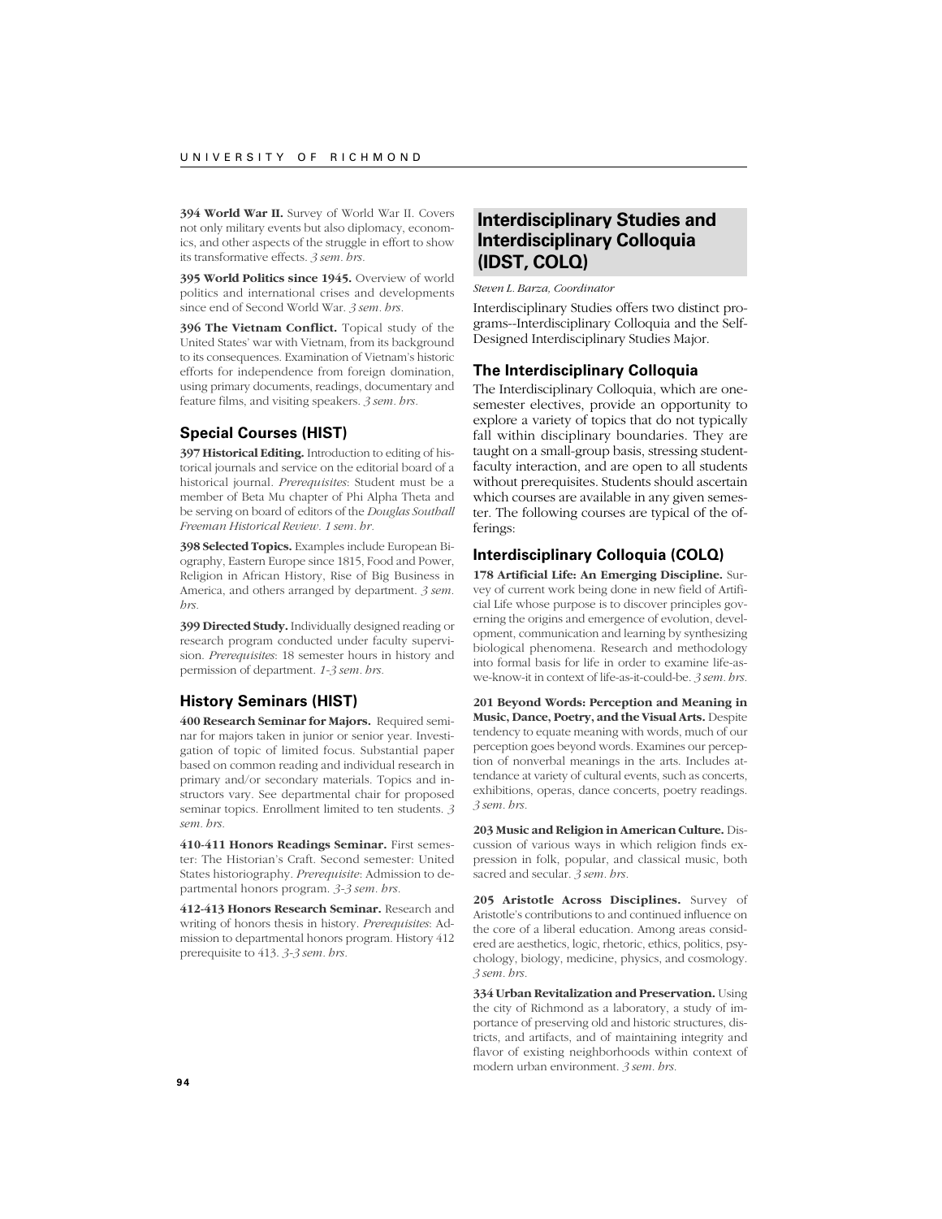**394 World War II.** Survey of World War II. Covers not only military events but also diplomacy, economics, and other aspects of the struggle in effort to show its transformative effects. *3 sem. hrs.*

**395 World Politics since 1945.** Overview of world politics and international crises and developments since end of Second World War. *3 sem. hrs.*

**396 The Vietnam Conflict.** Topical study of the United States' war with Vietnam, from its background to its consequences. Examination of Vietnam's historic efforts for independence from foreign domination, using primary documents, readings, documentary and feature films, and visiting speakers. *3 sem. hrs.*

### Special Courses (HIST)

**397 Historical Editing.** Introduction to editing of historical journals and service on the editorial board of a historical journal. *Prerequisites*: Student must be a member of Beta Mu chapter of Phi Alpha Theta and be serving on board of editors of the *Douglas Southall Freeman Historical Review*. *1 sem. hr.*

**398 Selected Topics.** Examples include European Biography, Eastern Europe since 1815, Food and Power, Religion in African History, Rise of Big Business in America, and others arranged by department. *3 sem. hrs.*

**399 Directed Study.** Individually designed reading or research program conducted under faculty supervision. *Prerequisites*: 18 semester hours in history and permission of department. *1-3 sem. hrs.*

### History Seminars (HIST)

**400 Research Seminar for Majors.** Required seminar for majors taken in junior or senior year. Investigation of topic of limited focus. Substantial paper based on common reading and individual research in primary and/or secondary materials. Topics and instructors vary. See departmental chair for proposed seminar topics. Enrollment limited to ten students. *3 sem. hrs.*

**410-411 Honors Readings Seminar.** First semester: The Historian's Craft. Second semester: United States historiography. *Prerequisite*: Admission to departmental honors program. *3-3 sem. hrs.*

**412-413 Honors Research Seminar.** Research and writing of honors thesis in history. *Prerequisites*: Admission to departmental honors program. History 412 prerequisite to 413. *3-3 sem. hrs.*

## Interdisciplinary Studies and Interdisciplinary Colloquia (IDST, COLQ)

*Steven L. Barza, Coordinator*

Interdisciplinary Studies offers two distinct programs--Interdisciplinary Colloquia and the Self-Designed Interdisciplinary Studies Major.

### The Interdisciplinary Colloquia

The Interdisciplinary Colloquia, which are one-semester electives, provide an opportunity to explore a variety of topics that do not typically fall within disciplinary boundaries. They are taught on a small-group basis, stressing student-faculty interaction, and are open to all students without prerequisites. Students should ascertain which courses are available in any given semester. The following courses are typical of the offerings:

### Interdisciplinary Colloquia (COLQ)

**178 Artificial Life: An Emerging Discipline.** Survey of current work being done in new field of Artificial Life whose purpose is to discover principles governing the origins and emergence of evolution, development, communication and learning by synthesizing biological phenomena. Research and methodology into formal basis for life in order to examine life-as-we-know-it in context of life-as-it-could-be. *3 sem. hrs.*

**201 Beyond Words: Perception and Meaning in Music, Dance, Poetry, and the Visual Arts.** Despite tendency to equate meaning with words, much of our perception goes beyond words. Examines our perception of nonverbal meanings in the arts. Includes attendance at variety of cultural events, such as concerts, exhibitions, operas, dance concerts, poetry readings. *3 sem. hrs.*

**203 Music and Religion in American Culture.** Discussion of various ways in which religion finds expression in folk, popular, and classical music, both sacred and secular. *3 sem. hrs.*

**205 Aristotle Across Disciplines.** Survey of Aristotle's contributions to and continued influence on the core of a liberal education. Among areas considered are aesthetics, logic, rhetoric, ethics, politics, psychology, biology, medicine, physics, and cosmology. *3 sem. hrs.*

**334 Urban Revitalization and Preservation.** Using the city of Richmond as a laboratory, a study of importance of preserving old and historic structures, districts, and artifacts, and of maintaining integrity and flavor of existing neighborhoods within context of modern urban environment. *3 sem. hrs.*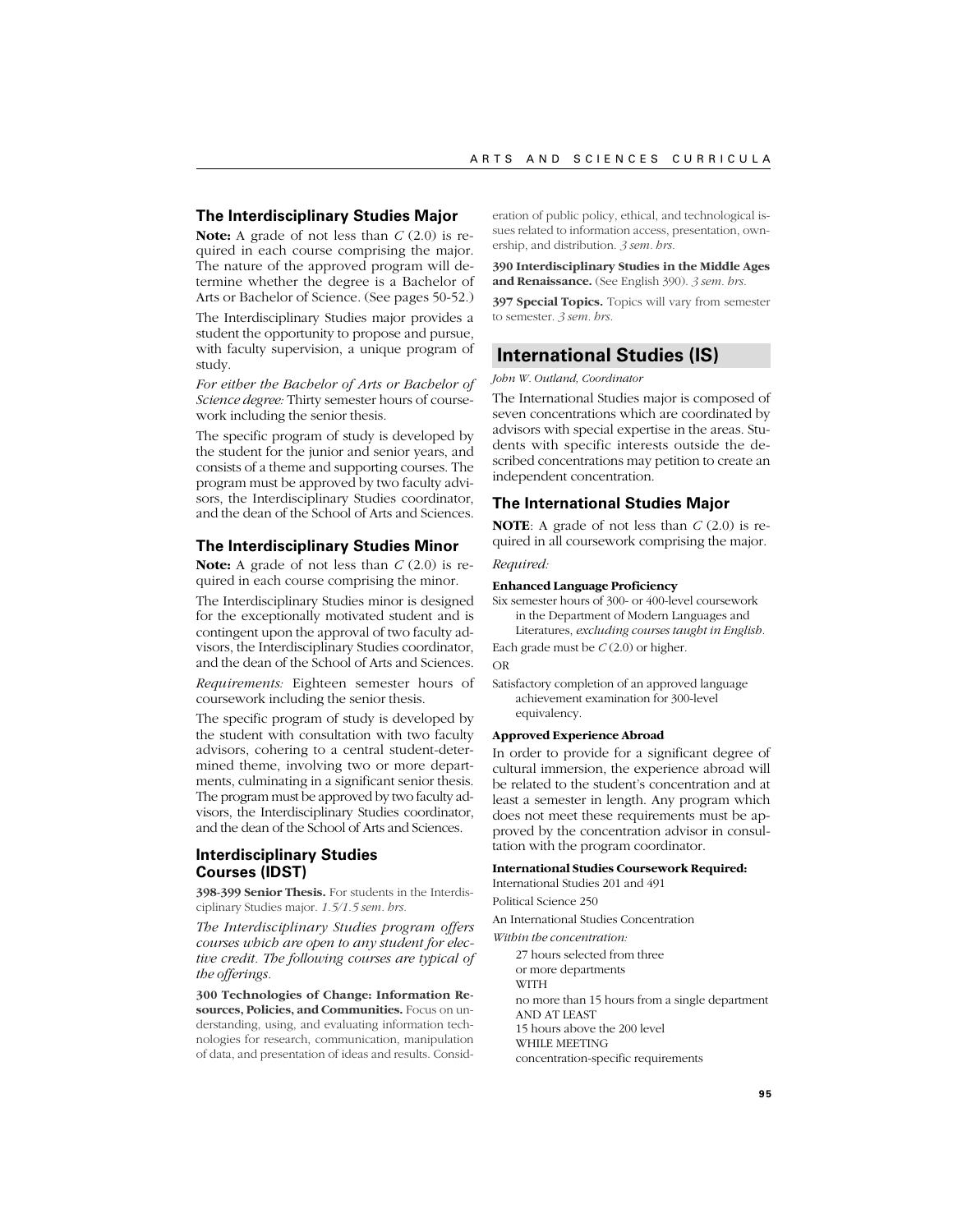## The Interdisciplinary Studies Major

**Note:** A grade of not less than *C* (2.0) is required in each course comprising the major. The nature of the approved program will determine whether the degree is a Bachelor of Arts or Bachelor of Science. (See pages 50-52.)

The Interdisciplinary Studies major provides a student the opportunity to propose and pursue, with faculty supervision, a unique program of study.

*For either the Bachelor of Arts or Bachelor of Science degree:* Thirty semester hours of coursework including the senior thesis.

The specific program of study is developed by the student for the junior and senior years, and consists of a theme and supporting courses. The program must be approved by two faculty advisors, the Interdisciplinary Studies coordinator, and the dean of the School of Arts and Sciences.

## The Interdisciplinary Studies Minor

**Note:** A grade of not less than *C* (2.0) is required in each course comprising the minor.

The Interdisciplinary Studies minor is designed for the exceptionally motivated student and is contingent upon the approval of two faculty advisors, the Interdisciplinary Studies coordinator, and the dean of the School of Arts and Sciences.

*Requirements:* Eighteen semester hours of coursework including the senior thesis.

The specific program of study is developed by the student with consultation with two faculty advisors, cohering to a central student-determined theme, involving two or more departments, culminating in a significant senior thesis. The program must be approved by two faculty advisors, the Interdisciplinary Studies coordinator, and the dean of the School of Arts and Sciences.

## Interdisciplinary Studies Courses (IDST)

**398-399 Senior Thesis.** For students in the Interdisciplinary Studies major. *1.5/1.5 sem. hrs.*

*The Interdisciplinary Studies program offers courses which are open to any student for elective credit. The following courses are typical of the offerings.*

**300 Technologies of Change: Information Resources, Policies, and Communities.** Focus on understanding, using, and evaluating information technologies for research, communication, manipulation of data, and presentation of ideas and results. Consideration of public policy, ethical, and technological issues related to information access, presentation, ownership, and distribution. *3 sem. hrs.*

**390 Interdisciplinary Studies in the Middle Ages and Renaissance.** (See English 390). *3 sem. hrs.*

**397 Special Topics.** Topics will vary from semester to semester. *3 sem. hrs.*

# International Studies (IS)

*John W. Outland, Coordinator*

The International Studies major is composed of seven concentrations which are coordinated by advisors with special expertise in the areas. Students with specific interests outside the described concentrations may petition to create an independent concentration.

## The International Studies Major

**NOTE**: A grade of not less than *C* (2.0) is required in all coursework comprising the major.

*Required:*

**Enhanced Language Proficiency**

Six semester hours of 300- or 400-level coursework in the Department of Modern Languages and Literatures, *excluding courses taught in English*.

Each grade must be *C* (2.0) or higher.

OR

Satisfactory completion of an approved language achievement examination for 300-level equivalency.

**Approved Experience Abroad**

In order to provide for a significant degree of cultural immersion, the experience abroad will be related to the student's concentration and at least a semester in length. Any program which does not meet these requirements must be approved by the concentration advisor in consultation with the program coordinator.

**International Studies Coursework Required:**

International Studies 201 and 491

Political Science 250

An International Studies Concentration

*Within the concentration:*

27 hours selected from three or more departments
WITH
no more than 15 hours from a single department
AND AT LEAST
15 hours above the 200 level
WHILE MEETING
concentration-specific requirements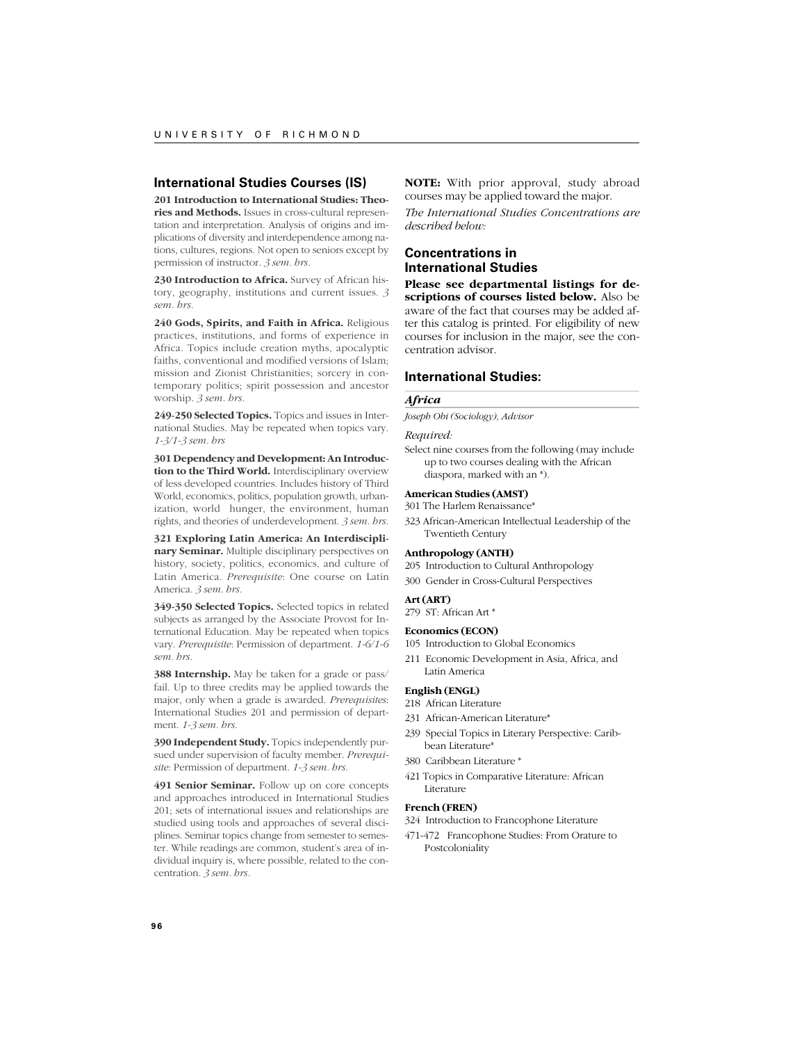## International Studies Courses (IS)

**201 Introduction to International Studies: Theories and Methods.** Issues in cross-cultural representation and interpretation. Analysis of origins and implications of diversity and interdependence among nations, cultures, regions. Not open to seniors except by permission of instructor. *3 sem. hrs.*

**230 Introduction to Africa.** Survey of African history, geography, institutions and current issues. *3 sem. hrs.*

**240 Gods, Spirits, and Faith in Africa.** Religious practices, institutions, and forms of experience in Africa. Topics include creation myths, apocalyptic faiths, conventional and modified versions of Islam; mission and Zionist Christianities; sorcery in contemporary politics; spirit possession and ancestor worship. *3 sem. hrs.*

**249-250 Selected Topics.** Topics and issues in International Studies. May be repeated when topics vary. *1-3/1-3 sem. hrs*

**301 Dependency and Development: An Introduction to the Third World.** Interdisciplinary overview of less developed countries. Includes history of Third World, economics, politics, population growth, urbanization, world hunger, the environment, human rights, and theories of underdevelopment. *3 sem. hrs.*

**321 Exploring Latin America: An Interdisciplinary Seminar.** Multiple disciplinary perspectives on history, society, politics, economics, and culture of Latin America. *Prerequisite*: One course on Latin America. *3 sem. hrs.*

**349-350 Selected Topics.** Selected topics in related subjects as arranged by the Associate Provost for International Education. May be repeated when topics vary. *Prerequisite*: Permission of department. *1-6/1-6 sem. hrs.*

**388 Internship.** May be taken for a grade or pass/fail. Up to three credits may be applied towards the major, only when a grade is awarded. *Prerequisites*: International Studies 201 and permission of department. *1-3 sem. hrs.*

**390 Independent Study.** Topics independently pursued under supervision of faculty member. *Prerequisite*: Permission of department. *1-3 sem. hrs.*

**491 Senior Seminar.** Follow up on core concepts and approaches introduced in International Studies 201; sets of international issues and relationships are studied using tools and approaches of several disciplines. Seminar topics change from semester to semester. While readings are common, student's area of individual inquiry is, where possible, related to the concentration. *3 sem. hrs.*

**NOTE:** With prior approval, study abroad courses may be applied toward the major.

*The International Studies Concentrations are described below:*

## Concentrations in International Studies

**Please see departmental listings for descriptions of courses listed below.** Also be aware of the fact that courses may be added after this catalog is printed. For eligibility of new courses for inclusion in the major, see the concentration advisor.

## International Studies:

### *Africa*

*Joseph Obi (Sociology), Advisor*

*Required:*

Select nine courses from the following (may include up to two courses dealing with the African diaspora, marked with an *).

**American Studies (AMST)**

301 The Harlem Renaissance*

323 African-American Intellectual Leadership of the Twentieth Century

**Anthropology (ANTH)**

205 Introduction to Cultural Anthropology

300 Gender in Cross-Cultural Perspectives

**Art (ART)**

279 ST: African Art *

**Economics (ECON)**

105 Introduction to Global Economics

211 Economic Development in Asia, Africa, and Latin America

**English (ENGL)**

218 African Literature

231 African-American Literature*

239 Special Topics in Literary Perspective: Caribbean Literature*

380 Caribbean Literature *

421 Topics in Comparative Literature: African Literature

**French (FREN)**

324 Introduction to Francophone Literature

471-472 Francophone Studies: From Orature to Postcoloniality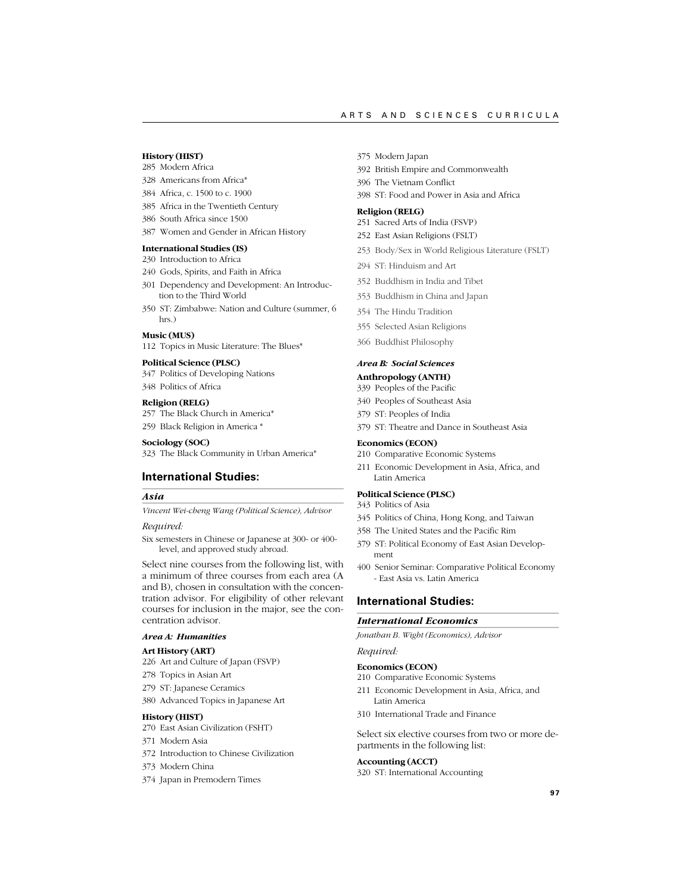**History (HIST)**

285 Modern Africa

328 Americans from Africa*

384 Africa, c. 1500 to c. 1900

385 Africa in the Twentieth Century

386 South Africa since 1500

387 Women and Gender in African History

**International Studies (IS)**

230 Introduction to Africa

240 Gods, Spirits, and Faith in Africa

301 Dependency and Development: An Introduction to the Third World

350 ST: Zimbabwe: Nation and Culture (summer, 6 hrs.)

**Music (MUS)**

112 Topics in Music Literature: The Blues*

**Political Science (PLSC)**

347 Politics of Developing Nations

348 Politics of Africa

**Religion (RELG)**

257 The Black Church in America*

259 Black Religion in America *

**Sociology (SOC)**

323 The Black Community in Urban America*

## International Studies:

### *Asia*

*Vincent Wei-cheng Wang (Political Science), Advisor*

*Required:*

Six semesters in Chinese or Japanese at 300- or 400-level, and approved study abroad.

Select nine courses from the following list, with a minimum of three courses from each area (A and B), chosen in consultation with the concentration advisor. For eligibility of other relevant courses for inclusion in the major, see the concentration advisor.

***Area A: Humanities***

**Art History (ART)**

226 Art and Culture of Japan (FSVP)

278 Topics in Asian Art

279 ST: Japanese Ceramics

380 Advanced Topics in Japanese Art

**History (HIST)**

270 East Asian Civilization (FSHT)

371 Modern Asia

372 Introduction to Chinese Civilization

373 Modern China

374 Japan in Premodern Times

375 Modern Japan

392 British Empire and Commonwealth

396 The Vietnam Conflict

398 ST: Food and Power in Asia and Africa

**Religion (RELG)**

251 Sacred Arts of India (FSVP)

252 East Asian Religions (FSLT)

253 Body/Sex in World Religious Literature (FSLT)

294 ST: Hinduism and Art

352 Buddhism in India and Tibet

353 Buddhism in China and Japan

354 The Hindu Tradition

355 Selected Asian Religions

366 Buddhist Philosophy

***Area B: Social Sciences***

**Anthropology (ANTH)**

339 Peoples of the Pacific

340 Peoples of Southeast Asia

379 ST: Peoples of India

379 ST: Theatre and Dance in Southeast Asia

**Economics (ECON)**

210 Comparative Economic Systems

211 Economic Development in Asia, Africa, and Latin America

**Political Science (PLSC)**

343 Politics of Asia

345 Politics of China, Hong Kong, and Taiwan

358 The United States and the Pacific Rim

379 ST: Political Economy of East Asian Development

400 Senior Seminar: Comparative Political Economy - East Asia vs. Latin America

## International Studies:

### *International Economics*

*Jonathan B. Wight (Economics), Advisor*

*Required:*

**Economics (ECON)**

210 Comparative Economic Systems

211 Economic Development in Asia, Africa, and Latin America

310 International Trade and Finance

Select six elective courses from two or more departments in the following list:

**Accounting (ACCT)**

320 ST: International Accounting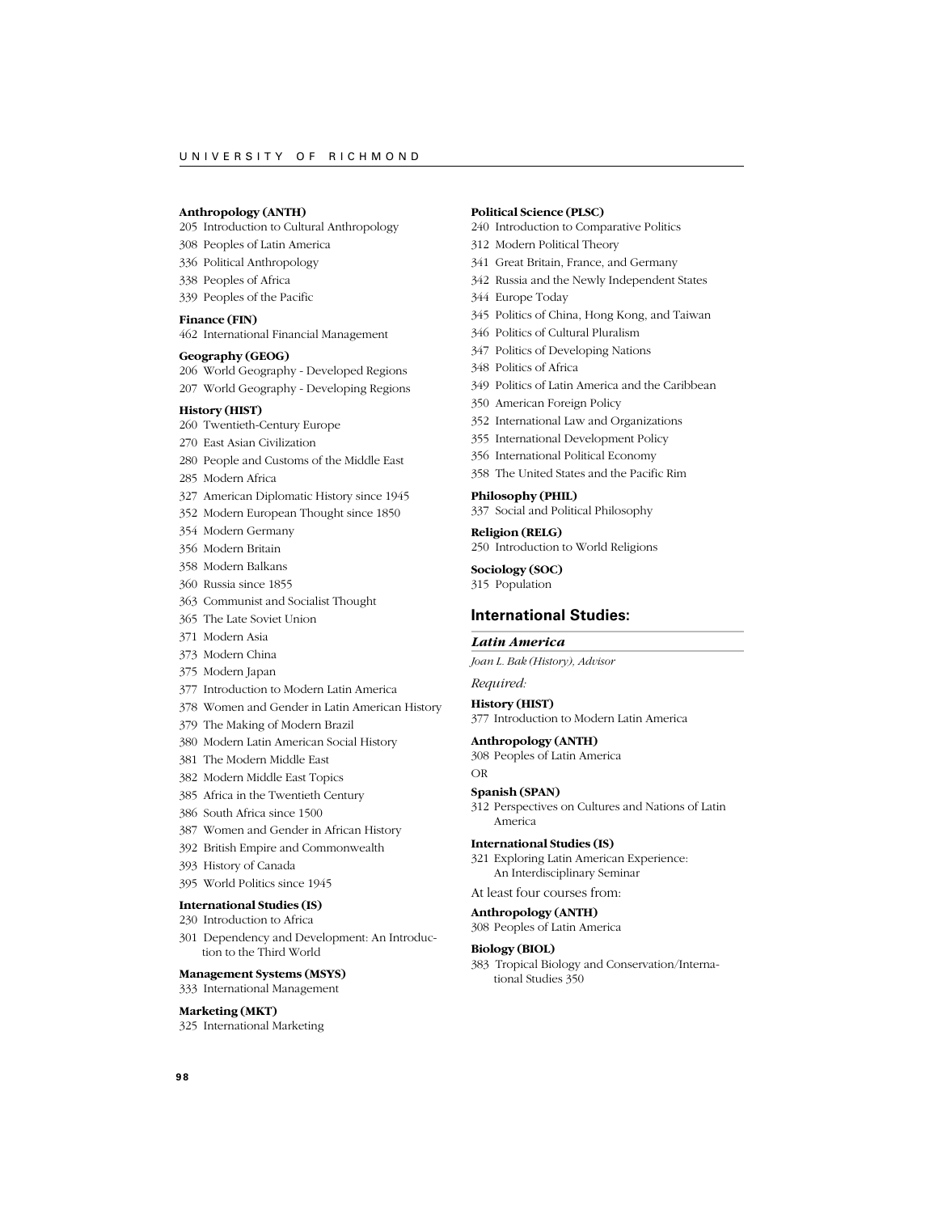**Anthropology (ANTH)**
205 Introduction to Cultural Anthropology
308 Peoples of Latin America
336 Political Anthropology
338 Peoples of Africa
339 Peoples of the Pacific

**Finance (FIN)**
462 International Financial Management

**Geography (GEOG)**
206 World Geography - Developed Regions
207 World Geography - Developing Regions

**History (HIST)**
260 Twentieth-Century Europe
270 East Asian Civilization
280 People and Customs of the Middle East
285 Modern Africa
327 American Diplomatic History since 1945
352 Modern European Thought since 1850
354 Modern Germany
356 Modern Britain
358 Modern Balkans
360 Russia since 1855
363 Communist and Socialist Thought
365 The Late Soviet Union
371 Modern Asia
373 Modern China
375 Modern Japan
377 Introduction to Modern Latin America
378 Women and Gender in Latin American History
379 The Making of Modern Brazil
380 Modern Latin American Social History
381 The Modern Middle East
382 Modern Middle East Topics
385 Africa in the Twentieth Century
386 South Africa since 1500
387 Women and Gender in African History
392 British Empire and Commonwealth
393 History of Canada
395 World Politics since 1945

**International Studies (IS)**
230 Introduction to Africa
301 Dependency and Development: An Introduction to the Third World

**Management Systems (MSYS)**
333 International Management

**Marketing (MKT)**
325 International Marketing

**Political Science (PLSC)**
240 Introduction to Comparative Politics
312 Modern Political Theory
341 Great Britain, France, and Germany
342 Russia and the Newly Independent States
344 Europe Today
345 Politics of China, Hong Kong, and Taiwan
346 Politics of Cultural Pluralism
347 Politics of Developing Nations
348 Politics of Africa
349 Politics of Latin America and the Caribbean
350 American Foreign Policy
352 International Law and Organizations
355 International Development Policy
356 International Political Economy
358 The United States and the Pacific Rim

**Philosophy (PHIL)**
337 Social and Political Philosophy

**Religion (RELG)**
250 Introduction to World Religions

**Sociology (SOC)**
315 Population

## International Studies:

### *Latin America*

*Joan L. Bak (History), Advisor*

*Required:*

**History (HIST)**
377 Introduction to Modern Latin America

**Anthropology (ANTH)**
308 Peoples of Latin America

OR

**Spanish (SPAN)**
312 Perspectives on Cultures and Nations of Latin America

**International Studies (IS)**
321 Exploring Latin American Experience: An Interdisciplinary Seminar

At least four courses from:

**Anthropology (ANTH)**
308 Peoples of Latin America

**Biology (BIOL)**
383 Tropical Biology and Conservation/International Studies 350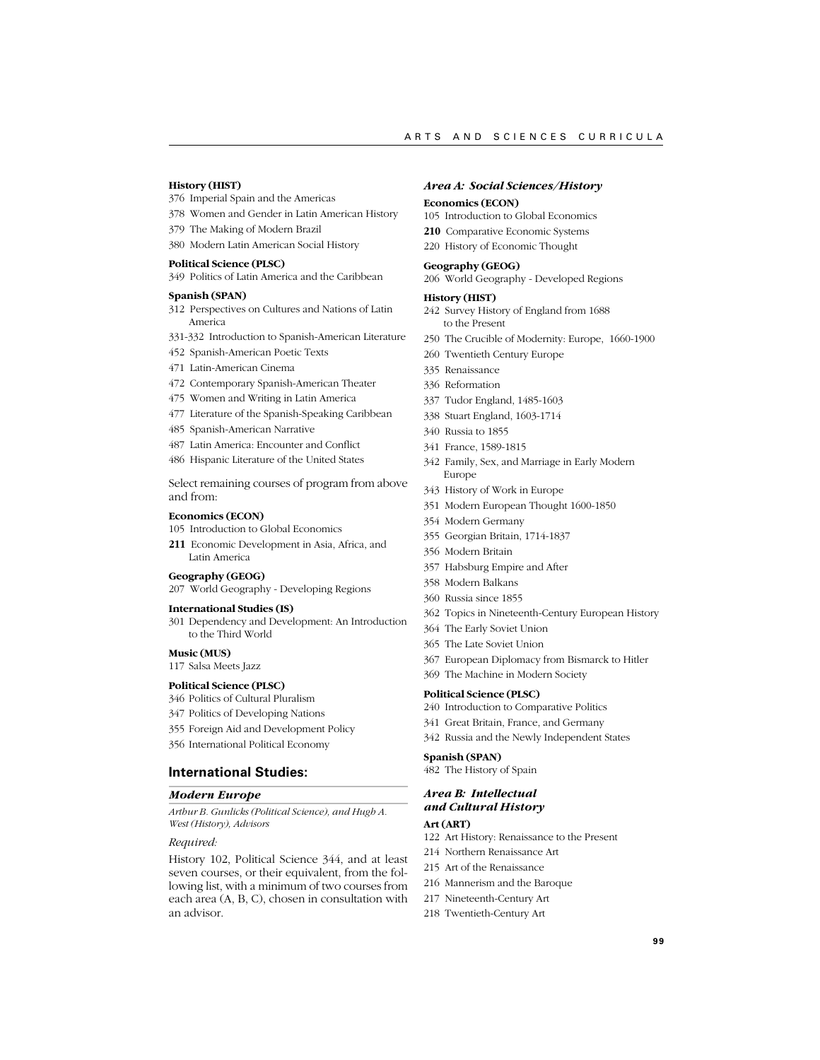**History (HIST)**

376 Imperial Spain and the Americas

378 Women and Gender in Latin American History

379 The Making of Modern Brazil

380 Modern Latin American Social History

**Political Science (PLSC)**

349 Politics of Latin America and the Caribbean

**Spanish (SPAN)**

312 Perspectives on Cultures and Nations of Latin America

331-332 Introduction to Spanish-American Literature

452 Spanish-American Poetic Texts

471 Latin-American Cinema

472 Contemporary Spanish-American Theater

475 Women and Writing in Latin America

477 Literature of the Spanish-Speaking Caribbean

485 Spanish-American Narrative

487 Latin America: Encounter and Conflict

486 Hispanic Literature of the United States

Select remaining courses of program from above and from:

**Economics (ECON)**

105 Introduction to Global Economics

**211** Economic Development in Asia, Africa, and Latin America

**Geography (GEOG)**

207 World Geography - Developing Regions

**International Studies (IS)**

301 Dependency and Development: An Introduction to the Third World

**Music (MUS)**

117 Salsa Meets Jazz

**Political Science (PLSC)**

346 Politics of Cultural Pluralism

347 Politics of Developing Nations

355 Foreign Aid and Development Policy

356 International Political Economy

## International Studies:

### *Modern Europe*

*Arthur B. Gunlicks (Political Science), and Hugh A. West (History), Advisors*

*Required:*

History 102, Political Science 344, and at least seven courses, or their equivalent, from the following list, with a minimum of two courses from each area (A, B, C), chosen in consultation with an advisor.

### *Area A: Social Sciences/History*

**Economics (ECON)**

105 Introduction to Global Economics

**210** Comparative Economic Systems

220 History of Economic Thought

**Geography (GEOG)**

206 World Geography - Developed Regions

**History (HIST)**

242 Survey History of England from 1688 to the Present

250 The Crucible of Modernity: Europe, 1660-1900

260 Twentieth Century Europe

335 Renaissance

336 Reformation

337 Tudor England, 1485-1603

338 Stuart England, 1603-1714

340 Russia to 1855

341 France, 1589-1815

342 Family, Sex, and Marriage in Early Modern Europe

343 History of Work in Europe

351 Modern European Thought 1600-1850

354 Modern Germany

355 Georgian Britain, 1714-1837

356 Modern Britain

357 Habsburg Empire and After

358 Modern Balkans

360 Russia since 1855

362 Topics in Nineteenth-Century European History

364 The Early Soviet Union

365 The Late Soviet Union

367 European Diplomacy from Bismarck to Hitler

369 The Machine in Modern Society

**Political Science (PLSC)**

240 Introduction to Comparative Politics

341 Great Britain, France, and Germany

342 Russia and the Newly Independent States

**Spanish (SPAN)**

482 The History of Spain

### *Area B: Intellectual and Cultural History*

**Art (ART)**

122 Art History: Renaissance to the Present

214 Northern Renaissance Art

215 Art of the Renaissance

216 Mannerism and the Baroque

217 Nineteenth-Century Art

218 Twentieth-Century Art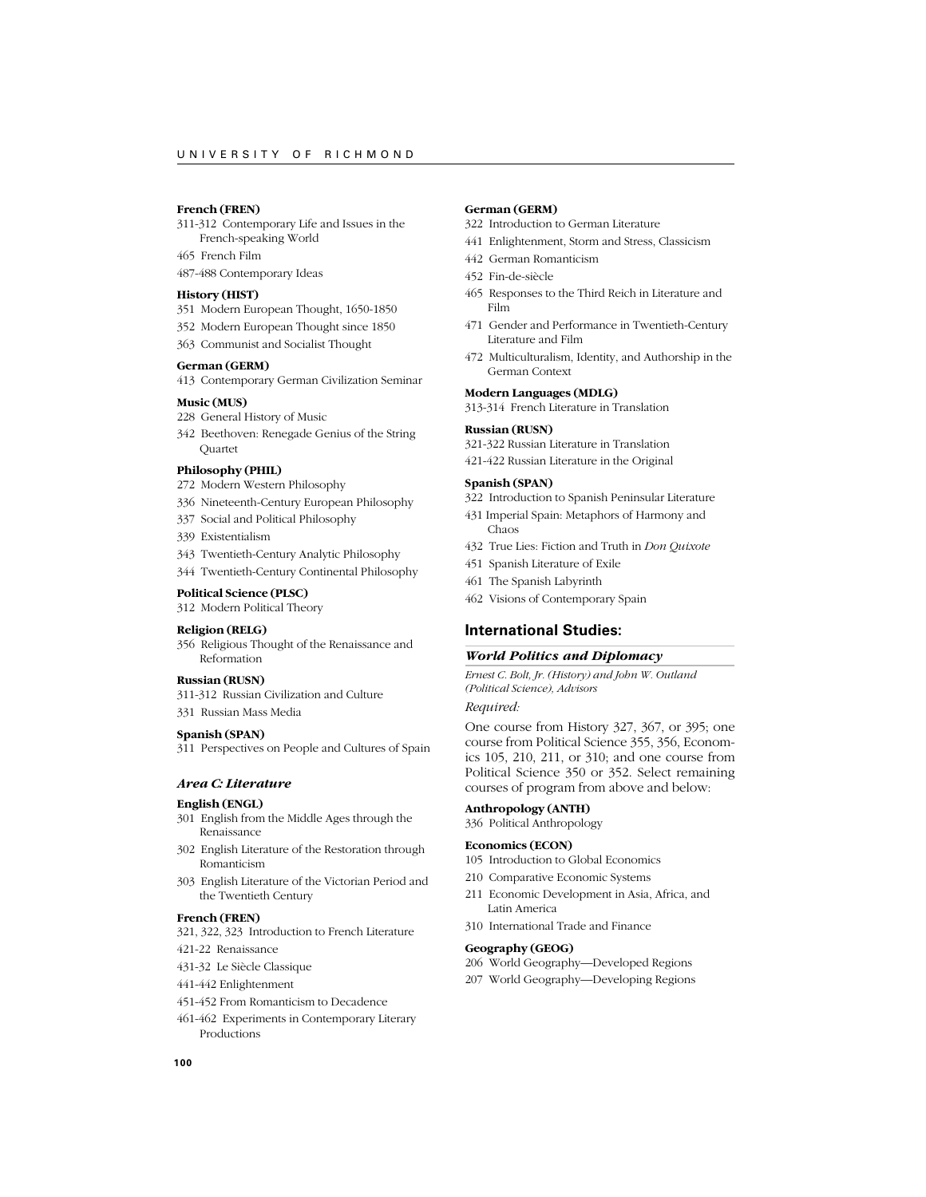**French (FREN)**

311-312 Contemporary Life and Issues in the French-speaking World

465 French Film

487-488 Contemporary Ideas

**History (HIST)**

351 Modern European Thought, 1650-1850

352 Modern European Thought since 1850

363 Communist and Socialist Thought

**German (GERM)**

413 Contemporary German Civilization Seminar

**Music (MUS)**

228 General History of Music

342 Beethoven: Renegade Genius of the String Quartet

**Philosophy (PHIL)**

272 Modern Western Philosophy

336 Nineteenth-Century European Philosophy

337 Social and Political Philosophy

339 Existentialism

343 Twentieth-Century Analytic Philosophy

344 Twentieth-Century Continental Philosophy

**Political Science (PLSC)**

312 Modern Political Theory

**Religion (RELG)**

356 Religious Thought of the Renaissance and Reformation

**Russian (RUSN)**

311-312 Russian Civilization and Culture

331 Russian Mass Media

**Spanish (SPAN)**

311 Perspectives on People and Cultures of Spain

### *Area C: Literature*

**English (ENGL)**

301 English from the Middle Ages through the Renaissance

302 English Literature of the Restoration through Romanticism

303 English Literature of the Victorian Period and the Twentieth Century

**French (FREN)**

321, 322, 323 Introduction to French Literature

421-22 Renaissance

431-32 Le Siècle Classique

441-442 Enlightenment

451-452 From Romanticism to Decadence

461-462 Experiments in Contemporary Literary Productions

**German (GERM)**

322 Introduction to German Literature

441 Enlightenment, Storm and Stress, Classicism

442 German Romanticism

452 Fin-de-siècle

465 Responses to the Third Reich in Literature and Film

471 Gender and Performance in Twentieth-Century Literature and Film

472 Multiculturalism, Identity, and Authorship in the German Context

**Modern Languages (MDLG)**

313-314 French Literature in Translation

**Russian (RUSN)**

321-322 Russian Literature in Translation

421-422 Russian Literature in the Original

**Spanish (SPAN)**

322 Introduction to Spanish Peninsular Literature

431 Imperial Spain: Metaphors of Harmony and Chaos

432 True Lies: Fiction and Truth in *Don Quixote*

451 Spanish Literature of Exile

461 The Spanish Labyrinth

462 Visions of Contemporary Spain

## International Studies:

### *World Politics and Diplomacy*

*Ernest C. Bolt, Jr. (History) and John W. Outland (Political Science), Advisors*

*Required:*

One course from History 327, 367, or 395; one course from Political Science 355, 356, Economics 105, 210, 211, or 310; and one course from Political Science 350 or 352. Select remaining courses of program from above and below:

**Anthropology (ANTH)**

336 Political Anthropology

**Economics (ECON)**

105 Introduction to Global Economics

210 Comparative Economic Systems

211 Economic Development in Asia, Africa, and Latin America

310 International Trade and Finance

**Geography (GEOG)**

206 World Geography—Developed Regions

207 World Geography—Developing Regions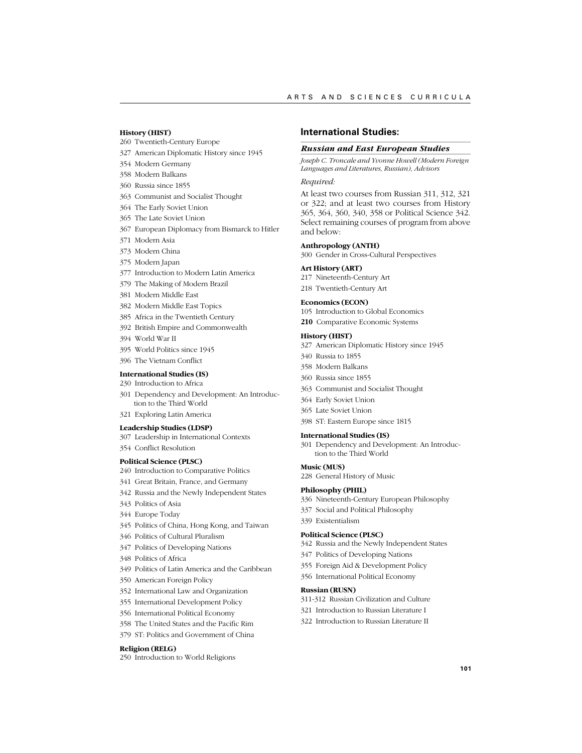**History (HIST)**

260 Twentieth-Century Europe

327 American Diplomatic History since 1945

354 Modern Germany

358 Modern Balkans

360 Russia since 1855

363 Communist and Socialist Thought

364 The Early Soviet Union

365 The Late Soviet Union

367 European Diplomacy from Bismarck to Hitler

371 Modern Asia

373 Modern China

375 Modern Japan

377 Introduction to Modern Latin America

379 The Making of Modern Brazil

381 Modern Middle East

382 Modern Middle East Topics

385 Africa in the Twentieth Century

392 British Empire and Commonwealth

394 World War II

395 World Politics since 1945

396 The Vietnam Conflict

**International Studies (IS)**

230 Introduction to Africa

301 Dependency and Development: An Introduction to the Third World

321 Exploring Latin America

**Leadership Studies (LDSP)**

307 Leadership in International Contexts

354 Conflict Resolution

**Political Science (PLSC)**

240 Introduction to Comparative Politics

341 Great Britain, France, and Germany

342 Russia and the Newly Independent States

343 Politics of Asia

344 Europe Today

345 Politics of China, Hong Kong, and Taiwan

346 Politics of Cultural Pluralism

347 Politics of Developing Nations

348 Politics of Africa

349 Politics of Latin America and the Caribbean

350 American Foreign Policy

352 International Law and Organization

355 International Development Policy

356 International Political Economy

358 The United States and the Pacific Rim

379 ST: Politics and Government of China

**Religion (RELG)**

250 Introduction to World Religions

## International Studies:

### *Russian and East European Studies*

*Joseph C. Troncale and Yvonne Howell (Modern Foreign Languages and Literatures, Russian), Advisors*

*Required:*

At least two courses from Russian 311, 312, 321 or 322; and at least two courses from History 365, 364, 360, 340, 358 or Political Science 342. Select remaining courses of program from above and below:

**Anthropology (ANTH)**

300 Gender in Cross-Cultural Perspectives

**Art History (ART)**

217 Nineteenth-Century Art

218 Twentieth-Century Art

**Economics (ECON)**

105 Introduction to Global Economics

**210** Comparative Economic Systems

**History (HIST)**

327 American Diplomatic History since 1945

340 Russia to 1855

358 Modern Balkans

360 Russia since 1855

363 Communist and Socialist Thought

364 Early Soviet Union

365 Late Soviet Union

398 ST: Eastern Europe since 1815

**International Studies (IS)**

301 Dependency and Development: An Introduction to the Third World

**Music (MUS)**

228 General History of Music

**Philosophy (PHIL)**

336 Nineteenth-Century European Philosophy

337 Social and Political Philosophy

339 Existentialism

**Political Science (PLSC)**

342 Russia and the Newly Independent States

347 Politics of Developing Nations

355 Foreign Aid & Development Policy

356 International Political Economy

**Russian (RUSN)**

311-312 Russian Civilization and Culture

321 Introduction to Russian Literature I

322 Introduction to Russian Literature II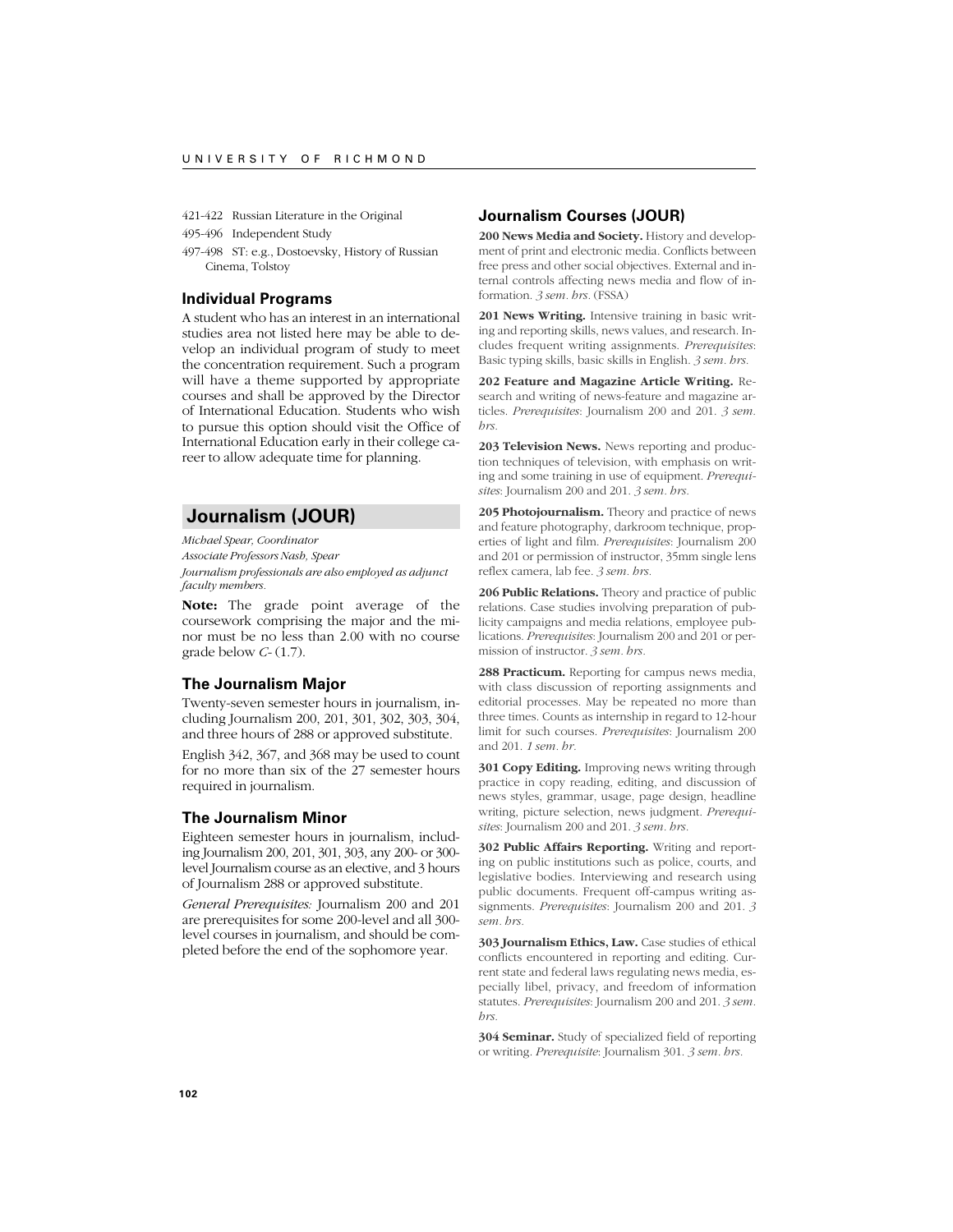421-422 Russian Literature in the Original

495-496 Independent Study

497-498 ST: e.g., Dostoevsky, History of Russian Cinema, Tolstoy

### Individual Programs

A student who has an interest in an international studies area not listed here may be able to develop an individual program of study to meet the concentration requirement. Such a program will have a theme supported by appropriate courses and shall be approved by the Director of International Education. Students who wish to pursue this option should visit the Office of International Education early in their college career to allow adequate time for planning.

## Journalism (JOUR)

*Michael Spear, Coordinator*
*Associate Professors Nash, Spear*
*Journalism professionals are also employed as adjunct faculty members.*

**Note:** The grade point average of the coursework comprising the major and the minor must be no less than 2.00 with no course grade below *C-* (1.7).

### The Journalism Major

Twenty-seven semester hours in journalism, including Journalism 200, 201, 301, 302, 303, 304, and three hours of 288 or approved substitute.

English 342, 367, and 368 may be used to count for no more than six of the 27 semester hours required in journalism.

### The Journalism Minor

Eighteen semester hours in journalism, including Journalism 200, 201, 301, 303, any 200- or 300-level Journalism course as an elective, and 3 hours of Journalism 288 or approved substitute.

*General Prerequisites:* Journalism 200 and 201 are prerequisites for some 200-level and all 300-level courses in journalism, and should be completed before the end of the sophomore year.

### Journalism Courses (JOUR)

**200 News Media and Society.** History and development of print and electronic media. Conflicts between free press and other social objectives. External and internal controls affecting news media and flow of information. *3 sem. hrs.* (FSSA)

**201 News Writing.** Intensive training in basic writing and reporting skills, news values, and research. Includes frequent writing assignments. *Prerequisites*: Basic typing skills, basic skills in English. *3 sem. hrs.*

**202 Feature and Magazine Article Writing.** Research and writing of news-feature and magazine articles. *Prerequisites*: Journalism 200 and 201. *3 sem. hrs.*

**203 Television News.** News reporting and production techniques of television, with emphasis on writing and some training in use of equipment. *Prerequisites*: Journalism 200 and 201. *3 sem. hrs.*

**205 Photojournalism.** Theory and practice of news and feature photography, darkroom technique, properties of light and film. *Prerequisites*: Journalism 200 and 201 or permission of instructor, 35mm single lens reflex camera, lab fee. *3 sem. hrs.*

**206 Public Relations.** Theory and practice of public relations. Case studies involving preparation of publicity campaigns and media relations, employee publications. *Prerequisites*: Journalism 200 and 201 or permission of instructor. *3 sem. hrs.*

**288 Practicum.** Reporting for campus news media, with class discussion of reporting assignments and editorial processes. May be repeated no more than three times. Counts as internship in regard to 12-hour limit for such courses. *Prerequisites*: Journalism 200 and 201. *1 sem. hr.*

**301 Copy Editing.** Improving news writing through practice in copy reading, editing, and discussion of news styles, grammar, usage, page design, headline writing, picture selection, news judgment. *Prerequisites*: Journalism 200 and 201. *3 sem. hrs.*

**302 Public Affairs Reporting.** Writing and reporting on public institutions such as police, courts, and legislative bodies. Interviewing and research using public documents. Frequent off-campus writing assignments. *Prerequisites*: Journalism 200 and 201. *3 sem. hrs.*

**303 Journalism Ethics, Law.** Case studies of ethical conflicts encountered in reporting and editing. Current state and federal laws regulating news media, especially libel, privacy, and freedom of information statutes. *Prerequisites*: Journalism 200 and 201. *3 sem. hrs.*

**304 Seminar.** Study of specialized field of reporting or writing. *Prerequisite*: Journalism 301. *3 sem. hrs.*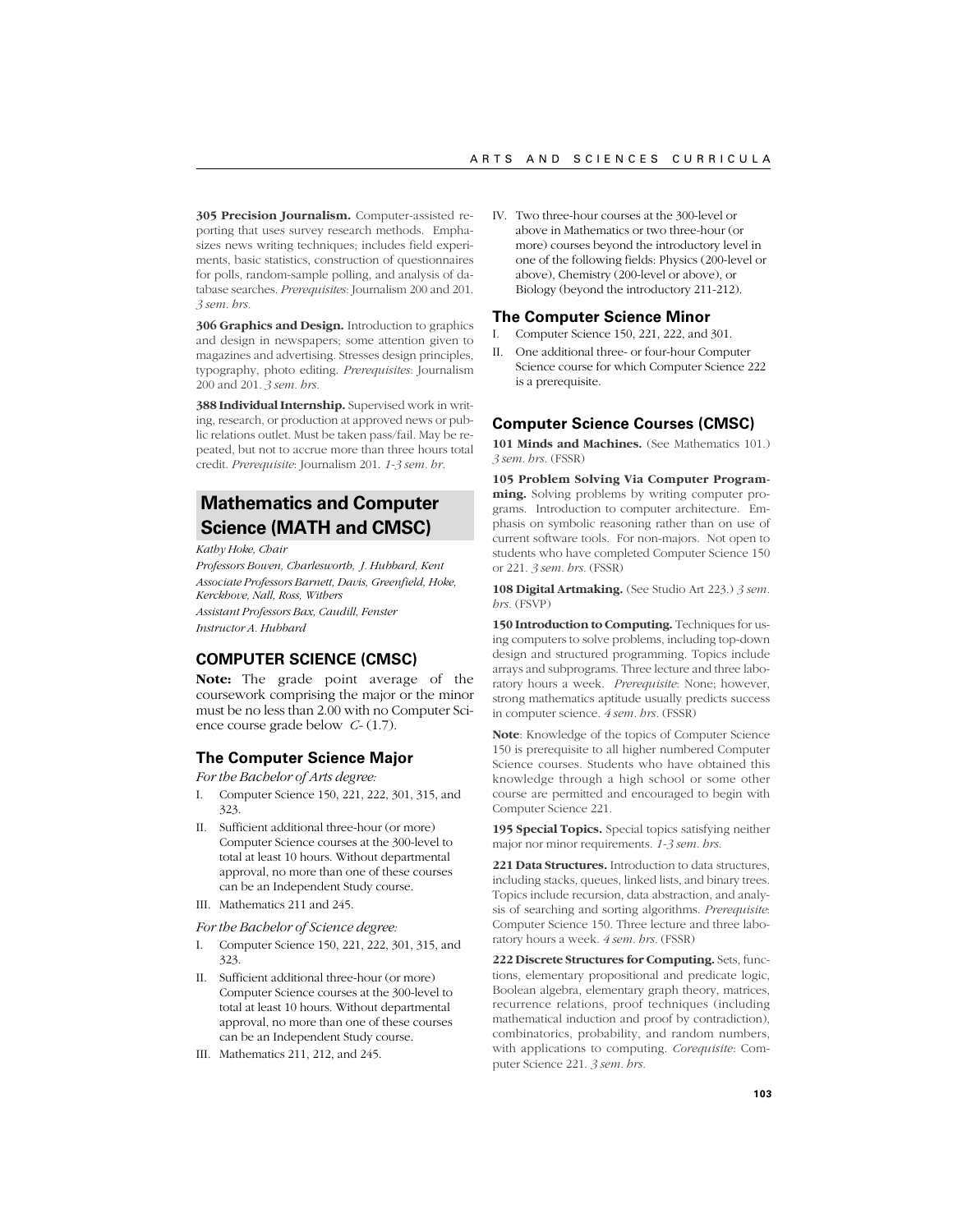**305 Precision Journalism.** Computer-assisted reporting that uses survey research methods. Emphasizes news writing techniques; includes field experiments, basic statistics, construction of questionnaires for polls, random-sample polling, and analysis of database searches. *Prerequisites*: Journalism 200 and 201. *3 sem. hrs.*

**306 Graphics and Design.** Introduction to graphics and design in newspapers; some attention given to magazines and advertising. Stresses design principles, typography, photo editing. *Prerequisites*: Journalism 200 and 201. *3 sem. hrs.*

**388 Individual Internship.** Supervised work in writing, research, or production at approved news or public relations outlet. Must be taken pass/fail. May be repeated, but not to accrue more than three hours total credit. *Prerequisite*: Journalism 201. *1-3 sem. hr.*

## Mathematics and Computer Science (MATH and CMSC)

*Kathy Hoke, Chair*
*Professors Bowen, Charlesworth, J. Hubbard, Kent*
*Associate Professors Barnett, Davis, Greenfield, Hoke, Kerckhove, Nall, Ross, Withers*
*Assistant Professors Bax, Caudill, Fenster*
*Instructor A. Hubbard*

### COMPUTER SCIENCE (CMSC)

**Note:** The grade point average of the coursework comprising the major or the minor must be no less than 2.00 with no Computer Science course grade below *C-* (1.7).

### The Computer Science Major

*For the Bachelor of Arts degree:*

I. Computer Science 150, 221, 222, 301, 315, and 323.
II. Sufficient additional three-hour (or more) Computer Science courses at the 300-level to total at least 10 hours. Without departmental approval, no more than one of these courses can be an Independent Study course.
III. Mathematics 211 and 245.

*For the Bachelor of Science degree:*

I. Computer Science 150, 221, 222, 301, 315, and 323.
II. Sufficient additional three-hour (or more) Computer Science courses at the 300-level to total at least 10 hours. Without departmental approval, no more than one of these courses can be an Independent Study course.
III. Mathematics 211, 212, and 245.
IV. Two three-hour courses at the 300-level or above in Mathematics or two three-hour (or more) courses beyond the introductory level in one of the following fields: Physics (200-level or above), Chemistry (200-level or above), or Biology (beyond the introductory 211-212).

### The Computer Science Minor

I. Computer Science 150, 221, 222, and 301.
II. One additional three- or four-hour Computer Science course for which Computer Science 222 is a prerequisite.

### Computer Science Courses (CMSC)

**101 Minds and Machines.** (See Mathematics 101.) *3 sem. hrs.* (FSSR)

**105 Problem Solving Via Computer Programming.** Solving problems by writing computer programs. Introduction to computer architecture. Emphasis on symbolic reasoning rather than on use of current software tools. For non-majors. Not open to students who have completed Computer Science 150 or 221. *3 sem. hrs.* (FSSR)

**108 Digital Artmaking.** (See Studio Art 223.) *3 sem. hrs.* (FSVP)

**150 Introduction to Computing.** Techniques for using computers to solve problems, including top-down design and structured programming. Topics include arrays and subprograms. Three lecture and three laboratory hours a week. *Prerequisite*: None; however, strong mathematics aptitude usually predicts success in computer science. *4 sem. hrs.* (FSSR)

**Note**: Knowledge of the topics of Computer Science 150 is prerequisite to all higher numbered Computer Science courses. Students who have obtained this knowledge through a high school or some other course are permitted and encouraged to begin with Computer Science 221.

**195 Special Topics.** Special topics satisfying neither major nor minor requirements. *1-3 sem. hrs.*

**221 Data Structures.** Introduction to data structures, including stacks, queues, linked lists, and binary trees. Topics include recursion, data abstraction, and analysis of searching and sorting algorithms. *Prerequisite*: Computer Science 150. Three lecture and three laboratory hours a week. *4 sem. hrs.* (FSSR)

**222 Discrete Structures for Computing.** Sets, functions, elementary propositional and predicate logic, Boolean algebra, elementary graph theory, matrices, recurrence relations, proof techniques (including mathematical induction and proof by contradiction), combinatorics, probability, and random numbers, with applications to computing. *Corequisite*: Computer Science 221. *3 sem. hrs.*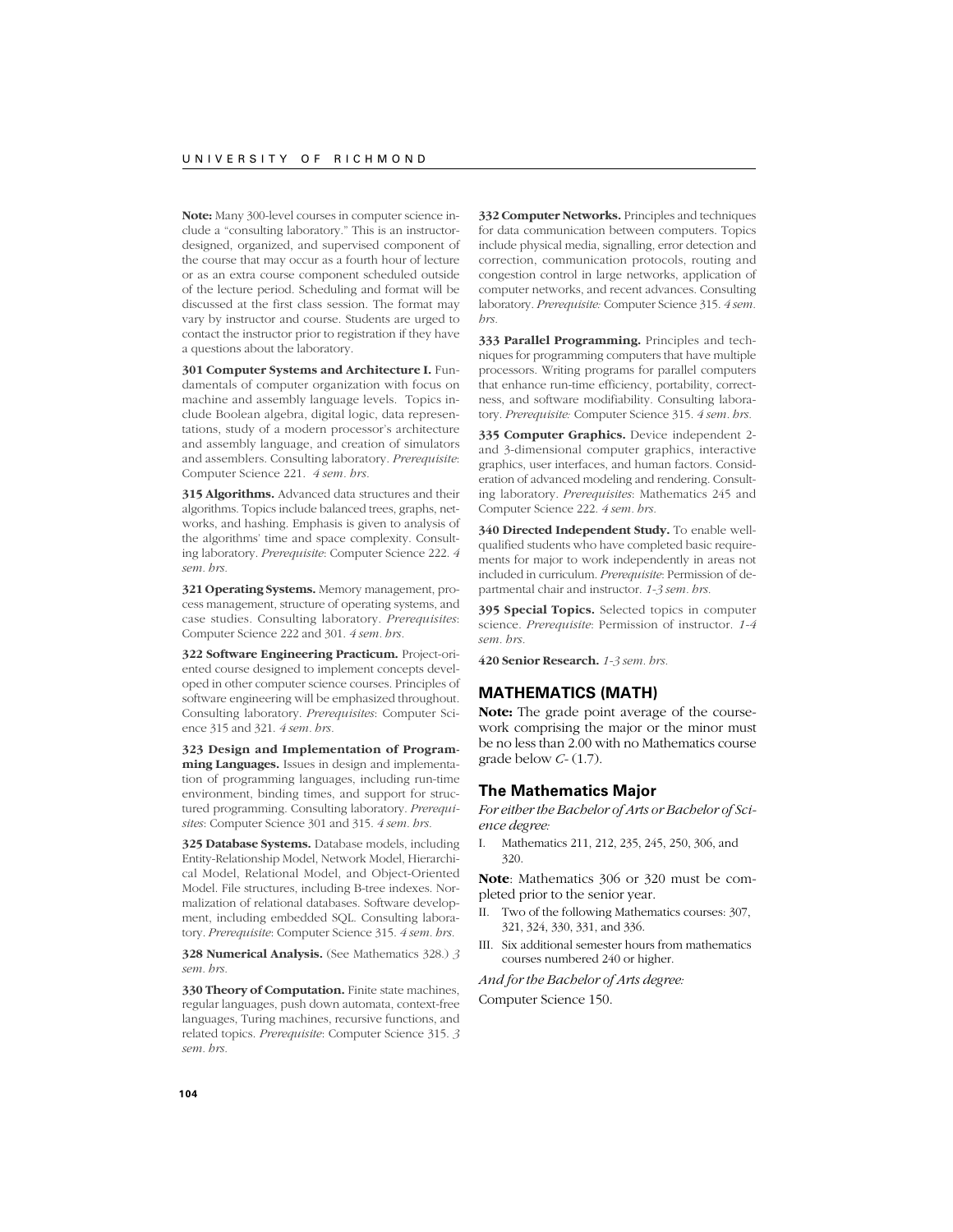**Note:** Many 300-level courses in computer science include a "consulting laboratory." This is an instructor-designed, organized, and supervised component of the course that may occur as a fourth hour of lecture or as an extra course component scheduled outside of the lecture period. Scheduling and format will be discussed at the first class session. The format may vary by instructor and course. Students are urged to contact the instructor prior to registration if they have a questions about the laboratory.

**301 Computer Systems and Architecture I.** Fundamentals of computer organization with focus on machine and assembly language levels. Topics include Boolean algebra, digital logic, data representations, study of a modern processor's architecture and assembly language, and creation of simulators and assemblers. Consulting laboratory. *Prerequisite*: Computer Science 221. *4 sem. hrs.*

**315 Algorithms.** Advanced data structures and their algorithms. Topics include balanced trees, graphs, networks, and hashing. Emphasis is given to analysis of the algorithms' time and space complexity. Consulting laboratory. *Prerequisite*: Computer Science 222. *4 sem. hrs.*

**321 Operating Systems.** Memory management, process management, structure of operating systems, and case studies. Consulting laboratory. *Prerequisites*: Computer Science 222 and 301. *4 sem. hrs.*

**322 Software Engineering Practicum.** Project-oriented course designed to implement concepts developed in other computer science courses. Principles of software engineering will be emphasized throughout. Consulting laboratory. *Prerequisites*: Computer Science 315 and 321. *4 sem. hrs.*

**323 Design and Implementation of Programming Languages.** Issues in design and implementation of programming languages, including run-time environment, binding times, and support for structured programming. Consulting laboratory. *Prerequisites*: Computer Science 301 and 315. *4 sem. hrs.*

**325 Database Systems.** Database models, including Entity-Relationship Model, Network Model, Hierarchical Model, Relational Model, and Object-Oriented Model. File structures, including B-tree indexes. Normalization of relational databases. Software development, including embedded SQL. Consulting laboratory. *Prerequisite*: Computer Science 315. *4 sem. hrs.*

**328 Numerical Analysis.** (See Mathematics 328.) *3 sem. hrs.*

**330 Theory of Computation.** Finite state machines, regular languages, push down automata, context-free languages, Turing machines, recursive functions, and related topics. *Prerequisite*: Computer Science 315. *3 sem. hrs.*

**332 Computer Networks.** Principles and techniques for data communication between computers. Topics include physical media, signalling, error detection and correction, communication protocols, routing and congestion control in large networks, application of computer networks, and recent advances. Consulting laboratory. *Prerequisite:* Computer Science 315. *4 sem. hrs.*

**333 Parallel Programming.** Principles and techniques for programming computers that have multiple processors. Writing programs for parallel computers that enhance run-time efficiency, portability, correctness, and software modifiability. Consulting laboratory. *Prerequisite:* Computer Science 315. *4 sem. hrs.*

**335 Computer Graphics.** Device independent 2- and 3-dimensional computer graphics, interactive graphics, user interfaces, and human factors. Consideration of advanced modeling and rendering. Consulting laboratory. *Prerequisites*: Mathematics 245 and Computer Science 222. *4 sem. hrs.*

**340 Directed Independent Study.** To enable well-qualified students who have completed basic requirements for major to work independently in areas not included in curriculum. *Prerequisite*: Permission of departmental chair and instructor. *1-3 sem. hrs.*

**395 Special Topics.** Selected topics in computer science. *Prerequisite*: Permission of instructor. *1-4 sem. hrs.*

**420 Senior Research.** *1-3 sem. hrs.*

## MATHEMATICS (MATH)

**Note:** The grade point average of the coursework comprising the major or the minor must be no less than 2.00 with no Mathematics course grade below *C*- (1.7).

### The Mathematics Major

*For either the Bachelor of Arts or Bachelor of Science degree:*

I. Mathematics 211, 212, 235, 245, 250, 306, and 320.

**Note**: Mathematics 306 or 320 must be completed prior to the senior year.

II. Two of the following Mathematics courses: 307, 321, 324, 330, 331, and 336.

III. Six additional semester hours from mathematics courses numbered 240 or higher.

*And for the Bachelor of Arts degree:*

Computer Science 150.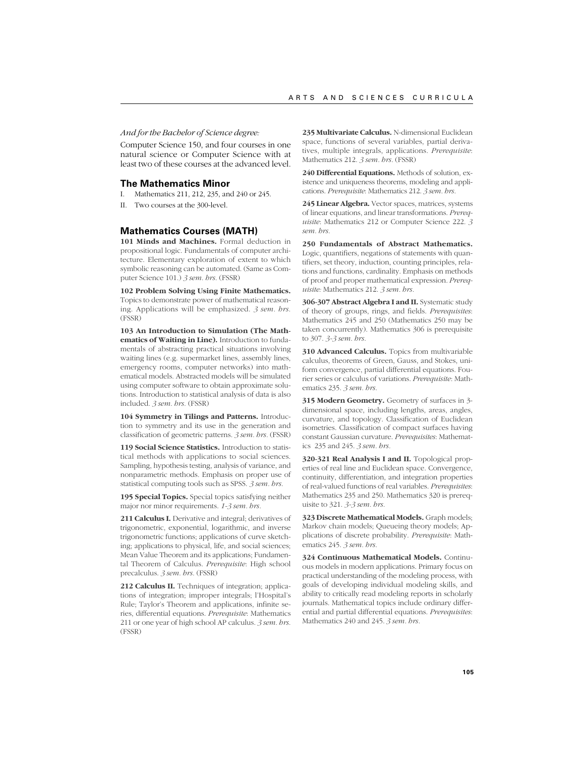*And for the Bachelor of Science degree:*

Computer Science 150, and four courses in one natural science or Computer Science with at least two of these courses at the advanced level.

## The Mathematics Minor

I. Mathematics 211, 212, 235, and 240 or 245.

II. Two courses at the 300-level.

## Mathematics Courses (MATH)

**101 Minds and Machines.** Formal deduction in propositional logic. Fundamentals of computer architecture. Elementary exploration of extent to which symbolic reasoning can be automated. (Same as Computer Science 101.) *3 sem. hrs.* (FSSR)

**102 Problem Solving Using Finite Mathematics.** Topics to demonstrate power of mathematical reasoning. Applications will be emphasized. *3 sem. hrs.* (FSSR)

**103 An Introduction to Simulation (The Mathematics of Waiting in Line).** Introduction to fundamentals of abstracting practical situations involving waiting lines (e.g. supermarket lines, assembly lines, emergency rooms, computer networks) into mathematical models. Abstracted models will be simulated using computer software to obtain approximate solutions. Introduction to statistical analysis of data is also included. *3 sem. hrs.* (FSSR)

**104 Symmetry in Tilings and Patterns.** Introduction to symmetry and its use in the generation and classification of geometric patterns. *3 sem. hrs.* (FSSR)

**119 Social Science Statistics.** Introduction to statistical methods with applications to social sciences. Sampling, hypothesis testing, analysis of variance, and nonparametric methods. Emphasis on proper use of statistical computing tools such as SPSS. *3 sem. hrs.*

**195 Special Topics.** Special topics satisfying neither major nor minor requirements. *1-3 sem. hrs.*

**211 Calculus I.** Derivative and integral; derivatives of trigonometric, exponential, logarithmic, and inverse trigonometric functions; applications of curve sketching; applications to physical, life, and social sciences; Mean Value Theorem and its applications; Fundamental Theorem of Calculus. *Prerequisite*: High school precalculus. *3 sem. hrs.* (FSSR)

**212 Calculus II.** Techniques of integration; applications of integration; improper integrals; l'Hospital's Rule; Taylor's Theorem and applications, infinite series, differential equations. *Prerequisite*: Mathematics 211 or one year of high school AP calculus. *3 sem. hrs.* (FSSR)

**235 Multivariate Calculus.** N-dimensional Euclidean space, functions of several variables, partial derivatives, multiple integrals, applications. *Prerequisite*: Mathematics 212. *3 sem. hrs.* (FSSR)

**240 Differential Equations.** Methods of solution, existence and uniqueness theorems, modeling and applications. *Prerequisite*: Mathematics 212. *3 sem. hrs.*

**245 Linear Algebra.** Vector spaces, matrices, systems of linear equations, and linear transformations. *Prerequisite*: Mathematics 212 or Computer Science 222. *3 sem. hrs.*

**250 Fundamentals of Abstract Mathematics.** Logic, quantifiers, negations of statements with quantifiers, set theory, induction, counting principles, relations and functions, cardinality. Emphasis on methods of proof and proper mathematical expression. *Prerequisite:* Mathematics 212. *3 sem. hrs.*

**306-307 Abstract Algebra I and II.** Systematic study of theory of groups, rings, and fields. *Prerequisites*: Mathematics 245 and 250 (Mathematics 250 may be taken concurrently). Mathematics 306 is prerequisite to 307. *3-3 sem. hrs.*

**310 Advanced Calculus.** Topics from multivariable calculus, theorems of Green, Gauss, and Stokes, uniform convergence, partial differential equations. Fourier series or calculus of variations. *Prerequisite*: Mathematics 235. *3 sem. hrs.*

**315 Modern Geometry.** Geometry of surfaces in 3-dimensional space, including lengths, areas, angles, curvature, and topology. Classification of Euclidean isometries. Classification of compact surfaces having constant Gaussian curvature. *Prerequisites*: Mathematics 235 and 245. *3 sem. hrs.*

**320-321 Real Analysis I and II.** Topological properties of real line and Euclidean space. Convergence, continuity, differentiation, and integration properties of real-valued functions of real variables. *Prerequisites*: Mathematics 235 and 250. Mathematics 320 is prerequisite to 321. *3-3 sem. hrs.*

**323 Discrete Mathematical Models.** Graph models; Markov chain models; Queueing theory models; Applications of discrete probability. *Prerequisite*: Mathematics 245. *3 sem. hrs.*

**324 Continuous Mathematical Models.** Continuous models in modern applications. Primary focus on practical understanding of the modeling process, with goals of developing individual modeling skills, and ability to critically read modeling reports in scholarly journals. Mathematical topics include ordinary differential and partial differential equations. *Prerequisites*: Mathematics 240 and 245. *3 sem. hrs.*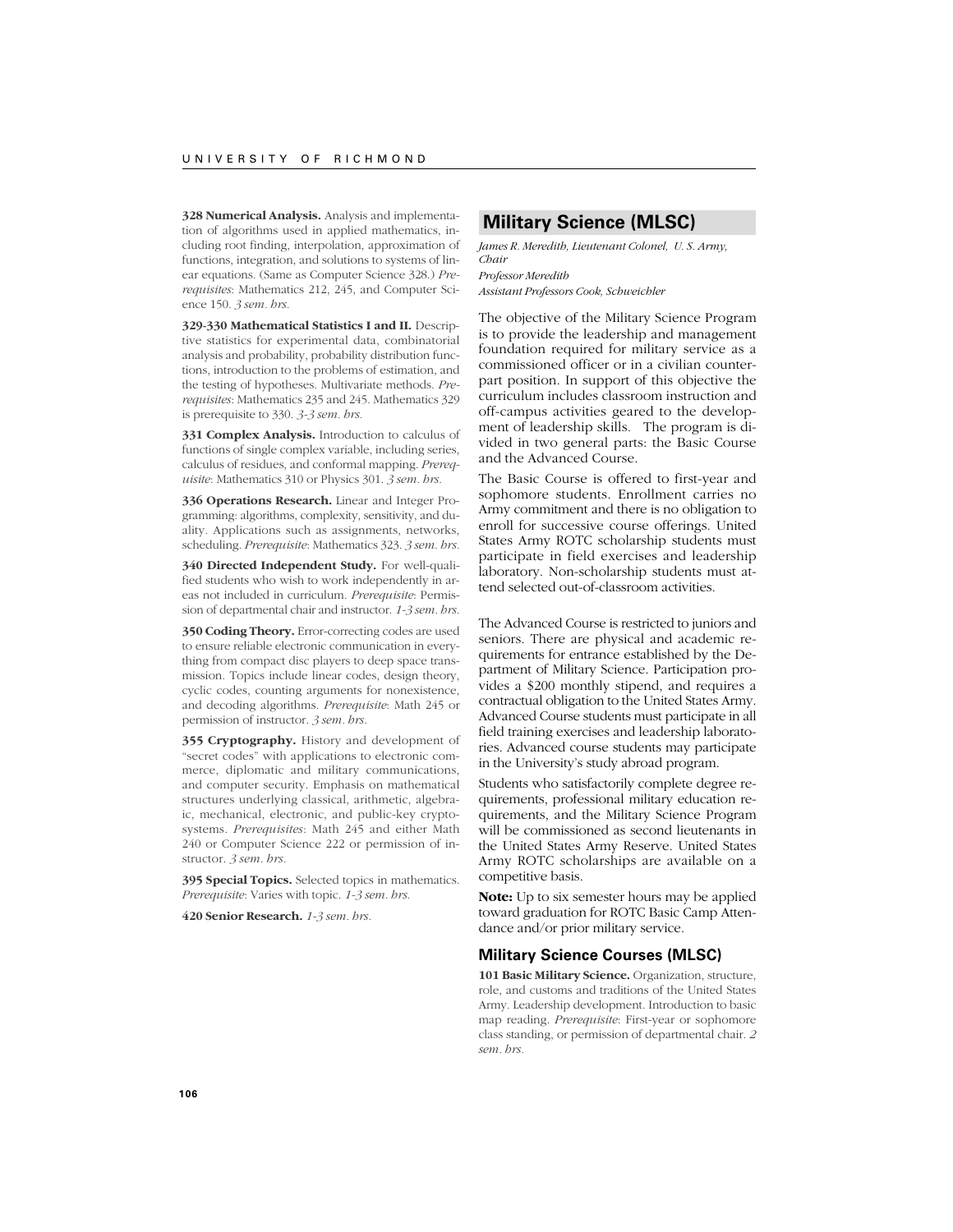**328 Numerical Analysis.** Analysis and implementation of algorithms used in applied mathematics, including root finding, interpolation, approximation of functions, integration, and solutions to systems of linear equations. (Same as Computer Science 328.) *Prerequisites*: Mathematics 212, 245, and Computer Science 150. *3 sem. hrs.*

**329-330 Mathematical Statistics I and II.** Descriptive statistics for experimental data, combinatorial analysis and probability, probability distribution functions, introduction to the problems of estimation, and the testing of hypotheses. Multivariate methods. *Prerequisites*: Mathematics 235 and 245. Mathematics 329 is prerequisite to 330. *3-3 sem. hrs.*

**331 Complex Analysis.** Introduction to calculus of functions of single complex variable, including series, calculus of residues, and conformal mapping. *Prerequisite*: Mathematics 310 or Physics 301. *3 sem. hrs.*

**336 Operations Research.** Linear and Integer Programming: algorithms, complexity, sensitivity, and duality. Applications such as assignments, networks, scheduling. *Prerequisite*: Mathematics 323. *3 sem. hrs.*

**340 Directed Independent Study.** For well-qualified students who wish to work independently in areas not included in curriculum. *Prerequisite*: Permission of departmental chair and instructor. *1-3 sem. hrs.*

**350 Coding Theory.** Error-correcting codes are used to ensure reliable electronic communication in everything from compact disc players to deep space transmission. Topics include linear codes, design theory, cyclic codes, counting arguments for nonexistence, and decoding algorithms. *Prerequisite*: Math 245 or permission of instructor. *3 sem. hrs.*

**355 Cryptography.** History and development of "secret codes" with applications to electronic commerce, diplomatic and military communications, and computer security. Emphasis on mathematical structures underlying classical, arithmetic, algebraic, mechanical, electronic, and public-key cryptosystems. *Prerequisites*: Math 245 and either Math 240 or Computer Science 222 or permission of instructor. *3 sem. hrs.*

**395 Special Topics.** Selected topics in mathematics. *Prerequisite*: Varies with topic. *1-3 sem. hrs.*

**420 Senior Research.** *1-3 sem. hrs.*

## Military Science (MLSC)

*James R. Meredith, Lieutenant Colonel, U. S. Army, Chair*
*Professor Meredith*
*Assistant Professors Cook, Schweichler*

The objective of the Military Science Program is to provide the leadership and management foundation required for military service as a commissioned officer or in a civilian counterpart position. In support of this objective the curriculum includes classroom instruction and off-campus activities geared to the development of leadership skills. The program is divided in two general parts: the Basic Course and the Advanced Course.

The Basic Course is offered to first-year and sophomore students. Enrollment carries no Army commitment and there is no obligation to enroll for successive course offerings. United States Army ROTC scholarship students must participate in field exercises and leadership laboratory. Non-scholarship students must attend selected out-of-classroom activities.

The Advanced Course is restricted to juniors and seniors. There are physical and academic requirements for entrance established by the Department of Military Science. Participation provides a $200 monthly stipend, and requires a contractual obligation to the United States Army. Advanced Course students must participate in all field training exercises and leadership laboratories. Advanced course students may participate in the University's study abroad program.

Students who satisfactorily complete degree requirements, professional military education requirements, and the Military Science Program will be commissioned as second lieutenants in the United States Army Reserve. United States Army ROTC scholarships are available on a competitive basis.

**Note:** Up to six semester hours may be applied toward graduation for ROTC Basic Camp Attendance and/or prior military service.

### Military Science Courses (MLSC)

**101 Basic Military Science.** Organization, structure, role, and customs and traditions of the United States Army. Leadership development. Introduction to basic map reading. *Prerequisite*: First-year or sophomore class standing, or permission of departmental chair. *2 sem. hrs.*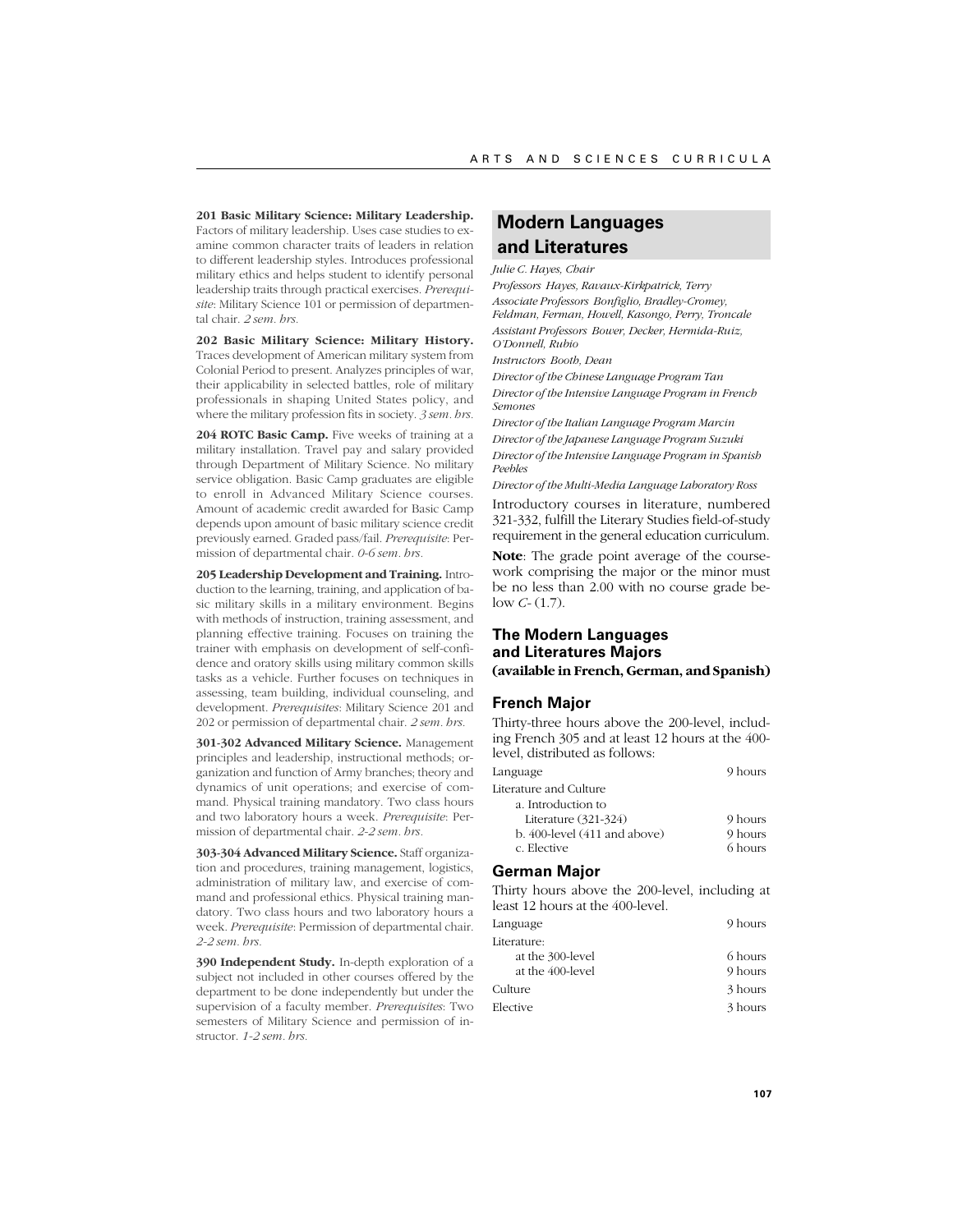**201 Basic Military Science: Military Leadership.** Factors of military leadership. Uses case studies to examine common character traits of leaders in relation to different leadership styles. Introduces professional military ethics and helps student to identify personal leadership traits through practical exercises. *Prerequisite*: Military Science 101 or permission of departmental chair. *2 sem. hrs.*

**202 Basic Military Science: Military History.** Traces development of American military system from Colonial Period to present. Analyzes principles of war, their applicability in selected battles, role of military professionals in shaping United States policy, and where the military profession fits in society. *3 sem. hrs.*

**204 ROTC Basic Camp.** Five weeks of training at a military installation. Travel pay and salary provided through Department of Military Science. No military service obligation. Basic Camp graduates are eligible to enroll in Advanced Military Science courses. Amount of academic credit awarded for Basic Camp depends upon amount of basic military science credit previously earned. Graded pass/fail. *Prerequisite*: Permission of departmental chair. *0-6 sem. hrs.*

**205 Leadership Development and Training.** Introduction to the learning, training, and application of basic military skills in a military environment. Begins with methods of instruction, training assessment, and planning effective training. Focuses on training the trainer with emphasis on development of self-confidence and oratory skills using military common skills tasks as a vehicle. Further focuses on techniques in assessing, team building, individual counseling, and development. *Prerequisites*: Military Science 201 and 202 or permission of departmental chair. *2 sem. hrs.*

**301-302 Advanced Military Science.** Management principles and leadership, instructional methods; organization and function of Army branches; theory and dynamics of unit operations; and exercise of command. Physical training mandatory. Two class hours and two laboratory hours a week. *Prerequisite*: Permission of departmental chair. *2-2 sem. hrs.*

**303-304 Advanced Military Science.** Staff organization and procedures, training management, logistics, administration of military law, and exercise of command and professional ethics. Physical training mandatory. Two class hours and two laboratory hours a week. *Prerequisite*: Permission of departmental chair. *2-2 sem. hrs.*

**390 Independent Study.** In-depth exploration of a subject not included in other courses offered by the department to be done independently but under the supervision of a faculty member. *Prerequisites*: Two semesters of Military Science and permission of instructor. *1-2 sem. hrs.*

## Modern Languages and Literatures

*Julie C. Hayes, Chair*

*Professors* Hayes, Ravaux-Kirkpatrick, Terry

*Associate Professors* Bonfiglio, Bradley-Cromey, Feldman, Ferman, Howell, Kasongo, Perry, Troncale

*Assistant Professors* Bower, Decker, Hermida-Ruiz, O'Donnell, Rubio

*Instructors* Booth, Dean

*Director of the Chinese Language Program* Tan

*Director of the Intensive Language Program in French* Semones

*Director of the Italian Language Program* Marcin

*Director of the Japanese Language Program* Suzuki

*Director of the Intensive Language Program in Spanish* Peebles

*Director of the Multi-Media Language Laboratory* Ross

Introductory courses in literature, numbered 321-332, fulfill the Literary Studies field-of-study requirement in the general education curriculum.

**Note**: The grade point average of the coursework comprising the major or the minor must be no less than 2.00 with no course grade below *C-* (1.7).

### The Modern Languages and Literatures Majors
**(available in French, German, and Spanish)**

### French Major

Thirty-three hours above the 200-level, including French 305 and at least 12 hours at the 400-level, distributed as follows:

| | |
|---|---|
| Language | 9 hours |
| Literature and Culture | |
| a. Introduction to Literature (321-324) | 9 hours |
| b. 400-level (411 and above) | 9 hours |
| c. Elective | 6 hours |

### German Major

Thirty hours above the 200-level, including at least 12 hours at the 400-level.

| | |
|---|---|
| Language | 9 hours |
| Literature: | |
| at the 300-level | 6 hours |
| at the 400-level | 9 hours |
| Culture | 3 hours |
| Elective | 3 hours |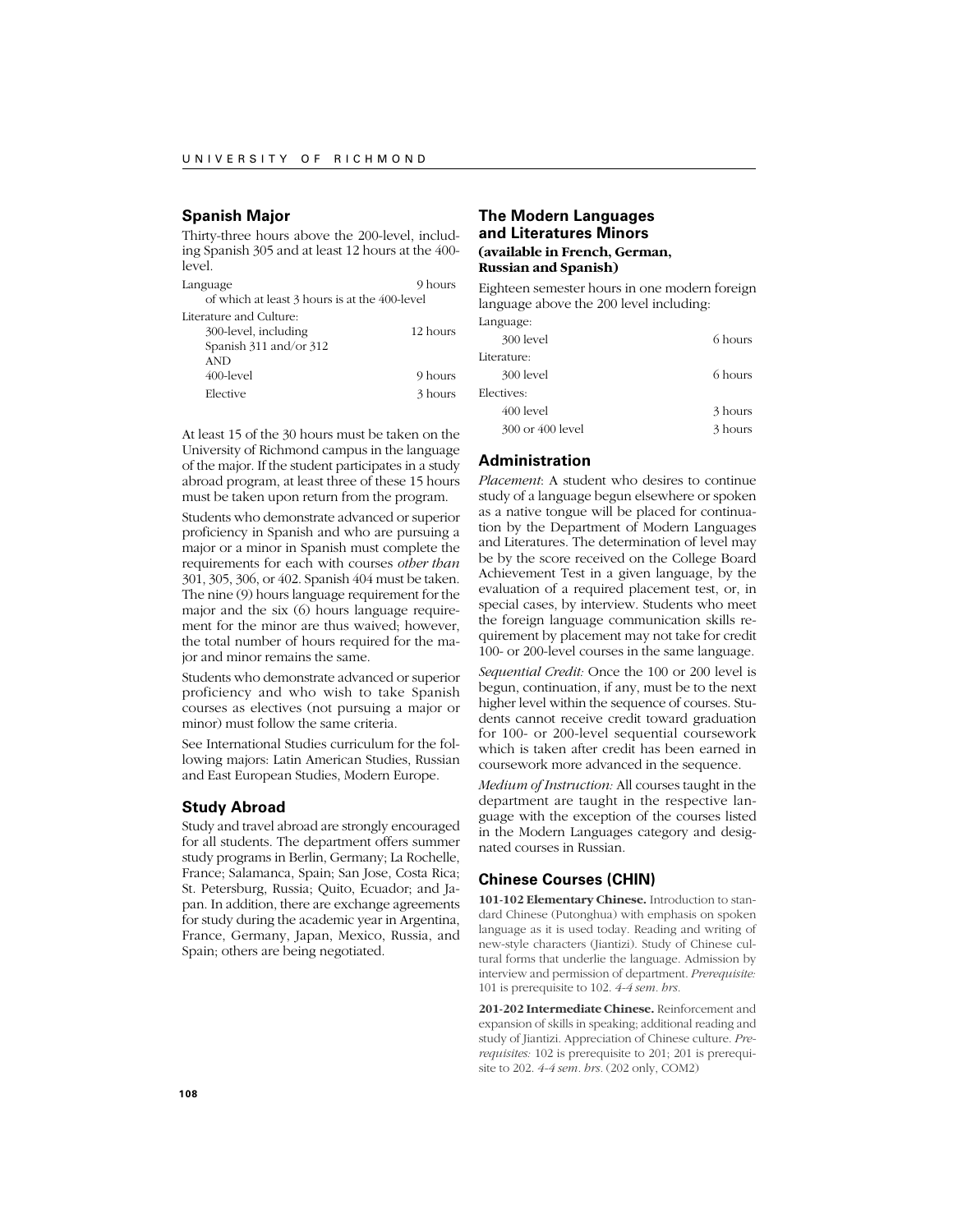## Spanish Major

Thirty-three hours above the 200-level, including Spanish 305 and at least 12 hours at the 400-level.

| | |
|---|---|
| Language | 9 hours |
| of which at least 3 hours is at the 400-level | |
| Literature and Culture: | |
| 300-level, including Spanish 311 and/or 312 | 12 hours |
| AND | |
| 400-level | 9 hours |
| Elective | 3 hours |

At least 15 of the 30 hours must be taken on the University of Richmond campus in the language of the major. If the student participates in a study abroad program, at least three of these 15 hours must be taken upon return from the program.

Students who demonstrate advanced or superior proficiency in Spanish and who are pursuing a major or a minor in Spanish must complete the requirements for each with courses *other than* 301, 305, 306, or 402. Spanish 404 must be taken. The nine (9) hours language requirement for the major and the six (6) hours language requirement for the minor are thus waived; however, the total number of hours required for the major and minor remains the same.

Students who demonstrate advanced or superior proficiency and who wish to take Spanish courses as electives (not pursuing a major or minor) must follow the same criteria.

See International Studies curriculum for the following majors: Latin American Studies, Russian and East European Studies, Modern Europe.

## Study Abroad

Study and travel abroad are strongly encouraged for all students. The department offers summer study programs in Berlin, Germany; La Rochelle, France; Salamanca, Spain; San Jose, Costa Rica; St. Petersburg, Russia; Quito, Ecuador; and Japan. In addition, there are exchange agreements for study during the academic year in Argentina, France, Germany, Japan, Mexico, Russia, and Spain; others are being negotiated.

## The Modern Languages and Literatures Minors

### (available in French, German, Russian and Spanish)

Eighteen semester hours in one modern foreign language above the 200 level including:

| | |
|---|---|
| Language: | |
| 300 level | 6 hours |
| Literature: | |
| 300 level | 6 hours |
| Electives: | |
| 400 level | 3 hours |
| 300 or 400 level | 3 hours |

## Administration

*Placement*: A student who desires to continue study of a language begun elsewhere or spoken as a native tongue will be placed for continuation by the Department of Modern Languages and Literatures. The determination of level may be by the score received on the College Board Achievement Test in a given language, by the evaluation of a required placement test, or, in special cases, by interview. Students who meet the foreign language communication skills requirement by placement may not take for credit 100- or 200-level courses in the same language.

*Sequential Credit:* Once the 100 or 200 level is begun, continuation, if any, must be to the next higher level within the sequence of courses. Students cannot receive credit toward graduation for 100- or 200-level sequential coursework which is taken after credit has been earned in coursework more advanced in the sequence.

*Medium of Instruction:* All courses taught in the department are taught in the respective language with the exception of the courses listed in the Modern Languages category and designated courses in Russian.

## Chinese Courses (CHIN)

**101-102 Elementary Chinese.** Introduction to standard Chinese (Putonghua) with emphasis on spoken language as it is used today. Reading and writing of new-style characters (Jiantizi). Study of Chinese cultural forms that underlie the language. Admission by interview and permission of department. *Prerequisite:* 101 is prerequisite to 102. *4-4 sem. hrs.*

**201-202 Intermediate Chinese.** Reinforcement and expansion of skills in speaking; additional reading and study of Jiantizi. Appreciation of Chinese culture. *Prerequisites:* 102 is prerequisite to 201; 201 is prerequisite to 202. *4-4 sem. hrs.* (202 only, COM2)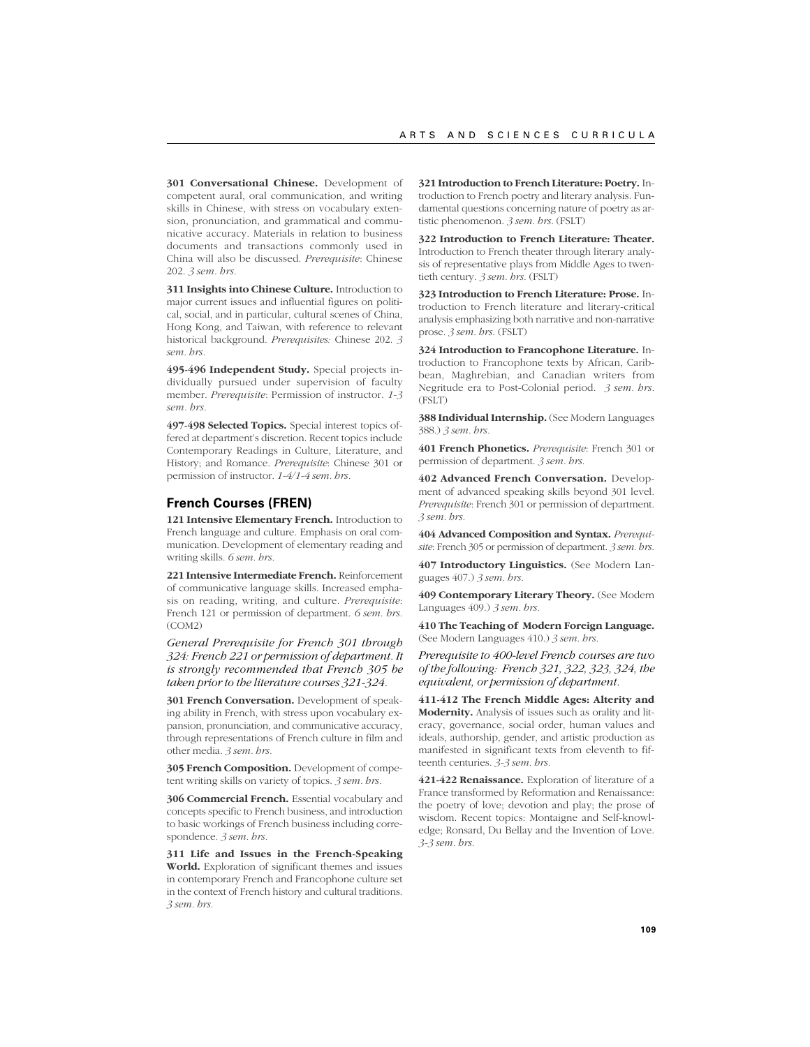**301 Conversational Chinese.** Development of competent aural, oral communication, and writing skills in Chinese, with stress on vocabulary extension, pronunciation, and grammatical and communicative accuracy. Materials in relation to business documents and transactions commonly used in China will also be discussed. *Prerequisite*: Chinese 202. *3 sem. hrs.*

**311 Insights into Chinese Culture.** Introduction to major current issues and influential figures on political, social, and in particular, cultural scenes of China, Hong Kong, and Taiwan, with reference to relevant historical background. *Prerequisites:* Chinese 202. *3 sem. hrs.*

**495-496 Independent Study.** Special projects individually pursued under supervision of faculty member. *Prerequisite*: Permission of instructor. *1-3 sem. hrs.*

**497-498 Selected Topics.** Special interest topics offered at department's discretion. Recent topics include Contemporary Readings in Culture, Literature, and History; and Romance. *Prerequisite*: Chinese 301 or permission of instructor. *1-4/1-4 sem. hrs.*

## French Courses (FREN)

**121 Intensive Elementary French.** Introduction to French language and culture. Emphasis on oral communication. Development of elementary reading and writing skills. *6 sem. hrs.*

**221 Intensive Intermediate French.** Reinforcement of communicative language skills. Increased emphasis on reading, writing, and culture. *Prerequisite*: French 121 or permission of department. *6 sem. hrs.* (COM2)

*General Prerequisite for French 301 through 324: French 221 or permission of department. It is strongly recommended that French 305 be taken prior to the literature courses 321-324.*

**301 French Conversation.** Development of speaking ability in French, with stress upon vocabulary expansion, pronunciation, and communicative accuracy, through representations of French culture in film and other media. *3 sem. hrs.*

**305 French Composition.** Development of competent writing skills on variety of topics. *3 sem. hrs.*

**306 Commercial French.** Essential vocabulary and concepts specific to French business, and introduction to basic workings of French business including correspondence. *3 sem. hrs.*

**311 Life and Issues in the French-Speaking World.** Exploration of significant themes and issues in contemporary French and Francophone culture set in the context of French history and cultural traditions. *3 sem. hrs.*

**321 Introduction to French Literature: Poetry.** Introduction to French poetry and literary analysis. Fundamental questions concerning nature of poetry as artistic phenomenon. *3 sem. hrs.* (FSLT)

**322 Introduction to French Literature: Theater.** Introduction to French theater through literary analysis of representative plays from Middle Ages to twentieth century. *3 sem. hrs.* (FSLT)

**323 Introduction to French Literature: Prose.** Introduction to French literature and literary-critical analysis emphasizing both narrative and non-narrative prose. *3 sem. hrs.* (FSLT)

**324 Introduction to Francophone Literature.** Introduction to Francophone texts by African, Caribbean, Maghrebian, and Canadian writers from Negritude era to Post-Colonial period. *3 sem. hrs.* (FSLT)

**388 Individual Internship.** (See Modern Languages 388.) *3 sem. hrs.*

**401 French Phonetics.** *Prerequisite*: French 301 or permission of department. *3 sem. hrs.*

**402 Advanced French Conversation.** Development of advanced speaking skills beyond 301 level. *Prerequisite*: French 301 or permission of department. *3 sem. hrs.*

**404 Advanced Composition and Syntax.** *Prerequisite*: French 305 or permission of department. *3 sem. hrs.*

**407 Introductory Linguistics.** (See Modern Languages 407.) *3 sem. hrs.*

**409 Contemporary Literary Theory.** (See Modern Languages 409.) *3 sem. hrs.*

**410 The Teaching of Modern Foreign Language.** (See Modern Languages 410.) *3 sem. hrs.*

*Prerequisite to 400-level French courses are two of the following: French 321, 322, 323, 324, the equivalent, or permission of department.*

**411-412 The French Middle Ages: Alterity and Modernity.** Analysis of issues such as orality and literacy, governance, social order, human values and ideals, authorship, gender, and artistic production as manifested in significant texts from eleventh to fifteenth centuries. *3-3 sem. hrs.*

**421-422 Renaissance.** Exploration of literature of a France transformed by Reformation and Renaissance: the poetry of love; devotion and play; the prose of wisdom. Recent topics: Montaigne and Self-knowledge; Ronsard, Du Bellay and the Invention of Love. *3-3 sem. hrs.*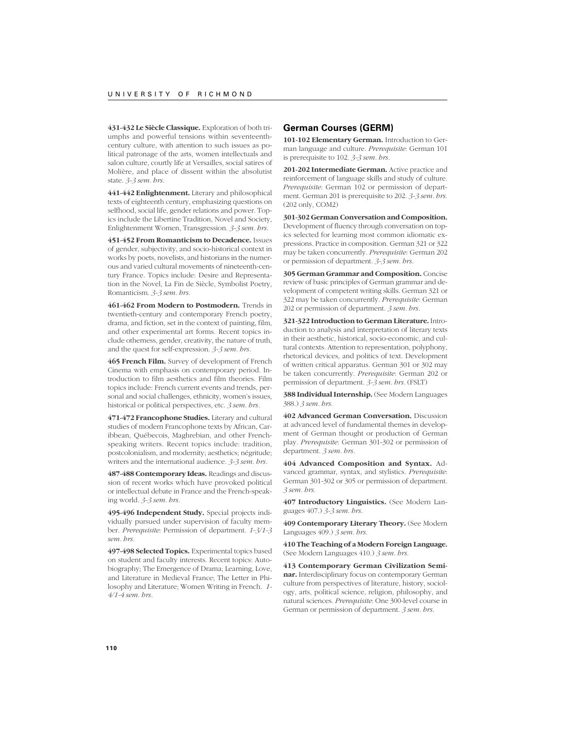**431-432 Le Siècle Classique.** Exploration of both triumphs and powerful tensions within seventeenth-century culture, with attention to such issues as political patronage of the arts, women intellectuals and salon culture, courtly life at Versailles, social satires of Molière, and place of dissent within the absolutist state. *3-3 sem. hrs.*

**441-442 Enlightenment.** Literary and philosophical texts of eighteenth century, emphasizing questions on selfhood, social life, gender relations and power. Topics include the Libertine Tradition, Novel and Society, Enlightenment Women, Transgression. *3-3 sem. hrs.*

**451-452 From Romanticism to Decadence.** Issues of gender, subjectivity, and socio-historical context in works by poets, novelists, and historians in the numerous and varied cultural movements of nineteenth-century France. Topics include: Desire and Representation in the Novel, La Fin de Siècle, Symbolist Poetry, Romanticism. *3-3 sem. hrs.*

**461-462 From Modern to Postmodern.** Trends in twentieth-century and contemporary French poetry, drama, and fiction, set in the context of painting, film, and other experimental art forms. Recent topics include otherness, gender, creativity, the nature of truth, and the quest for self-expression. *3-3 sem. hrs.*

**465 French Film.** Survey of development of French Cinema with emphasis on contemporary period. Introduction to film aesthetics and film theories. Film topics include: French current events and trends, personal and social challenges, ethnicity, women's issues, historical or political perspectives, etc. *3 sem. hrs.*

**471-472 Francophone Studies.** Literary and cultural studies of modern Francophone texts by African, Caribbean, Québecois, Maghrebian, and other French-speaking writers. Recent topics include: tradition, postcolonialism, and modernity; aesthetics; négritude; writers and the international audience. *3-3 sem. hrs.*

**487-488 Contemporary Ideas.** Readings and discussion of recent works which have provoked political or intellectual debate in France and the French-speaking world. *3-3 sem. hrs.*

**495-496 Independent Study.** Special projects individually pursued under supervision of faculty member. *Prerequisite*: Permission of department. *1-3/1-3 sem. hrs.*

**497-498 Selected Topics.** Experimental topics based on student and faculty interests. Recent topics: Autobiography; The Emergence of Drama; Learning, Love, and Literature in Medieval France; The Letter in Philosophy and Literature; Women Writing in French. *1-4/1-4 sem. hrs.*

## German Courses (GERM)

**101-102 Elementary German.** Introduction to German language and culture. *Prerequisite*: German 101 is prerequisite to 102. *3-3 sem. hrs.*

**201-202 Intermediate German.** Active practice and reinforcement of language skills and study of culture. *Prerequisite*: German 102 or permission of department. German 201 is prerequisite to 202. *3-3 sem. hrs.* (202 only, COM2)

**301-302 German Conversation and Composition.** Development of fluency through conversation on topics selected for learning most common idiomatic expressions. Practice in composition. German 321 or 322 may be taken concurrently. *Prerequisite*: German 202 or permission of department. *3-3 sem. hrs.*

**305 German Grammar and Composition.** Concise review of basic principles of German grammar and development of competent writing skills. German 321 or 322 may be taken concurrently. *Prerequisite*: German 202 or permission of department. *3 sem. hrs.*

**321-322 Introduction to German Literature.** Introduction to analysis and interpretation of literary texts in their aesthetic, historical, socio-economic, and cultural contexts. Attention to representation, polyphony, rhetorical devices, and politics of text. Development of written critical apparatus. German 301 or 302 may be taken concurrently. *Prerequisite*: German 202 or permission of department. *3-3 sem. hrs.* (FSLT)

**388 Individual Internship.** (See Modern Languages 388.) *3 sem. hrs.*

**402 Advanced German Conversation.** Discussion at advanced level of fundamental themes in development of German thought or production of German play. *Prerequisite*: German 301-302 or permission of department. *3 sem. hrs.*

**404 Advanced Composition and Syntax.** Advanced grammar, syntax, and stylistics. *Prerequisite*: German 301-302 or 305 or permission of department. *3 sem. hrs.*

**407 Introductory Linguistics.** (See Modern Languages 407.) *3-3 sem. hrs.*

**409 Contemporary Literary Theory.** (See Modern Languages 409.) *3 sem. hrs.*

**410 The Teaching of a Modern Foreign Language.** (See Modern Languages 410.) *3 sem. hrs.*

**413 Contemporary German Civilization Seminar.** Interdisciplinary focus on contemporary German culture from perspectives of literature, history, sociology, arts, political science, religion, philosophy, and natural sciences. *Prerequisite*: One 300-level course in German or permission of department. *3 sem. hrs.*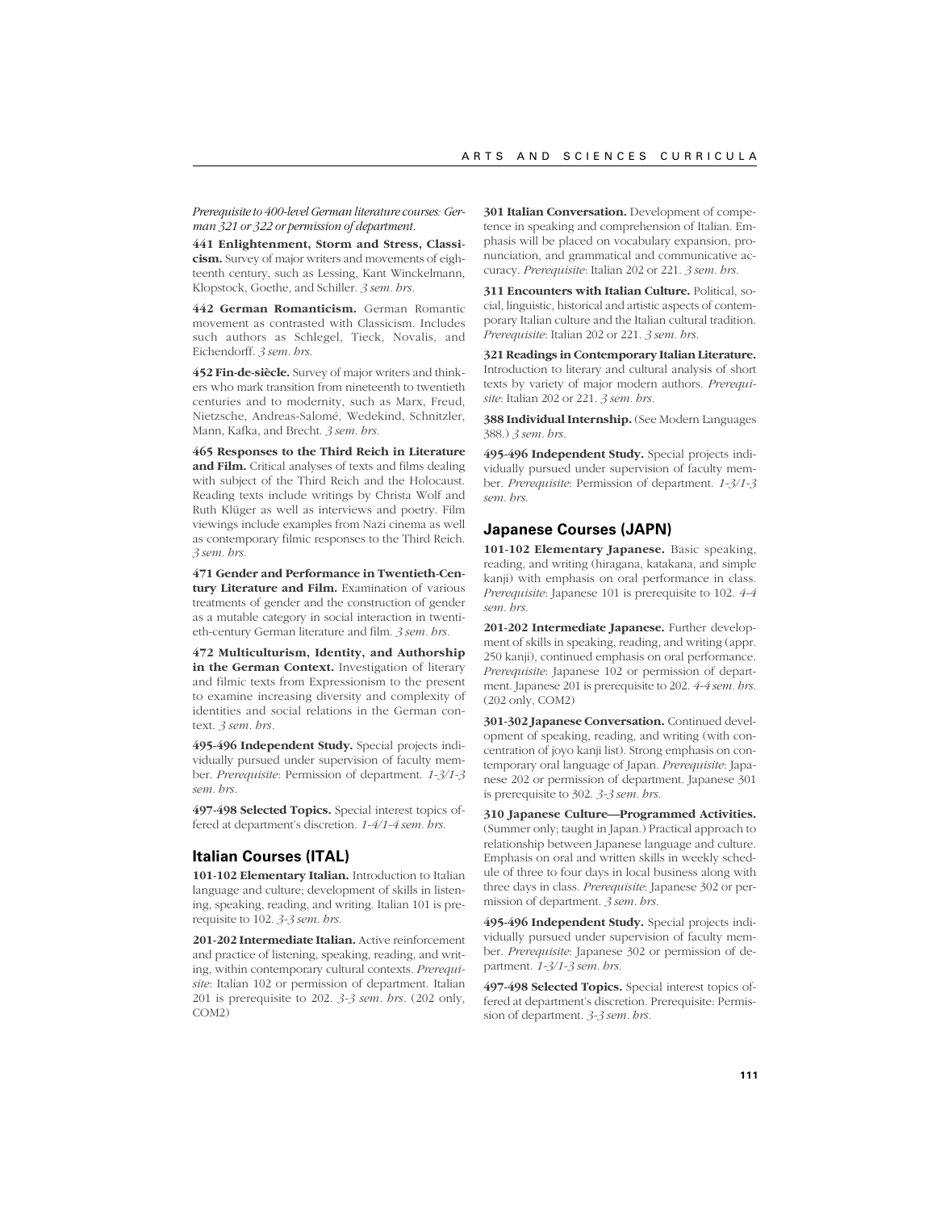*Prerequisite to 400-level German literature courses: German 321 or 322 or permission of department.*

**441 Enlightenment, Storm and Stress, Classicism.** Survey of major writers and movements of eighteenth century, such as Lessing, Kant Winckelmann, Klopstock, Goethe, and Schiller. *3 sem. hrs.*

**442 German Romanticism.** German Romantic movement as contrasted with Classicism. Includes such authors as Schlegel, Tieck, Novalis, and Eichendorff. *3 sem. hrs.*

**452 Fin-de-siècle.** Survey of major writers and thinkers who mark transition from nineteenth to twentieth centuries and to modernity, such as Marx, Freud, Nietzsche, Andreas-Salomé, Wedekind, Schnitzler, Mann, Kafka, and Brecht. *3 sem. hrs.*

**465 Responses to the Third Reich in Literature and Film.** Critical analyses of texts and films dealing with subject of the Third Reich and the Holocaust. Reading texts include writings by Christa Wolf and Ruth Klüger as well as interviews and poetry. Film viewings include examples from Nazi cinema as well as contemporary filmic responses to the Third Reich. *3 sem. hrs.*

**471 Gender and Performance in Twentieth-Century Literature and Film.** Examination of various treatments of gender and the construction of gender as a mutable category in social interaction in twentieth-century German literature and film. *3 sem. hrs.*

**472 Multiculturism, Identity, and Authorship in the German Context.** Investigation of literary and filmic texts from Expressionism to the present to examine increasing diversity and complexity of identities and social relations in the German context. *3 sem. hrs.*

**495-496 Independent Study.** Special projects individually pursued under supervision of faculty member. *Prerequisite*: Permission of department. *1-3/1-3 sem. hrs.*

**497-498 Selected Topics.** Special interest topics offered at department's discretion. *1-4/1-4 sem. hrs.*

## Italian Courses (ITAL)

**101-102 Elementary Italian.** Introduction to Italian language and culture; development of skills in listening, speaking, reading, and writing. Italian 101 is prerequisite to 102. *3-3 sem. hrs.*

**201-202 Intermediate Italian.** Active reinforcement and practice of listening, speaking, reading, and writing, within contemporary cultural contexts. *Prerequisite*: Italian 102 or permission of department. Italian 201 is prerequisite to 202. *3-3 sem. hrs.* (202 only, COM2)

**301 Italian Conversation.** Development of competence in speaking and comprehension of Italian. Emphasis will be placed on vocabulary expansion, pronunciation, and grammatical and communicative accuracy. *Prerequisite*: Italian 202 or 221. *3 sem. hrs.*

**311 Encounters with Italian Culture.** Political, social, linguistic, historical and artistic aspects of contemporary Italian culture and the Italian cultural tradition. *Prerequisite*: Italian 202 or 221. *3 sem. hrs.*

**321 Readings in Contemporary Italian Literature.** Introduction to literary and cultural analysis of short texts by variety of major modern authors. *Prerequisite*: Italian 202 or 221. *3 sem. hrs.*

**388 Individual Internship.** (See Modern Languages 388.) *3 sem. hrs.*

**495-496 Independent Study.** Special projects individually pursued under supervision of faculty member. *Prerequisite*: Permission of department. *1-3/1-3 sem. hrs.*

## Japanese Courses (JAPN)

**101-102 Elementary Japanese.** Basic speaking, reading, and writing (hiragana, katakana, and simple kanji) with emphasis on oral performance in class. *Prerequisite*: Japanese 101 is prerequisite to 102. *4-4 sem. hrs.*

**201-202 Intermediate Japanese.** Further development of skills in speaking, reading, and writing (appr. 250 kanji), continued emphasis on oral performance. *Prerequisite*: Japanese 102 or permission of department. Japanese 201 is prerequisite to 202. *4-4 sem. hrs.* (202 only, COM2)

**301-302 Japanese Conversation.** Continued development of speaking, reading, and writing (with concentration of joyo kanji list). Strong emphasis on contemporary oral language of Japan. *Prerequisite*: Japanese 202 or permission of department. Japanese 301 is prerequisite to 302. *3-3 sem. hrs.*

**310 Japanese Culture—Programmed Activities.** (Summer only; taught in Japan.) Practical approach to relationship between Japanese language and culture. Emphasis on oral and written skills in weekly schedule of three to four days in local business along with three days in class. *Prerequisite*: Japanese 302 or permission of department. *3 sem. hrs.*

**495-496 Independent Study.** Special projects individually pursued under supervision of faculty member. *Prerequisite*: Japanese 302 or permission of department. *1-3/1-3 sem. hrs.*

**497-498 Selected Topics.** Special interest topics offered at department's discretion. Prerequisite: Permission of department. *3-3 sem. hrs.*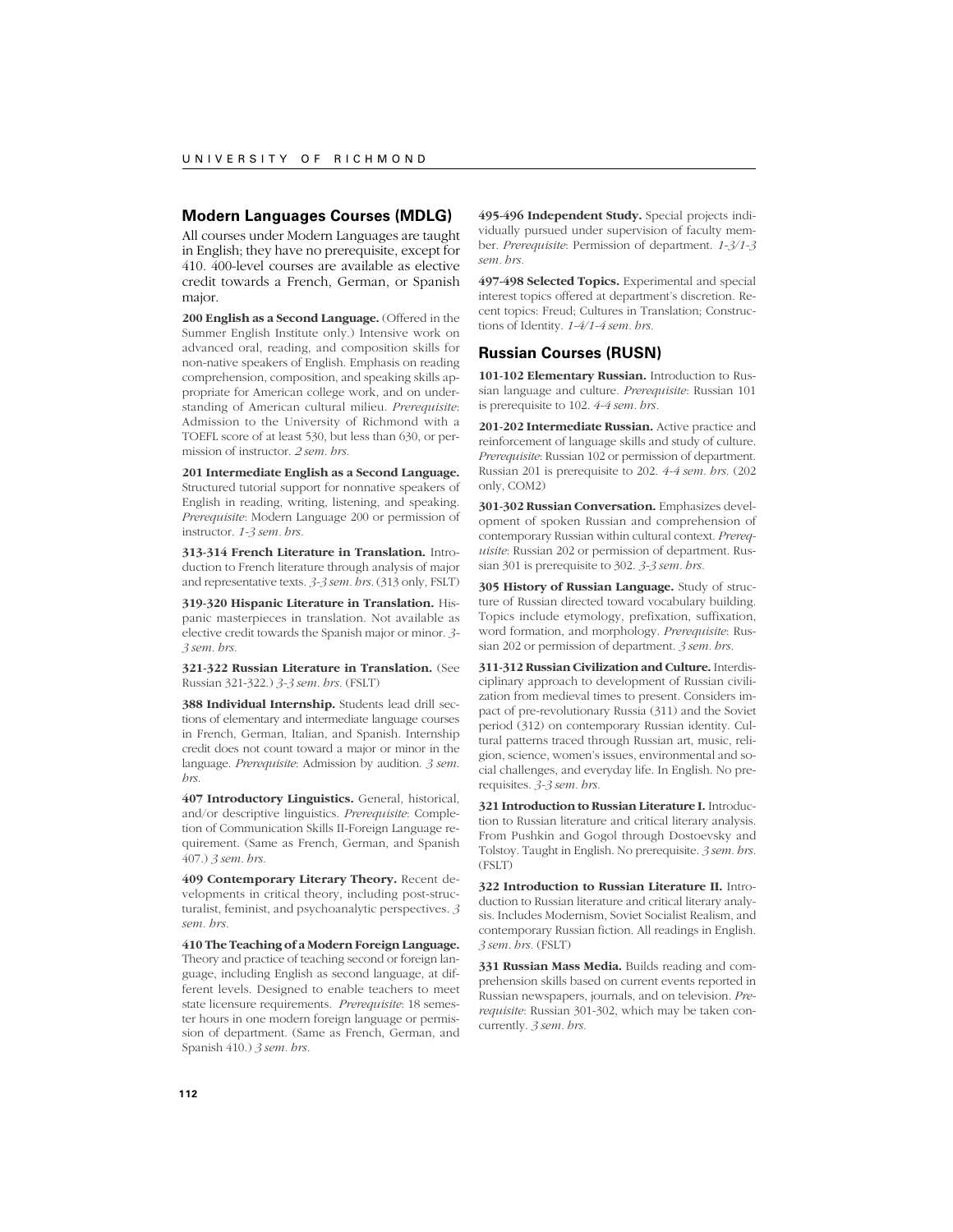## Modern Languages Courses (MDLG)

All courses under Modern Languages are taught in English; they have no prerequisite, except for 410. 400-level courses are available as elective credit towards a French, German, or Spanish major.

**200 English as a Second Language.** (Offered in the Summer English Institute only.) Intensive work on advanced oral, reading, and composition skills for non-native speakers of English. Emphasis on reading comprehension, composition, and speaking skills appropriate for American college work, and on understanding of American cultural milieu. *Prerequisite*: Admission to the University of Richmond with a TOEFL score of at least 530, but less than 630, or permission of instructor. *2 sem. hrs.*

**201 Intermediate English as a Second Language.** Structured tutorial support for nonnative speakers of English in reading, writing, listening, and speaking. *Prerequisite*: Modern Language 200 or permission of instructor. *1-3 sem. hrs.*

**313-314 French Literature in Translation.** Introduction to French literature through analysis of major and representative texts. *3-3 sem. hrs.* (313 only, FSLT)

**319-320 Hispanic Literature in Translation.** Hispanic masterpieces in translation. Not available as elective credit towards the Spanish major or minor. *3-3 sem. hrs.*

**321-322 Russian Literature in Translation.** (See Russian 321-322.) *3-3 sem. hrs.* (FSLT)

**388 Individual Internship.** Students lead drill sections of elementary and intermediate language courses in French, German, Italian, and Spanish. Internship credit does not count toward a major or minor in the language. *Prerequisite*: Admission by audition. *3 sem. hrs.*

**407 Introductory Linguistics.** General, historical, and/or descriptive linguistics. *Prerequisite*: Completion of Communication Skills II-Foreign Language requirement. (Same as French, German, and Spanish 407.) *3 sem. hrs.*

**409 Contemporary Literary Theory.** Recent developments in critical theory, including post-structuralist, feminist, and psychoanalytic perspectives. *3 sem. hrs.*

**410 The Teaching of a Modern Foreign Language.** Theory and practice of teaching second or foreign language, including English as second language, at different levels. Designed to enable teachers to meet state licensure requirements. *Prerequisite*: 18 semester hours in one modern foreign language or permission of department. (Same as French, German, and Spanish 410.) *3 sem. hrs.*

**495-496 Independent Study.** Special projects individually pursued under supervision of faculty member. *Prerequisite*: Permission of department. *1-3/1-3 sem. hrs.*

**497-498 Selected Topics.** Experimental and special interest topics offered at department's discretion. Recent topics: Freud; Cultures in Translation; Constructions of Identity. *1-4/1-4 sem. hrs.*

## Russian Courses (RUSN)

**101-102 Elementary Russian.** Introduction to Russian language and culture. *Prerequisite*: Russian 101 is prerequisite to 102. *4-4 sem. hrs.*

**201-202 Intermediate Russian.** Active practice and reinforcement of language skills and study of culture. *Prerequisite*: Russian 102 or permission of department. Russian 201 is prerequisite to 202. *4-4 sem. hrs.* (202 only, COM2)

**301-302 Russian Conversation.** Emphasizes development of spoken Russian and comprehension of contemporary Russian within cultural context. *Prerequisite*: Russian 202 or permission of department. Russian 301 is prerequisite to 302. *3-3 sem. hrs.*

**305 History of Russian Language.** Study of structure of Russian directed toward vocabulary building. Topics include etymology, prefixation, suffixation, word formation, and morphology. *Prerequisite*: Russian 202 or permission of department. *3 sem. hrs.*

**311-312 Russian Civilization and Culture.** Interdisciplinary approach to development of Russian civilization from medieval times to present. Considers impact of pre-revolutionary Russia (311) and the Soviet period (312) on contemporary Russian identity. Cultural patterns traced through Russian art, music, religion, science, women's issues, environmental and social challenges, and everyday life. In English. No prerequisites. *3-3 sem. hrs.*

**321 Introduction to Russian Literature I.** Introduction to Russian literature and critical literary analysis. From Pushkin and Gogol through Dostoevsky and Tolstoy. Taught in English. No prerequisite. *3 sem. hrs.* (FSLT)

**322 Introduction to Russian Literature II.** Introduction to Russian literature and critical literary analysis. Includes Modernism, Soviet Socialist Realism, and contemporary Russian fiction. All readings in English. *3 sem. hrs.* (FSLT)

**331 Russian Mass Media.** Builds reading and comprehension skills based on current events reported in Russian newspapers, journals, and on television. *Prerequisite*: Russian 301-302, which may be taken concurrently. *3 sem. hrs.*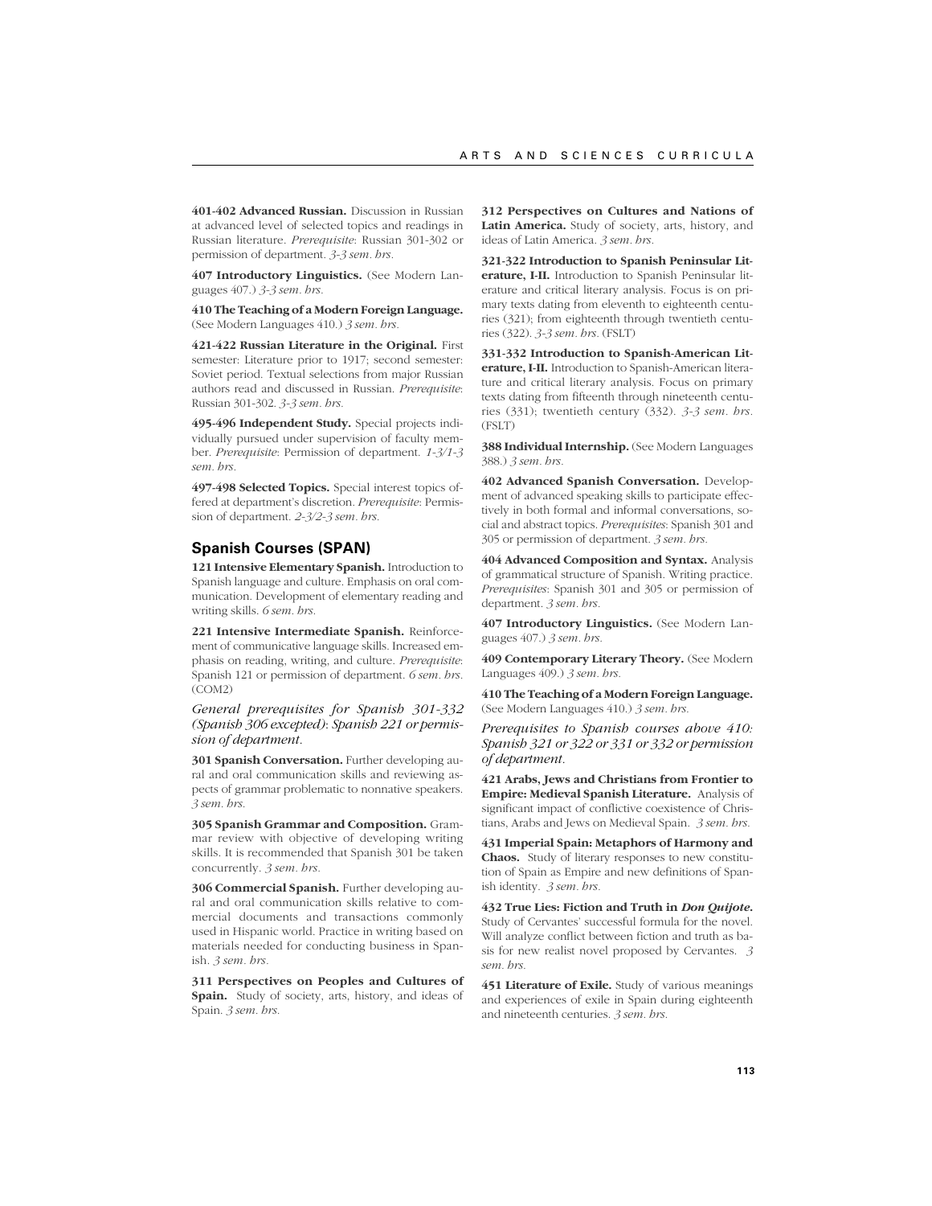**401-402 Advanced Russian.** Discussion in Russian at advanced level of selected topics and readings in Russian literature. *Prerequisite*: Russian 301-302 or permission of department. *3-3 sem. hrs.*

**407 Introductory Linguistics.** (See Modern Languages 407.) *3-3 sem. hrs.*

**410 The Teaching of a Modern Foreign Language.** (See Modern Languages 410.) *3 sem. hrs.*

**421-422 Russian Literature in the Original.** First semester: Literature prior to 1917; second semester: Soviet period. Textual selections from major Russian authors read and discussed in Russian. *Prerequisite*: Russian 301-302. *3-3 sem. hrs.*

**495-496 Independent Study.** Special projects individually pursued under supervision of faculty member. *Prerequisite*: Permission of department. *1-3/1-3 sem. hrs.*

**497-498 Selected Topics.** Special interest topics offered at department's discretion. *Prerequisite*: Permission of department. *2-3/2-3 sem. hrs.*

## Spanish Courses (SPAN)

**121 Intensive Elementary Spanish.** Introduction to Spanish language and culture. Emphasis on oral communication. Development of elementary reading and writing skills. *6 sem. hrs.*

**221 Intensive Intermediate Spanish.** Reinforcement of communicative language skills. Increased emphasis on reading, writing, and culture. *Prerequisite*: Spanish 121 or permission of department. *6 sem. hrs.* (COM2)

*General prerequisites for Spanish 301-332 (Spanish 306 excepted): Spanish 221 or permission of department.*

**301 Spanish Conversation.** Further developing aural and oral communication skills and reviewing aspects of grammar problematic to nonnative speakers. *3 sem. hrs.*

**305 Spanish Grammar and Composition.** Grammar review with objective of developing writing skills. It is recommended that Spanish 301 be taken concurrently. *3 sem. hrs.*

**306 Commercial Spanish.** Further developing aural and oral communication skills relative to commercial documents and transactions commonly used in Hispanic world. Practice in writing based on materials needed for conducting business in Spanish. *3 sem. hrs.*

**311 Perspectives on Peoples and Cultures of Spain.** Study of society, arts, history, and ideas of Spain. *3 sem. hrs.*

**312 Perspectives on Cultures and Nations of Latin America.** Study of society, arts, history, and ideas of Latin America. *3 sem. hrs.*

**321-322 Introduction to Spanish Peninsular Literature, I-II.** Introduction to Spanish Peninsular literature and critical literary analysis. Focus is on primary texts dating from eleventh to eighteenth centuries (321); from eighteenth through twentieth centuries (322). *3-3 sem. hrs.* (FSLT)

**331-332 Introduction to Spanish-American Literature, I-II.** Introduction to Spanish-American literature and critical literary analysis. Focus on primary texts dating from fifteenth through nineteenth centuries (331); twentieth century (332). *3-3 sem. hrs.* (FSLT)

**388 Individual Internship.** (See Modern Languages 388.) *3 sem. hrs.*

**402 Advanced Spanish Conversation.** Development of advanced speaking skills to participate effectively in both formal and informal conversations, social and abstract topics. *Prerequisites*: Spanish 301 and 305 or permission of department. *3 sem. hrs.*

**404 Advanced Composition and Syntax.** Analysis of grammatical structure of Spanish. Writing practice. *Prerequisites*: Spanish 301 and 305 or permission of department. *3 sem. hrs.*

**407 Introductory Linguistics.** (See Modern Languages 407.) *3 sem. hrs.*

**409 Contemporary Literary Theory.** (See Modern Languages 409.) *3 sem. hrs.*

**410 The Teaching of a Modern Foreign Language.** (See Modern Languages 410.) *3 sem. hrs.*

*Prerequisites to Spanish courses above 410: Spanish 321 or 322 or 331 or 332 or permission of department.*

**421 Arabs, Jews and Christians from Frontier to Empire: Medieval Spanish Literature.** Analysis of significant impact of conflictive coexistence of Christians, Arabs and Jews on Medieval Spain. *3 sem. hrs.*

**431 Imperial Spain: Metaphors of Harmony and Chaos.** Study of literary responses to new constitution of Spain as Empire and new definitions of Spanish identity. *3 sem. hrs.*

**432 True Lies: Fiction and Truth in *Don Quijote*.** Study of Cervantes' successful formula for the novel. Will analyze conflict between fiction and truth as basis for new realist novel proposed by Cervantes. *3 sem. hrs.*

**451 Literature of Exile.** Study of various meanings and experiences of exile in Spain during eighteenth and nineteenth centuries. *3 sem. hrs.*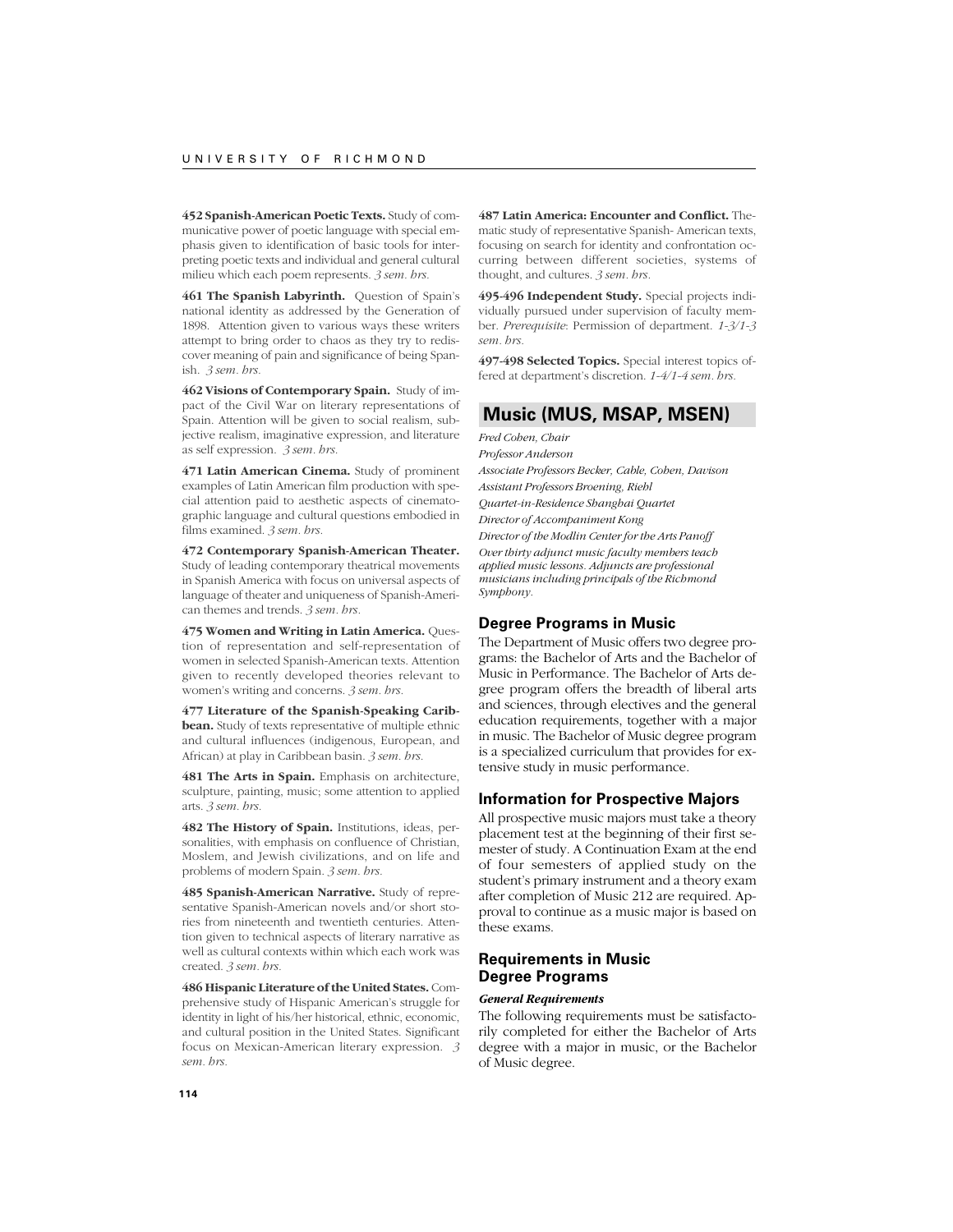**452 Spanish-American Poetic Texts.** Study of communicative power of poetic language with special emphasis given to identification of basic tools for interpreting poetic texts and individual and general cultural milieu which each poem represents. *3 sem. hrs.*

**461 The Spanish Labyrinth.** Question of Spain's national identity as addressed by the Generation of 1898. Attention given to various ways these writers attempt to bring order to chaos as they try to rediscover meaning of pain and significance of being Spanish. *3 sem. hrs.*

**462 Visions of Contemporary Spain.** Study of impact of the Civil War on literary representations of Spain. Attention will be given to social realism, subjective realism, imaginative expression, and literature as self expression. *3 sem. hrs.*

**471 Latin American Cinema.** Study of prominent examples of Latin American film production with special attention paid to aesthetic aspects of cinematographic language and cultural questions embodied in films examined. *3 sem. hrs.*

**472 Contemporary Spanish-American Theater.** Study of leading contemporary theatrical movements in Spanish America with focus on universal aspects of language of theater and uniqueness of Spanish-American themes and trends. *3 sem. hrs.*

**475 Women and Writing in Latin America.** Question of representation and self-representation of women in selected Spanish-American texts. Attention given to recently developed theories relevant to women's writing and concerns. *3 sem. hrs.*

**477 Literature of the Spanish-Speaking Caribbean.** Study of texts representative of multiple ethnic and cultural influences (indigenous, European, and African) at play in Caribbean basin. *3 sem. hrs.*

**481 The Arts in Spain.** Emphasis on architecture, sculpture, painting, music; some attention to applied arts. *3 sem. hrs.*

**482 The History of Spain.** Institutions, ideas, personalities, with emphasis on confluence of Christian, Moslem, and Jewish civilizations, and on life and problems of modern Spain. *3 sem. hrs.*

**485 Spanish-American Narrative.** Study of representative Spanish-American novels and/or short stories from nineteenth and twentieth centuries. Attention given to technical aspects of literary narrative as well as cultural contexts within which each work was created. *3 sem. hrs.*

**486 Hispanic Literature of the United States.** Comprehensive study of Hispanic American's struggle for identity in light of his/her historical, ethnic, economic, and cultural position in the United States. Significant focus on Mexican-American literary expression. *3 sem. hrs.*

**487 Latin America: Encounter and Conflict.** Thematic study of representative Spanish- American texts, focusing on search for identity and confrontation occurring between different societies, systems of thought, and cultures. *3 sem. hrs.*

**495-496 Independent Study.** Special projects individually pursued under supervision of faculty member. *Prerequisite*: Permission of department. *1-3/1-3 sem. hrs.*

**497-498 Selected Topics.** Special interest topics offered at department's discretion. *1-4/1-4 sem. hrs.*

## Music (MUS, MSAP, MSEN)

*Fred Cohen, Chair*
*Professor Anderson*
*Associate Professors Becker, Cable, Cohen, Davison*
*Assistant Professors Broening, Riehl*
*Quartet-in-Residence Shanghai Quartet*
*Director of Accompaniment Kong*
*Director of the Modlin Center for the Arts Panoff*
*Over thirty adjunct music faculty members teach applied music lessons. Adjuncts are professional musicians including principals of the Richmond Symphony.*

### Degree Programs in Music

The Department of Music offers two degree programs: the Bachelor of Arts and the Bachelor of Music in Performance. The Bachelor of Arts degree program offers the breadth of liberal arts and sciences, through electives and the general education requirements, together with a major in music. The Bachelor of Music degree program is a specialized curriculum that provides for extensive study in music performance.

### Information for Prospective Majors

All prospective music majors must take a theory placement test at the beginning of their first semester of study. A Continuation Exam at the end of four semesters of applied study on the student's primary instrument and a theory exam after completion of Music 212 are required. Approval to continue as a music major is based on these exams.

### Requirements in Music Degree Programs

***General Requirements***

The following requirements must be satisfactorily completed for either the Bachelor of Arts degree with a major in music, or the Bachelor of Music degree.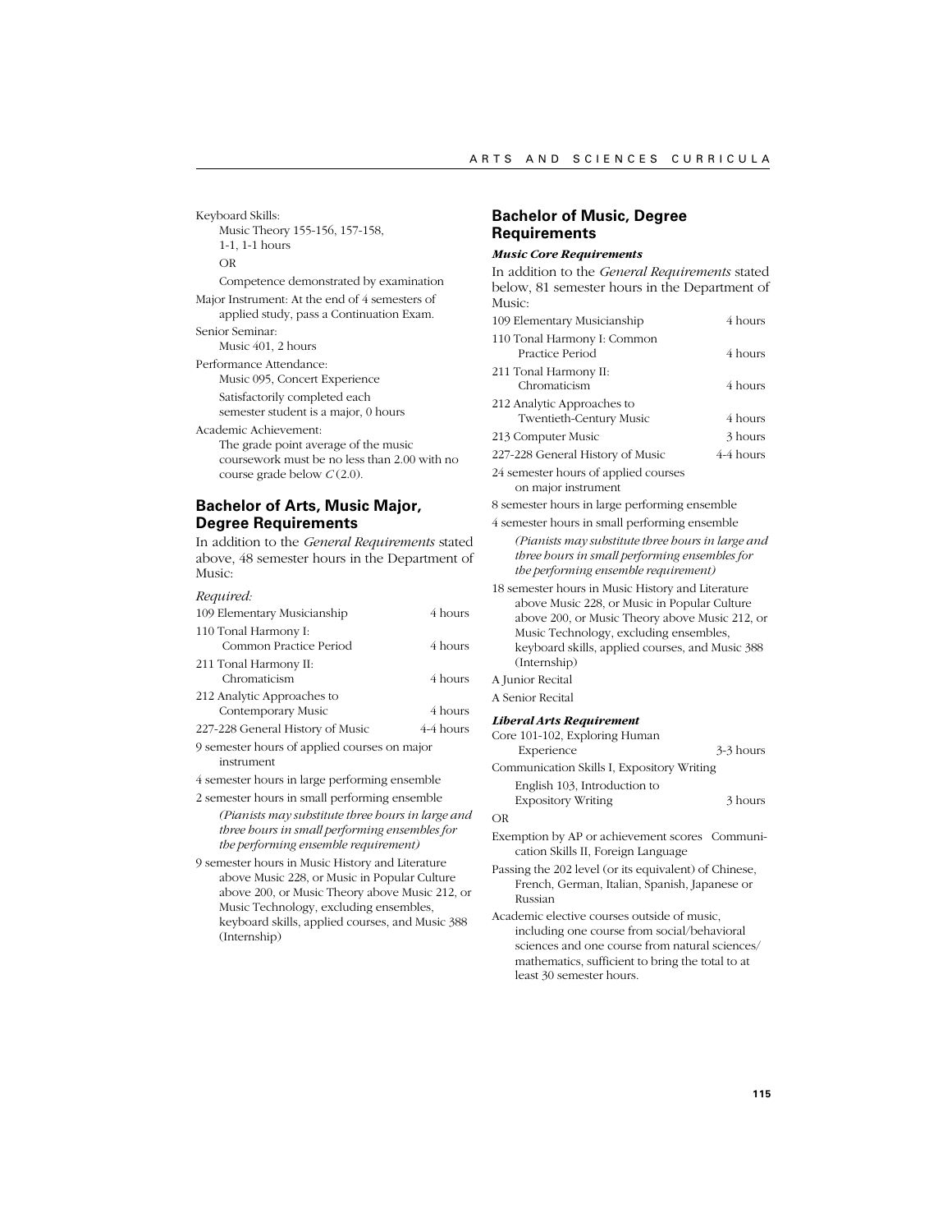Keyboard Skills:
  Music Theory 155-156, 157-158, 1-1, 1-1 hours
  OR
  Competence demonstrated by examination

Major Instrument: At the end of 4 semesters of applied study, pass a Continuation Exam.

Senior Seminar:
  Music 401, 2 hours

Performance Attendance:
  Music 095, Concert Experience
  Satisfactorily completed each semester student is a major, 0 hours

Academic Achievement:
  The grade point average of the music coursework must be no less than 2.00 with no course grade below *C* (2.0).

## Bachelor of Arts, Music Major, Degree Requirements

In addition to the *General Requirements* stated above, 48 semester hours in the Department of Music:

*Required:*

| | |
|---|---|
| 109 Elementary Musicianship | 4 hours |
| 110 Tonal Harmony I: Common Practice Period | 4 hours |
| 211 Tonal Harmony II: Chromaticism | 4 hours |
| 212 Analytic Approaches to Contemporary Music | 4 hours |
| 227-228 General History of Music | 4-4 hours |

9 semester hours of applied courses on major instrument

4 semester hours in large performing ensemble

2 semester hours in small performing ensemble

*(Pianists may substitute three hours in large and three hours in small performing ensembles for the performing ensemble requirement)*

9 semester hours in Music History and Literature above Music 228, or Music in Popular Culture above 200, or Music Theory above Music 212, or Music Technology, excluding ensembles, keyboard skills, applied courses, and Music 388 (Internship)

## Bachelor of Music, Degree Requirements

### *Music Core Requirements*

In addition to the *General Requirements* stated below, 81 semester hours in the Department of Music:

| | |
|---|---|
| 109 Elementary Musicianship | 4 hours |
| 110 Tonal Harmony I: Common Practice Period | 4 hours |
| 211 Tonal Harmony II: Chromaticism | 4 hours |
| 212 Analytic Approaches to Twentieth-Century Music | 4 hours |
| 213 Computer Music | 3 hours |
| 227-228 General History of Music | 4-4 hours |

24 semester hours of applied courses on major instrument

8 semester hours in large performing ensemble

4 semester hours in small performing ensemble

*(Pianists may substitute three hours in large and three hours in small performing ensembles for the performing ensemble requirement)*

18 semester hours in Music History and Literature above Music 228, or Music in Popular Culture above 200, or Music Theory above Music 212, or Music Technology, excluding ensembles, keyboard skills, applied courses, and Music 388 (Internship)

A Junior Recital

A Senior Recital

### *Liberal Arts Requirement*

Core 101-102, Exploring Human Experience — 3-3 hours

Communication Skills I, Expository Writing
  English 103, Introduction to Expository Writing — 3 hours

OR

Exemption by AP or achievement scores Communication Skills II, Foreign Language

Passing the 202 level (or its equivalent) of Chinese, French, German, Italian, Spanish, Japanese or Russian

Academic elective courses outside of music, including one course from social/behavioral sciences and one course from natural sciences/mathematics, sufficient to bring the total to at least 30 semester hours.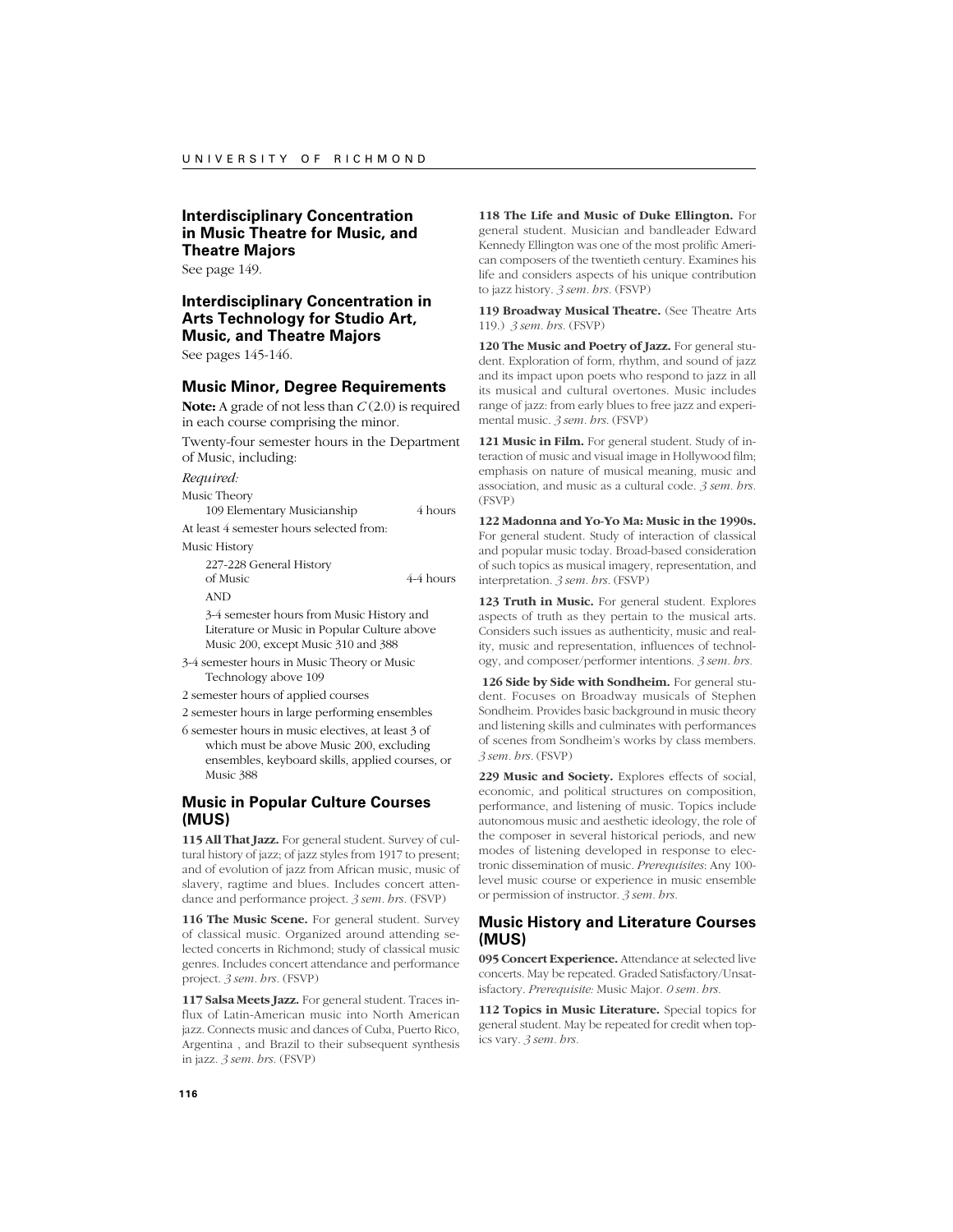## Interdisciplinary Concentration in Music Theatre for Music, and Theatre Majors

See page 149.

## Interdisciplinary Concentration in Arts Technology for Studio Art, Music, and Theatre Majors

See pages 145-146.

## Music Minor, Degree Requirements

**Note:** A grade of not less than *C* (2.0) is required in each course comprising the minor.

Twenty-four semester hours in the Department of Music, including:

*Required:*

Music Theory

109 Elementary Musicianship — 4 hours

At least 4 semester hours selected from:

Music History

227-228 General History of Music — 4-4 hours

AND

3-4 semester hours from Music History and Literature or Music in Popular Culture above Music 200, except Music 310 and 388

3-4 semester hours in Music Theory or Music Technology above 109

2 semester hours of applied courses

2 semester hours in large performing ensembles

6 semester hours in music electives, at least 3 of which must be above Music 200, excluding ensembles, keyboard skills, applied courses, or Music 388

## Music in Popular Culture Courses (MUS)

**115 All That Jazz.** For general student. Survey of cultural history of jazz; of jazz styles from 1917 to present; and of evolution of jazz from African music, music of slavery, ragtime and blues. Includes concert attendance and performance project. *3 sem. hrs.* (FSVP)

**116 The Music Scene.** For general student. Survey of classical music. Organized around attending selected concerts in Richmond; study of classical music genres. Includes concert attendance and performance project. *3 sem. hrs.* (FSVP)

**117 Salsa Meets Jazz.** For general student. Traces influx of Latin-American music into North American jazz. Connects music and dances of Cuba, Puerto Rico, Argentina , and Brazil to their subsequent synthesis in jazz. *3 sem. hrs.* (FSVP)

**118 The Life and Music of Duke Ellington.** For general student. Musician and bandleader Edward Kennedy Ellington was one of the most prolific American composers of the twentieth century. Examines his life and considers aspects of his unique contribution to jazz history. *3 sem. hrs.* (FSVP)

**119 Broadway Musical Theatre.** (See Theatre Arts 119.) *3 sem. hrs.* (FSVP)

**120 The Music and Poetry of Jazz.** For general student. Exploration of form, rhythm, and sound of jazz and its impact upon poets who respond to jazz in all its musical and cultural overtones. Music includes range of jazz: from early blues to free jazz and experimental music. *3 sem. hrs.* (FSVP)

**121 Music in Film.** For general student. Study of interaction of music and visual image in Hollywood film; emphasis on nature of musical meaning, music and association, and music as a cultural code. *3 sem. hrs.* (FSVP)

**122 Madonna and Yo-Yo Ma: Music in the 1990s.** For general student. Study of interaction of classical and popular music today. Broad-based consideration of such topics as musical imagery, representation, and interpretation. *3 sem. hrs.* (FSVP)

**123 Truth in Music.** For general student. Explores aspects of truth as they pertain to the musical arts. Considers such issues as authenticity, music and reality, music and representation, influences of technology, and composer/performer intentions. *3 sem. hrs.*

**126 Side by Side with Sondheim.** For general student. Focuses on Broadway musicals of Stephen Sondheim. Provides basic background in music theory and listening skills and culminates with performances of scenes from Sondheim's works by class members. *3 sem. hrs.* (FSVP)

**229 Music and Society.** Explores effects of social, economic, and political structures on composition, performance, and listening of music. Topics include autonomous music and aesthetic ideology, the role of the composer in several historical periods, and new modes of listening developed in response to electronic dissemination of music. *Prerequisites*: Any 100-level music course or experience in music ensemble or permission of instructor. *3 sem. hrs.*

## Music History and Literature Courses (MUS)

**095 Concert Experience.** Attendance at selected live concerts. May be repeated. Graded Satisfactory/Unsatisfactory. *Prerequisite:* Music Major. *0 sem. hrs.*

**112 Topics in Music Literature.** Special topics for general student. May be repeated for credit when topics vary. *3 sem. hrs.*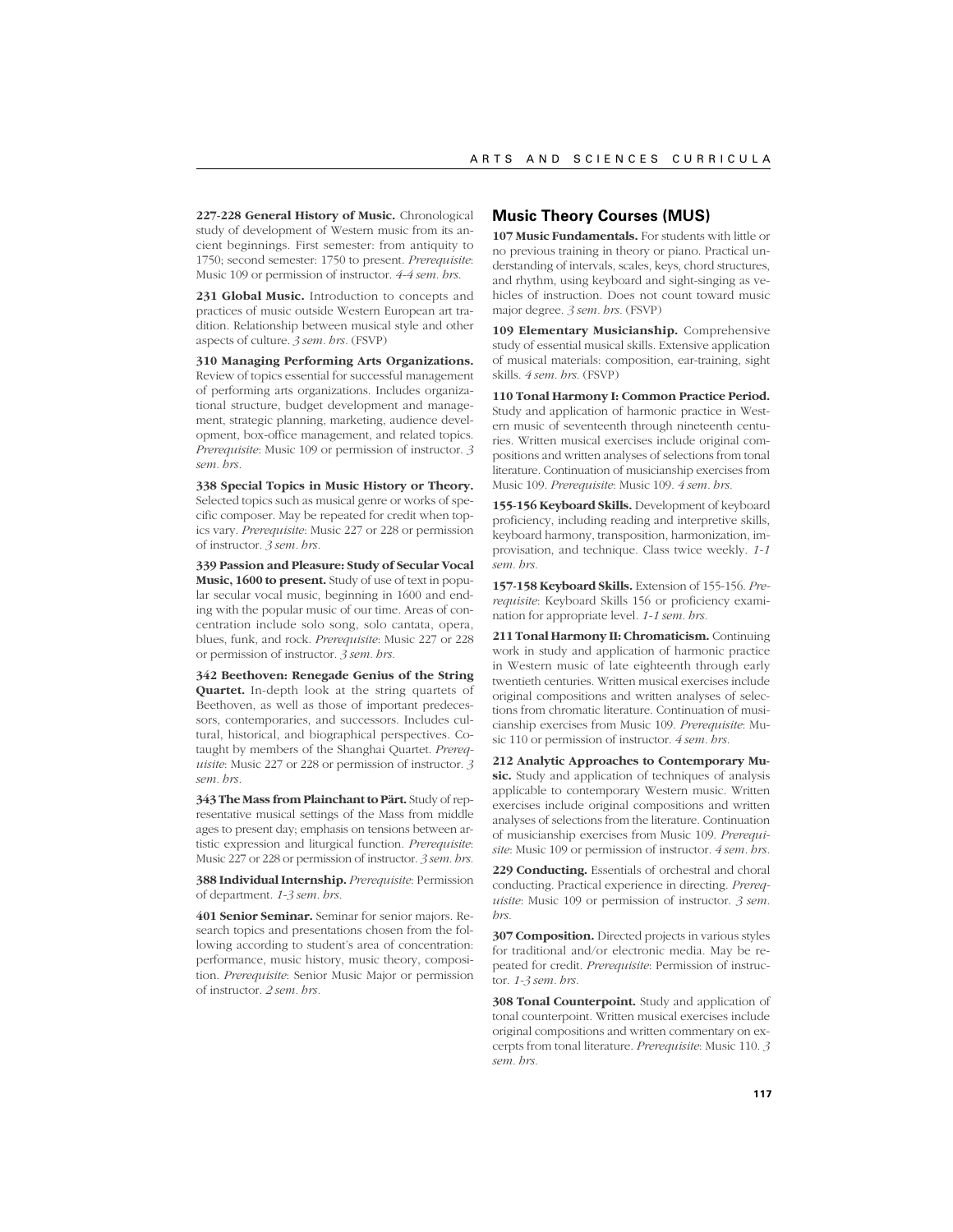**227-228 General History of Music.** Chronological study of development of Western music from its ancient beginnings. First semester: from antiquity to 1750; second semester: 1750 to present. *Prerequisite*: Music 109 or permission of instructor. *4-4 sem. hrs.*

**231 Global Music.** Introduction to concepts and practices of music outside Western European art tradition. Relationship between musical style and other aspects of culture. *3 sem. hrs.* (FSVP)

**310 Managing Performing Arts Organizations.** Review of topics essential for successful management of performing arts organizations. Includes organizational structure, budget development and management, strategic planning, marketing, audience development, box-office management, and related topics. *Prerequisite*: Music 109 or permission of instructor. *3 sem. hrs.*

**338 Special Topics in Music History or Theory.** Selected topics such as musical genre or works of specific composer. May be repeated for credit when topics vary. *Prerequisite*: Music 227 or 228 or permission of instructor. *3 sem. hrs.*

**339 Passion and Pleasure: Study of Secular Vocal Music, 1600 to present.** Study of use of text in popular secular vocal music, beginning in 1600 and ending with the popular music of our time. Areas of concentration include solo song, solo cantata, opera, blues, funk, and rock. *Prerequisite*: Music 227 or 228 or permission of instructor. *3 sem. hrs.*

**342 Beethoven: Renegade Genius of the String Quartet.** In-depth look at the string quartets of Beethoven, as well as those of important predecessors, contemporaries, and successors. Includes cultural, historical, and biographical perspectives. Co-taught by members of the Shanghai Quartet. *Prerequisite*: Music 227 or 228 or permission of instructor. *3 sem. hrs.*

**343 The Mass from Plainchant to Pärt.** Study of representative musical settings of the Mass from middle ages to present day; emphasis on tensions between artistic expression and liturgical function. *Prerequisite*: Music 227 or 228 or permission of instructor. *3 sem. hrs.*

**388 Individual Internship.** *Prerequisite*: Permission of department. *1-3 sem. hrs.*

**401 Senior Seminar.** Seminar for senior majors. Research topics and presentations chosen from the following according to student's area of concentration: performance, music history, music theory, composition. *Prerequisite*: Senior Music Major or permission of instructor. *2 sem. hrs.*

## Music Theory Courses (MUS)

**107 Music Fundamentals.** For students with little or no previous training in theory or piano. Practical understanding of intervals, scales, keys, chord structures, and rhythm, using keyboard and sight-singing as vehicles of instruction. Does not count toward music major degree. *3 sem. hrs.* (FSVP)

**109 Elementary Musicianship.** Comprehensive study of essential musical skills. Extensive application of musical materials: composition, ear-training, sight skills. *4 sem. hrs.* (FSVP)

**110 Tonal Harmony I: Common Practice Period.** Study and application of harmonic practice in Western music of seventeenth through nineteenth centuries. Written musical exercises include original compositions and written analyses of selections from tonal literature. Continuation of musicianship exercises from Music 109. *Prerequisite*: Music 109. *4 sem. hrs.*

**155-156 Keyboard Skills.** Development of keyboard proficiency, including reading and interpretive skills, keyboard harmony, transposition, harmonization, improvisation, and technique. Class twice weekly. *1-1 sem. hrs.*

**157-158 Keyboard Skills.** Extension of 155-156. *Prerequisite*: Keyboard Skills 156 or proficiency examination for appropriate level. *1-1 sem. hrs.*

**211 Tonal Harmony II: Chromaticism.** Continuing work in study and application of harmonic practice in Western music of late eighteenth through early twentieth centuries. Written musical exercises include original compositions and written analyses of selections from chromatic literature. Continuation of musicianship exercises from Music 109. *Prerequisite*: Music 110 or permission of instructor. *4 sem. hrs.*

**212 Analytic Approaches to Contemporary Music.** Study and application of techniques of analysis applicable to contemporary Western music. Written exercises include original compositions and written analyses of selections from the literature. Continuation of musicianship exercises from Music 109. *Prerequisite*: Music 109 or permission of instructor. *4 sem. hrs.*

**229 Conducting.** Essentials of orchestral and choral conducting. Practical experience in directing. *Prerequisite*: Music 109 or permission of instructor. *3 sem. hrs.*

**307 Composition.** Directed projects in various styles for traditional and/or electronic media. May be repeated for credit. *Prerequisite*: Permission of instructor. *1-3 sem. hrs.*

**308 Tonal Counterpoint.** Study and application of tonal counterpoint. Written musical exercises include original compositions and written commentary on excerpts from tonal literature. *Prerequisite*: Music 110. *3 sem. hrs.*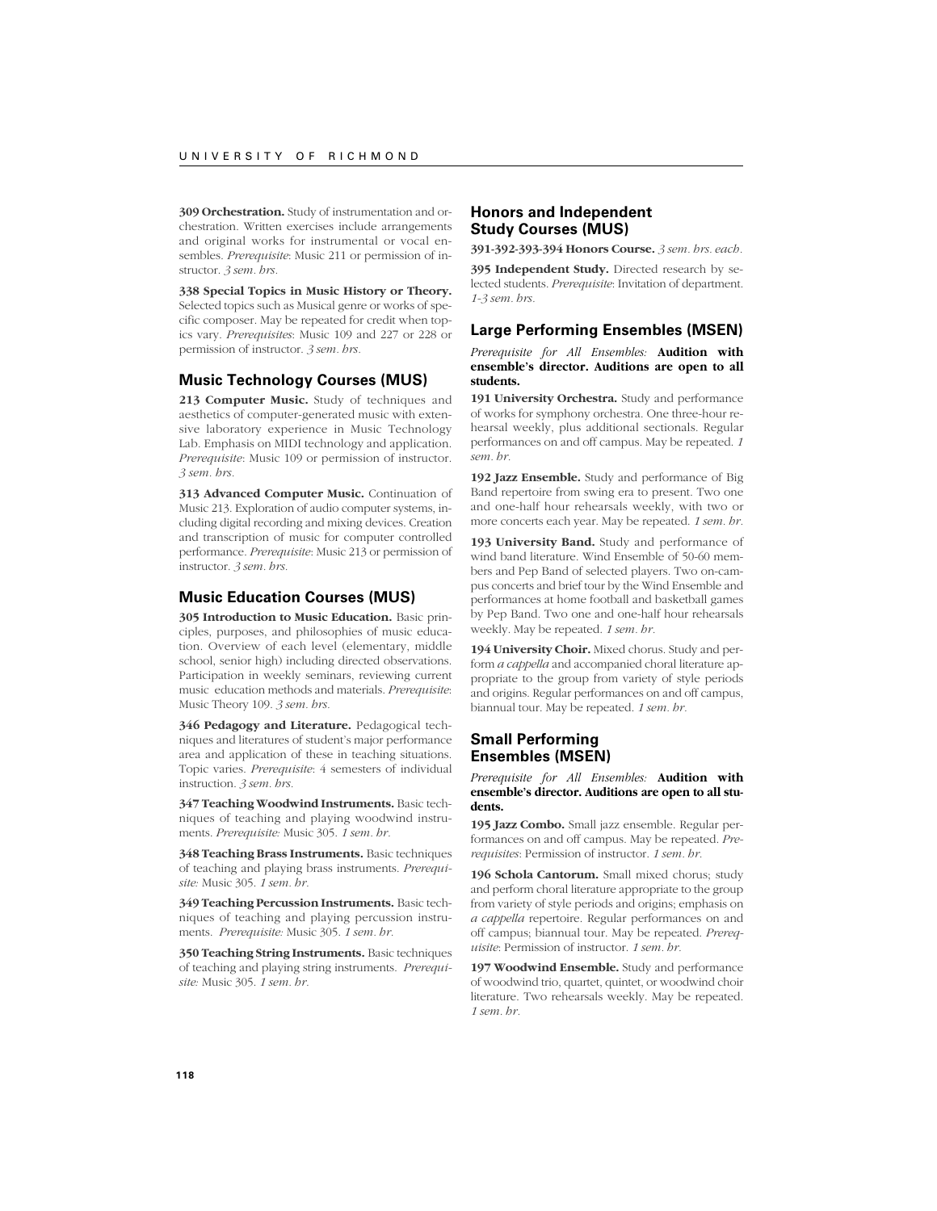**309 Orchestration.** Study of instrumentation and orchestration. Written exercises include arrangements and original works for instrumental or vocal ensembles. *Prerequisite*: Music 211 or permission of instructor. *3 sem. hrs.*

**338 Special Topics in Music History or Theory.** Selected topics such as Musical genre or works of specific composer. May be repeated for credit when topics vary. *Prerequisites*: Music 109 and 227 or 228 or permission of instructor. *3 sem. hrs.*

## Music Technology Courses (MUS)

**213 Computer Music.** Study of techniques and aesthetics of computer-generated music with extensive laboratory experience in Music Technology Lab. Emphasis on MIDI technology and application. *Prerequisite*: Music 109 or permission of instructor. *3 sem. hrs.*

**313 Advanced Computer Music.** Continuation of Music 213. Exploration of audio computer systems, including digital recording and mixing devices. Creation and transcription of music for computer controlled performance. *Prerequisite*: Music 213 or permission of instructor. *3 sem. hrs.*

## Music Education Courses (MUS)

**305 Introduction to Music Education.** Basic principles, purposes, and philosophies of music education. Overview of each level (elementary, middle school, senior high) including directed observations. Participation in weekly seminars, reviewing current music education methods and materials. *Prerequisite*: Music Theory 109. *3 sem. hrs.*

**346 Pedagogy and Literature.** Pedagogical techniques and literatures of student's major performance area and application of these in teaching situations. Topic varies. *Prerequisite*: 4 semesters of individual instruction. *3 sem. hrs.*

**347 Teaching Woodwind Instruments.** Basic techniques of teaching and playing woodwind instruments. *Prerequisite:* Music 305. *1 sem. hr.*

**348 Teaching Brass Instruments.** Basic techniques of teaching and playing brass instruments. *Prerequisite:* Music 305. *1 sem. hr.*

**349 Teaching Percussion Instruments.** Basic techniques of teaching and playing percussion instruments. *Prerequisite:* Music 305. *1 sem. hr.*

**350 Teaching String Instruments.** Basic techniques of teaching and playing string instruments. *Prerequisite:* Music 305. *1 sem. hr.*

## Honors and Independent Study Courses (MUS)

**391-392-393-394 Honors Course.** *3 sem. hrs. each.*

**395 Independent Study.** Directed research by selected students. *Prerequisite*: Invitation of department. *1-3 sem. hrs.*

## Large Performing Ensembles (MSEN)

*Prerequisite for All Ensembles:* **Audition with ensemble's director. Auditions are open to all students.**

**191 University Orchestra.** Study and performance of works for symphony orchestra. One three-hour rehearsal weekly, plus additional sectionals. Regular performances on and off campus. May be repeated. *1 sem. hr.*

**192 Jazz Ensemble.** Study and performance of Big Band repertoire from swing era to present. Two one and one-half hour rehearsals weekly, with two or more concerts each year. May be repeated. *1 sem. hr.*

**193 University Band.** Study and performance of wind band literature. Wind Ensemble of 50-60 members and Pep Band of selected players. Two on-campus concerts and brief tour by the Wind Ensemble and performances at home football and basketball games by Pep Band. Two one and one-half hour rehearsals weekly. May be repeated. *1 sem. hr.*

**194 University Choir.** Mixed chorus. Study and perform *a cappella* and accompanied choral literature appropriate to the group from variety of style periods and origins. Regular performances on and off campus, biannual tour. May be repeated. *1 sem. hr.*

## Small Performing Ensembles (MSEN)

*Prerequisite for All Ensembles:* **Audition with ensemble's director. Auditions are open to all students.**

**195 Jazz Combo.** Small jazz ensemble. Regular performances on and off campus. May be repeated. *Prerequisites*: Permission of instructor. *1 sem. hr.*

**196 Schola Cantorum.** Small mixed chorus; study and perform choral literature appropriate to the group from variety of style periods and origins; emphasis on *a cappella* repertoire. Regular performances on and off campus; biannual tour. May be repeated. *Prerequisite*: Permission of instructor. *1 sem. hr.*

**197 Woodwind Ensemble.** Study and performance of woodwind trio, quartet, quintet, or woodwind choir literature. Two rehearsals weekly. May be repeated. *1 sem. hr.*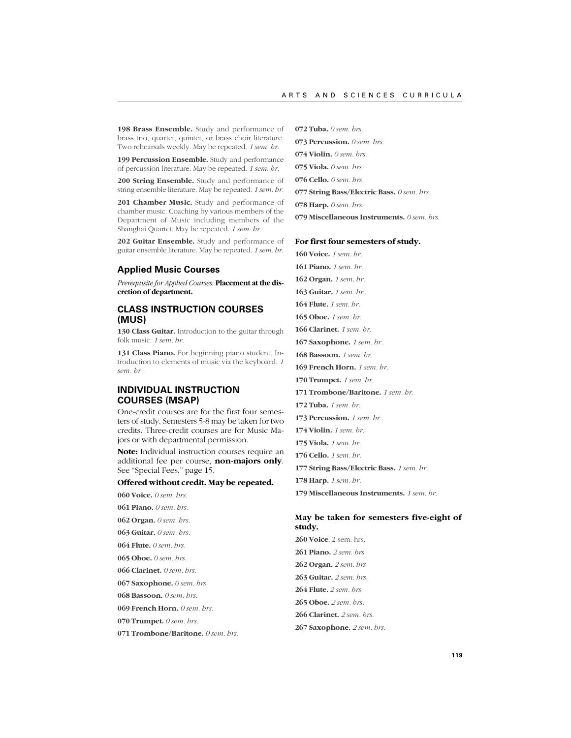**198 Brass Ensemble.** Study and performance of brass trio, quartet, quintet, or brass choir literature. Two rehearsals weekly. May be repeated. *1 sem. hr.*

**199 Percussion Ensemble.** Study and performance of percussion literature. May be repeated. *1 sem. hr.*

**200 String Ensemble.** Study and performance of string ensemble literature. May be repeated. *1 sem. hr.*

**201 Chamber Music.** Study and performance of chamber music. Coaching by various members of the Department of Music including members of the Shanghai Quartet. May be repeated. *1 sem. hr.*

**202 Guitar Ensemble.** Study and performance of guitar ensemble literature. May be repeated. *1 sem. hr.*

## Applied Music Courses

*Prerequisite for Applied Courses:* **Placement at the discretion of department.**

## CLASS INSTRUCTION COURSES (MUS)

**130 Class Guitar.** Introduction to the guitar through folk music. *1 sem. hr.*

**131 Class Piano.** For beginning piano student. Introduction to elements of music via the keyboard. *1 sem. hr.*

## INDIVIDUAL INSTRUCTION COURSES (MSAP)

One-credit courses are for the first four semesters of study. Semesters 5-8 may be taken for two credits. Three-credit courses are for Music Majors or with departmental permission.

**Note:** Individual instruction courses require an additional fee per course, **non-majors only**. See "Special Fees," page 15.

### Offered without credit. May be repeated.

**060 Voice.** *0 sem. hrs.*

**061 Piano.** *0 sem. hrs.*

**062 Organ.** *0 sem. hrs.*

**063 Guitar.** *0 sem. hrs.*

**064 Flute.** *0 sem. hrs.*

**065 Oboe.** *0 sem. hrs.*

**066 Clarinet.** *0 sem. hrs.*

**067 Saxophone.** *0 sem. hrs.*

**068 Bassoon.** *0 sem. hrs.*

**069 French Horn.** *0 sem. hrs.*

**070 Trumpet.** *0 sem. hrs.*

**071 Trombone/Baritone.** *0 sem. hrs.*

**072 Tuba.** *0 sem. hrs.*

**073 Percussion.** *0 sem. hrs.*

**074 Violin.** *0 sem. hrs.*

**075 Viola.** *0 sem. hrs.*

**076 Cello.** *0 sem. hrs.*

**077 String Bass/Electric Bass.** *0 sem. hrs.*

**078 Harp.** *0 sem. hrs.*

**079 Miscellaneous Instruments.** *0 sem. hrs.*

### For first four semesters of study.

**160 Voice.** *1 sem. hr.*

**161 Piano.** *1 sem. hr.*

**162 Organ.** *1 sem. hr.*

**163 Guitar.** *1 sem. hr.*

**164 Flute.** *1 sem. hr.*

**165 Oboe.** *1 sem. hr.*

**166 Clarinet.** *1 sem. hr.*

**167 Saxophone.** *1 sem. hr.*

**168 Bassoon.** *1 sem. hr.*

**169 French Horn.** *1 sem. hr.*

**170 Trumpet.** *1 sem. hr.*

**171 Trombone/Baritone.** *1 sem. hr.*

**172 Tuba.** *1 sem. hr.*

**173 Percussion.** *1 sem. hr.*

**174 Violin.** *1 sem. hr.*

**175 Viola.** *1 sem. hr.*

**176 Cello.** *1 sem. hr.*

**177 String Bass/Electric Bass.** *1 sem. hr.*

**178 Harp.** *1 sem. hr.*

**179 Miscellaneous Instruments.** *1 sem. hr.*

### May be taken for semesters five-eight of study.

**260 Voice**. 2 sem. hrs.

**261 Piano.** *2 sem. hrs.*

**262 Organ.** *2 sem. hrs.*

**263 Guitar.** *2 sem. hrs.*

**264 Flute.** *2 sem. hrs.*

**265 Oboe.** *2 sem. hrs.*

**266 Clarinet.** *2 sem. hrs.*

**267 Saxophone.** *2 sem. hrs.*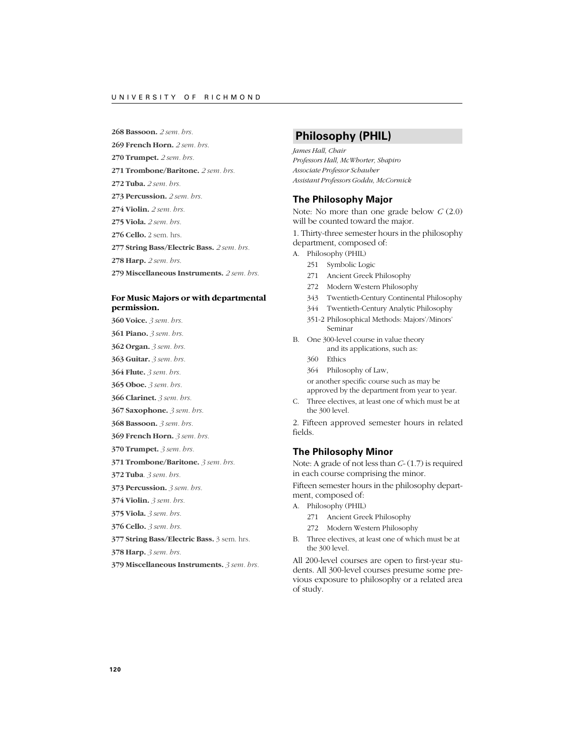**268 Bassoon.** *2 sem. hrs.*

**269 French Horn.** *2 sem. hrs.*

**270 Trumpet.** *2 sem. hrs.*

**271 Trombone/Baritone.** *2 sem. hrs.*

**272 Tuba.** *2 sem. hrs.*

**273 Percussion.** *2 sem. hrs.*

**274 Violin.** *2 sem. hrs.*

**275 Viola.** *2 sem. hrs.*

**276 Cello.** 2 sem. hrs.

**277 String Bass/Electric Bass.** *2 sem. hrs.*

**278 Harp.** *2 sem. hrs.*

**279 Miscellaneous Instruments.** *2 sem. hrs.*

### For Music Majors or with departmental permission.

**360 Voice.** *3 sem. hrs.*

**361 Piano.** *3 sem. hrs.*

**362 Organ.** *3 sem. hrs.*

**363 Guitar.** *3 sem. hrs.*

**364 Flute.** *3 sem. hrs.*

**365 Oboe.** *3 sem. hrs.*

**366 Clarinet.** *3 sem. hrs.*

**367 Saxophone.** *3 sem. hrs.*

**368 Bassoon.** *3 sem. hrs.*

**369 French Horn.** *3 sem. hrs.*

**370 Trumpet.** *3 sem. hrs.*

**371 Trombone/Baritone.** *3 sem. hrs.*

**372 Tuba**. *3 sem. hrs.*

**373 Percussion.** *3 sem. hrs.*

**374 Violin.** *3 sem. hrs.*

**375 Viola.** *3 sem. hrs.*

**376 Cello.** *3 sem. hrs.*

**377 String Bass/Electric Bass.** 3 sem. hrs.

**378 Harp.** *3 sem. hrs.*

**379 Miscellaneous Instruments.** *3 sem. hrs.*

## Philosophy (PHIL)

*James Hall, Chair*
*Professors Hall, McWhorter, Shapiro*
*Associate Professor Schauber*
*Assistant Professors Goddu, McCormick*

### The Philosophy Major

Note: No more than one grade below *C* (2.0) will be counted toward the major.

1. Thirty-three semester hours in the philosophy department, composed of:

A. Philosophy (PHIL)
- 251 Symbolic Logic
- 271 Ancient Greek Philosophy
- 272 Modern Western Philosophy
- 343 Twentieth-Century Continental Philosophy
- 344 Twentieth-Century Analytic Philosophy
- 351-2 Philosophical Methods: Majors'/Minors' Seminar

B. One 300-level course in value theory and its applications, such as:
- 360 Ethics
- 364 Philosophy of Law,

or another specific course such as may be approved by the department from year to year.

C. Three electives, at least one of which must be at the 300 level.

2. Fifteen approved semester hours in related fields.

### The Philosophy Minor

Note: A grade of not less than *C-* (1.7) is required in each course comprising the minor.

Fifteen semester hours in the philosophy department, composed of:

A. Philosophy (PHIL)
- 271 Ancient Greek Philosophy
- 272 Modern Western Philosophy

B. Three electives, at least one of which must be at the 300 level.

All 200-level courses are open to first-year students. All 300-level courses presume some previous exposure to philosophy or a related area of study.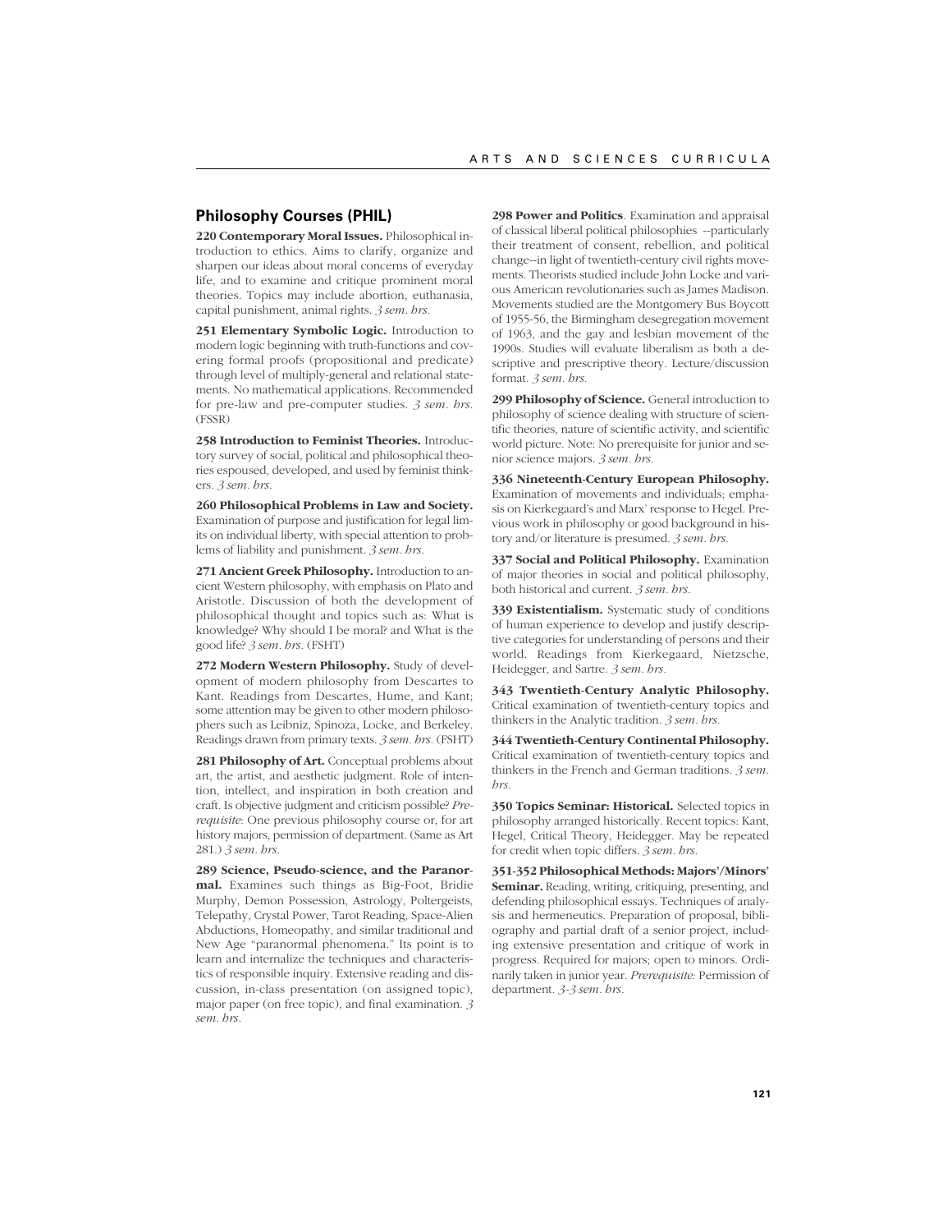## Philosophy Courses (PHIL)

**220 Contemporary Moral Issues.** Philosophical introduction to ethics. Aims to clarify, organize and sharpen our ideas about moral concerns of everyday life, and to examine and critique prominent moral theories. Topics may include abortion, euthanasia, capital punishment, animal rights. *3 sem. hrs.*

**251 Elementary Symbolic Logic.** Introduction to modern logic beginning with truth-functions and covering formal proofs (propositional and predicate) through level of multiply-general and relational statements. No mathematical applications. Recommended for pre-law and pre-computer studies. *3 sem. hrs.* (FSSR)

**258 Introduction to Feminist Theories.** Introductory survey of social, political and philosophical theories espoused, developed, and used by feminist thinkers. *3 sem. hrs.*

**260 Philosophical Problems in Law and Society.** Examination of purpose and justification for legal limits on individual liberty, with special attention to problems of liability and punishment. *3 sem. hrs.*

**271 Ancient Greek Philosophy.** Introduction to ancient Western philosophy, with emphasis on Plato and Aristotle. Discussion of both the development of philosophical thought and topics such as: What is knowledge? Why should I be moral? and What is the good life? *3 sem. hrs.* (FSHT)

**272 Modern Western Philosophy.** Study of development of modern philosophy from Descartes to Kant. Readings from Descartes, Hume, and Kant; some attention may be given to other modern philosophers such as Leibniz, Spinoza, Locke, and Berkeley. Readings drawn from primary texts. *3 sem. hrs.* (FSHT)

**281 Philosophy of Art.** Conceptual problems about art, the artist, and aesthetic judgment. Role of intention, intellect, and inspiration in both creation and craft. Is objective judgment and criticism possible? *Prerequisite*: One previous philosophy course or, for art history majors, permission of department. (Same as Art 281.) *3 sem. hrs.*

**289 Science, Pseudo-science, and the Paranormal.** Examines such things as Big-Foot, Bridie Murphy, Demon Possession, Astrology, Poltergeists, Telepathy, Crystal Power, Tarot Reading, Space-Alien Abductions, Homeopathy, and similar traditional and New Age "paranormal phenomena." Its point is to learn and internalize the techniques and characteristics of responsible inquiry. Extensive reading and discussion, in-class presentation (on assigned topic), major paper (on free topic), and final examination. *3 sem. hrs.*

**298 Power and Politics**. Examination and appraisal of classical liberal political philosophies --particularly their treatment of consent, rebellion, and political change--in light of twentieth-century civil rights movements. Theorists studied include John Locke and various American revolutionaries such as James Madison. Movements studied are the Montgomery Bus Boycott of 1955-56, the Birmingham desegregation movement of 1963, and the gay and lesbian movement of the 1990s. Studies will evaluate liberalism as both a descriptive and prescriptive theory. Lecture/discussion format. *3 sem. hrs.*

**299 Philosophy of Science.** General introduction to philosophy of science dealing with structure of scientific theories, nature of scientific activity, and scientific world picture. Note: No prerequisite for junior and senior science majors. *3 sem. hrs.*

**336 Nineteenth-Century European Philosophy.** Examination of movements and individuals; emphasis on Kierkegaard's and Marx' response to Hegel. Previous work in philosophy or good background in history and/or literature is presumed. *3 sem. hrs.*

**337 Social and Political Philosophy.** Examination of major theories in social and political philosophy, both historical and current. *3 sem. hrs.*

**339 Existentialism.** Systematic study of conditions of human experience to develop and justify descriptive categories for understanding of persons and their world. Readings from Kierkegaard, Nietzsche, Heidegger, and Sartre. *3 sem. hrs.*

**343 Twentieth-Century Analytic Philosophy.** Critical examination of twentieth-century topics and thinkers in the Analytic tradition. *3 sem. hrs.*

**344 Twentieth-Century Continental Philosophy.** Critical examination of twentieth-century topics and thinkers in the French and German traditions. *3 sem. hrs.*

**350 Topics Seminar: Historical.** Selected topics in philosophy arranged historically. Recent topics: Kant, Hegel, Critical Theory, Heidegger. May be repeated for credit when topic differs. *3 sem. hrs.*

**351-352 Philosophical Methods: Majors'/Minors' Seminar.** Reading, writing, critiquing, presenting, and defending philosophical essays. Techniques of analysis and hermeneutics. Preparation of proposal, bibliography and partial draft of a senior project, including extensive presentation and critique of work in progress. Required for majors; open to minors. Ordinarily taken in junior year. *Prerequisite:* Permission of department. *3-3 sem. hrs.*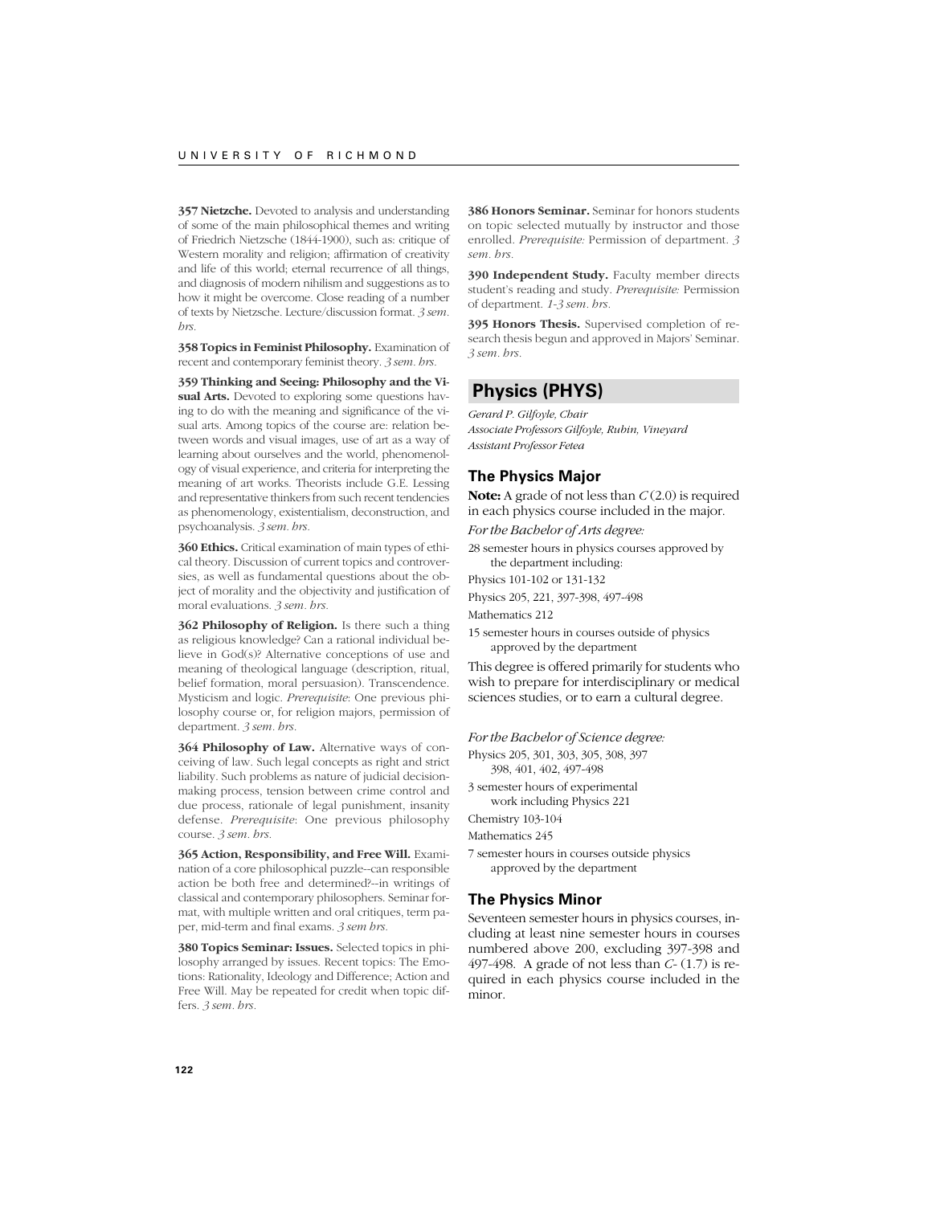**357 Nietzche.** Devoted to analysis and understanding of some of the main philosophical themes and writing of Friedrich Nietzsche (1844-1900), such as: critique of Western morality and religion; affirmation of creativity and life of this world; eternal recurrence of all things, and diagnosis of modern nihilism and suggestions as to how it might be overcome. Close reading of a number of texts by Nietzsche. Lecture/discussion format. *3 sem. hrs.*

**358 Topics in Feminist Philosophy.** Examination of recent and contemporary feminist theory. *3 sem. hrs.*

**359 Thinking and Seeing: Philosophy and the Visual Arts.** Devoted to exploring some questions having to do with the meaning and significance of the visual arts. Among topics of the course are: relation between words and visual images, use of art as a way of learning about ourselves and the world, phenomenology of visual experience, and criteria for interpreting the meaning of art works. Theorists include G.E. Lessing and representative thinkers from such recent tendencies as phenomenology, existentialism, deconstruction, and psychoanalysis. *3 sem. hrs.*

**360 Ethics.** Critical examination of main types of ethical theory. Discussion of current topics and controversies, as well as fundamental questions about the object of morality and the objectivity and justification of moral evaluations. *3 sem. hrs.*

**362 Philosophy of Religion.** Is there such a thing as religious knowledge? Can a rational individual believe in God(s)? Alternative conceptions of use and meaning of theological language (description, ritual, belief formation, moral persuasion). Transcendence. Mysticism and logic. *Prerequisite*: One previous philosophy course or, for religion majors, permission of department. *3 sem. hrs.*

**364 Philosophy of Law.** Alternative ways of conceiving of law. Such legal concepts as right and strict liability. Such problems as nature of judicial decision-making process, tension between crime control and due process, rationale of legal punishment, insanity defense. *Prerequisite*: One previous philosophy course. *3 sem. hrs.*

**365 Action, Responsibility, and Free Will.** Examination of a core philosophical puzzle--can responsible action be both free and determined?--in writings of classical and contemporary philosophers. Seminar format, with multiple written and oral critiques, term paper, mid-term and final exams. *3 sem hrs.*

**380 Topics Seminar: Issues.** Selected topics in philosophy arranged by issues. Recent topics: The Emotions: Rationality, Ideology and Difference; Action and Free Will. May be repeated for credit when topic differs. *3 sem. hrs.*

**386 Honors Seminar.** Seminar for honors students on topic selected mutually by instructor and those enrolled. *Prerequisite:* Permission of department. *3 sem. hrs.*

**390 Independent Study.** Faculty member directs student's reading and study. *Prerequisite:* Permission of department. *1-3 sem. hrs.*

**395 Honors Thesis.** Supervised completion of research thesis begun and approved in Majors' Seminar. *3 sem. hrs.*

## Physics (PHYS)

*Gerard P. Gilfoyle, Chair*
*Associate Professors Gilfoyle, Rubin, Vineyard*
*Assistant Professor Fetea*

### The Physics Major

**Note:** A grade of not less than *C* (2.0) is required in each physics course included in the major.

*For the Bachelor of Arts degree:*

28 semester hours in physics courses approved by the department including:

Physics 101-102 or 131-132

Physics 205, 221, 397-398, 497-498

Mathematics 212

15 semester hours in courses outside of physics approved by the department

This degree is offered primarily for students who wish to prepare for interdisciplinary or medical sciences studies, or to earn a cultural degree.

*For the Bachelor of Science degree:*

Physics 205, 301, 303, 305, 308, 397 398, 401, 402, 497-498

3 semester hours of experimental work including Physics 221

Chemistry 103-104

Mathematics 245

7 semester hours in courses outside physics approved by the department

### The Physics Minor

Seventeen semester hours in physics courses, including at least nine semester hours in courses numbered above 200, excluding 397-398 and 497-498. A grade of not less than *C-* (1.7) is required in each physics course included in the minor.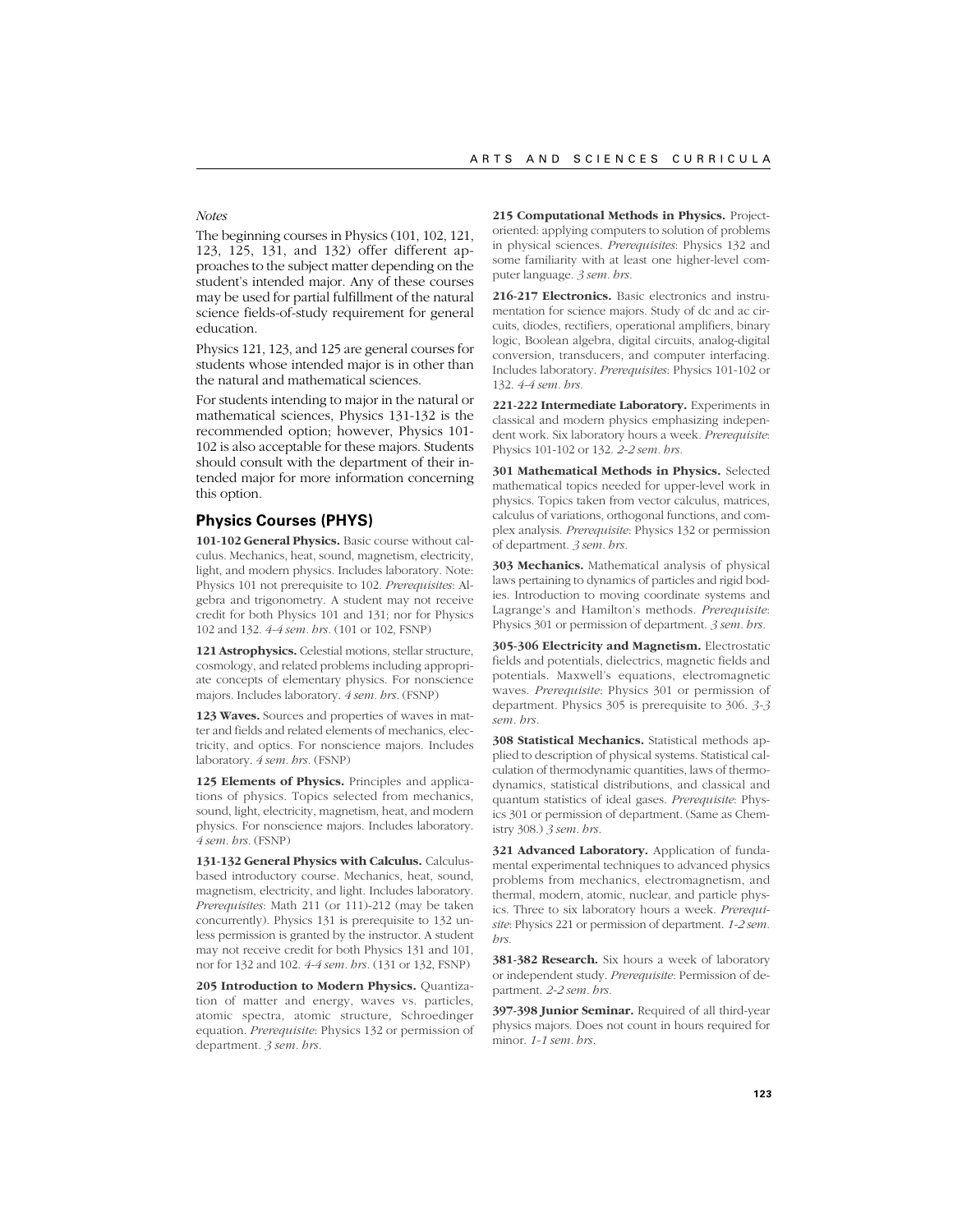*Notes*

The beginning courses in Physics (101, 102, 121, 123, 125, 131, and 132) offer different approaches to the subject matter depending on the student's intended major. Any of these courses may be used for partial fulfillment of the natural science fields-of-study requirement for general education.

Physics 121, 123, and 125 are general courses for students whose intended major is in other than the natural and mathematical sciences.

For students intending to major in the natural or mathematical sciences, Physics 131-132 is the recommended option; however, Physics 101-102 is also acceptable for these majors. Students should consult with the department of their intended major for more information concerning this option.

## Physics Courses (PHYS)

**101-102 General Physics.** Basic course without calculus. Mechanics, heat, sound, magnetism, electricity, light, and modern physics. Includes laboratory. Note: Physics 101 not prerequisite to 102. *Prerequisites*: Algebra and trigonometry. A student may not receive credit for both Physics 101 and 131; nor for Physics 102 and 132. *4-4 sem. hrs.* (101 or 102, FSNP)

**121 Astrophysics.** Celestial motions, stellar structure, cosmology, and related problems including appropriate concepts of elementary physics. For nonscience majors. Includes laboratory. *4 sem. hrs.* (FSNP)

**123 Waves.** Sources and properties of waves in matter and fields and related elements of mechanics, electricity, and optics. For nonscience majors. Includes laboratory. *4 sem. hrs.* (FSNP)

**125 Elements of Physics.** Principles and applications of physics. Topics selected from mechanics, sound, light, electricity, magnetism, heat, and modern physics. For nonscience majors. Includes laboratory. *4 sem. hrs.* (FSNP)

**131-132 General Physics with Calculus.** Calculus-based introductory course. Mechanics, heat, sound, magnetism, electricity, and light. Includes laboratory. *Prerequisites*: Math 211 (or 111)-212 (may be taken concurrently). Physics 131 is prerequisite to 132 unless permission is granted by the instructor. A student may not receive credit for both Physics 131 and 101, nor for 132 and 102. *4-4 sem. hrs.* (131 or 132, FSNP)

**205 Introduction to Modern Physics.** Quantization of matter and energy, waves vs. particles, atomic spectra, atomic structure, Schroedinger equation. *Prerequisite*: Physics 132 or permission of department. *3 sem. hrs.*

**215 Computational Methods in Physics.** Project-oriented: applying computers to solution of problems in physical sciences. *Prerequisites*: Physics 132 and some familiarity with at least one higher-level computer language. *3 sem. hrs.*

**216-217 Electronics.** Basic electronics and instrumentation for science majors. Study of dc and ac circuits, diodes, rectifiers, operational amplifiers, binary logic, Boolean algebra, digital circuits, analog-digital conversion, transducers, and computer interfacing. Includes laboratory. *Prerequisites*: Physics 101-102 or 132. *4-4 sem. hrs.*

**221-222 Intermediate Laboratory.** Experiments in classical and modern physics emphasizing independent work. Six laboratory hours a week. *Prerequisite*: Physics 101-102 or 132. *2-2 sem. hrs.*

**301 Mathematical Methods in Physics.** Selected mathematical topics needed for upper-level work in physics. Topics taken from vector calculus, matrices, calculus of variations, orthogonal functions, and complex analysis. *Prerequisite*: Physics 132 or permission of department. *3 sem. hrs.*

**303 Mechanics.** Mathematical analysis of physical laws pertaining to dynamics of particles and rigid bodies. Introduction to moving coordinate systems and Lagrange's and Hamilton's methods. *Prerequisite*: Physics 301 or permission of department. *3 sem. hrs.*

**305-306 Electricity and Magnetism.** Electrostatic fields and potentials, dielectrics, magnetic fields and potentials. Maxwell's equations, electromagnetic waves. *Prerequisite*: Physics 301 or permission of department. Physics 305 is prerequisite to 306. *3-3 sem. hrs.*

**308 Statistical Mechanics.** Statistical methods applied to description of physical systems. Statistical calculation of thermodynamic quantities, laws of thermodynamics, statistical distributions, and classical and quantum statistics of ideal gases. *Prerequisite*: Physics 301 or permission of department. (Same as Chemistry 308.) *3 sem. hrs.*

**321 Advanced Laboratory.** Application of fundamental experimental techniques to advanced physics problems from mechanics, electromagnetism, and thermal, modern, atomic, nuclear, and particle physics. Three to six laboratory hours a week. *Prerequisite*: Physics 221 or permission of department. *1-2 sem. hrs.*

**381-382 Research.** Six hours a week of laboratory or independent study. *Prerequisite*: Permission of department. *2-2 sem. hrs.*

**397-398 Junior Seminar.** Required of all third-year physics majors. Does not count in hours required for minor. *1-1 sem. hrs.*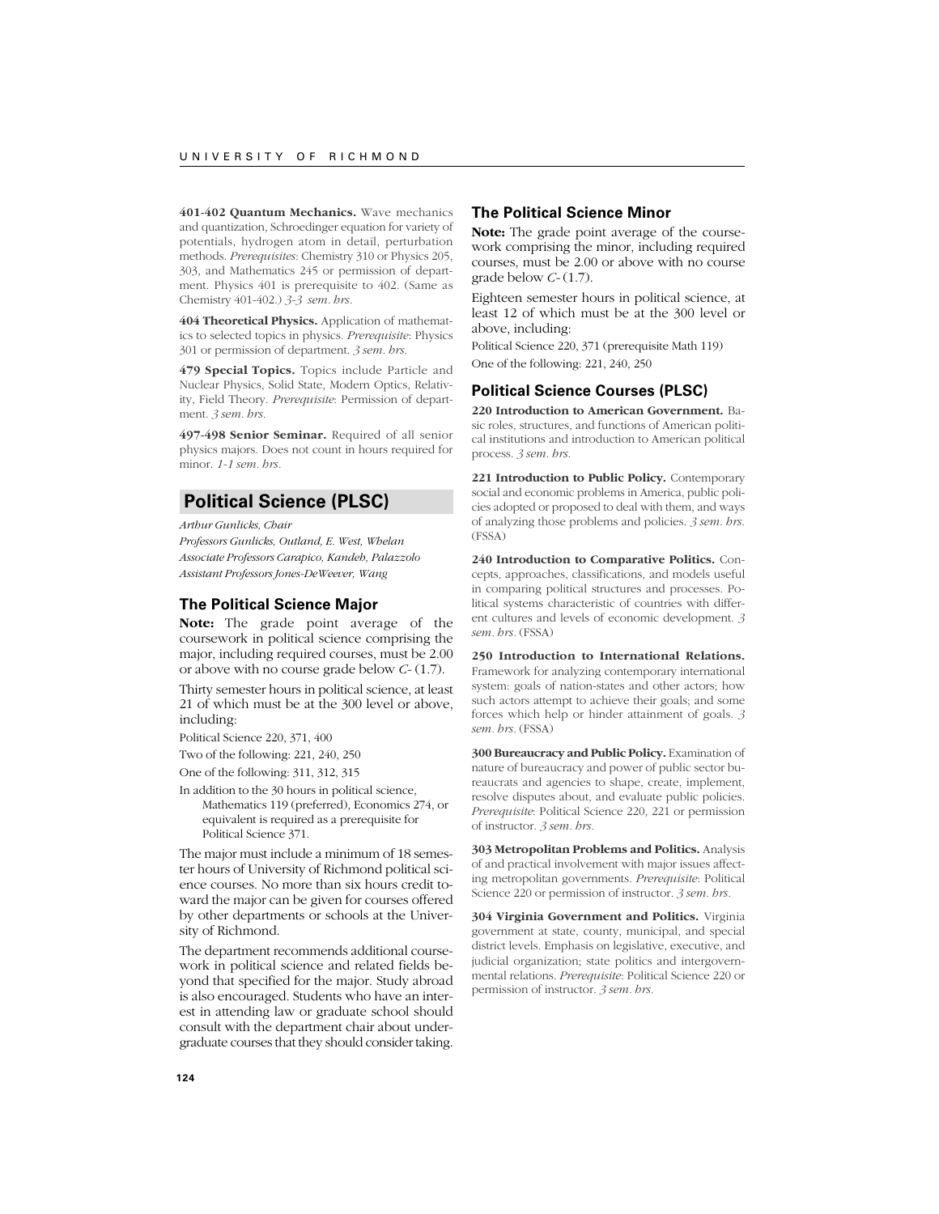**401-402 Quantum Mechanics.** Wave mechanics and quantization, Schroedinger equation for variety of potentials, hydrogen atom in detail, perturbation methods. *Prerequisites*: Chemistry 310 or Physics 205, 303, and Mathematics 245 or permission of department. Physics 401 is prerequisite to 402. (Same as Chemistry 401-402.) *3-3 sem. hrs.*

**404 Theoretical Physics.** Application of mathematics to selected topics in physics. *Prerequisite*: Physics 301 or permission of department. *3 sem. hrs.*

**479 Special Topics.** Topics include Particle and Nuclear Physics, Solid State, Modern Optics, Relativity, Field Theory. *Prerequisite*: Permission of department. *3 sem. hrs.*

**497-498 Senior Seminar.** Required of all senior physics majors. Does not count in hours required for minor. *1-1 sem. hrs.*

## Political Science (PLSC)

*Arthur Gunlicks, Chair*
*Professors Gunlicks, Outland, E. West, Whelan*
*Associate Professors Carapico, Kandeh, Palazzolo*
*Assistant Professors Jones-DeWeever, Wang*

### The Political Science Major

**Note:** The grade point average of the coursework in political science comprising the major, including required courses, must be 2.00 or above with no course grade below *C-* (1.7).

Thirty semester hours in political science, at least 21 of which must be at the 300 level or above, including:

Political Science 220, 371, 400

Two of the following: 221, 240, 250

One of the following: 311, 312, 315

In addition to the 30 hours in political science, Mathematics 119 (preferred), Economics 274, or equivalent is required as a prerequisite for Political Science 371.

The major must include a minimum of 18 semester hours of University of Richmond political science courses. No more than six hours credit toward the major can be given for courses offered by other departments or schools at the University of Richmond.

The department recommends additional coursework in political science and related fields beyond that specified for the major. Study abroad is also encouraged. Students who have an interest in attending law or graduate school should consult with the department chair about undergraduate courses that they should consider taking.

### The Political Science Minor

**Note:** The grade point average of the coursework comprising the minor, including required courses, must be 2.00 or above with no course grade below *C-* (1.7).

Eighteen semester hours in political science, at least 12 of which must be at the 300 level or above, including:

Political Science 220, 371 (prerequisite Math 119)

One of the following: 221, 240, 250

### Political Science Courses (PLSC)

**220 Introduction to American Government.** Basic roles, structures, and functions of American political institutions and introduction to American political process. *3 sem. hrs.*

**221 Introduction to Public Policy.** Contemporary social and economic problems in America, public policies adopted or proposed to deal with them, and ways of analyzing those problems and policies. *3 sem. hrs.* (FSSA)

**240 Introduction to Comparative Politics.** Concepts, approaches, classifications, and models useful in comparing political structures and processes. Political systems characteristic of countries with different cultures and levels of economic development. *3 sem. hrs.* (FSSA)

**250 Introduction to International Relations.** Framework for analyzing contemporary international system: goals of nation-states and other actors; how such actors attempt to achieve their goals; and some forces which help or hinder attainment of goals. *3 sem. hrs.* (FSSA)

**300 Bureaucracy and Public Policy.** Examination of nature of bureaucracy and power of public sector bureaucrats and agencies to shape, create, implement, resolve disputes about, and evaluate public policies. *Prerequisite*: Political Science 220, 221 or permission of instructor. *3 sem. hrs.*

**303 Metropolitan Problems and Politics.** Analysis of and practical involvement with major issues affecting metropolitan governments. *Prerequisite*: Political Science 220 or permission of instructor. *3 sem. hrs.*

**304 Virginia Government and Politics.** Virginia government at state, county, municipal, and special district levels. Emphasis on legislative, executive, and judicial organization; state politics and intergovernmental relations. *Prerequisite*: Political Science 220 or permission of instructor. *3 sem. hrs.*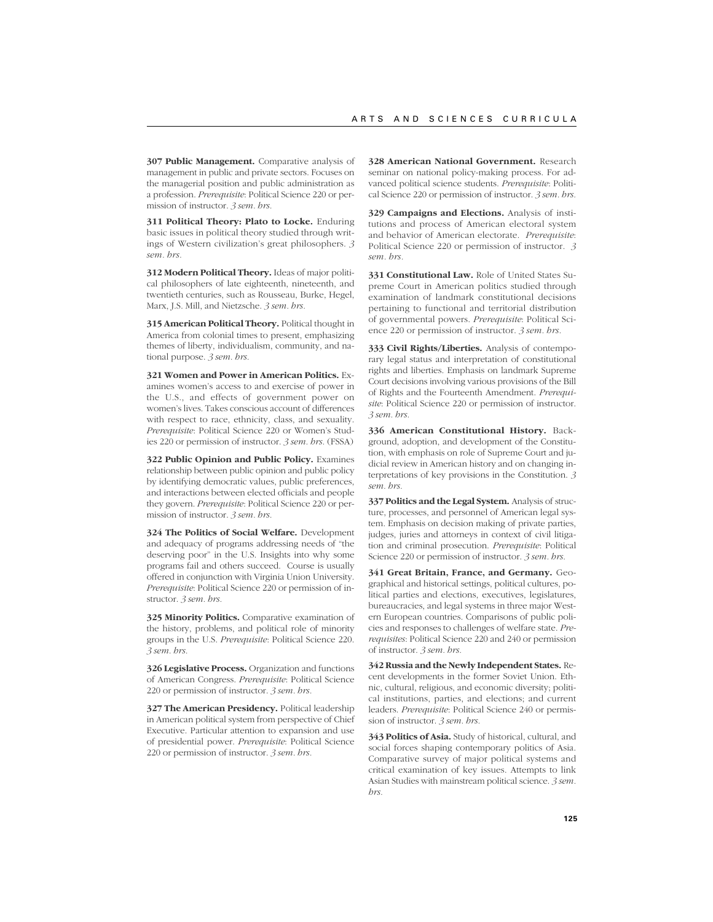**307 Public Management.** Comparative analysis of management in public and private sectors. Focuses on the managerial position and public administration as a profession. *Prerequisite*: Political Science 220 or permission of instructor. *3 sem. hrs.*

**311 Political Theory: Plato to Locke.** Enduring basic issues in political theory studied through writings of Western civilization's great philosophers. *3 sem. hrs.*

**312 Modern Political Theory.** Ideas of major political philosophers of late eighteenth, nineteenth, and twentieth centuries, such as Rousseau, Burke, Hegel, Marx, J.S. Mill, and Nietzsche. *3 sem. hrs.*

**315 American Political Theory.** Political thought in America from colonial times to present, emphasizing themes of liberty, individualism, community, and national purpose. *3 sem. hrs.*

**321 Women and Power in American Politics.** Examines women's access to and exercise of power in the U.S., and effects of government power on women's lives. Takes conscious account of differences with respect to race, ethnicity, class, and sexuality. *Prerequisite*: Political Science 220 or Women's Studies 220 or permission of instructor. *3 sem. hrs.* (FSSA)

**322 Public Opinion and Public Policy.** Examines relationship between public opinion and public policy by identifying democratic values, public preferences, and interactions between elected officials and people they govern. *Prerequisite*: Political Science 220 or permission of instructor. *3 sem. hrs.*

**324 The Politics of Social Welfare.** Development and adequacy of programs addressing needs of "the deserving poor" in the U.S. Insights into why some programs fail and others succeed. Course is usually offered in conjunction with Virginia Union University. *Prerequisite*: Political Science 220 or permission of instructor. *3 sem. hrs.*

**325 Minority Politics.** Comparative examination of the history, problems, and political role of minority groups in the U.S. *Prerequisite*: Political Science 220. *3 sem. hrs.*

**326 Legislative Process.** Organization and functions of American Congress. *Prerequisite*: Political Science 220 or permission of instructor. *3 sem. hrs.*

**327 The American Presidency.** Political leadership in American political system from perspective of Chief Executive. Particular attention to expansion and use of presidential power. *Prerequisite*: Political Science 220 or permission of instructor. *3 sem. hrs.*

**328 American National Government.** Research seminar on national policy-making process. For advanced political science students. *Prerequisite*: Political Science 220 or permission of instructor. *3 sem. hrs.*

**329 Campaigns and Elections.** Analysis of institutions and process of American electoral system and behavior of American electorate. *Prerequisite*: Political Science 220 or permission of instructor. *3 sem. hrs.*

**331 Constitutional Law.** Role of United States Supreme Court in American politics studied through examination of landmark constitutional decisions pertaining to functional and territorial distribution of governmental powers. *Prerequisite*: Political Science 220 or permission of instructor. *3 sem. hrs.*

**333 Civil Rights/Liberties.** Analysis of contemporary legal status and interpretation of constitutional rights and liberties. Emphasis on landmark Supreme Court decisions involving various provisions of the Bill of Rights and the Fourteenth Amendment. *Prerequisite*: Political Science 220 or permission of instructor. *3 sem. hrs.*

**336 American Constitutional History.** Background, adoption, and development of the Constitution, with emphasis on role of Supreme Court and judicial review in American history and on changing interpretations of key provisions in the Constitution. *3 sem. hrs.*

**337 Politics and the Legal System.** Analysis of structure, processes, and personnel of American legal system. Emphasis on decision making of private parties, judges, juries and attorneys in context of civil litigation and criminal prosecution. *Prerequisite*: Political Science 220 or permission of instructor. *3 sem. hrs.*

**341 Great Britain, France, and Germany.** Geographical and historical settings, political cultures, political parties and elections, executives, legislatures, bureaucracies, and legal systems in three major Western European countries. Comparisons of public policies and responses to challenges of welfare state. *Prerequisites*: Political Science 220 and 240 or permission of instructor. *3 sem. hrs.*

**342 Russia and the Newly Independent States.** Recent developments in the former Soviet Union. Ethnic, cultural, religious, and economic diversity; political institutions, parties, and elections; and current leaders. *Prerequisite*: Political Science 240 or permission of instructor. *3 sem. hrs.*

**343 Politics of Asia.** Study of historical, cultural, and social forces shaping contemporary politics of Asia. Comparative survey of major political systems and critical examination of key issues. Attempts to link Asian Studies with mainstream political science. *3 sem. hrs.*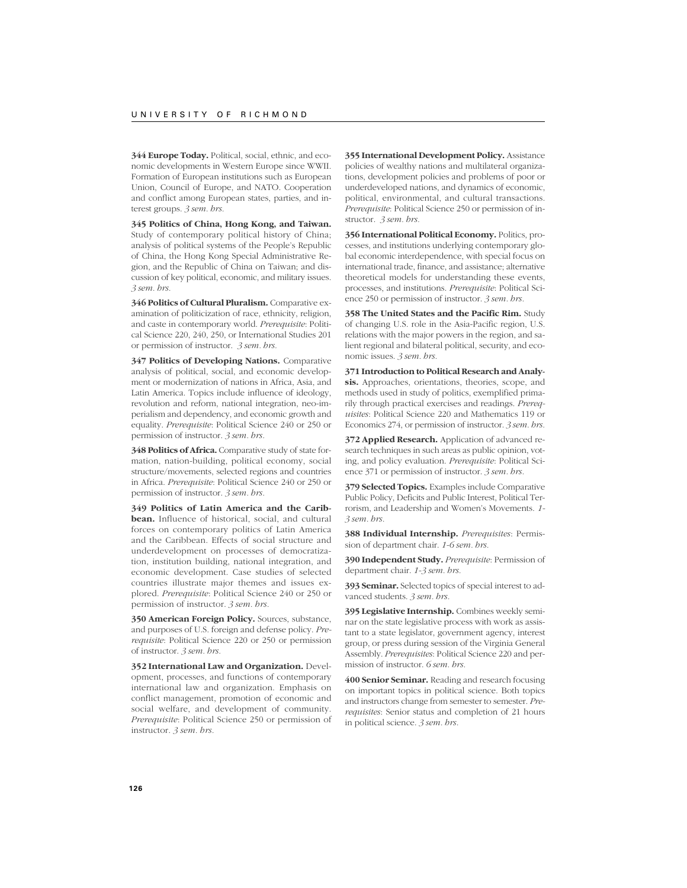**344 Europe Today.** Political, social, ethnic, and economic developments in Western Europe since WWII. Formation of European institutions such as European Union, Council of Europe, and NATO. Cooperation and conflict among European states, parties, and interest groups. *3 sem. hrs.*

**345 Politics of China, Hong Kong, and Taiwan.** Study of contemporary political history of China; analysis of political systems of the People's Republic of China, the Hong Kong Special Administrative Region, and the Republic of China on Taiwan; and discussion of key political, economic, and military issues. *3 sem. hrs.*

**346 Politics of Cultural Pluralism.** Comparative examination of politicization of race, ethnicity, religion, and caste in contemporary world. *Prerequisite*: Political Science 220, 240, 250, or International Studies 201 or permission of instructor. *3 sem. hrs.*

**347 Politics of Developing Nations.** Comparative analysis of political, social, and economic development or modernization of nations in Africa, Asia, and Latin America. Topics include influence of ideology, revolution and reform, national integration, neo-imperialism and dependency, and economic growth and equality. *Prerequisite*: Political Science 240 or 250 or permission of instructor. *3 sem. hrs.*

**348 Politics of Africa.** Comparative study of state formation, nation-building, political economy, social structure/movements, selected regions and countries in Africa. *Prerequisite*: Political Science 240 or 250 or permission of instructor. *3 sem. hrs.*

**349 Politics of Latin America and the Caribbean.** Influence of historical, social, and cultural forces on contemporary politics of Latin America and the Caribbean. Effects of social structure and underdevelopment on processes of democratization, institution building, national integration, and economic development. Case studies of selected countries illustrate major themes and issues explored. *Prerequisite*: Political Science 240 or 250 or permission of instructor. *3 sem. hrs.*

**350 American Foreign Policy.** Sources, substance, and purposes of U.S. foreign and defense policy. *Prerequisite*: Political Science 220 or 250 or permission of instructor. *3 sem. hrs.*

**352 International Law and Organization.** Development, processes, and functions of contemporary international law and organization. Emphasis on conflict management, promotion of economic and social welfare, and development of community. *Prerequisite*: Political Science 250 or permission of instructor. *3 sem. hrs.*

**355 International Development Policy.** Assistance policies of wealthy nations and multilateral organizations, development policies and problems of poor or underdeveloped nations, and dynamics of economic, political, environmental, and cultural transactions. *Prerequisite*: Political Science 250 or permission of instructor. *3 sem. hrs.*

**356 International Political Economy.** Politics, processes, and institutions underlying contemporary global economic interdependence, with special focus on international trade, finance, and assistance; alternative theoretical models for understanding these events, processes, and institutions. *Prerequisite*: Political Science 250 or permission of instructor. *3 sem. hrs.*

**358 The United States and the Pacific Rim.** Study of changing U.S. role in the Asia-Pacific region, U.S. relations with the major powers in the region, and salient regional and bilateral political, security, and economic issues. *3 sem. hrs.*

**371 Introduction to Political Research and Analysis.** Approaches, orientations, theories, scope, and methods used in study of politics, exemplified primarily through practical exercises and readings. *Prerequisites*: Political Science 220 and Mathematics 119 or Economics 274, or permission of instructor. *3 sem. hrs.*

**372 Applied Research.** Application of advanced research techniques in such areas as public opinion, voting, and policy evaluation. *Prerequisite*: Political Science 371 or permission of instructor. *3 sem. hrs.*

**379 Selected Topics.** Examples include Comparative Public Policy, Deficits and Public Interest, Political Terrorism, and Leadership and Women's Movements. *1-3 sem. hrs.*

**388 Individual Internship.** *Prerequisites*: Permission of department chair. *1-6 sem. hrs.*

**390 Independent Study.** *Prerequisite*: Permission of department chair. *1-3 sem. hrs.*

**393 Seminar.** Selected topics of special interest to advanced students. *3 sem. hrs.*

**395 Legislative Internship.** Combines weekly seminar on the state legislative process with work as assistant to a state legislator, government agency, interest group, or press during session of the Virginia General Assembly. *Prerequisites*: Political Science 220 and permission of instructor. *6 sem. hrs.*

**400 Senior Seminar.** Reading and research focusing on important topics in political science. Both topics and instructors change from semester to semester. *Prerequisites*: Senior status and completion of 21 hours in political science. *3 sem. hrs.*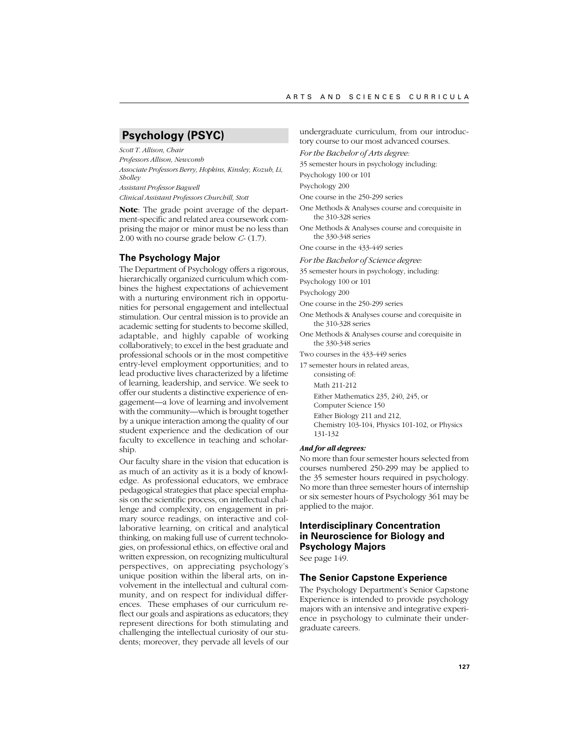## Psychology (PSYC)

*Scott T. Allison, Chair*

*Professors Allison, Newcomb*

*Associate Professors Berry, Hopkins, Kinsley, Kozub, Li, Sholley*

*Assistant Professor Bagwell*

*Clinical Assistant Professors Churchill, Stott*

**Note**: The grade point average of the department-specific and related area coursework comprising the major or minor must be no less than 2.00 with no course grade below *C-* (1.7).

### The Psychology Major

The Department of Psychology offers a rigorous, hierarchically organized curriculum which combines the highest expectations of achievement with a nurturing environment rich in opportunities for personal engagement and intellectual stimulation. Our central mission is to provide an academic setting for students to become skilled, adaptable, and highly capable of working collaboratively; to excel in the best graduate and professional schools or in the most competitive entry-level employment opportunities; and to lead productive lives characterized by a lifetime of learning, leadership, and service. We seek to offer our students a distinctive experience of engagement—a love of learning and involvement with the community—which is brought together by a unique interaction among the quality of our student experience and the dedication of our faculty to excellence in teaching and scholarship.

Our faculty share in the vision that education is as much of an activity as it is a body of knowledge. As professional educators, we embrace pedagogical strategies that place special emphasis on the scientific process, on intellectual challenge and complexity, on engagement in primary source readings, on interactive and collaborative learning, on critical and analytical thinking, on making full use of current technologies, on professional ethics, on effective oral and written expression, on recognizing multicultural perspectives, on appreciating psychology's unique position within the liberal arts, on involvement in the intellectual and cultural community, and on respect for individual differences. These emphases of our curriculum reflect our goals and aspirations as educators; they represent directions for both stimulating and challenging the intellectual curiosity of our students; moreover, they pervade all levels of our undergraduate curriculum, from our introductory course to our most advanced courses.

*For the Bachelor of Arts degree:*

35 semester hours in psychology including:

Psychology 100 or 101

Psychology 200

One course in the 250-299 series

One Methods & Analyses course and corequisite in the 310-328 series

One Methods & Analyses course and corequisite in the 330-348 series

One course in the 433-449 series

*For the Bachelor of Science degree:*

35 semester hours in psychology, including:

Psychology 100 or 101

Psychology 200

One course in the 250-299 series

One Methods & Analyses course and corequisite in the 310-328 series

One Methods & Analyses course and corequisite in the 330-348 series

Two courses in the 433-449 series

17 semester hours in related areas, consisting of:

- Math 211-212
- Either Mathematics 235, 240, 245, or Computer Science 150
- Either Biology 211 and 212, Chemistry 103-104, Physics 101-102, or Physics 131-132

***And for all degrees:***

No more than four semester hours selected from courses numbered 250-299 may be applied to the 35 semester hours required in psychology. No more than three semester hours of internship or six semester hours of Psychology 361 may be applied to the major.

### Interdisciplinary Concentration in Neuroscience for Biology and Psychology Majors

See page 149.

### The Senior Capstone Experience

The Psychology Department's Senior Capstone Experience is intended to provide psychology majors with an intensive and integrative experience in psychology to culminate their undergraduate careers.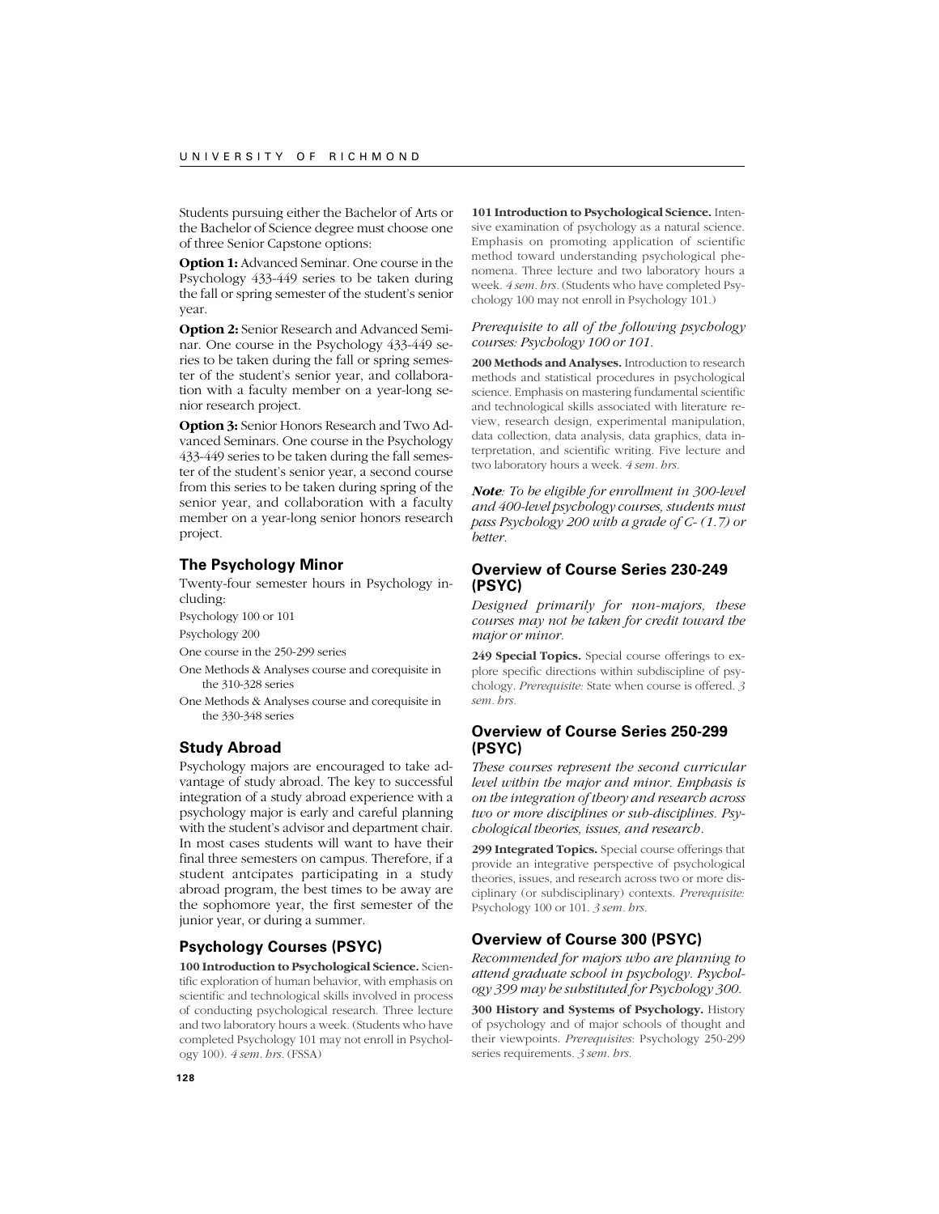Students pursuing either the Bachelor of Arts or the Bachelor of Science degree must choose one of three Senior Capstone options:

**Option 1:** Advanced Seminar. One course in the Psychology 433-449 series to be taken during the fall or spring semester of the student's senior year.

**Option 2:** Senior Research and Advanced Seminar. One course in the Psychology 433-449 series to be taken during the fall or spring semester of the student's senior year, and collaboration with a faculty member on a year-long senior research project.

**Option 3:** Senior Honors Research and Two Advanced Seminars. One course in the Psychology 433-449 series to be taken during the fall semester of the student's senior year, a second course from this series to be taken during spring of the senior year, and collaboration with a faculty member on a year-long senior honors research project.

### The Psychology Minor

Twenty-four semester hours in Psychology including:

- Psychology 100 or 101
- Psychology 200
- One course in the 250-299 series
- One Methods & Analyses course and corequisite in the 310-328 series
- One Methods & Analyses course and corequisite in the 330-348 series

### Study Abroad

Psychology majors are encouraged to take advantage of study abroad. The key to successful integration of a study abroad experience with a psychology major is early and careful planning with the student's advisor and department chair. In most cases students will want to have their final three semesters on campus. Therefore, if a student antcipates participating in a study abroad program, the best times to be away are the sophomore year, the first semester of the junior year, or during a summer.

### Psychology Courses (PSYC)

**100 Introduction to Psychological Science.** Scientific exploration of human behavior, with emphasis on scientific and technological skills involved in process of conducting psychological research. Three lecture and two laboratory hours a week. (Students who have completed Psychology 101 may not enroll in Psychology 100). *4 sem. hrs.* (FSSA)

**101 Introduction to Psychological Science.** Intensive examination of psychology as a natural science. Emphasis on promoting application of scientific method toward understanding psychological phenomena. Three lecture and two laboratory hours a week. *4 sem. hrs.* (Students who have completed Psychology 100 may not enroll in Psychology 101.)

*Prerequisite to all of the following psychology courses: Psychology 100 or 101.*

**200 Methods and Analyses.** Introduction to research methods and statistical procedures in psychological science. Emphasis on mastering fundamental scientific and technological skills associated with literature review, research design, experimental manipulation, data collection, data analysis, data graphics, data interpretation, and scientific writing. Five lecture and two laboratory hours a week. *4 sem. hrs.*

***Note**: To be eligible for enrollment in 300-level and 400-level psychology courses, students must pass Psychology 200 with a grade of C- (1.7) or better.*

### Overview of Course Series 230-249 (PSYC)

*Designed primarily for non-majors, these courses may not be taken for credit toward the major or minor.*

**249 Special Topics.** Special course offerings to explore specific directions within subdiscipline of psychology. *Prerequisite:* State when course is offered. *3 sem. hrs.*

### Overview of Course Series 250-299 (PSYC)

*These courses represent the second curricular level within the major and minor. Emphasis is on the integration of theory and research across two or more disciplines or sub-disciplines. Psychological theories, issues, and research.*

**299 Integrated Topics.** Special course offerings that provide an integrative perspective of psychological theories, issues, and research across two or more disciplinary (or subdisciplinary) contexts. *Prerequisite:* Psychology 100 or 101. *3 sem. hrs.*

### Overview of Course 300 (PSYC)

*Recommended for majors who are planning to attend graduate school in psychology. Psychology 399 may be substituted for Psychology 300.*

**300 History and Systems of Psychology.** History of psychology and of major schools of thought and their viewpoints. *Prerequisites*: Psychology 250-299 series requirements. *3 sem. hrs.*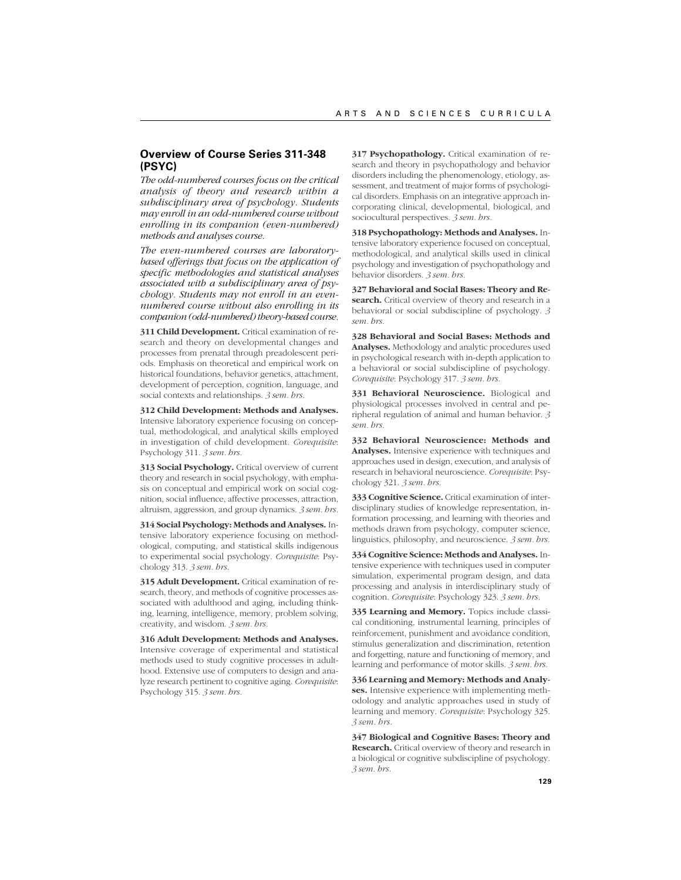## Overview of Course Series 311-348 (PSYC)

*The odd-numbered courses focus on the critical analysis of theory and research within a subdisciplinary area of psychology. Students may enroll in an odd-numbered course without enrolling in its companion (even-numbered) methods and analyses course.*

*The even-numbered courses are laboratory-based offerings that focus on the application of specific methodologies and statistical analyses associated with a subdisciplinary area of psychology. Students may not enroll in an even-numbered course without also enrolling in its companion (odd-numbered) theory-based course.*

**311 Child Development.** Critical examination of research and theory on developmental changes and processes from prenatal through preadolescent periods. Emphasis on theoretical and empirical work on historical foundations, behavior genetics, attachment, development of perception, cognition, language, and social contexts and relationships. *3 sem. hrs.*

**312 Child Development: Methods and Analyses.** Intensive laboratory experience focusing on conceptual, methodological, and analytical skills employed in investigation of child development. *Corequisite*: Psychology 311. *3 sem. hrs.*

**313 Social Psychology.** Critical overview of current theory and research in social psychology, with emphasis on conceptual and empirical work on social cognition, social influence, affective processes, attraction, altruism, aggression, and group dynamics. *3 sem. hrs.*

**314 Social Psychology: Methods and Analyses.** Intensive laboratory experience focusing on methodological, computing, and statistical skills indigenous to experimental social psychology. *Corequisite*: Psychology 313. *3 sem. hrs.*

**315 Adult Development.** Critical examination of research, theory, and methods of cognitive processes associated with adulthood and aging, including thinking, learning, intelligence, memory, problem solving, creativity, and wisdom. *3 sem. hrs.*

**316 Adult Development: Methods and Analyses.** Intensive coverage of experimental and statistical methods used to study cognitive processes in adulthood. Extensive use of computers to design and analyze research pertinent to cognitive aging. *Corequisite*: Psychology 315. *3 sem. hrs.*

**317 Psychopathology.** Critical examination of research and theory in psychopathology and behavior disorders including the phenomenology, etiology, assessment, and treatment of major forms of psychological disorders. Emphasis on an integrative approach incorporating clinical, developmental, biological, and sociocultural perspectives. *3 sem. hrs.*

**318 Psychopathology: Methods and Analyses.** Intensive laboratory experience focused on conceptual, methodological, and analytical skills used in clinical psychology and investigation of psychopathology and behavior disorders. *3 sem. hrs.*

**327 Behavioral and Social Bases: Theory and Research.** Critical overview of theory and research in a behavioral or social subdiscipline of psychology. *3 sem. hrs.*

**328 Behavioral and Social Bases: Methods and Analyses.** Methodology and analytic procedures used in psychological research with in-depth application to a behavioral or social subdiscipline of psychology. *Corequisite*: Psychology 317. *3 sem. hrs.*

**331 Behavioral Neuroscience.** Biological and physiological processes involved in central and peripheral regulation of animal and human behavior. *3 sem. hrs.*

**332 Behavioral Neuroscience: Methods and Analyses.** Intensive experience with techniques and approaches used in design, execution, and analysis of research in behavioral neuroscience. *Corequisite*: Psychology 321. *3 sem. hrs.*

**333 Cognitive Science.** Critical examination of interdisciplinary studies of knowledge representation, information processing, and learning with theories and methods drawn from psychology, computer science, linguistics, philosophy, and neuroscience. *3 sem. hrs.*

**334 Cognitive Science: Methods and Analyses.** Intensive experience with techniques used in computer simulation, experimental program design, and data processing and analysis in interdisciplinary study of cognition. *Corequisite*: Psychology 323. *3 sem. hrs.*

**335 Learning and Memory.** Topics include classical conditioning, instrumental learning, principles of reinforcement, punishment and avoidance condition, stimulus generalization and discrimination, retention and forgetting, nature and functioning of memory, and learning and performance of motor skills. *3 sem. hrs.*

**336 Learning and Memory: Methods and Analyses.** Intensive experience with implementing methodology and analytic approaches used in study of learning and memory. *Corequisite*: Psychology 325. *3 sem. hrs.*

**347 Biological and Cognitive Bases: Theory and Research.** Critical overview of theory and research in a biological or cognitive subdiscipline of psychology. *3 sem. hrs.*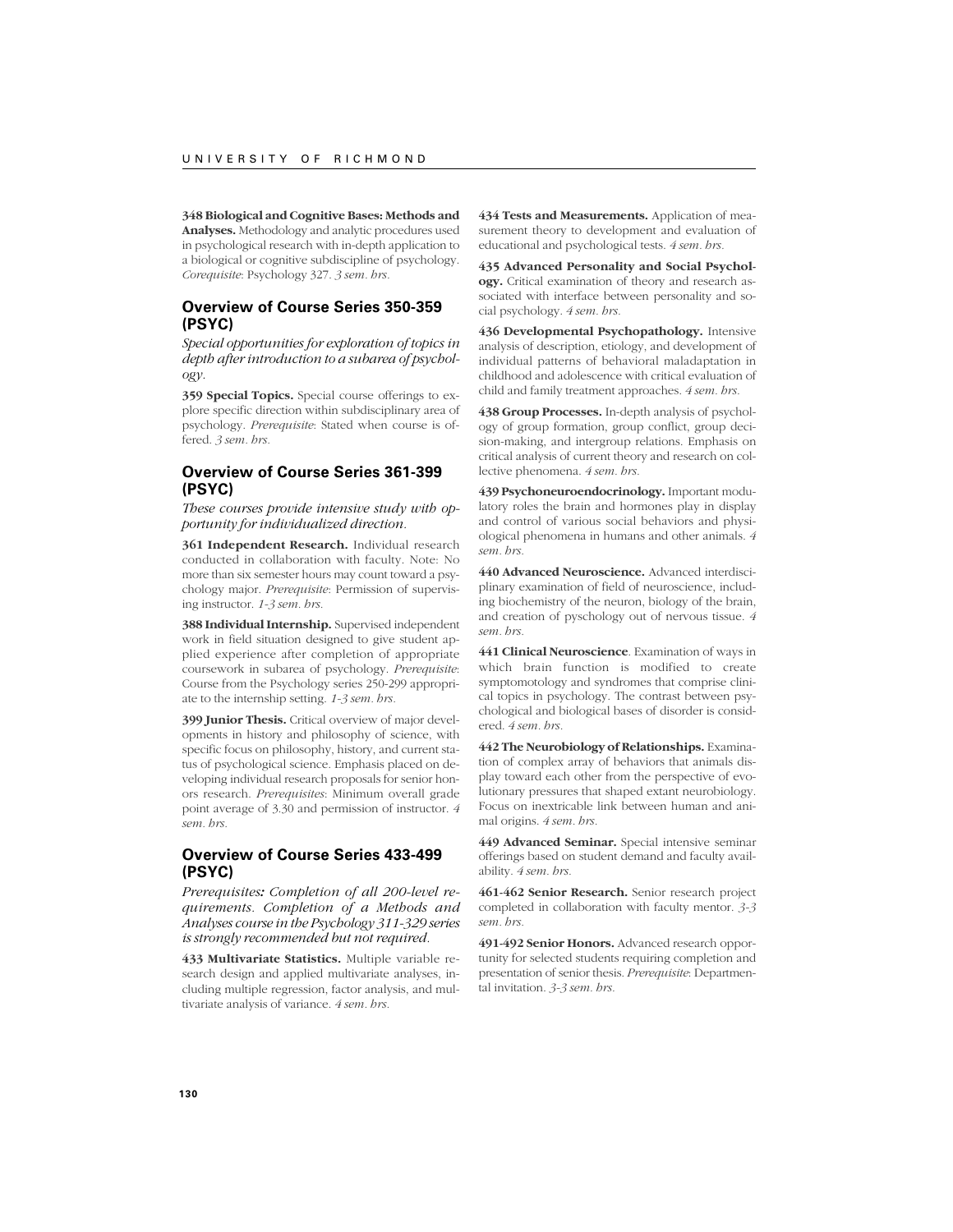**348 Biological and Cognitive Bases: Methods and Analyses.** Methodology and analytic procedures used in psychological research with in-depth application to a biological or cognitive subdiscipline of psychology. *Corequisite*: Psychology 327. *3 sem. hrs.*

## Overview of Course Series 350-359 (PSYC)

*Special opportunities for exploration of topics in depth after introduction to a subarea of psychology.*

**359 Special Topics.** Special course offerings to explore specific direction within subdisciplinary area of psychology. *Prerequisite*: Stated when course is offered. *3 sem. hrs.*

## Overview of Course Series 361-399 (PSYC)

*These courses provide intensive study with opportunity for individualized direction.*

**361 Independent Research.** Individual research conducted in collaboration with faculty. Note: No more than six semester hours may count toward a psychology major. *Prerequisite*: Permission of supervising instructor. *1-3 sem. hrs.*

**388 Individual Internship.** Supervised independent work in field situation designed to give student applied experience after completion of appropriate coursework in subarea of psychology. *Prerequisite*: Course from the Psychology series 250-299 appropriate to the internship setting. *1-3 sem. hrs.*

**399 Junior Thesis.** Critical overview of major developments in history and philosophy of science, with specific focus on philosophy, history, and current status of psychological science. Emphasis placed on developing individual research proposals for senior honors research. *Prerequisites*: Minimum overall grade point average of 3.30 and permission of instructor. *4 sem. hrs.*

## Overview of Course Series 433-499 (PSYC)

*Prerequisites: Completion of all 200-level requirements. Completion of a Methods and Analyses course in the Psychology 311-329 series is strongly recommended but not required.*

**433 Multivariate Statistics.** Multiple variable research design and applied multivariate analyses, including multiple regression, factor analysis, and multivariate analysis of variance. *4 sem. hrs.*

**434 Tests and Measurements.** Application of measurement theory to development and evaluation of educational and psychological tests. *4 sem. hrs.*

**435 Advanced Personality and Social Psychology.** Critical examination of theory and research associated with interface between personality and social psychology. *4 sem. hrs.*

**436 Developmental Psychopathology.** Intensive analysis of description, etiology, and development of individual patterns of behavioral maladaptation in childhood and adolescence with critical evaluation of child and family treatment approaches. *4 sem. hrs.*

**438 Group Processes.** In-depth analysis of psychology of group formation, group conflict, group decision-making, and intergroup relations. Emphasis on critical analysis of current theory and research on collective phenomena. *4 sem. hrs.*

**439 Psychoneuroendocrinology.** Important modulatory roles the brain and hormones play in display and control of various social behaviors and physiological phenomena in humans and other animals. *4 sem. hrs.*

**440 Advanced Neuroscience.** Advanced interdisciplinary examination of field of neuroscience, including biochemistry of the neuron, biology of the brain, and creation of pyschology out of nervous tissue. *4 sem. hrs.*

**441 Clinical Neuroscience**. Examination of ways in which brain function is modified to create symptomotology and syndromes that comprise clinical topics in psychology. The contrast between psychological and biological bases of disorder is considered. *4 sem. hrs.*

**442 The Neurobiology of Relationships.** Examination of complex array of behaviors that animals display toward each other from the perspective of evolutionary pressures that shaped extant neurobiology. Focus on inextricable link between human and animal origins. *4 sem. hrs.*

**449 Advanced Seminar.** Special intensive seminar offerings based on student demand and faculty availability. *4 sem. hrs.*

**461-462 Senior Research.** Senior research project completed in collaboration with faculty mentor. *3-3 sem. hrs.*

**491-492 Senior Honors.** Advanced research opportunity for selected students requiring completion and presentation of senior thesis. *Prerequisite*: Departmental invitation. *3-3 sem. hrs.*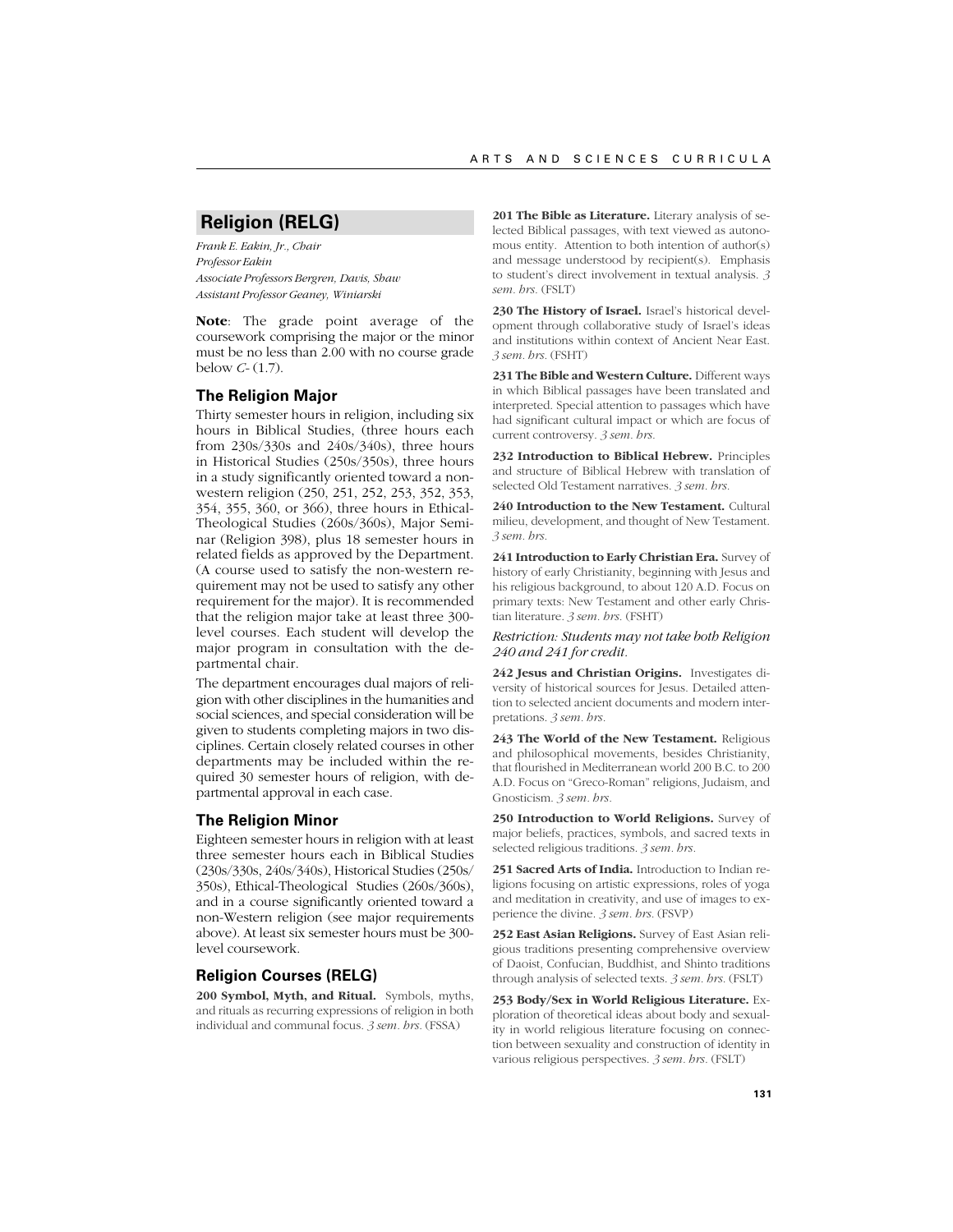## Religion (RELG)

*Frank E. Eakin, Jr., Chair*
*Professor Eakin*
*Associate Professors Bergren, Davis, Shaw*
*Assistant Professor Geaney, Winiarski*

**Note**: The grade point average of the coursework comprising the major or the minor must be no less than 2.00 with no course grade below *C-* (1.7).

### The Religion Major

Thirty semester hours in religion, including six hours in Biblical Studies, (three hours each from 230s/330s and 240s/340s), three hours in Historical Studies (250s/350s), three hours in a study significantly oriented toward a non-western religion (250, 251, 252, 253, 352, 353, 354, 355, 360, or 366), three hours in Ethical-Theological Studies (260s/360s), Major Seminar (Religion 398), plus 18 semester hours in related fields as approved by the Department. (A course used to satisfy the non-western requirement may not be used to satisfy any other requirement for the major). It is recommended that the religion major take at least three 300-level courses. Each student will develop the major program in consultation with the departmental chair.

The department encourages dual majors of religion with other disciplines in the humanities and social sciences, and special consideration will be given to students completing majors in two disciplines. Certain closely related courses in other departments may be included within the required 30 semester hours of religion, with departmental approval in each case.

### The Religion Minor

Eighteen semester hours in religion with at least three semester hours each in Biblical Studies (230s/330s, 240s/340s), Historical Studies (250s/350s), Ethical-Theological Studies (260s/360s), and in a course significantly oriented toward a non-Western religion (see major requirements above). At least six semester hours must be 300-level coursework.

### Religion Courses (RELG)

**200 Symbol, Myth, and Ritual.** Symbols, myths, and rituals as recurring expressions of religion in both individual and communal focus. *3 sem. hrs.* (FSSA)

**201 The Bible as Literature.** Literary analysis of selected Biblical passages, with text viewed as autonomous entity. Attention to both intention of author(s) and message understood by recipient(s). Emphasis to student's direct involvement in textual analysis. *3 sem. hrs.* (FSLT)

**230 The History of Israel.** Israel's historical development through collaborative study of Israel's ideas and institutions within context of Ancient Near East. *3 sem. hrs.* (FSHT)

**231 The Bible and Western Culture.** Different ways in which Biblical passages have been translated and interpreted. Special attention to passages which have had significant cultural impact or which are focus of current controversy. *3 sem. hrs.*

**232 Introduction to Biblical Hebrew.** Principles and structure of Biblical Hebrew with translation of selected Old Testament narratives. *3 sem. hrs.*

**240 Introduction to the New Testament.** Cultural milieu, development, and thought of New Testament. *3 sem. hrs.*

**241 Introduction to Early Christian Era.** Survey of history of early Christianity, beginning with Jesus and his religious background, to about 120 A.D. Focus on primary texts: New Testament and other early Christian literature. *3 sem. hrs.* (FSHT)

*Restriction: Students may not take both Religion 240 and 241 for credit.*

**242 Jesus and Christian Origins.** Investigates diversity of historical sources for Jesus. Detailed attention to selected ancient documents and modern interpretations. *3 sem. hrs.*

**243 The World of the New Testament.** Religious and philosophical movements, besides Christianity, that flourished in Mediterranean world 200 B.C. to 200 A.D. Focus on "Greco-Roman" religions, Judaism, and Gnosticism. *3 sem. hrs.*

**250 Introduction to World Religions.** Survey of major beliefs, practices, symbols, and sacred texts in selected religious traditions. *3 sem. hrs.*

**251 Sacred Arts of India.** Introduction to Indian religions focusing on artistic expressions, roles of yoga and meditation in creativity, and use of images to experience the divine. *3 sem. hrs.* (FSVP)

**252 East Asian Religions.** Survey of East Asian religious traditions presenting comprehensive overview of Daoist, Confucian, Buddhist, and Shinto traditions through analysis of selected texts. *3 sem. hrs.* (FSLT)

**253 Body/Sex in World Religious Literature.** Exploration of theoretical ideas about body and sexuality in world religious literature focusing on connection between sexuality and construction of identity in various religious perspectives. *3 sem. hrs.* (FSLT)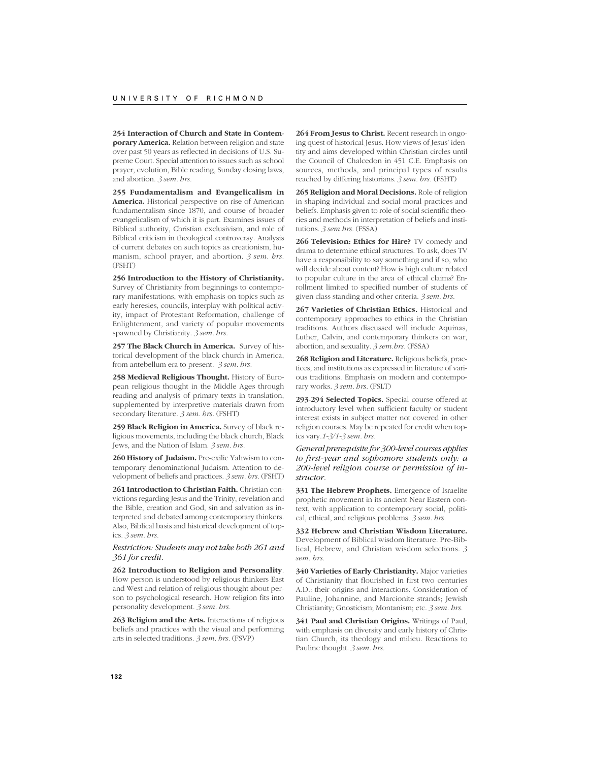**254 Interaction of Church and State in Contemporary America.** Relation between religion and state over past 50 years as reflected in decisions of U.S. Supreme Court. Special attention to issues such as school prayer, evolution, Bible reading, Sunday closing laws, and abortion. *3 sem. hrs.*

**255 Fundamentalism and Evangelicalism in America.** Historical perspective on rise of American fundamentalism since 1870, and course of broader evangelicalism of which it is part. Examines issues of Biblical authority, Christian exclusivism, and role of Biblical criticism in theological controversy. Analysis of current debates on such topics as creationism, humanism, school prayer, and abortion. *3 sem. hrs.* (FSHT)

**256 Introduction to the History of Christianity.** Survey of Christianity from beginnings to contemporary manifestations, with emphasis on topics such as early heresies, councils, interplay with political activity, impact of Protestant Reformation, challenge of Enlightenment, and variety of popular movements spawned by Christianity. *3 sem. hrs.*

**257 The Black Church in America.** Survey of historical development of the black church in America, from antebellum era to present. *3 sem. hrs.*

**258 Medieval Religious Thought.** History of European religious thought in the Middle Ages through reading and analysis of primary texts in translation, supplemented by interpretive materials drawn from secondary literature. *3 sem. hrs.* (FSHT)

**259 Black Religion in America.** Survey of black religious movements, including the black church, Black Jews, and the Nation of Islam. *3 sem. hrs.*

**260 History of Judaism.** Pre-exilic Yahwism to contemporary denominational Judaism. Attention to development of beliefs and practices. *3 sem. hrs.* (FSHT)

**261 Introduction to Christian Faith.** Christian convictions regarding Jesus and the Trinity, revelation and the Bible, creation and God, sin and salvation as interpreted and debated among contemporary thinkers. Also, Biblical basis and historical development of topics. *3 sem. hrs.*

*Restriction: Students may not take both 261 and 361 for credit.*

**262 Introduction to Religion and Personality**. How person is understood by religious thinkers East and West and relation of religious thought about person to psychological research. How religion fits into personality development. *3 sem. hrs.*

**263 Religion and the Arts.** Interactions of religious beliefs and practices with the visual and performing arts in selected traditions. *3 sem. hrs.* (FSVP)

**264 From Jesus to Christ.** Recent research in ongoing quest of historical Jesus. How views of Jesus' identity and aims developed within Christian circles until the Council of Chalcedon in 451 C.E. Emphasis on sources, methods, and principal types of results reached by differing historians. *3 sem. hrs.* (FSHT)

**265 Religion and Moral Decisions.** Role of religion in shaping individual and social moral practices and beliefs. Emphasis given to role of social scientific theories and methods in interpretation of beliefs and institutions. *3 sem.hrs.* (FSSA)

**266 Television: Ethics for Hire?** TV comedy and drama to determine ethical structures. To ask, does TV have a responsibility to say something and if so, who will decide about content? How is high culture related to popular culture in the area of ethical claims? Enrollment limited to specified number of students of given class standing and other criteria. *3 sem. hrs.*

**267 Varieties of Christian Ethics.** Historical and contemporary approaches to ethics in the Christian traditions. Authors discussed will include Aquinas, Luther, Calvin, and contemporary thinkers on war, abortion, and sexuality. *3 sem.hrs.* (FSSA)

**268 Religion and Literature.** Religious beliefs, practices, and institutions as expressed in literature of various traditions. Emphasis on modern and contemporary works. *3 sem. hrs.* (FSLT)

**293-294 Selected Topics.** Special course offered at introductory level when sufficient faculty or student interest exists in subject matter not covered in other religion courses. May be repeated for credit when topics vary. *1-3/1-3 sem. hrs.*

*General prerequisite for 300-level courses applies to first-year and sophomore students only: a 200-level religion course or permission of instructor.*

**331 The Hebrew Prophets.** Emergence of Israelite prophetic movement in its ancient Near Eastern context, with application to contemporary social, political, ethical, and religious problems. *3 sem. hrs.*

**332 Hebrew and Christian Wisdom Literature.** Development of Biblical wisdom literature. Pre-Biblical, Hebrew, and Christian wisdom selections. *3 sem. hrs.*

**340 Varieties of Early Christianity.** Major varieties of Christianity that flourished in first two centuries A.D.: their origins and interactions. Consideration of Pauline, Johannine, and Marcionite strands; Jewish Christianity; Gnosticism; Montanism; etc. *3 sem. hrs.*

**341 Paul and Christian Origins.** Writings of Paul, with emphasis on diversity and early history of Christian Church, its theology and milieu. Reactions to Pauline thought. *3 sem. hrs.*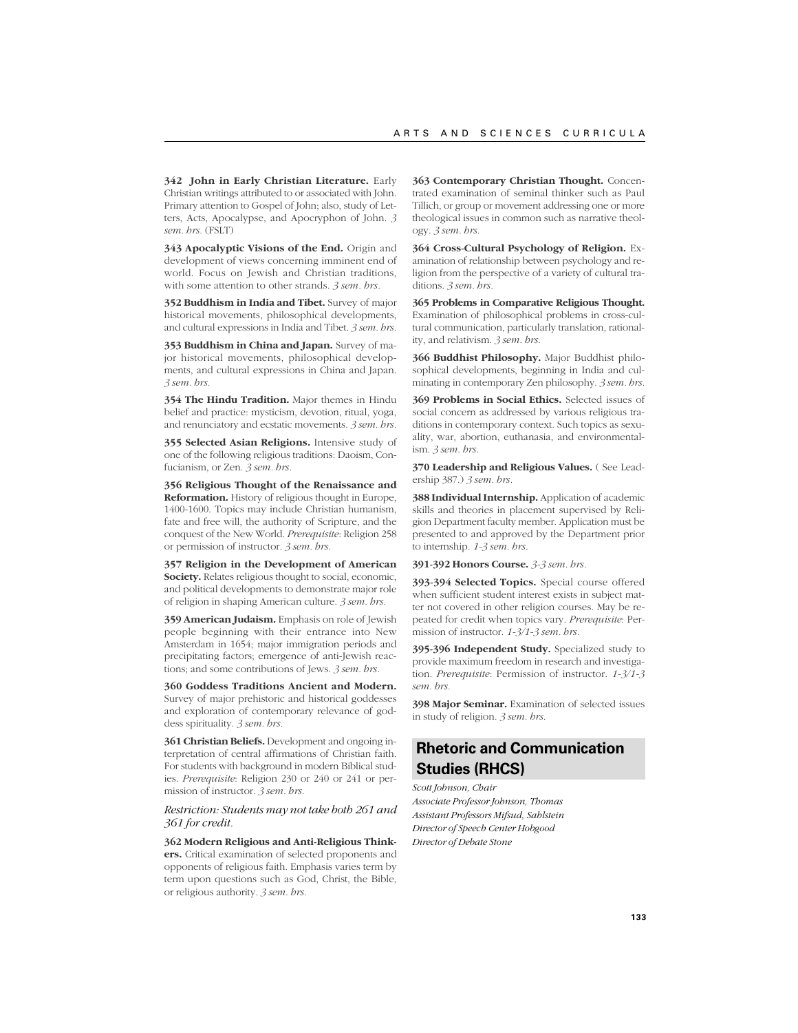**342 John in Early Christian Literature.** Early Christian writings attributed to or associated with John. Primary attention to Gospel of John; also, study of Letters, Acts, Apocalypse, and Apocryphon of John. *3 sem. hrs.* (FSLT)

**343 Apocalyptic Visions of the End.** Origin and development of views concerning imminent end of world. Focus on Jewish and Christian traditions, with some attention to other strands. *3 sem. hrs.*

**352 Buddhism in India and Tibet.** Survey of major historical movements, philosophical developments, and cultural expressions in India and Tibet. *3 sem. hrs.*

**353 Buddhism in China and Japan.** Survey of major historical movements, philosophical developments, and cultural expressions in China and Japan. *3 sem. hrs.*

**354 The Hindu Tradition.** Major themes in Hindu belief and practice: mysticism, devotion, ritual, yoga, and renunciatory and ecstatic movements. *3 sem. hrs.*

**355 Selected Asian Religions.** Intensive study of one of the following religious traditions: Daoism, Confucianism, or Zen. *3 sem. hrs.*

**356 Religious Thought of the Renaissance and Reformation.** History of religious thought in Europe, 1400-1600. Topics may include Christian humanism, fate and free will, the authority of Scripture, and the conquest of the New World. *Prerequisite*: Religion 258 or permission of instructor. *3 sem. hrs.*

**357 Religion in the Development of American Society.** Relates religious thought to social, economic, and political developments to demonstrate major role of religion in shaping American culture. *3 sem. hrs.*

**359 American Judaism.** Emphasis on role of Jewish people beginning with their entrance into New Amsterdam in 1654; major immigration periods and precipitating factors; emergence of anti-Jewish reactions; and some contributions of Jews. *3 sem. hrs.*

**360 Goddess Traditions Ancient and Modern.** Survey of major prehistoric and historical goddesses and exploration of contemporary relevance of goddess spirituality. *3 sem. hrs.*

**361 Christian Beliefs.** Development and ongoing interpretation of central affirmations of Christian faith. For students with background in modern Biblical studies. *Prerequisite*: Religion 230 or 240 or 241 or permission of instructor. *3 sem. hrs.*

*Restriction: Students may not take both 261 and 361 for credit.*

**362 Modern Religious and Anti-Religious Thinkers.** Critical examination of selected proponents and opponents of religious faith. Emphasis varies term by term upon questions such as God, Christ, the Bible, or religious authority. *3 sem. hrs.*

**363 Contemporary Christian Thought.** Concentrated examination of seminal thinker such as Paul Tillich, or group or movement addressing one or more theological issues in common such as narrative theology. *3 sem. hrs.*

**364 Cross-Cultural Psychology of Religion.** Examination of relationship between psychology and religion from the perspective of a variety of cultural traditions. *3 sem. hrs.*

**365 Problems in Comparative Religious Thought.** Examination of philosophical problems in cross-cultural communication, particularly translation, rationality, and relativism. *3 sem. hrs.*

**366 Buddhist Philosophy.** Major Buddhist philosophical developments, beginning in India and culminating in contemporary Zen philosophy. *3 sem. hrs.*

**369 Problems in Social Ethics.** Selected issues of social concern as addressed by various religious traditions in contemporary context. Such topics as sexuality, war, abortion, euthanasia, and environmentalism. *3 sem. hrs.*

**370 Leadership and Religious Values.** ( See Leadership 387.) *3 sem. hrs.*

**388 Individual Internship.** Application of academic skills and theories in placement supervised by Religion Department faculty member. Application must be presented to and approved by the Department prior to internship. *1-3 sem. hrs.*

**391-392 Honors Course.** *3-3 sem. hrs.*

**393-394 Selected Topics.** Special course offered when sufficient student interest exists in subject matter not covered in other religion courses. May be repeated for credit when topics vary. *Prerequisite*: Permission of instructor. *1-3/1-3 sem. hrs.*

**395-396 Independent Study.** Specialized study to provide maximum freedom in research and investigation. *Prerequisite*: Permission of instructor. *1-3/1-3 sem. hrs.*

**398 Major Seminar.** Examination of selected issues in study of religion. *3 sem. hrs.*

## Rhetoric and Communication Studies (RHCS)

*Scott Johnson, Chair*
*Associate Professor Johnson, Thomas*
*Assistant Professors Mifsud, Sahlstein*
*Director of Speech Center Hobgood*
*Director of Debate Stone*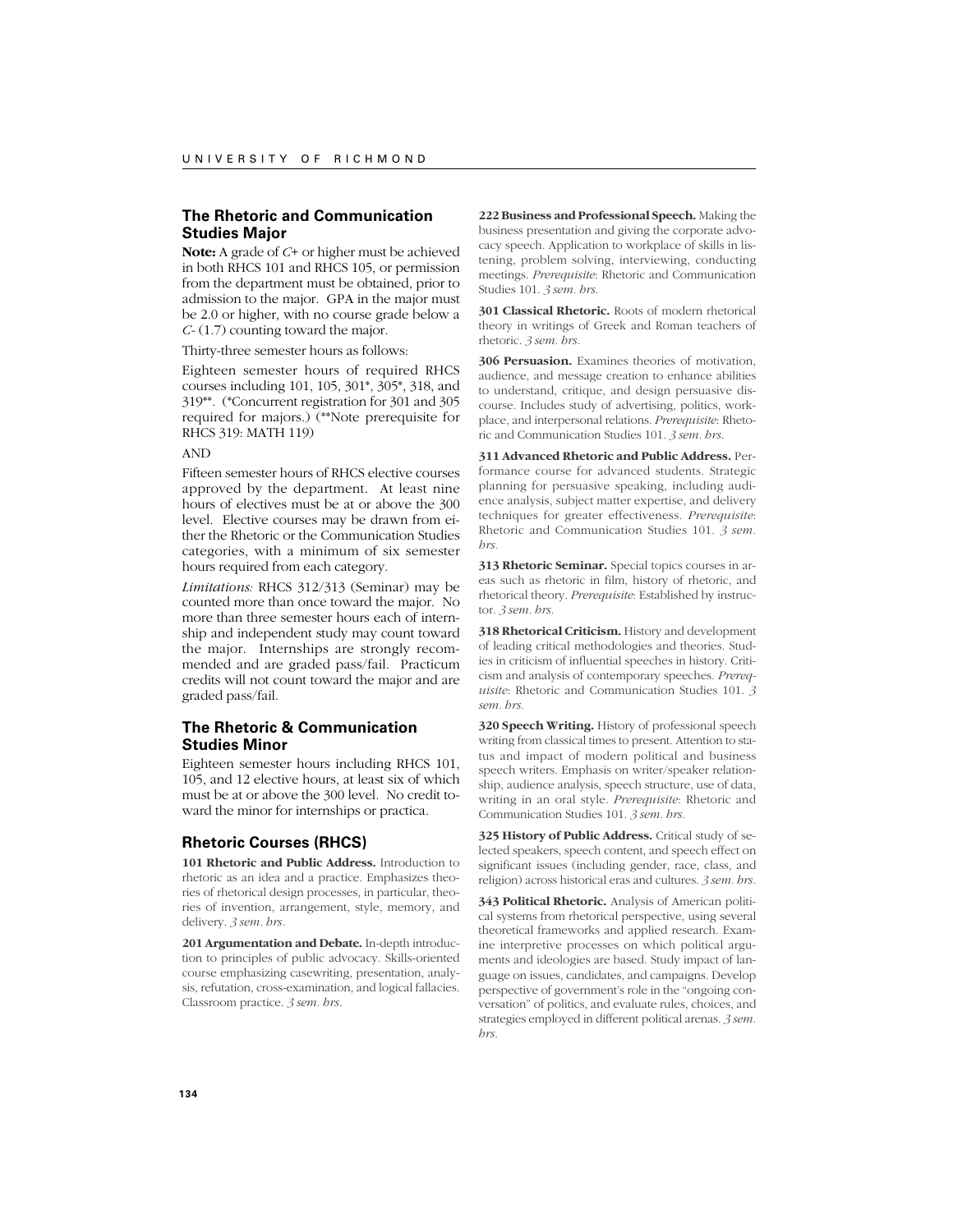## The Rhetoric and Communication Studies Major

**Note:** A grade of *C*+ or higher must be achieved in both RHCS 101 and RHCS 105, or permission from the department must be obtained, prior to admission to the major. GPA in the major must be 2.0 or higher, with no course grade below a *C*- (1.7) counting toward the major.

Thirty-three semester hours as follows:

Eighteen semester hours of required RHCS courses including 101, 105, 301*, 305*, 318, and 319**. (*Concurrent registration for 301 and 305 required for majors.) (**Note prerequisite for RHCS 319: MATH 119)

AND

Fifteen semester hours of RHCS elective courses approved by the department. At least nine hours of electives must be at or above the 300 level. Elective courses may be drawn from either the Rhetoric or the Communication Studies categories, with a minimum of six semester hours required from each category.

*Limitations:* RHCS 312/313 (Seminar) may be counted more than once toward the major. No more than three semester hours each of internship and independent study may count toward the major. Internships are strongly recommended and are graded pass/fail. Practicum credits will not count toward the major and are graded pass/fail.

## The Rhetoric & Communication Studies Minor

Eighteen semester hours including RHCS 101, 105, and 12 elective hours, at least six of which must be at or above the 300 level. No credit toward the minor for internships or practica.

## Rhetoric Courses (RHCS)

**101 Rhetoric and Public Address.** Introduction to rhetoric as an idea and a practice. Emphasizes theories of rhetorical design processes, in particular, theories of invention, arrangement, style, memory, and delivery. *3 sem. hrs.*

**201 Argumentation and Debate.** In-depth introduction to principles of public advocacy. Skills-oriented course emphasizing casewriting, presentation, analysis, refutation, cross-examination, and logical fallacies. Classroom practice. *3 sem. hrs.*

**222 Business and Professional Speech.** Making the business presentation and giving the corporate advocacy speech. Application to workplace of skills in listening, problem solving, interviewing, conducting meetings. *Prerequisite*: Rhetoric and Communication Studies 101. *3 sem. hrs.*

**301 Classical Rhetoric.** Roots of modern rhetorical theory in writings of Greek and Roman teachers of rhetoric. *3 sem. hrs.*

**306 Persuasion.** Examines theories of motivation, audience, and message creation to enhance abilities to understand, critique, and design persuasive discourse. Includes study of advertising, politics, workplace, and interpersonal relations. *Prerequisite*: Rhetoric and Communication Studies 101. *3 sem. hrs.*

**311 Advanced Rhetoric and Public Address.** Performance course for advanced students. Strategic planning for persuasive speaking, including audience analysis, subject matter expertise, and delivery techniques for greater effectiveness. *Prerequisite*: Rhetoric and Communication Studies 101. *3 sem. hrs.*

**313 Rhetoric Seminar.** Special topics courses in areas such as rhetoric in film, history of rhetoric, and rhetorical theory. *Prerequisite*: Established by instructor. *3 sem. hrs.*

**318 Rhetorical Criticism.** History and development of leading critical methodologies and theories. Studies in criticism of influential speeches in history. Criticism and analysis of contemporary speeches. *Prerequisite*: Rhetoric and Communication Studies 101. *3 sem. hrs.*

**320 Speech Writing.** History of professional speech writing from classical times to present. Attention to status and impact of modern political and business speech writers. Emphasis on writer/speaker relationship, audience analysis, speech structure, use of data, writing in an oral style. *Prerequisite*: Rhetoric and Communication Studies 101. *3 sem. hrs.*

**325 History of Public Address.** Critical study of selected speakers, speech content, and speech effect on significant issues (including gender, race, class, and religion) across historical eras and cultures. *3 sem. hrs.*

**343 Political Rhetoric.** Analysis of American political systems from rhetorical perspective, using several theoretical frameworks and applied research. Examine interpretive processes on which political arguments and ideologies are based. Study impact of language on issues, candidates, and campaigns. Develop perspective of government's role in the "ongoing conversation" of politics, and evaluate rules, choices, and strategies employed in different political arenas. *3 sem. hrs.*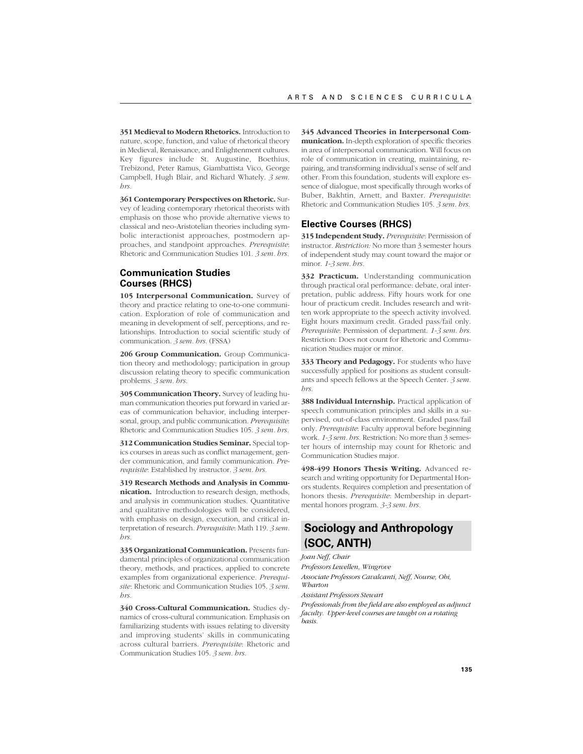**351 Medieval to Modern Rhetorics.** Introduction to nature, scope, function, and value of rhetorical theory in Medieval, Renaissance, and Enlightenment cultures. Key figures include St. Augustine, Boethius, Trebizond, Peter Ramus, Giambattista Vico, George Campbell, Hugh Blair, and Richard Whately. *3 sem. hrs.*

**361 Contemporary Perspectives on Rhetoric.** Survey of leading contemporary rhetorical theorists with emphasis on those who provide alternative views to classical and neo-Aristotelian theories including symbolic interactionist approaches, postmodern approaches, and standpoint approaches. *Prerequisite*: Rhetoric and Communication Studies 101. *3 sem. hrs.*

### Communication Studies Courses (RHCS)

**105 Interpersonal Communication.** Survey of theory and practice relating to one-to-one communication. Exploration of role of communication and meaning in development of self, perceptions, and relationships. Introduction to social scientific study of communication. *3 sem. hrs.* (FSSA)

**206 Group Communication.** Group Communication theory and methodology; participation in group discussion relating theory to specific communication problems. *3 sem. hrs.*

**305 Communication Theory.** Survey of leading human communication theories put forward in varied areas of communication behavior, including interpersonal, group, and public communication. *Prerequisite*: Rhetoric and Communication Studies 105. *3 sem. hrs.*

**312 Communication Studies Seminar.** Special topics courses in areas such as conflict management, gender communication, and family communication. *Prerequisite*: Established by instructor. *3 sem. hrs.*

**319 Research Methods and Analysis in Communication.** Introduction to research design, methods, and analysis in communication studies. Quantitative and qualitative methodologies will be considered, with emphasis on design, execution, and critical interpretation of research. *Prerequisite*: Math 119. *3 sem. hrs.*

**335 Organizational Communication.** Presents fundamental principles of organizational communication theory, methods, and practices, applied to concrete examples from organizational experience. *Prerequisite*: Rhetoric and Communication Studies 105. *3 sem. hrs.*

**340 Cross-Cultural Communication.** Studies dynamics of cross-cultural communication. Emphasis on familiarizing students with issues relating to diversity and improving students' skills in communicating across cultural barriers. *Prerequisite*: Rhetoric and Communication Studies 105. *3 sem. hrs.*

**345 Advanced Theories in Interpersonal Communication.** In-depth exploration of specific theories in area of interpersonal communication. Will focus on role of communication in creating, maintaining, repairing, and transforming individual's sense of self and other. From this foundation, students will explore essence of dialogue, most specifically through works of Buber, Bakhtin, Arnett, and Baxter. *Prerequisite*: Rhetoric and Communication Studies 105. *3 sem. hrs.*

### Elective Courses (RHCS)

**315 Independent Study.** *Prerequisite*: Permission of instructor. *Restriction:* No more than 3 semester hours of independent study may count toward the major or minor. *1-3 sem. hrs.*

**332 Practicum.** Understanding communication through practical oral performance: debate, oral interpretation, public address. Fifty hours work for one hour of practicum credit. Includes research and written work appropriate to the speech activity involved. Eight hours maximum credit. Graded pass/fail only. *Prerequisite*: Permission of department. *1-3 sem. hrs.* Restriction: Does not count for Rhetoric and Communication Studies major or minor.

**333 Theory and Pedagogy.** For students who have successfully applied for positions as student consultants and speech fellows at the Speech Center. *3 sem. hrs.*

**388 Individual Internship.** Practical application of speech communication principles and skills in a supervised, out-of-class environment. Graded pass/fail only. *Prerequisite*: Faculty approval before beginning work. *1-3 sem. hrs.* Restriction: No more than 3 semester hours of internship may count for Rhetoric and Communication Studies major.

**498-499 Honors Thesis Writing.** Advanced research and writing opportunity for Departmental Honors students. Requires completion and presentation of honors thesis. *Prerequisite*: Membership in departmental honors program. *3-3 sem. hrs.*

## Sociology and Anthropology (SOC, ANTH)

*Joan Neff, Chair*

*Professors Lewellen, Wingrove*

*Associate Professors Cavalcanti, Neff, Nourse, Obi, Wharton*

*Assistant Professors Stewart*

*Professionals from the field are also employed as adjunct faculty. Upper-level courses are taught on a rotating basis.*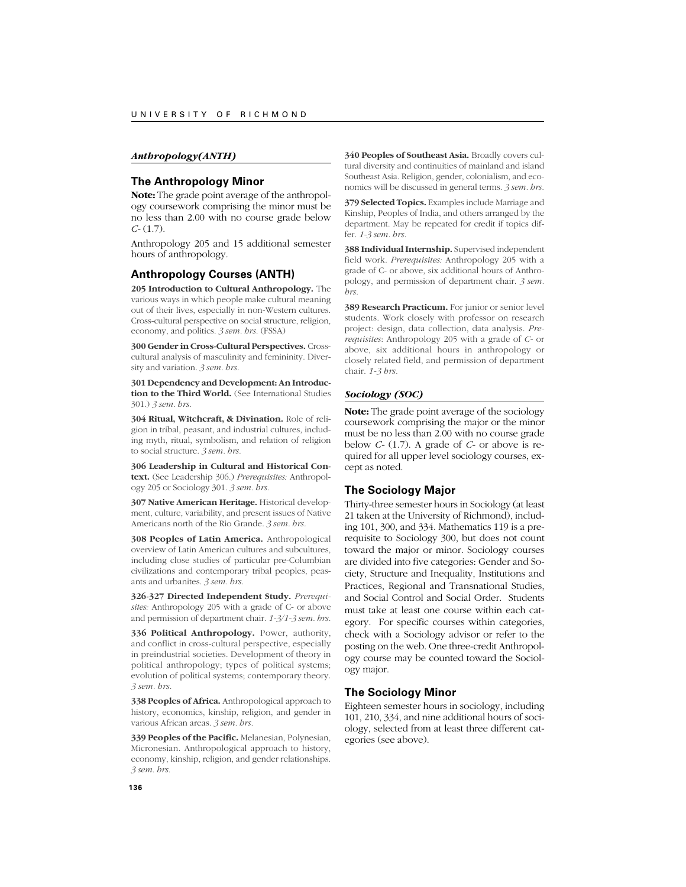### *Anthropology(ANTH)*

## The Anthropology Minor

**Note:** The grade point average of the anthropology coursework comprising the minor must be no less than 2.00 with no course grade below *C*- (1.7).

Anthropology 205 and 15 additional semester hours of anthropology.

## Anthropology Courses (ANTH)

**205 Introduction to Cultural Anthropology.** The various ways in which people make cultural meaning out of their lives, especially in non-Western cultures. Cross-cultural perspective on social structure, religion, economy, and politics. *3 sem. hrs.* (FSSA)

**300 Gender in Cross-Cultural Perspectives.** Cross-cultural analysis of masculinity and femininity. Diversity and variation. *3 sem. hrs.*

**301 Dependency and Development: An Introduction to the Third World.** (See International Studies 301.) *3 sem. hrs.*

**304 Ritual, Witchcraft, & Divination.** Role of religion in tribal, peasant, and industrial cultures, including myth, ritual, symbolism, and relation of religion to social structure. *3 sem. hrs.*

**306 Leadership in Cultural and Historical Context.** (See Leadership 306.) *Prerequisites:* Anthropology 205 or Sociology 301. *3 sem. hrs.*

**307 Native American Heritage.** Historical development, culture, variability, and present issues of Native Americans north of the Rio Grande. *3 sem. hrs.*

**308 Peoples of Latin America.** Anthropological overview of Latin American cultures and subcultures, including close studies of particular pre-Columbian civilizations and contemporary tribal peoples, peasants and urbanites. *3 sem. hrs.*

**326-327 Directed Independent Study.** *Prerequisites:* Anthropology 205 with a grade of C- or above and permission of department chair. *1-3/1-3 sem. hrs.*

**336 Political Anthropology.** Power, authority, and conflict in cross-cultural perspective, especially in preindustrial societies. Development of theory in political anthropology; types of political systems; evolution of political systems; contemporary theory. *3 sem. hrs.*

**338 Peoples of Africa.** Anthropological approach to history, economics, kinship, religion, and gender in various African areas. *3 sem. hrs.*

**339 Peoples of the Pacific.** Melanesian, Polynesian, Micronesian. Anthropological approach to history, economy, kinship, religion, and gender relationships. *3 sem. hrs.*

**340 Peoples of Southeast Asia.** Broadly covers cultural diversity and continuities of mainland and island Southeast Asia. Religion, gender, colonialism, and economics will be discussed in general terms. *3 sem. hrs.*

**379 Selected Topics.** Examples include Marriage and Kinship, Peoples of India, and others arranged by the department. May be repeated for credit if topics differ. *1-3 sem. hrs.*

**388 Individual Internship.** Supervised independent field work. *Prerequisites:* Anthropology 205 with a grade of C- or above, six additional hours of Anthropology, and permission of department chair. *3 sem. hrs.*

**389 Research Practicum.** For junior or senior level students. Work closely with professor on research project: design, data collection, data analysis. *Prerequisites*: Anthropology 205 with a grade of *C*- or above, six additional hours in anthropology or closely related field, and permission of department chair. *1-3 hrs.*

### *Sociology (SOC)*

**Note:** The grade point average of the sociology coursework comprising the major or the minor must be no less than 2.00 with no course grade below *C*- (1.7). A grade of *C*- or above is required for all upper level sociology courses, except as noted.

## The Sociology Major

Thirty-three semester hours in Sociology (at least 21 taken at the University of Richmond), including 101, 300, and 334. Mathematics 119 is a prerequisite to Sociology 300, but does not count toward the major or minor. Sociology courses are divided into five categories: Gender and Society, Structure and Inequality, Institutions and Practices, Regional and Transnational Studies, and Social Control and Social Order. Students must take at least one course within each category. For specific courses within categories, check with a Sociology advisor or refer to the posting on the web. One three-credit Anthropology course may be counted toward the Sociology major.

## The Sociology Minor

Eighteen semester hours in sociology, including 101, 210, 334, and nine additional hours of sociology, selected from at least three different categories (see above).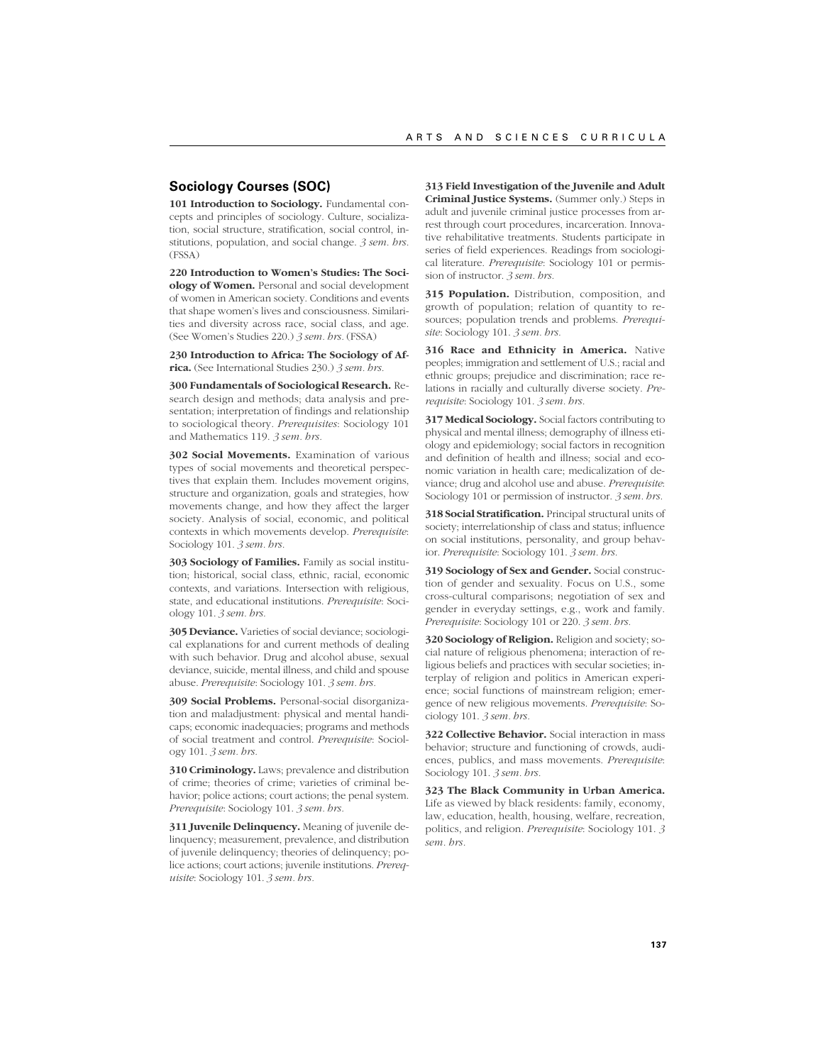## Sociology Courses (SOC)

**101 Introduction to Sociology.** Fundamental concepts and principles of sociology. Culture, socialization, social structure, stratification, social control, institutions, population, and social change. *3 sem. hrs.* (FSSA)

**220 Introduction to Women's Studies: The Sociology of Women.** Personal and social development of women in American society. Conditions and events that shape women's lives and consciousness. Similarities and diversity across race, social class, and age. (See Women's Studies 220.) *3 sem. hrs.* (FSSA)

**230 Introduction to Africa: The Sociology of Africa.** (See International Studies 230.) *3 sem. hrs.*

**300 Fundamentals of Sociological Research.** Research design and methods; data analysis and presentation; interpretation of findings and relationship to sociological theory. *Prerequisites*: Sociology 101 and Mathematics 119. *3 sem. hrs.*

**302 Social Movements.** Examination of various types of social movements and theoretical perspectives that explain them. Includes movement origins, structure and organization, goals and strategies, how movements change, and how they affect the larger society. Analysis of social, economic, and political contexts in which movements develop. *Prerequisite*: Sociology 101. *3 sem. hrs.*

**303 Sociology of Families.** Family as social institution; historical, social class, ethnic, racial, economic contexts, and variations. Intersection with religious, state, and educational institutions. *Prerequisite*: Sociology 101. *3 sem. hrs.*

**305 Deviance.** Varieties of social deviance; sociological explanations for and current methods of dealing with such behavior. Drug and alcohol abuse, sexual deviance, suicide, mental illness, and child and spouse abuse. *Prerequisite*: Sociology 101. *3 sem. hrs.*

**309 Social Problems.** Personal-social disorganization and maladjustment: physical and mental handicaps; economic inadequacies; programs and methods of social treatment and control. *Prerequisite*: Sociology 101. *3 sem. hrs.*

**310 Criminology.** Laws; prevalence and distribution of crime; theories of crime; varieties of criminal behavior; police actions; court actions; the penal system. *Prerequisite*: Sociology 101. *3 sem. hrs.*

**311 Juvenile Delinquency.** Meaning of juvenile delinquency; measurement, prevalence, and distribution of juvenile delinquency; theories of delinquency; police actions; court actions; juvenile institutions. *Prerequisite*: Sociology 101. *3 sem. hrs.*

**313 Field Investigation of the Juvenile and Adult Criminal Justice Systems.** (Summer only.) Steps in adult and juvenile criminal justice processes from arrest through court procedures, incarceration. Innovative rehabilitative treatments. Students participate in series of field experiences. Readings from sociological literature. *Prerequisite*: Sociology 101 or permission of instructor. *3 sem. hrs.*

**315 Population.** Distribution, composition, and growth of population; relation of quantity to resources; population trends and problems. *Prerequisite*: Sociology 101. *3 sem. hrs.*

**316 Race and Ethnicity in America.** Native peoples; immigration and settlement of U.S.; racial and ethnic groups; prejudice and discrimination; race relations in racially and culturally diverse society. *Prerequisite*: Sociology 101. *3 sem. hrs.*

**317 Medical Sociology.** Social factors contributing to physical and mental illness; demography of illness etiology and epidemiology; social factors in recognition and definition of health and illness; social and economic variation in health care; medicalization of deviance; drug and alcohol use and abuse. *Prerequisite*: Sociology 101 or permission of instructor. *3 sem. hrs.*

**318 Social Stratification.** Principal structural units of society; interrelationship of class and status; influence on social institutions, personality, and group behavior. *Prerequisite*: Sociology 101. *3 sem. hrs.*

**319 Sociology of Sex and Gender.** Social construction of gender and sexuality. Focus on U.S., some cross-cultural comparisons; negotiation of sex and gender in everyday settings, e.g., work and family. *Prerequisite*: Sociology 101 or 220. *3 sem. hrs.*

**320 Sociology of Religion.** Religion and society; social nature of religious phenomena; interaction of religious beliefs and practices with secular societies; interplay of religion and politics in American experience; social functions of mainstream religion; emergence of new religious movements. *Prerequisite*: Sociology 101. *3 sem. hrs.*

**322 Collective Behavior.** Social interaction in mass behavior; structure and functioning of crowds, audiences, publics, and mass movements. *Prerequisite*: Sociology 101. *3 sem. hrs.*

**323 The Black Community in Urban America.** Life as viewed by black residents: family, economy, law, education, health, housing, welfare, recreation, politics, and religion. *Prerequisite*: Sociology 101. *3 sem. hrs.*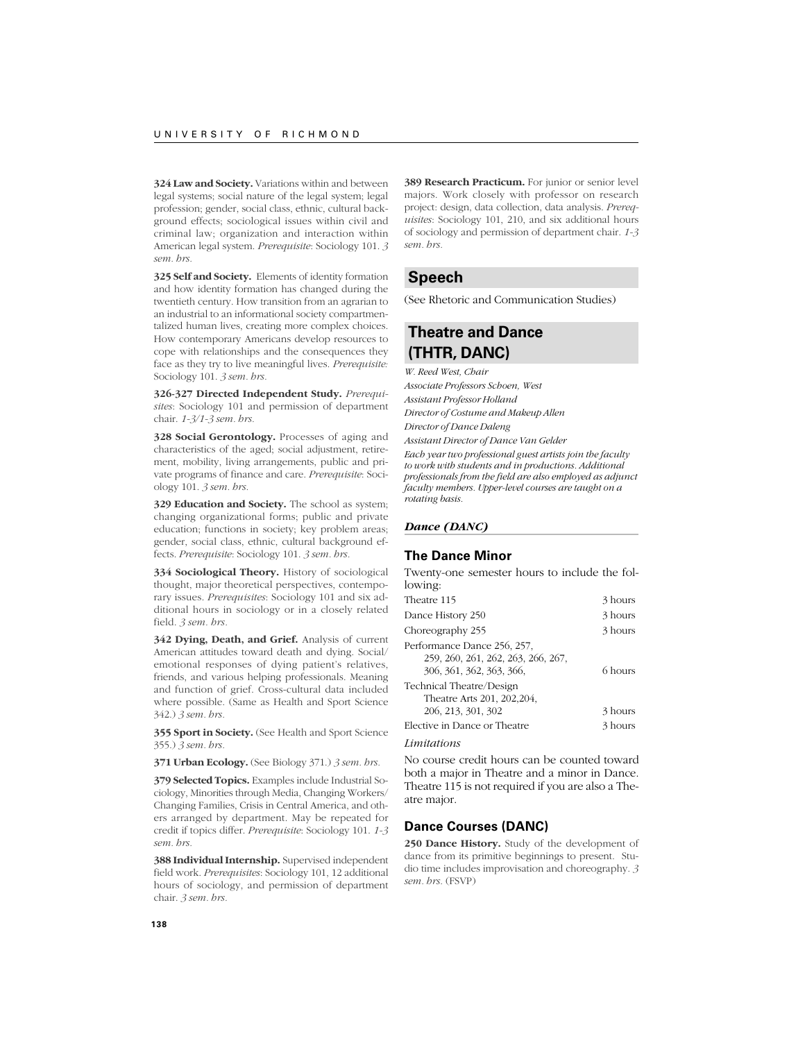**324 Law and Society.** Variations within and between legal systems; social nature of the legal system; legal profession; gender, social class, ethnic, cultural background effects; sociological issues within civil and criminal law; organization and interaction within American legal system. *Prerequisite*: Sociology 101. *3 sem. hrs.*

**325 Self and Society.** Elements of identity formation and how identity formation has changed during the twentieth century. How transition from an agrarian to an industrial to an informational society compartmentalized human lives, creating more complex choices. How contemporary Americans develop resources to cope with relationships and the consequences they face as they try to live meaningful lives. *Prerequisite:* Sociology 101. *3 sem. hrs.*

**326-327 Directed Independent Study.** *Prerequisites*: Sociology 101 and permission of department chair. *1-3/1-3 sem. hrs.*

**328 Social Gerontology.** Processes of aging and characteristics of the aged; social adjustment, retirement, mobility, living arrangements, public and private programs of finance and care. *Prerequisite*: Sociology 101. *3 sem. hrs.*

**329 Education and Society.** The school as system; changing organizational forms; public and private education; functions in society; key problem areas; gender, social class, ethnic, cultural background effects. *Prerequisite*: Sociology 101. *3 sem. hrs.*

**334 Sociological Theory.** History of sociological thought, major theoretical perspectives, contemporary issues. *Prerequisites*: Sociology 101 and six additional hours in sociology or in a closely related field. *3 sem. hrs.*

**342 Dying, Death, and Grief.** Analysis of current American attitudes toward death and dying. Social/emotional responses of dying patient's relatives, friends, and various helping professionals. Meaning and function of grief. Cross-cultural data included where possible. (Same as Health and Sport Science 342.) *3 sem. hrs.*

**355 Sport in Society.** (See Health and Sport Science 355.) *3 sem. hrs.*

**371 Urban Ecology.** (See Biology 371.) *3 sem. hrs.*

**379 Selected Topics.** Examples include Industrial Sociology, Minorities through Media, Changing Workers/Changing Families, Crisis in Central America, and others arranged by department. May be repeated for credit if topics differ. *Prerequisite*: Sociology 101. *1-3 sem. hrs.*

**388 Individual Internship.** Supervised independent field work. *Prerequisites*: Sociology 101, 12 additional hours of sociology, and permission of department chair. *3 sem. hrs.*

**389 Research Practicum.** For junior or senior level majors. Work closely with professor on research project: design, data collection, data analysis. *Prerequisites*: Sociology 101, 210, and six additional hours of sociology and permission of department chair. *1-3 sem. hrs.*

## Speech

(See Rhetoric and Communication Studies)

## Theatre and Dance (THTR, DANC)

*W. Reed West, Chair*
*Associate Professors Schoen, West*
*Assistant Professor Holland*
*Director of Costume and Makeup Allen*
*Director of Dance Daleng*
*Assistant Director of Dance Van Gelder*

*Each year two professional guest artists join the faculty to work with students and in productions. Additional professionals from the field are also employed as adjunct faculty members. Upper-level courses are taught on a rotating basis.*

### *Dance (DANC)*

### The Dance Minor

Twenty-one semester hours to include the following:

| | |
|---|---|
| Theatre 115 | 3 hours |
| Dance History 250 | 3 hours |
| Choreography 255 | 3 hours |
| Performance Dance 256, 257, 259, 260, 261, 262, 263, 266, 267, 306, 361, 362, 363, 366, | 6 hours |
| Technical Theatre/Design Theatre Arts 201, 202,204, 206, 213, 301, 302 | 3 hours |
| Elective in Dance or Theatre | 3 hours |

*Limitations*

No course credit hours can be counted toward both a major in Theatre and a minor in Dance. Theatre 115 is not required if you are also a Theatre major.

### Dance Courses (DANC)

**250 Dance History.** Study of the development of dance from its primitive beginnings to present. Studio time includes improvisation and choreography. *3 sem. hrs.* (FSVP)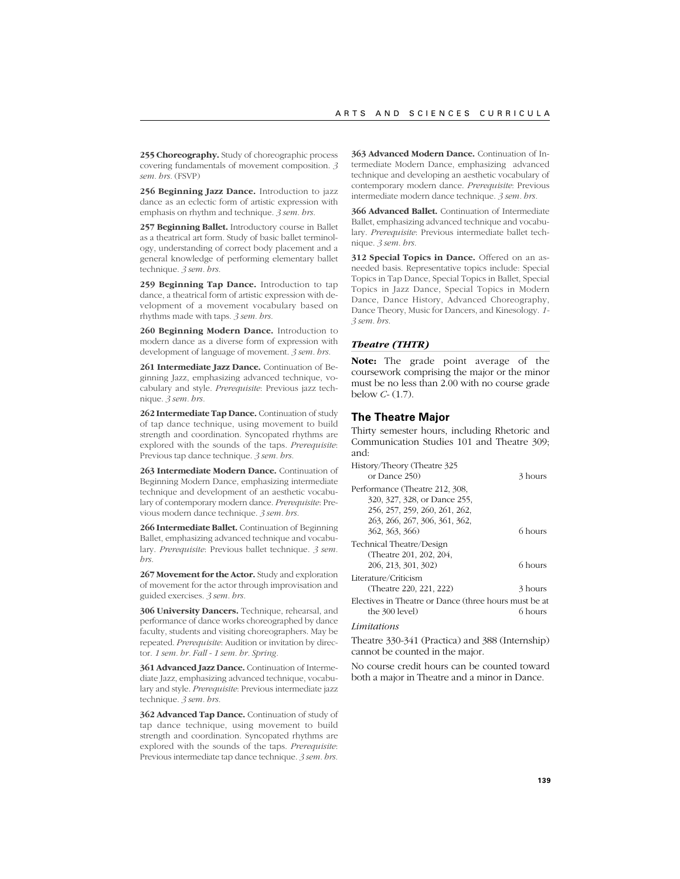**255 Choreography.** Study of choreographic process covering fundamentals of movement composition. *3 sem. hrs.* (FSVP)

**256 Beginning Jazz Dance.** Introduction to jazz dance as an eclectic form of artistic expression with emphasis on rhythm and technique. *3 sem. hrs.*

**257 Beginning Ballet.** Introductory course in Ballet as a theatrical art form. Study of basic ballet terminology, understanding of correct body placement and a general knowledge of performing elementary ballet technique. *3 sem. hrs.*

**259 Beginning Tap Dance.** Introduction to tap dance, a theatrical form of artistic expression with development of a movement vocabulary based on rhythms made with taps. *3 sem. hrs.*

**260 Beginning Modern Dance.** Introduction to modern dance as a diverse form of expression with development of language of movement. *3 sem. hrs.*

**261 Intermediate Jazz Dance.** Continuation of Beginning Jazz, emphasizing advanced technique, vocabulary and style. *Prerequisite*: Previous jazz technique. *3 sem. hrs.*

**262 Intermediate Tap Dance.** Continuation of study of tap dance technique, using movement to build strength and coordination. Syncopated rhythms are explored with the sounds of the taps. *Prerequisite*: Previous tap dance technique. *3 sem. hrs.*

**263 Intermediate Modern Dance.** Continuation of Beginning Modern Dance, emphasizing intermediate technique and development of an aesthetic vocabulary of contemporary modern dance. *Prerequisite*: Previous modern dance technique. *3 sem. hrs.*

**266 Intermediate Ballet.** Continuation of Beginning Ballet, emphasizing advanced technique and vocabulary. *Prerequisite*: Previous ballet technique. *3 sem. hrs.*

**267 Movement for the Actor.** Study and exploration of movement for the actor through improvisation and guided exercises. *3 sem. hrs.*

**306 University Dancers.** Technique, rehearsal, and performance of dance works choreographed by dance faculty, students and visiting choreographers. May be repeated. *Prerequisite*: Audition or invitation by director. *1 sem. hr. Fall - 1 sem. hr. Spring.*

**361 Advanced Jazz Dance.** Continuation of Intermediate Jazz, emphasizing advanced technique, vocabulary and style. *Prerequisite*: Previous intermediate jazz technique. *3 sem. hrs.*

**362 Advanced Tap Dance.** Continuation of study of tap dance technique, using movement to build strength and coordination. Syncopated rhythms are explored with the sounds of the taps. *Prerequisite*: Previous intermediate tap dance technique. *3 sem. hrs.*

**363 Advanced Modern Dance.** Continuation of Intermediate Modern Dance, emphasizing advanced technique and developing an aesthetic vocabulary of contemporary modern dance. *Prerequisite*: Previous intermediate modern dance technique. *3 sem. hrs.*

**366 Advanced Ballet.** Continuation of Intermediate Ballet, emphasizing advanced technique and vocabulary. *Prerequisite*: Previous intermediate ballet technique. *3 sem. hrs.*

**312 Special Topics in Dance.** Offered on an as-needed basis. Representative topics include: Special Topics in Tap Dance, Special Topics in Ballet, Special Topics in Jazz Dance, Special Topics in Modern Dance, Dance History, Advanced Choreography, Dance Theory, Music for Dancers, and Kinesiology. *1-3 sem. hrs.*

### *Theatre (THTR)*

**Note:** The grade point average of the coursework comprising the major or the minor must be no less than 2.00 with no course grade below *C-* (1.7).

## The Theatre Major

Thirty semester hours, including Rhetoric and Communication Studies 101 and Theatre 309; and:

| | |
|---|---|
| History/Theory (Theatre 325 or Dance 250) | 3 hours |
| Performance (Theatre 212, 308, 320, 327, 328, or Dance 255, 256, 257, 259, 260, 261, 262, 263, 266, 267, 306, 361, 362, 362, 363, 366) | 6 hours |
| Technical Theatre/Design (Theatre 201, 202, 204, 206, 213, 301, 302) | 6 hours |
| Literature/Criticism (Theatre 220, 221, 222) | 3 hours |
| Electives in Theatre or Dance (three hours must be at the 300 level) | 6 hours |

*Limitations*

Theatre 330-341 (Practica) and 388 (Internship) cannot be counted in the major.

No course credit hours can be counted toward both a major in Theatre and a minor in Dance.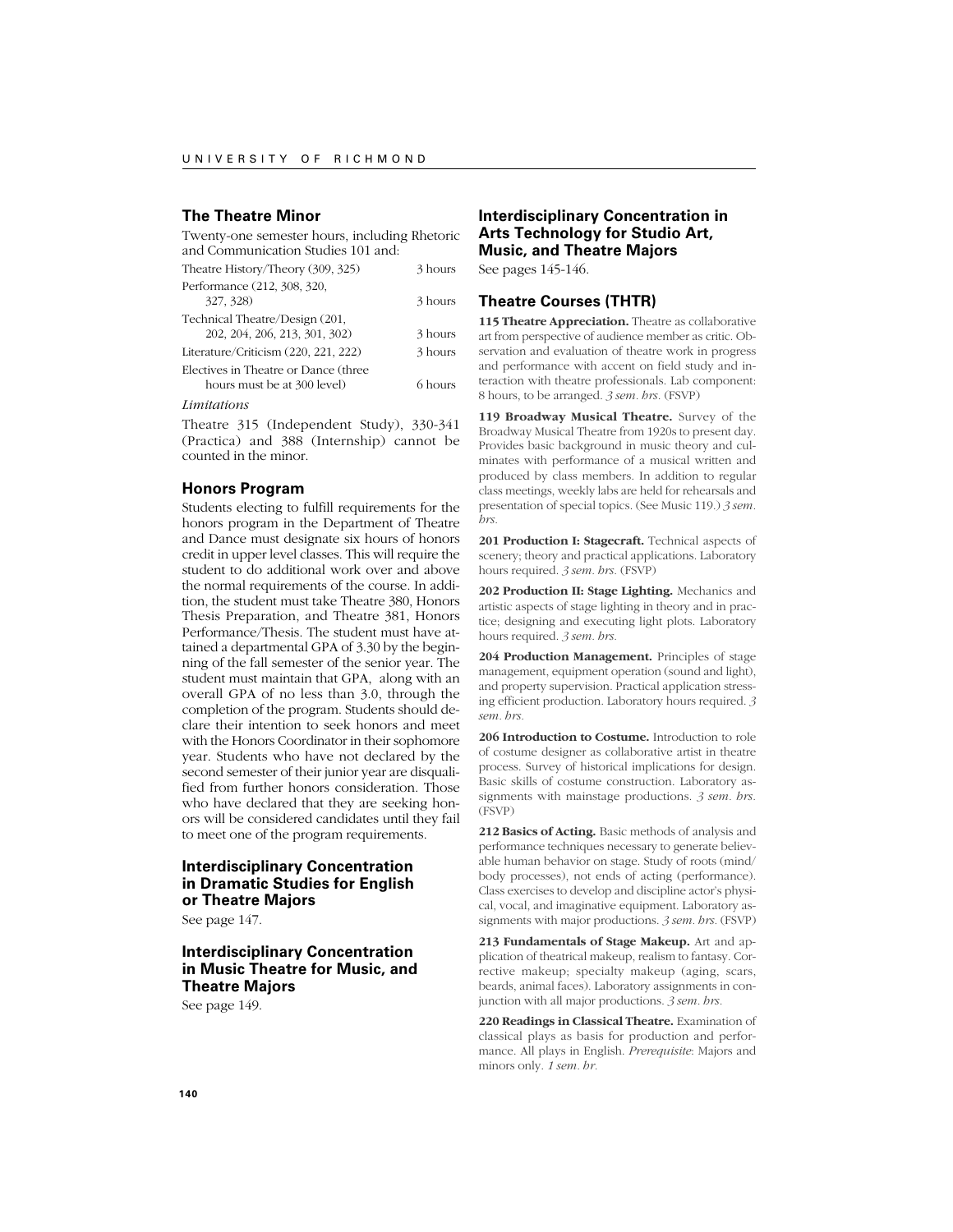## The Theatre Minor

Twenty-one semester hours, including Rhetoric and Communication Studies 101 and:

| | |
|---|---|
| Theatre History/Theory (309, 325) | 3 hours |
| Performance (212, 308, 320, 327, 328) | 3 hours |
| Technical Theatre/Design (201, 202, 204, 206, 213, 301, 302) | 3 hours |
| Literature/Criticism (220, 221, 222) | 3 hours |
| Electives in Theatre or Dance (three hours must be at 300 level) | 6 hours |

*Limitations*

Theatre 315 (Independent Study), 330-341 (Practica) and 388 (Internship) cannot be counted in the minor.

## Honors Program

Students electing to fulfill requirements for the honors program in the Department of Theatre and Dance must designate six hours of honors credit in upper level classes. This will require the student to do additional work over and above the normal requirements of the course. In addition, the student must take Theatre 380, Honors Thesis Preparation, and Theatre 381, Honors Performance/Thesis. The student must have attained a departmental GPA of 3.30 by the beginning of the fall semester of the senior year. The student must maintain that GPA, along with an overall GPA of no less than 3.0, through the completion of the program. Students should declare their intention to seek honors and meet with the Honors Coordinator in their sophomore year. Students who have not declared by the second semester of their junior year are disqualified from further honors consideration. Those who have declared that they are seeking honors will be considered candidates until they fail to meet one of the program requirements.

## Interdisciplinary Concentration in Dramatic Studies for English or Theatre Majors

See page 147.

## Interdisciplinary Concentration in Music Theatre for Music, and Theatre Majors

See page 149.

## Interdisciplinary Concentration in Arts Technology for Studio Art, Music, and Theatre Majors

See pages 145-146.

## Theatre Courses (THTR)

**115 Theatre Appreciation.** Theatre as collaborative art from perspective of audience member as critic. Observation and evaluation of theatre work in progress and performance with accent on field study and interaction with theatre professionals. Lab component: 8 hours, to be arranged. *3 sem. hrs.* (FSVP)

**119 Broadway Musical Theatre.** Survey of the Broadway Musical Theatre from 1920s to present day. Provides basic background in music theory and culminates with performance of a musical written and produced by class members. In addition to regular class meetings, weekly labs are held for rehearsals and presentation of special topics. (See Music 119.) *3 sem. hrs.*

**201 Production I: Stagecraft.** Technical aspects of scenery; theory and practical applications. Laboratory hours required. *3 sem. hrs.* (FSVP)

**202 Production II: Stage Lighting.** Mechanics and artistic aspects of stage lighting in theory and in practice; designing and executing light plots. Laboratory hours required. *3 sem. hrs.*

**204 Production Management.** Principles of stage management, equipment operation (sound and light), and property supervision. Practical application stressing efficient production. Laboratory hours required. *3 sem. hrs.*

**206 Introduction to Costume.** Introduction to role of costume designer as collaborative artist in theatre process. Survey of historical implications for design. Basic skills of costume construction. Laboratory assignments with mainstage productions. *3 sem. hrs.* (FSVP)

**212 Basics of Acting.** Basic methods of analysis and performance techniques necessary to generate believable human behavior on stage. Study of roots (mind/body processes), not ends of acting (performance). Class exercises to develop and discipline actor's physical, vocal, and imaginative equipment. Laboratory assignments with major productions. *3 sem. hrs.* (FSVP)

**213 Fundamentals of Stage Makeup.** Art and application of theatrical makeup, realism to fantasy. Corrective makeup; specialty makeup (aging, scars, beards, animal faces). Laboratory assignments in conjunction with all major productions. *3 sem. hrs.*

**220 Readings in Classical Theatre.** Examination of classical plays as basis for production and performance. All plays in English. *Prerequisite*: Majors and minors only. *1 sem. hr.*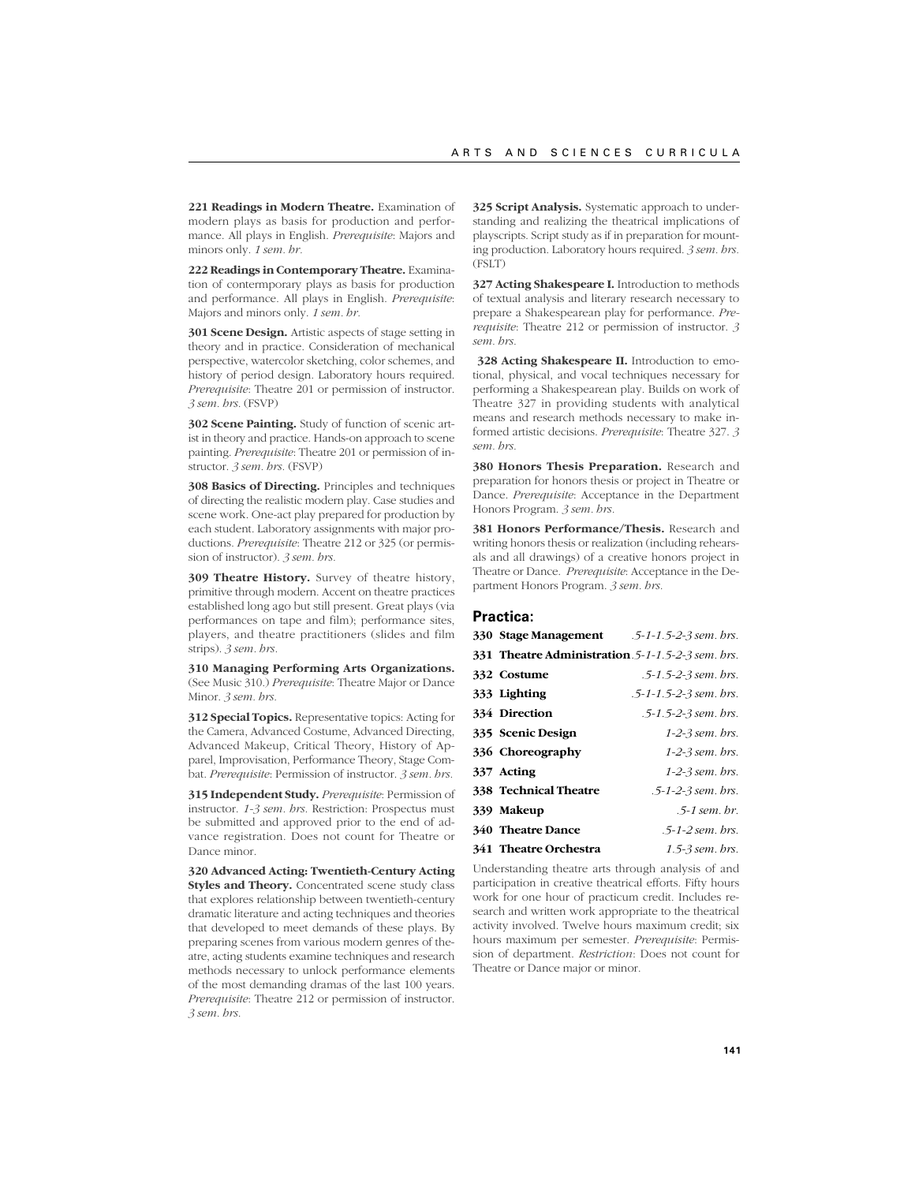**221 Readings in Modern Theatre.** Examination of modern plays as basis for production and performance. All plays in English. *Prerequisite*: Majors and minors only. *1 sem. hr.*

**222 Readings in Contemporary Theatre.** Examination of contermporary plays as basis for production and performance. All plays in English. *Prerequisite*: Majors and minors only. *1 sem. hr.*

**301 Scene Design.** Artistic aspects of stage setting in theory and in practice. Consideration of mechanical perspective, watercolor sketching, color schemes, and history of period design. Laboratory hours required. *Prerequisite*: Theatre 201 or permission of instructor. *3 sem. hrs.* (FSVP)

**302 Scene Painting.** Study of function of scenic artist in theory and practice. Hands-on approach to scene painting. *Prerequisite*: Theatre 201 or permission of instructor. *3 sem. hrs.* (FSVP)

**308 Basics of Directing.** Principles and techniques of directing the realistic modern play. Case studies and scene work. One-act play prepared for production by each student. Laboratory assignments with major productions. *Prerequisite*: Theatre 212 or 325 (or permission of instructor). *3 sem. hrs.*

**309 Theatre History.** Survey of theatre history, primitive through modern. Accent on theatre practices established long ago but still present. Great plays (via performances on tape and film); performance sites, players, and theatre practitioners (slides and film strips). *3 sem. hrs.*

**310 Managing Performing Arts Organizations.** (See Music 310.) *Prerequisite*: Theatre Major or Dance Minor. *3 sem. hrs.*

**312 Special Topics.** Representative topics: Acting for the Camera, Advanced Costume, Advanced Directing, Advanced Makeup, Critical Theory, History of Apparel, Improvisation, Performance Theory, Stage Combat. *Prerequisite*: Permission of instructor. *3 sem. hrs.*

**315 Independent Study.** *Prerequisite*: Permission of instructor. *1-3 sem. hrs.* Restriction: Prospectus must be submitted and approved prior to the end of advance registration. Does not count for Theatre or Dance minor.

**320 Advanced Acting: Twentieth-Century Acting Styles and Theory.** Concentrated scene study class that explores relationship between twentieth-century dramatic literature and acting techniques and theories that developed to meet demands of these plays. By preparing scenes from various modern genres of theatre, acting students examine techniques and research methods necessary to unlock performance elements of the most demanding dramas of the last 100 years. *Prerequisite*: Theatre 212 or permission of instructor. *3 sem. hrs.*

**325 Script Analysis.** Systematic approach to understanding and realizing the theatrical implications of playscripts. Script study as if in preparation for mounting production. Laboratory hours required. *3 sem. hrs.* (FSLT)

**327 Acting Shakespeare I.** Introduction to methods of textual analysis and literary research necessary to prepare a Shakespearean play for performance. *Prerequisite*: Theatre 212 or permission of instructor. *3 sem. hrs.*

**328 Acting Shakespeare II.** Introduction to emotional, physical, and vocal techniques necessary for performing a Shakespearean play. Builds on work of Theatre 327 in providing students with analytical means and research methods necessary to make informed artistic decisions. *Prerequisite*: Theatre 327. *3 sem. hrs.*

**380 Honors Thesis Preparation.** Research and preparation for honors thesis or project in Theatre or Dance. *Prerequisite*: Acceptance in the Department Honors Program. *3 sem. hrs.*

**381 Honors Performance/Thesis.** Research and writing honors thesis or realization (including rehearsals and all drawings) of a creative honors project in Theatre or Dance. *Prerequisite*: Acceptance in the Department Honors Program. *3 sem. hrs.*

## Practica:

| | |
|---|---|
| **330 Stage Management** | *.5-1-1.5-2-3 sem. hrs.* |
| **331 Theatre Administration** | *.5-1-1.5-2-3 sem. hrs.* |
| **332 Costume** | *.5-1.5-2-3 sem. hrs.* |
| **333 Lighting** | *.5-1-1.5-2-3 sem. hrs.* |
| **334 Direction** | *.5-1.5-2-3 sem. hrs.* |
| **335 Scenic Design** | *1-2-3 sem. hrs.* |
| **336 Choreography** | *1-2-3 sem. hrs.* |
| **337 Acting** | *1-2-3 sem. hrs.* |
| **338 Technical Theatre** | *.5-1-2-3 sem. hrs.* |
| **339 Makeup** | *.5-1 sem. hr.* |
| **340 Theatre Dance** | *.5-1-2 sem. hrs.* |
| **341 Theatre Orchestra** | *1.5-3 sem. hrs.* |

Understanding theatre arts through analysis of and participation in creative theatrical efforts. Fifty hours work for one hour of practicum credit. Includes research and written work appropriate to the theatrical activity involved. Twelve hours maximum credit; six hours maximum per semester. *Prerequisite*: Permission of department. *Restriction*: Does not count for Theatre or Dance major or minor.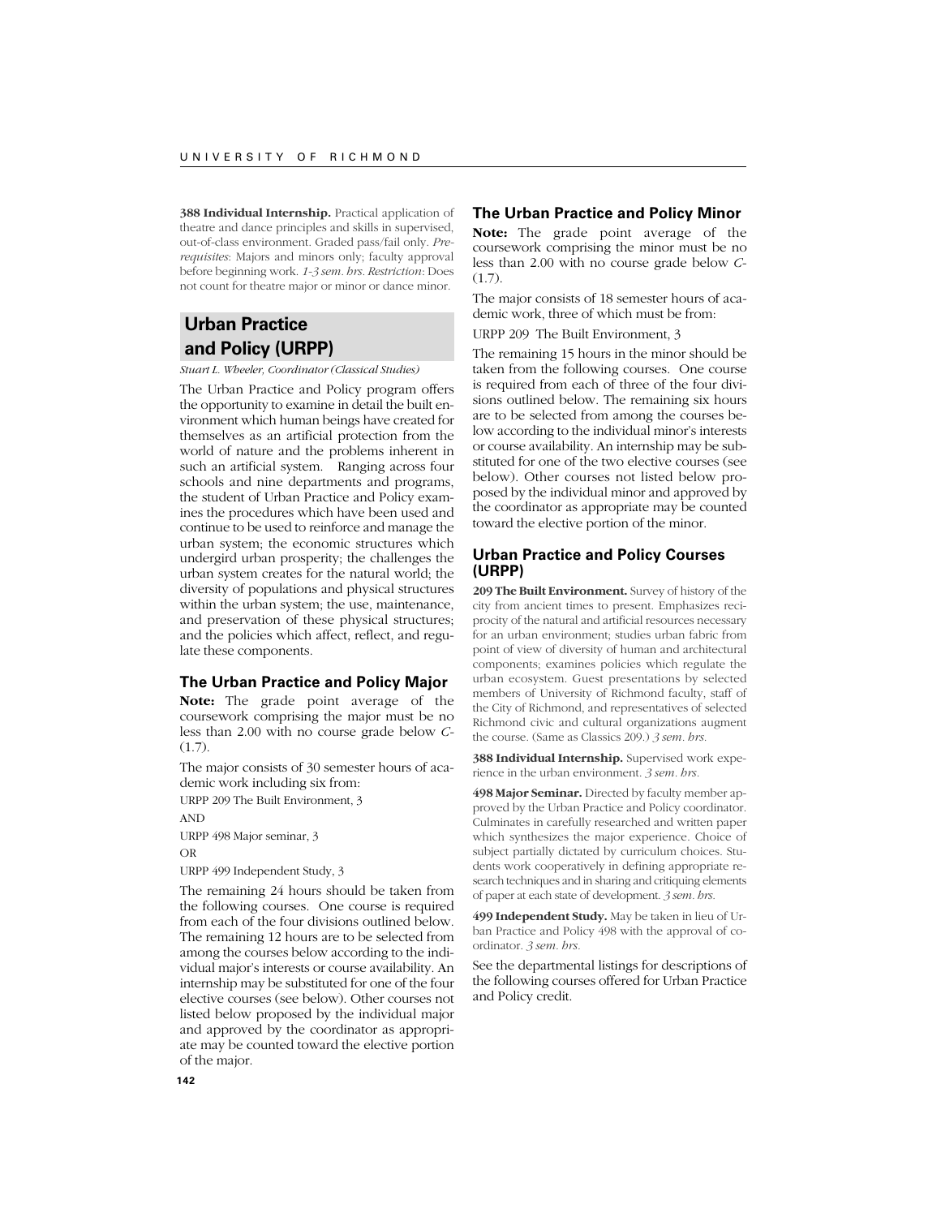**388 Individual Internship.** Practical application of theatre and dance principles and skills in supervised, out-of-class environment. Graded pass/fail only. *Prerequisites*: Majors and minors only; faculty approval before beginning work. *1-3 sem. hrs. Restriction*: Does not count for theatre major or minor or dance minor.

## Urban Practice and Policy (URPP)

*Stuart L. Wheeler, Coordinator (Classical Studies)*

The Urban Practice and Policy program offers the opportunity to examine in detail the built environment which human beings have created for themselves as an artificial protection from the world of nature and the problems inherent in such an artificial system. Ranging across four schools and nine departments and programs, the student of Urban Practice and Policy examines the procedures which have been used and continue to be used to reinforce and manage the urban system; the economic structures which undergird urban prosperity; the challenges the urban system creates for the natural world; the diversity of populations and physical structures within the urban system; the use, maintenance, and preservation of these physical structures; and the policies which affect, reflect, and regulate these components.

### The Urban Practice and Policy Major

**Note:** The grade point average of the coursework comprising the major must be no less than 2.00 with no course grade below *C-* (1.7).

The major consists of 30 semester hours of academic work including six from:

URPP 209 The Built Environment, 3

AND

URPP 498 Major seminar, 3

OR

URPP 499 Independent Study, 3

The remaining 24 hours should be taken from the following courses. One course is required from each of the four divisions outlined below. The remaining 12 hours are to be selected from among the courses below according to the individual major's interests or course availability. An internship may be substituted for one of the four elective courses (see below). Other courses not listed below proposed by the individual major and approved by the coordinator as appropriate may be counted toward the elective portion of the major.

### The Urban Practice and Policy Minor

**Note:** The grade point average of the coursework comprising the minor must be no less than 2.00 with no course grade below *C-* (1.7).

The major consists of 18 semester hours of academic work, three of which must be from:

URPP 209 The Built Environment, 3

The remaining 15 hours in the minor should be taken from the following courses. One course is required from each of three of the four divisions outlined below. The remaining six hours are to be selected from among the courses below according to the individual minor's interests or course availability. An internship may be substituted for one of the two elective courses (see below). Other courses not listed below proposed by the individual minor and approved by the coordinator as appropriate may be counted toward the elective portion of the minor.

### Urban Practice and Policy Courses (URPP)

**209 The Built Environment.** Survey of history of the city from ancient times to present. Emphasizes reciprocity of the natural and artificial resources necessary for an urban environment; studies urban fabric from point of view of diversity of human and architectural components; examines policies which regulate the urban ecosystem. Guest presentations by selected members of University of Richmond faculty, staff of the City of Richmond, and representatives of selected Richmond civic and cultural organizations augment the course. (Same as Classics 209.) *3 sem. hrs.*

**388 Individual Internship.** Supervised work experience in the urban environment. *3 sem. hrs.*

**498 Major Seminar.** Directed by faculty member approved by the Urban Practice and Policy coordinator. Culminates in carefully researched and written paper which synthesizes the major experience. Choice of subject partially dictated by curriculum choices. Students work cooperatively in defining appropriate research techniques and in sharing and critiquing elements of paper at each state of development. *3 sem. hrs.*

**499 Independent Study.** May be taken in lieu of Urban Practice and Policy 498 with the approval of coordinator. *3 sem. hrs.*

See the departmental listings for descriptions of the following courses offered for Urban Practice and Policy credit.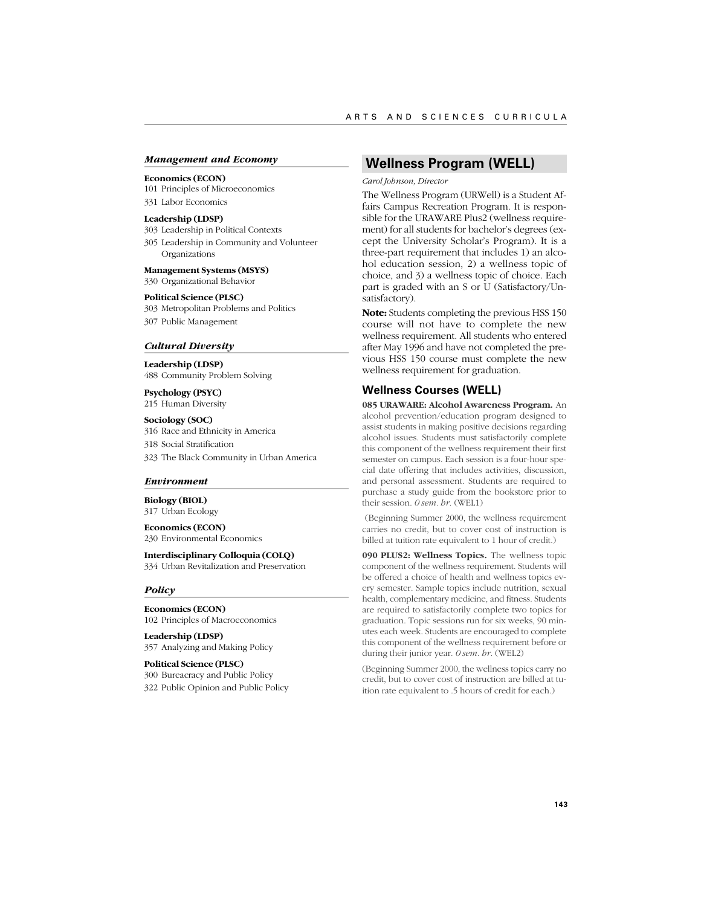### *Management and Economy*

**Economics (ECON)**

101 Principles of Microeconomics

331 Labor Economics

**Leadership (LDSP)**

303 Leadership in Political Contexts

305 Leadership in Community and Volunteer Organizations

**Management Systems (MSYS)**

330 Organizational Behavior

**Political Science (PLSC)**

303 Metropolitan Problems and Politics

307 Public Management

### *Cultural Diversity*

**Leadership (LDSP)**

488 Community Problem Solving

**Psychology (PSYC)**

215 Human Diversity

**Sociology (SOC)**

316 Race and Ethnicity in America

318 Social Stratification

323 The Black Community in Urban America

### *Environment*

**Biology (BIOL)**

317 Urban Ecology

**Economics (ECON)**

230 Environmental Economics

**Interdisciplinary Colloquia (COLQ)**

334 Urban Revitalization and Preservation

### *Policy*

**Economics (ECON)**

102 Principles of Macroeconomics

**Leadership (LDSP)**

357 Analyzing and Making Policy

**Political Science (PLSC)**

300 Bureaucracy and Public Policy

322 Public Opinion and Public Policy

## Wellness Program (WELL)

*Carol Johnson, Director*

The Wellness Program (URWell) is a Student Affairs Campus Recreation Program. It is responsible for the URAWARE Plus2 (wellness requirement) for all students for bachelor's degrees (except the University Scholar's Program). It is a three-part requirement that includes 1) an alcohol education session, 2) a wellness topic of choice, and 3) a wellness topic of choice. Each part is graded with an S or U (Satisfactory/Unsatisfactory).

**Note:** Students completing the previous HSS 150 course will not have to complete the new wellness requirement. All students who entered after May 1996 and have not completed the previous HSS 150 course must complete the new wellness requirement for graduation.

### Wellness Courses (WELL)

**085 URAWARE: Alcohol Awareness Program.** An alcohol prevention/education program designed to assist students in making positive decisions regarding alcohol issues. Students must satisfactorily complete this component of the wellness requirement their first semester on campus. Each session is a four-hour special date offering that includes activities, discussion, and personal assessment. Students are required to purchase a study guide from the bookstore prior to their session. *0 sem. hr.* (WEL1)

(Beginning Summer 2000, the wellness requirement carries no credit, but to cover cost of instruction is billed at tuition rate equivalent to 1 hour of credit.)

**090 PLUS2: Wellness Topics.** The wellness topic component of the wellness requirement. Students will be offered a choice of health and wellness topics every semester. Sample topics include nutrition, sexual health, complementary medicine, and fitness. Students are required to satisfactorily complete two topics for graduation. Topic sessions run for six weeks, 90 minutes each week. Students are encouraged to complete this component of the wellness requirement before or during their junior year. *0 sem. hr.* (WEL2)

(Beginning Summer 2000, the wellness topics carry no credit, but to cover cost of instruction are billed at tuition rate equivalent to .5 hours of credit for each.)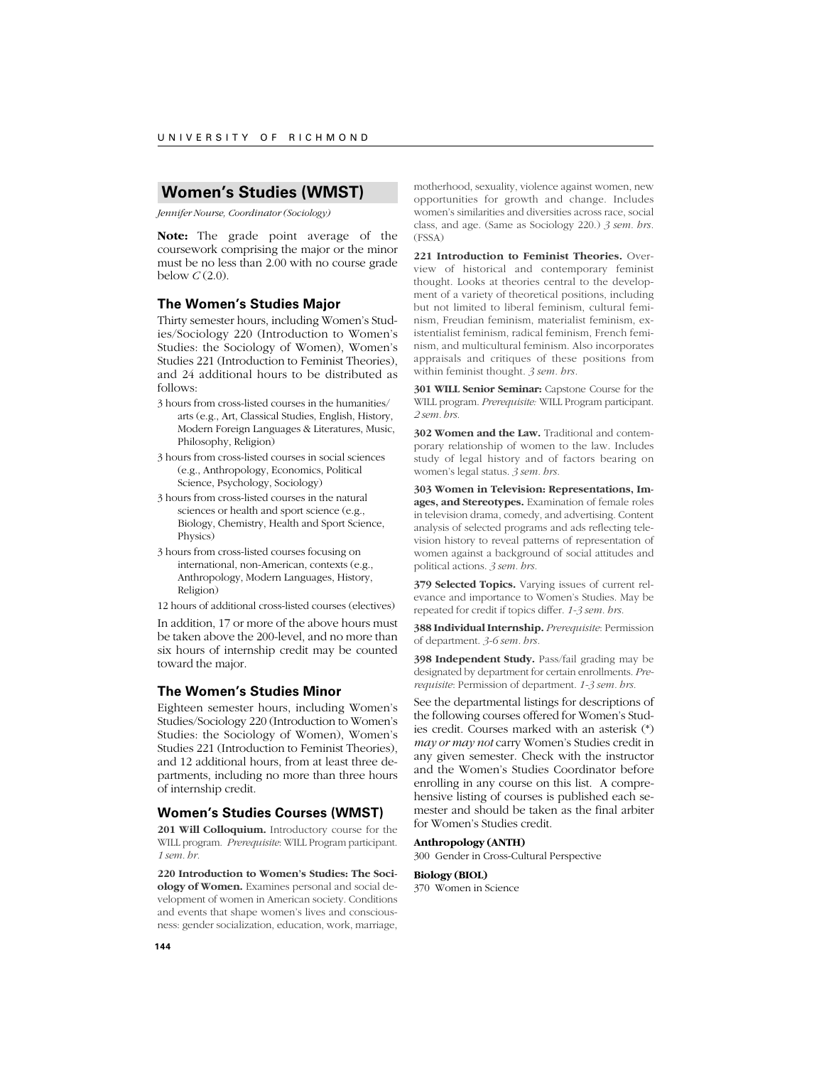## Women's Studies (WMST)

*Jennifer Nourse, Coordinator (Sociology)*

**Note:** The grade point average of the coursework comprising the major or the minor must be no less than 2.00 with no course grade below *C* (2.0).

### The Women's Studies Major

Thirty semester hours, including Women's Studies/Sociology 220 (Introduction to Women's Studies: the Sociology of Women), Women's Studies 221 (Introduction to Feminist Theories), and 24 additional hours to be distributed as follows:

- 3 hours from cross-listed courses in the humanities/ arts (e.g., Art, Classical Studies, English, History, Modern Foreign Languages & Literatures, Music, Philosophy, Religion)
- 3 hours from cross-listed courses in social sciences (e.g., Anthropology, Economics, Political Science, Psychology, Sociology)
- 3 hours from cross-listed courses in the natural sciences or health and sport science (e.g., Biology, Chemistry, Health and Sport Science, Physics)
- 3 hours from cross-listed courses focusing on international, non-American, contexts (e.g., Anthropology, Modern Languages, History, Religion)
- 12 hours of additional cross-listed courses (electives)

In addition, 17 or more of the above hours must be taken above the 200-level, and no more than six hours of internship credit may be counted toward the major.

### The Women's Studies Minor

Eighteen semester hours, including Women's Studies/Sociology 220 (Introduction to Women's Studies: the Sociology of Women), Women's Studies 221 (Introduction to Feminist Theories), and 12 additional hours, from at least three departments, including no more than three hours of internship credit.

### Women's Studies Courses (WMST)

**201 Will Colloquium.** Introductory course for the WILL program. *Prerequisite*: WILL Program participant. *1 sem. hr.*

**220 Introduction to Women's Studies: The Sociology of Women.** Examines personal and social development of women in American society. Conditions and events that shape women's lives and consciousness: gender socialization, education, work, marriage, motherhood, sexuality, violence against women, new opportunities for growth and change. Includes women's similarities and diversities across race, social class, and age. (Same as Sociology 220.) *3 sem. hrs.* (FSSA)

**221 Introduction to Feminist Theories.** Overview of historical and contemporary feminist thought. Looks at theories central to the development of a variety of theoretical positions, including but not limited to liberal feminism, cultural feminism, Freudian feminism, materialist feminism, existentialist feminism, radical feminism, French feminism, and multicultural feminism. Also incorporates appraisals and critiques of these positions from within feminist thought. *3 sem. hrs.*

**301 WILL Senior Seminar:** Capstone Course for the WILL program. *Prerequisite:* WILL Program participant. *2 sem. hrs.*

**302 Women and the Law.** Traditional and contemporary relationship of women to the law. Includes study of legal history and of factors bearing on women's legal status. *3 sem. hrs.*

**303 Women in Television: Representations, Images, and Stereotypes.** Examination of female roles in television drama, comedy, and advertising. Content analysis of selected programs and ads reflecting television history to reveal patterns of representation of women against a background of social attitudes and political actions. *3 sem. hrs.*

**379 Selected Topics.** Varying issues of current relevance and importance to Women's Studies. May be repeated for credit if topics differ. *1-3 sem. hrs.*

**388 Individual Internship.** *Prerequisite*: Permission of department. *3-6 sem. hrs.*

**398 Independent Study.** Pass/fail grading may be designated by department for certain enrollments. *Prerequisite*: Permission of department. *1-3 sem. hrs.*

See the departmental listings for descriptions of the following courses offered for Women's Studies credit. Courses marked with an asterisk (*) *may or may not* carry Women's Studies credit in any given semester. Check with the instructor and the Women's Studies Coordinator before enrolling in any course on this list. A comprehensive listing of courses is published each semester and should be taken as the final arbiter for Women's Studies credit.

**Anthropology (ANTH)**

300 Gender in Cross-Cultural Perspective

**Biology (BIOL)**

370 Women in Science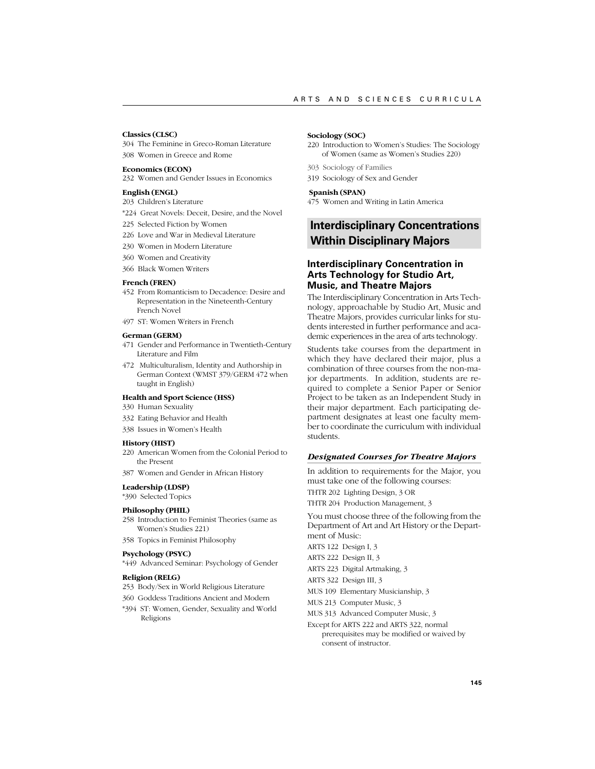**Classics (CLSC)**

304 The Feminine in Greco-Roman Literature

308 Women in Greece and Rome

**Economics (ECON)**

232 Women and Gender Issues in Economics

**English (ENGL)**

203 Children's Literature

*224 Great Novels: Deceit, Desire, and the Novel

225 Selected Fiction by Women

226 Love and War in Medieval Literature

230 Women in Modern Literature

360 Women and Creativity

366 Black Women Writers

**French (FREN)**

452 From Romanticism to Decadence: Desire and Representation in the Nineteenth-Century French Novel

497 ST: Women Writers in French

**German (GERM)**

471 Gender and Performance in Twentieth-Century Literature and Film

472 Multiculturalism, Identity and Authorship in German Context (WMST 379/GERM 472 when taught in English)

**Health and Sport Science (HSS)**

330 Human Sexuality

332 Eating Behavior and Health

338 Issues in Women's Health

**History (HIST)**

220 American Women from the Colonial Period to the Present

387 Women and Gender in African History

**Leadership (LDSP)**

*390 Selected Topics

**Philosophy (PHIL)**

258 Introduction to Feminist Theories (same as Women's Studies 221)

358 Topics in Feminist Philosophy

**Psychology (PSYC)**

*449 Advanced Seminar: Psychology of Gender

**Religion (RELG)**

253 Body/Sex in World Religious Literature

360 Goddess Traditions Ancient and Modern

*394 ST: Women, Gender, Sexuality and World Religions

**Sociology (SOC)**

220 Introduction to Women's Studies: The Sociology of Women (same as Women's Studies 220)

303 Sociology of Families

319 Sociology of Sex and Gender

**Spanish (SPAN)**

475 Women and Writing in Latin America

## Interdisciplinary Concentrations Within Disciplinary Majors

### Interdisciplinary Concentration in Arts Technology for Studio Art, Music, and Theatre Majors

The Interdisciplinary Concentration in Arts Technology, approachable by Studio Art, Music and Theatre Majors, provides curricular links for students interested in further performance and academic experiences in the area of arts technology.

Students take courses from the department in which they have declared their major, plus a combination of three courses from the non-major departments. In addition, students are required to complete a Senior Paper or Senior Project to be taken as an Independent Study in their major department. Each participating department designates at least one faculty member to coordinate the curriculum with individual students.

#### *Designated Courses for Theatre Majors*

In addition to requirements for the Major, you must take one of the following courses:

THTR 202 Lighting Design, 3 OR

THTR 204 Production Management, 3

You must choose three of the following from the Department of Art and Art History or the Department of Music:

ARTS 122 Design I, 3

ARTS 222 Design II, 3

ARTS 223 Digital Artmaking, 3

ARTS 322 Design III, 3

MUS 109 Elementary Musicianship, 3

MUS 213 Computer Music, 3

MUS 313 Advanced Computer Music, 3

Except for ARTS 222 and ARTS 322, normal prerequisites may be modified or waived by consent of instructor.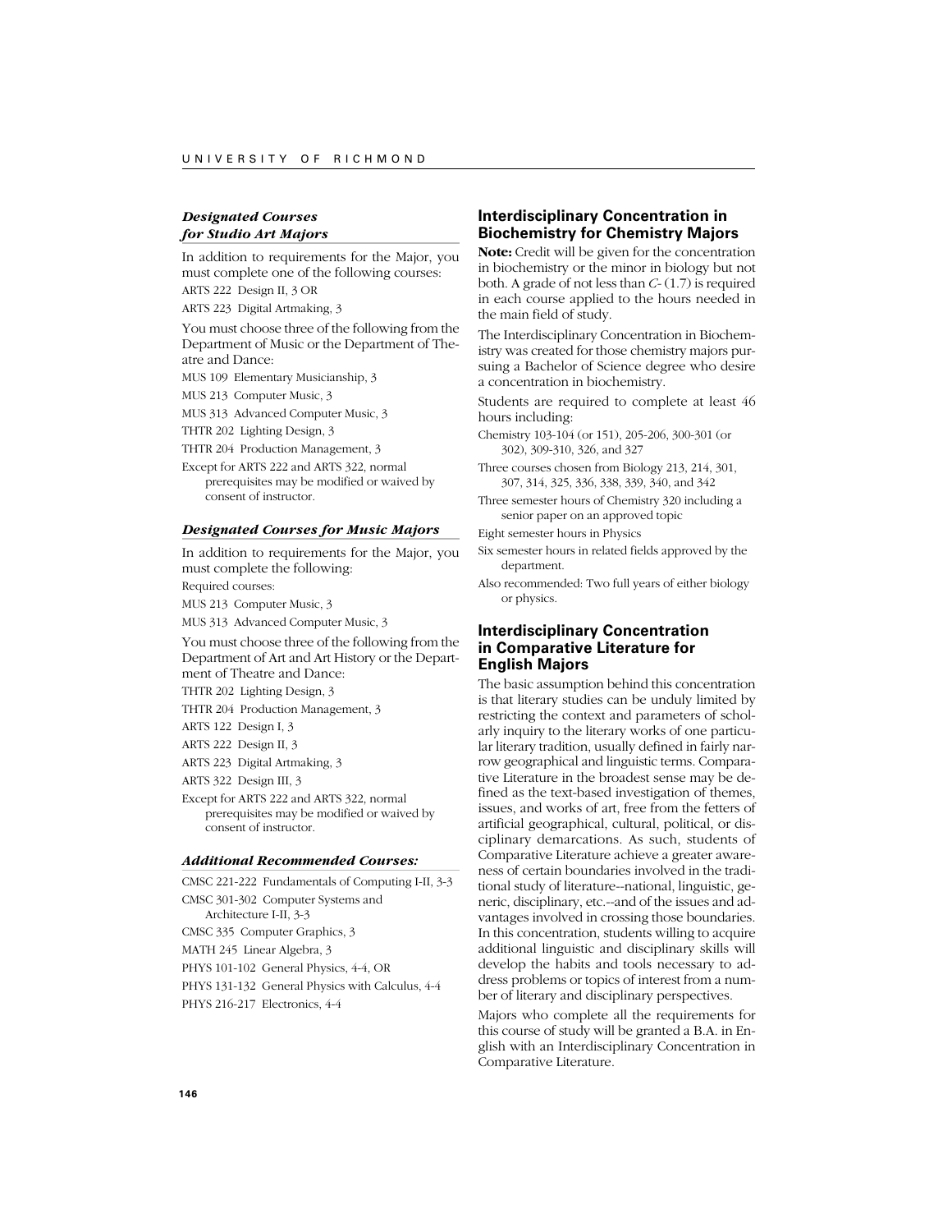### *Designated Courses for Studio Art Majors*

In addition to requirements for the Major, you must complete one of the following courses:

ARTS 222 Design II, 3 OR

ARTS 223 Digital Artmaking, 3

You must choose three of the following from the Department of Music or the Department of Theatre and Dance:

MUS 109 Elementary Musicianship, 3

MUS 213 Computer Music, 3

MUS 313 Advanced Computer Music, 3

THTR 202 Lighting Design, 3

THTR 204 Production Management, 3

Except for ARTS 222 and ARTS 322, normal prerequisites may be modified or waived by consent of instructor.

### *Designated Courses for Music Majors*

In addition to requirements for the Major, you must complete the following:

Required courses:

MUS 213 Computer Music, 3

MUS 313 Advanced Computer Music, 3

You must choose three of the following from the Department of Art and Art History or the Department of Theatre and Dance:

THTR 202 Lighting Design, 3

THTR 204 Production Management, 3

ARTS 122 Design I, 3

ARTS 222 Design II, 3

ARTS 223 Digital Artmaking, 3

ARTS 322 Design III, 3

Except for ARTS 222 and ARTS 322, normal prerequisites may be modified or waived by consent of instructor.

### *Additional Recommended Courses:*

CMSC 221-222 Fundamentals of Computing I-II, 3-3

CMSC 301-302 Computer Systems and Architecture I-II, 3-3

CMSC 335 Computer Graphics, 3

MATH 245 Linear Algebra, 3

PHYS 101-102 General Physics, 4-4, OR

PHYS 131-132 General Physics with Calculus, 4-4

PHYS 216-217 Electronics, 4-4

## Interdisciplinary Concentration in Biochemistry for Chemistry Majors

**Note:** Credit will be given for the concentration in biochemistry or the minor in biology but not both. A grade of not less than *C-* (1.7) is required in each course applied to the hours needed in the main field of study.

The Interdisciplinary Concentration in Biochemistry was created for those chemistry majors pursuing a Bachelor of Science degree who desire a concentration in biochemistry.

Students are required to complete at least 46 hours including:

Chemistry 103-104 (or 151), 205-206, 300-301 (or 302), 309-310, 326, and 327

Three courses chosen from Biology 213, 214, 301, 307, 314, 325, 336, 338, 339, 340, and 342

Three semester hours of Chemistry 320 including a senior paper on an approved topic

Eight semester hours in Physics

Six semester hours in related fields approved by the department.

Also recommended: Two full years of either biology or physics.

## Interdisciplinary Concentration in Comparative Literature for English Majors

The basic assumption behind this concentration is that literary studies can be unduly limited by restricting the context and parameters of scholarly inquiry to the literary works of one particular literary tradition, usually defined in fairly narrow geographical and linguistic terms. Comparative Literature in the broadest sense may be defined as the text-based investigation of themes, issues, and works of art, free from the fetters of artificial geographical, cultural, political, or disciplinary demarcations. As such, students of Comparative Literature achieve a greater awareness of certain boundaries involved in the traditional study of literature--national, linguistic, generic, disciplinary, etc.--and of the issues and advantages involved in crossing those boundaries. In this concentration, students willing to acquire additional linguistic and disciplinary skills will develop the habits and tools necessary to address problems or topics of interest from a number of literary and disciplinary perspectives.

Majors who complete all the requirements for this course of study will be granted a B.A. in English with an Interdisciplinary Concentration in Comparative Literature.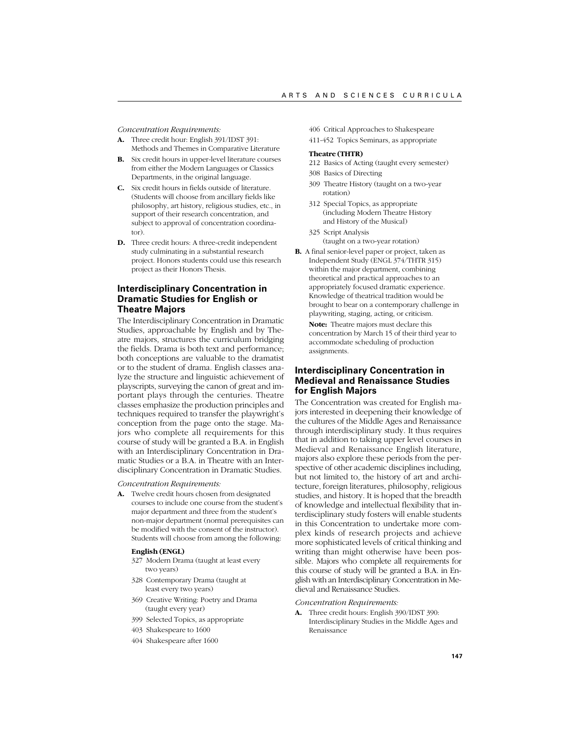*Concentration Requirements:*

**A.** Three credit hour: English 391/IDST 391: Methods and Themes in Comparative Literature

**B.** Six credit hours in upper-level literature courses from either the Modern Languages or Classics Departments, in the original language.

**C.** Six credit hours in fields outside of literature. (Students will choose from ancillary fields like philosophy, art history, religious studies, etc., in support of their research concentration, and subject to approval of concentration coordinator).

**D.** Three credit hours: A three-credit independent study culminating in a substantial research project. Honors students could use this research project as their Honors Thesis.

## Interdisciplinary Concentration in Dramatic Studies for English or Theatre Majors

The Interdisciplinary Concentration in Dramatic Studies, approachable by English and by Theatre majors, structures the curriculum bridging the fields. Drama is both text and performance; both conceptions are valuable to the dramatist or to the student of drama. English classes analyze the structure and linguistic achievement of playscripts, surveying the canon of great and important plays through the centuries. Theatre classes emphasize the production principles and techniques required to transfer the playwright's conception from the page onto the stage. Majors who complete all requirements for this course of study will be granted a B.A. in English with an Interdisciplinary Concentration in Dramatic Studies or a B.A. in Theatre with an Interdisciplinary Concentration in Dramatic Studies.

*Concentration Requirements:*

**A.** Twelve credit hours chosen from designated courses to include one course from the student's major department and three from the student's non-major department (normal prerequisites can be modified with the consent of the instructor). Students will choose from among the following:

**English (ENGL)**

- 327 Modern Drama (taught at least every two years)
- 328 Contemporary Drama (taught at least every two years)
- 369 Creative Writing: Poetry and Drama (taught every year)
- 399 Selected Topics, as appropriate
- 403 Shakespeare to 1600
- 404 Shakespeare after 1600
- 406 Critical Approaches to Shakespeare
- 411-452 Topics Seminars, as appropriate

**Theatre (THTR)**

- 212 Basics of Acting (taught every semester)
- 308 Basics of Directing
- 309 Theatre History (taught on a two-year rotation)
- 312 Special Topics, as appropriate (including Modern Theatre History and History of the Musical)
- 325 Script Analysis (taught on a two-year rotation)

**B.** A final senior-level paper or project, taken as Independent Study (ENGL 374/THTR 315) within the major department, combining theoretical and practical approaches to an appropriately focused dramatic experience. Knowledge of theatrical tradition would be brought to bear on a contemporary challenge in playwriting, staging, acting, or criticism.

**Note:** Theatre majors must declare this concentration by March 15 of their third year to accommodate scheduling of production assignments.

## Interdisciplinary Concentration in Medieval and Renaissance Studies for English Majors

The Concentration was created for English majors interested in deepening their knowledge of the cultures of the Middle Ages and Renaissance through interdisciplinary study. It thus requires that in addition to taking upper level courses in Medieval and Renaissance English literature, majors also explore these periods from the perspective of other academic disciplines including, but not limited to, the history of art and architecture, foreign literatures, philosophy, religious studies, and history. It is hoped that the breadth of knowledge and intellectual flexibility that interdisciplinary study fosters will enable students in this Concentration to undertake more complex kinds of research projects and achieve more sophisticated levels of critical thinking and writing than might otherwise have been possible. Majors who complete all requirements for this course of study will be granted a B.A. in English with an Interdisciplinary Concentration in Medieval and Renaissance Studies.

*Concentration Requirements:*

**A.** Three credit hours: English 390/IDST 390: Interdisciplinary Studies in the Middle Ages and Renaissance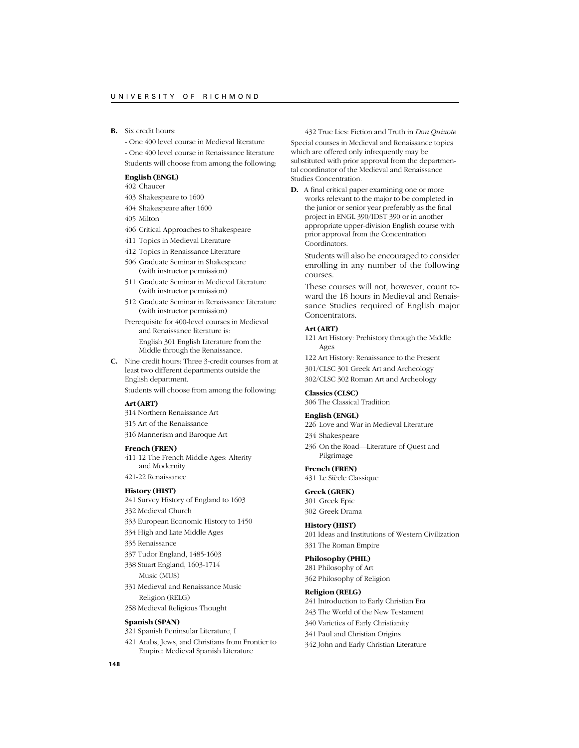**B.** Six credit hours:

- One 400 level course in Medieval literature
- One 400 level course in Renaissance literature

Students will choose from among the following:

**English (ENGL)**

402 Chaucer

403 Shakespeare to 1600

404 Shakespeare after 1600

405 Milton

406 Critical Approaches to Shakespeare

411 Topics in Medieval Literature

412 Topics in Renaissance Literature

506 Graduate Seminar in Shakespeare (with instructor permission)

511 Graduate Seminar in Medieval Literature (with instructor permission)

512 Graduate Seminar in Renaissance Literature (with instructor permission)

Prerequisite for 400-level courses in Medieval and Renaissance literature is:

English 301 English Literature from the Middle through the Renaissance.

**C.** Nine credit hours: Three 3-credit courses from at least two different departments outside the English department.

Students will choose from among the following:

**Art (ART)**

314 Northern Renaissance Art

315 Art of the Renaissance

316 Mannerism and Baroque Art

**French (FREN)**

411-12 The French Middle Ages: Alterity and Modernity

421-22 Renaissance

**History (HIST)**

241 Survey History of England to 1603

332 Medieval Church

333 European Economic History to 1450

334 High and Late Middle Ages

335 Renaissance

337 Tudor England, 1485-1603

338 Stuart England, 1603-1714

Music (MUS)

331 Medieval and Renaissance Music

Religion (RELG)

258 Medieval Religious Thought

**Spanish (SPAN)**

321 Spanish Peninsular Literature, I

421 Arabs, Jews, and Christians from Frontier to Empire: Medieval Spanish Literature

432 True Lies: Fiction and Truth in *Don Quixote*

Special courses in Medieval and Renaissance topics which are offered only infrequently may be substituted with prior approval from the departmental coordinator of the Medieval and Renaissance Studies Concentration.

**D.** A final critical paper examining one or more works relevant to the major to be completed in the junior or senior year preferably as the final project in ENGL 390/IDST 390 or in another appropriate upper-division English course with prior approval from the Concentration Coordinators.

Students will also be encouraged to consider enrolling in any number of the following courses.

These courses will not, however, count toward the 18 hours in Medieval and Renaissance Studies required of English major Concentrators.

**Art (ART)**

121 Art History: Prehistory through the Middle Ages

122 Art History: Renaissance to the Present

301/CLSC 301 Greek Art and Archeology

302/CLSC 302 Roman Art and Archeology

**Classics (CLSC)**

306 The Classical Tradition

**English (ENGL)**

226 Love and War in Medieval Literature

234 Shakespeare

236 On the Road—Literature of Quest and Pilgrimage

**French (FREN)**

431 Le Siècle Classique

**Greek (GREK)**

301 Greek Epic

302 Greek Drama

**History (HIST)**

201 Ideas and Institutions of Western Civilization

331 The Roman Empire

**Philosophy (PHIL)**

281 Philosophy of Art

362 Philosophy of Religion

**Religion (RELG)**

241 Introduction to Early Christian Era

243 The World of the New Testament

340 Varieties of Early Christianity

341 Paul and Christian Origins

342 John and Early Christian Literature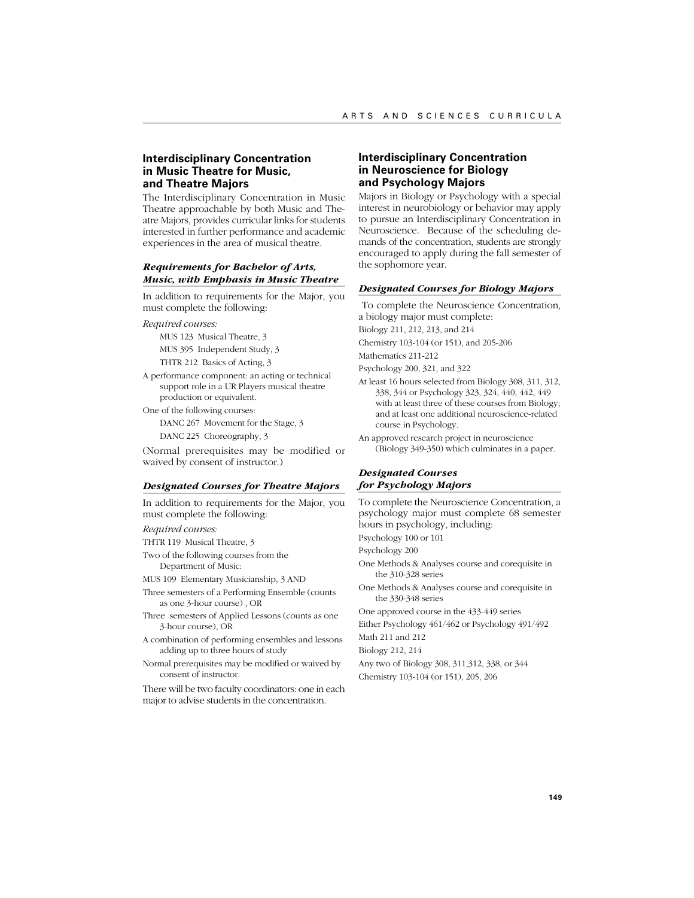## Interdisciplinary Concentration in Music Theatre for Music, and Theatre Majors

The Interdisciplinary Concentration in Music Theatre approachable by both Music and Theatre Majors, provides curricular links for students interested in further performance and academic experiences in the area of musical theatre.

### *Requirements for Bachelor of Arts, Music, with Emphasis in Music Theatre*

In addition to requirements for the Major, you must complete the following:

*Required courses:*

- MUS 123 Musical Theatre, 3
- MUS 395 Independent Study, 3
- THTR 212 Basics of Acting, 3

A performance component: an acting or technical support role in a UR Players musical theatre production or equivalent.

One of the following courses:

- DANC 267 Movement for the Stage, 3
- DANC 225 Choreography, 3

(Normal prerequisites may be modified or waived by consent of instructor.)

### *Designated Courses for Theatre Majors*

In addition to requirements for the Major, you must complete the following:

*Required courses:*

THTR 119 Musical Theatre, 3

Two of the following courses from the Department of Music:

MUS 109 Elementary Musicianship, 3 AND

Three semesters of a Performing Ensemble (counts as one 3-hour course) , OR

Three semesters of Applied Lessons (counts as one 3-hour course), OR

A combination of performing ensembles and lessons adding up to three hours of study

Normal prerequisites may be modified or waived by consent of instructor.

There will be two faculty coordinators: one in each major to advise students in the concentration.

## Interdisciplinary Concentration in Neuroscience for Biology and Psychology Majors

Majors in Biology or Psychology with a special interest in neurobiology or behavior may apply to pursue an Interdisciplinary Concentration in Neuroscience. Because of the scheduling demands of the concentration, students are strongly encouraged to apply during the fall semester of the sophomore year.

### *Designated Courses for Biology Majors*

To complete the Neuroscience Concentration, a biology major must complete:

Biology 211, 212, 213, and 214

Chemistry 103-104 (or 151), and 205-206

Mathematics 211-212

Psychology 200, 321, and 322

At least 16 hours selected from Biology 308, 311, 312, 338, 344 or Psychology 323, 324, 440, 442, 449 with at least three of these courses from Biology; and at least one additional neuroscience-related course in Psychology.

An approved research project in neuroscience (Biology 349-350) which culminates in a paper.

### *Designated Courses for Psychology Majors*

To complete the Neuroscience Concentration, a psychology major must complete 68 semester hours in psychology, including:

Psychology 100 or 101

Psychology 200

One Methods & Analyses course and corequisite in the 310-328 series

One Methods & Analyses course and corequisite in the 330-348 series

One approved course in the 433-449 series

Either Psychology 461/462 or Psychology 491/492

Math 211 and 212

Biology 212, 214

Any two of Biology 308, 311,312, 338, or 344

Chemistry 103-104 (or 151), 205, 206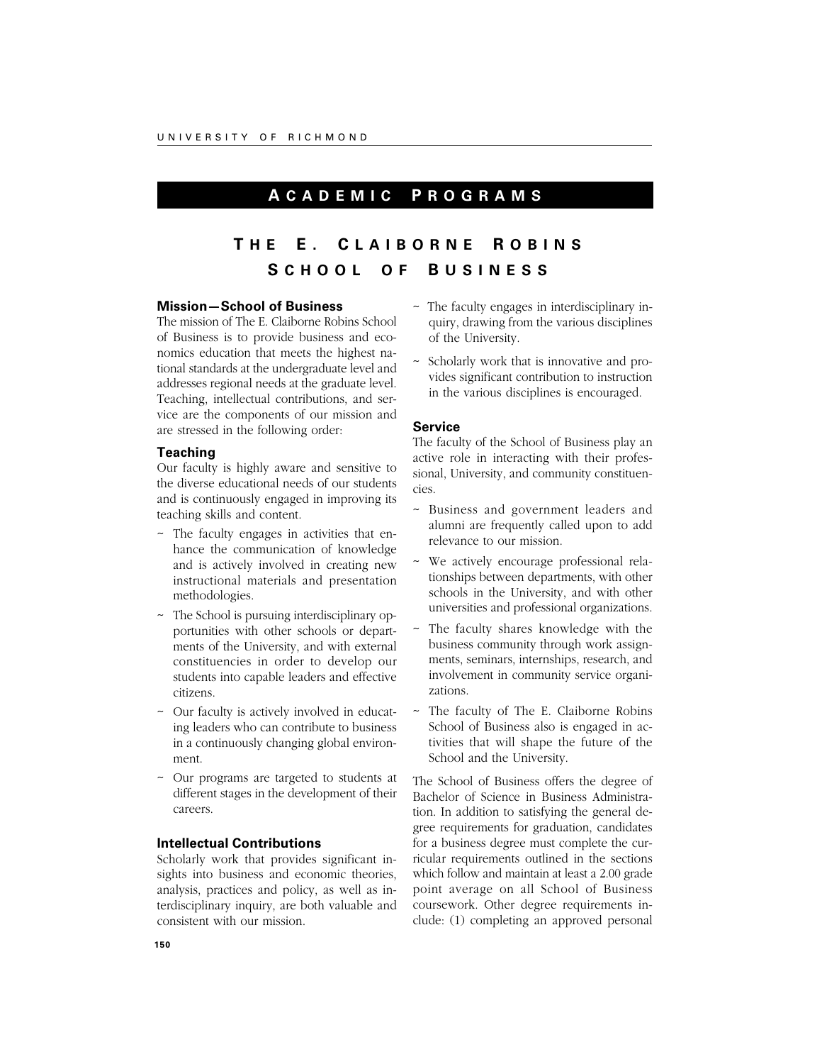# Academic Programs

## The E. Claiborne Robins School of Business

### Mission—School of Business

The mission of The E. Claiborne Robins School of Business is to provide business and economics education that meets the highest national standards at the undergraduate level and addresses regional needs at the graduate level. Teaching, intellectual contributions, and service are the components of our mission and are stressed in the following order:

### Teaching

Our faculty is highly aware and sensitive to the diverse educational needs of our students and is continuously engaged in improving its teaching skills and content.

- ~ The faculty engages in activities that enhance the communication of knowledge and is actively involved in creating new instructional materials and presentation methodologies.
- ~ The School is pursuing interdisciplinary opportunities with other schools or departments of the University, and with external constituencies in order to develop our students into capable leaders and effective citizens.
- ~ Our faculty is actively involved in educating leaders who can contribute to business in a continuously changing global environment.
- ~ Our programs are targeted to students at different stages in the development of their careers.

### Intellectual Contributions

Scholarly work that provides significant insights into business and economic theories, analysis, practices and policy, as well as interdisciplinary inquiry, are both valuable and consistent with our mission.

- ~ The faculty engages in interdisciplinary inquiry, drawing from the various disciplines of the University.
- ~ Scholarly work that is innovative and provides significant contribution to instruction in the various disciplines is encouraged.

### Service

The faculty of the School of Business play an active role in interacting with their professional, University, and community constituencies.

- ~ Business and government leaders and alumni are frequently called upon to add relevance to our mission.
- ~ We actively encourage professional relationships between departments, with other schools in the University, and with other universities and professional organizations.
- ~ The faculty shares knowledge with the business community through work assignments, seminars, internships, research, and involvement in community service organizations.
- ~ The faculty of The E. Claiborne Robins School of Business also is engaged in activities that will shape the future of the School and the University.

The School of Business offers the degree of Bachelor of Science in Business Administration. In addition to satisfying the general degree requirements for graduation, candidates for a business degree must complete the curricular requirements outlined in the sections which follow and maintain at least a 2.00 grade point average on all School of Business coursework. Other degree requirements include: (1) completing an approved personal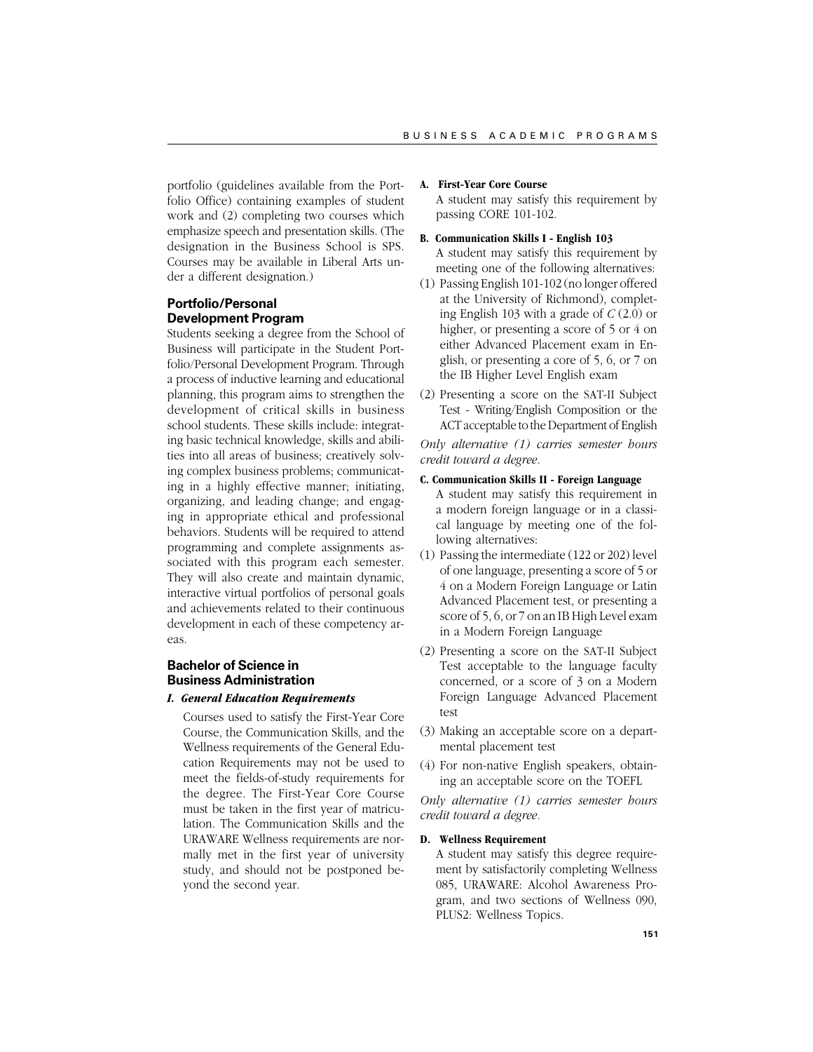portfolio (guidelines available from the Portfolio Office) containing examples of student work and (2) completing two courses which emphasize speech and presentation skills. (The designation in the Business School is SPS. Courses may be available in Liberal Arts under a different designation.)

### Portfolio/Personal Development Program

Students seeking a degree from the School of Business will participate in the Student Portfolio/Personal Development Program. Through a process of inductive learning and educational planning, this program aims to strengthen the development of critical skills in business school students. These skills include: integrating basic technical knowledge, skills and abilities into all areas of business; creatively solving complex business problems; communicating in a highly effective manner; initiating, organizing, and leading change; and engaging in appropriate ethical and professional behaviors. Students will be required to attend programming and complete assignments associated with this program each semester. They will also create and maintain dynamic, interactive virtual portfolios of personal goals and achievements related to their continuous development in each of these competency areas.

### Bachelor of Science in Business Administration

#### *I. General Education Requirements*

Courses used to satisfy the First-Year Core Course, the Communication Skills, and the Wellness requirements of the General Education Requirements may not be used to meet the fields-of-study requirements for the degree. The First-Year Core Course must be taken in the first year of matriculation. The Communication Skills and the URAWARE Wellness requirements are normally met in the first year of university study, and should not be postponed beyond the second year.

**A. First-Year Core Course**

A student may satisfy this requirement by passing CORE 101-102.

**B. Communication Skills I - English 103**

A student may satisfy this requirement by meeting one of the following alternatives:

(1) Passing English 101-102 (no longer offered at the University of Richmond), completing English 103 with a grade of *C* (2.0) or higher, or presenting a score of 5 or 4 on either Advanced Placement exam in English, or presenting a core of 5, 6, or 7 on the IB Higher Level English exam

(2) Presenting a score on the SAT-II Subject Test - Writing/English Composition or the ACT acceptable to the Department of English

*Only alternative (1) carries semester hours credit toward a degree.*

**C. Communication Skills II - Foreign Language**

A student may satisfy this requirement in a modern foreign language or in a classical language by meeting one of the following alternatives:

(1) Passing the intermediate (122 or 202) level of one language, presenting a score of 5 or 4 on a Modern Foreign Language or Latin Advanced Placement test, or presenting a score of 5, 6, or 7 on an IB High Level exam in a Modern Foreign Language

(2) Presenting a score on the SAT-II Subject Test acceptable to the language faculty concerned, or a score of 3 on a Modern Foreign Language Advanced Placement test

(3) Making an acceptable score on a departmental placement test

(4) For non-native English speakers, obtaining an acceptable score on the TOEFL

*Only alternative (1) carries semester hours credit toward a degree.*

**D. Wellness Requirement**

A student may satisfy this degree requirement by satisfactorily completing Wellness 085, URAWARE: Alcohol Awareness Program, and two sections of Wellness 090, PLUS2: Wellness Topics.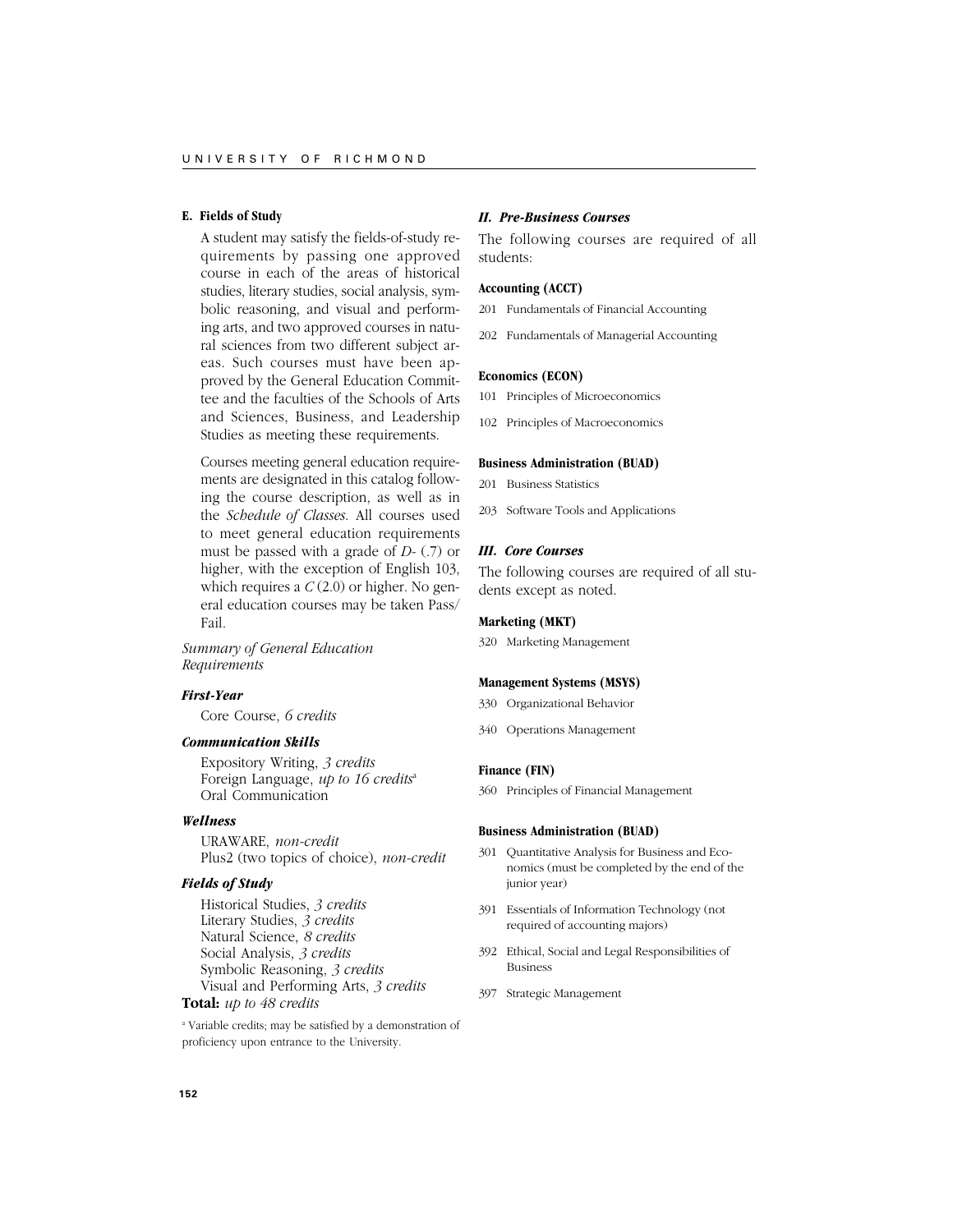### E. Fields of Study

A student may satisfy the fields-of-study requirements by passing one approved course in each of the areas of historical studies, literary studies, social analysis, symbolic reasoning, and visual and performing arts, and two approved courses in natural sciences from two different subject areas. Such courses must have been approved by the General Education Committee and the faculties of the Schools of Arts and Sciences, Business, and Leadership Studies as meeting these requirements.

Courses meeting general education requirements are designated in this catalog following the course description, as well as in the *Schedule of Classes*. All courses used to meet general education requirements must be passed with a grade of *D-* (.7) or higher, with the exception of English 103, which requires a *C* (2.0) or higher. No general education courses may be taken Pass/Fail.

*Summary of General Education Requirements*

***First-Year***

Core Course, *6 credits*

***Communication Skills***

Expository Writing, *3 credits*
Foreign Language, *up to 16 credits*[a]
Oral Communication

***Wellness***

URAWARE, *non-credit*
Plus2 (two topics of choice), *non-credit*

***Fields of Study***

Historical Studies, *3 credits*
Literary Studies, *3 credits*
Natural Science, *8 credits*
Social Analysis, *3 credits*
Symbolic Reasoning, *3 credits*
Visual and Performing Arts, *3 credits*

**Total:** *up to 48 credits*

[a] Variable credits; may be satisfied by a demonstration of proficiency upon entrance to the University.

### *II. Pre-Business Courses*

The following courses are required of all students:

**Accounting (ACCT)**

201 Fundamentals of Financial Accounting

202 Fundamentals of Managerial Accounting

**Economics (ECON)**

101 Principles of Microeconomics

102 Principles of Macroeconomics

**Business Administration (BUAD)**

201 Business Statistics

203 Software Tools and Applications

### *III. Core Courses*

The following courses are required of all students except as noted.

**Marketing (MKT)**

320 Marketing Management

**Management Systems (MSYS)**

330 Organizational Behavior

340 Operations Management

**Finance (FIN)**

360 Principles of Financial Management

**Business Administration (BUAD)**

301 Quantitative Analysis for Business and Economics (must be completed by the end of the junior year)

391 Essentials of Information Technology (not required of accounting majors)

392 Ethical, Social and Legal Responsibilities of Business

397 Strategic Management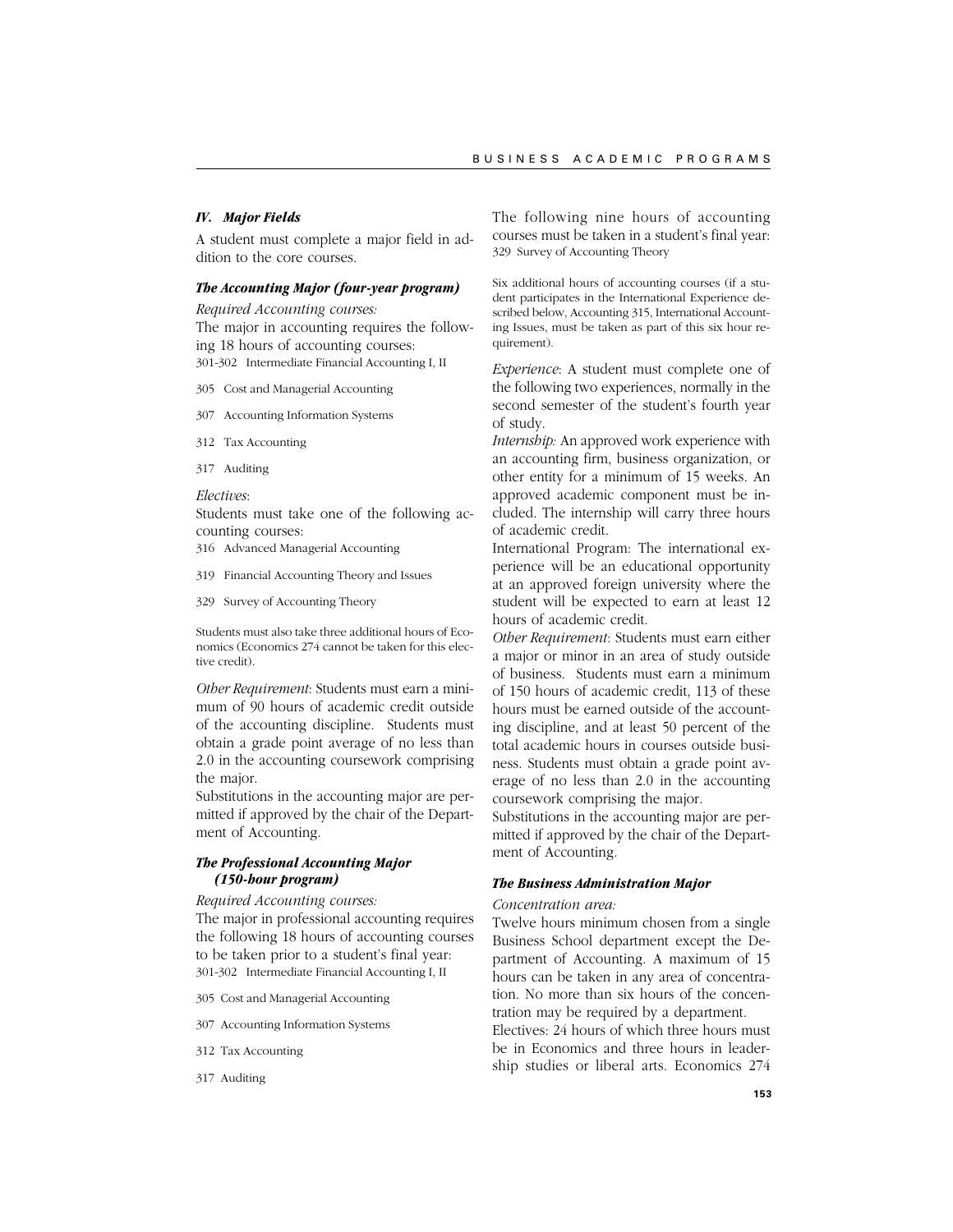### *IV. Major Fields*

A student must complete a major field in addition to the core courses.

#### *The Accounting Major (four-year program)*

*Required Accounting courses:*

The major in accounting requires the following 18 hours of accounting courses:

301-302 Intermediate Financial Accounting I, II

305 Cost and Managerial Accounting

307 Accounting Information Systems

312 Tax Accounting

317 Auditing

*Electives*:

Students must take one of the following accounting courses:

316 Advanced Managerial Accounting

319 Financial Accounting Theory and Issues

329 Survey of Accounting Theory

Students must also take three additional hours of Economics (Economics 274 cannot be taken for this elective credit).

*Other Requirement*: Students must earn a minimum of 90 hours of academic credit outside of the accounting discipline. Students must obtain a grade point average of no less than 2.0 in the accounting coursework comprising the major.

Substitutions in the accounting major are permitted if approved by the chair of the Department of Accounting.

#### *The Professional Accounting Major (150-hour program)*

*Required Accounting courses:*

The major in professional accounting requires the following 18 hours of accounting courses to be taken prior to a student's final year:

301-302 Intermediate Financial Accounting I, II

305 Cost and Managerial Accounting

307 Accounting Information Systems

312 Tax Accounting

317 Auditing

The following nine hours of accounting courses must be taken in a student's final year:

329 Survey of Accounting Theory

Six additional hours of accounting courses (if a student participates in the International Experience described below, Accounting 315, International Accounting Issues, must be taken as part of this six hour requirement).

*Experience*: A student must complete one of the following two experiences, normally in the second semester of the student's fourth year of study.

*Internship:* An approved work experience with an accounting firm, business organization, or other entity for a minimum of 15 weeks. An approved academic component must be included. The internship will carry three hours of academic credit.

International Program: The international experience will be an educational opportunity at an approved foreign university where the student will be expected to earn at least 12 hours of academic credit.

*Other Requirement*: Students must earn either a major or minor in an area of study outside of business. Students must earn a minimum of 150 hours of academic credit, 113 of these hours must be earned outside of the accounting discipline, and at least 50 percent of the total academic hours in courses outside business. Students must obtain a grade point average of no less than 2.0 in the accounting coursework comprising the major.

Substitutions in the accounting major are permitted if approved by the chair of the Department of Accounting.

#### *The Business Administration Major*

*Concentration area:*

Twelve hours minimum chosen from a single Business School department except the Department of Accounting. A maximum of 15 hours can be taken in any area of concentration. No more than six hours of the concentration may be required by a department.

Electives: 24 hours of which three hours must be in Economics and three hours in leadership studies or liberal arts. Economics 274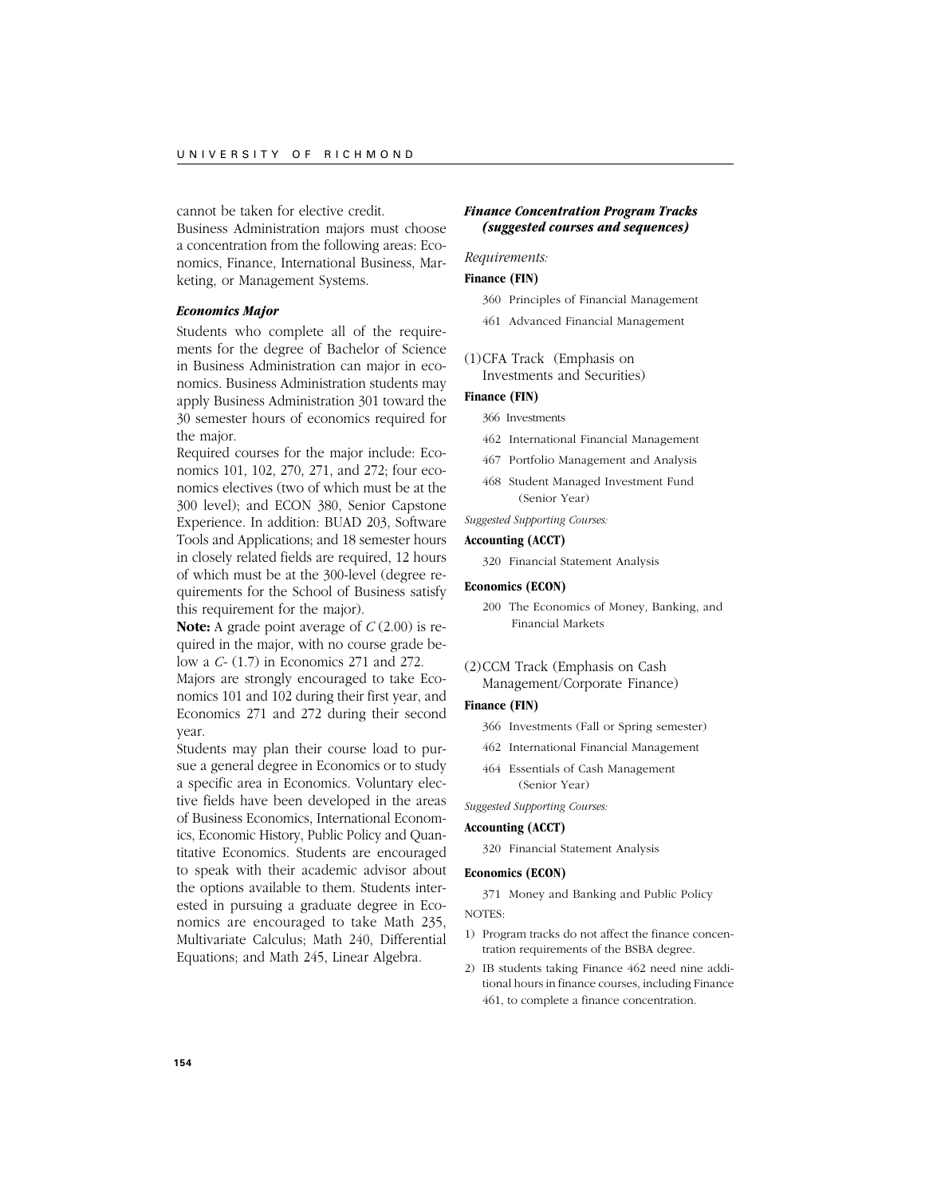cannot be taken for elective credit.

Business Administration majors must choose a concentration from the following areas: Economics, Finance, International Business, Marketing, or Management Systems.

### *Economics Major*

Students who complete all of the requirements for the degree of Bachelor of Science in Business Administration can major in economics. Business Administration students may apply Business Administration 301 toward the 30 semester hours of economics required for the major.

Required courses for the major include: Economics 101, 102, 270, 271, and 272; four economics electives (two of which must be at the 300 level); and ECON 380, Senior Capstone Experience. In addition: BUAD 203, Software Tools and Applications; and 18 semester hours in closely related fields are required, 12 hours of which must be at the 300-level (degree requirements for the School of Business satisfy this requirement for the major).

**Note:** A grade point average of *C* (2.00) is required in the major, with no course grade below a *C-* (1.7) in Economics 271 and 272.

Majors are strongly encouraged to take Economics 101 and 102 during their first year, and Economics 271 and 272 during their second year.

Students may plan their course load to pursue a general degree in Economics or to study a specific area in Economics. Voluntary elective fields have been developed in the areas of Business Economics, International Economics, Economic History, Public Policy and Quantitative Economics. Students are encouraged to speak with their academic advisor about the options available to them. Students interested in pursuing a graduate degree in Economics are encouraged to take Math 235, Multivariate Calculus; Math 240, Differential Equations; and Math 245, Linear Algebra.

### *Finance Concentration Program Tracks (suggested courses and sequences)*

*Requirements:*

**Finance (FIN)**

- 360 Principles of Financial Management
- 461 Advanced Financial Management

(1) CFA Track (Emphasis on Investments and Securities)

**Finance (FIN)**

- 366 Investments
- 462 International Financial Management
- 467 Portfolio Management and Analysis
- 468 Student Managed Investment Fund (Senior Year)

*Suggested Supporting Courses:*

**Accounting (ACCT)**

- 320 Financial Statement Analysis

**Economics (ECON)**

- 200 The Economics of Money, Banking, and Financial Markets

(2) CCM Track (Emphasis on Cash Management/Corporate Finance)

**Finance (FIN)**

- 366 Investments (Fall or Spring semester)
- 462 International Financial Management
- 464 Essentials of Cash Management (Senior Year)

*Suggested Supporting Courses:*

**Accounting (ACCT)**

- 320 Financial Statement Analysis

**Economics (ECON)**

- 371 Money and Banking and Public Policy

NOTES:

1) Program tracks do not affect the finance concentration requirements of the BSBA degree.
2) IB students taking Finance 462 need nine additional hours in finance courses, including Finance 461, to complete a finance concentration.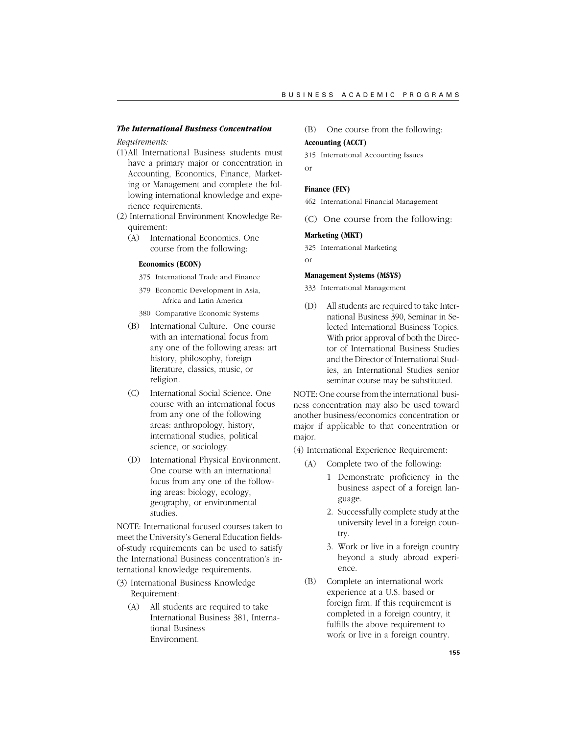### *The International Business Concentration*

*Requirements:*

(1) All International Business students must have a primary major or concentration in Accounting, Economics, Finance, Marketing or Management and complete the following international knowledge and experience requirements.

(2) International Environment Knowledge Requirement:

- (A) International Economics. One course from the following:

  **Economics (ECON)**

  375 International Trade and Finance

  379 Economic Development in Asia, Africa and Latin America

  380 Comparative Economic Systems

- (B) International Culture. One course with an international focus from any one of the following areas: art history, philosophy, foreign literature, classics, music, or religion.

- (C) International Social Science. One course with an international focus from any one of the following areas: anthropology, history, international studies, political science, or sociology.

- (D) International Physical Environment. One course with an international focus from any one of the following areas: biology, ecology, geography, or environmental studies.

NOTE: International focused courses taken to meet the University's General Education fields-of-study requirements can be used to satisfy the International Business concentration's international knowledge requirements.

(3) International Business Knowledge Requirement:

- (A) All students are required to take International Business 381, International Business Environment.

- (B) One course from the following:

  **Accounting (ACCT)**

  315 International Accounting Issues

  or

  **Finance (FIN)**

  462 International Financial Management

- (C) One course from the following:

  **Marketing (MKT)**

  325 International Marketing

  or

  **Management Systems (MSYS)**

  333 International Management

- (D) All students are required to take International Business 390, Seminar in Selected International Business Topics. With prior approval of both the Director of International Business Studies and the Director of International Studies, an International Studies senior seminar course may be substituted.

NOTE: One course from the international business concentration may also be used toward another business/economics concentration or major if applicable to that concentration or major.

(4) International Experience Requirement:

- (A) Complete two of the following:
  1. Demonstrate proficiency in the business aspect of a foreign language.
  2. Successfully complete study at the university level in a foreign country.
  3. Work or live in a foreign country beyond a study abroad experience.

- (B) Complete an international work experience at a U.S. based or foreign firm. If this requirement is completed in a foreign country, it fulfills the above requirement to work or live in a foreign country.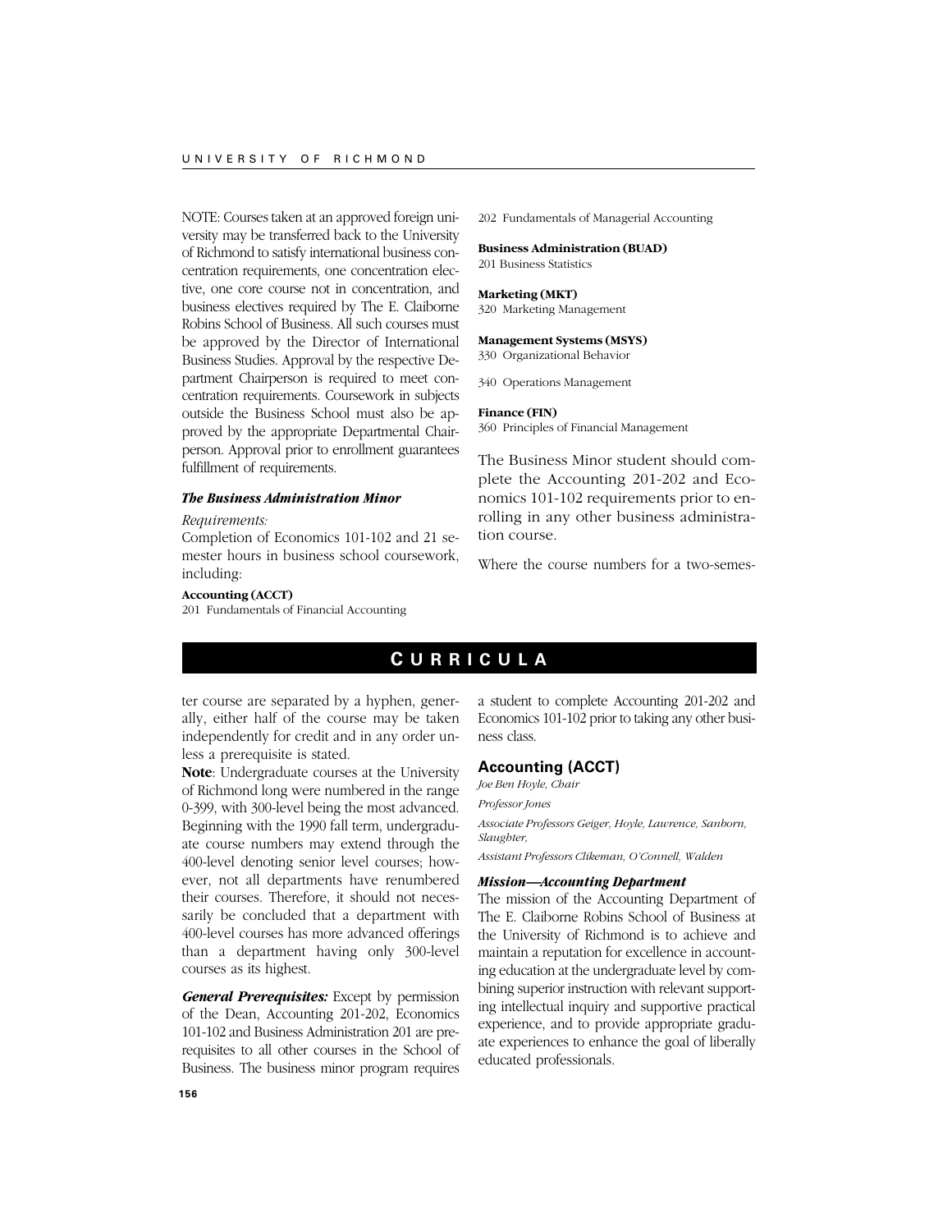NOTE: Courses taken at an approved foreign university may be transferred back to the University of Richmond to satisfy international business concentration requirements, one concentration elective, one core course not in concentration, and business electives required by The E. Claiborne Robins School of Business. All such courses must be approved by the Director of International Business Studies. Approval by the respective Department Chairperson is required to meet concentration requirements. Coursework in subjects outside the Business School must also be approved by the appropriate Departmental Chairperson. Approval prior to enrollment guarantees fulfillment of requirements.

***The Business Administration Minor***

*Requirements:*

Completion of Economics 101-102 and 21 semester hours in business school coursework, including:

**Accounting (ACCT)**
201 Fundamentals of Financial Accounting
202 Fundamentals of Managerial Accounting

**Business Administration (BUAD)**
201 Business Statistics

**Marketing (MKT)**
320 Marketing Management

**Management Systems (MSYS)**
330 Organizational Behavior

340 Operations Management

**Finance (FIN)**
360 Principles of Financial Management

The Business Minor student should complete the Accounting 201-202 and Economics 101-102 requirements prior to enrolling in any other business administration course.

# CURRICULA

Where the course numbers for a two-semester course are separated by a hyphen, generally, either half of the course may be taken independently for credit and in any order unless a prerequisite is stated.

**Note**: Undergraduate courses at the University of Richmond long were numbered in the range 0-399, with 300-level being the most advanced. Beginning with the 1990 fall term, undergraduate course numbers may extend through the 400-level denoting senior level courses; however, not all departments have renumbered their courses. Therefore, it should not necessarily be concluded that a department with 400-level courses has more advanced offerings than a department having only 300-level courses as its highest.

***General Prerequisites:*** Except by permission of the Dean, Accounting 201-202, Economics 101-102 and Business Administration 201 are prerequisites to all other courses in the School of Business. The business minor program requires a student to complete Accounting 201-202 and Economics 101-102 prior to taking any other business class.

## Accounting (ACCT)

*Joe Ben Hoyle, Chair*

*Professor Jones*

*Associate Professors Geiger, Hoyle, Lawrence, Sanborn, Slaughter,*

*Assistant Professors Clikeman, O'Connell, Walden*

***Mission—Accounting Department***

The mission of the Accounting Department of The E. Claiborne Robins School of Business at the University of Richmond is to achieve and maintain a reputation for excellence in accounting education at the undergraduate level by combining superior instruction with relevant supporting intellectual inquiry and supportive practical experience, and to provide appropriate graduate experiences to enhance the goal of liberally educated professionals.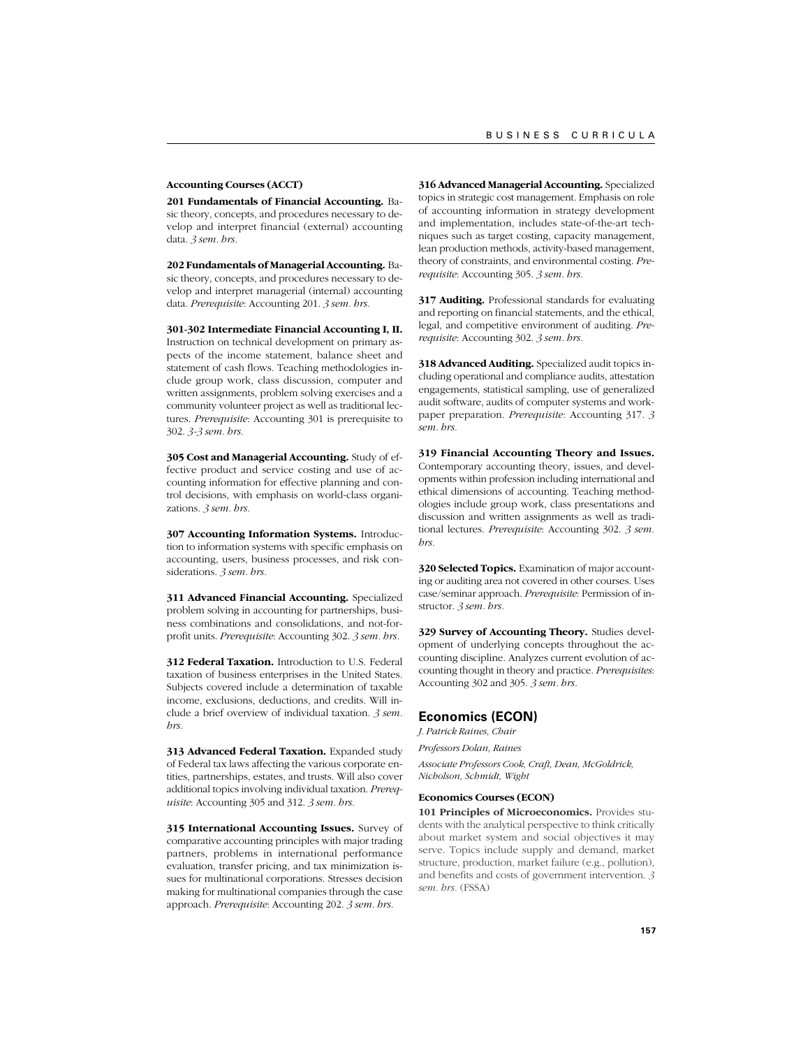**Accounting Courses (ACCT)**

**201 Fundamentals of Financial Accounting.** Basic theory, concepts, and procedures necessary to develop and interpret financial (external) accounting data. *3 sem. hrs.*

**202 Fundamentals of Managerial Accounting.** Basic theory, concepts, and procedures necessary to develop and interpret managerial (internal) accounting data. *Prerequisite*: Accounting 201. *3 sem. hrs.*

**301-302 Intermediate Financial Accounting I, II.** Instruction on technical development on primary aspects of the income statement, balance sheet and statement of cash flows. Teaching methodologies include group work, class discussion, computer and written assignments, problem solving exercises and a community volunteer project as well as traditional lectures. *Prerequisite*: Accounting 301 is prerequisite to 302. *3-3 sem. hrs.*

**305 Cost and Managerial Accounting.** Study of effective product and service costing and use of accounting information for effective planning and control decisions, with emphasis on world-class organizations. *3 sem. hrs.*

**307 Accounting Information Systems.** Introduction to information systems with specific emphasis on accounting, users, business processes, and risk considerations. *3 sem. hrs.*

**311 Advanced Financial Accounting.** Specialized problem solving in accounting for partnerships, business combinations and consolidations, and not-for-profit units. *Prerequisite*: Accounting 302. *3 sem. hrs.*

**312 Federal Taxation.** Introduction to U.S. Federal taxation of business enterprises in the United States. Subjects covered include a determination of taxable income, exclusions, deductions, and credits. Will include a brief overview of individual taxation. *3 sem. hrs.*

**313 Advanced Federal Taxation.** Expanded study of Federal tax laws affecting the various corporate entities, partnerships, estates, and trusts. Will also cover additional topics involving individual taxation. *Prerequisite*: Accounting 305 and 312. *3 sem. hrs.*

**315 International Accounting Issues.** Survey of comparative accounting principles with major trading partners, problems in international performance evaluation, transfer pricing, and tax minimization issues for multinational corporations. Stresses decision making for multinational companies through the case approach. *Prerequisite*: Accounting 202. *3 sem. hrs.*

**316 Advanced Managerial Accounting.** Specialized topics in strategic cost management. Emphasis on role of accounting information in strategy development and implementation, includes state-of-the-art techniques such as target costing, capacity management, lean production methods, activity-based management, theory of constraints, and environmental costing. *Prerequisite*: Accounting 305. *3 sem. hrs.*

**317 Auditing.** Professional standards for evaluating and reporting on financial statements, and the ethical, legal, and competitive environment of auditing. *Prerequisite*: Accounting 302. *3 sem. hrs.*

**318 Advanced Auditing.** Specialized audit topics including operational and compliance audits, attestation engagements, statistical sampling, use of generalized audit software, audits of computer systems and workpaper preparation. *Prerequisite*: Accounting 317. *3 sem. hrs.*

**319 Financial Accounting Theory and Issues.** Contemporary accounting theory, issues, and developments within profession including international and ethical dimensions of accounting. Teaching methodologies include group work, class presentations and discussion and written assignments as well as traditional lectures. *Prerequisite*: Accounting 302. *3 sem. hrs.*

**320 Selected Topics.** Examination of major accounting or auditing area not covered in other courses. Uses case/seminar approach. *Prerequisite*: Permission of instructor. *3 sem. hrs.*

**329 Survey of Accounting Theory.** Studies development of underlying concepts throughout the accounting discipline. Analyzes current evolution of accounting thought in theory and practice. *Prerequisites*: Accounting 302 and 305. *3 sem. hrs.*

## Economics (ECON)

*J. Patrick Raines, Chair*

*Professors Dolan, Raines*

*Associate Professors Cook, Craft, Dean, McGoldrick, Nicholson, Schmidt, Wight*

**Economics Courses (ECON)**

**101 Principles of Microeconomics.** Provides students with the analytical perspective to think critically about market system and social objectives it may serve. Topics include supply and demand, market structure, production, market failure (e.g., pollution), and benefits and costs of government intervention. *3 sem. hrs.* (FSSA)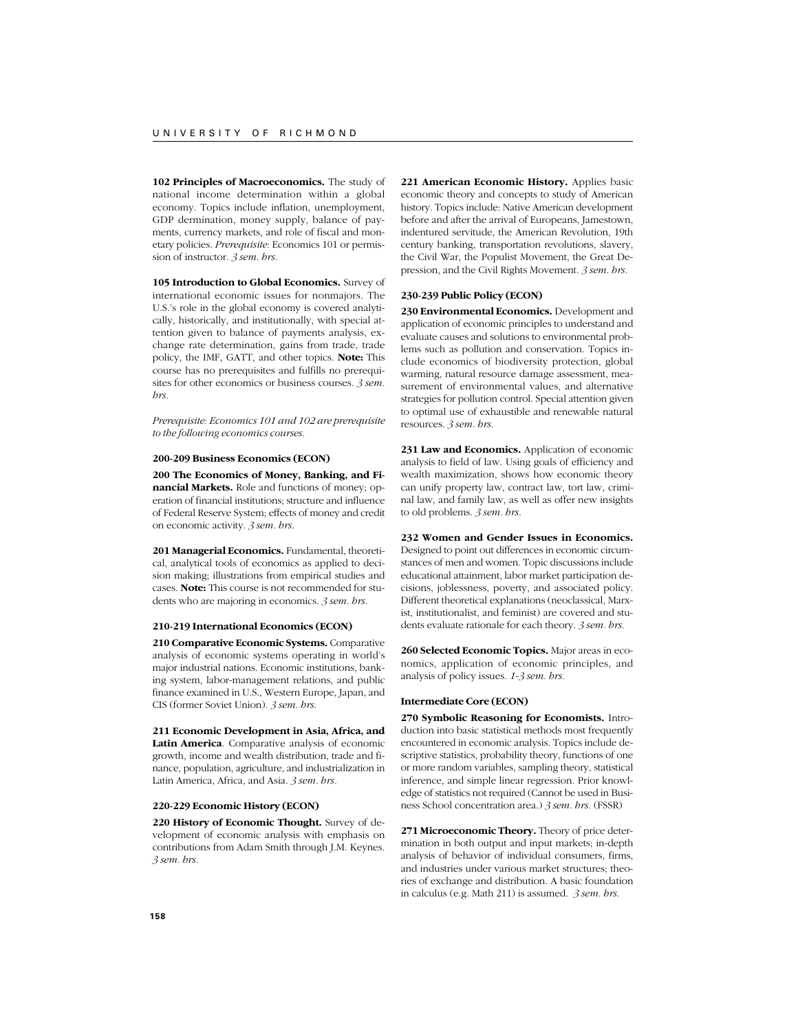**102 Principles of Macroeconomics.** The study of national income determination within a global economy. Topics include inflation, unemployment, GDP dermination, money supply, balance of payments, currency markets, and role of fiscal and monetary policies. *Prerequisite*: Economics 101 or permission of instructor. *3 sem. hrs.*

**105 Introduction to Global Economics.** Survey of international economic issues for nonmajors. The U.S.'s role in the global economy is covered analytically, historically, and institutionally, with special attention given to balance of payments analysis, exchange rate determination, gains from trade, trade policy, the IMF, GATT, and other topics. **Note:** This course has no prerequisites and fulfills no prerequisites for other economics or business courses. *3 sem. hrs.*

*Prerequisite: Economics 101 and 102 are prerequisite to the following economics courses.*

#### 200-209 Business Economics (ECON)

**200 The Economics of Money, Banking, and Financial Markets.** Role and functions of money; operation of financial institutions; structure and influence of Federal Reserve System; effects of money and credit on economic activity. *3 sem. hrs.*

**201 Managerial Economics.** Fundamental, theoretical, analytical tools of economics as applied to decision making; illustrations from empirical studies and cases. **Note:** This course is not recommended for students who are majoring in economics. *3 sem. hrs.*

#### 210-219 International Economics (ECON)

**210 Comparative Economic Systems.** Comparative analysis of economic systems operating in world's major industrial nations. Economic institutions, banking system, labor-management relations, and public finance examined in U.S., Western Europe, Japan, and CIS (former Soviet Union). *3 sem. hrs.*

**211 Economic Development in Asia, Africa, and Latin America**. Comparative analysis of economic growth, income and wealth distribution, trade and finance, population, agriculture, and industrialization in Latin America, Africa, and Asia. *3 sem. hrs.*

#### 220-229 Economic History (ECON)

**220 History of Economic Thought.** Survey of development of economic analysis with emphasis on contributions from Adam Smith through J.M. Keynes. *3 sem. hrs.*

**221 American Economic History.** Applies basic economic theory and concepts to study of American history. Topics include: Native American development before and after the arrival of Europeans, Jamestown, indentured servitude, the American Revolution, 19th century banking, transportation revolutions, slavery, the Civil War, the Populist Movement, the Great Depression, and the Civil Rights Movement. *3 sem. hrs.*

#### 230-239 Public Policy (ECON)

**230 Environmental Economics.** Development and application of economic principles to understand and evaluate causes and solutions to environmental problems such as pollution and conservation. Topics include economics of biodiversity protection, global warming, natural resource damage assessment, measurement of environmental values, and alternative strategies for pollution control. Special attention given to optimal use of exhaustible and renewable natural resources. *3 sem. hrs.*

**231 Law and Economics.** Application of economic analysis to field of law. Using goals of efficiency and wealth maximization, shows how economic theory can unify property law, contract law, tort law, criminal law, and family law, as well as offer new insights to old problems. *3 sem. hrs.*

**232 Women and Gender Issues in Economics.** Designed to point out differences in economic circumstances of men and women. Topic discussions include educational attainment, labor market participation decisions, joblessness, poverty, and associated policy. Different theoretical explanations (neoclassical, Marxist, institutionalist, and feminist) are covered and students evaluate rationale for each theory. *3 sem. hrs.*

**260 Selected Economic Topics.** Major areas in economics, application of economic principles, and analysis of policy issues. *1-3 sem. hrs.*

#### Intermediate Core (ECON)

**270 Symbolic Reasoning for Economists.** Introduction into basic statistical methods most frequently encountered in economic analysis. Topics include descriptive statistics, probability theory, functions of one or more random variables, sampling theory, statistical inference, and simple linear regression. Prior knowledge of statistics not required (Cannot be used in Business School concentration area.) *3 sem. hrs.* (FSSR)

**271 Microeconomic Theory.** Theory of price determination in both output and input markets; in-depth analysis of behavior of individual consumers, firms, and industries under various market structures; theories of exchange and distribution. A basic foundation in calculus (e.g. Math 211) is assumed. *3 sem. hrs.*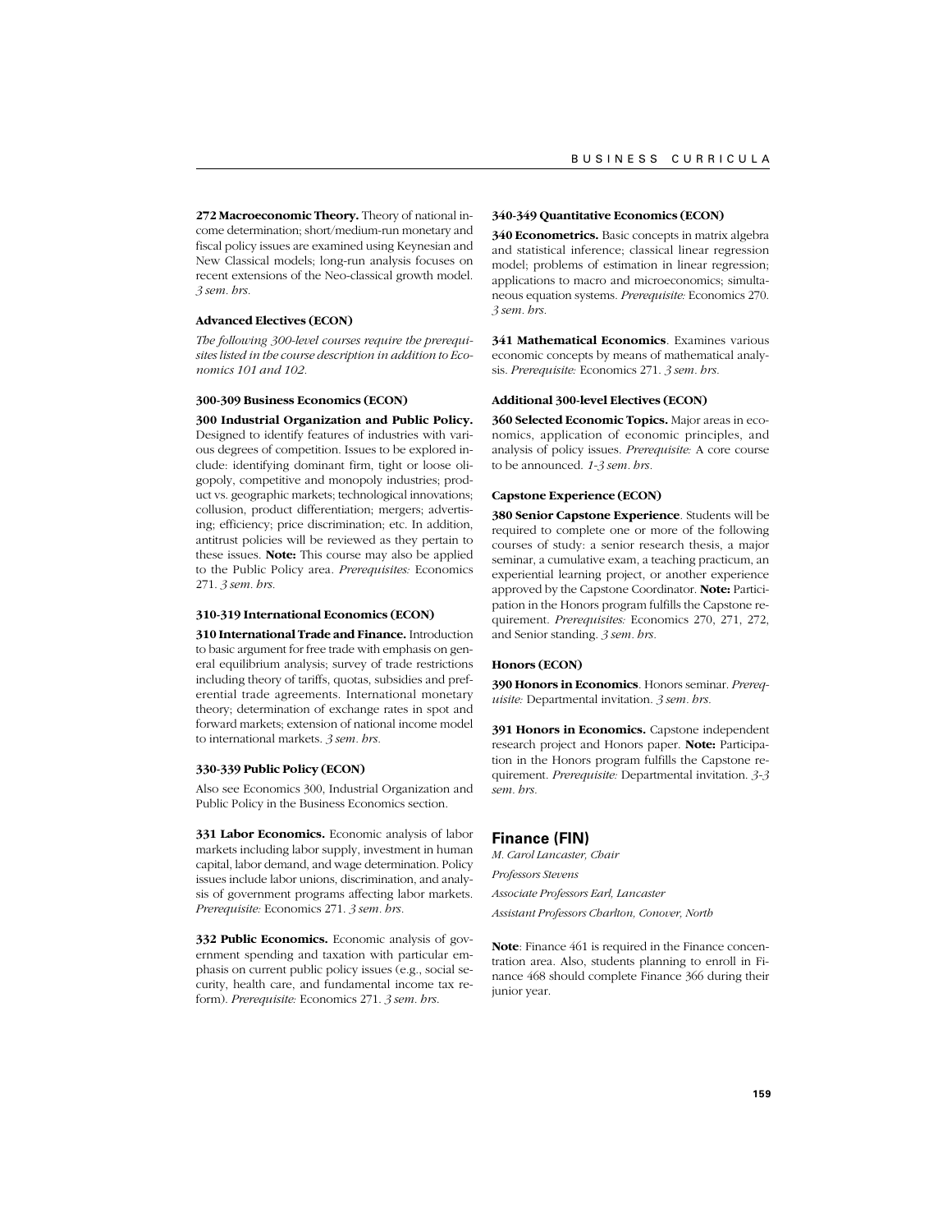**272 Macroeconomic Theory.** Theory of national income determination; short/medium-run monetary and fiscal policy issues are examined using Keynesian and New Classical models; long-run analysis focuses on recent extensions of the Neo-classical growth model. *3 sem. hrs.*

#### Advanced Electives (ECON)

*The following 300-level courses require the prerequisites listed in the course description in addition to Economics 101 and 102.*

#### 300-309 Business Economics (ECON)

**300 Industrial Organization and Public Policy.** Designed to identify features of industries with various degrees of competition. Issues to be explored include: identifying dominant firm, tight or loose oligopoly, competitive and monopoly industries; product vs. geographic markets; technological innovations; collusion, product differentiation; mergers; advertising; efficiency; price discrimination; etc. In addition, antitrust policies will be reviewed as they pertain to these issues. **Note:** This course may also be applied to the Public Policy area. *Prerequisites:* Economics 271. *3 sem. hrs.*

#### 310-319 International Economics (ECON)

**310 International Trade and Finance.** Introduction to basic argument for free trade with emphasis on general equilibrium analysis; survey of trade restrictions including theory of tariffs, quotas, subsidies and preferential trade agreements. International monetary theory; determination of exchange rates in spot and forward markets; extension of national income model to international markets. *3 sem. hrs.*

#### 330-339 Public Policy (ECON)

Also see Economics 300, Industrial Organization and Public Policy in the Business Economics section.

**331 Labor Economics.** Economic analysis of labor markets including labor supply, investment in human capital, labor demand, and wage determination. Policy issues include labor unions, discrimination, and analysis of government programs affecting labor markets. *Prerequisite:* Economics 271. *3 sem. hrs.*

**332 Public Economics.** Economic analysis of government spending and taxation with particular emphasis on current public policy issues (e.g., social security, health care, and fundamental income tax reform). *Prerequisite:* Economics 271. *3 sem. hrs.*

#### 340-349 Quantitative Economics (ECON)

**340 Econometrics.** Basic concepts in matrix algebra and statistical inference; classical linear regression model; problems of estimation in linear regression; applications to macro and microeconomics; simultaneous equation systems. *Prerequisite:* Economics 270. *3 sem. hrs.*

**341 Mathematical Economics**. Examines various economic concepts by means of mathematical analysis. *Prerequisite:* Economics 271. *3 sem. hrs.*

#### Additional 300-level Electives (ECON)

**360 Selected Economic Topics.** Major areas in economics, application of economic principles, and analysis of policy issues. *Prerequisite:* A core course to be announced. *1-3 sem. hrs.*

#### Capstone Experience (ECON)

**380 Senior Capstone Experience**. Students will be required to complete one or more of the following courses of study: a senior research thesis, a major seminar, a cumulative exam, a teaching practicum, an experiential learning project, or another experience approved by the Capstone Coordinator. **Note:** Participation in the Honors program fulfills the Capstone requirement. *Prerequisites:* Economics 270, 271, 272, and Senior standing. *3 sem. hrs.*

#### Honors (ECON)

**390 Honors in Economics**. Honors seminar. *Prerequisite:* Departmental invitation. *3 sem. hrs.*

**391 Honors in Economics.** Capstone independent research project and Honors paper. **Note:** Participation in the Honors program fulfills the Capstone requirement. *Prerequisite:* Departmental invitation. *3-3 sem. hrs.*

## Finance (FIN)

*M. Carol Lancaster, Chair*

*Professors Stevens*

*Associate Professors Earl, Lancaster*

*Assistant Professors Charlton, Conover, North*

**Note**: Finance 461 is required in the Finance concentration area. Also, students planning to enroll in Finance 468 should complete Finance 366 during their junior year.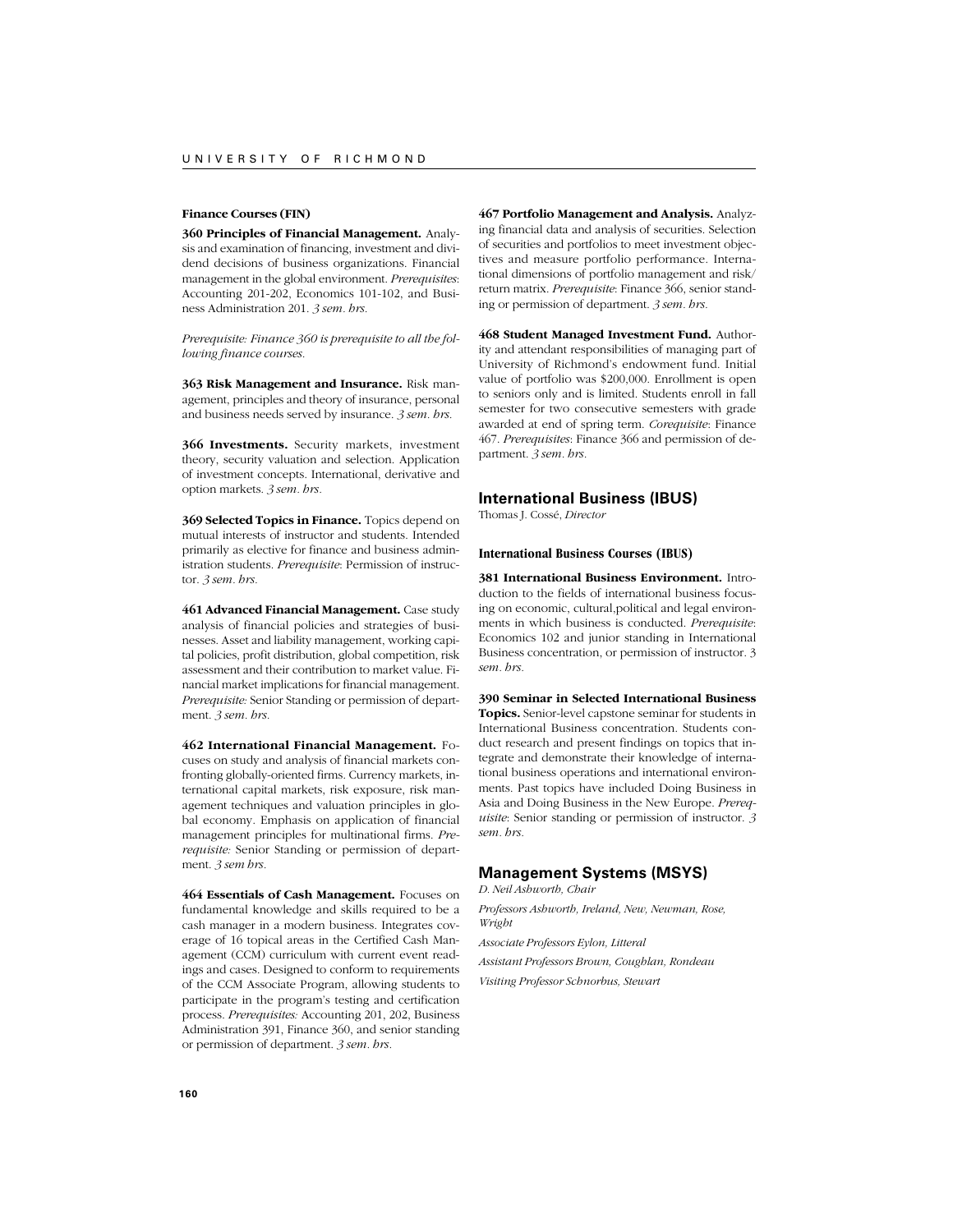### Finance Courses (FIN)

**360 Principles of Financial Management.** Analysis and examination of financing, investment and dividend decisions of business organizations. Financial management in the global environment. *Prerequisites*: Accounting 201-202, Economics 101-102, and Business Administration 201. *3 sem. hrs.*

*Prerequisite: Finance 360 is prerequisite to all the following finance courses.*

**363 Risk Management and Insurance.** Risk management, principles and theory of insurance, personal and business needs served by insurance. *3 sem. hrs.*

**366 Investments.** Security markets, investment theory, security valuation and selection. Application of investment concepts. International, derivative and option markets. *3 sem. hrs.*

**369 Selected Topics in Finance.** Topics depend on mutual interests of instructor and students. Intended primarily as elective for finance and business administration students. *Prerequisite*: Permission of instructor. *3 sem. hrs.*

**461 Advanced Financial Management.** Case study analysis of financial policies and strategies of businesses. Asset and liability management, working capital policies, profit distribution, global competition, risk assessment and their contribution to market value. Financial market implications for financial management. *Prerequisite:* Senior Standing or permission of department. *3 sem. hrs.*

**462 International Financial Management.** Focuses on study and analysis of financial markets confronting globally-oriented firms. Currency markets, international capital markets, risk exposure, risk management techniques and valuation principles in global economy. Emphasis on application of financial management principles for multinational firms. *Prerequisite:* Senior Standing or permission of department. *3 sem hrs.*

**464 Essentials of Cash Management.** Focuses on fundamental knowledge and skills required to be a cash manager in a modern business. Integrates coverage of 16 topical areas in the Certified Cash Management (CCM) curriculum with current event readings and cases. Designed to conform to requirements of the CCM Associate Program, allowing students to participate in the program's testing and certification process. *Prerequisites:* Accounting 201, 202, Business Administration 391, Finance 360, and senior standing or permission of department. *3 sem. hrs.*

**467 Portfolio Management and Analysis.** Analyzing financial data and analysis of securities. Selection of securities and portfolios to meet investment objectives and measure portfolio performance. International dimensions of portfolio management and risk/return matrix. *Prerequisite*: Finance 366, senior standing or permission of department. *3 sem. hrs.*

**468 Student Managed Investment Fund.** Authority and attendant responsibilities of managing part of University of Richmond's endowment fund. Initial value of portfolio was $200,000. Enrollment is open to seniors only and is limited. Students enroll in fall semester for two consecutive semesters with grade awarded at end of spring term. *Corequisite*: Finance 467. *Prerequisites*: Finance 366 and permission of department. *3 sem. hrs.*

## International Business (IBUS)

Thomas J. Cossé, *Director*

### International Business Courses (IBUS)

**381 International Business Environment.** Introduction to the fields of international business focusing on economic, cultural,political and legal environments in which business is conducted. *Prerequisite*: Economics 102 and junior standing in International Business concentration, or permission of instructor. 3 *sem. hrs.*

**390 Seminar in Selected International Business Topics.** Senior-level capstone seminar for students in International Business concentration. Students conduct research and present findings on topics that integrate and demonstrate their knowledge of international business operations and international environments. Past topics have included Doing Business in Asia and Doing Business in the New Europe. *Prerequisite*: Senior standing or permission of instructor. *3 sem. hrs.*

## Management Systems (MSYS)

*D. Neil Ashworth, Chair*

*Professors Ashworth, Ireland, New, Newman, Rose, Wright*

*Associate Professors Eylon, Litteral*

*Assistant Professors Brown, Coughlan, Rondeau*

*Visiting Professor Schnorbus, Stewart*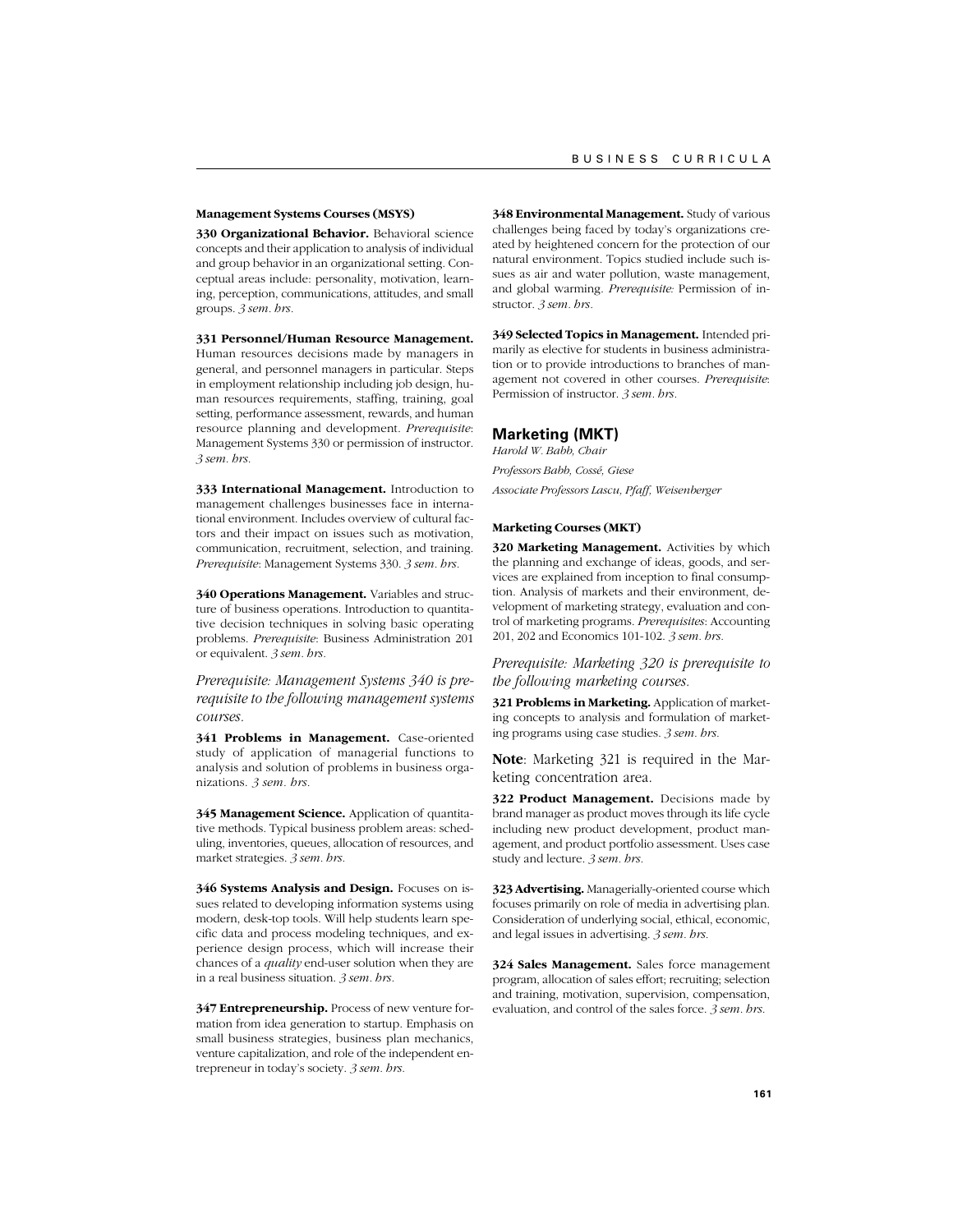#### Management Systems Courses (MSYS)

**330 Organizational Behavior.** Behavioral science concepts and their application to analysis of individual and group behavior in an organizational setting. Conceptual areas include: personality, motivation, learning, perception, communications, attitudes, and small groups. *3 sem. hrs.*

**331 Personnel/Human Resource Management.** Human resources decisions made by managers in general, and personnel managers in particular. Steps in employment relationship including job design, human resources requirements, staffing, training, goal setting, performance assessment, rewards, and human resource planning and development. *Prerequisite*: Management Systems 330 or permission of instructor. *3 sem. hrs.*

**333 International Management.** Introduction to management challenges businesses face in international environment. Includes overview of cultural factors and their impact on issues such as motivation, communication, recruitment, selection, and training. *Prerequisite*: Management Systems 330. *3 sem. hrs.*

**340 Operations Management.** Variables and structure of business operations. Introduction to quantitative decision techniques in solving basic operating problems. *Prerequisite*: Business Administration 201 or equivalent. *3 sem. hrs.*

*Prerequisite: Management Systems 340 is prerequisite to the following management systems courses.*

**341 Problems in Management.** Case-oriented study of application of managerial functions to analysis and solution of problems in business organizations. *3 sem. hrs.*

**345 Management Science.** Application of quantitative methods. Typical business problem areas: scheduling, inventories, queues, allocation of resources, and market strategies. *3 sem. hrs.*

**346 Systems Analysis and Design.** Focuses on issues related to developing information systems using modern, desk-top tools. Will help students learn specific data and process modeling techniques, and experience design process, which will increase their chances of a *quality* end-user solution when they are in a real business situation. *3 sem. hrs.*

**347 Entrepreneurship.** Process of new venture formation from idea generation to startup. Emphasis on small business strategies, business plan mechanics, venture capitalization, and role of the independent entrepreneur in today's society. *3 sem. hrs.*

**348 Environmental Management.** Study of various challenges being faced by today's organizations created by heightened concern for the protection of our natural environment. Topics studied include such issues as air and water pollution, waste management, and global warming. *Prerequisite:* Permission of instructor. *3 sem. hrs.*

**349 Selected Topics in Management.** Intended primarily as elective for students in business administration or to provide introductions to branches of management not covered in other courses. *Prerequisite*: Permission of instructor. *3 sem. hrs.*

## Marketing (MKT)

*Harold W. Babb, Chair*

*Professors Babb, Cossé, Giese*

*Associate Professors Lascu, Pfaff, Weisenberger*

#### Marketing Courses (MKT)

**320 Marketing Management.** Activities by which the planning and exchange of ideas, goods, and services are explained from inception to final consumption. Analysis of markets and their environment, development of marketing strategy, evaluation and control of marketing programs. *Prerequisites*: Accounting 201, 202 and Economics 101-102. *3 sem. hrs.*

*Prerequisite: Marketing 320 is prerequisite to the following marketing courses.*

**321 Problems in Marketing.** Application of marketing concepts to analysis and formulation of marketing programs using case studies. *3 sem. hrs.*

**Note**: Marketing 321 is required in the Marketing concentration area.

**322 Product Management.** Decisions made by brand manager as product moves through its life cycle including new product development, product management, and product portfolio assessment. Uses case study and lecture. *3 sem. hrs.*

**323 Advertising.** Managerially-oriented course which focuses primarily on role of media in advertising plan. Consideration of underlying social, ethical, economic, and legal issues in advertising. *3 sem. hrs.*

**324 Sales Management.** Sales force management program, allocation of sales effort; recruiting; selection and training, motivation, supervision, compensation, evaluation, and control of the sales force. *3 sem. hrs.*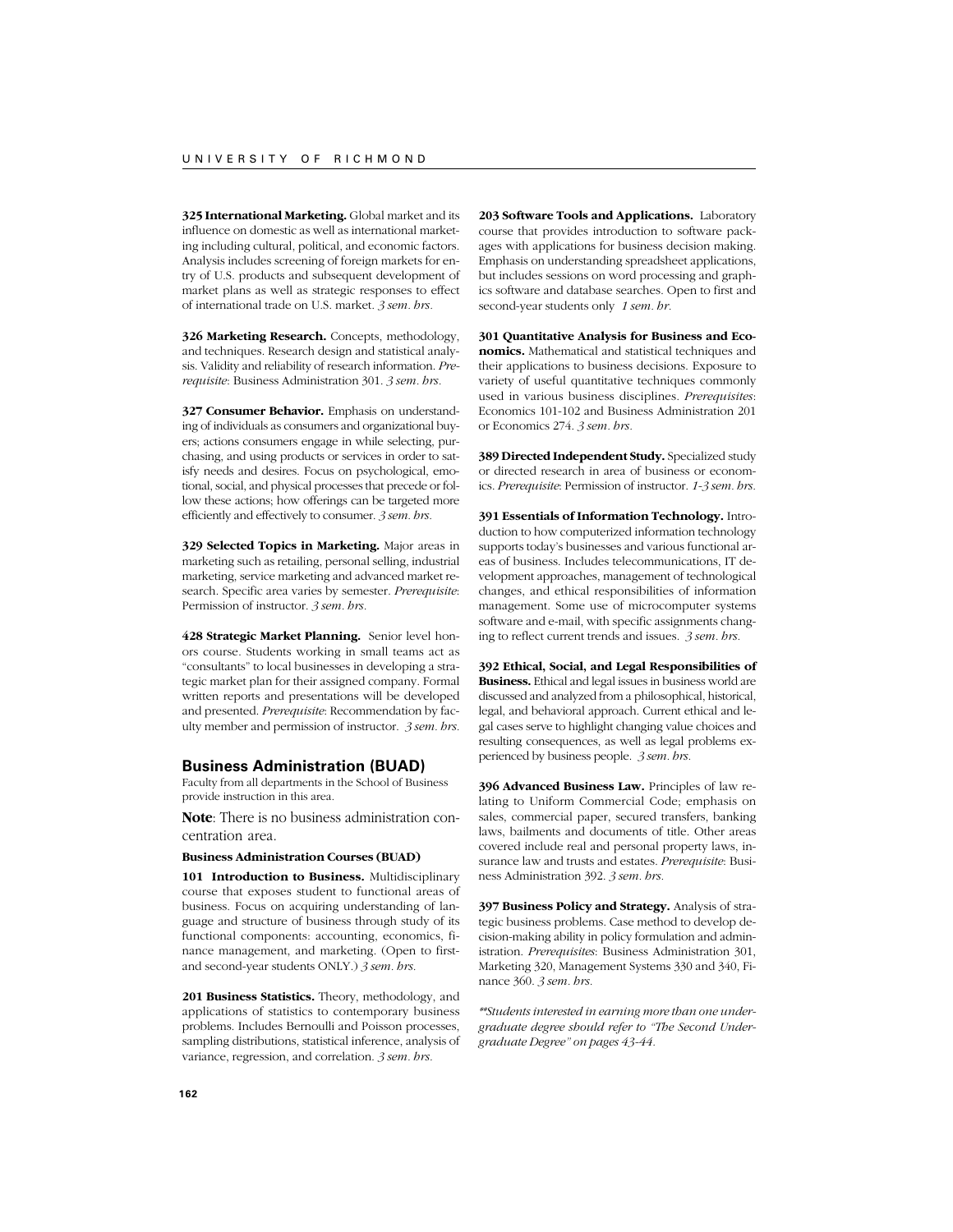**325 International Marketing.** Global market and its influence on domestic as well as international marketing including cultural, political, and economic factors. Analysis includes screening of foreign markets for entry of U.S. products and subsequent development of market plans as well as strategic responses to effect of international trade on U.S. market. *3 sem. hrs.*

**326 Marketing Research.** Concepts, methodology, and techniques. Research design and statistical analysis. Validity and reliability of research information. *Prerequisite*: Business Administration 301. *3 sem. hrs.*

**327 Consumer Behavior.** Emphasis on understanding of individuals as consumers and organizational buyers; actions consumers engage in while selecting, purchasing, and using products or services in order to satisfy needs and desires. Focus on psychological, emotional, social, and physical processes that precede or follow these actions; how offerings can be targeted more efficiently and effectively to consumer. *3 sem. hrs.*

**329 Selected Topics in Marketing.** Major areas in marketing such as retailing, personal selling, industrial marketing, service marketing and advanced market research. Specific area varies by semester. *Prerequisite*: Permission of instructor. *3 sem. hrs.*

**428 Strategic Market Planning.** Senior level honors course. Students working in small teams act as "consultants" to local businesses in developing a strategic market plan for their assigned company. Formal written reports and presentations will be developed and presented. *Prerequisite*: Recommendation by faculty member and permission of instructor. *3 sem. hrs.*

## Business Administration (BUAD)

Faculty from all departments in the School of Business provide instruction in this area.

**Note**: There is no business administration concentration area.

### Business Administration Courses (BUAD)

**101 Introduction to Business.** Multidisciplinary course that exposes student to functional areas of business. Focus on acquiring understanding of language and structure of business through study of its functional components: accounting, economics, finance management, and marketing. (Open to first- and second-year students ONLY.) *3 sem. hrs.*

**201 Business Statistics.** Theory, methodology, and applications of statistics to contemporary business problems. Includes Bernoulli and Poisson processes, sampling distributions, statistical inference, analysis of variance, regression, and correlation. *3 sem. hrs.*

**203 Software Tools and Applications.** Laboratory course that provides introduction to software packages with applications for business decision making. Emphasis on understanding spreadsheet applications, but includes sessions on word processing and graphics software and database searches. Open to first and second-year students only *1 sem. hr.*

**301 Quantitative Analysis for Business and Economics.** Mathematical and statistical techniques and their applications to business decisions. Exposure to variety of useful quantitative techniques commonly used in various business disciplines. *Prerequisites*: Economics 101-102 and Business Administration 201 or Economics 274. *3 sem. hrs.*

**389 Directed Independent Study.** Specialized study or directed research in area of business or economics. *Prerequisite*: Permission of instructor. *1-3 sem. hrs.*

**391 Essentials of Information Technology.** Introduction to how computerized information technology supports today's businesses and various functional areas of business. Includes telecommunications, IT development approaches, management of technological changes, and ethical responsibilities of information management. Some use of microcomputer systems software and e-mail, with specific assignments changing to reflect current trends and issues. *3 sem. hrs.*

**392 Ethical, Social, and Legal Responsibilities of Business.** Ethical and legal issues in business world are discussed and analyzed from a philosophical, historical, legal, and behavioral approach. Current ethical and legal cases serve to highlight changing value choices and resulting consequences, as well as legal problems experienced by business people. *3 sem. hrs.*

**396 Advanced Business Law.** Principles of law relating to Uniform Commercial Code; emphasis on sales, commercial paper, secured transfers, banking laws, bailments and documents of title. Other areas covered include real and personal property laws, insurance law and trusts and estates. *Prerequisite*: Business Administration 392. *3 sem. hrs.*

**397 Business Policy and Strategy.** Analysis of strategic business problems. Case method to develop decision-making ability in policy formulation and administration. *Prerequisites*: Business Administration 301, Marketing 320, Management Systems 330 and 340, Finance 360. *3 sem. hrs.*

*\*\*Students interested in earning more than one undergraduate degree should refer to "The Second Undergraduate Degree" on pages 43-44.*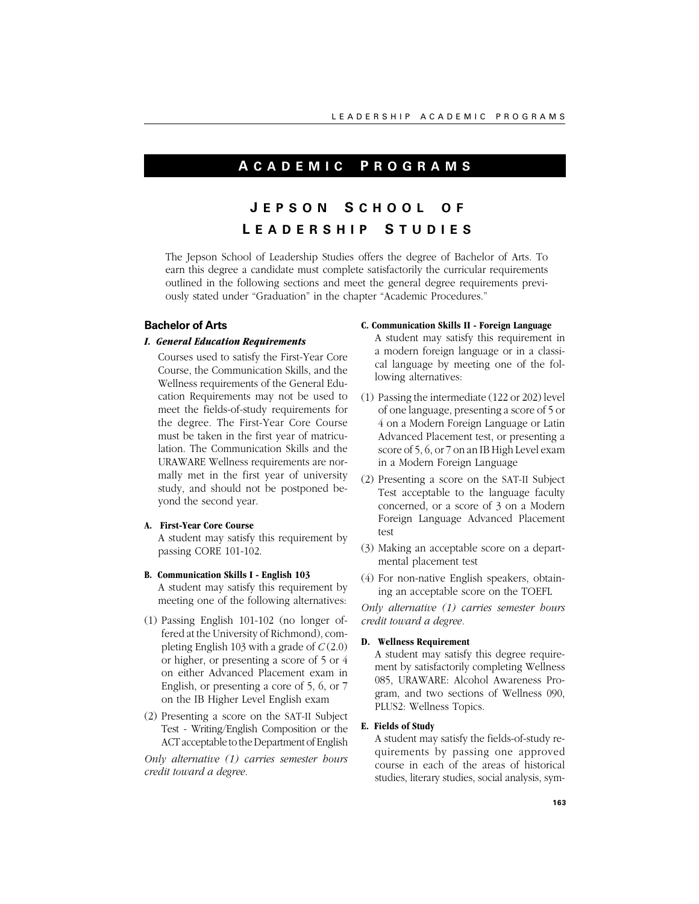# ACADEMIC PROGRAMS

## JEPSON SCHOOL OF LEADERSHIP STUDIES

The Jepson School of Leadership Studies offers the degree of Bachelor of Arts. To earn this degree a candidate must complete satisfactorily the curricular requirements outlined in the following sections and meet the general degree requirements previously stated under "Graduation" in the chapter "Academic Procedures."

### Bachelor of Arts

#### *I. General Education Requirements*

Courses used to satisfy the First-Year Core Course, the Communication Skills, and the Wellness requirements of the General Education Requirements may not be used to meet the fields-of-study requirements for the degree. The First-Year Core Course must be taken in the first year of matriculation. The Communication Skills and the URAWARE Wellness requirements are normally met in the first year of university study, and should not be postponed beyond the second year.

**A. First-Year Core Course**

A student may satisfy this requirement by passing CORE 101-102.

**B. Communication Skills I - English 103**

A student may satisfy this requirement by meeting one of the following alternatives:

(1) Passing English 101-102 (no longer offered at the University of Richmond), completing English 103 with a grade of *C* (2.0) or higher, or presenting a score of 5 or 4 on either Advanced Placement exam in English, or presenting a core of 5, 6, or 7 on the IB Higher Level English exam

(2) Presenting a score on the SAT-II Subject Test - Writing/English Composition or the ACT acceptable to the Department of English

*Only alternative (1) carries semester hours credit toward a degree.*

**C. Communication Skills II - Foreign Language**

A student may satisfy this requirement in a modern foreign language or in a classical language by meeting one of the following alternatives:

(1) Passing the intermediate (122 or 202) level of one language, presenting a score of 5 or 4 on a Modern Foreign Language or Latin Advanced Placement test, or presenting a score of 5, 6, or 7 on an IB High Level exam in a Modern Foreign Language

(2) Presenting a score on the SAT-II Subject Test acceptable to the language faculty concerned, or a score of 3 on a Modern Foreign Language Advanced Placement test

(3) Making an acceptable score on a departmental placement test

(4) For non-native English speakers, obtaining an acceptable score on the TOEFL

*Only alternative (1) carries semester hours credit toward a degree.*

**D. Wellness Requirement**

A student may satisfy this degree requirement by satisfactorily completing Wellness 085, URAWARE: Alcohol Awareness Program, and two sections of Wellness 090, PLUS2: Wellness Topics.

**E. Fields of Study**

A student may satisfy the fields-of-study requirements by passing one approved course in each of the areas of historical studies, literary studies, social analysis, sym-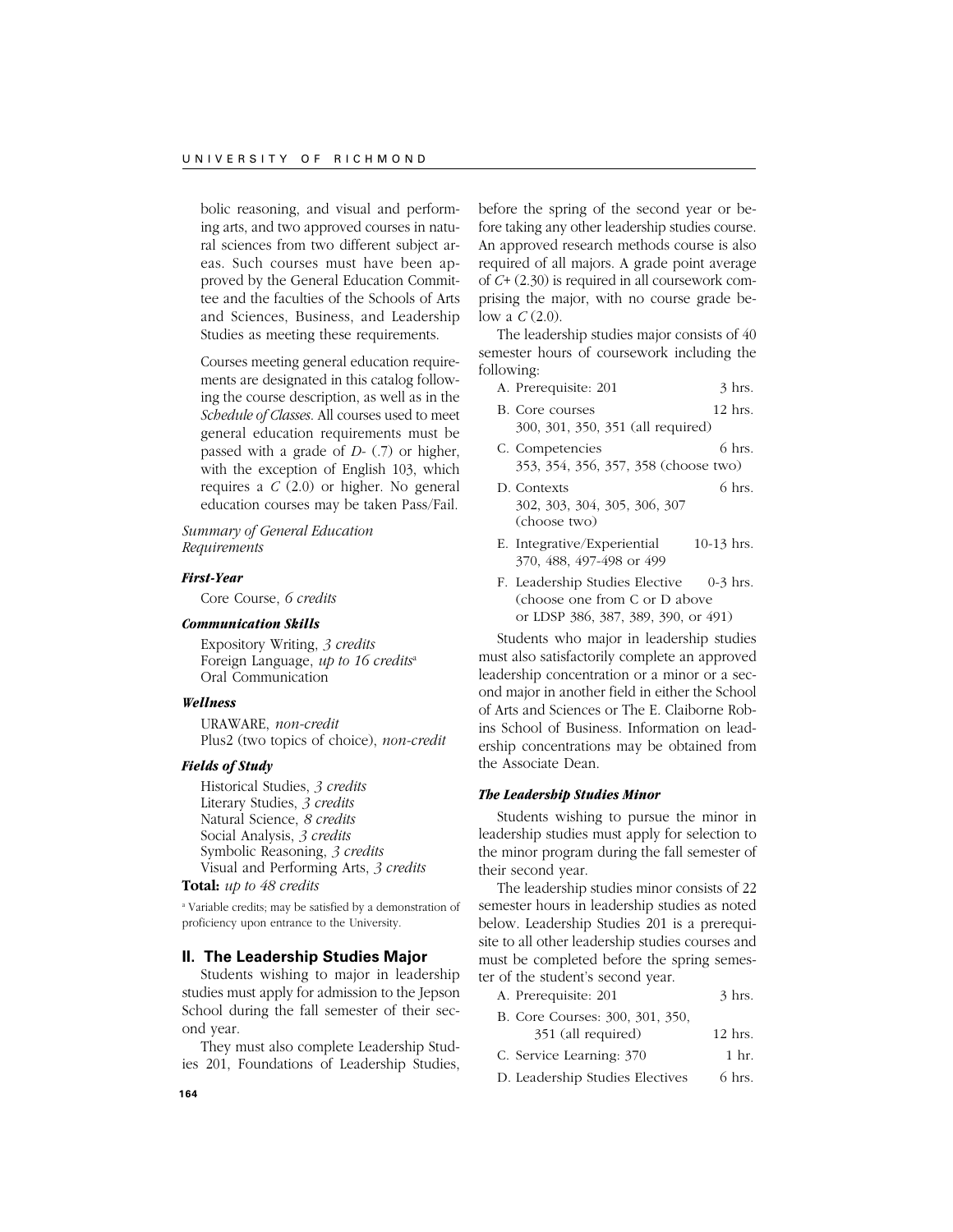bolic reasoning, and visual and performing arts, and two approved courses in natural sciences from two different subject areas. Such courses must have been approved by the General Education Committee and the faculties of the Schools of Arts and Sciences, Business, and Leadership Studies as meeting these requirements.

Courses meeting general education requirements are designated in this catalog following the course description, as well as in the *Schedule of Classes*. All courses used to meet general education requirements must be passed with a grade of *D-* (.7) or higher, with the exception of English 103, which requires a *C* (2.0) or higher. No general education courses may be taken Pass/Fail.

*Summary of General Education Requirements*

***First-Year***

Core Course, *6 credits*

***Communication Skills***

Expository Writing, *3 credits*
Foreign Language, *up to 16 credits*[a]
Oral Communication

***Wellness***

URAWARE, *non-credit*
Plus2 (two topics of choice), *non-credit*

***Fields of Study***

Historical Studies, *3 credits*
Literary Studies, *3 credits*
Natural Science, *8 credits*
Social Analysis, *3 credits*
Symbolic Reasoning, *3 credits*
Visual and Performing Arts, *3 credits*

**Total:** *up to 48 credits*

[a] Variable credits; may be satisfied by a demonstration of proficiency upon entrance to the University.

## II. The Leadership Studies Major

Students wishing to major in leadership studies must apply for admission to the Jepson School during the fall semester of their second year.

They must also complete Leadership Studies 201, Foundations of Leadership Studies, before the spring of the second year or before taking any other leadership studies course. An approved research methods course is also required of all majors. A grade point average of *C+* (2.30) is required in all coursework comprising the major, with no course grade below a *C* (2.0).

The leadership studies major consists of 40 semester hours of coursework including the following:

A. Prerequisite: 201 — 3 hrs.
B. Core courses — 12 hrs.
 300, 301, 350, 351 (all required)
C. Competencies — 6 hrs.
 353, 354, 356, 357, 358 (choose two)
D. Contexts — 6 hrs.
 302, 303, 304, 305, 306, 307 (choose two)
E. Integrative/Experiential — 10-13 hrs.
 370, 488, 497-498 or 499
F. Leadership Studies Elective — 0-3 hrs.
 (choose one from C or D above or LDSP 386, 387, 389, 390, or 491)

Students who major in leadership studies must also satisfactorily complete an approved leadership concentration or a minor or a second major in another field in either the School of Arts and Sciences or The E. Claiborne Robins School of Business. Information on leadership concentrations may be obtained from the Associate Dean.

***The Leadership Studies Minor***

Students wishing to pursue the minor in leadership studies must apply for selection to the minor program during the fall semester of their second year.

The leadership studies minor consists of 22 semester hours in leadership studies as noted below. Leadership Studies 201 is a prerequisite to all other leadership studies courses and must be completed before the spring semester of the student's second year.

A. Prerequisite: 201 — 3 hrs.
B. Core Courses: 300, 301, 350, 351 (all required) — 12 hrs.
C. Service Learning: 370 — 1 hr.
D. Leadership Studies Electives — 6 hrs.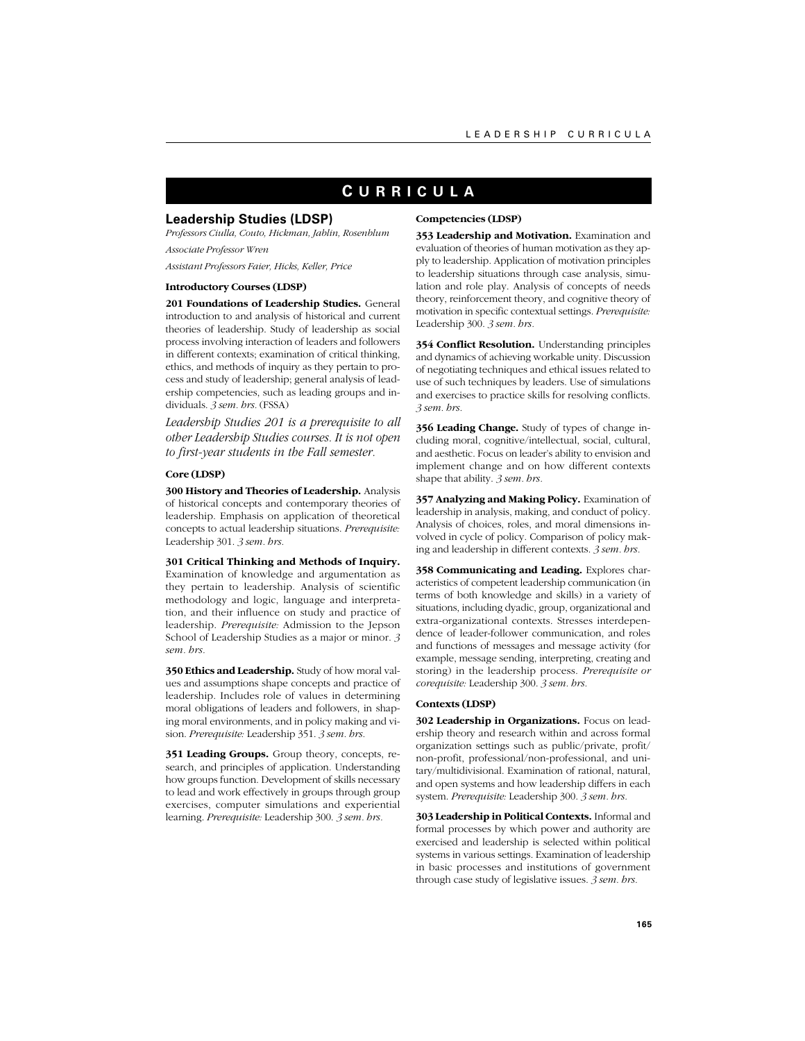# CURRICULA

## Leadership Studies (LDSP)

*Professors Ciulla, Couto, Hickman, Jablin, Rosenblum*

*Associate Professor Wren*

*Assistant Professors Faier, Hicks, Keller, Price*

### Introductory Courses (LDSP)

**201 Foundations of Leadership Studies.** General introduction to and analysis of historical and current theories of leadership. Study of leadership as social process involving interaction of leaders and followers in different contexts; examination of critical thinking, ethics, and methods of inquiry as they pertain to process and study of leadership; general analysis of leadership competencies, such as leading groups and individuals. *3 sem. hrs.* (FSSA)

*Leadership Studies 201 is a prerequisite to all other Leadership Studies courses. It is not open to first-year students in the Fall semester.*

### Core (LDSP)

**300 History and Theories of Leadership.** Analysis of historical concepts and contemporary theories of leadership. Emphasis on application of theoretical concepts to actual leadership situations. *Prerequisite:* Leadership 301. *3 sem. hrs.*

**301 Critical Thinking and Methods of Inquiry.** Examination of knowledge and argumentation as they pertain to leadership. Analysis of scientific methodology and logic, language and interpretation, and their influence on study and practice of leadership. *Prerequisite:* Admission to the Jepson School of Leadership Studies as a major or minor. *3 sem. hrs.*

**350 Ethics and Leadership.** Study of how moral values and assumptions shape concepts and practice of leadership. Includes role of values in determining moral obligations of leaders and followers, in shaping moral environments, and in policy making and vision. *Prerequisite:* Leadership 351. *3 sem. hrs.*

**351 Leading Groups.** Group theory, concepts, research, and principles of application. Understanding how groups function. Development of skills necessary to lead and work effectively in groups through group exercises, computer simulations and experiential learning. *Prerequisite:* Leadership 300. *3 sem. hrs.*

### Competencies (LDSP)

**353 Leadership and Motivation.** Examination and evaluation of theories of human motivation as they apply to leadership. Application of motivation principles to leadership situations through case analysis, simulation and role play. Analysis of concepts of needs theory, reinforcement theory, and cognitive theory of motivation in specific contextual settings. *Prerequisite:* Leadership 300. *3 sem. hrs.*

**354 Conflict Resolution.** Understanding principles and dynamics of achieving workable unity. Discussion of negotiating techniques and ethical issues related to use of such techniques by leaders. Use of simulations and exercises to practice skills for resolving conflicts. *3 sem. hrs.*

**356 Leading Change.** Study of types of change including moral, cognitive/intellectual, social, cultural, and aesthetic. Focus on leader's ability to envision and implement change and on how different contexts shape that ability. *3 sem. hrs.*

**357 Analyzing and Making Policy.** Examination of leadership in analysis, making, and conduct of policy. Analysis of choices, roles, and moral dimensions involved in cycle of policy. Comparison of policy making and leadership in different contexts. *3 sem. hrs.*

**358 Communicating and Leading.** Explores characteristics of competent leadership communication (in terms of both knowledge and skills) in a variety of situations, including dyadic, group, organizational and extra-organizational contexts. Stresses interdependence of leader-follower communication, and roles and functions of messages and message activity (for example, message sending, interpreting, creating and storing) in the leadership process. *Prerequisite or corequisite:* Leadership 300. *3 sem. hrs.*

### Contexts (LDSP)

**302 Leadership in Organizations.** Focus on leadership theory and research within and across formal organization settings such as public/private, profit/non-profit, professional/non-professional, and unitary/multidivisional. Examination of rational, natural, and open systems and how leadership differs in each system. *Prerequisite:* Leadership 300. *3 sem. hrs.*

**303 Leadership in Political Contexts.** Informal and formal processes by which power and authority are exercised and leadership is selected within political systems in various settings. Examination of leadership in basic processes and institutions of government through case study of legislative issues. *3 sem. hrs.*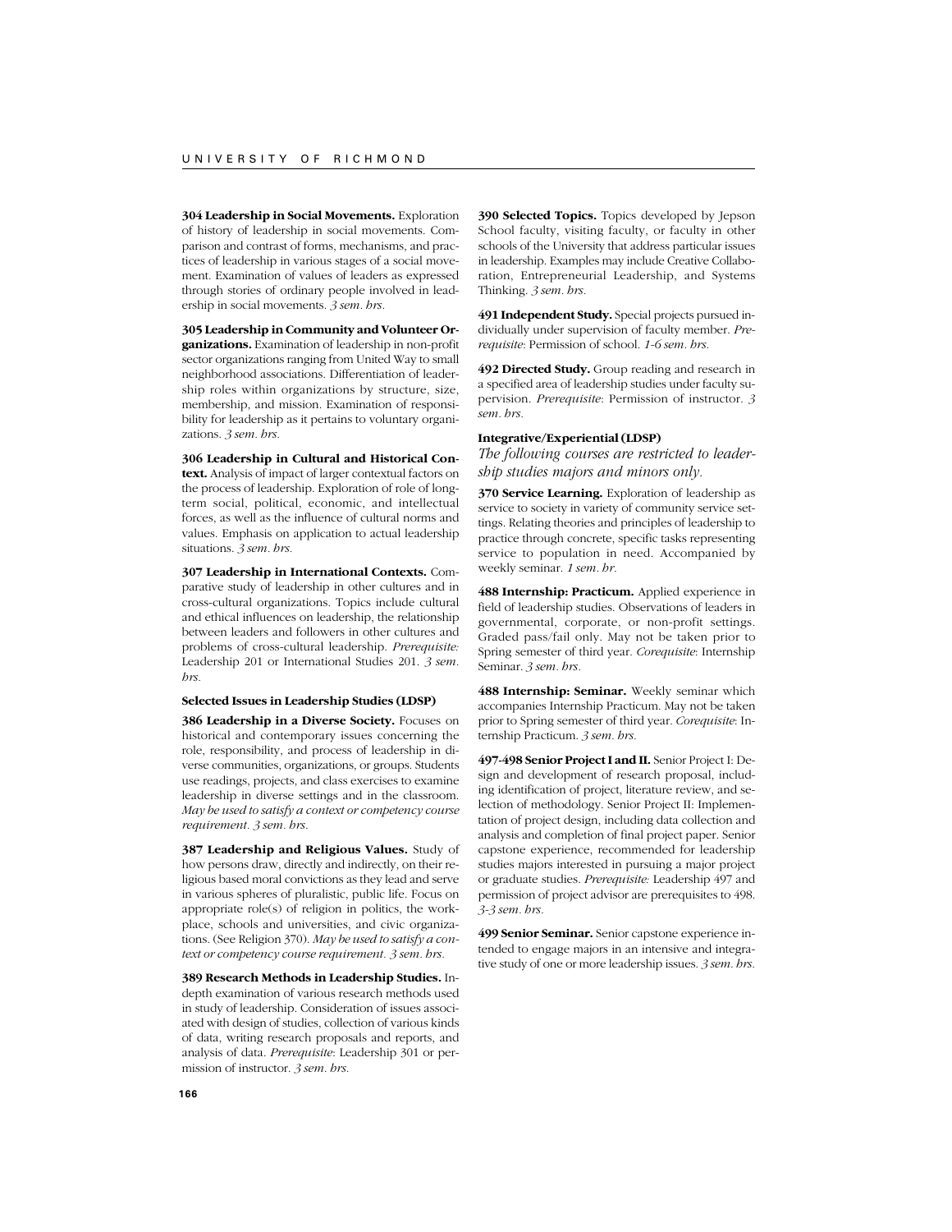**304 Leadership in Social Movements.** Exploration of history of leadership in social movements. Comparison and contrast of forms, mechanisms, and practices of leadership in various stages of a social movement. Examination of values of leaders as expressed through stories of ordinary people involved in leadership in social movements. *3 sem. hrs.*

**305 Leadership in Community and Volunteer Organizations.** Examination of leadership in non-profit sector organizations ranging from United Way to small neighborhood associations. Differentiation of leadership roles within organizations by structure, size, membership, and mission. Examination of responsibility for leadership as it pertains to voluntary organizations. *3 sem. hrs.*

**306 Leadership in Cultural and Historical Context.** Analysis of impact of larger contextual factors on the process of leadership. Exploration of role of long-term social, political, economic, and intellectual forces, as well as the influence of cultural norms and values. Emphasis on application to actual leadership situations. *3 sem. hrs.*

**307 Leadership in International Contexts.** Comparative study of leadership in other cultures and in cross-cultural organizations. Topics include cultural and ethical influences on leadership, the relationship between leaders and followers in other cultures and problems of cross-cultural leadership. *Prerequisite:* Leadership 201 or International Studies 201. *3 sem. hrs.*

**Selected Issues in Leadership Studies (LDSP)**

**386 Leadership in a Diverse Society.** Focuses on historical and contemporary issues concerning the role, responsibility, and process of leadership in diverse communities, organizations, or groups. Students use readings, projects, and class exercises to examine leadership in diverse settings and in the classroom. *May be used to satisfy a context or competency course requirement. 3 sem. hrs.*

**387 Leadership and Religious Values.** Study of how persons draw, directly and indirectly, on their religious based moral convictions as they lead and serve in various spheres of pluralistic, public life. Focus on appropriate role(s) of religion in politics, the workplace, schools and universities, and civic organizations. (See Religion 370). *May be used to satisfy a context or competency course requirement. 3 sem. hrs.*

**389 Research Methods in Leadership Studies.** In-depth examination of various research methods used in study of leadership. Consideration of issues associated with design of studies, collection of various kinds of data, writing research proposals and reports, and analysis of data. *Prerequisite*: Leadership 301 or permission of instructor. *3 sem. hrs.*

**390 Selected Topics.** Topics developed by Jepson School faculty, visiting faculty, or faculty in other schools of the University that address particular issues in leadership. Examples may include Creative Collaboration, Entrepreneurial Leadership, and Systems Thinking. *3 sem. hrs.*

**491 Independent Study.** Special projects pursued individually under supervision of faculty member. *Prerequisite*: Permission of school. *1-6 sem. hrs.*

**492 Directed Study.** Group reading and research in a specified area of leadership studies under faculty supervision. *Prerequisite*: Permission of instructor. *3 sem. hrs.*

**Integrative/Experiential (LDSP)**

*The following courses are restricted to leadership studies majors and minors only.*

**370 Service Learning.** Exploration of leadership as service to society in variety of community service settings. Relating theories and principles of leadership to practice through concrete, specific tasks representing service to population in need. Accompanied by weekly seminar. *1 sem. hr.*

**488 Internship: Practicum.** Applied experience in field of leadership studies. Observations of leaders in governmental, corporate, or non-profit settings. Graded pass/fail only. May not be taken prior to Spring semester of third year. *Corequisite*: Internship Seminar. *3 sem. hrs.*

**488 Internship: Seminar.** Weekly seminar which accompanies Internship Practicum. May not be taken prior to Spring semester of third year. *Corequisite*: Internship Practicum. *3 sem. hrs.*

**497-498 Senior Project I and II.** Senior Project I: Design and development of research proposal, including identification of project, literature review, and selection of methodology. Senior Project II: Implementation of project design, including data collection and analysis and completion of final project paper. Senior capstone experience, recommended for leadership studies majors interested in pursuing a major project or graduate studies. *Prerequisite:* Leadership 497 and permission of project advisor are prerequisites to 498. *3-3 sem. hrs.*

**499 Senior Seminar.** Senior capstone experience intended to engage majors in an intensive and integrative study of one or more leadership issues. *3 sem. hrs.*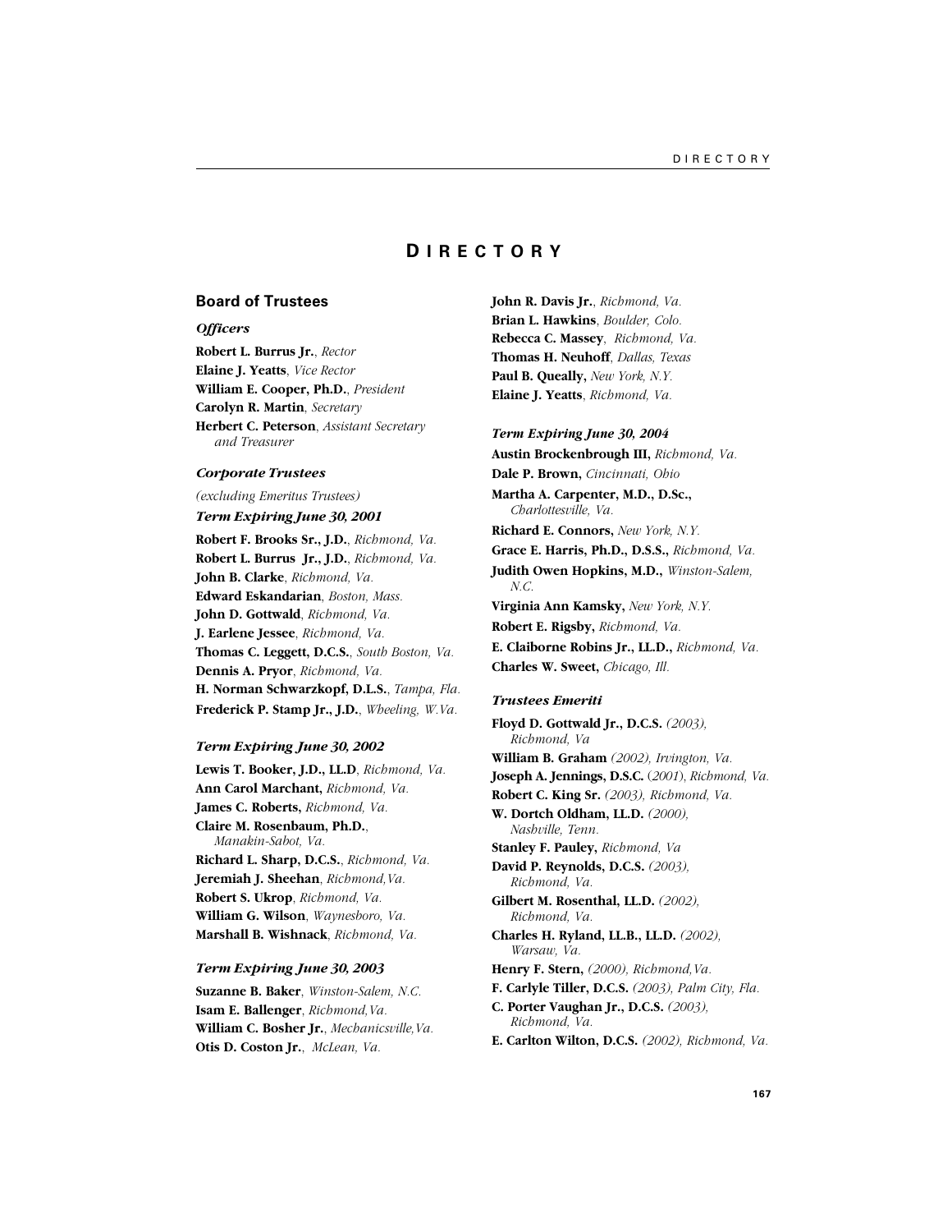# DIRECTORY

## Board of Trustees

### *Officers*

**Robert L. Burrus Jr.**, *Rector*
**Elaine J. Yeatts**, *Vice Rector*
**William E. Cooper, Ph.D.**, *President*
**Carolyn R. Martin**, *Secretary*
**Herbert C. Peterson**, *Assistant Secretary and Treasurer*

### *Corporate Trustees*

*(excluding Emeritus Trustees)*

#### *Term Expiring June 30, 2001*

**Robert F. Brooks Sr., J.D.**, *Richmond, Va.*
**Robert L. Burrus Jr., J.D.**, *Richmond, Va.*
**John B. Clarke**, *Richmond, Va.*
**Edward Eskandarian**, *Boston, Mass.*
**John D. Gottwald**, *Richmond, Va.*
**J. Earlene Jessee**, *Richmond, Va.*
**Thomas C. Leggett, D.C.S.**, *South Boston, Va.*
**Dennis A. Pryor**, *Richmond, Va.*
**H. Norman Schwarzkopf, D.L.S.**, *Tampa, Fla.*
**Frederick P. Stamp Jr., J.D.**, *Wheeling, W.Va.*

#### *Term Expiring June 30, 2002*

**Lewis T. Booker, J.D., LL.D**, *Richmond, Va.*
**Ann Carol Marchant,** *Richmond, Va.*
**James C. Roberts,** *Richmond, Va.*
**Claire M. Rosenbaum, Ph.D.**, *Manakin-Sabot, Va.*
**Richard L. Sharp, D.C.S.**, *Richmond, Va.*
**Jeremiah J. Sheehan**, *Richmond,Va.*
**Robert S. Ukrop**, *Richmond, Va.*
**William G. Wilson**, *Waynesboro, Va.*
**Marshall B. Wishnack**, *Richmond, Va.*

#### *Term Expiring June 30, 2003*

**Suzanne B. Baker**, *Winston-Salem, N.C.*
**Isam E. Ballenger**, *Richmond,Va.*
**William C. Bosher Jr.**, *Mechanicsville,Va.*
**Otis D. Coston Jr.**, *McLean, Va.*
**John R. Davis Jr.**, *Richmond, Va.*
**Brian L. Hawkins**, *Boulder, Colo.*
**Rebecca C. Massey**, *Richmond, Va.*
**Thomas H. Neuhoff**, *Dallas, Texas*
**Paul B. Queally,** *New York, N.Y.*
**Elaine J. Yeatts**, *Richmond, Va.*

#### *Term Expiring June 30, 2004*

**Austin Brockenbrough III,** *Richmond, Va.*
**Dale P. Brown,** *Cincinnati, Ohio*
**Martha A. Carpenter, M.D., D.Sc.,** *Charlottesville, Va.*
**Richard E. Connors,** *New York, N.Y.*
**Grace E. Harris, Ph.D., D.S.S.,** *Richmond, Va.*
**Judith Owen Hopkins, M.D.,** *Winston-Salem, N.C.*
**Virginia Ann Kamsky,** *New York, N.Y.*
**Robert E. Rigsby,** *Richmond, Va.*
**E. Claiborne Robins Jr., LL.D.,** *Richmond, Va.*
**Charles W. Sweet,** *Chicago, Ill.*

### *Trustees Emeriti*

**Floyd D. Gottwald Jr., D.C.S.** *(2003), Richmond, Va*
**William B. Graham** *(2002), Irvington, Va.*
**Joseph A. Jennings, D.S.C.** (*2001*), *Richmond, Va.*
**Robert C. King Sr.** *(2003), Richmond, Va.*
**W. Dortch Oldham, LL.D.** *(2000), Nashville, Tenn.*
**Stanley F. Pauley,** *Richmond, Va*
**David P. Reynolds, D.C.S.** *(2003), Richmond, Va.*
**Gilbert M. Rosenthal, LL.D.** *(2002), Richmond, Va.*
**Charles H. Ryland, LL.B., LL.D.** *(2002), Warsaw, Va.*
**Henry F. Stern,** *(2000), Richmond,Va.*
**F. Carlyle Tiller, D.C.S.** *(2003), Palm City, Fla.*
**C. Porter Vaughan Jr., D.C.S.** *(2003), Richmond, Va.*
**E. Carlton Wilton, D.C.S.** *(2002), Richmond, Va.*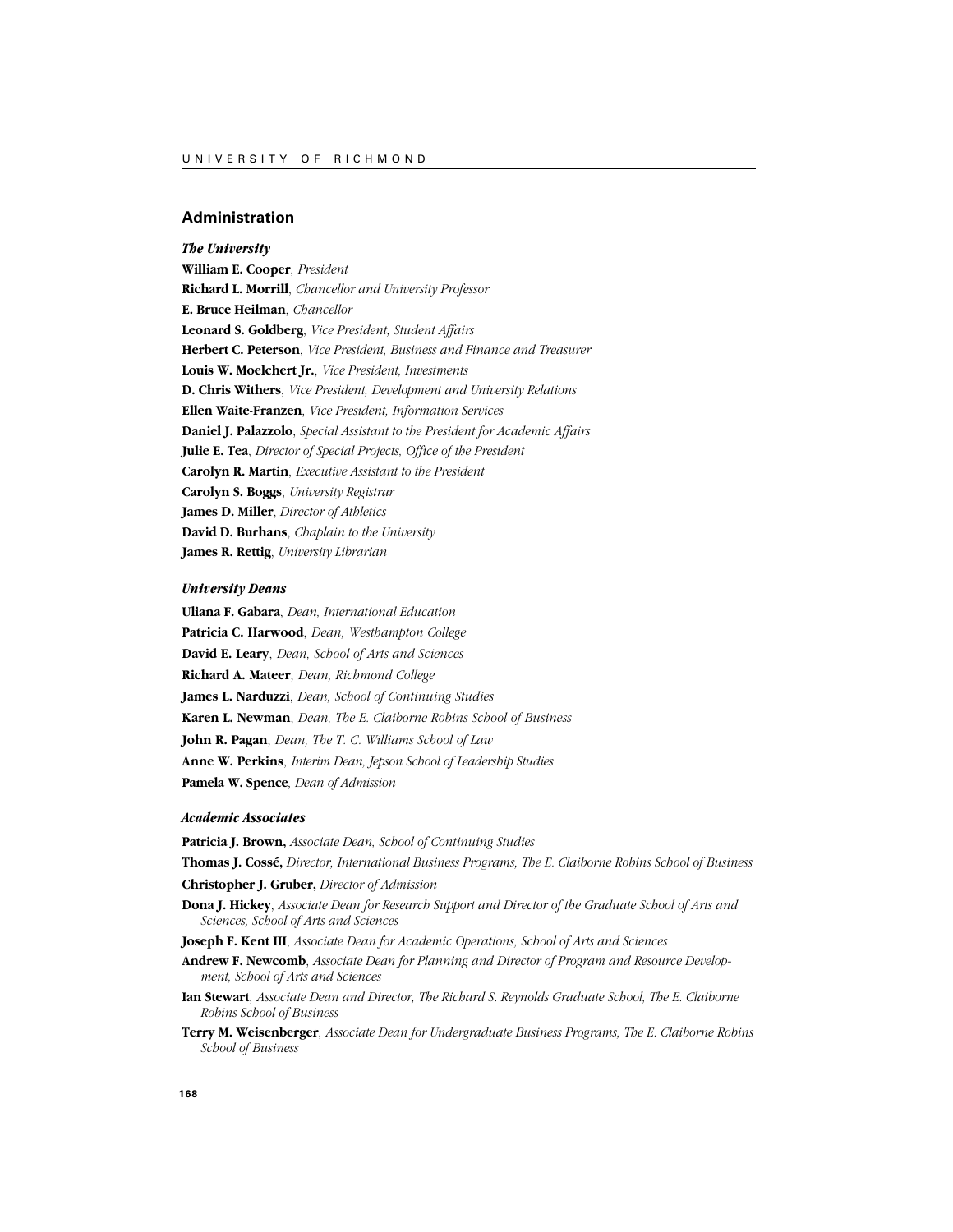## Administration

### *The University*

**William E. Cooper**, *President*
**Richard L. Morrill**, *Chancellor and University Professor*
**E. Bruce Heilman**, *Chancellor*
**Leonard S. Goldberg**, *Vice President, Student Affairs*
**Herbert C. Peterson**, *Vice President, Business and Finance and Treasurer*
**Louis W. Moelchert Jr.**, *Vice President, Investments*
**D. Chris Withers**, *Vice President, Development and University Relations*
**Ellen Waite-Franzen**, *Vice President, Information Services*
**Daniel J. Palazzolo**, *Special Assistant to the President for Academic Affairs*
**Julie E. Tea**, *Director of Special Projects, Office of the President*
**Carolyn R. Martin**, *Executive Assistant to the President*
**Carolyn S. Boggs**, *University Registrar*
**James D. Miller**, *Director of Athletics*
**David D. Burhans**, *Chaplain to the University*
**James R. Rettig**, *University Librarian*

### *University Deans*

**Uliana F. Gabara**, *Dean, International Education*
**Patricia C. Harwood**, *Dean, Westhampton College*
**David E. Leary**, *Dean, School of Arts and Sciences*
**Richard A. Mateer**, *Dean, Richmond College*
**James L. Narduzzi**, *Dean, School of Continuing Studies*
**Karen L. Newman**, *Dean, The E. Claiborne Robins School of Business*
**John R. Pagan**, *Dean, The T. C. Williams School of Law*
**Anne W. Perkins**, *Interim Dean, Jepson School of Leadership Studies*
**Pamela W. Spence**, *Dean of Admission*

### *Academic Associates*

**Patricia J. Brown,** *Associate Dean, School of Continuing Studies*
**Thomas J. Cossé,** *Director, International Business Programs, The E. Claiborne Robins School of Business*
**Christopher J. Gruber,** *Director of Admission*
**Dona J. Hickey**, *Associate Dean for Research Support and Director of the Graduate School of Arts and Sciences, School of Arts and Sciences*
**Joseph F. Kent III**, *Associate Dean for Academic Operations, School of Arts and Sciences*
**Andrew F. Newcomb**, *Associate Dean for Planning and Director of Program and Resource Development, School of Arts and Sciences*
**Ian Stewart**, *Associate Dean and Director, The Richard S. Reynolds Graduate School, The E. Claiborne Robins School of Business*
**Terry M. Weisenberger**, *Associate Dean for Undergraduate Business Programs, The E. Claiborne Robins School of Business*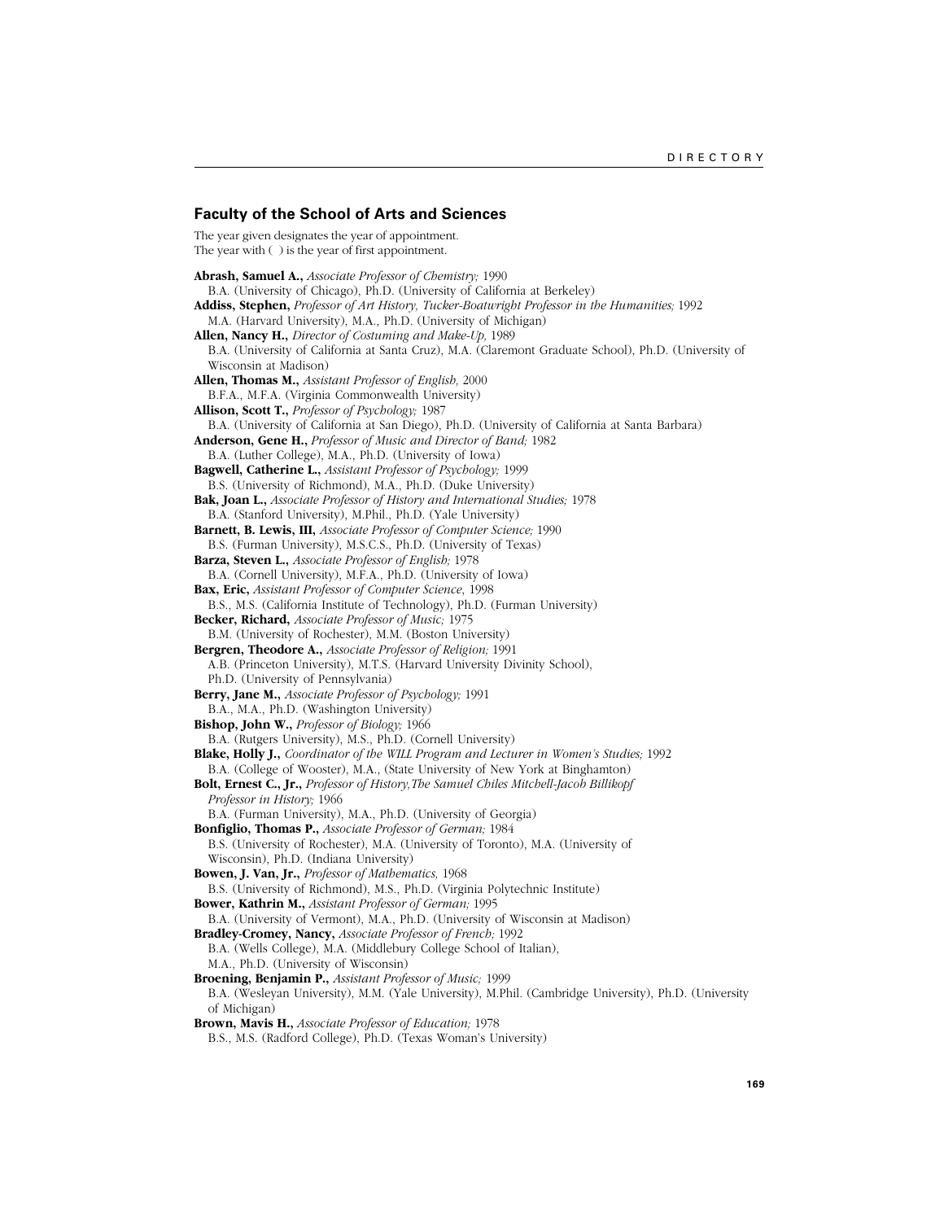## Faculty of the School of Arts and Sciences

The year given designates the year of appointment.
The year with ( ) is the year of first appointment.

**Abrash, Samuel A.,** *Associate Professor of Chemistry;* 1990
B.A. (University of Chicago), Ph.D. (University of California at Berkeley)

**Addiss, Stephen,** *Professor of Art History, Tucker-Boatwright Professor in the Humanities;* 1992
M.A. (Harvard University), M.A., Ph.D. (University of Michigan)

**Allen, Nancy H.,** *Director of Costuming and Make-Up,* 1989
B.A. (University of California at Santa Cruz), M.A. (Claremont Graduate School), Ph.D. (University of Wisconsin at Madison)

**Allen, Thomas M.,** *Assistant Professor of English,* 2000
B.F.A., M.F.A. (Virginia Commonwealth University)

**Allison, Scott T.,** *Professor of Psychology;* 1987
B.A. (University of California at San Diego), Ph.D. (University of California at Santa Barbara)

**Anderson, Gene H.,** *Professor of Music and Director of Band;* 1982
B.A. (Luther College), M.A., Ph.D. (University of Iowa)

**Bagwell, Catherine L.,** *Assistant Professor of Psychology;* 1999
B.S. (University of Richmond), M.A., Ph.D. (Duke University)

**Bak, Joan L.,** *Associate Professor of History and International Studies;* 1978
B.A. (Stanford University), M.Phil., Ph.D. (Yale University)

**Barnett, B. Lewis, III,** *Associate Professor of Computer Science;* 1990
B.S. (Furman University), M.S.C.S., Ph.D. (University of Texas)

**Barza, Steven L.,** *Associate Professor of English;* 1978
B.A. (Cornell University), M.F.A., Ph.D. (University of Iowa)

**Bax, Eric,** *Assistant Professor of Computer Science,* 1998
B.S., M.S. (California Institute of Technology), Ph.D. (Furman University)

**Becker, Richard,** *Associate Professor of Music;* 1975
B.M. (University of Rochester), M.M. (Boston University)

**Bergren, Theodore A.,** *Associate Professor of Religion;* 1991
A.B. (Princeton University), M.T.S. (Harvard University Divinity School), Ph.D. (University of Pennsylvania)

**Berry, Jane M.,** *Associate Professor of Psychology;* 1991
B.A., M.A., Ph.D. (Washington University)

**Bishop, John W.,** *Professor of Biology;* 1966
B.A. (Rutgers University), M.S., Ph.D. (Cornell University)

**Blake, Holly J.,** *Coordinator of the WILL Program and Lecturer in Women's Studies;* 1992
B.A. (College of Wooster), M.A., (State University of New York at Binghamton)

**Bolt, Ernest C., Jr.,** *Professor of History,The Samuel Chiles Mitchell-Jacob Billikopf Professor in History;* 1966
B.A. (Furman University), M.A., Ph.D. (University of Georgia)

**Bonfiglio, Thomas P.,** *Associate Professor of German;* 1984
B.S. (University of Rochester), M.A. (University of Toronto), M.A. (University of Wisconsin), Ph.D. (Indiana University)

**Bowen, J. Van, Jr.,** *Professor of Mathematics,* 1968
B.S. (University of Richmond), M.S., Ph.D. (Virginia Polytechnic Institute)

**Bower, Kathrin M.,** *Assistant Professor of German;* 1995
B.A. (University of Vermont), M.A., Ph.D. (University of Wisconsin at Madison)

**Bradley-Cromey, Nancy,** *Associate Professor of French;* 1992
B.A. (Wells College), M.A. (Middlebury College School of Italian), M.A., Ph.D. (University of Wisconsin)

**Broening, Benjamin P.,** *Assistant Professor of Music;* 1999
B.A. (Wesleyan University), M.M. (Yale University), M.Phil. (Cambridge University), Ph.D. (University of Michigan)

**Brown, Mavis H.,** *Associate Professor of Education;* 1978
B.S., M.S. (Radford College), Ph.D. (Texas Woman's University)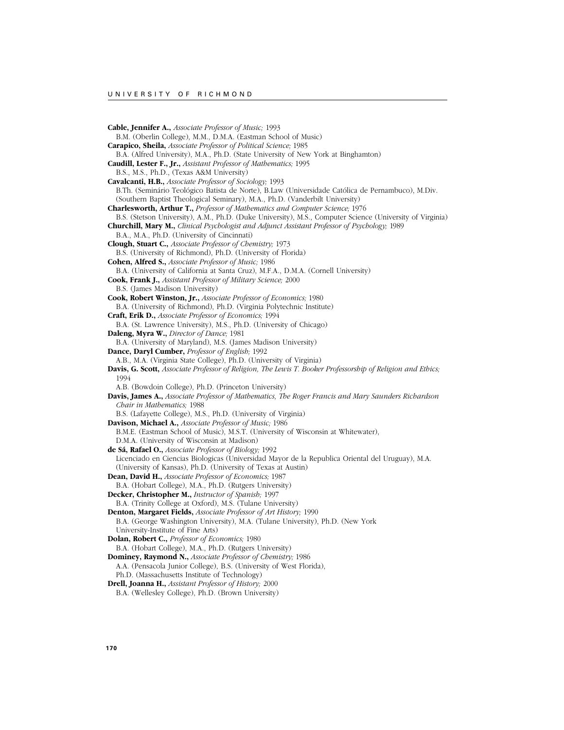**Cable, Jennifer A.,** *Associate Professor of Music;* 1993
B.M. (Oberlin College), M.M., D.M.A. (Eastman School of Music)

**Carapico, Sheila,** *Associate Professor of Political Science;* 1985
B.A. (Alfred University), M.A., Ph.D. (State University of New York at Binghamton)

**Caudill, Lester F., Jr.,** *Assistant Professor of Mathematics;* 1995
B.S., M.S., Ph.D., (Texas A&M University)

**Cavalcanti, H.B.,** *Associate Professor of Sociology;* 1993
B.Th. (Seminário Teológico Batista de Norte), B.Law (Universidade Católica de Pernambuco), M.Div. (Southern Baptist Theological Seminary), M.A., Ph.D. (Vanderbilt University)

**Charlesworth, Arthur T.,** *Professor of Mathematics and Computer Science;* 1976
B.S. (Stetson University), A.M., Ph.D. (Duke University), M.S., Computer Science (University of Virginia)

**Churchill, Mary M.,** *Clinical Psychologist and Adjunct Assistant Professor of Psychology;* 1989
B.A., M.A., Ph.D. (University of Cincinnati)

**Clough, Stuart C.,** *Associate Professor of Chemistry;* 1973
B.S. (University of Richmond), Ph.D. (University of Florida)

**Cohen, Alfred S.,** *Associate Professor of Music;* 1986
B.A. (University of California at Santa Cruz), M.F.A., D.M.A. (Cornell University)

**Cook, Frank J.,** *Assistant Professor of Military Science;* 2000
B.S. (James Madison University)

**Cook, Robert Winston, Jr.,** *Associate Professor of Economics;* 1980
B.A. (University of Richmond), Ph.D. (Virginia Polytechnic Institute)

**Craft, Erik D.,** *Associate Professor of Economics;* 1994
B.A. (St. Lawrence University), M.S., Ph.D. (University of Chicago)

**Daleng, Myra W.,** *Director of Dance;* 1981
B.A. (University of Maryland), M.S. (James Madison University)

**Dance, Daryl Cumber,** *Professor of English;* 1992
A.B., M.A. (Virginia State College), Ph.D. (University of Virginia)

**Davis, G. Scott,** *Associate Professor of Religion, The Lewis T. Booker Professorship of Religion and Ethics;* 1994
A.B. (Bowdoin College), Ph.D. (Princeton University)

**Davis, James A.,** *Associate Professor of Mathematics, The Roger Francis and Mary Saunders Richardson Chair in Mathematics;* 1988
B.S. (Lafayette College), M.S., Ph.D. (University of Virginia)

**Davison, Michael A.,** *Associate Professor of Music;* 1986
B.M.E. (Eastman School of Music), M.S.T. (University of Wisconsin at Whitewater), D.M.A. (University of Wisconsin at Madison)

**de Sá, Rafael O.,** *Associate Professor of Biology;* 1992
Licenciado en Ciencias Biologicas (Universidad Mayor de la Republica Oriental del Uruguay), M.A. (University of Kansas), Ph.D. (University of Texas at Austin)

**Dean, David H.,** *Associate Professor of Economics;* 1987
B.A. (Hobart College), M.A., Ph.D. (Rutgers University)

**Decker, Christopher M.,** *Instructor of Spanish;* 1997
B.A. (Trinity College at Oxford), M.S. (Tulane University)

**Denton, Margaret Fields,** *Associate Professor of Art History;* 1990
B.A. (George Washington University), M.A. (Tulane University), Ph.D. (New York University-Institute of Fine Arts)

**Dolan, Robert C.,** *Professor of Economics;* 1980
B.A. (Hobart College), M.A., Ph.D. (Rutgers University)

**Dominey, Raymond N.,** *Associate Professor of Chemistry;* 1986
A.A. (Pensacola Junior College), B.S. (University of West Florida), Ph.D. (Massachusetts Institute of Technology)

**Drell, Joanna H.,** *Assistant Professor of History;* 2000
B.A. (Wellesley College), Ph.D. (Brown University)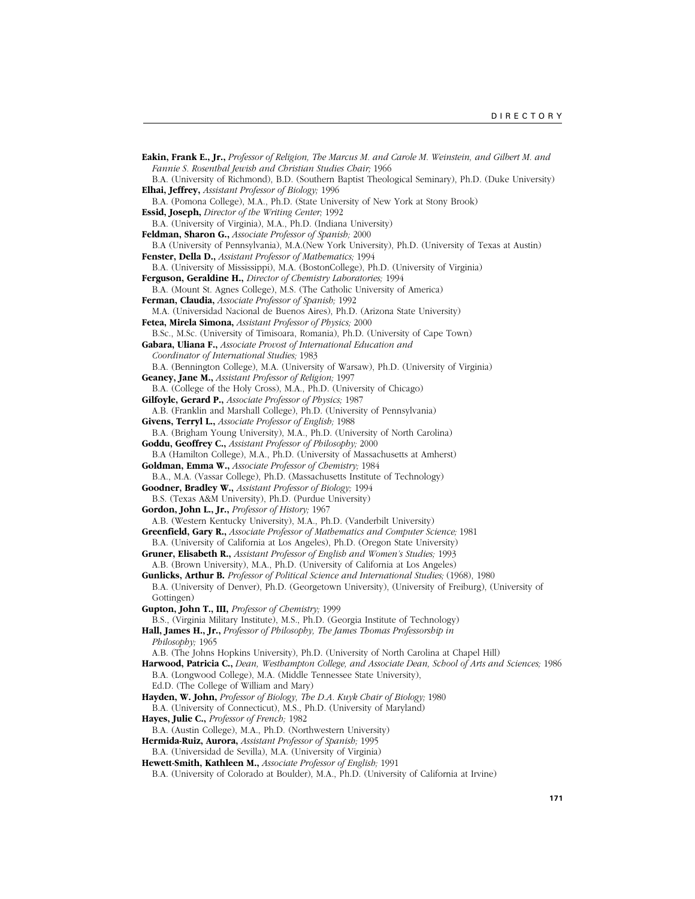**Eakin, Frank E., Jr.,** *Professor of Religion, The Marcus M. and Carole M. Weinstein, and Gilbert M. and Fannie S. Rosenthal Jewish and Christian Studies Chair;* 1966
B.A. (University of Richmond), B.D. (Southern Baptist Theological Seminary), Ph.D. (Duke University)

**Elhai, Jeffrey,** *Assistant Professor of Biology;* 1996
B.A. (Pomona College), M.A., Ph.D. (State University of New York at Stony Brook)

**Essid, Joseph,** *Director of the Writing Center;* 1992
B.A. (University of Virginia), M.A., Ph.D. (Indiana University)

**Feldman, Sharon G.,** *Associate Professor of Spanish;* 2000
B.A (University of Pennsylvania), M.A.(New York University), Ph.D. (University of Texas at Austin)

**Fenster, Della D.,** *Assistant Professor of Mathematics;* 1994
B.A. (University of Mississippi), M.A. (BostonCollege), Ph.D. (University of Virginia)

**Ferguson, Geraldine H.,** *Director of Chemistry Laboratories;* 1994
B.A. (Mount St. Agnes College), M.S. (The Catholic University of America)

**Ferman, Claudia,** *Associate Professor of Spanish;* 1992
M.A. (Universidad Nacional de Buenos Aires), Ph.D. (Arizona State University)

**Fetea, Mirela Simona,** *Assistant Professor of Physics;* 2000
B.Sc., M.Sc. (University of Timisoara, Romania), Ph.D. (University of Cape Town)

**Gabara, Uliana F.,** *Associate Provost of International Education and Coordinator of International Studies;* 1983
B.A. (Bennington College), M.A. (University of Warsaw), Ph.D. (University of Virginia)

**Geaney, Jane M.,** *Assistant Professor of Religion;* 1997
B.A. (College of the Holy Cross), M.A., Ph.D. (University of Chicago)

**Gilfoyle, Gerard P.,** *Associate Professor of Physics;* 1987
A.B. (Franklin and Marshall College), Ph.D. (University of Pennsylvania)

**Givens, Terryl L.,** *Associate Professor of English;* 1988
B.A. (Brigham Young University), M.A., Ph.D. (University of North Carolina)

**Goddu, Geoffrey C.,** *Assistant Professor of Philosophy;* 2000
B.A (Hamilton College), M.A., Ph.D. (University of Massachusetts at Amherst)

**Goldman, Emma W.,** *Associate Professor of Chemistry;* 1984
B.A., M.A. (Vassar College), Ph.D. (Massachusetts Institute of Technology)

**Goodner, Bradley W.,** *Assistant Professor of Biology;* 1994
B.S. (Texas A&M University), Ph.D. (Purdue University)

**Gordon, John L., Jr.,** *Professor of History;* 1967
A.B. (Western Kentucky University), M.A., Ph.D. (Vanderbilt University)

**Greenfield, Gary R.,** *Associate Professor of Mathematics and Computer Science;* 1981
B.A. (University of California at Los Angeles), Ph.D. (Oregon State University)

**Gruner, Elisabeth R.,** *Assistant Professor of English and Women's Studies;* 1993
A.B. (Brown University), M.A., Ph.D. (University of California at Los Angeles)

**Gunlicks, Arthur B.** *Professor of Political Science and International Studies;* (1968), 1980
B.A. (University of Denver), Ph.D. (Georgetown University), (University of Freiburg), (University of Gottingen)

**Gupton, John T., III,** *Professor of Chemistry;* 1999
B.S., (Virginia Military Institute), M.S., Ph.D. (Georgia Institute of Technology)

**Hall, James H., Jr.,** *Professor of Philosophy, The James Thomas Professorship in Philosophy;* 1965
A.B. (The Johns Hopkins University), Ph.D. (University of North Carolina at Chapel Hill)

**Harwood, Patricia C.,** *Dean, Westhampton College, and Associate Dean, School of Arts and Sciences;* 1986
B.A. (Longwood College), M.A. (Middle Tennessee State University), Ed.D. (The College of William and Mary)

**Hayden, W. John,** *Professor of Biology, The D.A. Kuyk Chair of Biology;* 1980
B.A. (University of Connecticut), M.S., Ph.D. (University of Maryland)

**Hayes, Julie C.,** *Professor of French;* 1982
B.A. (Austin College), M.A., Ph.D. (Northwestern University)

**Hermida-Ruiz, Aurora,** *Assistant Professor of Spanish;* 1995
B.A. (Universidad de Sevilla), M.A. (University of Virginia)

**Hewett-Smith, Kathleen M.,** *Associate Professor of English;* 1991
B.A. (University of Colorado at Boulder), M.A., Ph.D. (University of California at Irvine)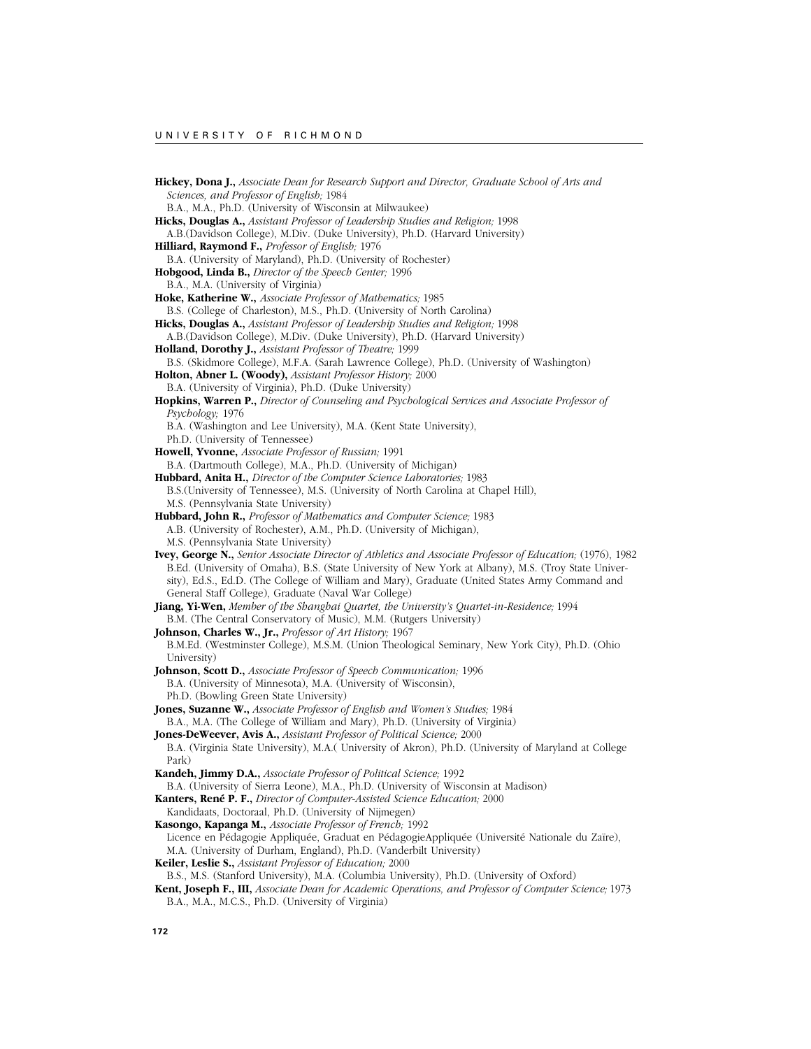**Hickey, Dona J.,** *Associate Dean for Research Support and Director, Graduate School of Arts and Sciences, and Professor of English;* 1984
B.A., M.A., Ph.D. (University of Wisconsin at Milwaukee)

**Hicks, Douglas A.,** *Assistant Professor of Leadership Studies and Religion;* 1998
A.B.(Davidson College), M.Div. (Duke University), Ph.D. (Harvard University)

**Hilliard, Raymond F.,** *Professor of English;* 1976
B.A. (University of Maryland), Ph.D. (University of Rochester)

**Hobgood, Linda B.,** *Director of the Speech Center;* 1996
B.A., M.A. (University of Virginia)

**Hoke, Katherine W.,** *Associate Professor of Mathematics;* 1985
B.S. (College of Charleston), M.S., Ph.D. (University of North Carolina)

**Hicks, Douglas A.,** *Assistant Professor of Leadership Studies and Religion;* 1998
A.B.(Davidson College), M.Div. (Duke University), Ph.D. (Harvard University)

**Holland, Dorothy J.,** *Assistant Professor of Theatre;* 1999
B.S. (Skidmore College), M.F.A. (Sarah Lawrence College), Ph.D. (University of Washington)

**Holton, Abner L. (Woody),** *Assistant Professor History;* 2000
B.A. (University of Virginia), Ph.D. (Duke University)

**Hopkins, Warren P.,** *Director of Counseling and Psychological Services and Associate Professor of Psychology;* 1976
B.A. (Washington and Lee University), M.A. (Kent State University),
Ph.D. (University of Tennessee)

**Howell, Yvonne,** *Associate Professor of Russian;* 1991
B.A. (Dartmouth College), M.A., Ph.D. (University of Michigan)

**Hubbard, Anita H.,** *Director of the Computer Science Laboratories;* 1983
B.S.(University of Tennessee), M.S. (University of North Carolina at Chapel Hill),
M.S. (Pennsylvania State University)

**Hubbard, John R.,** *Professor of Mathematics and Computer Science;* 1983
A.B. (University of Rochester), A.M., Ph.D. (University of Michigan),
M.S. (Pennsylvania State University)

**Ivey, George N.,** *Senior Associate Director of Athletics and Associate Professor of Education;* (1976), 1982
B.Ed. (University of Omaha), B.S. (State University of New York at Albany), M.S. (Troy State University), Ed.S., Ed.D. (The College of William and Mary), Graduate (United States Army Command and General Staff College), Graduate (Naval War College)

**Jiang, Yi-Wen,** *Member of the Shanghai Quartet, the University's Quartet-in-Residence;* 1994
B.M. (The Central Conservatory of Music), M.M. (Rutgers University)

**Johnson, Charles W., Jr.,** *Professor of Art History;* 1967
B.M.Ed. (Westminster College), M.S.M. (Union Theological Seminary, New York City), Ph.D. (Ohio University)

**Johnson, Scott D.,** *Associate Professor of Speech Communication;* 1996
B.A. (University of Minnesota), M.A. (University of Wisconsin),
Ph.D. (Bowling Green State University)

**Jones, Suzanne W.,** *Associate Professor of English and Women's Studies;* 1984
B.A., M.A. (The College of William and Mary), Ph.D. (University of Virginia)

**Jones-DeWeever, Avis A.,** *Assistant Professor of Political Science;* 2000
B.A. (Virginia State University), M.A.( University of Akron), Ph.D. (University of Maryland at College Park)

**Kandeh, Jimmy D.A.,** *Associate Professor of Political Science;* 1992
B.A. (University of Sierra Leone), M.A., Ph.D. (University of Wisconsin at Madison)

**Kanters, René P. F.,** *Director of Computer-Assisted Science Education;* 2000
Kandidaats, Doctoraal, Ph.D. (University of Nijmegen)

**Kasongo, Kapanga M.,** *Associate Professor of French;* 1992
Licence en Pédagogie Appliquée, Graduat en PédagogieAppliquée (Université Nationale du Zaïre),
M.A. (University of Durham, England), Ph.D. (Vanderbilt University)

**Keiler, Leslie S.,** *Assistant Professor of Education;* 2000
B.S., M.S. (Stanford University), M.A. (Columbia University), Ph.D. (University of Oxford)

**Kent, Joseph F., III,** *Associate Dean for Academic Operations, and Professor of Computer Science;* 1973
B.A., M.A., M.C.S., Ph.D. (University of Virginia)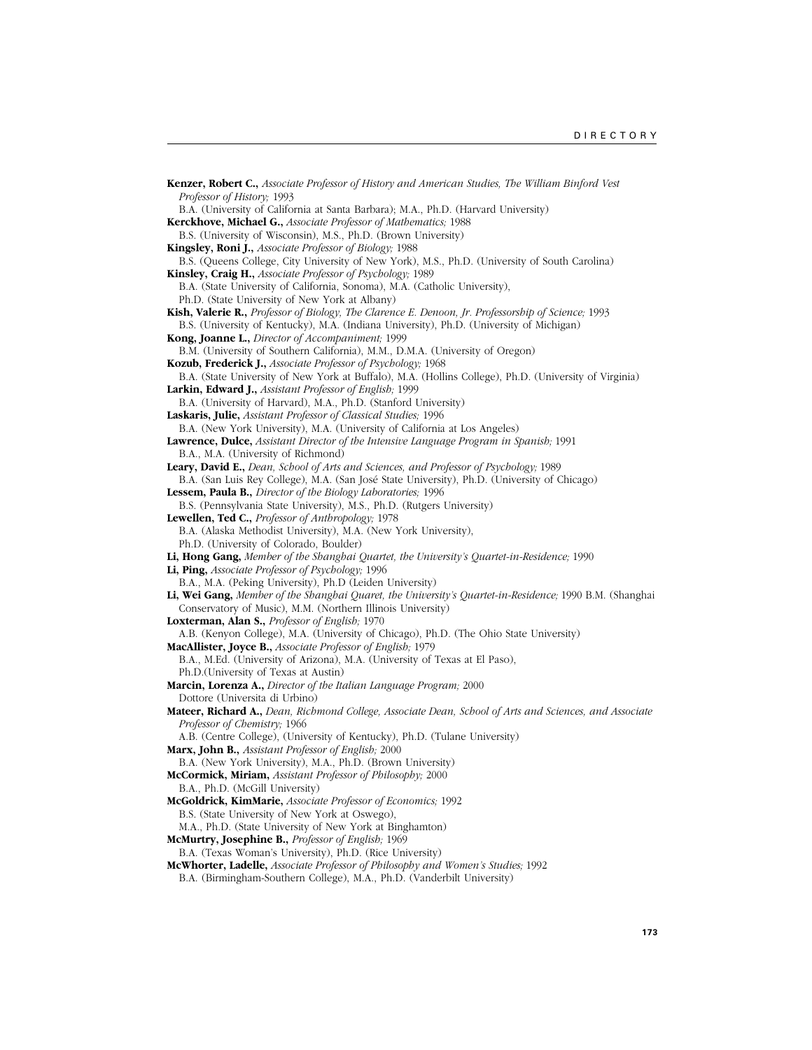**Kenzer, Robert C.,** *Associate Professor of History and American Studies, The William Binford Vest Professor of History;* 1993
B.A. (University of California at Santa Barbara); M.A., Ph.D. (Harvard University)

**Kerckhove, Michael G.,** *Associate Professor of Mathematics;* 1988
B.S. (University of Wisconsin), M.S., Ph.D. (Brown University)

**Kingsley, Roni J.,** *Associate Professor of Biology;* 1988
B.S. (Queens College, City University of New York), M.S., Ph.D. (University of South Carolina)

**Kinsley, Craig H.,** *Associate Professor of Psychology;* 1989
B.A. (State University of California, Sonoma), M.A. (Catholic University),
Ph.D. (State University of New York at Albany)

**Kish, Valerie R.,** *Professor of Biology, The Clarence E. Denoon, Jr. Professorship of Science;* 1993
B.S. (University of Kentucky), M.A. (Indiana University), Ph.D. (University of Michigan)

**Kong, Joanne L.,** *Director of Accompaniment;* 1999
B.M. (University of Southern California), M.M., D.M.A. (University of Oregon)

**Kozub, Frederick J.,** *Associate Professor of Psychology;* 1968
B.A. (State University of New York at Buffalo), M.A. (Hollins College), Ph.D. (University of Virginia)

**Larkin, Edward J.,** *Assistant Professor of English;* 1999
B.A. (University of Harvard), M.A., Ph.D. (Stanford University)

**Laskaris, Julie,** *Assistant Professor of Classical Studies;* 1996
B.A. (New York University), M.A. (University of California at Los Angeles)

**Lawrence, Dulce,** *Assistant Director of the Intensive Language Program in Spanish;* 1991
B.A., M.A. (University of Richmond)

**Leary, David E.,** *Dean, School of Arts and Sciences, and Professor of Psychology;* 1989
B.A. (San Luis Rey College), M.A. (San José State University), Ph.D. (University of Chicago)

**Lessem, Paula B.,** *Director of the Biology Laboratories;* 1996
B.S. (Pennsylvania State University), M.S., Ph.D. (Rutgers University)

**Lewellen, Ted C.,** *Professor of Anthropology;* 1978
B.A. (Alaska Methodist University), M.A. (New York University),
Ph.D. (University of Colorado, Boulder)

**Li, Hong Gang,** *Member of the Shanghai Quartet, the University's Quartet-in-Residence;* 1990

**Li, Ping,** *Associate Professor of Psychology;* 1996
B.A., M.A. (Peking University), Ph.D (Leiden University)

**Li, Wei Gang,** *Member of the Shanghai Quaret, the University's Quartet-in-Residence;* 1990 B.M. (Shanghai Conservatory of Music), M.M. (Northern Illinois University)

**Loxterman, Alan S.,** *Professor of English;* 1970
A.B. (Kenyon College), M.A. (University of Chicago), Ph.D. (The Ohio State University)

**MacAllister, Joyce B.,** *Associate Professor of English;* 1979
B.A., M.Ed. (University of Arizona), M.A. (University of Texas at El Paso),
Ph.D.(University of Texas at Austin)

**Marcin, Lorenza A.,** *Director of the Italian Language Program;* 2000
Dottore (Universita di Urbino)

**Mateer, Richard A.,** *Dean, Richmond College, Associate Dean, School of Arts and Sciences, and Associate Professor of Chemistry;* 1966
A.B. (Centre College), (University of Kentucky), Ph.D. (Tulane University)

**Marx, John B.,** *Assistant Professor of English;* 2000
B.A. (New York University), M.A., Ph.D. (Brown University)

**McCormick, Miriam,** *Assistant Professor of Philosophy;* 2000
B.A., Ph.D. (McGill University)

**McGoldrick, KimMarie,** *Associate Professor of Economics;* 1992
B.S. (State University of New York at Oswego),
M.A., Ph.D. (State University of New York at Binghamton)

**McMurtry, Josephine B.,** *Professor of English;* 1969
B.A. (Texas Woman's University), Ph.D. (Rice University)

**McWhorter, Ladelle,** *Associate Professor of Philosophy and Women's Studies;* 1992
B.A. (Birmingham-Southern College), M.A., Ph.D. (Vanderbilt University)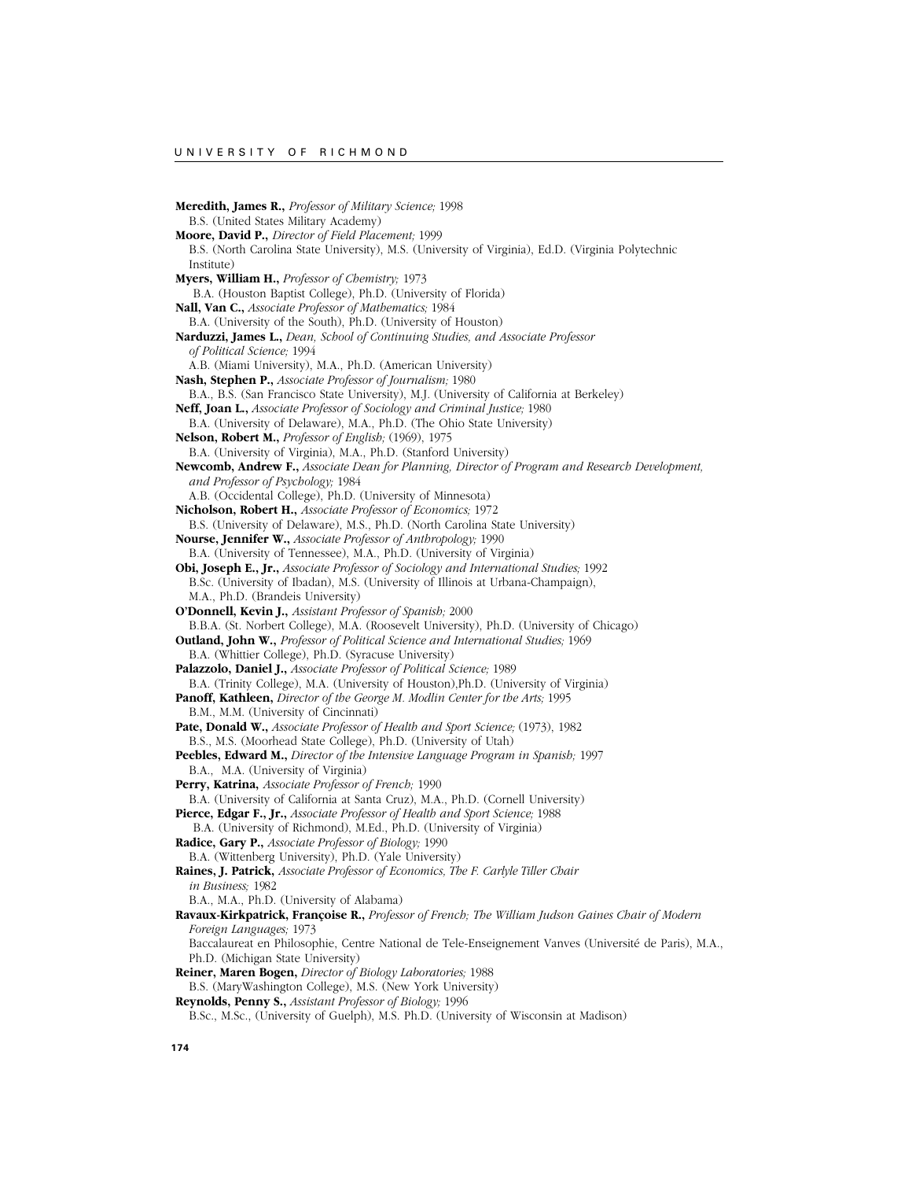**Meredith, James R.,** *Professor of Military Science;* 1998
B.S. (United States Military Academy)

**Moore, David P.,** *Director of Field Placement;* 1999
B.S. (North Carolina State University), M.S. (University of Virginia), Ed.D. (Virginia Polytechnic Institute)

**Myers, William H.,** *Professor of Chemistry;* 1973
B.A. (Houston Baptist College), Ph.D. (University of Florida)

**Nall, Van C.,** *Associate Professor of Mathematics;* 1984
B.A. (University of the South), Ph.D. (University of Houston)

**Narduzzi, James L.,** *Dean, School of Continuing Studies, and Associate Professor of Political Science;* 1994
A.B. (Miami University), M.A., Ph.D. (American University)

**Nash, Stephen P.,** *Associate Professor of Journalism;* 1980
B.A., B.S. (San Francisco State University), M.J. (University of California at Berkeley)

**Neff, Joan L.,** *Associate Professor of Sociology and Criminal Justice;* 1980
B.A. (University of Delaware), M.A., Ph.D. (The Ohio State University)

**Nelson, Robert M.,** *Professor of English;* (1969), 1975
B.A. (University of Virginia), M.A., Ph.D. (Stanford University)

**Newcomb, Andrew F.,** *Associate Dean for Planning, Director of Program and Research Development, and Professor of Psychology;* 1984
A.B. (Occidental College), Ph.D. (University of Minnesota)

**Nicholson, Robert H.,** *Associate Professor of Economics;* 1972
B.S. (University of Delaware), M.S., Ph.D. (North Carolina State University)

**Nourse, Jennifer W.,** *Associate Professor of Anthropology;* 1990
B.A. (University of Tennessee), M.A., Ph.D. (University of Virginia)

**Obi, Joseph E., Jr.,** *Associate Professor of Sociology and International Studies;* 1992
B.Sc. (University of Ibadan), M.S. (University of Illinois at Urbana-Champaign), M.A., Ph.D. (Brandeis University)

**O'Donnell, Kevin J.,** *Assistant Professor of Spanish;* 2000
B.B.A. (St. Norbert College), M.A. (Roosevelt University), Ph.D. (University of Chicago)

**Outland, John W.,** *Professor of Political Science and International Studies;* 1969
B.A. (Whittier College), Ph.D. (Syracuse University)

**Palazzolo, Daniel J.,** *Associate Professor of Political Science;* 1989
B.A. (Trinity College), M.A. (University of Houston),Ph.D. (University of Virginia)

**Panoff, Kathleen,** *Director of the George M. Modlin Center for the Arts;* 1995
B.M., M.M. (University of Cincinnati)

**Pate, Donald W.,** *Associate Professor of Health and Sport Science;* (1973), 1982
B.S., M.S. (Moorhead State College), Ph.D. (University of Utah)

**Peebles, Edward M.,** *Director of the Intensive Language Program in Spanish;* 1997
B.A., M.A. (University of Virginia)

**Perry, Katrina,** *Associate Professor of French;* 1990
B.A. (University of California at Santa Cruz), M.A., Ph.D. (Cornell University)

**Pierce, Edgar F., Jr.,** *Associate Professor of Health and Sport Science;* 1988
B.A. (University of Richmond), M.Ed., Ph.D. (University of Virginia)

**Radice, Gary P.,** *Associate Professor of Biology;* 1990
B.A. (Wittenberg University), Ph.D. (Yale University)

**Raines, J. Patrick,** *Associate Professor of Economics, The F. Carlyle Tiller Chair in Business;* 1982
B.A., M.A., Ph.D. (University of Alabama)

**Ravaux-Kirkpatrick, Françoise R.,** *Professor of French; The William Judson Gaines Chair of Modern Foreign Languages;* 1973
Baccalaureat en Philosophie, Centre National de Tele-Enseignement Vanves (Université de Paris), M.A., Ph.D. (Michigan State University)

**Reiner, Maren Bogen,** *Director of Biology Laboratories;* 1988
B.S. (MaryWashington College), M.S. (New York University)

**Reynolds, Penny S.,** *Assistant Professor of Biology;* 1996
B.Sc., M.Sc., (University of Guelph), M.S. Ph.D. (University of Wisconsin at Madison)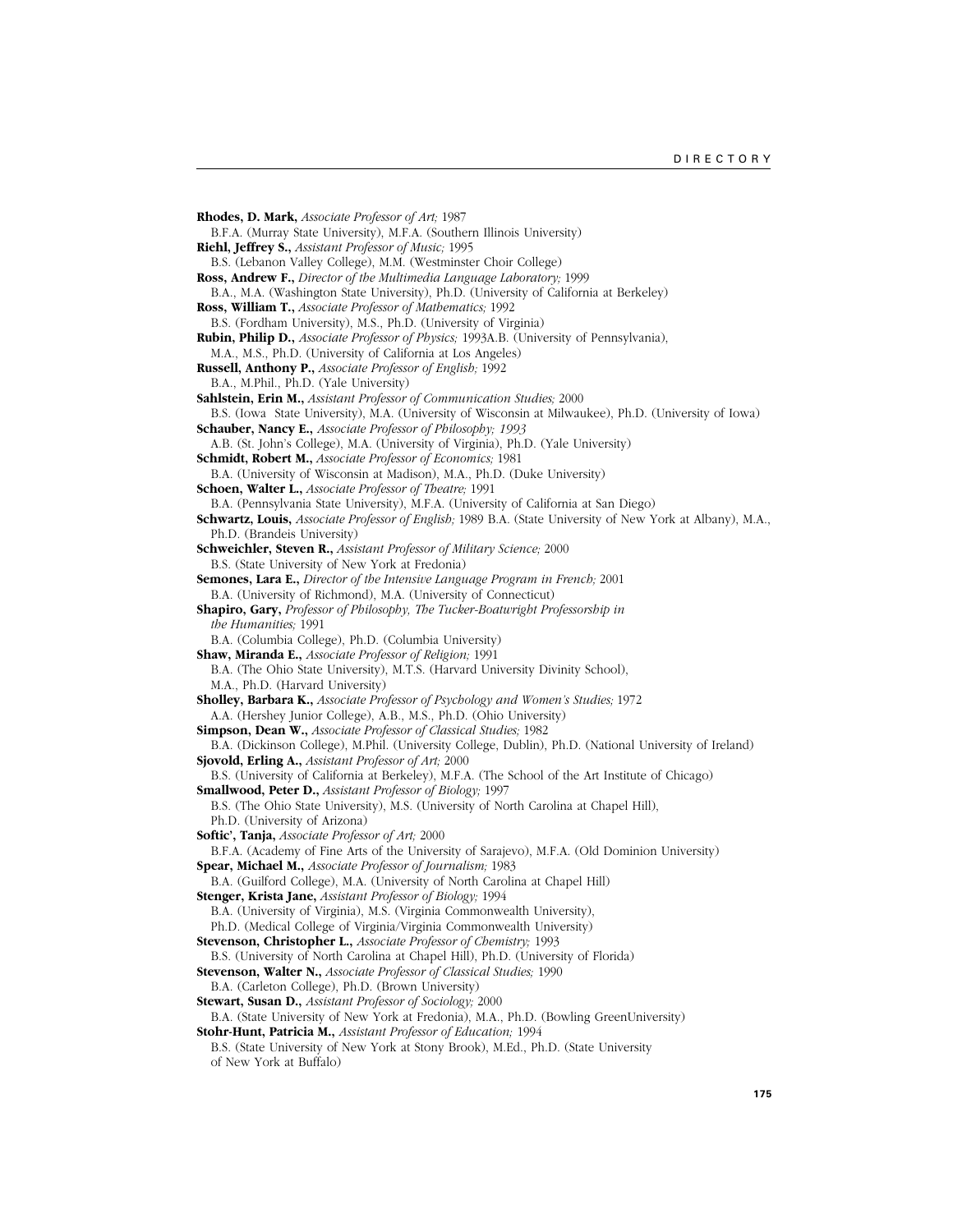**Rhodes, D. Mark,** *Associate Professor of Art;* 1987
B.F.A. (Murray State University), M.F.A. (Southern Illinois University)

**Riehl, Jeffrey S.,** *Assistant Professor of Music;* 1995
B.S. (Lebanon Valley College), M.M. (Westminster Choir College)

**Ross, Andrew F.,** *Director of the Multimedia Language Laboratory;* 1999
B.A., M.A. (Washington State University), Ph.D. (University of California at Berkeley)

**Ross, William T.,** *Associate Professor of Mathematics;* 1992
B.S. (Fordham University), M.S., Ph.D. (University of Virginia)

**Rubin, Philip D.,** *Associate Professor of Physics;* 1993A.B. (University of Pennsylvania), M.A., M.S., Ph.D. (University of California at Los Angeles)

**Russell, Anthony P.,** *Associate Professor of English;* 1992
B.A., M.Phil., Ph.D. (Yale University)

**Sahlstein, Erin M.,** *Assistant Professor of Communication Studies;* 2000
B.S. (Iowa State University), M.A. (University of Wisconsin at Milwaukee), Ph.D. (University of Iowa)

**Schauber, Nancy E.,** *Associate Professor of Philosophy; 1993*
A.B. (St. John's College), M.A. (University of Virginia), Ph.D. (Yale University)

**Schmidt, Robert M.,** *Associate Professor of Economics;* 1981
B.A. (University of Wisconsin at Madison), M.A., Ph.D. (Duke University)

**Schoen, Walter L.,** *Associate Professor of Theatre;* 1991
B.A. (Pennsylvania State University), M.F.A. (University of California at San Diego)

**Schwartz, Louis,** *Associate Professor of English;* 1989 B.A. (State University of New York at Albany), M.A., Ph.D. (Brandeis University)

**Schweichler, Steven R.,** *Assistant Professor of Military Science;* 2000
B.S. (State University of New York at Fredonia)

**Semones, Lara E.,** *Director of the Intensive Language Program in French;* 2001
B.A. (University of Richmond), M.A. (University of Connecticut)

**Shapiro, Gary,** *Professor of Philosophy, The Tucker-Boatwright Professorship in the Humanities;* 1991
B.A. (Columbia College), Ph.D. (Columbia University)

**Shaw, Miranda E.,** *Associate Professor of Religion;* 1991
B.A. (The Ohio State University), M.T.S. (Harvard University Divinity School), M.A., Ph.D. (Harvard University)

**Sholley, Barbara K.,** *Associate Professor of Psychology and Women's Studies;* 1972
A.A. (Hershey Junior College), A.B., M.S., Ph.D. (Ohio University)

**Simpson, Dean W.,** *Associate Professor of Classical Studies;* 1982
B.A. (Dickinson College), M.Phil. (University College, Dublin), Ph.D. (National University of Ireland)

**Sjovold, Erling A.,** *Assistant Professor of Art;* 2000
B.S. (University of California at Berkeley), M.F.A. (The School of the Art Institute of Chicago)

**Smallwood, Peter D.,** *Assistant Professor of Biology;* 1997
B.S. (The Ohio State University), M.S. (University of North Carolina at Chapel Hill), Ph.D. (University of Arizona)

**Softic', Tanja,** *Associate Professor of Art;* 2000
B.F.A. (Academy of Fine Arts of the University of Sarajevo), M.F.A. (Old Dominion University)

**Spear, Michael M.,** *Associate Professor of Journalism;* 1983
B.A. (Guilford College), M.A. (University of North Carolina at Chapel Hill)

**Stenger, Krista Jane,** *Assistant Professor of Biology;* 1994
B.A. (University of Virginia), M.S. (Virginia Commonwealth University), Ph.D. (Medical College of Virginia/Virginia Commonwealth University)

**Stevenson, Christopher L.,** *Associate Professor of Chemistry;* 1993
B.S. (University of North Carolina at Chapel Hill), Ph.D. (University of Florida)

**Stevenson, Walter N.,** *Associate Professor of Classical Studies;* 1990
B.A. (Carleton College), Ph.D. (Brown University)

**Stewart, Susan D.,** *Assistant Professor of Sociology;* 2000
B.A. (State University of New York at Fredonia), M.A., Ph.D. (Bowling GreenUniversity)

**Stohr-Hunt, Patricia M.,** *Assistant Professor of Education;* 1994
B.S. (State University of New York at Stony Brook), M.Ed., Ph.D. (State University of New York at Buffalo)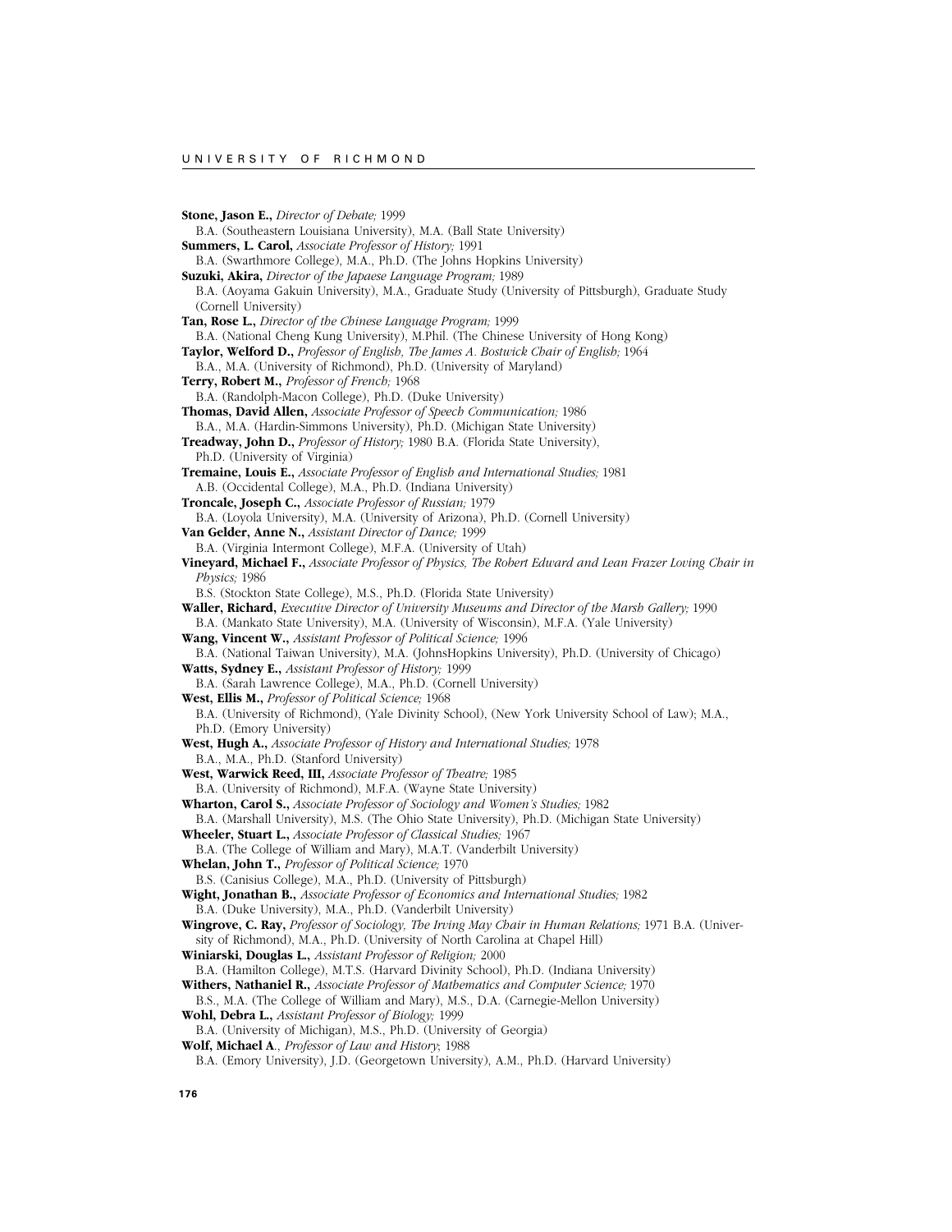**Stone, Jason E.,** *Director of Debate;* 1999
B.A. (Southeastern Louisiana University), M.A. (Ball State University)

**Summers, L. Carol,** *Associate Professor of History;* 1991
B.A. (Swarthmore College), M.A., Ph.D. (The Johns Hopkins University)

**Suzuki, Akira,** *Director of the Japaese Language Program;* 1989
B.A. (Aoyama Gakuin University), M.A., Graduate Study (University of Pittsburgh), Graduate Study (Cornell University)

**Tan, Rose L.,** *Director of the Chinese Language Program;* 1999
B.A. (National Cheng Kung University), M.Phil. (The Chinese University of Hong Kong)

**Taylor, Welford D.,** *Professor of English, The James A. Bostwick Chair of English;* 1964
B.A., M.A. (University of Richmond), Ph.D. (University of Maryland)

**Terry, Robert M.,** *Professor of French;* 1968
B.A. (Randolph-Macon College), Ph.D. (Duke University)

**Thomas, David Allen,** *Associate Professor of Speech Communication;* 1986
B.A., M.A. (Hardin-Simmons University), Ph.D. (Michigan State University)

**Treadway, John D.,** *Professor of History;* 1980 B.A. (Florida State University), Ph.D. (University of Virginia)

**Tremaine, Louis E.,** *Associate Professor of English and International Studies;* 1981
A.B. (Occidental College), M.A., Ph.D. (Indiana University)

**Troncale, Joseph C.,** *Associate Professor of Russian;* 1979
B.A. (Loyola University), M.A. (University of Arizona), Ph.D. (Cornell University)

**Van Gelder, Anne N.,** *Assistant Director of Dance;* 1999
B.A. (Virginia Intermont College), M.F.A. (University of Utah)

**Vineyard, Michael F.,** *Associate Professor of Physics, The Robert Edward and Lean Frazer Loving Chair in Physics;* 1986
B.S. (Stockton State College), M.S., Ph.D. (Florida State University)

**Waller, Richard,** *Executive Director of University Museums and Director of the Marsh Gallery;* 1990
B.A. (Mankato State University), M.A. (University of Wisconsin), M.F.A. (Yale University)

**Wang, Vincent W.,** *Assistant Professor of Political Science;* 1996
B.A. (National Taiwan University), M.A. (JohnsHopkins University), Ph.D. (University of Chicago)

**Watts, Sydney E.,** *Assistant Professor of History;* 1999
B.A. (Sarah Lawrence College), M.A., Ph.D. (Cornell University)

**West, Ellis M.,** *Professor of Political Science;* 1968
B.A. (University of Richmond), (Yale Divinity School), (New York University School of Law); M.A., Ph.D. (Emory University)

**West, Hugh A.,** *Associate Professor of History and International Studies;* 1978
B.A., M.A., Ph.D. (Stanford University)

**West, Warwick Reed, III,** *Associate Professor of Theatre;* 1985
B.A. (University of Richmond), M.F.A. (Wayne State University)

**Wharton, Carol S.,** *Associate Professor of Sociology and Women's Studies;* 1982
B.A. (Marshall University), M.S. (The Ohio State University), Ph.D. (Michigan State University)

**Wheeler, Stuart L.,** *Associate Professor of Classical Studies;* 1967
B.A. (The College of William and Mary), M.A.T. (Vanderbilt University)

**Whelan, John T.,** *Professor of Political Science;* 1970
B.S. (Canisius College), M.A., Ph.D. (University of Pittsburgh)

**Wight, Jonathan B.,** *Associate Professor of Economics and International Studies;* 1982
B.A. (Duke University), M.A., Ph.D. (Vanderbilt University)

**Wingrove, C. Ray,** *Professor of Sociology, The Irving May Chair in Human Relations;* 1971 B.A. (University of Richmond), M.A., Ph.D. (University of North Carolina at Chapel Hill)

**Winiarski, Douglas L.,** *Assistant Professor of Religion;* 2000
B.A. (Hamilton College), M.T.S. (Harvard Divinity School), Ph.D. (Indiana University)

**Withers, Nathaniel R.,** *Associate Professor of Mathematics and Computer Science;* 1970
B.S., M.A. (The College of William and Mary), M.S., D.A. (Carnegie-Mellon University)

**Wohl, Debra L.,** *Assistant Professor of Biology;* 1999
B.A. (University of Michigan), M.S., Ph.D. (University of Georgia)

**Wolf, Michael A**., *Professor of Law and History*; 1988
B.A. (Emory University), J.D. (Georgetown University), A.M., Ph.D. (Harvard University)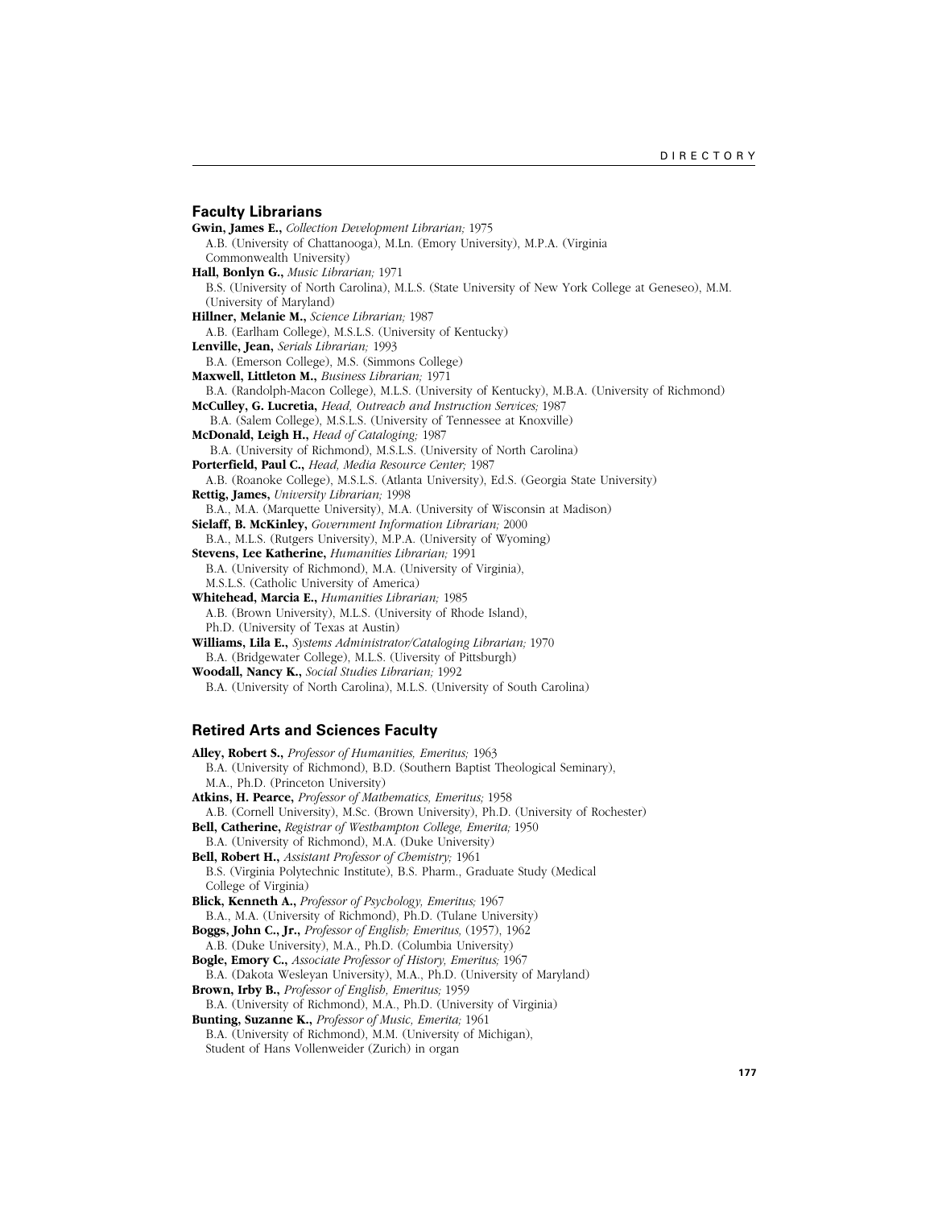## Faculty Librarians

**Gwin, James E.,** *Collection Development Librarian;* 1975
A.B. (University of Chattanooga), M.Ln. (Emory University), M.P.A. (Virginia Commonwealth University)

**Hall, Bonlyn G.,** *Music Librarian;* 1971
B.S. (University of North Carolina), M.L.S. (State University of New York College at Geneseo), M.M. (University of Maryland)

**Hillner, Melanie M.,** *Science Librarian;* 1987
A.B. (Earlham College), M.S.L.S. (University of Kentucky)

**Lenville, Jean,** *Serials Librarian;* 1993
B.A. (Emerson College), M.S. (Simmons College)

**Maxwell, Littleton M.,** *Business Librarian;* 1971
B.A. (Randolph-Macon College), M.L.S. (University of Kentucky), M.B.A. (University of Richmond)

**McCulley, G. Lucretia,** *Head, Outreach and Instruction Services;* 1987
B.A. (Salem College), M.S.L.S. (University of Tennessee at Knoxville)

**McDonald, Leigh H.,** *Head of Cataloging;* 1987
B.A. (University of Richmond), M.S.L.S. (University of North Carolina)

**Porterfield, Paul C.,** *Head, Media Resource Center;* 1987
A.B. (Roanoke College), M.S.L.S. (Atlanta University), Ed.S. (Georgia State University)

**Rettig, James,** *University Librarian;* 1998
B.A., M.A. (Marquette University), M.A. (University of Wisconsin at Madison)

**Sielaff, B. McKinley,** *Government Information Librarian;* 2000
B.A., M.L.S. (Rutgers University), M.P.A. (University of Wyoming)

**Stevens, Lee Katherine,** *Humanities Librarian;* 1991
B.A. (University of Richmond), M.A. (University of Virginia), M.S.L.S. (Catholic University of America)

**Whitehead, Marcia E.,** *Humanities Librarian;* 1985
A.B. (Brown University), M.L.S. (University of Rhode Island), Ph.D. (University of Texas at Austin)

**Williams, Lila E.,** *Systems Administrator/Cataloging Librarian;* 1970
B.A. (Bridgewater College), M.L.S. (Uiversity of Pittsburgh)

**Woodall, Nancy K.,** *Social Studies Librarian;* 1992
B.A. (University of North Carolina), M.L.S. (University of South Carolina)

## Retired Arts and Sciences Faculty

**Alley, Robert S.,** *Professor of Humanities, Emeritus;* 1963
B.A. (University of Richmond), B.D. (Southern Baptist Theological Seminary), M.A., Ph.D. (Princeton University)

**Atkins, H. Pearce,** *Professor of Mathematics, Emeritus;* 1958
A.B. (Cornell University), M.Sc. (Brown University), Ph.D. (University of Rochester)

**Bell, Catherine,** *Registrar of Westhampton College, Emerita;* 1950
B.A. (University of Richmond), M.A. (Duke University)

**Bell, Robert H.,** *Assistant Professor of Chemistry;* 1961
B.S. (Virginia Polytechnic Institute), B.S. Pharm., Graduate Study (Medical College of Virginia)

**Blick, Kenneth A.,** *Professor of Psychology, Emeritus;* 1967
B.A., M.A. (University of Richmond), Ph.D. (Tulane University)

**Boggs, John C., Jr.,** *Professor of English, Emeritus,* (1957), 1962
A.B. (Duke University), M.A., Ph.D. (Columbia University)

**Bogle, Emory C.,** *Associate Professor of History, Emeritus;* 1967
B.A. (Dakota Wesleyan University), M.A., Ph.D. (University of Maryland)

**Brown, Irby B.,** *Professor of English, Emeritus;* 1959
B.A. (University of Richmond), M.A., Ph.D. (University of Virginia)

**Bunting, Suzanne K.,** *Professor of Music, Emerita;* 1961
B.A. (University of Richmond), M.M. (University of Michigan), Student of Hans Vollenweider (Zurich) in organ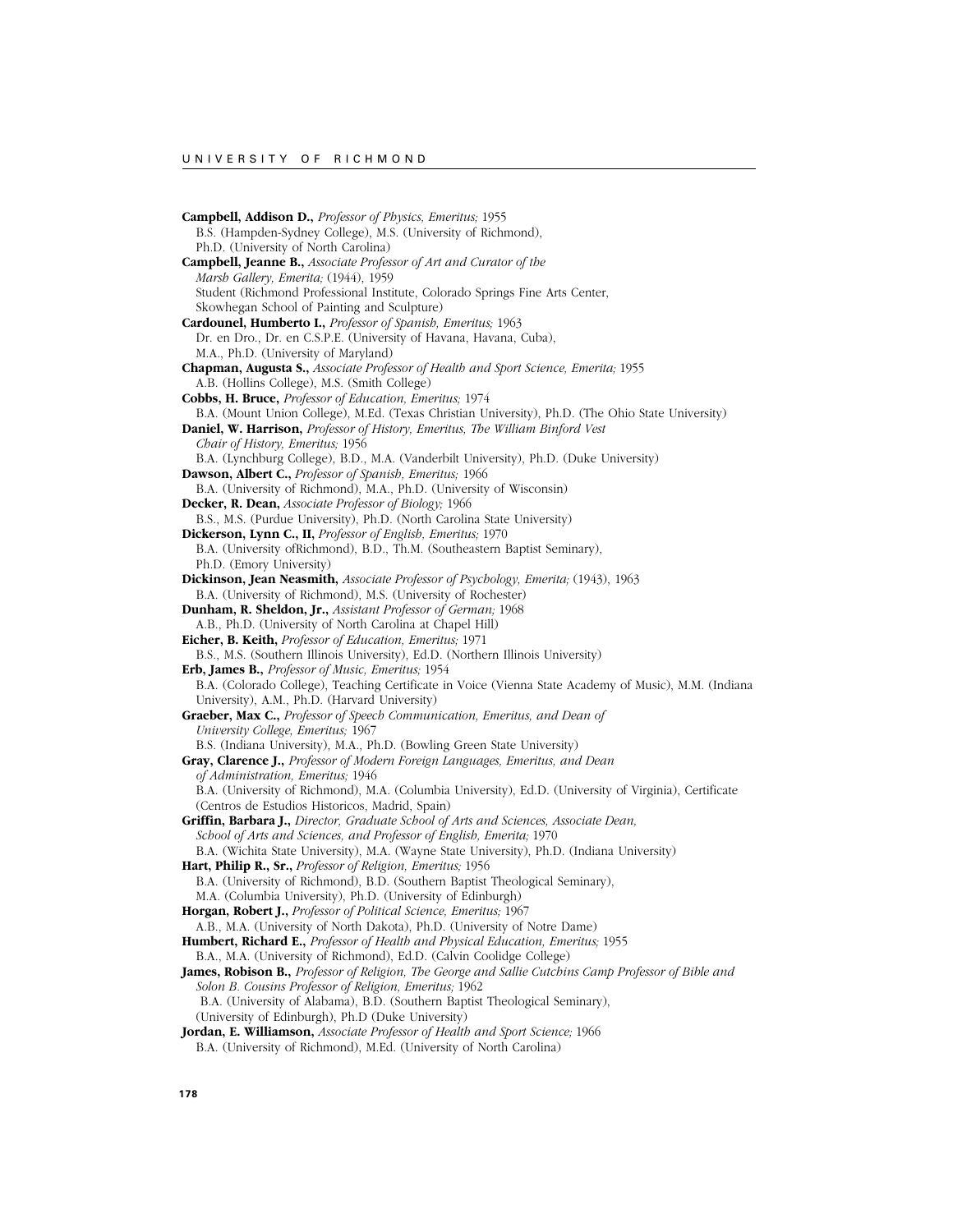**Campbell, Addison D.,** *Professor of Physics, Emeritus;* 1955
B.S. (Hampden-Sydney College), M.S. (University of Richmond),
Ph.D. (University of North Carolina)

**Campbell, Jeanne B.,** *Associate Professor of Art and Curator of the Marsh Gallery, Emerita;* (1944), 1959
Student (Richmond Professional Institute, Colorado Springs Fine Arts Center, Skowhegan School of Painting and Sculpture)

**Cardounel, Humberto I.,** *Professor of Spanish, Emeritus;* 1963
Dr. en Dro., Dr. en C.S.P.E. (University of Havana, Havana, Cuba),
M.A., Ph.D. (University of Maryland)

**Chapman, Augusta S.,** *Associate Professor of Health and Sport Science, Emerita;* 1955
A.B. (Hollins College), M.S. (Smith College)

**Cobbs, H. Bruce,** *Professor of Education, Emeritus;* 1974
B.A. (Mount Union College), M.Ed. (Texas Christian University), Ph.D. (The Ohio State University)

**Daniel, W. Harrison,** *Professor of History, Emeritus, The William Binford Vest Chair of History, Emeritus;* 1956
B.A. (Lynchburg College), B.D., M.A. (Vanderbilt University), Ph.D. (Duke University)

**Dawson, Albert C.,** *Professor of Spanish, Emeritus;* 1966
B.A. (University of Richmond), M.A., Ph.D. (University of Wisconsin)

**Decker, R. Dean,** *Associate Professor of Biology;* 1966
B.S., M.S. (Purdue University), Ph.D. (North Carolina State University)

**Dickerson, Lynn C., II,** *Professor of English, Emeritus;* 1970
B.A. (University ofRichmond), B.D., Th.M. (Southeastern Baptist Seminary),
Ph.D. (Emory University)

**Dickinson, Jean Neasmith,** *Associate Professor of Psychology, Emerita;* (1943), 1963
B.A. (University of Richmond), M.S. (University of Rochester)

**Dunham, R. Sheldon, Jr.,** *Assistant Professor of German;* 1968
A.B., Ph.D. (University of North Carolina at Chapel Hill)

**Eicher, B. Keith,** *Professor of Education, Emeritus;* 1971
B.S., M.S. (Southern Illinois University), Ed.D. (Northern Illinois University)

**Erb, James B.,** *Professor of Music, Emeritus;* 1954
B.A. (Colorado College), Teaching Certificate in Voice (Vienna State Academy of Music), M.M. (Indiana University), A.M., Ph.D. (Harvard University)

**Graeber, Max C.,** *Professor of Speech Communication, Emeritus, and Dean of University College, Emeritus;* 1967
B.S. (Indiana University), M.A., Ph.D. (Bowling Green State University)

**Gray, Clarence J.,** *Professor of Modern Foreign Languages, Emeritus, and Dean of Administration, Emeritus;* 1946
B.A. (University of Richmond), M.A. (Columbia University), Ed.D. (University of Virginia), Certificate (Centros de Estudios Historicos, Madrid, Spain)

**Griffin, Barbara J.,** *Director, Graduate School of Arts and Sciences, Associate Dean, School of Arts and Sciences, and Professor of English, Emerita;* 1970
B.A. (Wichita State University), M.A. (Wayne State University), Ph.D. (Indiana University)

**Hart, Philip R., Sr.,** *Professor of Religion, Emeritus;* 1956
B.A. (University of Richmond), B.D. (Southern Baptist Theological Seminary),
M.A. (Columbia University), Ph.D. (University of Edinburgh)

**Horgan, Robert J.,** *Professor of Political Science, Emeritus;* 1967
A.B., M.A. (University of North Dakota), Ph.D. (University of Notre Dame)

**Humbert, Richard E.,** *Professor of Health and Physical Education, Emeritus;* 1955
B.A., M.A. (University of Richmond), Ed.D. (Calvin Coolidge College)

**James, Robison B.,** *Professor of Religion, The George and Sallie Cutchins Camp Professor of Bible and Solon B. Cousins Professor of Religion, Emeritus;* 1962
B.A. (University of Alabama), B.D. (Southern Baptist Theological Seminary),
(University of Edinburgh), Ph.D (Duke University)

**Jordan, E. Williamson,** *Associate Professor of Health and Sport Science;* 1966
B.A. (University of Richmond), M.Ed. (University of North Carolina)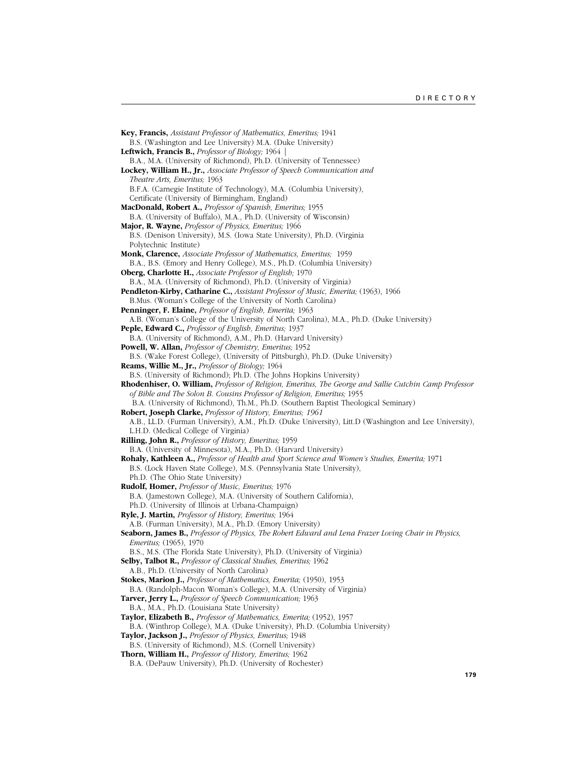**Key, Francis,** *Assistant Professor of Mathematics, Emeritus;* 1941
B.S. (Washington and Lee University) M.A. (Duke University)

**Leftwich, Francis B.,** *Professor of Biology;* 1964 |
B.A., M.A. (University of Richmond), Ph.D. (University of Tennessee)

**Lockey, William H., Jr.,** *Associate Professor of Speech Communication and Theatre Arts, Emeritus;* 1963
B.F.A. (Carnegie Institute of Technology), M.A. (Columbia University), Certificate (University of Birmingham, England)

**MacDonald, Robert A.,** *Professor of Spanish, Emeritus;* 1955
B.A. (University of Buffalo), M.A., Ph.D. (University of Wisconsin)

**Major, R. Wayne,** *Professor of Physics, Emeritus;* 1966
B.S. (Denison University), M.S. (Iowa State University), Ph.D. (Virginia Polytechnic Institute)

**Monk, Clarence,** *Associate Professor of Mathematics, Emeritus;* 1959
B.A., B.S. (Emory and Henry College), M.S., Ph.D. (Columbia University)

**Oberg, Charlotte H.,** *Associate Professor of English;* 1970
B.A., M.A. (University of Richmond), Ph.D. (University of Virginia)

**Pendleton-Kirby, Catharine C.,** *Assistant Professor of Music, Emerita;* (1963), 1966
B.Mus. (Woman's College of the University of North Carolina)

**Penninger, F. Elaine,** *Professor of English, Emerita;* 1963
A.B. (Woman's College of the University of North Carolina), M.A., Ph.D. (Duke University)

**Peple, Edward C.,** *Professor of English, Emeritus;* 1937
B.A. (University of Richmond), A.M., Ph.D. (Harvard University)

**Powell, W. Allan,** *Professor of Chemistry, Emeritus;* 1952
B.S. (Wake Forest College), (University of Pittsburgh), Ph.D. (Duke University)

**Reams, Willie M., Jr.,** *Professor of Biology;* 1964
B.S. (University of Richmond); Ph.D. (The Johns Hopkins University)

**Rhodenhiser, O. William,** *Professor of Religion, Emeritus, The George and Sallie Cutchin Camp Professor of Bible and The Solon B. Cousins Professor of Religion, Emeritus;* 1955
B.A. (University of Richmond), Th.M., Ph.D. (Southern Baptist Theological Seminary)

**Robert, Joseph Clarke,** *Professor of History, Emeritus; 1961*
A.B., LL.D. (Furman University), A.M., Ph.D. (Duke University), Litt.D (Washington and Lee University), L.H.D. (Medical College of Virginia)

**Rilling, John R.,** *Professor of History, Emeritus;* 1959
B.A. (University of Minnesota), M.A., Ph.D. (Harvard University)

**Rohaly, Kathleen A.,** *Professor of Health and Sport Science and Women's Studies, Emerita;* 1971
B.S. (Lock Haven State College), M.S. (Pennsylvania State University), Ph.D. (The Ohio State University)

**Rudolf, Homer,** *Professor of Music, Emeritus;* 1976
B.A. (Jamestown College), M.A. (University of Southern California), Ph.D. (University of Illinois at Urbana-Champaign)

**Ryle, J. Martin,** *Professor of History, Emeritus;* 1964
A.B. (Furman University), M.A., Ph.D. (Emory University)

**Seaborn, James B.,** *Professor of Physics, The Robert Edward and Lena Frazer Loving Chair in Physics, Emeritus;* (1965), 1970
B.S., M.S. (The Florida State University), Ph.D. (University of Virginia)

**Selby, Talbot R.,** *Professor of Classical Studies, Emeritus;* 1962
A.B., Ph.D. (University of North Carolina)

**Stokes, Marion J.,** *Professor of Mathematics, Emerita;* (1950), 1953
B.A. (Randolph-Macon Woman's College), M.A. (University of Virginia)

**Tarver, Jerry L.,** *Professor of Speech Communication;* 1963
B.A., M.A., Ph.D. (Louisiana State University)

**Taylor, Elizabeth B.,** *Professor of Mathematics, Emerita;* (1952), 1957
B.A. (Winthrop College), M.A. (Duke University), Ph.D. (Columbia University)

**Taylor, Jackson J.,** *Professor of Physics, Emeritus;* 1948
B.S. (University of Richmond), M.S. (Cornell University)

**Thorn, William H.,** *Professor of History, Emeritus;* 1962
B.A. (DePauw University), Ph.D. (University of Rochester)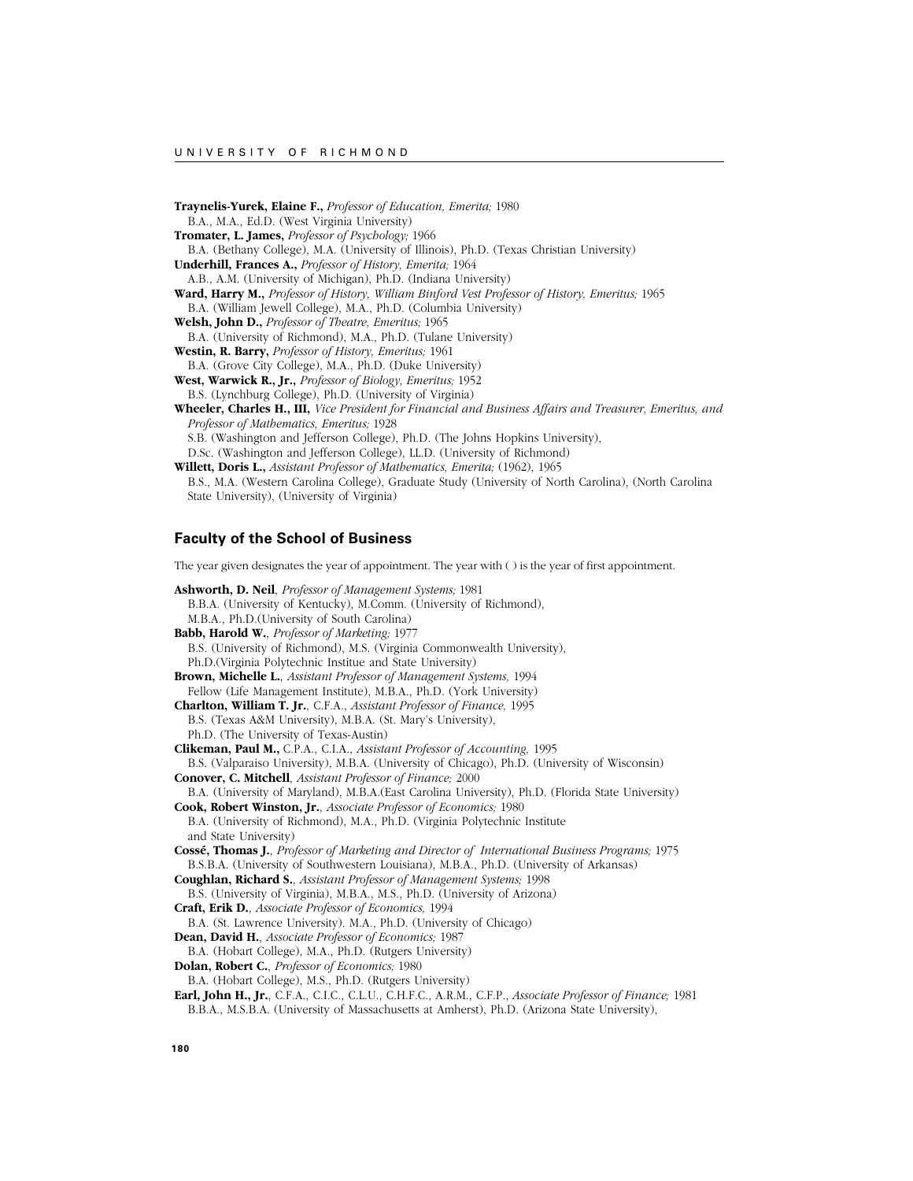**Traynelis-Yurek, Elaine F.,** *Professor of Education, Emerita;* 1980
B.A., M.A., Ed.D. (West Virginia University)
**Tromater, L. James,** *Professor of Psychology;* 1966
B.A. (Bethany College), M.A. (University of Illinois), Ph.D. (Texas Christian University)
**Underhill, Frances A.,** *Professor of History, Emerita;* 1964
A.B., A.M. (University of Michigan), Ph.D. (Indiana University)
**Ward, Harry M.,** *Professor of History, William Binford Vest Professor of History, Emeritus;* 1965
B.A. (William Jewell College), M.A., Ph.D. (Columbia University)
**Welsh, John D.,** *Professor of Theatre, Emeritus;* 1965
B.A. (University of Richmond), M.A., Ph.D. (Tulane University)
**Westin, R. Barry,** *Professor of History, Emeritus;* 1961
B.A. (Grove City College), M.A., Ph.D. (Duke University)
**West, Warwick R., Jr.,** *Professor of Biology, Emeritus;* 1952
B.S. (Lynchburg College), Ph.D. (University of Virginia)
**Wheeler, Charles H., III,** *Vice President for Financial and Business Affairs and Treasurer, Emeritus, and Professor of Mathematics, Emeritus;* 1928
S.B. (Washington and Jefferson College), Ph.D. (The Johns Hopkins University),
D.Sc. (Washington and Jefferson College), LL.D. (University of Richmond)
**Willett, Doris L.,** *Assistant Professor of Mathematics, Emerita;* (1962), 1965
B.S., M.A. (Western Carolina College), Graduate Study (University of North Carolina), (North Carolina State University), (University of Virginia)

## Faculty of the School of Business

The year given designates the year of appointment. The year with ( ) is the year of first appointment.

**Ashworth, D. Neil**, *Professor of Management Systems;* 1981
B.B.A. (University of Kentucky), M.Comm. (University of Richmond),
M.B.A., Ph.D.(University of South Carolina)
**Babb, Harold W.**, *Professor of Marketing;* 1977
B.S. (University of Richmond), M.S. (Virginia Commonwealth University),
Ph.D.(Virginia Polytechnic Institue and State University)
**Brown, Michelle L.**, *Assistant Professor of Management Systems,* 1994
Fellow (Life Management Institute), M.B.A., Ph.D. (York University)
**Charlton, William T. Jr.**, C.F.A., *Assistant Professor of Finance,* 1995
B.S. (Texas A&M University), M.B.A. (St. Mary's University),
Ph.D. (The University of Texas-Austin)
**Clikeman, Paul M.,** C.P.A., C.I.A., *Assistant Professor of Accounting,* 1995
B.S. (Valparaiso University), M.B.A. (University of Chicago), Ph.D. (University of Wisconsin)
**Conover, C. Mitchell**, *Assistant Professor of Finance;* 2000
B.A. (University of Maryland), M.B.A.(East Carolina University), Ph.D. (Florida State University)
**Cook, Robert Winston, Jr.**, *Associate Professor of Economics;* 1980
B.A. (University of Richmond), M.A., Ph.D. (Virginia Polytechnic Institute
and State University)
**Cossé, Thomas J.**, *Professor of Marketing and Director of International Business Programs;* 1975
B.S.B.A. (University of Southwestern Louisiana), M.B.A., Ph.D. (University of Arkansas)
**Coughlan, Richard S.**, *Assistant Professor of Management Systems;* 1998
B.S. (University of Virginia), M.B.A., M.S., Ph.D. (University of Arizona)
**Craft, Erik D.**, *Associate Professor of Economics,* 1994
B.A. (St. Lawrence University). M.A., Ph.D. (University of Chicago)
**Dean, David H.**, *Associate Professor of Economics;* 1987
B.A. (Hobart College), M.A., Ph.D. (Rutgers University)
**Dolan, Robert C.**, *Professor of Economics;* 1980
B.A. (Hobart College), M.S., Ph.D. (Rutgers University)
**Earl, John H., Jr.**, C.F.A., C.I.C., C.L.U., C.H.F.C., A.R.M., C.F.P., *Associate Professor of Finance;* 1981
B.B.A., M.S.B.A. (University of Massachusetts at Amherst), Ph.D. (Arizona State University),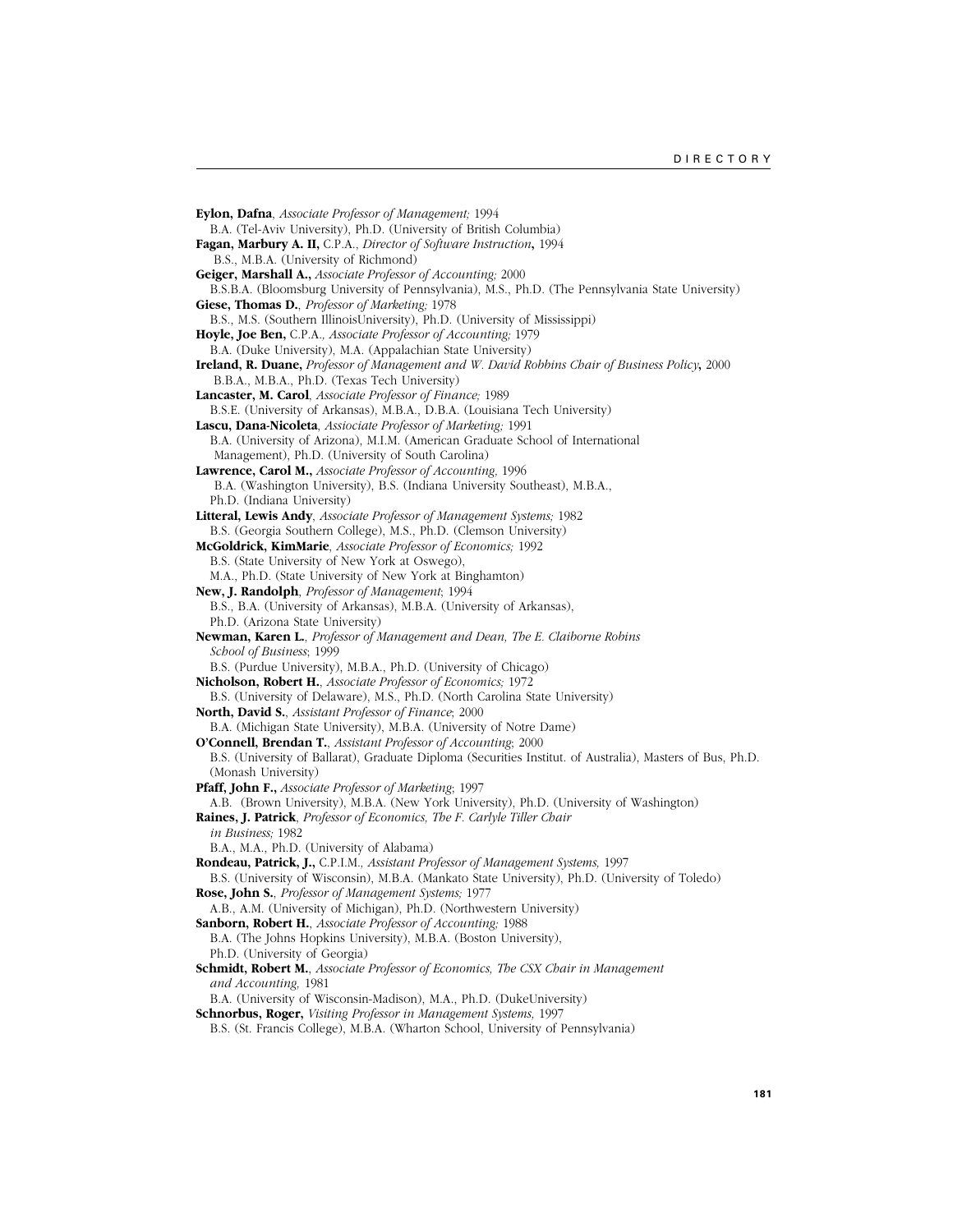**Eylon, Dafna**, *Associate Professor of Management;* 1994
B.A. (Tel-Aviv University), Ph.D. (University of British Columbia)

**Fagan, Marbury A. II,** C.P.A., *Director of Software Instruction***,** 1994
B.S., M.B.A. (University of Richmond)

**Geiger, Marshall A.,** *Associate Professor of Accounting;* 2000
B.S.B.A. (Bloomsburg University of Pennsylvania), M.S., Ph.D. (The Pennsylvania State University)

**Giese, Thomas D.**, *Professor of Marketing;* 1978
B.S., M.S. (Southern IllinoisUniversity), Ph.D. (University of Mississippi)

**Hoyle, Joe Ben,** C.P.A.*, Associate Professor of Accounting;* 1979
B.A. (Duke University), M.A. (Appalachian State University)

**Ireland, R. Duane,** *Professor of Management and W. David Robbins Chair of Business Policy***,** 2000
B.B.A., M.B.A., Ph.D. (Texas Tech University)

**Lancaster, M. Carol**, *Associate Professor of Finance;* 1989
B.S.E. (University of Arkansas), M.B.A., D.B.A. (Louisiana Tech University)

**Lascu, Dana-Nicoleta**, *Assiociate Professor of Marketing;* 1991
B.A. (University of Arizona), M.I.M. (American Graduate School of International Management), Ph.D. (University of South Carolina)

**Lawrence, Carol M.,** *Associate Professor of Accounting,* 1996
B.A. (Washington University), B.S. (Indiana University Southeast), M.B.A., Ph.D. (Indiana University)

**Litteral, Lewis Andy**, *Associate Professor of Management Systems;* 1982
B.S. (Georgia Southern College), M.S., Ph.D. (Clemson University)

**McGoldrick, KimMarie**, *Associate Professor of Economics;* 1992
B.S. (State University of New York at Oswego),
M.A., Ph.D. (State University of New York at Binghamton)

**New, J. Randolph**, *Professor of Management*; 1994
B.S., B.A. (University of Arkansas), M.B.A. (University of Arkansas),
Ph.D. (Arizona State University)

**Newman, Karen L.**, *Professor of Management and Dean, The E. Claiborne Robins School of Business*; 1999
B.S. (Purdue University), M.B.A., Ph.D. (University of Chicago)

**Nicholson, Robert H.**, *Associate Professor of Economics;* 1972
B.S. (University of Delaware), M.S., Ph.D. (North Carolina State University)

**North, David S.**, *Assistant Professor of Finance*; 2000
B.A. (Michigan State University), M.B.A. (University of Notre Dame)

**O'Connell, Brendan T.**, *Assistant Professor of Accounting*; 2000
B.S. (University of Ballarat), Graduate Diploma (Securities Institut. of Australia), Masters of Bus, Ph.D. (Monash University)

**Pfaff, John F.,** *Associate Professor of Marketing*; 1997
A.B. (Brown University), M.B.A. (New York University), Ph.D. (University of Washington)

**Raines, J. Patrick**, *Professor of Economics, The F. Carlyle Tiller Chair in Business;* 1982
B.A., M.A., Ph.D. (University of Alabama)

**Rondeau, Patrick, J.,** C.P.I.M.*, Assistant Professor of Management Systems,* 1997
B.S. (University of Wisconsin), M.B.A. (Mankato State University), Ph.D. (University of Toledo)

**Rose, John S.**, *Professor of Management Systems;* 1977
A.B., A.M. (University of Michigan), Ph.D. (Northwestern University)

**Sanborn, Robert H.**, *Associate Professor of Accounting;* 1988
B.A. (The Johns Hopkins University), M.B.A. (Boston University),
Ph.D. (University of Georgia)

**Schmidt, Robert M.**, *Associate Professor of Economics, The CSX Chair in Management and Accounting,* 1981
B.A. (University of Wisconsin-Madison), M.A., Ph.D. (DukeUniversity)

**Schnorbus, Roger,** *Visiting Professor in Management Systems,* 1997
B.S. (St. Francis College), M.B.A. (Wharton School, University of Pennsylvania)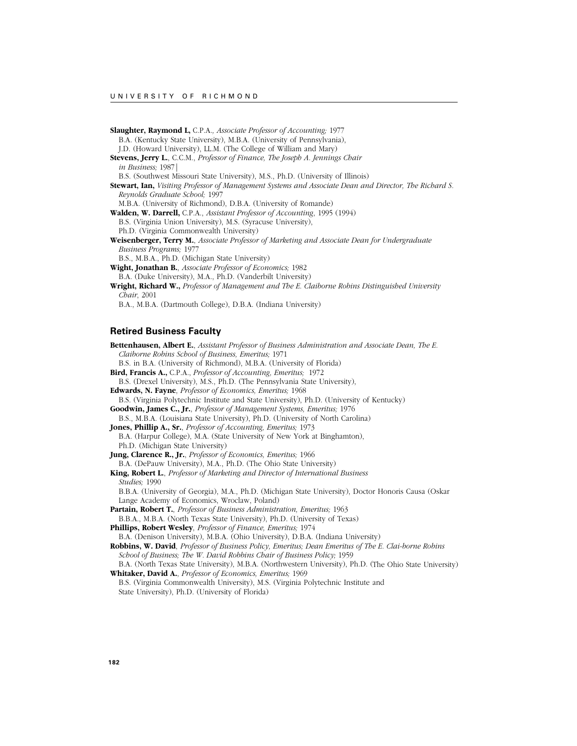**Slaughter, Raymond L,** C.P.A., *Associate Professor of Accounting;* 1977
B.A. (Kentucky State University), M.B.A. (University of Pennsylvania),
J.D. (Howard University), LL.M. (The College of William and Mary)

**Stevens, Jerry L.**, C.C.M., *Professor of Finance, The Joseph A. Jennings Chair in Business;* 1987|
B.S. (Southwest Missouri State University), M.S., Ph.D. (University of Illinois)

**Stewart, Ian,** *Visiting Professor of Management Systems and Associate Dean and Director, The Richard S. Reynolds Graduate School;* 1997
M.B.A. (University of Richmond), D.B.A. (University of Romande)

**Walden, W. Darrell,** C.P.A., *Assistant Professor of Accounting,* 1995 (1994)
B.S. (Virginia Union University), M.S. (Syracuse University),
Ph.D. (Virginia Commonwealth University)

**Weisenberger, Terry M.**, *Associate Professor of Marketing and Associate Dean for Undergraduate Business Programs;* 1977
B.S., M.B.A., Ph.D. (Michigan State University)

**Wight, Jonathan B.**, *Associate Professor of Economics;* 1982
B.A. (Duke University), M.A., Ph.D. (Vanderbilt University)

**Wright, Richard W.,** *Professor of Management and The E. Claiborne Robins Distinguished University Chair,* 2001
B.A., M.B.A. (Dartmouth College), D.B.A. (Indiana University)

## Retired Business Faculty

**Bettenhausen, Albert E.**, *Assistant Professor of Business Administration and Associate Dean, The E. Claiborne Robins School of Business, Emeritus;* 1971
B.S. in B.A. (University of Richmond), M.B.A. (University of Florida)

**Bird, Francis A.,** C.P.A., *Professor of Accounting, Emeritus;* 1972
B.S. (Drexel University), M.S., Ph.D. (The Pennsylvania State University),

**Edwards, N. Fayne**, *Professor of Economics, Emeritus;* 1968
B.S. (Virginia Polytechnic Institute and State University), Ph.D. (University of Kentucky)

**Goodwin, James C., Jr.**, *Professor of Management Systems, Emeritus;* 1976
B.S., M.B.A. (Louisiana State University), Ph.D. (University of North Carolina)

**Jones, Phillip A., Sr.**, *Professor of Accounting, Emeritus;* 1973
B.A. (Harpur College), M.A. (State University of New York at Binghamton),
Ph.D. (Michigan State University)

**Jung, Clarence R., Jr.**, *Professor of Economics, Emeritus;* 1966
B.A. (DePauw University), M.A., Ph.D. (The Ohio State University)

**King, Robert L.**, *Professor of Marketing and Director of International Business Studies;* 1990
B.B.A. (University of Georgia), M.A., Ph.D. (Michigan State University), Doctor Honoris Causa (Oskar Lange Academy of Economics, Wroclaw, Poland)

**Partain, Robert T.**, *Professor of Business Administration, Emeritus;* 1963
B.B.A., M.B.A. (North Texas State University), Ph.D. (University of Texas)

**Phillips, Robert Wesley**, *Professor of Finance, Emeritus;* 1974
B.A. (Denison University), M.B.A. (Ohio University), D.B.A. (Indiana University)

**Robbins, W. David**, *Professor of Business Policy, Emeritus; Dean Emeritus of The E. Clai-borne Robins School of Business; The W. David Robbins Chair of Business Policy;* 1959
B.A. (North Texas State University), M.B.A. (Northwestern University), Ph.D. (The Ohio State University)

**Whitaker, David A.**, *Professor of Economics, Emeritus;* 1969
B.S. (Virginia Commonwealth University), M.S. (Virginia Polytechnic Institute and State University), Ph.D. (University of Florida)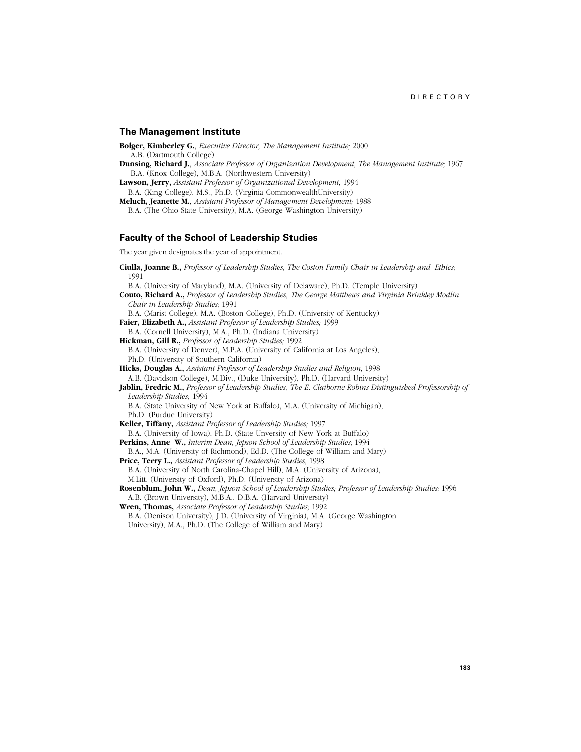## The Management Institute

**Bolger, Kimberley G.**, *Executive Director, The Management Institute;* 2000
A.B. (Dartmouth College)

**Dunsing, Richard J.**, *Associate Professor of Organization Development, The Management Institute;* 1967
B.A. (Knox College), M.B.A. (Northwestern University)

**Lawson, Jerry,** *Assistant Professor of Organizational Development,* 1994
B.A. (King College), M.S., Ph.D. (Virginia CommonwealthUniversity)

**Meluch, Jeanette M.**, *Assistant Professor of Management Development;* 1988
B.A. (The Ohio State University), M.A. (George Washington University)

## Faculty of the School of Leadership Studies

The year given designates the year of appointment.

**Ciulla, Joanne B.,** *Professor of Leadership Studies, The Coston Family Chair in Leadership and Ethics;* 1991
B.A. (University of Maryland), M.A. (University of Delaware), Ph.D. (Temple University)

**Couto, Richard A.,** *Professor of Leadership Studies, The George Matthews and Virginia Brinkley Modlin Chair in Leadership Studies;* 1991
B.A. (Marist College), M.A. (Boston College), Ph.D. (University of Kentucky)

**Faier, Elizabeth A.,** *Assistant Professor of Leadership Studies;* 1999
B.A. (Cornell University), M.A., Ph.D. (Indiana University)

**Hickman, Gill R.,** *Professor of Leadership Studies;* 1992
B.A. (University of Denver), M.P.A. (University of California at Los Angeles), Ph.D. (University of Southern California)

**Hicks, Douglas A.,** *Assistant Professor of Leadership Studies and Religion,* 1998
A.B. (Davidson College), M.Div., (Duke University), Ph.D. (Harvard University)

**Jablin, Fredric M.,** *Professor of Leadership Studies, The E. Claiborne Robins Distinguished Professorship of Leadership Studies;* 1994
B.A. (State University of New York at Buffalo), M.A. (University of Michigan), Ph.D. (Purdue University)

**Keller, Tiffany,** *Assistant Professor of Leadership Studies;* 1997
B.A. (University of Iowa), Ph.D. (State Unversity of New York at Buffalo)

**Perkins, Anne W.,** *Interim Dean, Jepson School of Leadership Studies;* 1994
B.A., M.A. (University of Richmond), Ed.D. (The College of William and Mary)

**Price, Terry L.,** *Assistant Professor of Leadership Studies,* 1998
B.A. (University of North Carolina-Chapel Hill), M.A. (University of Arizona), M.Litt. (University of Oxford), Ph.D. (University of Arizona)

**Rosenblum, John W.,** *Dean, Jepson School of Leadership Studies; Professor of Leadership Studies;* 1996
A.B. (Brown University), M.B.A., D.B.A. (Harvard University)

**Wren, Thomas,** *Associate Professor of Leadership Studies;* 1992
B.A. (Denison University), J.D. (University of Virginia), M.A. (George Washington University), M.A., Ph.D. (The College of William and Mary)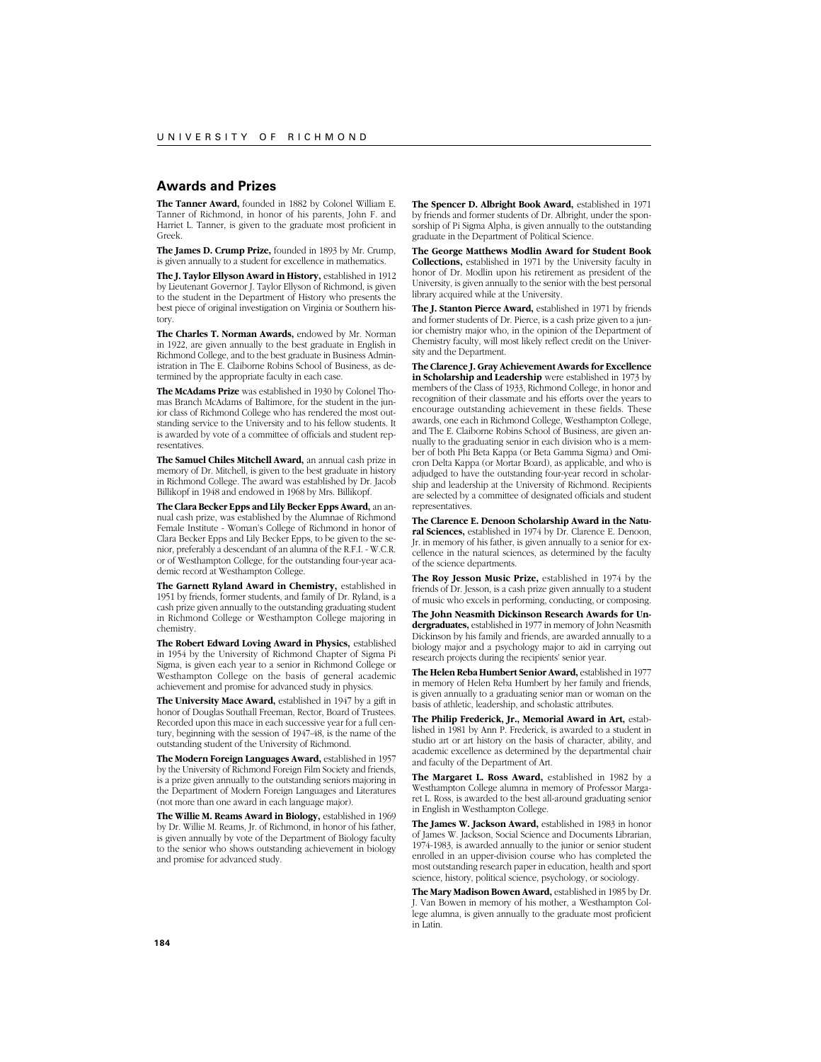## Awards and Prizes

**The Tanner Award,** founded in 1882 by Colonel William E. Tanner of Richmond, in honor of his parents, John F. and Harriet L. Tanner, is given to the graduate most proficient in Greek.

**The James D. Crump Prize,** founded in 1893 by Mr. Crump, is given annually to a student for excellence in mathematics.

**The J. Taylor Ellyson Award in History,** established in 1912 by Lieutenant Governor J. Taylor Ellyson of Richmond, is given to the student in the Department of History who presents the best piece of original investigation on Virginia or Southern history.

**The Charles T. Norman Awards,** endowed by Mr. Norman in 1922, are given annually to the best graduate in English in Richmond College, and to the best graduate in Business Administration in The E. Claiborne Robins School of Business, as determined by the appropriate faculty in each case.

**The McAdams Prize** was established in 1930 by Colonel Thomas Branch McAdams of Baltimore, for the student in the junior class of Richmond College who has rendered the most outstanding service to the University and to his fellow students. It is awarded by vote of a committee of officials and student representatives.

**The Samuel Chiles Mitchell Award,** an annual cash prize in memory of Dr. Mitchell, is given to the best graduate in history in Richmond College. The award was established by Dr. Jacob Billikopf in 1948 and endowed in 1968 by Mrs. Billikopf.

**The Clara Becker Epps and Lily Becker Epps Award,** an annual cash prize, was established by the Alumnae of Richmond Female Institute - Woman's College of Richmond in honor of Clara Becker Epps and Lily Becker Epps, to be given to the senior, preferably a descendant of an alumna of the R.F.I. - W.C.R. or of Westhampton College, for the outstanding four-year academic record at Westhampton College.

**The Garnett Ryland Award in Chemistry,** established in 1951 by friends, former students, and family of Dr. Ryland, is a cash prize given annually to the outstanding graduating student in Richmond College or Westhampton College majoring in chemistry.

**The Robert Edward Loving Award in Physics,** established in 1954 by the University of Richmond Chapter of Sigma Pi Sigma, is given each year to a senior in Richmond College or Westhampton College on the basis of general academic achievement and promise for advanced study in physics.

**The University Mace Award,** established in 1947 by a gift in honor of Douglas Southall Freeman, Rector, Board of Trustees. Recorded upon this mace in each successive year for a full century, beginning with the session of 1947–48, is the name of the outstanding student of the University of Richmond.

**The Modern Foreign Languages Award,** established in 1957 by the University of Richmond Foreign Film Society and friends, is a prize given annually to the outstanding seniors majoring in the Department of Modern Foreign Languages and Literatures (not more than one award in each language major).

**The Willie M. Reams Award in Biology,** established in 1969 by Dr. Willie M. Reams, Jr. of Richmond, in honor of his father, is given annually by vote of the Department of Biology faculty to the senior who shows outstanding achievement in biology and promise for advanced study.

**The Spencer D. Albright Book Award,** established in 1971 by friends and former students of Dr. Albright, under the sponsorship of Pi Sigma Alpha, is given annually to the outstanding graduate in the Department of Political Science.

**The George Matthews Modlin Award for Student Book Collections,** established in 1971 by the University faculty in honor of Dr. Modlin upon his retirement as president of the University, is given annually to the senior with the best personal library acquired while at the University.

**The J. Stanton Pierce Award,** established in 1971 by friends and former students of Dr. Pierce, is a cash prize given to a junior chemistry major who, in the opinion of the Department of Chemistry faculty, will most likely reflect credit on the University and the Department.

**The Clarence J. Gray Achievement Awards for Excellence in Scholarship and Leadership** were established in 1973 by members of the Class of 1933, Richmond College, in honor and recognition of their classmate and his efforts over the years to encourage outstanding achievement in these fields. These awards, one each in Richmond College, Westhampton College, and The E. Claiborne Robins School of Business, are given annually to the graduating senior in each division who is a member of both Phi Beta Kappa (or Beta Gamma Sigma) and Omicron Delta Kappa (or Mortar Board), as applicable, and who is adjudged to have the outstanding four-year record in scholarship and leadership at the University of Richmond. Recipients are selected by a committee of designated officials and student representatives.

**The Clarence E. Denoon Scholarship Award in the Natural Sciences,** established in 1974 by Dr. Clarence E. Denoon, Jr. in memory of his father, is given annually to a senior for excellence in the natural sciences, as determined by the faculty of the science departments.

**The Roy Jesson Music Prize,** established in 1974 by the friends of Dr. Jesson, is a cash prize given annually to a student of music who excels in performing, conducting, or composing.

**The John Neasmith Dickinson Research Awards for Undergraduates,** established in 1977 in memory of John Neasmith Dickinson by his family and friends, are awarded annually to a biology major and a psychology major to aid in carrying out research projects during the recipients' senior year.

**The Helen Reba Humbert Senior Award,** established in 1977 in memory of Helen Reba Humbert by her family and friends, is given annually to a graduating senior man or woman on the basis of athletic, leadership, and scholastic attributes.

**The Philip Frederick, Jr., Memorial Award in Art,** established in 1981 by Ann P. Frederick, is awarded to a student in studio art or art history on the basis of character, ability, and academic excellence as determined by the departmental chair and faculty of the Department of Art.

**The Margaret L. Ross Award,** established in 1982 by a Westhampton College alumna in memory of Professor Margaret L. Ross, is awarded to the best all-around graduating senior in English in Westhampton College.

**The James W. Jackson Award,** established in 1983 in honor of James W. Jackson, Social Science and Documents Librarian, 1974-1983, is awarded annually to the junior or senior student enrolled in an upper-division course who has completed the most outstanding research paper in education, health and sport science, history, political science, psychology, or sociology.

**The Mary Madison Bowen Award,** established in 1985 by Dr. J. Van Bowen in memory of his mother, a Westhampton College alumna, is given annually to the graduate most proficient in Latin.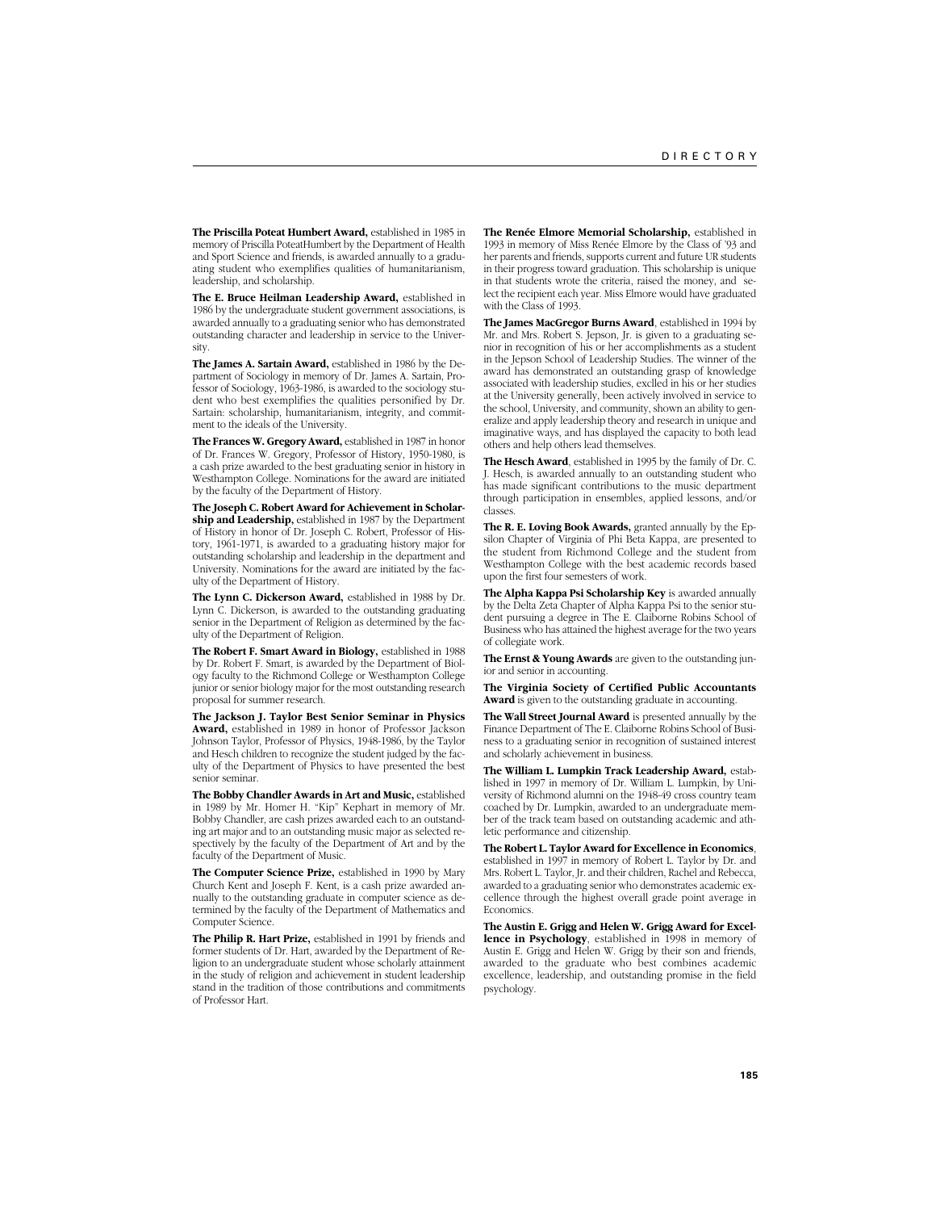**The Priscilla Poteat Humbert Award,** established in 1985 in memory of Priscilla PoteatHumbert by the Department of Health and Sport Science and friends, is awarded annually to a graduating student who exemplifies qualities of humanitarianism, leadership, and scholarship.

**The E. Bruce Heilman Leadership Award,** established in 1986 by the undergraduate student government associations, is awarded annually to a graduating senior who has demonstrated outstanding character and leadership in service to the University.

**The James A. Sartain Award,** established in 1986 by the Department of Sociology in memory of Dr. James A. Sartain, Professor of Sociology, 1963-1986, is awarded to the sociology student who best exemplifies the qualities personified by Dr. Sartain: scholarship, humanitarianism, integrity, and commitment to the ideals of the University.

**The Frances W. Gregory Award,** established in 1987 in honor of Dr. Frances W. Gregory, Professor of History, 1950-1980, is a cash prize awarded to the best graduating senior in history in Westhampton College. Nominations for the award are initiated by the faculty of the Department of History.

**The Joseph C. Robert Award for Achievement in Scholarship and Leadership,** established in 1987 by the Department of History in honor of Dr. Joseph C. Robert, Professor of History, 1961-1971, is awarded to a graduating history major for outstanding scholarship and leadership in the department and University. Nominations for the award are initiated by the faculty of the Department of History.

**The Lynn C. Dickerson Award,** established in 1988 by Dr. Lynn C. Dickerson, is awarded to the outstanding graduating senior in the Department of Religion as determined by the faculty of the Department of Religion.

**The Robert F. Smart Award in Biology,** established in 1988 by Dr. Robert F. Smart, is awarded by the Department of Biology faculty to the Richmond College or Westhampton College junior or senior biology major for the most outstanding research proposal for summer research.

**The Jackson J. Taylor Best Senior Seminar in Physics Award,** established in 1989 in honor of Professor Jackson Johnson Taylor, Professor of Physics, 1948-1986, by the Taylor and Hesch children to recognize the student judged by the faculty of the Department of Physics to have presented the best senior seminar.

**The Bobby Chandler Awards in Art and Music,** established in 1989 by Mr. Homer H. "Kip" Kephart in memory of Mr. Bobby Chandler, are cash prizes awarded each to an outstanding art major and to an outstanding music major as selected respectively by the faculty of the Department of Art and by the faculty of the Department of Music.

**The Computer Science Prize,** established in 1990 by Mary Church Kent and Joseph F. Kent, is a cash prize awarded annually to the outstanding graduate in computer science as determined by the faculty of the Department of Mathematics and Computer Science.

**The Philip R. Hart Prize,** established in 1991 by friends and former students of Dr. Hart, awarded by the Department of Religion to an undergraduate student whose scholarly attainment in the study of religion and achievement in student leadership stand in the tradition of those contributions and commitments of Professor Hart.

**The Renée Elmore Memorial Scholarship,** established in 1993 in memory of Miss Renée Elmore by the Class of '93 and her parents and friends, supports current and future UR students in their progress toward graduation. This scholarship is unique in that students wrote the criteria, raised the money, and select the recipient each year. Miss Elmore would have graduated with the Class of 1993.

**The James MacGregor Burns Award**, established in 1994 by Mr. and Mrs. Robert S. Jepson, Jr. is given to a graduating senior in recognition of his or her accomplishments as a student in the Jepson School of Leadership Studies. The winner of the award has demonstrated an outstanding grasp of knowledge associated with leadership studies, exclled in his or her studies at the University generally, been actively involved in service to the school, University, and community, shown an ability to generalize and apply leadership theory and research in unique and imaginative ways, and has displayed the capacity to both lead others and help others lead themselves.

**The Hesch Award**, established in 1995 by the family of Dr. C. J. Hesch, is awarded annually to an outstanding student who has made significant contributions to the music department through participation in ensembles, applied lessons, and/or classes.

**The R. E. Loving Book Awards,** granted annually by the Epsilon Chapter of Virginia of Phi Beta Kappa, are presented to the student from Richmond College and the student from Westhampton College with the best academic records based upon the first four semesters of work.

**The Alpha Kappa Psi Scholarship Key** is awarded annually by the Delta Zeta Chapter of Alpha Kappa Psi to the senior student pursuing a degree in The E. Claiborne Robins School of Business who has attained the highest average for the two years of collegiate work.

**The Ernst & Young Awards** are given to the outstanding junior and senior in accounting.

**The Virginia Society of Certified Public Accountants Award** is given to the outstanding graduate in accounting.

**The Wall Street Journal Award** is presented annually by the Finance Department of The E. Claiborne Robins School of Business to a graduating senior in recognition of sustained interest and scholarly achievement in business.

**The William L. Lumpkin Track Leadership Award,** established in 1997 in memory of Dr. William L. Lumpkin, by University of Richmond alumni on the 1948-49 cross country team coached by Dr. Lumpkin, awarded to an undergraduate member of the track team based on outstanding academic and athletic performance and citizenship.

**The Robert L. Taylor Award for Excellence in Economics**, established in 1997 in memory of Robert L. Taylor by Dr. and Mrs. Robert L. Taylor, Jr. and their children, Rachel and Rebecca, awarded to a graduating senior who demonstrates academic excellence through the highest overall grade point average in Economics.

**The Austin E. Grigg and Helen W. Grigg Award for Excellence in Psychology**, established in 1998 in memory of Austin E. Grigg and Helen W. Grigg by their son and friends, awarded to the graduate who best combines academic excellence, leadership, and outstanding promise in the field psychology.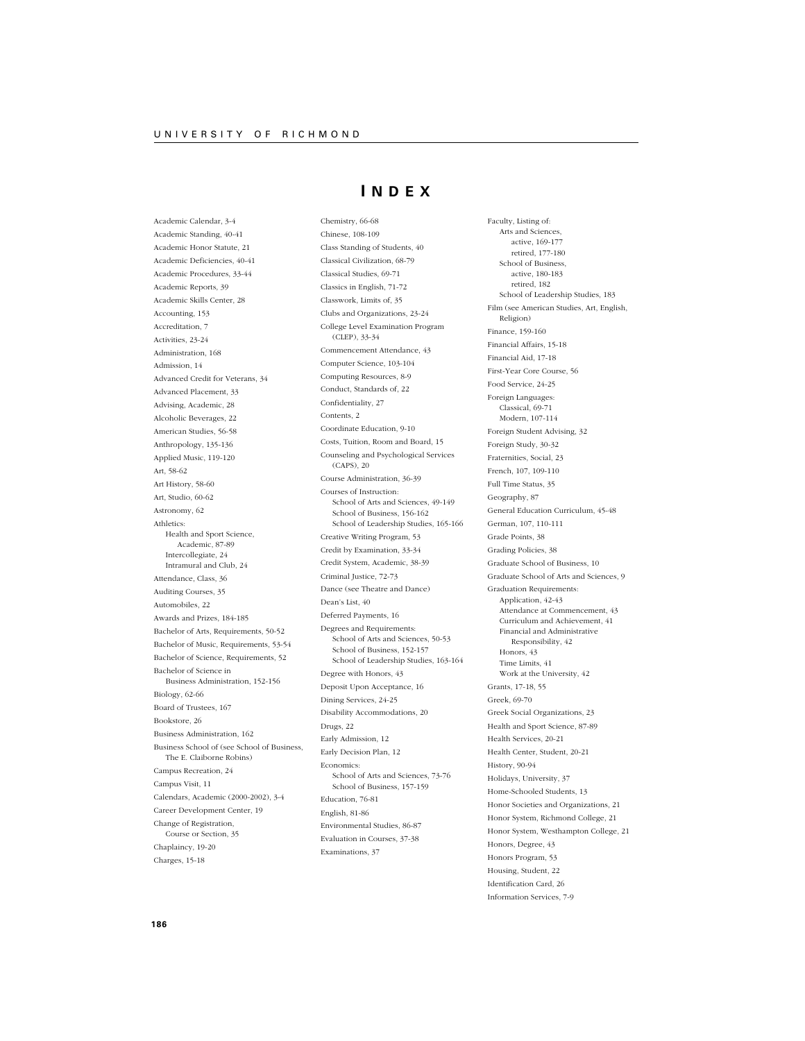# INDEX

Academic Calendar, 3-4
Academic Standing, 40-41
Academic Honor Statute, 21
Academic Deficiencies, 40-41
Academic Procedures, 33-44
Academic Reports, 39
Academic Skills Center, 28
Accounting, 153
Accreditation, 7
Activities, 23-24
Administration, 168
Admission, 14
Advanced Credit for Veterans, 34
Advanced Placement, 33
Advising, Academic, 28
Alcoholic Beverages, 22
American Studies, 56-58
Anthropology, 135-136
Applied Music, 119-120
Art, 58-62
Art History, 58-60
Art, Studio, 60-62
Astronomy, 62
Athletics:
- Health and Sport Science, Academic, 87-89
- Intercollegiate, 24
- Intramural and Club, 24

Attendance, Class, 36
Auditing Courses, 35
Automobiles, 22
Awards and Prizes, 184-185
Bachelor of Arts, Requirements, 50-52
Bachelor of Music, Requirements, 53-54
Bachelor of Science, Requirements, 52
Bachelor of Science in Business Administration, 152-156
Biology, 62-66
Board of Trustees, 167
Bookstore, 26
Business Administration, 162
Business School of (see School of Business, The E. Claiborne Robins)
Campus Recreation, 24
Campus Visit, 11
Calendars, Academic (2000-2002), 3-4
Career Development Center, 19
Change of Registration, Course or Section, 35
Chaplaincy, 19-20
Charges, 15-18
Chemistry, 66-68
Chinese, 108-109
Class Standing of Students, 40
Classical Civilization, 68-79
Classical Studies, 69-71
Classics in English, 71-72
Classwork, Limits of, 35
Clubs and Organizations, 23-24
College Level Examination Program (CLEP), 33-34
Commencement Attendance, 43
Computer Science, 103-104
Computing Resources, 8-9
Conduct, Standards of, 22
Confidentiality, 27
Contents, 2
Coordinate Education, 9-10
Costs, Tuition, Room and Board, 15
Counseling and Psychological Services (CAPS), 20
Course Administration, 36-39
Courses of Instruction:
- School of Arts and Sciences, 49-149
- School of Business, 156-162
- School of Leadership Studies, 165-166

Creative Writing Program, 53
Credit by Examination, 33-34
Credit System, Academic, 38-39
Criminal Justice, 72-73
Dance (see Theatre and Dance)
Dean's List, 40
Deferred Payments, 16
Degrees and Requirements:
- School of Arts and Sciences, 50-53
- School of Business, 152-157
- School of Leadership Studies, 163-164

Degree with Honors, 43
Deposit Upon Acceptance, 16
Dining Services, 24-25
Disability Accommodations, 20
Drugs, 22
Early Admission, 12
Early Decision Plan, 12
Economics:
- School of Arts and Sciences, 73-76
- School of Business, 157-159

Education, 76-81
English, 81-86
Environmental Studies, 86-87
Evaluation in Courses, 37-38
Examinations, 37
Faculty, Listing of:
- Arts and Sciences,
  - active, 169-177
  - retired, 177-180
- School of Business,
  - active, 180-183
  - retired, 182
- School of Leadership Studies, 183

Film (see American Studies, Art, English, Religion)
Finance, 159-160
Financial Affairs, 15-18
Financial Aid, 17-18
First-Year Core Course, 56
Food Service, 24-25
Foreign Languages:
- Classical, 69-71
- Modern, 107-114

Foreign Student Advising, 32
Foreign Study, 30-32
Fraternities, Social, 23
French, 107, 109-110
Full Time Status, 35
Geography, 87
General Education Curriculum, 45-48
German, 107, 110-111
Grade Points, 38
Grading Policies, 38
Graduate School of Business, 10
Graduate School of Arts and Sciences, 9
Graduation Requirements:
- Application, 42-43
- Attendance at Commencement, 43
- Curriculum and Achievement, 41
- Financial and Administrative Responsibility, 42
- Honors, 43
- Time Limits, 41
- Work at the University, 42

Grants, 17-18, 55
Greek, 69-70
Greek Social Organizations, 23
Health and Sport Science, 87-89
Health Services, 20-21
Health Center, Student, 20-21
History, 90-94
Holidays, University, 37
Home-Schooled Students, 13
Honor Societies and Organizations, 21
Honor System, Richmond College, 21
Honor System, Westhampton College, 21
Honors, Degree, 43
Honors Program, 53
Housing, Student, 22
Identification Card, 26
Information Services, 7-9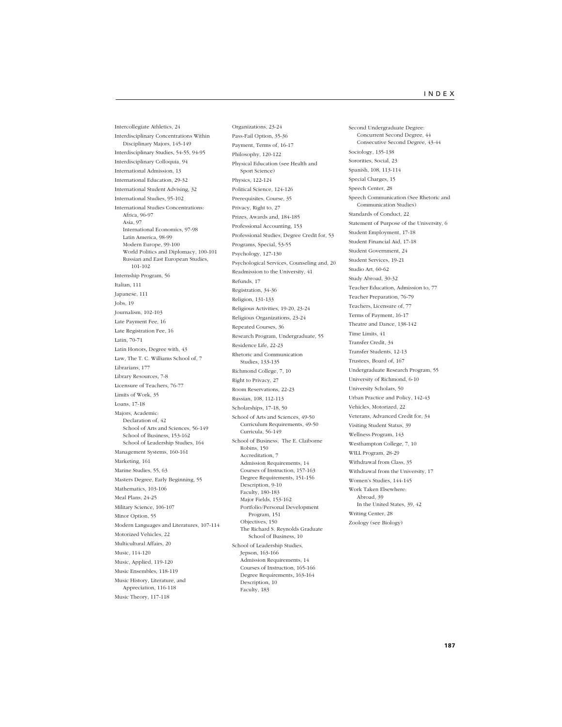# INDEX

Intercollegiate Athletics, 24
Interdisciplinary Concentrations Within Disciplinary Majors, 145-149
Interdisciplinary Studies, 54-55, 94-95
Interdisciplinary Colloquia, 94
International Admission, 13
International Education, 29-32
International Student Advising, 32
International Studies, 95-102
International Studies Concentrations:
- Africa, 96-97
- Asia, 97
- International Economics, 97-98
- Latin America, 98-99
- Modern Europe, 99-100
- World Politics and Diplomacy, 100-101
- Russian and East European Studies, 101-102

Internship Program, 56
Italian, 111
Japanese, 111
Jobs, 19
Journalism, 102-103
Late Payment Fee, 16
Late Registration Fee, 16
Latin, 70-71
Latin Honors, Degree with, 43
Law, The T. C. Williams School of, 7
Librarians, 177
Library Resources, 7-8
Licensure of Teachers, 76-77
Limits of Work, 35
Loans, 17-18
Majors, Academic:
- Declaration of, 42
- School of Arts and Sciences, 56-149
- School of Business, 153-162
- School of Leadership Studies, 164

Management Systems, 160-161
Marketing, 161
Marine Studies, 55, 63
Masters Degree, Early Beginning, 55
Mathematics, 103-106
Meal Plans, 24-25
Military Science, 106-107
Minor Option, 55
Modern Languages and Literatures, 107-114
Motorized Vehicles, 22
Multicultural Affairs, 20
Music, 114-120
Music, Applied, 119-120
Music Ensembles, 118-119
Music History, Literature, and Appreciation, 116-118
Music Theory, 117-118

Organizations, 23-24
Pass-Fail Option, 35-36
Payment, Terms of, 16-17
Philosophy, 120-122
Physical Education (see Health and Sport Science)
Physics, 122-124
Political Science, 124-126
Prerequisites, Course, 35
Privacy, Right to, 27
Prizes, Awards and, 184-185
Professional Accounting, 153
Professional Studies, Degree Credit for, 53
Programs, Special, 53-55
Psychology, 127-130
Psychological Services, Counseling and, 20
Readmission to the University, 41
Refunds, 17
Registration, 34-36
Religion, 131-133
Religious Activities, 19-20, 23-24
Religious Organizations, 23-24
Repeated Courses, 36
Research Program, Undergraduate, 55
Residence Life, 22-23
Rhetoric and Communication Studies, 133-135
Richmond College, 7, 10
Right to Privacy, 27
Room Reservations, 22-23
Russian, 108, 112-113
Scholarships, 17-18, 50
School of Arts and Sciences, 49-50
- Curriculum Requirements, 49-50
- Curricula, 56-149

School of Business, The E. Claiborne Robins, 150
- Accreditation, 7
- Admission Requirements, 14
- Courses of Instruction, 157-163
- Degree Requirements, 151-156
- Description, 9-10
- Faculty, 180-183
- Major Fields, 153-162
- Portfolio/Personal Development Program, 151
- Objectives, 150
- The Richard S. Reynolds Graduate School of Business, 10

School of Leadership Studies, Jepson, 163-166
- Admission Requirements, 14
- Courses of Instruction, 165-166
- Degree Requirements, 163-164
- Description, 10
- Faculty, 183

Second Undergraduate Degree:
- Concurrent Second Degree, 44
- Consecutive Second Degree, 43-44

Sociology, 135-138
Sororities, Social, 23
Spanish, 108, 113-114
Special Charges, 15
Speech Center, 28
Speech Communication (See Rhetoric and Communication Studies)
Standards of Conduct, 22
Statement of Purpose of the University, 6
Student Employment, 17-18
Student Financial Aid, 17-18
Student Government, 24
Student Services, 19-21
Studio Art, 60-62
Study Abroad, 30-32
Teacher Education, Admission to, 77
Teacher Preparation, 76-79
Teachers, Licensure of, 77
Terms of Payment, 16-17
Theatre and Dance, 138-142
Time Limits, 41
Transfer Credit, 34
Transfer Students, 12-13
Trustees, Board of, 167
Undergraduate Research Program, 55
University of Richmond, 6-10
University Scholars, 50
Urban Practice and Policy, 142-43
Vehicles, Motorized, 22
Veterans, Advanced Credit for, 34
Visiting Student Status, 39
Wellness Program, 143
Westhampton College, 7, 10
WILL Program, 28-29
Withdrawal from Class, 35
Withdrawal from the University, 17
Women's Studies, 144-145
Work Taken Elsewhere:
- Abroad, 39
- In the United States, 39, 42

Writing Center, 28
Zoology (see Biology)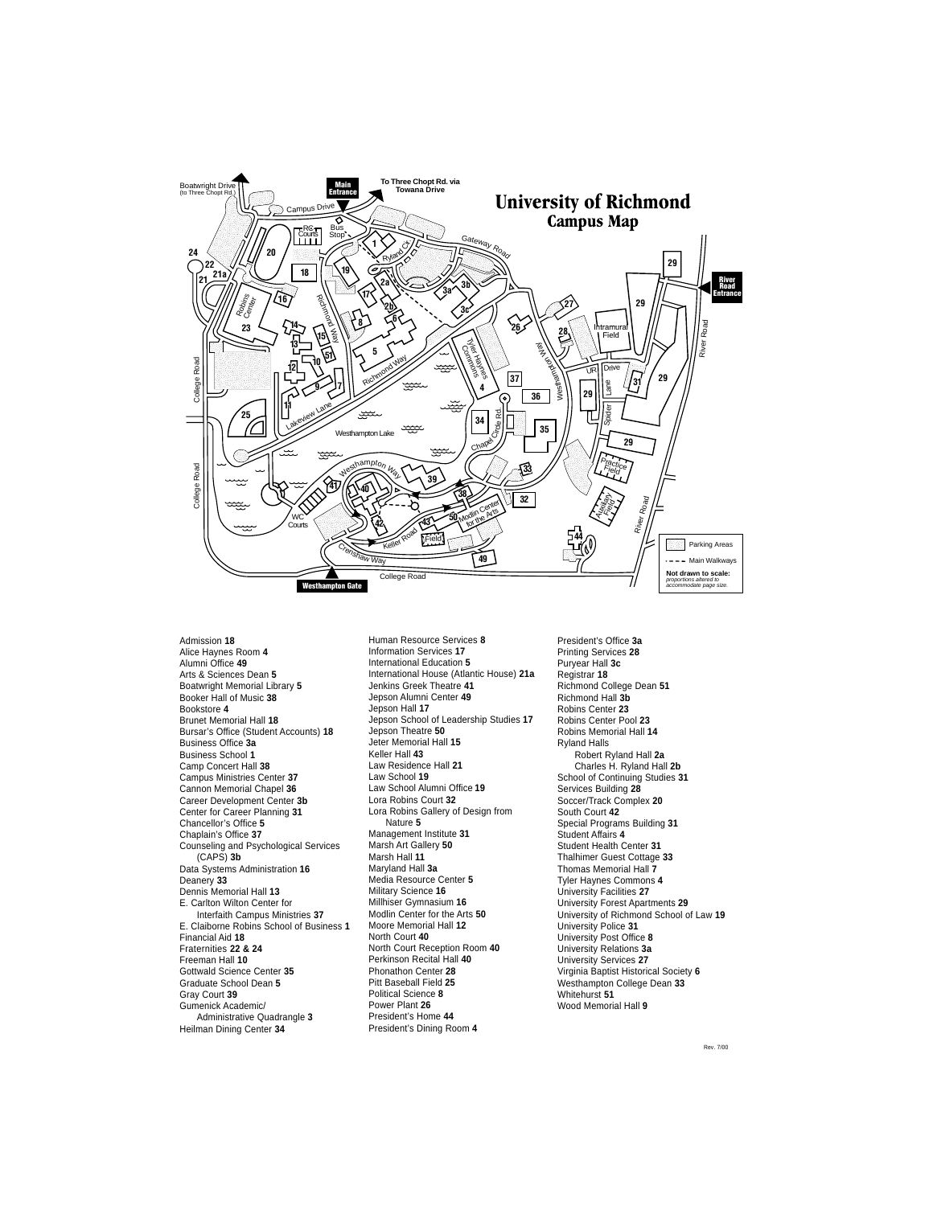# University of Richmond
## Campus Map

Admission **18**
Alice Haynes Room **4**
Alumni Office **49**
Arts & Sciences Dean **5**
Boatwright Memorial Library **5**
Booker Hall of Music **38**
Bookstore **4**
Brunet Memorial Hall **18**
Bursar's Office (Student Accounts) **18**
Business Office **3a**
Business School **1**
Camp Concert Hall **38**
Campus Ministries Center **37**
Cannon Memorial Chapel **36**
Career Development Center **3b**
Center for Career Planning **31**
Chancellor's Office **5**
Chaplain's Office **37**
Counseling and Psychological Services (CAPS) **3b**
Data Systems Administration **16**
Deanery **33**
Dennis Memorial Hall **13**
E. Carlton Wilton Center for Interfaith Campus Ministries **37**
E. Claiborne Robins School of Business **1**
Financial Aid **18**
Fraternities **22 & 24**
Freeman Hall **10**
Gottwald Science Center **35**
Graduate School Dean **5**
Gray Court **39**
Gumenick Academic/ Administrative Quadrangle **3**
Heilman Dining Center **34**
Human Resource Services **8**
Information Services **17**
International Education **5**
International House (Atlantic House) **21a**
Jenkins Greek Theatre **41**
Jepson Alumni Center **49**
Jepson Hall **17**
Jepson School of Leadership Studies **17**
Jepson Theatre **50**
Jeter Memorial Hall **15**
Keller Hall **43**
Law Residence Hall **21**
Law School **19**
Law School Alumni Office **19**
Lora Robins Court **32**
Lora Robins Gallery of Design from Nature **5**
Management Institute **31**
Marsh Art Gallery **50**
Marsh Hall **11**
Maryland Hall **3a**
Media Resource Center **5**
Military Science **16**
Millhiser Gymnasium **16**
Modlin Center for the Arts **50**
Moore Memorial Hall **12**
North Court **40**
North Court Reception Room **40**
Perkinson Recital Hall **40**
Phonathon Center **28**
Pitt Baseball Field **25**
Political Science **8**
Power Plant **26**
President's Home **44**
President's Dining Room **4**
President's Office **3a**
Printing Services **28**
Puryear Hall **3c**
Registrar **18**
Richmond College Dean **51**
Richmond Hall **3b**
Robins Center **23**
Robins Center Pool **23**
Robins Memorial Hall **14**
Ryland Halls
- Robert Ryland Hall **2a**
- Charles H. Ryland Hall **2b**

School of Continuing Studies **31**
Services Building **28**
Soccer/Track Complex **20**
South Court **42**
Special Programs Building **31**
Student Affairs **4**
Student Health Center **31**
Thalhimer Guest Cottage **33**
Thomas Memorial Hall **7**
Tyler Haynes Commons **4**
University Facilities **27**
University Forest Apartments **29**
University of Richmond School of Law **19**
University Police **31**
University Post Office **8**
University Relations **3a**
University Services **27**
Virginia Baptist Historical Society **6**
Westhampton College Dean **33**
Whitehurst **51**
Wood Memorial Hall **9**

Rev. 7/00